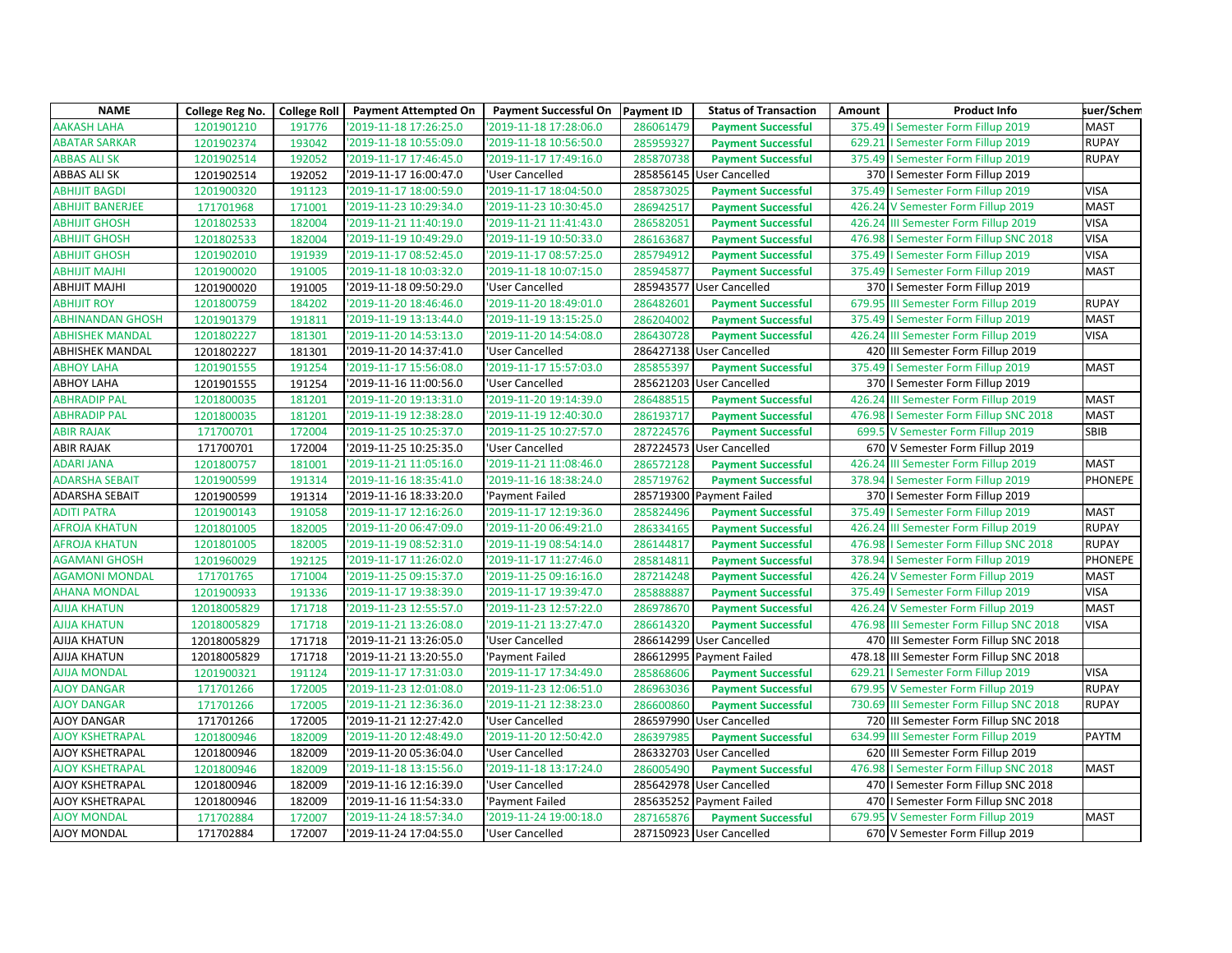| NAME | College Reg No. | College Roll | Payment Attempted On | Payment Successful On | Payment ID | Status of Transaction | Amount | Product Info | suer/Schem |
|---|---|---|---|---|---|---|---|---|---|
| AAKASH LAHA | 1201901210 | 191776 | '2019-11-18 17:26:25.0 | '2019-11-18 17:28:06.0 | 286061479 | **Payment Successful** | 375.49 | I Semester Form Fillup 2019 | MAST |
| ABATAR SARKAR | 1201902374 | 193042 | '2019-11-18 10:55:09.0 | '2019-11-18 10:56:50.0 | 285959327 | **Payment Successful** | 629.21 | I Semester Form Fillup 2019 | RUPAY |
| ABBAS ALI SK | 1201902514 | 192052 | '2019-11-17 17:46:45.0 | '2019-11-17 17:49:16.0 | 285870738 | **Payment Successful** | 375.49 | I Semester Form Fillup 2019 | RUPAY |
| ABBAS ALI SK | 1201902514 | 192052 | '2019-11-17 16:00:47.0 | 'User Cancelled | 285856145 | User Cancelled | 370 | I Semester Form Fillup 2019 | |
| ABHIJIT BAGDI | 1201900320 | 191123 | '2019-11-17 18:00:59.0 | '2019-11-17 18:04:50.0 | 285873025 | **Payment Successful** | 375.49 | I Semester Form Fillup 2019 | VISA |
| ABHIJIT BANERJEE | 171701968 | 171001 | '2019-11-23 10:29:34.0 | '2019-11-23 10:30:45.0 | 286942517 | **Payment Successful** | 426.24 | V Semester Form Fillup 2019 | MAST |
| ABHIJIT GHOSH | 1201802533 | 182004 | '2019-11-21 11:40:19.0 | '2019-11-21 11:41:43.0 | 286582051 | **Payment Successful** | 426.24 | III Semester Form Fillup 2019 | VISA |
| ABHIJIT GHOSH | 1201802533 | 182004 | '2019-11-19 10:49:29.0 | '2019-11-19 10:50:33.0 | 286163687 | **Payment Successful** | 476.98 | I Semester Form Fillup SNC 2018 | VISA |
| ABHIJIT GHOSH | 1201902010 | 191939 | '2019-11-17 08:52:45.0 | '2019-11-17 08:57:25.0 | 285794912 | **Payment Successful** | 375.49 | I Semester Form Fillup 2019 | VISA |
| ABHIJIT MAJHI | 1201900020 | 191005 | '2019-11-18 10:03:32.0 | '2019-11-18 10:07:15.0 | 285945877 | **Payment Successful** | 375.49 | I Semester Form Fillup 2019 | MAST |
| ABHIJIT MAJHI | 1201900020 | 191005 | '2019-11-18 09:50:29.0 | 'User Cancelled | 285943577 | User Cancelled | 370 | I Semester Form Fillup 2019 | |
| ABHIJIT ROY | 1201800759 | 184202 | '2019-11-20 18:46:46.0 | '2019-11-20 18:49:01.0 | 286482601 | **Payment Successful** | 679.95 | III Semester Form Fillup 2019 | RUPAY |
| ABHINANDAN GHOSH | 1201901379 | 191811 | '2019-11-19 13:13:44.0 | '2019-11-19 13:15:25.0 | 286204002 | **Payment Successful** | 375.49 | I Semester Form Fillup 2019 | MAST |
| ABHISHEK MANDAL | 1201802227 | 181301 | '2019-11-20 14:53:13.0 | '2019-11-20 14:54:08.0 | 286430728 | **Payment Successful** | 426.24 | III Semester Form Fillup 2019 | VISA |
| ABHISHEK MANDAL | 1201802227 | 181301 | '2019-11-20 14:37:41.0 | 'User Cancelled | 286427138 | User Cancelled | 420 | III Semester Form Fillup 2019 | |
| ABHOY LAHA | 1201901555 | 191254 | '2019-11-17 15:56:08.0 | '2019-11-17 15:57:03.0 | 285855397 | **Payment Successful** | 375.49 | I Semester Form Fillup 2019 | MAST |
| ABHOY LAHA | 1201901555 | 191254 | '2019-11-16 11:00:56.0 | 'User Cancelled | 285621203 | User Cancelled | 370 | I Semester Form Fillup 2019 | |
| ABHRADIP PAL | 1201800035 | 181201 | '2019-11-20 19:13:31.0 | '2019-11-20 19:14:39.0 | 286488515 | **Payment Successful** | 426.24 | III Semester Form Fillup 2019 | MAST |
| ABHRADIP PAL | 1201800035 | 181201 | '2019-11-19 12:38:28.0 | '2019-11-19 12:40:30.0 | 286193717 | **Payment Successful** | 476.98 | I Semester Form Fillup SNC 2018 | MAST |
| ABIR RAJAK | 171700701 | 172004 | '2019-11-25 10:25:37.0 | '2019-11-25 10:27:57.0 | 287224576 | **Payment Successful** | 699.5 | V Semester Form Fillup 2019 | SBIB |
| ABIR RAJAK | 171700701 | 172004 | '2019-11-25 10:25:35.0 | 'User Cancelled | 287224573 | User Cancelled | 670 | V Semester Form Fillup 2019 | |
| ADARI JANA | 1201800757 | 181001 | '2019-11-21 11:05:16.0 | '2019-11-21 11:08:46.0 | 286572128 | **Payment Successful** | 426.24 | III Semester Form Fillup 2019 | MAST |
| ADARSHA SEBAIT | 1201900599 | 191314 | '2019-11-16 18:35:41.0 | '2019-11-16 18:38:24.0 | 285719762 | **Payment Successful** | 378.94 | I Semester Form Fillup 2019 | PHONEPE |
| ADARSHA SEBAIT | 1201900599 | 191314 | '2019-11-16 18:33:20.0 | 'Payment Failed | 285719300 | Payment Failed | 370 | I Semester Form Fillup 2019 | |
| ADITI PATRA | 1201900143 | 191058 | '2019-11-17 12:16:26.0 | '2019-11-17 12:19:36.0 | 285824496 | **Payment Successful** | 375.49 | I Semester Form Fillup 2019 | MAST |
| AFROJA KHATUN | 1201801005 | 182005 | '2019-11-20 06:47:09.0 | '2019-11-20 06:49:21.0 | 286334165 | **Payment Successful** | 426.24 | III Semester Form Fillup 2019 | RUPAY |
| AFROJA KHATUN | 1201801005 | 182005 | '2019-11-19 08:52:31.0 | '2019-11-19 08:54:14.0 | 286144817 | **Payment Successful** | 476.98 | I Semester Form Fillup SNC 2018 | RUPAY |
| AGAMANI GHOSH | 1201960029 | 192125 | '2019-11-17 11:26:02.0 | '2019-11-17 11:27:46.0 | 285814811 | **Payment Successful** | 378.94 | I Semester Form Fillup 2019 | PHONEPE |
| AGAMONI MONDAL | 171701765 | 171004 | '2019-11-25 09:15:37.0 | '2019-11-25 09:16:16.0 | 287214248 | **Payment Successful** | 426.24 | V Semester Form Fillup 2019 | MAST |
| AHANA MONDAL | 1201900933 | 191336 | '2019-11-17 19:38:39.0 | '2019-11-17 19:39:47.0 | 285888887 | **Payment Successful** | 375.49 | I Semester Form Fillup 2019 | VISA |
| AJIJA KHATUN | 12018005829 | 171718 | '2019-11-23 12:55:57.0 | '2019-11-23 12:57:22.0 | 286978670 | **Payment Successful** | 426.24 | V Semester Form Fillup 2019 | MAST |
| AJIJA KHATUN | 12018005829 | 171718 | '2019-11-21 13:26:08.0 | '2019-11-21 13:27:47.0 | 286614320 | **Payment Successful** | 476.98 | III Semester Form Fillup SNC 2018 | VISA |
| AJIJA KHATUN | 12018005829 | 171718 | '2019-11-21 13:26:05.0 | 'User Cancelled | 286614299 | User Cancelled | 470 | III Semester Form Fillup SNC 2018 | |
| AJIJA KHATUN | 12018005829 | 171718 | '2019-11-21 13:20:55.0 | 'Payment Failed | 286612995 | Payment Failed | 478.18 | III Semester Form Fillup SNC 2018 | |
| AJIJA MONDAL | 1201900321 | 191124 | '2019-11-17 17:31:03.0 | '2019-11-17 17:34:49.0 | 285868606 | **Payment Successful** | 629.21 | I Semester Form Fillup 2019 | VISA |
| AJOY DANGAR | 171701266 | 172005 | '2019-11-23 12:01:08.0 | '2019-11-23 12:06:51.0 | 286963036 | **Payment Successful** | 679.95 | V Semester Form Fillup 2019 | RUPAY |
| AJOY DANGAR | 171701266 | 172005 | '2019-11-21 12:36:36.0 | '2019-11-21 12:38:23.0 | 286600860 | **Payment Successful** | 730.69 | III Semester Form Fillup SNC 2018 | RUPAY |
| AJOY DANGAR | 171701266 | 172005 | '2019-11-21 12:27:42.0 | 'User Cancelled | 286597990 | User Cancelled | 720 | III Semester Form Fillup SNC 2018 | |
| AJOY KSHETRAPAL | 1201800946 | 182009 | '2019-11-20 12:48:49.0 | '2019-11-20 12:50:42.0 | 286397985 | **Payment Successful** | 634.99 | III Semester Form Fillup 2019 | PAYTM |
| AJOY KSHETRAPAL | 1201800946 | 182009 | '2019-11-20 05:36:04.0 | 'User Cancelled | 286332703 | User Cancelled | 620 | III Semester Form Fillup 2019 | |
| AJOY KSHETRAPAL | 1201800946 | 182009 | '2019-11-18 13:15:56.0 | '2019-11-18 13:17:24.0 | 286005490 | **Payment Successful** | 476.98 | I Semester Form Fillup SNC 2018 | MAST |
| AJOY KSHETRAPAL | 1201800946 | 182009 | '2019-11-16 12:16:39.0 | 'User Cancelled | 285642978 | User Cancelled | 470 | I Semester Form Fillup SNC 2018 | |
| AJOY KSHETRAPAL | 1201800946 | 182009 | '2019-11-16 11:54:33.0 | 'Payment Failed | 285635252 | Payment Failed | 470 | I Semester Form Fillup SNC 2018 | |
| AJOY MONDAL | 171702884 | 172007 | '2019-11-24 18:57:34.0 | '2019-11-24 19:00:18.0 | 287165876 | **Payment Successful** | 679.95 | V Semester Form Fillup 2019 | MAST |
| AJOY MONDAL | 171702884 | 172007 | '2019-11-24 17:04:55.0 | 'User Cancelled | 287150923 | User Cancelled | 670 | V Semester Form Fillup 2019 | |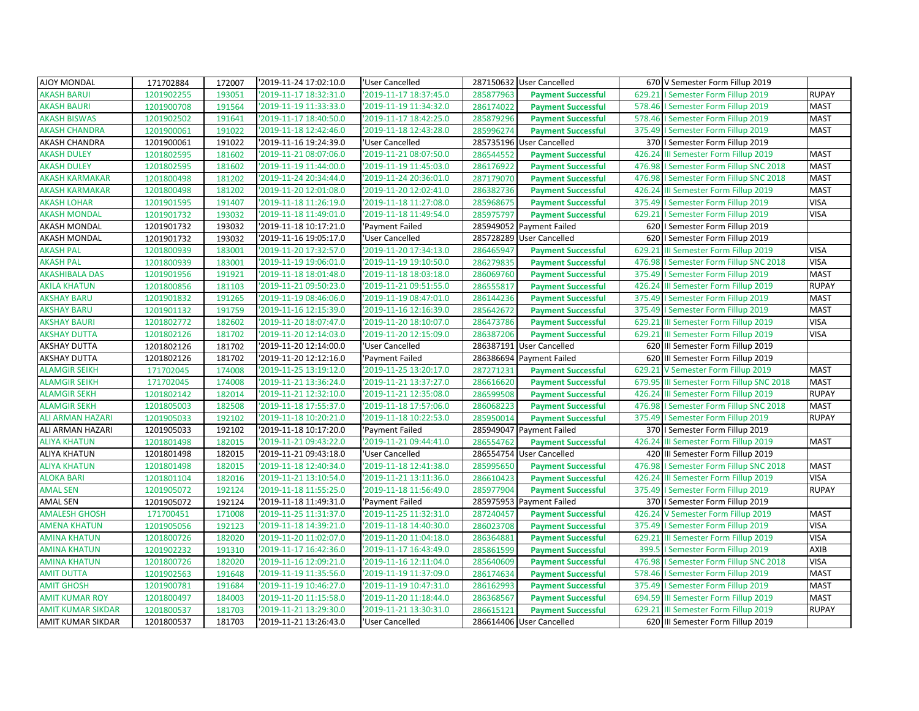| AJOY MONDAL | 171702884 | 172007 | '2019-11-24 17:02:10.0 | 'User Cancelled | 287150632 | User Cancelled | 670 | V Semester Form Fillup 2019 | |
|---|---|---|---|---|---|---|---|---|---|
| AKASH BARUI | 1201902255 | 193051 | '2019-11-17 18:32:31.0 | '2019-11-17 18:37:45.0 | 285877963 | **Payment Successful** | 629.21 | I Semester Form Fillup 2019 | RUPAY |
| AKASH BAURI | 1201900708 | 191564 | '2019-11-19 11:33:33.0 | '2019-11-19 11:34:32.0 | 286174022 | **Payment Successful** | 578.46 | I Semester Form Fillup 2019 | MAST |
| AKASH BISWAS | 1201902502 | 191641 | '2019-11-17 18:40:50.0 | '2019-11-17 18:42:25.0 | 285879296 | **Payment Successful** | 578.46 | I Semester Form Fillup 2019 | MAST |
| AKASH CHANDRA | 1201900061 | 191022 | '2019-11-18 12:42:46.0 | '2019-11-18 12:43:28.0 | 285996274 | **Payment Successful** | 375.49 | I Semester Form Fillup 2019 | MAST |
| AKASH CHANDRA | 1201900061 | 191022 | '2019-11-16 19:24:39.0 | 'User Cancelled | 285735196 | User Cancelled | 370 | I Semester Form Fillup 2019 | |
| AKASH DULEY | 1201802595 | 181602 | '2019-11-21 08:07:06.0 | '2019-11-21 08:07:50.0 | 286544552 | **Payment Successful** | 426.24 | III Semester Form Fillup 2019 | MAST |
| AKASH DULEY | 1201802595 | 181602 | '2019-11-19 11:44:00.0 | '2019-11-19 11:45:03.0 | 286176922 | **Payment Successful** | 476.98 | I Semester Form Fillup SNC 2018 | MAST |
| AKASH KARMAKAR | 1201800498 | 181202 | '2019-11-24 20:34:44.0 | '2019-11-24 20:36:01.0 | 287179070 | **Payment Successful** | 476.98 | I Semester Form Fillup SNC 2018 | MAST |
| AKASH KARMAKAR | 1201800498 | 181202 | '2019-11-20 12:01:08.0 | '2019-11-20 12:02:41.0 | 286382736 | **Payment Successful** | 426.24 | III Semester Form Fillup 2019 | MAST |
| AKASH LOHAR | 1201901595 | 191407 | '2019-11-18 11:26:19.0 | '2019-11-18 11:27:08.0 | 285968675 | **Payment Successful** | 375.49 | I Semester Form Fillup 2019 | VISA |
| AKASH MONDAL | 1201901732 | 193032 | '2019-11-18 11:49:01.0 | '2019-11-18 11:49:54.0 | 285975797 | **Payment Successful** | 629.21 | I Semester Form Fillup 2019 | VISA |
| AKASH MONDAL | 1201901732 | 193032 | '2019-11-18 10:17:21.0 | 'Payment Failed | 285949052 | Payment Failed | 620 | I Semester Form Fillup 2019 | |
| AKASH MONDAL | 1201901732 | 193032 | '2019-11-16 19:05:17.0 | 'User Cancelled | 285728289 | User Cancelled | 620 | I Semester Form Fillup 2019 | |
| AKASH PAL | 1201800939 | 183001 | '2019-11-20 17:32:57.0 | '2019-11-20 17:34:13.0 | 286465947 | **Payment Successful** | 629.21 | III Semester Form Fillup 2019 | VISA |
| AKASH PAL | 1201800939 | 183001 | '2019-11-19 19:06:01.0 | '2019-11-19 19:10:50.0 | 286279835 | **Payment Successful** | 476.98 | I Semester Form Fillup SNC 2018 | VISA |
| AKASHIBALA DAS | 1201901956 | 191921 | '2019-11-18 18:01:48.0 | '2019-11-18 18:03:18.0 | 286069760 | **Payment Successful** | 375.49 | I Semester Form Fillup 2019 | MAST |
| AKILA KHATUN | 1201800856 | 181103 | '2019-11-21 09:50:23.0 | '2019-11-21 09:51:55.0 | 286555817 | **Payment Successful** | 426.24 | III Semester Form Fillup 2019 | RUPAY |
| AKSHAY BARU | 1201901832 | 191265 | '2019-11-19 08:46:06.0 | '2019-11-19 08:47:01.0 | 286144236 | **Payment Successful** | 375.49 | I Semester Form Fillup 2019 | MAST |
| AKSHAY BARU | 1201901132 | 191759 | '2019-11-16 12:15:39.0 | '2019-11-16 12:16:39.0 | 285642672 | **Payment Successful** | 375.49 | I Semester Form Fillup 2019 | MAST |
| AKSHAY BAURI | 1201802772 | 182602 | '2019-11-20 18:07:47.0 | '2019-11-20 18:10:07.0 | 286473786 | **Payment Successful** | 629.21 | III Semester Form Fillup 2019 | VISA |
| AKSHAY DUTTA | 1201802126 | 181702 | '2019-11-20 12:14:03.0 | '2019-11-20 12:15:09.0 | 286387206 | **Payment Successful** | 629.21 | III Semester Form Fillup 2019 | VISA |
| AKSHAY DUTTA | 1201802126 | 181702 | '2019-11-20 12:14:00.0 | 'User Cancelled | 286387191 | User Cancelled | 620 | III Semester Form Fillup 2019 | |
| AKSHAY DUTTA | 1201802126 | 181702 | '2019-11-20 12:12:16.0 | 'Payment Failed | 286386694 | Payment Failed | 620 | III Semester Form Fillup 2019 | |
| ALAMGIR SEIKH | 171702045 | 174008 | '2019-11-25 13:19:12.0 | '2019-11-25 13:20:17.0 | 287271231 | **Payment Successful** | 629.21 | V Semester Form Fillup 2019 | MAST |
| ALAMGIR SEIKH | 171702045 | 174008 | '2019-11-21 13:36:24.0 | '2019-11-21 13:37:27.0 | 286616620 | **Payment Successful** | 679.95 | III Semester Form Fillup SNC 2018 | MAST |
| ALAMGIR SEKH | 1201802142 | 182014 | '2019-11-21 12:32:10.0 | '2019-11-21 12:35:08.0 | 286599508 | **Payment Successful** | 426.24 | III Semester Form Fillup 2019 | RUPAY |
| ALAMGIR SEKH | 1201805003 | 182508 | '2019-11-18 17:55:37.0 | '2019-11-18 17:57:06.0 | 286068223 | **Payment Successful** | 476.98 | I Semester Form Fillup SNC 2018 | MAST |
| ALI ARMAN HAZARI | 1201905033 | 192102 | '2019-11-18 10:20:21.0 | '2019-11-18 10:22:53.0 | 285950014 | **Payment Successful** | 375.49 | I Semester Form Fillup 2019 | RUPAY |
| ALI ARMAN HAZARI | 1201905033 | 192102 | '2019-11-18 10:17:20.0 | 'Payment Failed | 285949047 | Payment Failed | 370 | I Semester Form Fillup 2019 | |
| ALIYA KHATUN | 1201801498 | 182015 | '2019-11-21 09:43:22.0 | '2019-11-21 09:44:41.0 | 286554762 | **Payment Successful** | 426.24 | III Semester Form Fillup 2019 | MAST |
| ALIYA KHATUN | 1201801498 | 182015 | '2019-11-21 09:43:18.0 | 'User Cancelled | 286554754 | User Cancelled | 420 | III Semester Form Fillup 2019 | |
| ALIYA KHATUN | 1201801498 | 182015 | '2019-11-18 12:40:34.0 | '2019-11-18 12:41:38.0 | 285995650 | **Payment Successful** | 476.98 | I Semester Form Fillup SNC 2018 | MAST |
| ALOKA BARI | 1201801104 | 182016 | '2019-11-21 13:10:54.0 | '2019-11-21 13:11:36.0 | 286610423 | **Payment Successful** | 426.24 | III Semester Form Fillup 2019 | VISA |
| AMAL SEN | 1201905072 | 192124 | '2019-11-18 11:55:25.0 | '2019-11-18 11:56:49.0 | 285977904 | **Payment Successful** | 375.49 | I Semester Form Fillup 2019 | RUPAY |
| AMAL SEN | 1201905072 | 192124 | '2019-11-18 11:49:31.0 | 'Payment Failed | 285975953 | Payment Failed | 370 | I Semester Form Fillup 2019 | |
| AMALESH GHOSH | 171700451 | 171008 | '2019-11-25 11:31:37.0 | '2019-11-25 11:32:31.0 | 287240457 | **Payment Successful** | 426.24 | V Semester Form Fillup 2019 | MAST |
| AMENA KHATUN | 1201905056 | 192123 | '2019-11-18 14:39:21.0 | '2019-11-18 14:40:30.0 | 286023708 | **Payment Successful** | 375.49 | I Semester Form Fillup 2019 | VISA |
| AMINA KHATUN | 1201800726 | 182020 | '2019-11-20 11:02:07.0 | '2019-11-20 11:04:18.0 | 286364881 | **Payment Successful** | 629.21 | III Semester Form Fillup 2019 | VISA |
| AMINA KHATUN | 1201902232 | 191310 | '2019-11-17 16:42:36.0 | '2019-11-17 16:43:49.0 | 285861599 | **Payment Successful** | 399.5 | I Semester Form Fillup 2019 | AXIB |
| AMINA KHATUN | 1201800726 | 182020 | '2019-11-16 12:09:21.0 | '2019-11-16 12:11:04.0 | 285640609 | **Payment Successful** | 476.98 | I Semester Form Fillup SNC 2018 | VISA |
| AMIT DUTTA | 1201902563 | 191648 | '2019-11-19 11:35:56.0 | '2019-11-19 11:37:09.0 | 286174634 | **Payment Successful** | 578.46 | I Semester Form Fillup 2019 | MAST |
| AMIT GHOSH | 1201900781 | 191684 | '2019-11-19 10:46:27.0 | '2019-11-19 10:47:31.0 | 286162993 | **Payment Successful** | 375.49 | I Semester Form Fillup 2019 | MAST |
| AMIT KUMAR ROY | 1201800497 | 184003 | '2019-11-20 11:15:58.0 | '2019-11-20 11:18:44.0 | 286368567 | **Payment Successful** | 694.59 | III Semester Form Fillup 2019 | MAST |
| AMIT KUMAR SIKDAR | 1201800537 | 181703 | '2019-11-21 13:29:30.0 | '2019-11-21 13:30:31.0 | 286615121 | **Payment Successful** | 629.21 | III Semester Form Fillup 2019 | RUPAY |
| AMIT KUMAR SIKDAR | 1201800537 | 181703 | '2019-11-21 13:26:43.0 | 'User Cancelled | 286614406 | User Cancelled | 620 | III Semester Form Fillup 2019 | |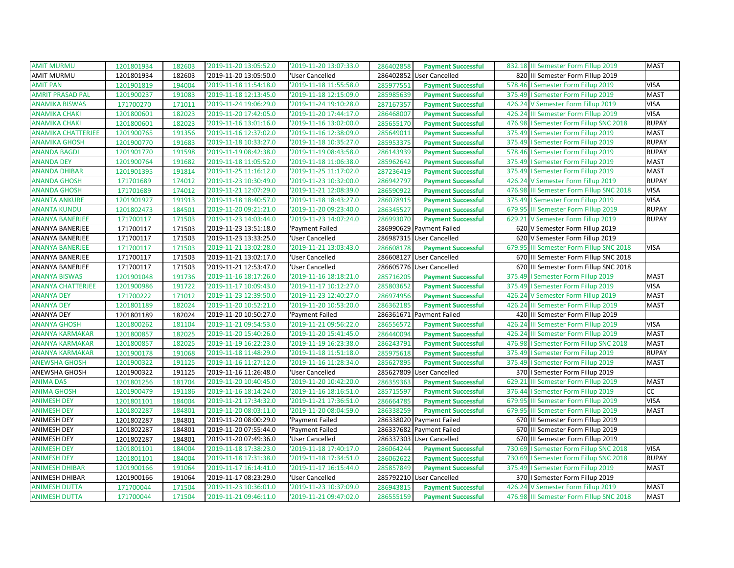| | | | | | | | | | |
|---|---|---|---|---|---|---|---|---|---|
| AMIT MURMU | 1201801934 | 182603 | '2019-11-20 13:05:52.0 | '2019-11-20 13:07:33.0 | 286402858 | Payment Successful | 832.18 | III Semester Form Fillup 2019 | MAST |
| AMIT MURMU | 1201801934 | 182603 | '2019-11-20 13:05:50.0 | 'User Cancelled | 286402852 | User Cancelled | 820 | III Semester Form Fillup 2019 | |
| AMIT PAN | 1201901819 | 194004 | '2019-11-18 11:54:18.0 | '2019-11-18 11:55:58.0 | 285977551 | Payment Successful | 578.46 | I Semester Form Fillup 2019 | VISA |
| AMRIT PRASAD PAL | 1201900237 | 191083 | '2019-11-18 12:13:45.0 | '2019-11-18 12:15:09.0 | 285985639 | Payment Successful | 375.49 | I Semester Form Fillup 2019 | MAST |
| ANAMIKA BISWAS | 171700270 | 171011 | '2019-11-24 19:06:29.0 | '2019-11-24 19:10:28.0 | 287167357 | Payment Successful | 426.24 | V Semester Form Fillup 2019 | VISA |
| ANAMIKA CHAKI | 1201800601 | 182023 | '2019-11-20 17:42:05.0 | '2019-11-20 17:44:17.0 | 286468007 | Payment Successful | 426.24 | III Semester Form Fillup 2019 | VISA |
| ANAMIKA CHAKI | 1201800601 | 182023 | '2019-11-16 13:01:16.0 | '2019-11-16 13:02:00.0 | 285655170 | Payment Successful | 476.98 | I Semester Form Fillup SNC 2018 | RUPAY |
| ANAMIKA CHATTERJEE | 1201900765 | 191356 | '2019-11-16 12:37:02.0 | '2019-11-16 12:38:09.0 | 285649011 | Payment Successful | 375.49 | I Semester Form Fillup 2019 | MAST |
| ANAMIKA GHOSH | 1201900770 | 191683 | '2019-11-18 10:33:27.0 | '2019-11-18 10:35:27.0 | 285953375 | Payment Successful | 375.49 | I Semester Form Fillup 2019 | RUPAY |
| ANANDA BAGDI | 1201901770 | 191598 | '2019-11-19 08:42:38.0 | '2019-11-19 08:43:58.0 | 286143939 | Payment Successful | 578.46 | I Semester Form Fillup 2019 | RUPAY |
| ANANDA DEY | 1201900764 | 191682 | '2019-11-18 11:05:52.0 | '2019-11-18 11:06:38.0 | 285962642 | Payment Successful | 375.49 | I Semester Form Fillup 2019 | MAST |
| ANANDA DHIBAR | 1201901395 | 191814 | '2019-11-25 11:16:12.0 | '2019-11-25 11:17:02.0 | 287236419 | Payment Successful | 375.49 | I Semester Form Fillup 2019 | MAST |
| ANANDA GHOSH | 171701689 | 174012 | '2019-11-23 10:30:49.0 | '2019-11-23 10:32:00.0 | 286942797 | Payment Successful | 426.24 | V Semester Form Fillup 2019 | RUPAY |
| ANANDA GHOSH | 171701689 | 174012 | '2019-11-21 12:07:29.0 | '2019-11-21 12:08:39.0 | 286590922 | Payment Successful | 476.98 | III Semester Form Fillup SNC 2018 | VISA |
| ANANTA ANKURE | 1201901927 | 191913 | '2019-11-18 18:40:57.0 | '2019-11-18 18:43:27.0 | 286078915 | Payment Successful | 375.49 | I Semester Form Fillup 2019 | VISA |
| ANANTA KUNDU | 1201802473 | 184501 | '2019-11-20 09:21:21.0 | '2019-11-20 09:23:40.0 | 286345527 | Payment Successful | 679.95 | III Semester Form Fillup 2019 | RUPAY |
| ANANYA BANERJEE | 171700117 | 171503 | '2019-11-23 14:03:44.0 | '2019-11-23 14:07:24.0 | 286993070 | Payment Successful | 629.21 | V Semester Form Fillup 2019 | RUPAY |
| ANANYA BANERJEE | 171700117 | 171503 | '2019-11-23 13:51:18.0 | 'Payment Failed | 286990629 | Payment Failed | 620 | V Semester Form Fillup 2019 | |
| ANANYA BANERJEE | 171700117 | 171503 | '2019-11-23 13:33:25.0 | 'User Cancelled | 286987315 | User Cancelled | 620 | V Semester Form Fillup 2019 | |
| ANANYA BANERJEE | 171700117 | 171503 | '2019-11-21 13:02:28.0 | '2019-11-21 13:03:43.0 | 286608178 | Payment Successful | 679.95 | III Semester Form Fillup SNC 2018 | VISA |
| ANANYA BANERJEE | 171700117 | 171503 | '2019-11-21 13:02:17.0 | 'User Cancelled | 286608127 | User Cancelled | 670 | III Semester Form Fillup SNC 2018 | |
| ANANYA BANERJEE | 171700117 | 171503 | '2019-11-21 12:53:47.0 | 'User Cancelled | 286605776 | User Cancelled | 670 | III Semester Form Fillup SNC 2018 | |
| ANANYA BISWAS | 1201901048 | 191736 | '2019-11-16 18:17:26.0 | '2019-11-16 18:18:21.0 | 285716205 | Payment Successful | 375.49 | I Semester Form Fillup 2019 | MAST |
| ANANYA CHATTERJEE | 1201900986 | 191722 | '2019-11-17 10:09:43.0 | '2019-11-17 10:12:27.0 | 285803652 | Payment Successful | 375.49 | I Semester Form Fillup 2019 | VISA |
| ANANYA DEY | 171700222 | 171012 | '2019-11-23 12:39:50.0 | '2019-11-23 12:40:27.0 | 286974956 | Payment Successful | 426.24 | V Semester Form Fillup 2019 | MAST |
| ANANYA DEY | 1201801189 | 182024 | '2019-11-20 10:52:21.0 | '2019-11-20 10:53:20.0 | 286362185 | Payment Successful | 426.24 | III Semester Form Fillup 2019 | MAST |
| ANANYA DEY | 1201801189 | 182024 | '2019-11-20 10:50:27.0 | 'Payment Failed | 286361671 | Payment Failed | 420 | III Semester Form Fillup 2019 | |
| ANANYA GHOSH | 1201800262 | 181104 | '2019-11-21 09:54:53.0 | '2019-11-21 09:56:22.0 | 286556572 | Payment Successful | 426.24 | III Semester Form Fillup 2019 | VISA |
| ANANYA KARMAKAR | 1201800857 | 182025 | '2019-11-20 15:40:26.0 | '2019-11-20 15:41:45.0 | 286440094 | Payment Successful | 426.24 | III Semester Form Fillup 2019 | MAST |
| ANANYA KARMAKAR | 1201800857 | 182025 | '2019-11-19 16:22:23.0 | '2019-11-19 16:23:38.0 | 286243791 | Payment Successful | 476.98 | I Semester Form Fillup SNC 2018 | MAST |
| ANANYA KARMAKAR | 1201900178 | 191068 | '2019-11-18 11:48:29.0 | '2019-11-18 11:51:18.0 | 285975618 | Payment Successful | 375.49 | I Semester Form Fillup 2019 | RUPAY |
| ANEWSHA GHOSH | 1201900322 | 191125 | '2019-11-16 11:27:12.0 | '2019-11-16 11:28:34.0 | 285627895 | Payment Successful | 375.49 | I Semester Form Fillup 2019 | MAST |
| ANEWSHA GHOSH | 1201900322 | 191125 | '2019-11-16 11:26:48.0 | 'User Cancelled | 285627809 | User Cancelled | 370 | I Semester Form Fillup 2019 | |
| ANIMA DAS | 1201801256 | 181704 | '2019-11-20 10:40:45.0 | '2019-11-20 10:42:20.0 | 286359363 | Payment Successful | 629.21 | III Semester Form Fillup 2019 | MAST |
| ANIMA GHOSH | 1201900479 | 191186 | '2019-11-16 18:14:24.0 | '2019-11-16 18:16:51.0 | 285715597 | Payment Successful | 376.44 | I Semester Form Fillup 2019 | CC |
| ANIMESH DEY | 1201801101 | 184004 | '2019-11-21 17:34:32.0 | '2019-11-21 17:36:51.0 | 286664785 | Payment Successful | 679.95 | III Semester Form Fillup 2019 | VISA |
| ANIMESH DEY | 1201802287 | 184801 | '2019-11-20 08:03:11.0 | '2019-11-20 08:04:59.0 | 286338259 | Payment Successful | 679.95 | III Semester Form Fillup 2019 | MAST |
| ANIMESH DEY | 1201802287 | 184801 | '2019-11-20 08:00:29.0 | 'Payment Failed | 286338020 | Payment Failed | 670 | III Semester Form Fillup 2019 | |
| ANIMESH DEY | 1201802287 | 184801 | '2019-11-20 07:55:44.0 | 'Payment Failed | 286337682 | Payment Failed | 670 | III Semester Form Fillup 2019 | |
| ANIMESH DEY | 1201802287 | 184801 | '2019-11-20 07:49:36.0 | 'User Cancelled | 286337303 | User Cancelled | 670 | III Semester Form Fillup 2019 | |
| ANIMESH DEY | 1201801101 | 184004 | '2019-11-18 17:38:23.0 | '2019-11-18 17:40:17.0 | 286064244 | Payment Successful | 730.69 | I Semester Form Fillup SNC 2018 | VISA |
| ANIMESH DEY | 1201801101 | 184004 | '2019-11-18 17:31:38.0 | '2019-11-18 17:34:51.0 | 286062622 | Payment Successful | 730.69 | I Semester Form Fillup SNC 2018 | RUPAY |
| ANIMESH DHIBAR | 1201900166 | 191064 | '2019-11-17 16:14:41.0 | '2019-11-17 16:15:44.0 | 285857849 | Payment Successful | 375.49 | I Semester Form Fillup 2019 | MAST |
| ANIMESH DHIBAR | 1201900166 | 191064 | '2019-11-17 08:23:29.0 | 'User Cancelled | 285792210 | User Cancelled | 370 | I Semester Form Fillup 2019 | |
| ANIMESH DUTTA | 171700044 | 171504 | '2019-11-23 10:36:01.0 | '2019-11-23 10:37:09.0 | 286943815 | Payment Successful | 426.24 | V Semester Form Fillup 2019 | MAST |
| ANIMESH DUTTA | 171700044 | 171504 | '2019-11-21 09:46:11.0 | '2019-11-21 09:47:02.0 | 286555159 | Payment Successful | 476.98 | III Semester Form Fillup SNC 2018 | MAST |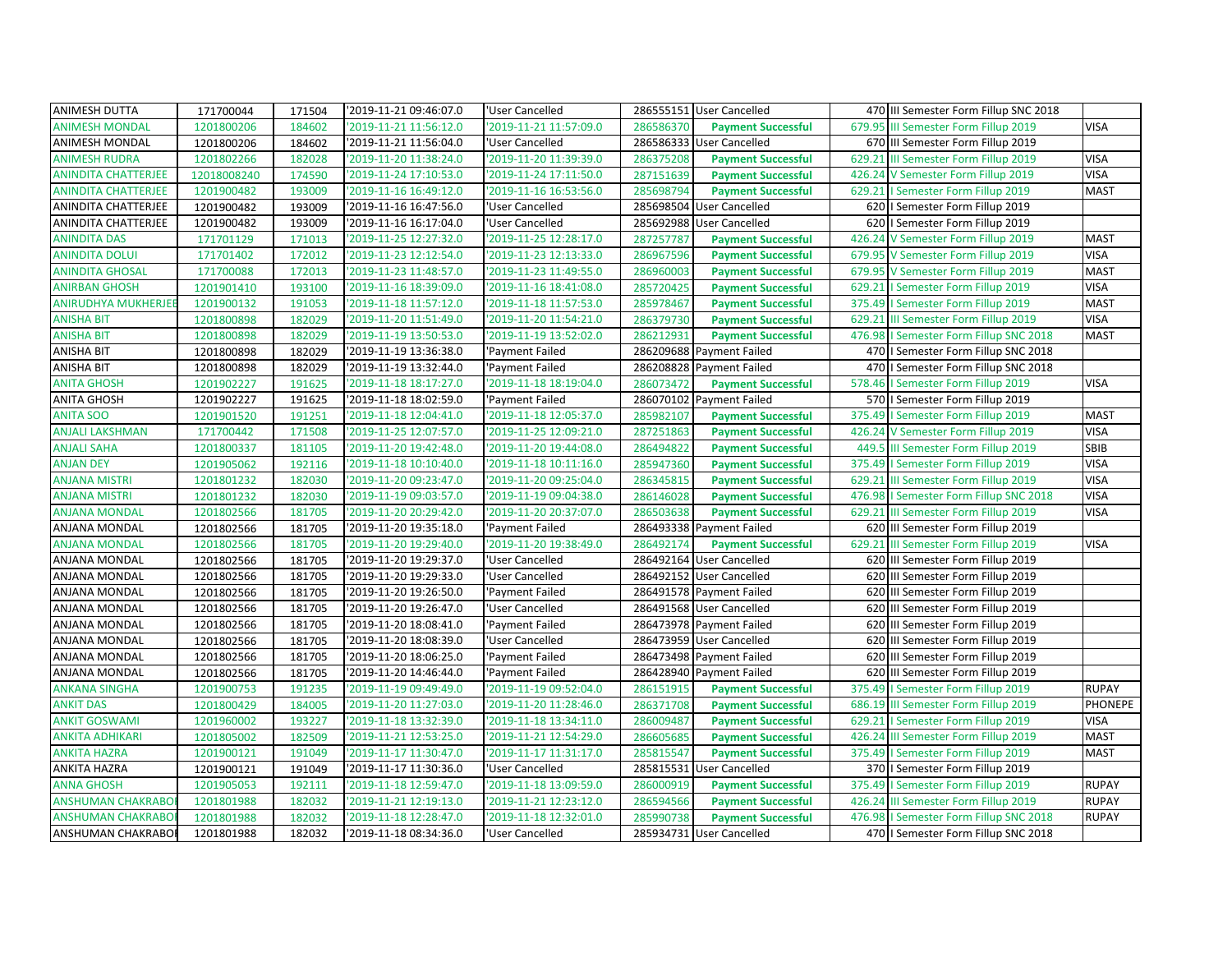| ANIMESH DUTTA | 171700044 | 171504 | '2019-11-21 09:46:07.0 | 'User Cancelled | 286555151 | User Cancelled | 470 | III Semester Form Fillup SNC 2018 | |
|---|---|---|---|---|---|---|---|---|---|
| ANIMESH MONDAL | 1201800206 | 184602 | '2019-11-21 11:56:12.0 | '2019-11-21 11:57:09.0 | 286586370 | Payment Successful | 679.95 | III Semester Form Fillup 2019 | VISA |
| ANIMESH MONDAL | 1201800206 | 184602 | '2019-11-21 11:56:04.0 | 'User Cancelled | 286586333 | User Cancelled | 670 | III Semester Form Fillup 2019 | |
| ANIMESH RUDRA | 1201802266 | 182028 | '2019-11-20 11:38:24.0 | '2019-11-20 11:39:39.0 | 286375208 | Payment Successful | 629.21 | III Semester Form Fillup 2019 | VISA |
| ANINDITA CHATTERJEE | 12018008240 | 174590 | '2019-11-24 17:10:53.0 | '2019-11-24 17:11:50.0 | 287151639 | Payment Successful | 426.24 | V Semester Form Fillup 2019 | VISA |
| ANINDITA CHATTERJEE | 1201900482 | 193009 | '2019-11-16 16:49:12.0 | '2019-11-16 16:53:56.0 | 285698794 | Payment Successful | 629.21 | I Semester Form Fillup 2019 | MAST |
| ANINDITA CHATTERJEE | 1201900482 | 193009 | '2019-11-16 16:47:56.0 | 'User Cancelled | 285698504 | User Cancelled | 620 | I Semester Form Fillup 2019 | |
| ANINDITA CHATTERJEE | 1201900482 | 193009 | '2019-11-16 16:17:04.0 | 'User Cancelled | 285692988 | User Cancelled | 620 | I Semester Form Fillup 2019 | |
| ANINDITA DAS | 171701129 | 171013 | '2019-11-25 12:27:32.0 | '2019-11-25 12:28:17.0 | 287257787 | Payment Successful | 426.24 | V Semester Form Fillup 2019 | MAST |
| ANINDITA DOLUI | 171701402 | 172012 | '2019-11-23 12:12:54.0 | '2019-11-23 12:13:33.0 | 286967596 | Payment Successful | 679.95 | V Semester Form Fillup 2019 | VISA |
| ANINDITA GHOSAL | 171700088 | 172013 | '2019-11-23 11:48:57.0 | '2019-11-23 11:49:55.0 | 286960003 | Payment Successful | 679.95 | V Semester Form Fillup 2019 | MAST |
| ANIRBAN GHOSH | 1201901410 | 193100 | '2019-11-16 18:39:09.0 | '2019-11-16 18:41:08.0 | 285720425 | Payment Successful | 629.21 | I Semester Form Fillup 2019 | VISA |
| ANIRUDHYA MUKHERJEE | 1201900132 | 191053 | '2019-11-18 11:57:12.0 | '2019-11-18 11:57:53.0 | 285978467 | Payment Successful | 375.49 | I Semester Form Fillup 2019 | MAST |
| ANISHA BIT | 1201800898 | 182029 | '2019-11-20 11:51:49.0 | '2019-11-20 11:54:21.0 | 286379730 | Payment Successful | 629.21 | III Semester Form Fillup 2019 | VISA |
| ANISHA BIT | 1201800898 | 182029 | '2019-11-19 13:50:53.0 | '2019-11-19 13:52:02.0 | 286212931 | Payment Successful | 476.98 | I Semester Form Fillup SNC 2018 | MAST |
| ANISHA BIT | 1201800898 | 182029 | '2019-11-19 13:36:38.0 | 'Payment Failed | 286209688 | Payment Failed | 470 | I Semester Form Fillup SNC 2018 | |
| ANISHA BIT | 1201800898 | 182029 | '2019-11-19 13:32:44.0 | 'Payment Failed | 286208828 | Payment Failed | 470 | I Semester Form Fillup SNC 2018 | |
| ANITA GHOSH | 1201902227 | 191625 | '2019-11-18 18:17:27.0 | '2019-11-18 18:19:04.0 | 286073472 | Payment Successful | 578.46 | I Semester Form Fillup 2019 | VISA |
| ANITA GHOSH | 1201902227 | 191625 | '2019-11-18 18:02:59.0 | 'Payment Failed | 286070102 | Payment Failed | 570 | I Semester Form Fillup 2019 | |
| ANITA SOO | 1201901520 | 191251 | '2019-11-18 12:04:41.0 | '2019-11-18 12:05:37.0 | 285982107 | Payment Successful | 375.49 | I Semester Form Fillup 2019 | MAST |
| ANJALI LAKSHMAN | 171700442 | 171508 | '2019-11-25 12:07:57.0 | '2019-11-25 12:09:21.0 | 287251863 | Payment Successful | 426.24 | V Semester Form Fillup 2019 | VISA |
| ANJALI SAHA | 1201800337 | 181105 | '2019-11-20 19:42:48.0 | '2019-11-20 19:44:08.0 | 286494822 | Payment Successful | 449.5 | III Semester Form Fillup 2019 | SBIB |
| ANJAN DEY | 1201905062 | 192116 | '2019-11-18 10:10:40.0 | '2019-11-18 10:11:16.0 | 285947360 | Payment Successful | 375.49 | I Semester Form Fillup 2019 | VISA |
| ANJANA MISTRI | 1201801232 | 182030 | '2019-11-20 09:23:47.0 | '2019-11-20 09:25:04.0 | 286345815 | Payment Successful | 629.21 | III Semester Form Fillup 2019 | VISA |
| ANJANA MISTRI | 1201801232 | 182030 | '2019-11-19 09:03:57.0 | '2019-11-19 09:04:38.0 | 286146028 | Payment Successful | 476.98 | I Semester Form Fillup SNC 2018 | VISA |
| ANJANA MONDAL | 1201802566 | 181705 | '2019-11-20 20:29:42.0 | '2019-11-20 20:37:07.0 | 286503638 | Payment Successful | 629.21 | III Semester Form Fillup 2019 | VISA |
| ANJANA MONDAL | 1201802566 | 181705 | '2019-11-20 19:35:18.0 | 'Payment Failed | 286493338 | Payment Failed | 620 | III Semester Form Fillup 2019 | |
| ANJANA MONDAL | 1201802566 | 181705 | '2019-11-20 19:29:40.0 | '2019-11-20 19:38:49.0 | 286492174 | Payment Successful | 629.21 | III Semester Form Fillup 2019 | VISA |
| ANJANA MONDAL | 1201802566 | 181705 | '2019-11-20 19:29:37.0 | 'User Cancelled | 286492164 | User Cancelled | 620 | III Semester Form Fillup 2019 | |
| ANJANA MONDAL | 1201802566 | 181705 | '2019-11-20 19:29:33.0 | 'User Cancelled | 286492152 | User Cancelled | 620 | III Semester Form Fillup 2019 | |
| ANJANA MONDAL | 1201802566 | 181705 | '2019-11-20 19:26:50.0 | 'Payment Failed | 286491578 | Payment Failed | 620 | III Semester Form Fillup 2019 | |
| ANJANA MONDAL | 1201802566 | 181705 | '2019-11-20 19:26:47.0 | 'User Cancelled | 286491568 | User Cancelled | 620 | III Semester Form Fillup 2019 | |
| ANJANA MONDAL | 1201802566 | 181705 | '2019-11-20 18:08:41.0 | 'Payment Failed | 286473978 | Payment Failed | 620 | III Semester Form Fillup 2019 | |
| ANJANA MONDAL | 1201802566 | 181705 | '2019-11-20 18:08:39.0 | 'User Cancelled | 286473959 | User Cancelled | 620 | III Semester Form Fillup 2019 | |
| ANJANA MONDAL | 1201802566 | 181705 | '2019-11-20 18:06:25.0 | 'Payment Failed | 286473498 | Payment Failed | 620 | III Semester Form Fillup 2019 | |
| ANJANA MONDAL | 1201802566 | 181705 | '2019-11-20 14:46:44.0 | 'Payment Failed | 286428940 | Payment Failed | 620 | III Semester Form Fillup 2019 | |
| ANKANA SINGHA | 1201900753 | 191235 | '2019-11-19 09:49:49.0 | '2019-11-19 09:52:04.0 | 286151915 | Payment Successful | 375.49 | I Semester Form Fillup 2019 | RUPAY |
| ANKIT DAS | 1201800429 | 184005 | '2019-11-20 11:27:03.0 | '2019-11-20 11:28:46.0 | 286371708 | Payment Successful | 686.19 | III Semester Form Fillup 2019 | PHONEPE |
| ANKIT GOSWAMI | 1201960002 | 193227 | '2019-11-18 13:32:39.0 | '2019-11-18 13:34:11.0 | 286009487 | Payment Successful | 629.21 | I Semester Form Fillup 2019 | VISA |
| ANKITA ADHIKARI | 1201805002 | 182509 | '2019-11-21 12:53:25.0 | '2019-11-21 12:54:29.0 | 286605685 | Payment Successful | 426.24 | III Semester Form Fillup 2019 | MAST |
| ANKITA HAZRA | 1201900121 | 191049 | '2019-11-17 11:30:47.0 | '2019-11-17 11:31:17.0 | 285815547 | Payment Successful | 375.49 | I Semester Form Fillup 2019 | MAST |
| ANKITA HAZRA | 1201900121 | 191049 | '2019-11-17 11:30:36.0 | 'User Cancelled | 285815531 | User Cancelled | 370 | I Semester Form Fillup 2019 | |
| ANNA GHOSH | 1201905053 | 192111 | '2019-11-18 12:59:47.0 | '2019-11-18 13:09:59.0 | 286000919 | Payment Successful | 375.49 | I Semester Form Fillup 2019 | RUPAY |
| ANSHUMAN CHAKRABO | 1201801988 | 182032 | '2019-11-21 12:19:13.0 | '2019-11-21 12:23:12.0 | 286594566 | Payment Successful | 426.24 | III Semester Form Fillup 2019 | RUPAY |
| ANSHUMAN CHAKRABO | 1201801988 | 182032 | '2019-11-18 12:28:47.0 | '2019-11-18 12:32:01.0 | 285990738 | Payment Successful | 476.98 | I Semester Form Fillup SNC 2018 | RUPAY |
| ANSHUMAN CHAKRABO | 1201801988 | 182032 | '2019-11-18 08:34:36.0 | 'User Cancelled | 285934731 | User Cancelled | 470 | I Semester Form Fillup SNC 2018 | |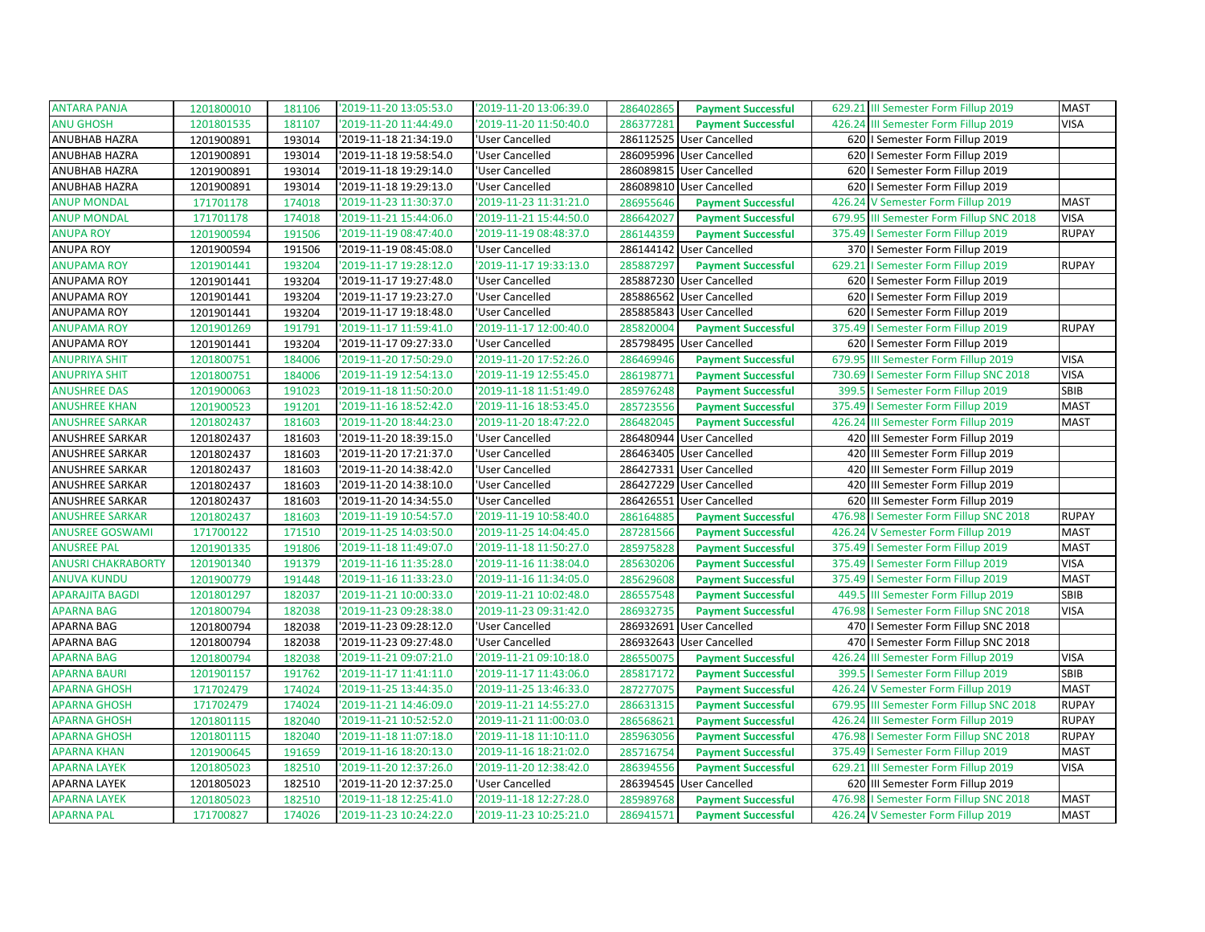| | | | | | | | | | |
|---|---|---|---|---|---|---|---|---|---|
| ANTARA PANJA | 1201800010 | 181106 | '2019-11-20 13:05:53.0 | '2019-11-20 13:06:39.0 | 286402865 | Payment Successful | 629.21 | III Semester Form Fillup 2019 | MAST |
| ANU GHOSH | 1201801535 | 181107 | '2019-11-20 11:44:49.0 | '2019-11-20 11:50:40.0 | 286377281 | Payment Successful | 426.24 | III Semester Form Fillup 2019 | VISA |
| ANUBHAB HAZRA | 1201900891 | 193014 | '2019-11-18 21:34:19.0 | 'User Cancelled | 286112525 | User Cancelled | 620 | I Semester Form Fillup 2019 | |
| ANUBHAB HAZRA | 1201900891 | 193014 | '2019-11-18 19:58:54.0 | 'User Cancelled | 286095996 | User Cancelled | 620 | I Semester Form Fillup 2019 | |
| ANUBHAB HAZRA | 1201900891 | 193014 | '2019-11-18 19:29:14.0 | 'User Cancelled | 286089815 | User Cancelled | 620 | I Semester Form Fillup 2019 | |
| ANUBHAB HAZRA | 1201900891 | 193014 | '2019-11-18 19:29:13.0 | 'User Cancelled | 286089810 | User Cancelled | 620 | I Semester Form Fillup 2019 | |
| ANUP MONDAL | 171701178 | 174018 | '2019-11-23 11:30:37.0 | '2019-11-23 11:31:21.0 | 286955646 | Payment Successful | 426.24 | V Semester Form Fillup 2019 | MAST |
| ANUP MONDAL | 171701178 | 174018 | '2019-11-21 15:44:06.0 | '2019-11-21 15:44:50.0 | 286642027 | Payment Successful | 679.95 | III Semester Form Fillup SNC 2018 | VISA |
| ANUPA ROY | 1201900594 | 191506 | '2019-11-19 08:47:40.0 | '2019-11-19 08:48:37.0 | 286144359 | Payment Successful | 375.49 | I Semester Form Fillup 2019 | RUPAY |
| ANUPA ROY | 1201900594 | 191506 | '2019-11-19 08:45:08.0 | 'User Cancelled | 286144142 | User Cancelled | 370 | I Semester Form Fillup 2019 | |
| ANUPAMA ROY | 1201901441 | 193204 | '2019-11-17 19:28:12.0 | '2019-11-17 19:33:13.0 | 285887297 | Payment Successful | 629.21 | I Semester Form Fillup 2019 | RUPAY |
| ANUPAMA ROY | 1201901441 | 193204 | '2019-11-17 19:27:48.0 | 'User Cancelled | 285887230 | User Cancelled | 620 | I Semester Form Fillup 2019 | |
| ANUPAMA ROY | 1201901441 | 193204 | '2019-11-17 19:23:27.0 | 'User Cancelled | 285886562 | User Cancelled | 620 | I Semester Form Fillup 2019 | |
| ANUPAMA ROY | 1201901441 | 193204 | '2019-11-17 19:18:48.0 | 'User Cancelled | 285885843 | User Cancelled | 620 | I Semester Form Fillup 2019 | |
| ANUPAMA ROY | 1201901269 | 191791 | '2019-11-17 11:59:41.0 | '2019-11-17 12:00:40.0 | 285820004 | Payment Successful | 375.49 | I Semester Form Fillup 2019 | RUPAY |
| ANUPAMA ROY | 1201901441 | 193204 | '2019-11-17 09:27:33.0 | 'User Cancelled | 285798495 | User Cancelled | 620 | I Semester Form Fillup 2019 | |
| ANUPRIYA SHIT | 1201800751 | 184006 | '2019-11-20 17:50:29.0 | '2019-11-20 17:52:26.0 | 286469946 | Payment Successful | 679.95 | III Semester Form Fillup 2019 | VISA |
| ANUPRIYA SHIT | 1201800751 | 184006 | '2019-11-19 12:54:13.0 | '2019-11-19 12:55:45.0 | 286198771 | Payment Successful | 730.69 | I Semester Form Fillup SNC 2018 | VISA |
| ANUSHREE DAS | 1201900063 | 191023 | '2019-11-18 11:50:20.0 | '2019-11-18 11:51:49.0 | 285976248 | Payment Successful | 399.5 | I Semester Form Fillup 2019 | SBIB |
| ANUSHREE KHAN | 1201900523 | 191201 | '2019-11-16 18:52:42.0 | '2019-11-16 18:53:45.0 | 285723556 | Payment Successful | 375.49 | I Semester Form Fillup 2019 | MAST |
| ANUSHREE SARKAR | 1201802437 | 181603 | '2019-11-20 18:44:23.0 | '2019-11-20 18:47:22.0 | 286482045 | Payment Successful | 426.24 | III Semester Form Fillup 2019 | MAST |
| ANUSHREE SARKAR | 1201802437 | 181603 | '2019-11-20 18:39:15.0 | 'User Cancelled | 286480944 | User Cancelled | 420 | III Semester Form Fillup 2019 | |
| ANUSHREE SARKAR | 1201802437 | 181603 | '2019-11-20 17:21:37.0 | 'User Cancelled | 286463405 | User Cancelled | 420 | III Semester Form Fillup 2019 | |
| ANUSHREE SARKAR | 1201802437 | 181603 | '2019-11-20 14:38:42.0 | 'User Cancelled | 286427331 | User Cancelled | 420 | III Semester Form Fillup 2019 | |
| ANUSHREE SARKAR | 1201802437 | 181603 | '2019-11-20 14:38:10.0 | 'User Cancelled | 286427229 | User Cancelled | 420 | III Semester Form Fillup 2019 | |
| ANUSHREE SARKAR | 1201802437 | 181603 | '2019-11-20 14:34:55.0 | 'User Cancelled | 286426551 | User Cancelled | 620 | III Semester Form Fillup 2019 | |
| ANUSHREE SARKAR | 1201802437 | 181603 | '2019-11-19 10:54:57.0 | '2019-11-19 10:58:40.0 | 286164885 | Payment Successful | 476.98 | I Semester Form Fillup SNC 2018 | RUPAY |
| ANUSREE GOSWAMI | 171700122 | 171510 | '2019-11-25 14:03:50.0 | '2019-11-25 14:04:45.0 | 287281566 | Payment Successful | 426.24 | V Semester Form Fillup 2019 | MAST |
| ANUSREE PAL | 1201901335 | 191806 | '2019-11-18 11:49:07.0 | '2019-11-18 11:50:27.0 | 285975828 | Payment Successful | 375.49 | I Semester Form Fillup 2019 | MAST |
| ANUSRI CHAKRABORTY | 1201901340 | 191379 | '2019-11-16 11:35:28.0 | '2019-11-16 11:38:04.0 | 285630206 | Payment Successful | 375.49 | I Semester Form Fillup 2019 | VISA |
| ANUVA KUNDU | 1201900779 | 191448 | '2019-11-16 11:33:23.0 | '2019-11-16 11:34:05.0 | 285629608 | Payment Successful | 375.49 | I Semester Form Fillup 2019 | MAST |
| APARAJITA BAGDI | 1201801297 | 182037 | '2019-11-21 10:00:33.0 | '2019-11-21 10:02:48.0 | 286557548 | Payment Successful | 449.5 | III Semester Form Fillup 2019 | SBIB |
| APARNA BAG | 1201800794 | 182038 | '2019-11-23 09:28:38.0 | '2019-11-23 09:31:42.0 | 286932735 | Payment Successful | 476.98 | I Semester Form Fillup SNC 2018 | VISA |
| APARNA BAG | 1201800794 | 182038 | '2019-11-23 09:28:12.0 | 'User Cancelled | 286932691 | User Cancelled | 470 | I Semester Form Fillup SNC 2018 | |
| APARNA BAG | 1201800794 | 182038 | '2019-11-23 09:27:48.0 | 'User Cancelled | 286932643 | User Cancelled | 470 | I Semester Form Fillup SNC 2018 | |
| APARNA BAG | 1201800794 | 182038 | '2019-11-21 09:07:21.0 | '2019-11-21 09:10:18.0 | 286550075 | Payment Successful | 426.24 | III Semester Form Fillup 2019 | VISA |
| APARNA BAURI | 1201901157 | 191762 | '2019-11-17 11:41:11.0 | '2019-11-17 11:43:06.0 | 285817172 | Payment Successful | 399.5 | I Semester Form Fillup 2019 | SBIB |
| APARNA GHOSH | 171702479 | 174024 | '2019-11-25 13:44:35.0 | '2019-11-25 13:46:33.0 | 287277075 | Payment Successful | 426.24 | V Semester Form Fillup 2019 | MAST |
| APARNA GHOSH | 171702479 | 174024 | '2019-11-21 14:46:09.0 | '2019-11-21 14:55:27.0 | 286631315 | Payment Successful | 679.95 | III Semester Form Fillup SNC 2018 | RUPAY |
| APARNA GHOSH | 1201801115 | 182040 | '2019-11-21 10:52:52.0 | '2019-11-21 11:00:03.0 | 286568621 | Payment Successful | 426.24 | III Semester Form Fillup 2019 | RUPAY |
| APARNA GHOSH | 1201801115 | 182040 | '2019-11-18 11:07:18.0 | '2019-11-18 11:10:11.0 | 285963056 | Payment Successful | 476.98 | I Semester Form Fillup SNC 2018 | RUPAY |
| APARNA KHAN | 1201900645 | 191659 | '2019-11-16 18:20:13.0 | '2019-11-16 18:21:02.0 | 285716754 | Payment Successful | 375.49 | I Semester Form Fillup 2019 | MAST |
| APARNA LAYEK | 1201805023 | 182510 | '2019-11-20 12:37:26.0 | '2019-11-20 12:38:42.0 | 286394556 | Payment Successful | 629.21 | III Semester Form Fillup 2019 | VISA |
| APARNA LAYEK | 1201805023 | 182510 | '2019-11-20 12:37:25.0 | 'User Cancelled | 286394545 | User Cancelled | 620 | III Semester Form Fillup 2019 | |
| APARNA LAYEK | 1201805023 | 182510 | '2019-11-18 12:25:41.0 | '2019-11-18 12:27:28.0 | 285989768 | Payment Successful | 476.98 | I Semester Form Fillup SNC 2018 | MAST |
| APARNA PAL | 171700827 | 174026 | '2019-11-23 10:24:22.0 | '2019-11-23 10:25:21.0 | 286941571 | Payment Successful | 426.24 | V Semester Form Fillup 2019 | MAST |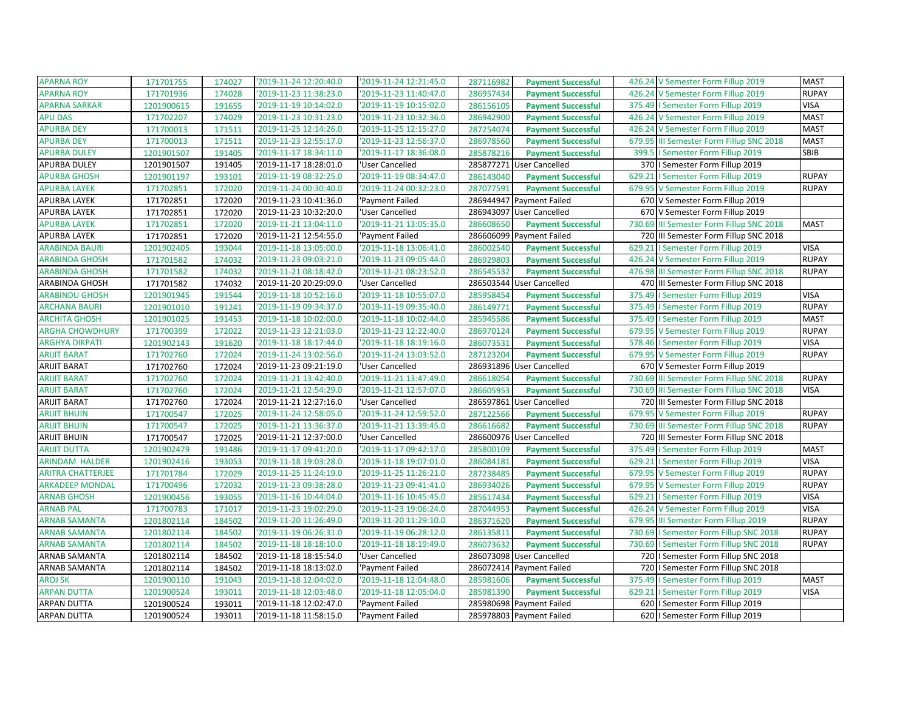| | | | | | | | | | |
|---|---|---|---|---|---|---|---|---|---|
| APARNA ROY | 171701755 | 174027 | '2019-11-24 12:20:40.0 | '2019-11-24 12:21:45.0 | 287116982 | **Payment Successful** | 426.24 | V Semester Form Fillup 2019 | MAST |
| APARNA ROY | 171701936 | 174028 | '2019-11-23 11:38:23.0 | '2019-11-23 11:40:47.0 | 286957434 | **Payment Successful** | 426.24 | V Semester Form Fillup 2019 | RUPAY |
| APARNA SARKAR | 1201900615 | 191655 | '2019-11-19 10:14:02.0 | '2019-11-19 10:15:02.0 | 286156105 | **Payment Successful** | 375.49 | I Semester Form Fillup 2019 | VISA |
| APU DAS | 171702207 | 174029 | '2019-11-23 10:31:23.0 | '2019-11-23 10:32:36.0 | 286942900 | **Payment Successful** | 426.24 | V Semester Form Fillup 2019 | MAST |
| APURBA DEY | 171700013 | 171511 | '2019-11-25 12:14:26.0 | '2019-11-25 12:15:27.0 | 287254074 | **Payment Successful** | 426.24 | V Semester Form Fillup 2019 | MAST |
| APURBA DEY | 171700013 | 171511 | '2019-11-23 12:55:17.0 | '2019-11-23 12:56:37.0 | 286978560 | **Payment Successful** | 679.95 | III Semester Form Fillup SNC 2018 | MAST |
| APURBA DULEY | 1201901507 | 191405 | '2019-11-17 18:34:11.0 | '2019-11-17 18:36:08.0 | 285878216 | **Payment Successful** | 399.5 | I Semester Form Fillup 2019 | SBIB |
| APURBA DULEY | 1201901507 | 191405 | '2019-11-17 18:28:01.0 | 'User Cancelled | 285877271 | User Cancelled | 370 | I Semester Form Fillup 2019 | |
| APURBA GHOSH | 1201901197 | 193101 | '2019-11-19 08:32:25.0 | '2019-11-19 08:34:47.0 | 286143040 | **Payment Successful** | 629.21 | I Semester Form Fillup 2019 | RUPAY |
| APURBA LAYEK | 171702851 | 172020 | '2019-11-24 00:30:40.0 | '2019-11-24 00:32:23.0 | 287077591 | **Payment Successful** | 679.95 | V Semester Form Fillup 2019 | RUPAY |
| APURBA LAYEK | 171702851 | 172020 | '2019-11-23 10:41:36.0 | 'Payment Failed | 286944947 | Payment Failed | 670 | V Semester Form Fillup 2019 | |
| APURBA LAYEK | 171702851 | 172020 | '2019-11-23 10:32:20.0 | 'User Cancelled | 286943097 | User Cancelled | 670 | V Semester Form Fillup 2019 | |
| APURBA LAYEK | 171702851 | 172020 | '2019-11-21 13:04:11.0 | '2019-11-21 13:05:35.0 | 286608650 | **Payment Successful** | 730.69 | III Semester Form Fillup SNC 2018 | MAST |
| APURBA LAYEK | 171702851 | 172020 | '2019-11-21 12:54:55.0 | 'Payment Failed | 286606099 | Payment Failed | 720 | III Semester Form Fillup SNC 2018 | |
| ARABINDA BAURI | 1201902405 | 193044 | '2019-11-18 13:05:00.0 | '2019-11-18 13:06:41.0 | 286002540 | **Payment Successful** | 629.21 | I Semester Form Fillup 2019 | VISA |
| ARABINDA GHOSH | 171701582 | 174032 | '2019-11-23 09:03:21.0 | '2019-11-23 09:05:44.0 | 286929803 | **Payment Successful** | 426.24 | V Semester Form Fillup 2019 | RUPAY |
| ARABINDA GHOSH | 171701582 | 174032 | '2019-11-21 08:18:42.0 | '2019-11-21 08:23:52.0 | 286545532 | **Payment Successful** | 476.98 | III Semester Form Fillup SNC 2018 | RUPAY |
| ARABINDA GHOSH | 171701582 | 174032 | '2019-11-20 20:29:09.0 | 'User Cancelled | 286503544 | User Cancelled | 470 | III Semester Form Fillup SNC 2018 | |
| ARABINDU GHOSH | 1201901945 | 191544 | '2019-11-18 10:52:16.0 | '2019-11-18 10:55:07.0 | 285958454 | **Payment Successful** | 375.49 | I Semester Form Fillup 2019 | VISA |
| ARCHANA BAURI | 1201901010 | 191241 | '2019-11-19 09:34:37.0 | '2019-11-19 09:35:40.0 | 286149771 | **Payment Successful** | 375.49 | I Semester Form Fillup 2019 | RUPAY |
| ARCHITA GHOSH | 1201901025 | 191453 | '2019-11-18 10:02:00.0 | '2019-11-18 10:02:44.0 | 285945586 | **Payment Successful** | 375.49 | I Semester Form Fillup 2019 | MAST |
| ARGHA CHOWDHURY | 171700399 | 172022 | '2019-11-23 12:21:03.0 | '2019-11-23 12:22:40.0 | 286970124 | **Payment Successful** | 679.95 | V Semester Form Fillup 2019 | RUPAY |
| ARGHYA DIKPATI | 1201902143 | 191620 | '2019-11-18 18:17:44.0 | '2019-11-18 18:19:16.0 | 286073531 | **Payment Successful** | 578.46 | I Semester Form Fillup 2019 | VISA |
| ARIJIT BARAT | 171702760 | 172024 | '2019-11-24 13:02:56.0 | '2019-11-24 13:03:52.0 | 287123204 | **Payment Successful** | 679.95 | V Semester Form Fillup 2019 | RUPAY |
| ARIJIT BARAT | 171702760 | 172024 | '2019-11-23 09:21:19.0 | 'User Cancelled | 286931896 | User Cancelled | 670 | V Semester Form Fillup 2019 | |
| ARIJIT BARAT | 171702760 | 172024 | '2019-11-21 13:42:40.0 | '2019-11-21 13:47:49.0 | 286618054 | **Payment Successful** | 730.69 | III Semester Form Fillup SNC 2018 | RUPAY |
| ARIJIT BARAT | 171702760 | 172024 | '2019-11-21 12:54:29.0 | '2019-11-21 12:57:07.0 | 286605953 | **Payment Successful** | 730.69 | III Semester Form Fillup SNC 2018 | VISA |
| ARIJIT BARAT | 171702760 | 172024 | '2019-11-21 12:27:16.0 | 'User Cancelled | 286597861 | User Cancelled | 720 | III Semester Form Fillup SNC 2018 | |
| ARIJIT BHUIN | 171700547 | 172025 | '2019-11-24 12:58:05.0 | '2019-11-24 12:59:52.0 | 287122566 | **Payment Successful** | 679.95 | V Semester Form Fillup 2019 | RUPAY |
| ARIJIT BHUIN | 171700547 | 172025 | '2019-11-21 13:36:37.0 | '2019-11-21 13:39:45.0 | 286616682 | **Payment Successful** | 730.69 | III Semester Form Fillup SNC 2018 | RUPAY |
| ARIJIT BHUIN | 171700547 | 172025 | '2019-11-21 12:37:00.0 | 'User Cancelled | 286600976 | User Cancelled | 720 | III Semester Form Fillup SNC 2018 | |
| ARIJIT DUTTA | 1201902479 | 191486 | '2019-11-17 09:41:20.0 | '2019-11-17 09:42:17.0 | 285800109 | **Payment Successful** | 375.49 | I Semester Form Fillup 2019 | MAST |
| ARINDAM HALDER | 1201902416 | 193053 | '2019-11-18 19:03:28.0 | '2019-11-18 19:07:01.0 | 286084181 | **Payment Successful** | 629.21 | I Semester Form Fillup 2019 | VISA |
| ARITRA CHATTERJEE | 171701784 | 172029 | '2019-11-25 11:24:19.0 | '2019-11-25 11:26:21.0 | 287238485 | **Payment Successful** | 679.95 | V Semester Form Fillup 2019 | RUPAY |
| ARKADEEP MONDAL | 171700496 | 172032 | '2019-11-23 09:38:28.0 | '2019-11-23 09:41:41.0 | 286934026 | **Payment Successful** | 679.95 | V Semester Form Fillup 2019 | RUPAY |
| ARNAB GHOSH | 1201900456 | 193055 | '2019-11-16 10:44:04.0 | '2019-11-16 10:45:45.0 | 285617434 | **Payment Successful** | 629.21 | I Semester Form Fillup 2019 | VISA |
| ARNAB PAL | 171700783 | 171017 | '2019-11-23 19:02:29.0 | '2019-11-23 19:06:24.0 | 287044953 | **Payment Successful** | 426.24 | V Semester Form Fillup 2019 | VISA |
| ARNAB SAMANTA | 1201802114 | 184502 | '2019-11-20 11:26:49.0 | '2019-11-20 11:29:10.0 | 286371620 | **Payment Successful** | 679.95 | III Semester Form Fillup 2019 | RUPAY |
| ARNAB SAMANTA | 1201802114 | 184502 | '2019-11-19 06:26:31.0 | '2019-11-19 06:28:12.0 | 286135811 | **Payment Successful** | 730.69 | I Semester Form Fillup SNC 2018 | RUPAY |
| ARNAB SAMANTA | 1201802114 | 184502 | '2019-11-18 18:18:10.0 | '2019-11-18 18:19:49.0 | 286073632 | **Payment Successful** | 730.69 | I Semester Form Fillup SNC 2018 | RUPAY |
| ARNAB SAMANTA | 1201802114 | 184502 | '2019-11-18 18:15:54.0 | 'User Cancelled | 286073098 | User Cancelled | 720 | I Semester Form Fillup SNC 2018 | |
| ARNAB SAMANTA | 1201802114 | 184502 | '2019-11-18 18:13:02.0 | 'Payment Failed | 286072414 | Payment Failed | 720 | I Semester Form Fillup SNC 2018 | |
| AROJ SK | 1201900110 | 191043 | '2019-11-18 12:04:02.0 | '2019-11-18 12:04:48.0 | 285981606 | **Payment Successful** | 375.49 | I Semester Form Fillup 2019 | MAST |
| ARPAN DUTTA | 1201900524 | 193011 | '2019-11-18 12:03:48.0 | '2019-11-18 12:05:04.0 | 285981390 | **Payment Successful** | 629.21 | I Semester Form Fillup 2019 | VISA |
| ARPAN DUTTA | 1201900524 | 193011 | '2019-11-18 12:02:47.0 | 'Payment Failed | 285980698 | Payment Failed | 620 | I Semester Form Fillup 2019 | |
| ARPAN DUTTA | 1201900524 | 193011 | '2019-11-18 11:58:15.0 | 'Payment Failed | 285978803 | Payment Failed | 620 | I Semester Form Fillup 2019 | |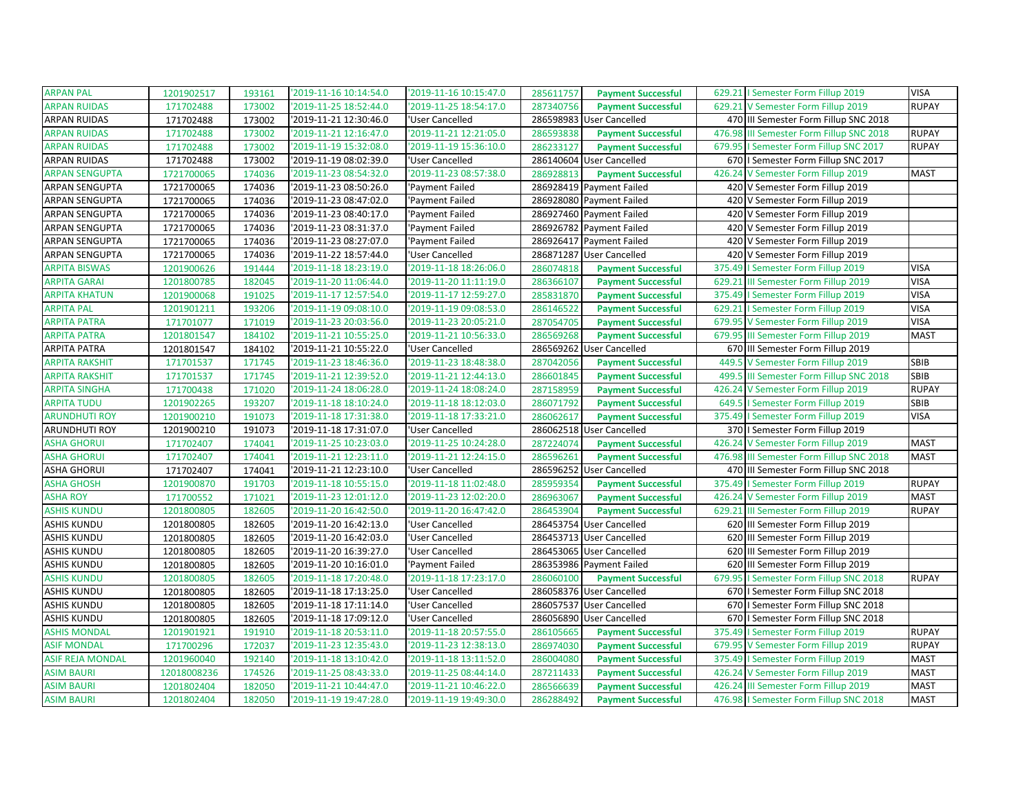| ARPAN PAL | 1201902517 | 193161 | '2019-11-16 10:14:54.0 | '2019-11-16 10:15:47.0 | 285611757 | Payment Successful | 629.21 | I Semester Form Fillup 2019 | VISA |
|---|---|---|---|---|---|---|---|---|---|
| ARPAN RUIDAS | 171702488 | 173002 | '2019-11-25 18:52:44.0 | '2019-11-25 18:54:17.0 | 287340756 | Payment Successful | 629.21 | V Semester Form Fillup 2019 | RUPAY |
| ARPAN RUIDAS | 171702488 | 173002 | '2019-11-21 12:30:46.0 | 'User Cancelled | 286598983 | User Cancelled | 470 | III Semester Form Fillup SNC 2018 | |
| ARPAN RUIDAS | 171702488 | 173002 | '2019-11-21 12:16:47.0 | '2019-11-21 12:21:05.0 | 286593838 | Payment Successful | 476.98 | III Semester Form Fillup SNC 2018 | RUPAY |
| ARPAN RUIDAS | 171702488 | 173002 | '2019-11-19 15:32:08.0 | '2019-11-19 15:36:10.0 | 286233127 | Payment Successful | 679.95 | I Semester Form Fillup SNC 2017 | RUPAY |
| ARPAN RUIDAS | 171702488 | 173002 | '2019-11-19 08:02:39.0 | 'User Cancelled | 286140604 | User Cancelled | 670 | I Semester Form Fillup SNC 2017 | |
| ARPAN SENGUPTA | 1721700065 | 174036 | '2019-11-23 08:54:32.0 | '2019-11-23 08:57:38.0 | 286928813 | Payment Successful | 426.24 | V Semester Form Fillup 2019 | MAST |
| ARPAN SENGUPTA | 1721700065 | 174036 | '2019-11-23 08:50:26.0 | 'Payment Failed | 286928419 | Payment Failed | 420 | V Semester Form Fillup 2019 | |
| ARPAN SENGUPTA | 1721700065 | 174036 | '2019-11-23 08:47:02.0 | 'Payment Failed | 286928080 | Payment Failed | 420 | V Semester Form Fillup 2019 | |
| ARPAN SENGUPTA | 1721700065 | 174036 | '2019-11-23 08:40:17.0 | 'Payment Failed | 286927460 | Payment Failed | 420 | V Semester Form Fillup 2019 | |
| ARPAN SENGUPTA | 1721700065 | 174036 | '2019-11-23 08:31:37.0 | 'Payment Failed | 286926782 | Payment Failed | 420 | V Semester Form Fillup 2019 | |
| ARPAN SENGUPTA | 1721700065 | 174036 | '2019-11-23 08:27:07.0 | 'Payment Failed | 286926417 | Payment Failed | 420 | V Semester Form Fillup 2019 | |
| ARPAN SENGUPTA | 1721700065 | 174036 | '2019-11-22 18:57:44.0 | 'User Cancelled | 286871287 | User Cancelled | 420 | V Semester Form Fillup 2019 | |
| ARPITA BISWAS | 1201900626 | 191444 | '2019-11-18 18:23:19.0 | '2019-11-18 18:26:06.0 | 286074818 | Payment Successful | 375.49 | I Semester Form Fillup 2019 | VISA |
| ARPITA GARAI | 1201800785 | 182045 | '2019-11-20 11:06:44.0 | '2019-11-20 11:11:19.0 | 286366107 | Payment Successful | 629.21 | III Semester Form Fillup 2019 | VISA |
| ARPITA KHATUN | 1201900068 | 191025 | '2019-11-17 12:57:54.0 | '2019-11-17 12:59:27.0 | 285831870 | Payment Successful | 375.49 | I Semester Form Fillup 2019 | VISA |
| ARPITA PAL | 1201901211 | 193206 | '2019-11-19 09:08:10.0 | '2019-11-19 09:08:53.0 | 286146522 | Payment Successful | 629.21 | I Semester Form Fillup 2019 | VISA |
| ARPITA PATRA | 171701077 | 171019 | '2019-11-23 20:03:56.0 | '2019-11-23 20:05:21.0 | 287054705 | Payment Successful | 679.95 | V Semester Form Fillup 2019 | VISA |
| ARPITA PATRA | 1201801547 | 184102 | '2019-11-21 10:55:25.0 | '2019-11-21 10:56:33.0 | 286569268 | Payment Successful | 679.95 | III Semester Form Fillup 2019 | MAST |
| ARPITA PATRA | 1201801547 | 184102 | '2019-11-21 10:55:22.0 | 'User Cancelled | 286569262 | User Cancelled | 670 | III Semester Form Fillup 2019 | |
| ARPITA RAKSHIT | 171701537 | 171745 | '2019-11-23 18:46:36.0 | '2019-11-23 18:48:38.0 | 287042056 | Payment Successful | 449.5 | V Semester Form Fillup 2019 | SBIB |
| ARPITA RAKSHIT | 171701537 | 171745 | '2019-11-21 12:39:52.0 | '2019-11-21 12:44:13.0 | 286601845 | Payment Successful | 499.5 | III Semester Form Fillup SNC 2018 | SBIB |
| ARPITA SINGHA | 171700438 | 171020 | '2019-11-24 18:06:28.0 | '2019-11-24 18:08:24.0 | 287158959 | Payment Successful | 426.24 | V Semester Form Fillup 2019 | RUPAY |
| ARPITA TUDU | 1201902265 | 193207 | '2019-11-18 18:10:24.0 | '2019-11-18 18:12:03.0 | 286071792 | Payment Successful | 649.5 | I Semester Form Fillup 2019 | SBIB |
| ARUNDHUTI ROY | 1201900210 | 191073 | '2019-11-18 17:31:38.0 | '2019-11-18 17:33:21.0 | 286062617 | Payment Successful | 375.49 | I Semester Form Fillup 2019 | VISA |
| ARUNDHUTI ROY | 1201900210 | 191073 | '2019-11-18 17:31:07.0 | 'User Cancelled | 286062518 | User Cancelled | 370 | I Semester Form Fillup 2019 | |
| ASHA GHORUI | 171702407 | 174041 | '2019-11-25 10:23:03.0 | '2019-11-25 10:24:28.0 | 287224074 | Payment Successful | 426.24 | V Semester Form Fillup 2019 | MAST |
| ASHA GHORUI | 171702407 | 174041 | '2019-11-21 12:23:11.0 | '2019-11-21 12:24:15.0 | 286596261 | Payment Successful | 476.98 | III Semester Form Fillup SNC 2018 | MAST |
| ASHA GHORUI | 171702407 | 174041 | '2019-11-21 12:23:10.0 | 'User Cancelled | 286596252 | User Cancelled | 470 | III Semester Form Fillup SNC 2018 | |
| ASHA GHOSH | 1201900870 | 191703 | '2019-11-18 10:55:15.0 | '2019-11-18 11:02:48.0 | 285959354 | Payment Successful | 375.49 | I Semester Form Fillup 2019 | RUPAY |
| ASHA ROY | 171700552 | 171021 | '2019-11-23 12:01:12.0 | '2019-11-23 12:02:20.0 | 286963067 | Payment Successful | 426.24 | V Semester Form Fillup 2019 | MAST |
| ASHIS KUNDU | 1201800805 | 182605 | '2019-11-20 16:42:50.0 | '2019-11-20 16:47:42.0 | 286453904 | Payment Successful | 629.21 | III Semester Form Fillup 2019 | RUPAY |
| ASHIS KUNDU | 1201800805 | 182605 | '2019-11-20 16:42:13.0 | 'User Cancelled | 286453754 | User Cancelled | 620 | III Semester Form Fillup 2019 | |
| ASHIS KUNDU | 1201800805 | 182605 | '2019-11-20 16:42:03.0 | 'User Cancelled | 286453713 | User Cancelled | 620 | III Semester Form Fillup 2019 | |
| ASHIS KUNDU | 1201800805 | 182605 | '2019-11-20 16:39:27.0 | 'User Cancelled | 286453065 | User Cancelled | 620 | III Semester Form Fillup 2019 | |
| ASHIS KUNDU | 1201800805 | 182605 | '2019-11-20 10:16:01.0 | 'Payment Failed | 286353986 | Payment Failed | 620 | III Semester Form Fillup 2019 | |
| ASHIS KUNDU | 1201800805 | 182605 | '2019-11-18 17:20:48.0 | '2019-11-18 17:23:17.0 | 286060100 | Payment Successful | 679.95 | I Semester Form Fillup SNC 2018 | RUPAY |
| ASHIS KUNDU | 1201800805 | 182605 | '2019-11-18 17:13:25.0 | 'User Cancelled | 286058376 | User Cancelled | 670 | I Semester Form Fillup SNC 2018 | |
| ASHIS KUNDU | 1201800805 | 182605 | '2019-11-18 17:11:14.0 | 'User Cancelled | 286057537 | User Cancelled | 670 | I Semester Form Fillup SNC 2018 | |
| ASHIS KUNDU | 1201800805 | 182605 | '2019-11-18 17:09:12.0 | 'User Cancelled | 286056890 | User Cancelled | 670 | I Semester Form Fillup SNC 2018 | |
| ASHIS MONDAL | 1201901921 | 191910 | '2019-11-18 20:53:11.0 | '2019-11-18 20:57:55.0 | 286105665 | Payment Successful | 375.49 | I Semester Form Fillup 2019 | RUPAY |
| ASIF MONDAL | 171700296 | 172037 | '2019-11-23 12:35:43.0 | '2019-11-23 12:38:13.0 | 286974030 | Payment Successful | 679.95 | V Semester Form Fillup 2019 | RUPAY |
| ASIF REJA MONDAL | 1201960040 | 192140 | '2019-11-18 13:10:42.0 | '2019-11-18 13:11:52.0 | 286004080 | Payment Successful | 375.49 | I Semester Form Fillup 2019 | MAST |
| ASIM BAURI | 12018008236 | 174526 | '2019-11-25 08:43:33.0 | '2019-11-25 08:44:14.0 | 287211433 | Payment Successful | 426.24 | V Semester Form Fillup 2019 | MAST |
| ASIM BAURI | 1201802404 | 182050 | '2019-11-21 10:44:47.0 | '2019-11-21 10:46:22.0 | 286566639 | Payment Successful | 426.24 | III Semester Form Fillup 2019 | MAST |
| ASIM BAURI | 1201802404 | 182050 | '2019-11-19 19:47:28.0 | '2019-11-19 19:49:30.0 | 286288492 | Payment Successful | 476.98 | I Semester Form Fillup SNC 2018 | MAST |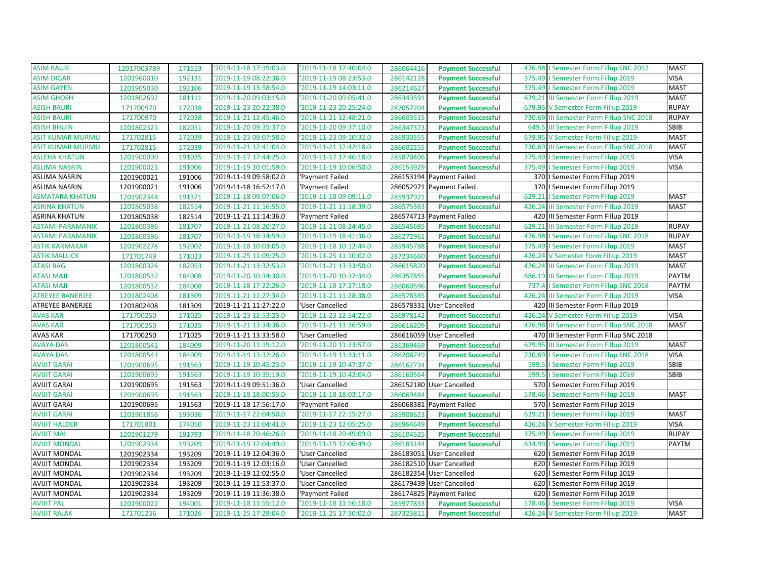| ASIM BAURI | 12017003789 | 171513 | '2019-11-18 17:39:03.0 | '2019-11-18 17:40:04.0 | 286064416 | **Payment Successful** | 476.98 | I Semester Form Fillup SNC 2017 | MAST |
|---|---|---|---|---|---|---|---|---|---|
| ASIM DIGAR | 1201960010 | 192131 | '2019-11-19 08:22:36.0 | '2019-11-19 08:23:53.0 | 286142128 | **Payment Successful** | 375.49 | I Semester Form Fillup 2019 | VISA |
| ASIM GAYEN | 1201905030 | 192106 | '2019-11-19 13:58:54.0 | '2019-11-19 14:03:11.0 | 286214627 | **Payment Successful** | 375.49 | I Semester Form Fillup 2019 | MAST |
| ASIM GHOSH | 1201802692 | 181111 | '2019-11-20 09:03:15.0 | '2019-11-20 09:05:41.0 | 286343591 | **Payment Successful** | 629.21 | III Semester Form Fillup 2019 | MAST |
| ASISH BAURI | 171700970 | 172038 | '2019-11-23 20:22:38.0 | '2019-11-23 20:25:24.0 | 287057204 | **Payment Successful** | 679.95 | V Semester Form Fillup 2019 | RUPAY |
| ASISH BAURI | 171700970 | 172038 | '2019-11-21 12:45:46.0 | '2019-11-21 12:48:21.0 | 286603515 | **Payment Successful** | 730.69 | III Semester Form Fillup SNC 2018 | RUPAY |
| ASISH BHUIN | 1201802321 | 182051 | '2019-11-20 09:35:37.0 | '2019-11-20 09:37:10.0 | 286347373 | **Payment Successful** | 649.5 | III Semester Form Fillup 2019 | SBIB |
| ASIT KUMAR MURMU | 171702815 | 172039 | '2019-11-23 09:07:58.0 | '2019-11-23 09:10:32.0 | 286930355 | **Payment Successful** | 679.95 | V Semester Form Fillup 2019 | MAST |
| ASIT KUMAR MURMU | 171702815 | 172039 | '2019-11-21 12:41:04.0 | '2019-11-21 12:42:18.0 | 286602255 | **Payment Successful** | 730.69 | III Semester Form Fillup SNC 2018 | MAST |
| ASLEHA KHATUN | 1201900090 | 191035 | '2019-11-17 17:44:25.0 | '2019-11-17 17:46:18.0 | 285870406 | **Payment Successful** | 375.49 | I Semester Form Fillup 2019 | VISA |
| ASLIMA NASRIN | 1201900021 | 191006 | '2019-11-19 10:01:59.0 | '2019-11-19 10:06:50.0 | 286153929 | **Payment Successful** | 375.49 | I Semester Form Fillup 2019 | VISA |
| ASLIMA NASRIN | 1201900021 | 191006 | '2019-11-19 09:58:02.0 | 'Payment Failed | 286153194 | Payment Failed | 370 | I Semester Form Fillup 2019 | |
| ASLIMA NASRIN | 1201900021 | 191006 | '2019-11-18 16:52:17.0 | 'Payment Failed | 286052971 | Payment Failed | 370 | I Semester Form Fillup 2019 | |
| ASMATARA KHATUN | 1201902344 | 191371 | '2019-11-18 09:07:06.0 | '2019-11-18 09:09:11.0 | 285937921 | **Payment Successful** | 629.21 | I Semester Form Fillup 2019 | MAST |
| ASRINA KHATUN | 1201805038 | 182514 | '2019-11-21 11:16:55.0 | '2019-11-21 11:18:39.0 | 286575383 | **Payment Successful** | 426.24 | III Semester Form Fillup 2019 | MAST |
| ASRINA KHATUN | 1201805038 | 182514 | '2019-11-21 11:14:36.0 | 'Payment Failed | 286574713 | Payment Failed | 420 | III Semester Form Fillup 2019 | |
| ASTAMI PARAMANIK | 1201800396 | 181707 | '2019-11-21 08:20:27.0 | '2019-11-21 08:24:45.0 | 286545695 | **Payment Successful** | 629.21 | III Semester Form Fillup 2019 | RUPAY |
| ASTAMI PARAMANIK | 1201800396 | 181707 | '2019-11-19 18:34:59.0 | '2019-11-19 18:41:36.0 | 286272961 | **Payment Successful** | 476.98 | I Semester Form Fillup SNC 2018 | RUPAY |
| ASTIK KARMAKAR | 1201902278 | 192002 | '2019-11-18 10:03:05.0 | '2019-11-18 10:12:44.0 | 285945788 | **Payment Successful** | 375.49 | I Semester Form Fillup 2019 | MAST |
| ASTIK MALLICK | 171701749 | 171023 | '2019-11-25 11:09:25.0 | '2019-11-25 11:10:02.0 | 287234660 | **Payment Successful** | 426.24 | V Semester Form Fillup 2019 | MAST |
| ATASI BAG | 1201800326 | 182053 | '2019-11-21 13:32:53.0 | '2019-11-21 13:33:50.0 | 286615820 | **Payment Successful** | 426.24 | III Semester Form Fillup 2019 | MAST |
| ATASI MAJI | 1201800532 | 184008 | '2019-11-20 10:34:30.0 | '2019-11-20 10:37:34.0 | 286357855 | **Payment Successful** | 686.19 | III Semester Form Fillup 2019 | PAYTM |
| ATASI MAJI | 1201800532 | 184008 | '2019-11-18 17:22:26.0 | '2019-11-18 17:27:18.0 | 286060596 | **Payment Successful** | 737.4 | I Semester Form Fillup SNC 2018 | PAYTM |
| ATREYEE BANERJEE | 1201802408 | 181309 | '2019-11-21 11:27:34.0 | '2019-11-21 11:28:38.0 | 286578385 | **Payment Successful** | 426.24 | III Semester Form Fillup 2019 | VISA |
| ATREYEE BANERJEE | 1201802408 | 181309 | '2019-11-21 11:27:22.0 | 'User Cancelled | 286578331 | User Cancelled | 420 | III Semester Form Fillup 2019 | |
| AVAS KAR | 171700250 | 171025 | '2019-11-23 12:53:23.0 | '2019-11-23 12:54:22.0 | 286978142 | **Payment Successful** | 426.24 | V Semester Form Fillup 2019 | VISA |
| AVAS KAR | 171700250 | 171025 | '2019-11-21 13:34:36.0 | '2019-11-21 13:36:59.0 | 286616209 | **Payment Successful** | 476.98 | III Semester Form Fillup SNC 2018 | MAST |
| AVAS KAR | 171700250 | 171025 | '2019-11-21 13:33:58.0 | 'User Cancelled | 286616059 | User Cancelled | 470 | III Semester Form Fillup SNC 2018 | |
| AVAYA DAS | 1201800541 | 184009 | '2019-11-20 11:19:12.0 | '2019-11-20 11:23:57.0 | 286369469 | **Payment Successful** | 679.95 | III Semester Form Fillup 2019 | MAST |
| AVAYA DAS | 1201800541 | 184009 | '2019-11-19 13:32:26.0 | '2019-11-19 13:33:11.0 | 286208749 | **Payment Successful** | 730.69 | I Semester Form Fillup SNC 2018 | VISA |
| AVIJIT GARAI | 1201900695 | 191563 | '2019-11-19 10:45:23.0 | '2019-11-19 10:47:37.0 | 286162734 | **Payment Successful** | 599.5 | I Semester Form Fillup 2019 | SBIB |
| AVIJIT GARAI | 1201900695 | 191563 | '2019-11-19 10:35:19.0 | '2019-11-19 10:42:04.0 | 286160564 | **Payment Successful** | 599.5 | I Semester Form Fillup 2019 | SBIB |
| AVIJIT GARAI | 1201900695 | 191563 | '2019-11-19 09:51:36.0 | 'User Cancelled | 286152180 | User Cancelled | 570 | I Semester Form Fillup 2019 | |
| AVIJIT GARAI | 1201900695 | 191563 | '2019-11-18 18:00:53.0 | '2019-11-18 18:03:17.0 | 286069484 | **Payment Successful** | 578.46 | I Semester Form Fillup 2019 | MAST |
| AVIJIT GARAI | 1201900695 | 191563 | '2019-11-18 17:56:17.0 | 'Payment Failed | 286068381 | Payment Failed | 570 | I Semester Form Fillup 2019 | |
| AVIJIT GARAI | 1201901856 | 193036 | '2019-11-17 22:04:50.0 | '2019-11-17 22:15:27.0 | 285908623 | **Payment Successful** | 629.21 | I Semester Form Fillup 2019 | MAST |
| AVIJIT HALDER | 171701801 | 174050 | '2019-11-23 12:04:41.0 | '2019-11-23 12:05:25.0 | 286964649 | **Payment Successful** | 426.24 | V Semester Form Fillup 2019 | VISA |
| AVIJIT MAL | 1201901279 | 191793 | '2019-11-18 20:46:26.0 | '2019-11-18 20:49:09.0 | 286104525 | **Payment Successful** | 375.49 | I Semester Form Fillup 2019 | RUPAY |
| AVIJIT MONDAL | 1201902334 | 193209 | '2019-11-19 12:04:49.0 | '2019-11-19 12:06:49.0 | 286183144 | **Payment Successful** | 634.99 | I Semester Form Fillup 2019 | PAYTM |
| AVIJIT MONDAL | 1201902334 | 193209 | '2019-11-19 12:04:36.0 | 'User Cancelled | 286183051 | User Cancelled | 620 | I Semester Form Fillup 2019 | |
| AVIJIT MONDAL | 1201902334 | 193209 | '2019-11-19 12:03:16.0 | 'User Cancelled | 286182510 | User Cancelled | 620 | I Semester Form Fillup 2019 | |
| AVIJIT MONDAL | 1201902334 | 193209 | '2019-11-19 12:02:55.0 | 'User Cancelled | 286182354 | User Cancelled | 620 | I Semester Form Fillup 2019 | |
| AVIJIT MONDAL | 1201902334 | 193209 | '2019-11-19 11:53:37.0 | 'User Cancelled | 286179439 | User Cancelled | 620 | I Semester Form Fillup 2019 | |
| AVIJIT MONDAL | 1201902334 | 193209 | '2019-11-19 11:36:38.0 | 'Payment Failed | 286174825 | Payment Failed | 620 | I Semester Form Fillup 2019 | |
| AVIJIT PAL | 1201900022 | 194001 | '2019-11-18 11:55:12.0 | '2019-11-18 11:56:18.0 | 285977833 | **Payment Successful** | 578.46 | I Semester Form Fillup 2019 | VISA |
| AVIJIT RAJAK | 171701236 | 171026 | '2019-11-25 17:29:04.0 | '2019-11-25 17:30:02.0 | 287323811 | **Payment Successful** | 426.24 | V Semester Form Fillup 2019 | MAST |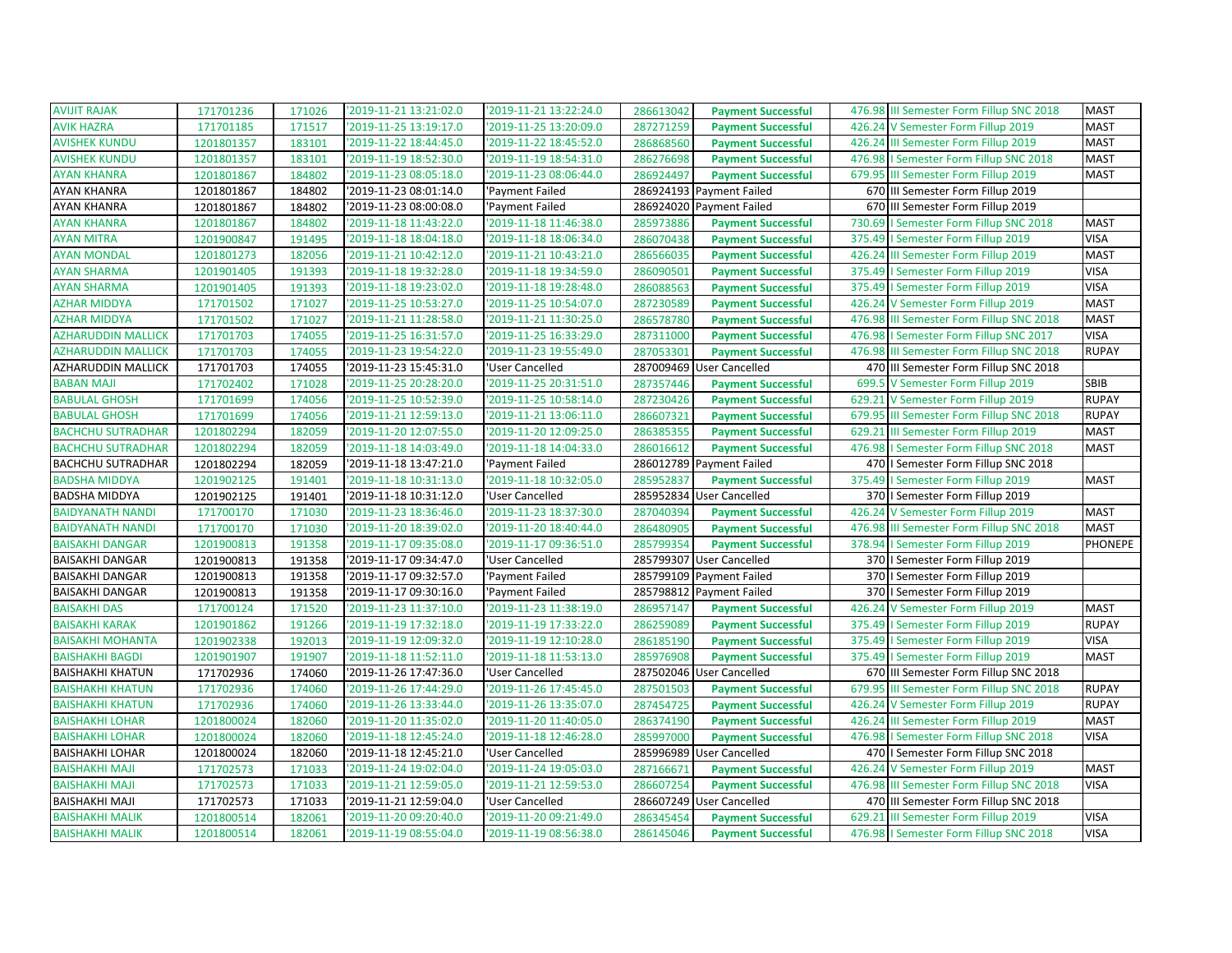| | | | | | | | | | |
|---|---|---|---|---|---|---|---|---|---|
| AVIJIT RAJAK | 171701236 | 171026 | '2019-11-21 13:21:02.0 | '2019-11-21 13:22:24.0 | 286613042 | Payment Successful | 476.98 | III Semester Form Fillup SNC 2018 | MAST |
| AVIK HAZRA | 171701185 | 171517 | '2019-11-25 13:19:17.0 | '2019-11-25 13:20:09.0 | 287271259 | Payment Successful | 426.24 | V Semester Form Fillup 2019 | MAST |
| AVISHEK KUNDU | 1201801357 | 183101 | '2019-11-22 18:44:45.0 | '2019-11-22 18:45:52.0 | 286868560 | Payment Successful | 426.24 | III Semester Form Fillup 2019 | MAST |
| AVISHEK KUNDU | 1201801357 | 183101 | '2019-11-19 18:52:30.0 | '2019-11-19 18:54:31.0 | 286276698 | Payment Successful | 476.98 | I Semester Form Fillup SNC 2018 | MAST |
| AYAN KHANRA | 1201801867 | 184802 | '2019-11-23 08:05:18.0 | '2019-11-23 08:06:44.0 | 286924497 | Payment Successful | 679.95 | III Semester Form Fillup 2019 | MAST |
| AYAN KHANRA | 1201801867 | 184802 | '2019-11-23 08:01:14.0 | 'Payment Failed | 286924193 | Payment Failed | 670 | III Semester Form Fillup 2019 | |
| AYAN KHANRA | 1201801867 | 184802 | '2019-11-23 08:00:08.0 | 'Payment Failed | 286924020 | Payment Failed | 670 | III Semester Form Fillup 2019 | |
| AYAN KHANRA | 1201801867 | 184802 | '2019-11-18 11:43:22.0 | '2019-11-18 11:46:38.0 | 285973886 | Payment Successful | 730.69 | I Semester Form Fillup SNC 2018 | MAST |
| AYAN MITRA | 1201900847 | 191495 | '2019-11-18 18:04:18.0 | '2019-11-18 18:06:34.0 | 286070438 | Payment Successful | 375.49 | I Semester Form Fillup 2019 | VISA |
| AYAN MONDAL | 1201801273 | 182056 | '2019-11-21 10:42:12.0 | '2019-11-21 10:43:21.0 | 286566035 | Payment Successful | 426.24 | III Semester Form Fillup 2019 | MAST |
| AYAN SHARMA | 1201901405 | 191393 | '2019-11-18 19:32:28.0 | '2019-11-18 19:34:59.0 | 286090501 | Payment Successful | 375.49 | I Semester Form Fillup 2019 | VISA |
| AYAN SHARMA | 1201901405 | 191393 | '2019-11-18 19:23:02.0 | '2019-11-18 19:28:48.0 | 286088563 | Payment Successful | 375.49 | I Semester Form Fillup 2019 | VISA |
| AZHAR MIDDYA | 171701502 | 171027 | '2019-11-25 10:53:27.0 | '2019-11-25 10:54:07.0 | 287230589 | Payment Successful | 426.24 | V Semester Form Fillup 2019 | MAST |
| AZHAR MIDDYA | 171701502 | 171027 | '2019-11-21 11:28:58.0 | '2019-11-21 11:30:25.0 | 286578780 | Payment Successful | 476.98 | III Semester Form Fillup SNC 2018 | MAST |
| AZHARUDDIN MALLICK | 171701703 | 174055 | '2019-11-25 16:31:57.0 | '2019-11-25 16:33:29.0 | 287311000 | Payment Successful | 476.98 | I Semester Form Fillup SNC 2017 | VISA |
| AZHARUDDIN MALLICK | 171701703 | 174055 | '2019-11-23 19:54:22.0 | '2019-11-23 19:55:49.0 | 287053301 | Payment Successful | 476.98 | III Semester Form Fillup SNC 2018 | RUPAY |
| AZHARUDDIN MALLICK | 171701703 | 174055 | '2019-11-23 15:45:31.0 | 'User Cancelled | 287009469 | User Cancelled | 470 | III Semester Form Fillup SNC 2018 | |
| BABAN MAJI | 171702402 | 171028 | '2019-11-25 20:28:20.0 | '2019-11-25 20:31:51.0 | 287357446 | Payment Successful | 699.5 | V Semester Form Fillup 2019 | SBIB |
| BABULAL GHOSH | 171701699 | 174056 | '2019-11-25 10:52:39.0 | '2019-11-25 10:58:14.0 | 287230426 | Payment Successful | 629.21 | V Semester Form Fillup 2019 | RUPAY |
| BABULAL GHOSH | 171701699 | 174056 | '2019-11-21 12:59:13.0 | '2019-11-21 13:06:11.0 | 286607321 | Payment Successful | 679.95 | III Semester Form Fillup SNC 2018 | RUPAY |
| BACHCHU SUTRADHAR | 1201802294 | 182059 | '2019-11-20 12:07:55.0 | '2019-11-20 12:09:25.0 | 286385355 | Payment Successful | 629.21 | III Semester Form Fillup 2019 | MAST |
| BACHCHU SUTRADHAR | 1201802294 | 182059 | '2019-11-18 14:03:49.0 | '2019-11-18 14:04:33.0 | 286016612 | Payment Successful | 476.98 | I Semester Form Fillup SNC 2018 | MAST |
| BACHCHU SUTRADHAR | 1201802294 | 182059 | '2019-11-18 13:47:21.0 | 'Payment Failed | 286012789 | Payment Failed | 470 | I Semester Form Fillup SNC 2018 | |
| BADSHA MIDDYA | 1201902125 | 191401 | '2019-11-18 10:31:13.0 | '2019-11-18 10:32:05.0 | 285952837 | Payment Successful | 375.49 | I Semester Form Fillup 2019 | MAST |
| BADSHA MIDDYA | 1201902125 | 191401 | '2019-11-18 10:31:12.0 | 'User Cancelled | 285952834 | User Cancelled | 370 | I Semester Form Fillup 2019 | |
| BAIDYANATH NANDI | 171700170 | 171030 | '2019-11-23 18:36:46.0 | '2019-11-23 18:37:30.0 | 287040394 | Payment Successful | 426.24 | V Semester Form Fillup 2019 | MAST |
| BAIDYANATH NANDI | 171700170 | 171030 | '2019-11-20 18:39:02.0 | '2019-11-20 18:40:44.0 | 286480905 | Payment Successful | 476.98 | III Semester Form Fillup SNC 2018 | MAST |
| BAISAKHI DANGAR | 1201900813 | 191358 | '2019-11-17 09:35:08.0 | '2019-11-17 09:36:51.0 | 285799354 | Payment Successful | 378.94 | I Semester Form Fillup 2019 | PHONEPE |
| BAISAKHI DANGAR | 1201900813 | 191358 | '2019-11-17 09:34:47.0 | 'User Cancelled | 285799307 | User Cancelled | 370 | I Semester Form Fillup 2019 | |
| BAISAKHI DANGAR | 1201900813 | 191358 | '2019-11-17 09:32:57.0 | 'Payment Failed | 285799109 | Payment Failed | 370 | I Semester Form Fillup 2019 | |
| BAISAKHI DANGAR | 1201900813 | 191358 | '2019-11-17 09:30:16.0 | 'Payment Failed | 285798812 | Payment Failed | 370 | I Semester Form Fillup 2019 | |
| BAISAKHI DAS | 171700124 | 171520 | '2019-11-23 11:37:10.0 | '2019-11-23 11:38:19.0 | 286957147 | Payment Successful | 426.24 | V Semester Form Fillup 2019 | MAST |
| BAISAKHI KARAK | 1201901862 | 191266 | '2019-11-19 17:32:18.0 | '2019-11-19 17:33:22.0 | 286259089 | Payment Successful | 375.49 | I Semester Form Fillup 2019 | RUPAY |
| BAISAKHI MOHANTA | 1201902338 | 192013 | '2019-11-19 12:09:32.0 | '2019-11-19 12:10:28.0 | 286185190 | Payment Successful | 375.49 | I Semester Form Fillup 2019 | VISA |
| BAISHAKHI BAGDI | 1201901907 | 191907 | '2019-11-18 11:52:11.0 | '2019-11-18 11:53:13.0 | 285976908 | Payment Successful | 375.49 | I Semester Form Fillup 2019 | MAST |
| BAISHAKHI KHATUN | 171702936 | 174060 | '2019-11-26 17:47:36.0 | 'User Cancelled | 287502046 | User Cancelled | 670 | III Semester Form Fillup SNC 2018 | |
| BAISHAKHI KHATUN | 171702936 | 174060 | '2019-11-26 17:44:29.0 | '2019-11-26 17:45:45.0 | 287501503 | Payment Successful | 679.95 | III Semester Form Fillup SNC 2018 | RUPAY |
| BAISHAKHI KHATUN | 171702936 | 174060 | '2019-11-26 13:33:44.0 | '2019-11-26 13:35:07.0 | 287454725 | Payment Successful | 426.24 | V Semester Form Fillup 2019 | RUPAY |
| BAISHAKHI LOHAR | 1201800024 | 182060 | '2019-11-20 11:35:02.0 | '2019-11-20 11:40:05.0 | 286374190 | Payment Successful | 426.24 | III Semester Form Fillup 2019 | MAST |
| BAISHAKHI LOHAR | 1201800024 | 182060 | '2019-11-18 12:45:24.0 | '2019-11-18 12:46:28.0 | 285997000 | Payment Successful | 476.98 | I Semester Form Fillup SNC 2018 | VISA |
| BAISHAKHI LOHAR | 1201800024 | 182060 | '2019-11-18 12:45:21.0 | 'User Cancelled | 285996989 | User Cancelled | 470 | I Semester Form Fillup SNC 2018 | |
| BAISHAKHI MAJI | 171702573 | 171033 | '2019-11-24 19:02:04.0 | '2019-11-24 19:05:03.0 | 287166671 | Payment Successful | 426.24 | V Semester Form Fillup 2019 | MAST |
| BAISHAKHI MAJI | 171702573 | 171033 | '2019-11-21 12:59:05.0 | '2019-11-21 12:59:53.0 | 286607254 | Payment Successful | 476.98 | III Semester Form Fillup SNC 2018 | VISA |
| BAISHAKHI MAJI | 171702573 | 171033 | '2019-11-21 12:59:04.0 | 'User Cancelled | 286607249 | User Cancelled | 470 | III Semester Form Fillup SNC 2018 | |
| BAISHAKHI MALIK | 1201800514 | 182061 | '2019-11-20 09:20:40.0 | '2019-11-20 09:21:49.0 | 286345454 | Payment Successful | 629.21 | III Semester Form Fillup 2019 | VISA |
| BAISHAKHI MALIK | 1201800514 | 182061 | '2019-11-19 08:55:04.0 | '2019-11-19 08:56:38.0 | 286145046 | Payment Successful | 476.98 | I Semester Form Fillup SNC 2018 | VISA |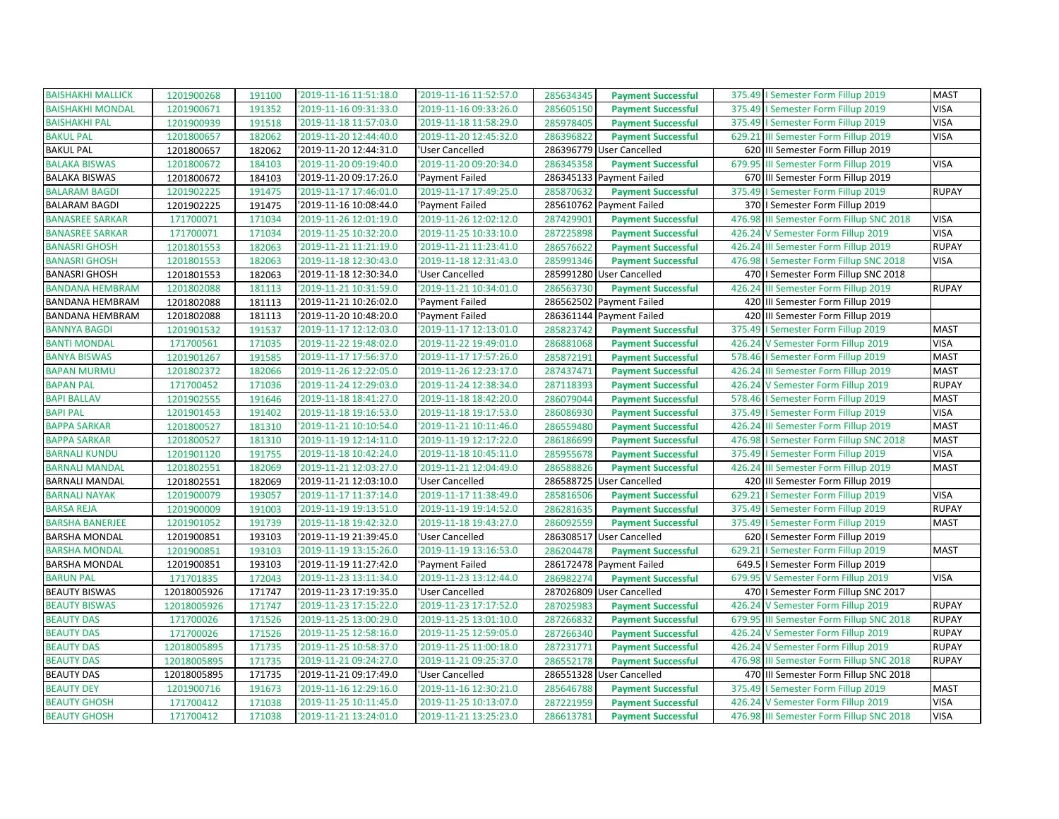| | | | | | | | | | |
|---|---|---|---|---|---|---|---|---|---|
| BAISHAKHI MALLICK | 1201900268 | 191100 | '2019-11-16 11:51:18.0 | '2019-11-16 11:52:57.0 | 285634345 | **Payment Successful** | 375.49 | I Semester Form Fillup 2019 | MAST |
| BAISHAKHI MONDAL | 1201900671 | 191352 | '2019-11-16 09:31:33.0 | '2019-11-16 09:33:26.0 | 285605150 | **Payment Successful** | 375.49 | I Semester Form Fillup 2019 | VISA |
| BAISHAKHI PAL | 1201900939 | 191518 | '2019-11-18 11:57:03.0 | '2019-11-18 11:58:29.0 | 285978405 | **Payment Successful** | 375.49 | I Semester Form Fillup 2019 | VISA |
| BAKUL PAL | 1201800657 | 182062 | '2019-11-20 12:44:40.0 | '2019-11-20 12:45:32.0 | 286396822 | **Payment Successful** | 629.21 | III Semester Form Fillup 2019 | VISA |
| BAKUL PAL | 1201800657 | 182062 | '2019-11-20 12:44:31.0 | 'User Cancelled | 286396779 | User Cancelled | 620 | III Semester Form Fillup 2019 | |
| BALAKA BISWAS | 1201800672 | 184103 | '2019-11-20 09:19:40.0 | '2019-11-20 09:20:34.0 | 286345358 | **Payment Successful** | 679.95 | III Semester Form Fillup 2019 | VISA |
| BALAKA BISWAS | 1201800672 | 184103 | '2019-11-20 09:17:26.0 | 'Payment Failed | 286345133 | Payment Failed | 670 | III Semester Form Fillup 2019 | |
| BALARAM BAGDI | 1201902225 | 191475 | '2019-11-17 17:46:01.0 | '2019-11-17 17:49:25.0 | 285870632 | **Payment Successful** | 375.49 | I Semester Form Fillup 2019 | RUPAY |
| BALARAM BAGDI | 1201902225 | 191475 | '2019-11-16 10:08:44.0 | 'Payment Failed | 285610762 | Payment Failed | 370 | I Semester Form Fillup 2019 | |
| BANASREE SARKAR | 171700071 | 171034 | '2019-11-26 12:01:19.0 | '2019-11-26 12:02:12.0 | 287429901 | **Payment Successful** | 476.98 | III Semester Form Fillup SNC 2018 | VISA |
| BANASREE SARKAR | 171700071 | 171034 | '2019-11-25 10:32:20.0 | '2019-11-25 10:33:10.0 | 287225898 | **Payment Successful** | 426.24 | V Semester Form Fillup 2019 | VISA |
| BANASRI GHOSH | 1201801553 | 182063 | '2019-11-21 11:21:19.0 | '2019-11-21 11:23:41.0 | 286576622 | **Payment Successful** | 426.24 | III Semester Form Fillup 2019 | RUPAY |
| BANASRI GHOSH | 1201801553 | 182063 | '2019-11-18 12:30:43.0 | '2019-11-18 12:31:43.0 | 285991346 | **Payment Successful** | 476.98 | I Semester Form Fillup SNC 2018 | VISA |
| BANASRI GHOSH | 1201801553 | 182063 | '2019-11-18 12:30:34.0 | 'User Cancelled | 285991280 | User Cancelled | 470 | I Semester Form Fillup SNC 2018 | |
| BANDANA HEMBRAM | 1201802088 | 181113 | '2019-11-21 10:31:59.0 | '2019-11-21 10:34:01.0 | 286563730 | **Payment Successful** | 426.24 | III Semester Form Fillup 2019 | RUPAY |
| BANDANA HEMBRAM | 1201802088 | 181113 | '2019-11-21 10:26:02.0 | 'Payment Failed | 286562502 | Payment Failed | 420 | III Semester Form Fillup 2019 | |
| BANDANA HEMBRAM | 1201802088 | 181113 | '2019-11-20 10:48:20.0 | 'Payment Failed | 286361144 | Payment Failed | 420 | III Semester Form Fillup 2019 | |
| BANNYA BAGDI | 1201901532 | 191537 | '2019-11-17 12:12:03.0 | '2019-11-17 12:13:01.0 | 285823742 | **Payment Successful** | 375.49 | I Semester Form Fillup 2019 | MAST |
| BANTI MONDAL | 171700561 | 171035 | '2019-11-22 19:48:02.0 | '2019-11-22 19:49:01.0 | 286881068 | **Payment Successful** | 426.24 | V Semester Form Fillup 2019 | VISA |
| BANYA BISWAS | 1201901267 | 191585 | '2019-11-17 17:56:37.0 | '2019-11-17 17:57:26.0 | 285872191 | **Payment Successful** | 578.46 | I Semester Form Fillup 2019 | MAST |
| BAPAN MURMU | 1201802372 | 182066 | '2019-11-26 12:22:05.0 | '2019-11-26 12:23:17.0 | 287437471 | **Payment Successful** | 426.24 | III Semester Form Fillup 2019 | MAST |
| BAPAN PAL | 171700452 | 171036 | '2019-11-24 12:29:03.0 | '2019-11-24 12:38:34.0 | 287118393 | **Payment Successful** | 426.24 | V Semester Form Fillup 2019 | RUPAY |
| BAPI BALLAV | 1201902555 | 191646 | '2019-11-18 18:41:27.0 | '2019-11-18 18:42:20.0 | 286079044 | **Payment Successful** | 578.46 | I Semester Form Fillup 2019 | MAST |
| BAPI PAL | 1201901453 | 191402 | '2019-11-18 19:16:53.0 | '2019-11-18 19:17:53.0 | 286086930 | **Payment Successful** | 375.49 | I Semester Form Fillup 2019 | VISA |
| BAPPA SARKAR | 1201800527 | 181310 | '2019-11-21 10:10:54.0 | '2019-11-21 10:11:46.0 | 286559480 | **Payment Successful** | 426.24 | III Semester Form Fillup 2019 | MAST |
| BAPPA SARKAR | 1201800527 | 181310 | '2019-11-19 12:14:11.0 | '2019-11-19 12:17:22.0 | 286186699 | **Payment Successful** | 476.98 | I Semester Form Fillup SNC 2018 | MAST |
| BARNALI KUNDU | 1201901120 | 191755 | '2019-11-18 10:42:24.0 | '2019-11-18 10:45:11.0 | 285955678 | **Payment Successful** | 375.49 | I Semester Form Fillup 2019 | VISA |
| BARNALI MANDAL | 1201802551 | 182069 | '2019-11-21 12:03:27.0 | '2019-11-21 12:04:49.0 | 286588826 | **Payment Successful** | 426.24 | III Semester Form Fillup 2019 | MAST |
| BARNALI MANDAL | 1201802551 | 182069 | '2019-11-21 12:03:10.0 | 'User Cancelled | 286588725 | User Cancelled | 420 | III Semester Form Fillup 2019 | |
| BARNALI NAYAK | 1201900079 | 193057 | '2019-11-17 11:37:14.0 | '2019-11-17 11:38:49.0 | 285816506 | **Payment Successful** | 629.21 | I Semester Form Fillup 2019 | VISA |
| BARSA REJA | 1201900009 | 191003 | '2019-11-19 19:13:51.0 | '2019-11-19 19:14:52.0 | 286281635 | **Payment Successful** | 375.49 | I Semester Form Fillup 2019 | RUPAY |
| BARSHA BANERJEE | 1201901052 | 191739 | '2019-11-18 19:42:32.0 | '2019-11-18 19:43:27.0 | 286092559 | **Payment Successful** | 375.49 | I Semester Form Fillup 2019 | MAST |
| BARSHA MONDAL | 1201900851 | 193103 | '2019-11-19 21:39:45.0 | 'User Cancelled | 286308517 | User Cancelled | 620 | I Semester Form Fillup 2019 | |
| BARSHA MONDAL | 1201900851 | 193103 | '2019-11-19 13:15:26.0 | '2019-11-19 13:16:53.0 | 286204478 | **Payment Successful** | 629.21 | I Semester Form Fillup 2019 | MAST |
| BARSHA MONDAL | 1201900851 | 193103 | '2019-11-19 11:27:42.0 | 'Payment Failed | 286172478 | Payment Failed | 649.5 | I Semester Form Fillup 2019 | |
| BARUN PAL | 171701835 | 172043 | '2019-11-23 13:11:34.0 | '2019-11-23 13:12:44.0 | 286982274 | **Payment Successful** | 679.95 | V Semester Form Fillup 2019 | VISA |
| BEAUTY BISWAS | 12018005926 | 171747 | '2019-11-23 17:19:35.0 | 'User Cancelled | 287026809 | User Cancelled | 470 | I Semester Form Fillup SNC 2017 | |
| BEAUTY BISWAS | 12018005926 | 171747 | '2019-11-23 17:15:22.0 | '2019-11-23 17:17:52.0 | 287025983 | **Payment Successful** | 426.24 | V Semester Form Fillup 2019 | RUPAY |
| BEAUTY DAS | 171700026 | 171526 | '2019-11-25 13:00:29.0 | '2019-11-25 13:01:10.0 | 287266832 | **Payment Successful** | 679.95 | III Semester Form Fillup SNC 2018 | RUPAY |
| BEAUTY DAS | 171700026 | 171526 | '2019-11-25 12:58:16.0 | '2019-11-25 12:59:05.0 | 287266340 | **Payment Successful** | 426.24 | V Semester Form Fillup 2019 | RUPAY |
| BEAUTY DAS | 12018005895 | 171735 | '2019-11-25 10:58:37.0 | '2019-11-25 11:00:18.0 | 287231771 | **Payment Successful** | 426.24 | V Semester Form Fillup 2019 | RUPAY |
| BEAUTY DAS | 12018005895 | 171735 | '2019-11-21 09:24:27.0 | '2019-11-21 09:25:37.0 | 286552178 | **Payment Successful** | 476.98 | III Semester Form Fillup SNC 2018 | RUPAY |
| BEAUTY DAS | 12018005895 | 171735 | '2019-11-21 09:17:49.0 | 'User Cancelled | 286551328 | User Cancelled | 470 | III Semester Form Fillup SNC 2018 | |
| BEAUTY DEY | 1201900716 | 191673 | '2019-11-16 12:29:16.0 | '2019-11-16 12:30:21.0 | 285646788 | **Payment Successful** | 375.49 | I Semester Form Fillup 2019 | MAST |
| BEAUTY GHOSH | 171700412 | 171038 | '2019-11-25 10:11:45.0 | '2019-11-25 10:13:07.0 | 287221959 | **Payment Successful** | 426.24 | V Semester Form Fillup 2019 | VISA |
| BEAUTY GHOSH | 171700412 | 171038 | '2019-11-21 13:24:01.0 | '2019-11-21 13:25:23.0 | 286613781 | **Payment Successful** | 476.98 | III Semester Form Fillup SNC 2018 | VISA |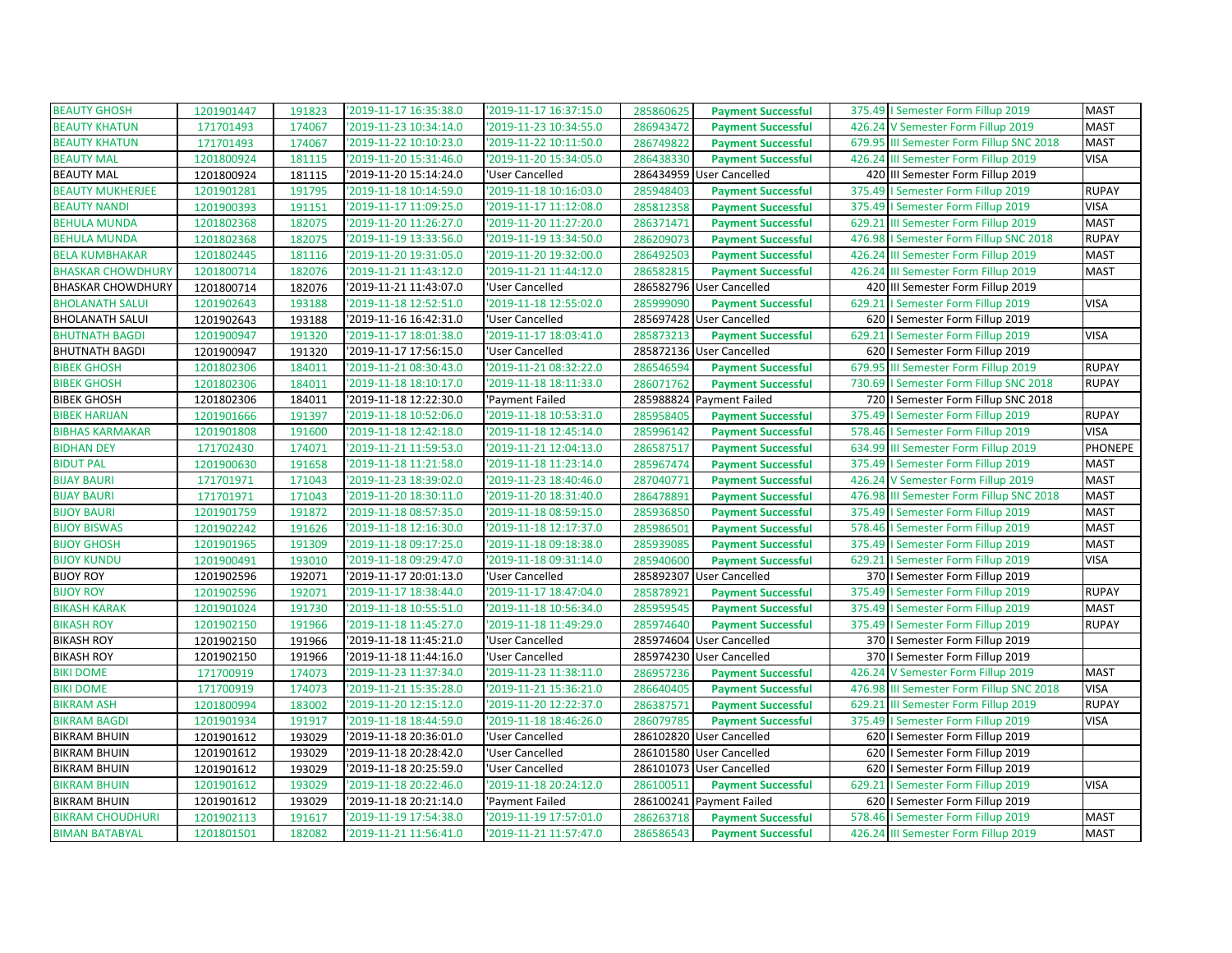| | | | | | | | | | |
|---|---|---|---|---|---|---|---|---|---|
| BEAUTY GHOSH | 1201901447 | 191823 | '2019-11-17 16:35:38.0 | '2019-11-17 16:37:15.0 | 285860625 | **Payment Successful** | 375.49 | I Semester Form Fillup 2019 | MAST |
| BEAUTY KHATUN | 171701493 | 174067 | '2019-11-23 10:34:14.0 | '2019-11-23 10:34:55.0 | 286943472 | **Payment Successful** | 426.24 | V Semester Form Fillup 2019 | MAST |
| BEAUTY KHATUN | 171701493 | 174067 | '2019-11-22 10:10:23.0 | '2019-11-22 10:11:50.0 | 286749822 | **Payment Successful** | 679.95 | III Semester Form Fillup SNC 2018 | MAST |
| BEAUTY MAL | 1201800924 | 181115 | '2019-11-20 15:31:46.0 | '2019-11-20 15:34:05.0 | 286438330 | **Payment Successful** | 426.24 | III Semester Form Fillup 2019 | VISA |
| BEAUTY MAL | 1201800924 | 181115 | '2019-11-20 15:14:24.0 | 'User Cancelled | 286434959 | User Cancelled | 420 | III Semester Form Fillup 2019 | |
| BEAUTY MUKHERJEE | 1201901281 | 191795 | '2019-11-18 10:14:59.0 | '2019-11-18 10:16:03.0 | 285948403 | **Payment Successful** | 375.49 | I Semester Form Fillup 2019 | RUPAY |
| BEAUTY NANDI | 1201900393 | 191151 | '2019-11-17 11:09:25.0 | '2019-11-17 11:12:08.0 | 285812358 | **Payment Successful** | 375.49 | I Semester Form Fillup 2019 | VISA |
| BEHULA MUNDA | 1201802368 | 182075 | '2019-11-20 11:26:27.0 | '2019-11-20 11:27:20.0 | 286371471 | **Payment Successful** | 629.21 | III Semester Form Fillup 2019 | MAST |
| BEHULA MUNDA | 1201802368 | 182075 | '2019-11-19 13:33:56.0 | '2019-11-19 13:34:50.0 | 286209073 | **Payment Successful** | 476.98 | I Semester Form Fillup SNC 2018 | RUPAY |
| BELA KUMBHAKAR | 1201802445 | 181116 | '2019-11-20 19:31:05.0 | '2019-11-20 19:32:00.0 | 286492503 | **Payment Successful** | 426.24 | III Semester Form Fillup 2019 | MAST |
| BHASKAR CHOWDHURY | 1201800714 | 182076 | '2019-11-21 11:43:12.0 | '2019-11-21 11:44:12.0 | 286582815 | **Payment Successful** | 426.24 | III Semester Form Fillup 2019 | MAST |
| BHASKAR CHOWDHURY | 1201800714 | 182076 | '2019-11-21 11:43:07.0 | 'User Cancelled | 286582796 | User Cancelled | 420 | III Semester Form Fillup 2019 | |
| BHOLANATH SALUI | 1201902643 | 193188 | '2019-11-18 12:52:51.0 | '2019-11-18 12:55:02.0 | 285999090 | **Payment Successful** | 629.21 | I Semester Form Fillup 2019 | VISA |
| BHOLANATH SALUI | 1201902643 | 193188 | '2019-11-16 16:42:31.0 | 'User Cancelled | 285697428 | User Cancelled | 620 | I Semester Form Fillup 2019 | |
| BHUTNATH BAGDI | 1201900947 | 191320 | '2019-11-17 18:01:38.0 | '2019-11-17 18:03:41.0 | 285873213 | **Payment Successful** | 629.21 | I Semester Form Fillup 2019 | VISA |
| BHUTNATH BAGDI | 1201900947 | 191320 | '2019-11-17 17:56:15.0 | 'User Cancelled | 285872136 | User Cancelled | 620 | I Semester Form Fillup 2019 | |
| BIBEK GHOSH | 1201802306 | 184011 | '2019-11-21 08:30:43.0 | '2019-11-21 08:32:22.0 | 286546594 | **Payment Successful** | 679.95 | III Semester Form Fillup 2019 | RUPAY |
| BIBEK GHOSH | 1201802306 | 184011 | '2019-11-18 18:10:17.0 | '2019-11-18 18:11:33.0 | 286071762 | **Payment Successful** | 730.69 | I Semester Form Fillup SNC 2018 | RUPAY |
| BIBEK GHOSH | 1201802306 | 184011 | '2019-11-18 12:22:30.0 | 'Payment Failed | 285988824 | Payment Failed | 720 | I Semester Form Fillup SNC 2018 | |
| BIBEK HARIJAN | 1201901666 | 191397 | '2019-11-18 10:52:06.0 | '2019-11-18 10:53:31.0 | 285958405 | **Payment Successful** | 375.49 | I Semester Form Fillup 2019 | RUPAY |
| BIBHAS KARMAKAR | 1201901808 | 191600 | '2019-11-18 12:42:18.0 | '2019-11-18 12:45:14.0 | 285996142 | **Payment Successful** | 578.46 | I Semester Form Fillup 2019 | VISA |
| BIDHAN DEY | 171702430 | 174071 | '2019-11-21 11:59:53.0 | '2019-11-21 12:04:13.0 | 286587517 | **Payment Successful** | 634.99 | III Semester Form Fillup 2019 | PHONEPE |
| BIDUT PAL | 1201900630 | 191658 | '2019-11-18 11:21:58.0 | '2019-11-18 11:23:14.0 | 285967474 | **Payment Successful** | 375.49 | I Semester Form Fillup 2019 | MAST |
| BIJAY BAURI | 171701971 | 171043 | '2019-11-23 18:39:02.0 | '2019-11-23 18:40:46.0 | 287040771 | **Payment Successful** | 426.24 | V Semester Form Fillup 2019 | MAST |
| BIJAY BAURI | 171701971 | 171043 | '2019-11-20 18:30:11.0 | '2019-11-20 18:31:40.0 | 286478891 | **Payment Successful** | 476.98 | III Semester Form Fillup SNC 2018 | MAST |
| BIJOY BAURI | 1201901759 | 191872 | '2019-11-18 08:57:35.0 | '2019-11-18 08:59:15.0 | 285936850 | **Payment Successful** | 375.49 | I Semester Form Fillup 2019 | MAST |
| BIJOY BISWAS | 1201902242 | 191626 | '2019-11-18 12:16:30.0 | '2019-11-18 12:17:37.0 | 285986501 | **Payment Successful** | 578.46 | I Semester Form Fillup 2019 | MAST |
| BIJOY GHOSH | 1201901965 | 191309 | '2019-11-18 09:17:25.0 | '2019-11-18 09:18:38.0 | 285939085 | **Payment Successful** | 375.49 | I Semester Form Fillup 2019 | MAST |
| BIJOY KUNDU | 1201900491 | 193010 | '2019-11-18 09:29:47.0 | '2019-11-18 09:31:14.0 | 285940600 | **Payment Successful** | 629.21 | I Semester Form Fillup 2019 | VISA |
| BIJOY ROY | 1201902596 | 192071 | '2019-11-17 20:01:13.0 | 'User Cancelled | 285892307 | User Cancelled | 370 | I Semester Form Fillup 2019 | |
| BIJOY ROY | 1201902596 | 192071 | '2019-11-17 18:38:44.0 | '2019-11-17 18:47:04.0 | 285878921 | **Payment Successful** | 375.49 | I Semester Form Fillup 2019 | RUPAY |
| BIKASH KARAK | 1201901024 | 191730 | '2019-11-18 10:55:51.0 | '2019-11-18 10:56:34.0 | 285959545 | **Payment Successful** | 375.49 | I Semester Form Fillup 2019 | MAST |
| BIKASH ROY | 1201902150 | 191966 | '2019-11-18 11:45:27.0 | '2019-11-18 11:49:29.0 | 285974640 | **Payment Successful** | 375.49 | I Semester Form Fillup 2019 | RUPAY |
| BIKASH ROY | 1201902150 | 191966 | '2019-11-18 11:45:21.0 | 'User Cancelled | 285974604 | User Cancelled | 370 | I Semester Form Fillup 2019 | |
| BIKASH ROY | 1201902150 | 191966 | '2019-11-18 11:44:16.0 | 'User Cancelled | 285974230 | User Cancelled | 370 | I Semester Form Fillup 2019 | |
| BIKI DOME | 171700919 | 174073 | '2019-11-23 11:37:34.0 | '2019-11-23 11:38:11.0 | 286957236 | **Payment Successful** | 426.24 | V Semester Form Fillup 2019 | MAST |
| BIKI DOME | 171700919 | 174073 | '2019-11-21 15:35:28.0 | '2019-11-21 15:36:21.0 | 286640405 | **Payment Successful** | 476.98 | III Semester Form Fillup SNC 2018 | VISA |
| BIKRAM ASH | 1201800994 | 183002 | '2019-11-20 12:15:12.0 | '2019-11-20 12:22:37.0 | 286387571 | **Payment Successful** | 629.21 | III Semester Form Fillup 2019 | RUPAY |
| BIKRAM BAGDI | 1201901934 | 191917 | '2019-11-18 18:44:59.0 | '2019-11-18 18:46:26.0 | 286079785 | **Payment Successful** | 375.49 | I Semester Form Fillup 2019 | VISA |
| BIKRAM BHUIN | 1201901612 | 193029 | '2019-11-18 20:36:01.0 | 'User Cancelled | 286102820 | User Cancelled | 620 | I Semester Form Fillup 2019 | |
| BIKRAM BHUIN | 1201901612 | 193029 | '2019-11-18 20:28:42.0 | 'User Cancelled | 286101580 | User Cancelled | 620 | I Semester Form Fillup 2019 | |
| BIKRAM BHUIN | 1201901612 | 193029 | '2019-11-18 20:25:59.0 | 'User Cancelled | 286101073 | User Cancelled | 620 | I Semester Form Fillup 2019 | |
| BIKRAM BHUIN | 1201901612 | 193029 | '2019-11-18 20:22:46.0 | '2019-11-18 20:24:12.0 | 286100511 | **Payment Successful** | 629.21 | I Semester Form Fillup 2019 | VISA |
| BIKRAM BHUIN | 1201901612 | 193029 | '2019-11-18 20:21:14.0 | 'Payment Failed | 286100241 | Payment Failed | 620 | I Semester Form Fillup 2019 | |
| BIKRAM CHOUDHURI | 1201902113 | 191617 | '2019-11-19 17:54:38.0 | '2019-11-19 17:57:01.0 | 286263718 | **Payment Successful** | 578.46 | I Semester Form Fillup 2019 | MAST |
| BIMAN BATABYAL | 1201801501 | 182082 | '2019-11-21 11:56:41.0 | '2019-11-21 11:57:47.0 | 286586543 | **Payment Successful** | 426.24 | III Semester Form Fillup 2019 | MAST |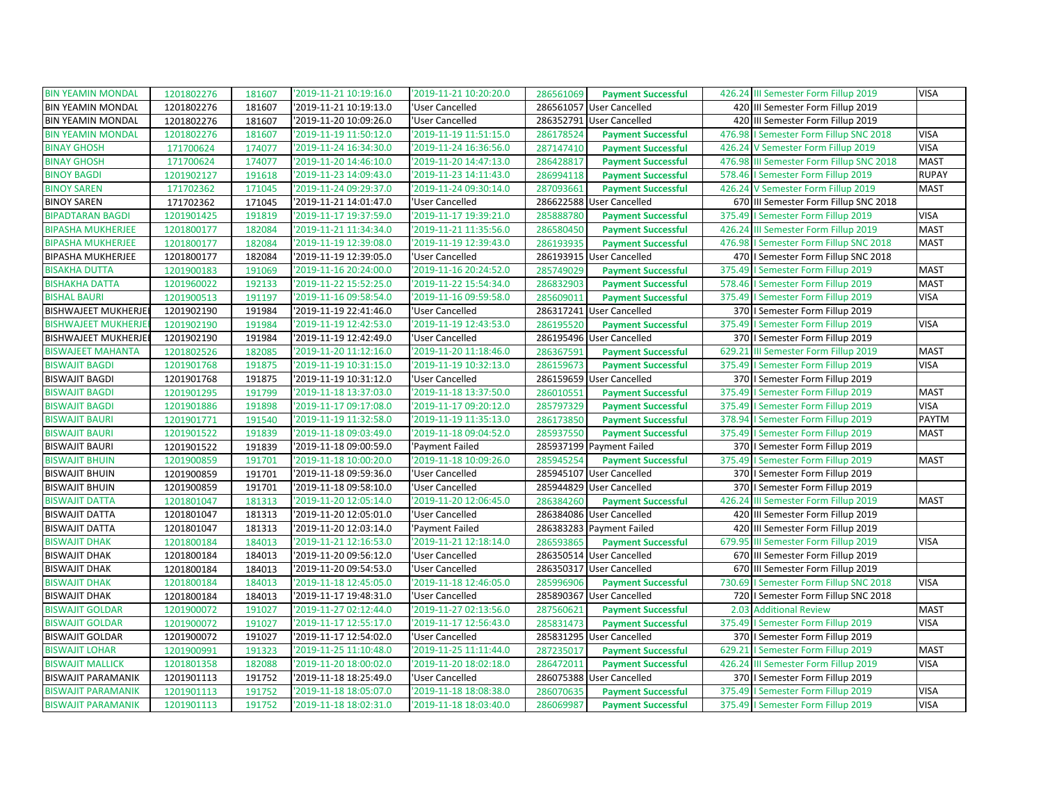| | | | | | | | | | |
|---|---|---|---|---|---|---|---|---|---|
| BIN YEAMIN MONDAL | 1201802276 | 181607 | '2019-11-21 10:19:16.0 | '2019-11-21 10:20:20.0 | 286561069 | **Payment Successful** | 426.24 | III Semester Form Fillup 2019 | VISA |
| BIN YEAMIN MONDAL | 1201802276 | 181607 | '2019-11-21 10:19:13.0 | 'User Cancelled | 286561057 | User Cancelled | 420 | III Semester Form Fillup 2019 | |
| BIN YEAMIN MONDAL | 1201802276 | 181607 | '2019-11-20 10:09:26.0 | 'User Cancelled | 286352791 | User Cancelled | 420 | III Semester Form Fillup 2019 | |
| BIN YEAMIN MONDAL | 1201802276 | 181607 | '2019-11-19 11:50:12.0 | '2019-11-19 11:51:15.0 | 286178524 | **Payment Successful** | 476.98 | I Semester Form Fillup SNC 2018 | VISA |
| BINAY GHOSH | 171700624 | 174077 | '2019-11-24 16:34:30.0 | '2019-11-24 16:36:56.0 | 287147410 | **Payment Successful** | 426.24 | V Semester Form Fillup 2019 | VISA |
| BINAY GHOSH | 171700624 | 174077 | '2019-11-20 14:46:10.0 | '2019-11-20 14:47:13.0 | 286428817 | **Payment Successful** | 476.98 | III Semester Form Fillup SNC 2018 | MAST |
| BINOY BAGDI | 1201902127 | 191618 | '2019-11-23 14:09:43.0 | '2019-11-23 14:11:43.0 | 286994118 | **Payment Successful** | 578.46 | I Semester Form Fillup 2019 | RUPAY |
| BINOY SAREN | 171702362 | 171045 | '2019-11-24 09:29:37.0 | '2019-11-24 09:30:14.0 | 287093661 | **Payment Successful** | 426.24 | V Semester Form Fillup 2019 | MAST |
| BINOY SAREN | 171702362 | 171045 | '2019-11-21 14:01:47.0 | 'User Cancelled | 286622588 | User Cancelled | 670 | III Semester Form Fillup SNC 2018 | |
| BIPADTARAN BAGDI | 1201901425 | 191819 | '2019-11-17 19:37:59.0 | '2019-11-17 19:39:21.0 | 285888780 | **Payment Successful** | 375.49 | I Semester Form Fillup 2019 | VISA |
| BIPASHA MUKHERJEE | 1201800177 | 182084 | '2019-11-21 11:34:34.0 | '2019-11-21 11:35:56.0 | 286580450 | **Payment Successful** | 426.24 | III Semester Form Fillup 2019 | MAST |
| BIPASHA MUKHERJEE | 1201800177 | 182084 | '2019-11-19 12:39:08.0 | '2019-11-19 12:39:43.0 | 286193935 | **Payment Successful** | 476.98 | I Semester Form Fillup SNC 2018 | MAST |
| BIPASHA MUKHERJEE | 1201800177 | 182084 | '2019-11-19 12:39:05.0 | 'User Cancelled | 286193915 | User Cancelled | 470 | I Semester Form Fillup SNC 2018 | |
| BISAKHA DUTTA | 1201900183 | 191069 | '2019-11-16 20:24:00.0 | '2019-11-16 20:24:52.0 | 285749029 | **Payment Successful** | 375.49 | I Semester Form Fillup 2019 | MAST |
| BISHAKHA DATTA | 1201960022 | 192133 | '2019-11-22 15:52:25.0 | '2019-11-22 15:54:34.0 | 286832903 | **Payment Successful** | 578.46 | I Semester Form Fillup 2019 | MAST |
| BISHAL BAURI | 1201900513 | 191197 | '2019-11-16 09:58:54.0 | '2019-11-16 09:59:58.0 | 285609011 | **Payment Successful** | 375.49 | I Semester Form Fillup 2019 | VISA |
| BISHWAJEET MUKHERJE | 1201902190 | 191984 | '2019-11-19 22:41:46.0 | 'User Cancelled | 286317241 | User Cancelled | 370 | I Semester Form Fillup 2019 | |
| BISHWAJEET MUKHERJE | 1201902190 | 191984 | '2019-11-19 12:42:53.0 | '2019-11-19 12:43:53.0 | 286195520 | **Payment Successful** | 375.49 | I Semester Form Fillup 2019 | VISA |
| BISHWAJEET MUKHERJE | 1201902190 | 191984 | '2019-11-19 12:42:49.0 | 'User Cancelled | 286195496 | User Cancelled | 370 | I Semester Form Fillup 2019 | |
| BISWAJEET MAHANTA | 1201802526 | 182085 | '2019-11-20 11:12:16.0 | '2019-11-20 11:18:46.0 | 286367591 | **Payment Successful** | 629.21 | III Semester Form Fillup 2019 | MAST |
| BISWAJIT BAGDI | 1201901768 | 191875 | '2019-11-19 10:31:15.0 | '2019-11-19 10:32:13.0 | 286159673 | **Payment Successful** | 375.49 | I Semester Form Fillup 2019 | VISA |
| BISWAJIT BAGDI | 1201901768 | 191875 | '2019-11-19 10:31:12.0 | 'User Cancelled | 286159659 | User Cancelled | 370 | I Semester Form Fillup 2019 | |
| BISWAJIT BAGDI | 1201901295 | 191799 | '2019-11-18 13:37:03.0 | '2019-11-18 13:37:50.0 | 286010551 | **Payment Successful** | 375.49 | I Semester Form Fillup 2019 | MAST |
| BISWAJIT BAGDI | 1201901886 | 191898 | '2019-11-17 09:17:08.0 | '2019-11-17 09:20:12.0 | 285797329 | **Payment Successful** | 375.49 | I Semester Form Fillup 2019 | VISA |
| BISWAJIT BAURI | 1201901771 | 191540 | '2019-11-19 11:32:58.0 | '2019-11-19 11:35:13.0 | 286173850 | **Payment Successful** | 378.94 | I Semester Form Fillup 2019 | PAYTM |
| BISWAJIT BAURI | 1201901522 | 191839 | '2019-11-18 09:03:49.0 | '2019-11-18 09:04:52.0 | 285937550 | **Payment Successful** | 375.49 | I Semester Form Fillup 2019 | MAST |
| BISWAJIT BAURI | 1201901522 | 191839 | '2019-11-18 09:00:59.0 | 'Payment Failed | 285937199 | Payment Failed | 370 | I Semester Form Fillup 2019 | |
| BISWAJIT BHUIN | 1201900859 | 191701 | '2019-11-18 10:00:20.0 | '2019-11-18 10:09:26.0 | 285945254 | **Payment Successful** | 375.49 | I Semester Form Fillup 2019 | MAST |
| BISWAJIT BHUIN | 1201900859 | 191701 | '2019-11-18 09:59:36.0 | 'User Cancelled | 285945107 | User Cancelled | 370 | I Semester Form Fillup 2019 | |
| BISWAJIT BHUIN | 1201900859 | 191701 | '2019-11-18 09:58:10.0 | 'User Cancelled | 285944829 | User Cancelled | 370 | I Semester Form Fillup 2019 | |
| BISWAJIT DATTA | 1201801047 | 181313 | '2019-11-20 12:05:14.0 | '2019-11-20 12:06:45.0 | 286384260 | **Payment Successful** | 426.24 | III Semester Form Fillup 2019 | MAST |
| BISWAJIT DATTA | 1201801047 | 181313 | '2019-11-20 12:05:01.0 | 'User Cancelled | 286384086 | User Cancelled | 420 | III Semester Form Fillup 2019 | |
| BISWAJIT DATTA | 1201801047 | 181313 | '2019-11-20 12:03:14.0 | 'Payment Failed | 286383283 | Payment Failed | 420 | III Semester Form Fillup 2019 | |
| BISWAJIT DHAK | 1201800184 | 184013 | '2019-11-21 12:16:53.0 | '2019-11-21 12:18:14.0 | 286593865 | **Payment Successful** | 679.95 | III Semester Form Fillup 2019 | VISA |
| BISWAJIT DHAK | 1201800184 | 184013 | '2019-11-20 09:56:12.0 | 'User Cancelled | 286350514 | User Cancelled | 670 | III Semester Form Fillup 2019 | |
| BISWAJIT DHAK | 1201800184 | 184013 | '2019-11-20 09:54:53.0 | 'User Cancelled | 286350317 | User Cancelled | 670 | III Semester Form Fillup 2019 | |
| BISWAJIT DHAK | 1201800184 | 184013 | '2019-11-18 12:45:05.0 | '2019-11-18 12:46:05.0 | 285996906 | **Payment Successful** | 730.69 | I Semester Form Fillup SNC 2018 | VISA |
| BISWAJIT DHAK | 1201800184 | 184013 | '2019-11-17 19:48:31.0 | 'User Cancelled | 285890367 | User Cancelled | 720 | I Semester Form Fillup SNC 2018 | |
| BISWAJIT GOLDAR | 1201900072 | 191027 | '2019-11-27 02:12:44.0 | '2019-11-27 02:13:56.0 | 287560621 | **Payment Successful** | 2.03 | Additional Review | MAST |
| BISWAJIT GOLDAR | 1201900072 | 191027 | '2019-11-17 12:55:17.0 | '2019-11-17 12:56:43.0 | 285831473 | **Payment Successful** | 375.49 | I Semester Form Fillup 2019 | VISA |
| BISWAJIT GOLDAR | 1201900072 | 191027 | '2019-11-17 12:54:02.0 | 'User Cancelled | 285831295 | User Cancelled | 370 | I Semester Form Fillup 2019 | |
| BISWAJIT LOHAR | 1201900991 | 191323 | '2019-11-25 11:10:48.0 | '2019-11-25 11:11:44.0 | 287235017 | **Payment Successful** | 629.21 | I Semester Form Fillup 2019 | MAST |
| BISWAJIT MALLICK | 1201801358 | 182088 | '2019-11-20 18:00:02.0 | '2019-11-20 18:02:18.0 | 286472011 | **Payment Successful** | 426.24 | III Semester Form Fillup 2019 | VISA |
| BISWAJIT PARAMANIK | 1201901113 | 191752 | '2019-11-18 18:25:49.0 | 'User Cancelled | 286075388 | User Cancelled | 370 | I Semester Form Fillup 2019 | |
| BISWAJIT PARAMANIK | 1201901113 | 191752 | '2019-11-18 18:05:07.0 | '2019-11-18 18:08:38.0 | 286070635 | **Payment Successful** | 375.49 | I Semester Form Fillup 2019 | VISA |
| BISWAJIT PARAMANIK | 1201901113 | 191752 | '2019-11-18 18:02:31.0 | '2019-11-18 18:03:40.0 | 286069987 | **Payment Successful** | 375.49 | I Semester Form Fillup 2019 | VISA |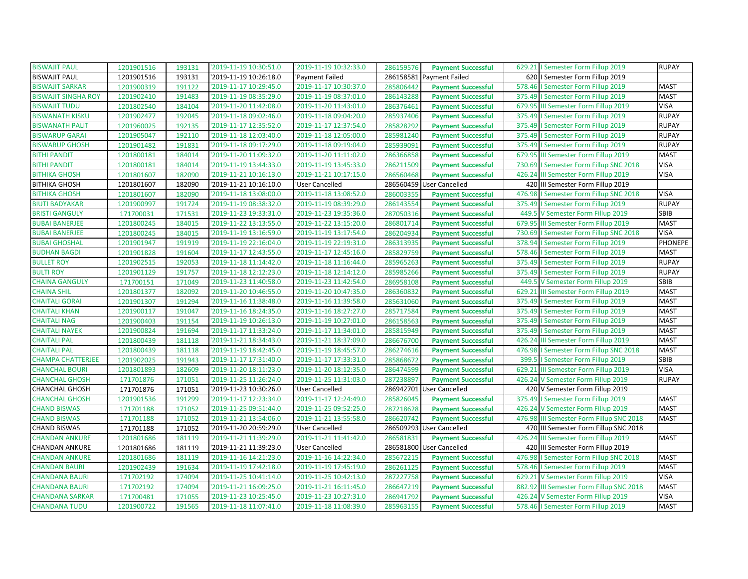| | | | | | | | | | |
|---|---|---|---|---|---|---|---|---|---|
| BISWAJIT PAUL | 1201901516 | 193131 | '2019-11-19 10:30:51.0 | '2019-11-19 10:32:33.0 | 286159576 | **Payment Successful** | 629.21 | I Semester Form Fillup 2019 | RUPAY |
| BISWAJIT PAUL | 1201901516 | 193131 | '2019-11-19 10:26:18.0 | 'Payment Failed | 286158581 | Payment Failed | 620 | I Semester Form Fillup 2019 | |
| BISWAJIT SARKAR | 1201900319 | 191122 | '2019-11-17 10:29:45.0 | '2019-11-17 10:30:37.0 | 285806442 | **Payment Successful** | 578.46 | I Semester Form Fillup 2019 | MAST |
| BISWAJIT SINGHA ROY | 1201902410 | 191483 | '2019-11-19 08:35:29.0 | '2019-11-19 08:37:01.0 | 286143288 | **Payment Successful** | 375.49 | I Semester Form Fillup 2019 | MAST |
| BISWAJIT TUDU | 1201802540 | 184104 | '2019-11-20 11:42:08.0 | '2019-11-20 11:43:01.0 | 286376461 | **Payment Successful** | 679.95 | III Semester Form Fillup 2019 | VISA |
| BISWANATH KISKU | 1201902477 | 192045 | '2019-11-18 09:02:46.0 | '2019-11-18 09:04:20.0 | 285937406 | **Payment Successful** | 375.49 | I Semester Form Fillup 2019 | RUPAY |
| BISWANATH PALIT | 1201960025 | 192135 | '2019-11-17 12:35:52.0 | '2019-11-17 12:37:54.0 | 285828292 | **Payment Successful** | 375.49 | I Semester Form Fillup 2019 | RUPAY |
| BISWARUP GARAI | 1201905047 | 192110 | '2019-11-18 12:03:40.0 | '2019-11-18 12:05:00.0 | 285981240 | **Payment Successful** | 375.49 | I Semester Form Fillup 2019 | RUPAY |
| BISWARUP GHOSH | 1201901482 | 191831 | '2019-11-18 09:17:29.0 | '2019-11-18 09:19:04.0 | 285939091 | **Payment Successful** | 375.49 | I Semester Form Fillup 2019 | RUPAY |
| BITHI PANDIT | 1201800181 | 184014 | '2019-11-20 11:09:32.0 | '2019-11-20 11:11:02.0 | 286366858 | **Payment Successful** | 679.95 | III Semester Form Fillup 2019 | MAST |
| BITHI PANDIT | 1201800181 | 184014 | '2019-11-19 13:44:33.0 | '2019-11-19 13:45:33.0 | 286211509 | **Payment Successful** | 730.69 | I Semester Form Fillup SNC 2018 | VISA |
| BITHIKA GHOSH | 1201801607 | 182090 | '2019-11-21 10:16:13.0 | '2019-11-21 10:17:15.0 | 286560468 | **Payment Successful** | 426.24 | III Semester Form Fillup 2019 | VISA |
| BITHIKA GHOSH | 1201801607 | 182090 | '2019-11-21 10:16:10.0 | 'User Cancelled | 286560459 | User Cancelled | 420 | III Semester Form Fillup 2019 | |
| BITHIKA GHOSH | 1201801607 | 182090 | '2019-11-18 13:08:00.0 | '2019-11-18 13:08:52.0 | 286003355 | **Payment Successful** | 476.98 | I Semester Form Fillup SNC 2018 | VISA |
| BIUTI BADYAKAR | 1201900997 | 191724 | '2019-11-19 08:38:32.0 | '2019-11-19 08:39:29.0 | 286143554 | **Payment Successful** | 375.49 | I Semester Form Fillup 2019 | RUPAY |
| BRISTI GANGULY | 171700031 | 171531 | '2019-11-23 19:33:31.0 | '2019-11-23 19:35:36.0 | 287050316 | **Payment Successful** | 449.5 | V Semester Form Fillup 2019 | SBIB |
| BUBAI BANERJEE | 1201800245 | 184015 | '2019-11-22 13:13:55.0 | '2019-11-22 13:15:20.0 | 286801714 | **Payment Successful** | 679.95 | III Semester Form Fillup 2019 | MAST |
| BUBAI BANERJEE | 1201800245 | 184015 | '2019-11-19 13:16:59.0 | '2019-11-19 13:17:54.0 | 286204934 | **Payment Successful** | 730.69 | I Semester Form Fillup SNC 2018 | VISA |
| BUBAI GHOSHAL | 1201901947 | 191919 | '2019-11-19 22:16:04.0 | '2019-11-19 22:19:31.0 | 286313935 | **Payment Successful** | 378.94 | I Semester Form Fillup 2019 | PHONEPE |
| BUDHAN BAGDI | 1201901828 | 191604 | '2019-11-17 12:43:55.0 | '2019-11-17 12:45:16.0 | 285829759 | **Payment Successful** | 578.46 | I Semester Form Fillup 2019 | MAST |
| BULLET ROY | 1201902515 | 192053 | '2019-11-18 11:14:42.0 | '2019-11-18 11:16:44.0 | 285965263 | **Payment Successful** | 375.49 | I Semester Form Fillup 2019 | RUPAY |
| BULTI ROY | 1201901129 | 191757 | '2019-11-18 12:12:23.0 | '2019-11-18 12:14:12.0 | 285985266 | **Payment Successful** | 375.49 | I Semester Form Fillup 2019 | RUPAY |
| CHAINA GANGULY | 171700151 | 171049 | '2019-11-23 11:40:58.0 | '2019-11-23 11:42:54.0 | 286958108 | **Payment Successful** | 449.5 | V Semester Form Fillup 2019 | SBIB |
| CHAINA SHIL | 1201801377 | 182092 | '2019-11-20 10:46:55.0 | '2019-11-20 10:47:35.0 | 286360832 | **Payment Successful** | 629.21 | III Semester Form Fillup 2019 | MAST |
| CHAITALI GORAI | 1201901307 | 191294 | '2019-11-16 11:38:48.0 | '2019-11-16 11:39:58.0 | 285631060 | **Payment Successful** | 375.49 | I Semester Form Fillup 2019 | MAST |
| CHAITALI KHAN | 1201900117 | 191047 | '2019-11-16 18:24:35.0 | '2019-11-16 18:27:27.0 | 285717584 | **Payment Successful** | 375.49 | I Semester Form Fillup 2019 | MAST |
| CHAITALI NAG | 1201900403 | 191154 | '2019-11-19 10:26:13.0 | '2019-11-19 10:27:01.0 | 286158563 | **Payment Successful** | 375.49 | I Semester Form Fillup 2019 | MAST |
| CHAITALI NAYEK | 1201900824 | 191694 | '2019-11-17 11:33:24.0 | '2019-11-17 11:34:01.0 | 285815949 | **Payment Successful** | 375.49 | I Semester Form Fillup 2019 | MAST |
| CHAITALI PAL | 1201800439 | 181118 | '2019-11-21 18:34:43.0 | '2019-11-21 18:37:09.0 | 286676700 | **Payment Successful** | 426.24 | III Semester Form Fillup 2019 | MAST |
| CHAITALI PAL | 1201800439 | 181118 | '2019-11-19 18:42:45.0 | '2019-11-19 18:45:57.0 | 286274616 | **Payment Successful** | 476.98 | I Semester Form Fillup SNC 2018 | MAST |
| CHAMPA CHATTERJEE | 1201902025 | 191943 | '2019-11-17 17:31:40.0 | '2019-11-17 17:33:31.0 | 285868672 | **Payment Successful** | 399.5 | I Semester Form Fillup 2019 | SBIB |
| CHANCHAL BOURI | 1201801893 | 182609 | '2019-11-20 18:11:23.0 | '2019-11-20 18:12:35.0 | 286474599 | **Payment Successful** | 629.21 | III Semester Form Fillup 2019 | VISA |
| CHANCHAL GHOSH | 171701876 | 171051 | '2019-11-25 11:26:24.0 | '2019-11-25 11:31:03.0 | 287238897 | **Payment Successful** | 426.24 | V Semester Form Fillup 2019 | RUPAY |
| CHANCHAL GHOSH | 171701876 | 171051 | '2019-11-23 10:30:26.0 | 'User Cancelled | 286942701 | User Cancelled | 420 | V Semester Form Fillup 2019 | |
| CHANCHAL GHOSH | 1201901536 | 191299 | '2019-11-17 12:23:34.0 | '2019-11-17 12:24:49.0 | 285826045 | **Payment Successful** | 375.49 | I Semester Form Fillup 2019 | MAST |
| CHAND BISWAS | 171701188 | 171052 | '2019-11-25 09:51:44.0 | '2019-11-25 09:52:25.0 | 287218628 | **Payment Successful** | 426.24 | V Semester Form Fillup 2019 | MAST |
| CHAND BISWAS | 171701188 | 171052 | '2019-11-21 13:54:06.0 | '2019-11-21 13:55:58.0 | 286620742 | **Payment Successful** | 476.98 | III Semester Form Fillup SNC 2018 | MAST |
| CHAND BISWAS | 171701188 | 171052 | '2019-11-20 20:59:29.0 | 'User Cancelled | 286509293 | User Cancelled | 470 | III Semester Form Fillup SNC 2018 | |
| CHANDAN ANKURE | 1201801686 | 181119 | '2019-11-21 11:39:29.0 | '2019-11-21 11:41:42.0 | 286581831 | **Payment Successful** | 426.24 | III Semester Form Fillup 2019 | MAST |
| CHANDAN ANKURE | 1201801686 | 181119 | '2019-11-21 11:39:23.0 | 'User Cancelled | 286581800 | User Cancelled | 420 | III Semester Form Fillup 2019 | |
| CHANDAN ANKURE | 1201801686 | 181119 | '2019-11-16 14:21:23.0 | '2019-11-16 14:22:34.0 | 285672215 | **Payment Successful** | 476.98 | I Semester Form Fillup SNC 2018 | MAST |
| CHANDAN BAURI | 1201902439 | 191634 | '2019-11-19 17:42:18.0 | '2019-11-19 17:45:19.0 | 286261125 | **Payment Successful** | 578.46 | I Semester Form Fillup 2019 | MAST |
| CHANDANA BAURI | 171702192 | 174094 | '2019-11-25 10:41:14.0 | '2019-11-25 10:42:13.0 | 287227758 | **Payment Successful** | 629.21 | V Semester Form Fillup 2019 | VISA |
| CHANDANA BAURI | 171702192 | 174094 | '2019-11-21 16:09:25.0 | '2019-11-21 16:11:45.0 | 286647219 | **Payment Successful** | 882.92 | III Semester Form Fillup SNC 2018 | MAST |
| CHANDANA SARKAR | 171700481 | 171055 | '2019-11-23 10:25:45.0 | '2019-11-23 10:27:31.0 | 286941792 | **Payment Successful** | 426.24 | V Semester Form Fillup 2019 | VISA |
| CHANDANA TUDU | 1201900722 | 191565 | '2019-11-18 11:07:41.0 | '2019-11-18 11:08:39.0 | 285963155 | **Payment Successful** | 578.46 | I Semester Form Fillup 2019 | MAST |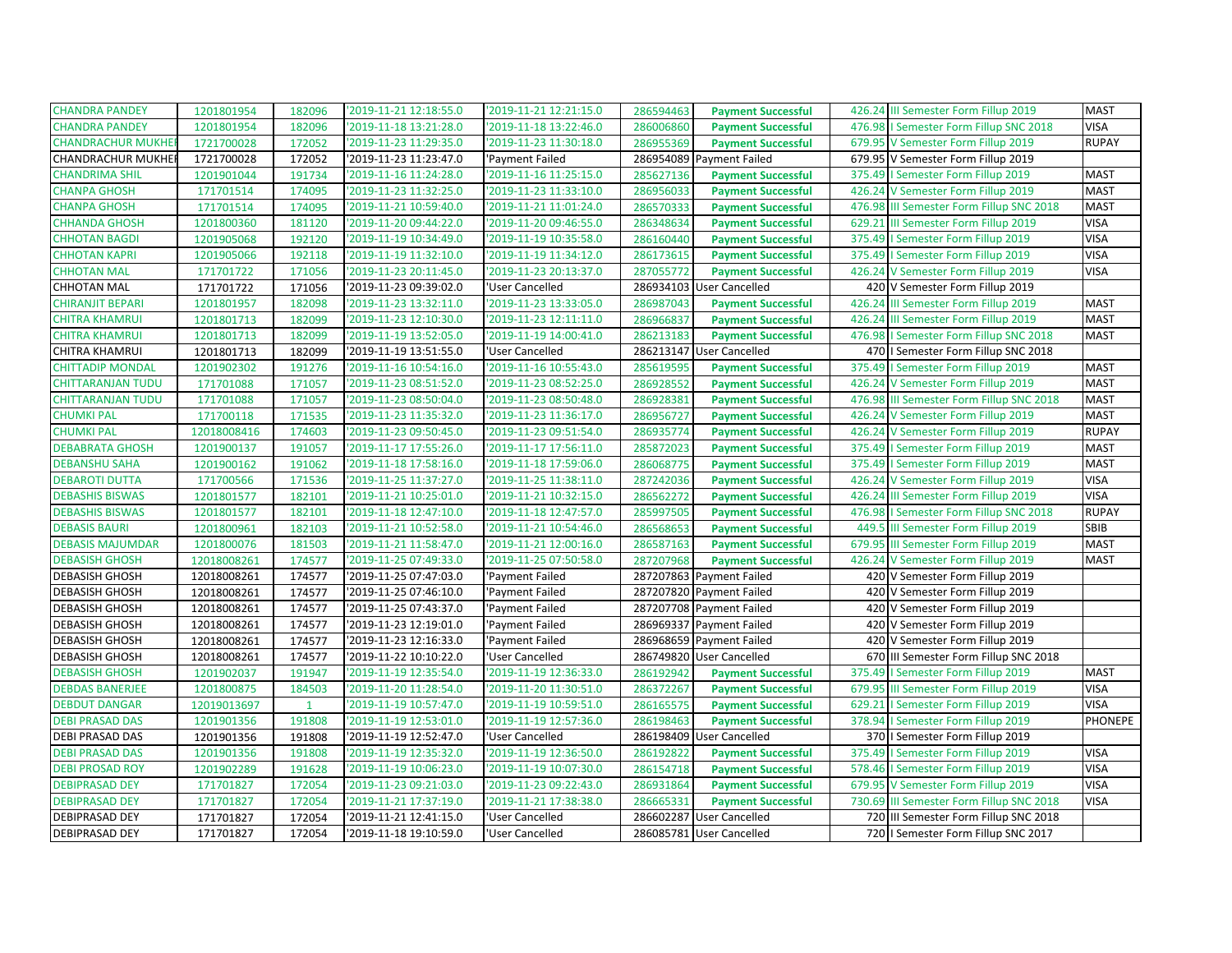| CHANDRA PANDEY | 1201801954 | 182096 | '2019-11-21 12:18:55.0 | '2019-11-21 12:21:15.0 | 286594463 | **Payment Successful** | 426.24 | III Semester Form Fillup 2019 | MAST |
|---|---|---|---|---|---|---|---|---|---|
| CHANDRA PANDEY | 1201801954 | 182096 | '2019-11-18 13:21:28.0 | '2019-11-18 13:22:46.0 | 286006860 | **Payment Successful** | 476.98 | I Semester Form Fillup SNC 2018 | VISA |
| CHANDRACHUR MUKHEI | 1721700028 | 172052 | '2019-11-23 11:29:35.0 | '2019-11-23 11:30:18.0 | 286955369 | **Payment Successful** | 679.95 | V Semester Form Fillup 2019 | RUPAY |
| CHANDRACHUR MUKHEI | 1721700028 | 172052 | '2019-11-23 11:23:47.0 | 'Payment Failed | 286954089 | Payment Failed | 679.95 | V Semester Form Fillup 2019 | |
| CHANDRIMA SHIL | 1201901044 | 191734 | '2019-11-16 11:24:28.0 | '2019-11-16 11:25:15.0 | 285627136 | **Payment Successful** | 375.49 | I Semester Form Fillup 2019 | MAST |
| CHANPA GHOSH | 171701514 | 174095 | '2019-11-23 11:32:25.0 | '2019-11-23 11:33:10.0 | 286956033 | **Payment Successful** | 426.24 | V Semester Form Fillup 2019 | MAST |
| CHANPA GHOSH | 171701514 | 174095 | '2019-11-21 10:59:40.0 | '2019-11-21 11:01:24.0 | 286570333 | **Payment Successful** | 476.98 | III Semester Form Fillup SNC 2018 | MAST |
| CHHANDA GHOSH | 1201800360 | 181120 | '2019-11-20 09:44:22.0 | '2019-11-20 09:46:55.0 | 286348634 | **Payment Successful** | 629.21 | III Semester Form Fillup 2019 | VISA |
| CHHOTAN BAGDI | 1201905068 | 192120 | '2019-11-19 10:34:49.0 | '2019-11-19 10:35:58.0 | 286160440 | **Payment Successful** | 375.49 | I Semester Form Fillup 2019 | VISA |
| CHHOTAN KAPRI | 1201905066 | 192118 | '2019-11-19 11:32:10.0 | '2019-11-19 11:34:12.0 | 286173615 | **Payment Successful** | 375.49 | I Semester Form Fillup 2019 | VISA |
| CHHOTAN MAL | 171701722 | 171056 | '2019-11-23 20:11:45.0 | '2019-11-23 20:13:37.0 | 287055772 | **Payment Successful** | 426.24 | V Semester Form Fillup 2019 | VISA |
| CHHOTAN MAL | 171701722 | 171056 | '2019-11-23 09:39:02.0 | 'User Cancelled | 286934103 | User Cancelled | 420 | V Semester Form Fillup 2019 | |
| CHIRANJIT BEPARI | 1201801957 | 182098 | '2019-11-23 13:32:11.0 | '2019-11-23 13:33:05.0 | 286987043 | **Payment Successful** | 426.24 | III Semester Form Fillup 2019 | MAST |
| CHITRA KHAMRUI | 1201801713 | 182099 | '2019-11-23 12:10:30.0 | '2019-11-23 12:11:11.0 | 286966837 | **Payment Successful** | 426.24 | III Semester Form Fillup 2019 | MAST |
| CHITRA KHAMRUI | 1201801713 | 182099 | '2019-11-19 13:52:05.0 | '2019-11-19 14:00:41.0 | 286213183 | **Payment Successful** | 476.98 | I Semester Form Fillup SNC 2018 | MAST |
| CHITRA KHAMRUI | 1201801713 | 182099 | '2019-11-19 13:51:55.0 | 'User Cancelled | 286213147 | User Cancelled | 470 | I Semester Form Fillup SNC 2018 | |
| CHITTADIP MONDAL | 1201902302 | 191276 | '2019-11-16 10:54:16.0 | '2019-11-16 10:55:43.0 | 285619595 | **Payment Successful** | 375.49 | I Semester Form Fillup 2019 | MAST |
| CHITTARANJAN TUDU | 171701088 | 171057 | '2019-11-23 08:51:52.0 | '2019-11-23 08:52:25.0 | 286928552 | **Payment Successful** | 426.24 | V Semester Form Fillup 2019 | MAST |
| CHITTARANJAN TUDU | 171701088 | 171057 | '2019-11-23 08:50:04.0 | '2019-11-23 08:50:48.0 | 286928381 | **Payment Successful** | 476.98 | III Semester Form Fillup SNC 2018 | MAST |
| CHUMKI PAL | 171700118 | 171535 | '2019-11-23 11:35:32.0 | '2019-11-23 11:36:17.0 | 286956727 | **Payment Successful** | 426.24 | V Semester Form Fillup 2019 | MAST |
| CHUMKI PAL | 12018008416 | 174603 | '2019-11-23 09:50:45.0 | '2019-11-23 09:51:54.0 | 286935774 | **Payment Successful** | 426.24 | V Semester Form Fillup 2019 | RUPAY |
| DEBABRATA GHOSH | 1201900137 | 191057 | '2019-11-17 17:55:26.0 | '2019-11-17 17:56:11.0 | 285872023 | **Payment Successful** | 375.49 | I Semester Form Fillup 2019 | MAST |
| DEBANSHU SAHA | 1201900162 | 191062 | '2019-11-18 17:58:16.0 | '2019-11-18 17:59:06.0 | 286068775 | **Payment Successful** | 375.49 | I Semester Form Fillup 2019 | MAST |
| DEBAROTI DUTTA | 171700566 | 171536 | '2019-11-25 11:37:27.0 | '2019-11-25 11:38:11.0 | 287242036 | **Payment Successful** | 426.24 | V Semester Form Fillup 2019 | VISA |
| DEBASHIS BISWAS | 1201801577 | 182101 | '2019-11-21 10:25:01.0 | '2019-11-21 10:32:15.0 | 286562272 | **Payment Successful** | 426.24 | III Semester Form Fillup 2019 | VISA |
| DEBASHIS BISWAS | 1201801577 | 182101 | '2019-11-18 12:47:10.0 | '2019-11-18 12:47:57.0 | 285997505 | **Payment Successful** | 476.98 | I Semester Form Fillup SNC 2018 | RUPAY |
| DEBASIS BAURI | 1201800961 | 182103 | '2019-11-21 10:52:58.0 | '2019-11-21 10:54:46.0 | 286568653 | **Payment Successful** | 449.5 | III Semester Form Fillup 2019 | SBIB |
| DEBASIS MAJUMDAR | 1201800076 | 181503 | '2019-11-21 11:58:47.0 | '2019-11-21 12:00:16.0 | 286587163 | **Payment Successful** | 679.95 | III Semester Form Fillup 2019 | MAST |
| DEBASISH GHOSH | 12018008261 | 174577 | '2019-11-25 07:49:33.0 | '2019-11-25 07:50:58.0 | 287207968 | **Payment Successful** | 426.24 | V Semester Form Fillup 2019 | MAST |
| DEBASISH GHOSH | 12018008261 | 174577 | '2019-11-25 07:47:03.0 | 'Payment Failed | 287207863 | Payment Failed | 420 | V Semester Form Fillup 2019 | |
| DEBASISH GHOSH | 12018008261 | 174577 | '2019-11-25 07:46:10.0 | 'Payment Failed | 287207820 | Payment Failed | 420 | V Semester Form Fillup 2019 | |
| DEBASISH GHOSH | 12018008261 | 174577 | '2019-11-25 07:43:37.0 | 'Payment Failed | 287207708 | Payment Failed | 420 | V Semester Form Fillup 2019 | |
| DEBASISH GHOSH | 12018008261 | 174577 | '2019-11-23 12:19:01.0 | 'Payment Failed | 286969337 | Payment Failed | 420 | V Semester Form Fillup 2019 | |
| DEBASISH GHOSH | 12018008261 | 174577 | '2019-11-23 12:16:33.0 | 'Payment Failed | 286968659 | Payment Failed | 420 | V Semester Form Fillup 2019 | |
| DEBASISH GHOSH | 12018008261 | 174577 | '2019-11-22 10:10:22.0 | 'User Cancelled | 286749820 | User Cancelled | 670 | III Semester Form Fillup SNC 2018 | |
| DEBASISH GHOSH | 1201902037 | 191947 | '2019-11-19 12:35:54.0 | '2019-11-19 12:36:33.0 | 286192942 | **Payment Successful** | 375.49 | I Semester Form Fillup 2019 | MAST |
| DEBDAS BANERJEE | 1201800875 | 184503 | '2019-11-20 11:28:54.0 | '2019-11-20 11:30:51.0 | 286372267 | **Payment Successful** | 679.95 | III Semester Form Fillup 2019 | VISA |
| DEBDUT DANGAR | 12019013697 | 1 | '2019-11-19 10:57:47.0 | '2019-11-19 10:59:51.0 | 286165575 | **Payment Successful** | 629.21 | I Semester Form Fillup 2019 | VISA |
| DEBI PRASAD DAS | 1201901356 | 191808 | '2019-11-19 12:53:01.0 | '2019-11-19 12:57:36.0 | 286198463 | **Payment Successful** | 378.94 | I Semester Form Fillup 2019 | PHONEPE |
| DEBI PRASAD DAS | 1201901356 | 191808 | '2019-11-19 12:52:47.0 | 'User Cancelled | 286198409 | User Cancelled | 370 | I Semester Form Fillup 2019 | |
| DEBI PRASAD DAS | 1201901356 | 191808 | '2019-11-19 12:35:32.0 | '2019-11-19 12:36:50.0 | 286192822 | **Payment Successful** | 375.49 | I Semester Form Fillup 2019 | VISA |
| DEBI PROSAD ROY | 1201902289 | 191628 | '2019-11-19 10:06:23.0 | '2019-11-19 10:07:30.0 | 286154718 | **Payment Successful** | 578.46 | I Semester Form Fillup 2019 | VISA |
| DEBIPRASAD DEY | 171701827 | 172054 | '2019-11-23 09:21:03.0 | '2019-11-23 09:22:43.0 | 286931864 | **Payment Successful** | 679.95 | V Semester Form Fillup 2019 | VISA |
| DEBIPRASAD DEY | 171701827 | 172054 | '2019-11-21 17:37:19.0 | '2019-11-21 17:38:38.0 | 286665331 | **Payment Successful** | 730.69 | III Semester Form Fillup SNC 2018 | VISA |
| DEBIPRASAD DEY | 171701827 | 172054 | '2019-11-21 12:41:15.0 | 'User Cancelled | 286602287 | User Cancelled | 720 | III Semester Form Fillup SNC 2018 | |
| DEBIPRASAD DEY | 171701827 | 172054 | '2019-11-18 19:10:59.0 | 'User Cancelled | 286085781 | User Cancelled | 720 | I Semester Form Fillup SNC 2017 | |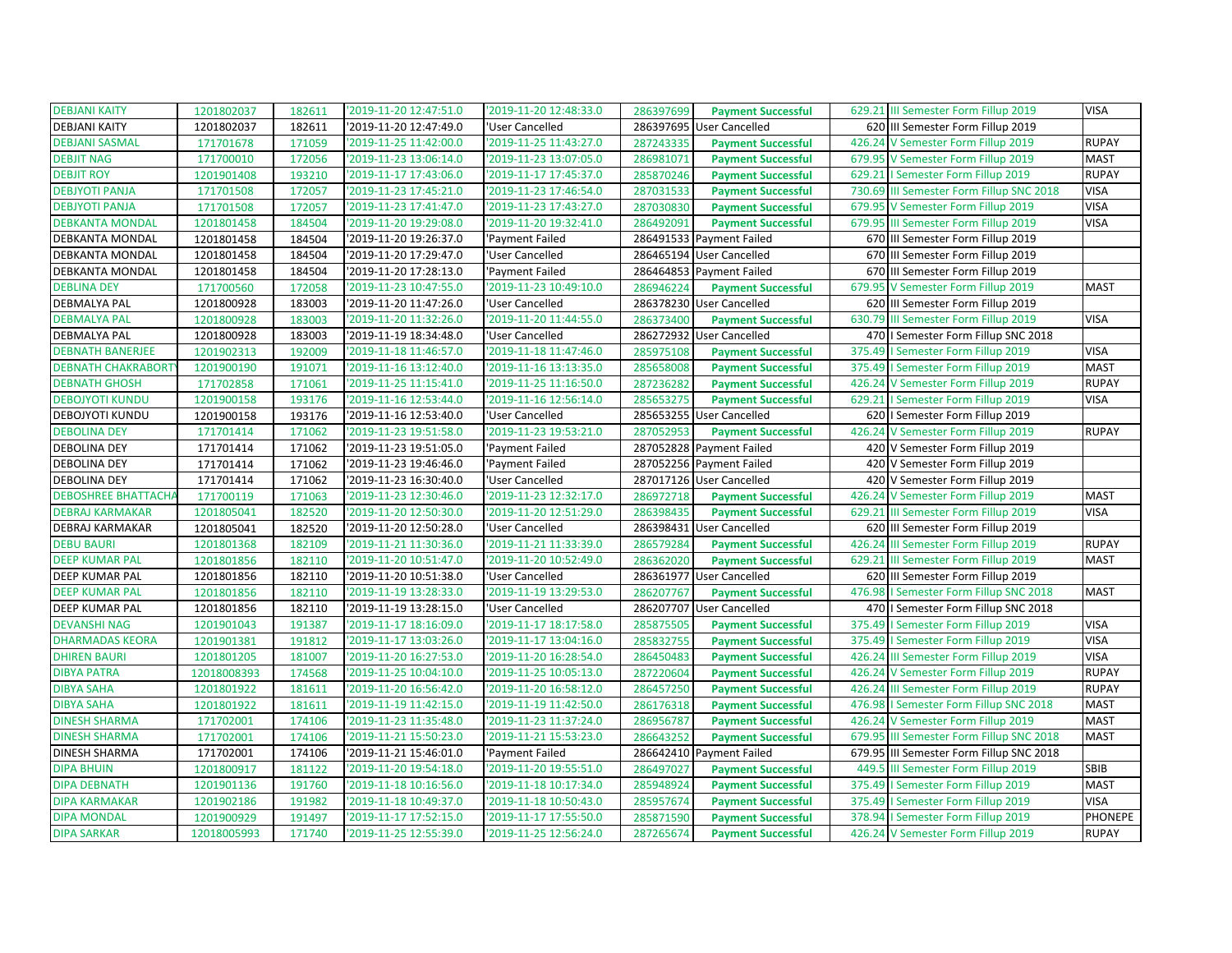| DEBJANI KAITY | 1201802037 | 182611 | '2019-11-20 12:47:51.0 | '2019-11-20 12:48:33.0 | 286397699 | Payment Successful | 629.21 | III Semester Form Fillup 2019 | VISA |
|---|---|---|---|---|---|---|---|---|---|
| DEBJANI KAITY | 1201802037 | 182611 | '2019-11-20 12:47:49.0 | 'User Cancelled | 286397695 | User Cancelled | 620 | III Semester Form Fillup 2019 | |
| DEBJANI SASMAL | 171701678 | 171059 | '2019-11-25 11:42:00.0 | '2019-11-25 11:43:27.0 | 287243335 | Payment Successful | 426.24 | V Semester Form Fillup 2019 | RUPAY |
| DEBJIT NAG | 171700010 | 172056 | '2019-11-23 13:06:14.0 | '2019-11-23 13:07:05.0 | 286981071 | Payment Successful | 679.95 | V Semester Form Fillup 2019 | MAST |
| DEBJIT ROY | 1201901408 | 193210 | '2019-11-17 17:43:06.0 | '2019-11-17 17:45:37.0 | 285870246 | Payment Successful | 629.21 | I Semester Form Fillup 2019 | RUPAY |
| DEBJYOTI PANJA | 171701508 | 172057 | '2019-11-23 17:45:21.0 | '2019-11-23 17:46:54.0 | 287031533 | Payment Successful | 730.69 | III Semester Form Fillup SNC 2018 | VISA |
| DEBJYOTI PANJA | 171701508 | 172057 | '2019-11-23 17:41:47.0 | '2019-11-23 17:43:27.0 | 287030830 | Payment Successful | 679.95 | V Semester Form Fillup 2019 | VISA |
| DEBKANTA MONDAL | 1201801458 | 184504 | '2019-11-20 19:29:08.0 | '2019-11-20 19:32:41.0 | 286492091 | Payment Successful | 679.95 | III Semester Form Fillup 2019 | VISA |
| DEBKANTA MONDAL | 1201801458 | 184504 | '2019-11-20 19:26:37.0 | 'Payment Failed | 286491533 | Payment Failed | 670 | III Semester Form Fillup 2019 | |
| DEBKANTA MONDAL | 1201801458 | 184504 | '2019-11-20 17:29:47.0 | 'User Cancelled | 286465194 | User Cancelled | 670 | III Semester Form Fillup 2019 | |
| DEBKANTA MONDAL | 1201801458 | 184504 | '2019-11-20 17:28:13.0 | 'Payment Failed | 286464853 | Payment Failed | 670 | III Semester Form Fillup 2019 | |
| DEBLINA DEY | 171700560 | 172058 | '2019-11-23 10:47:55.0 | '2019-11-23 10:49:10.0 | 286946224 | Payment Successful | 679.95 | V Semester Form Fillup 2019 | MAST |
| DEBMALYA PAL | 1201800928 | 183003 | '2019-11-20 11:47:26.0 | 'User Cancelled | 286378230 | User Cancelled | 620 | III Semester Form Fillup 2019 | |
| DEBMALYA PAL | 1201800928 | 183003 | '2019-11-20 11:32:26.0 | '2019-11-20 11:44:55.0 | 286373400 | Payment Successful | 630.79 | III Semester Form Fillup 2019 | VISA |
| DEBMALYA PAL | 1201800928 | 183003 | '2019-11-19 18:34:48.0 | 'User Cancelled | 286272932 | User Cancelled | 470 | I Semester Form Fillup SNC 2018 | |
| DEBNATH BANERJEE | 1201902313 | 192009 | '2019-11-18 11:46:57.0 | '2019-11-18 11:47:46.0 | 285975108 | Payment Successful | 375.49 | I Semester Form Fillup 2019 | VISA |
| DEBNATH CHAKRABORTY | 1201900190 | 191071 | '2019-11-16 13:12:40.0 | '2019-11-16 13:13:35.0 | 285658008 | Payment Successful | 375.49 | I Semester Form Fillup 2019 | MAST |
| DEBNATH GHOSH | 171702858 | 171061 | '2019-11-25 11:15:41.0 | '2019-11-25 11:16:50.0 | 287236282 | Payment Successful | 426.24 | V Semester Form Fillup 2019 | RUPAY |
| DEBOJYOTI KUNDU | 1201900158 | 193176 | '2019-11-16 12:53:44.0 | '2019-11-16 12:56:14.0 | 285653275 | Payment Successful | 629.21 | I Semester Form Fillup 2019 | VISA |
| DEBOJYOTI KUNDU | 1201900158 | 193176 | '2019-11-16 12:53:40.0 | 'User Cancelled | 285653255 | User Cancelled | 620 | I Semester Form Fillup 2019 | |
| DEBOLINA DEY | 171701414 | 171062 | '2019-11-23 19:51:58.0 | '2019-11-23 19:53:21.0 | 287052953 | Payment Successful | 426.24 | V Semester Form Fillup 2019 | RUPAY |
| DEBOLINA DEY | 171701414 | 171062 | '2019-11-23 19:51:05.0 | 'Payment Failed | 287052828 | Payment Failed | 420 | V Semester Form Fillup 2019 | |
| DEBOLINA DEY | 171701414 | 171062 | '2019-11-23 19:46:46.0 | 'Payment Failed | 287052256 | Payment Failed | 420 | V Semester Form Fillup 2019 | |
| DEBOLINA DEY | 171701414 | 171062 | '2019-11-23 16:30:40.0 | 'User Cancelled | 287017126 | User Cancelled | 420 | V Semester Form Fillup 2019 | |
| DEBOSHREE BHATTACHA | 171700119 | 171063 | '2019-11-23 12:30:46.0 | '2019-11-23 12:32:17.0 | 286972718 | Payment Successful | 426.24 | V Semester Form Fillup 2019 | MAST |
| DEBRAJ KARMAKAR | 1201805041 | 182520 | '2019-11-20 12:50:30.0 | '2019-11-20 12:51:29.0 | 286398435 | Payment Successful | 629.21 | III Semester Form Fillup 2019 | VISA |
| DEBRAJ KARMAKAR | 1201805041 | 182520 | '2019-11-20 12:50:28.0 | 'User Cancelled | 286398431 | User Cancelled | 620 | III Semester Form Fillup 2019 | |
| DEBU BAURI | 1201801368 | 182109 | '2019-11-21 11:30:36.0 | '2019-11-21 11:33:39.0 | 286579284 | Payment Successful | 426.24 | III Semester Form Fillup 2019 | RUPAY |
| DEEP KUMAR PAL | 1201801856 | 182110 | '2019-11-20 10:51:47.0 | '2019-11-20 10:52:49.0 | 286362020 | Payment Successful | 629.21 | III Semester Form Fillup 2019 | MAST |
| DEEP KUMAR PAL | 1201801856 | 182110 | '2019-11-20 10:51:38.0 | 'User Cancelled | 286361977 | User Cancelled | 620 | III Semester Form Fillup 2019 | |
| DEEP KUMAR PAL | 1201801856 | 182110 | '2019-11-19 13:28:33.0 | '2019-11-19 13:29:53.0 | 286207767 | Payment Successful | 476.98 | I Semester Form Fillup SNC 2018 | MAST |
| DEEP KUMAR PAL | 1201801856 | 182110 | '2019-11-19 13:28:15.0 | 'User Cancelled | 286207707 | User Cancelled | 470 | I Semester Form Fillup SNC 2018 | |
| DEVANSHI NAG | 1201901043 | 191387 | '2019-11-17 18:16:09.0 | '2019-11-17 18:17:58.0 | 285875505 | Payment Successful | 375.49 | I Semester Form Fillup 2019 | VISA |
| DHARMADAS KEORA | 1201901381 | 191812 | '2019-11-17 13:03:26.0 | '2019-11-17 13:04:16.0 | 285832755 | Payment Successful | 375.49 | I Semester Form Fillup 2019 | VISA |
| DHIREN BAURI | 1201801205 | 181007 | '2019-11-20 16:27:53.0 | '2019-11-20 16:28:54.0 | 286450483 | Payment Successful | 426.24 | III Semester Form Fillup 2019 | VISA |
| DIBYA PATRA | 12018008393 | 174568 | '2019-11-25 10:04:10.0 | '2019-11-25 10:05:13.0 | 287220604 | Payment Successful | 426.24 | V Semester Form Fillup 2019 | RUPAY |
| DIBYA SAHA | 1201801922 | 181611 | '2019-11-20 16:56:42.0 | '2019-11-20 16:58:12.0 | 286457250 | Payment Successful | 426.24 | III Semester Form Fillup 2019 | RUPAY |
| DIBYA SAHA | 1201801922 | 181611 | '2019-11-19 11:42:15.0 | '2019-11-19 11:42:50.0 | 286176318 | Payment Successful | 476.98 | I Semester Form Fillup SNC 2018 | MAST |
| DINESH SHARMA | 171702001 | 174106 | '2019-11-23 11:35:48.0 | '2019-11-23 11:37:24.0 | 286956787 | Payment Successful | 426.24 | V Semester Form Fillup 2019 | MAST |
| DINESH SHARMA | 171702001 | 174106 | '2019-11-21 15:50:23.0 | '2019-11-21 15:53:23.0 | 286643252 | Payment Successful | 679.95 | III Semester Form Fillup SNC 2018 | MAST |
| DINESH SHARMA | 171702001 | 174106 | '2019-11-21 15:46:01.0 | 'Payment Failed | 286642410 | Payment Failed | 679.95 | III Semester Form Fillup SNC 2018 | |
| DIPA BHUIN | 1201800917 | 181122 | '2019-11-20 19:54:18.0 | '2019-11-20 19:55:51.0 | 286497027 | Payment Successful | 449.5 | III Semester Form Fillup 2019 | SBIB |
| DIPA DEBNATH | 1201901136 | 191760 | '2019-11-18 10:16:56.0 | '2019-11-18 10:17:34.0 | 285948924 | Payment Successful | 375.49 | I Semester Form Fillup 2019 | MAST |
| DIPA KARMAKAR | 1201902186 | 191982 | '2019-11-18 10:49:37.0 | '2019-11-18 10:50:43.0 | 285957674 | Payment Successful | 375.49 | I Semester Form Fillup 2019 | VISA |
| DIPA MONDAL | 1201900929 | 191497 | '2019-11-17 17:52:15.0 | '2019-11-17 17:55:50.0 | 285871590 | Payment Successful | 378.94 | I Semester Form Fillup 2019 | PHONEPE |
| DIPA SARKAR | 12018005993 | 171740 | '2019-11-25 12:55:39.0 | '2019-11-25 12:56:24.0 | 287265674 | Payment Successful | 426.24 | V Semester Form Fillup 2019 | RUPAY |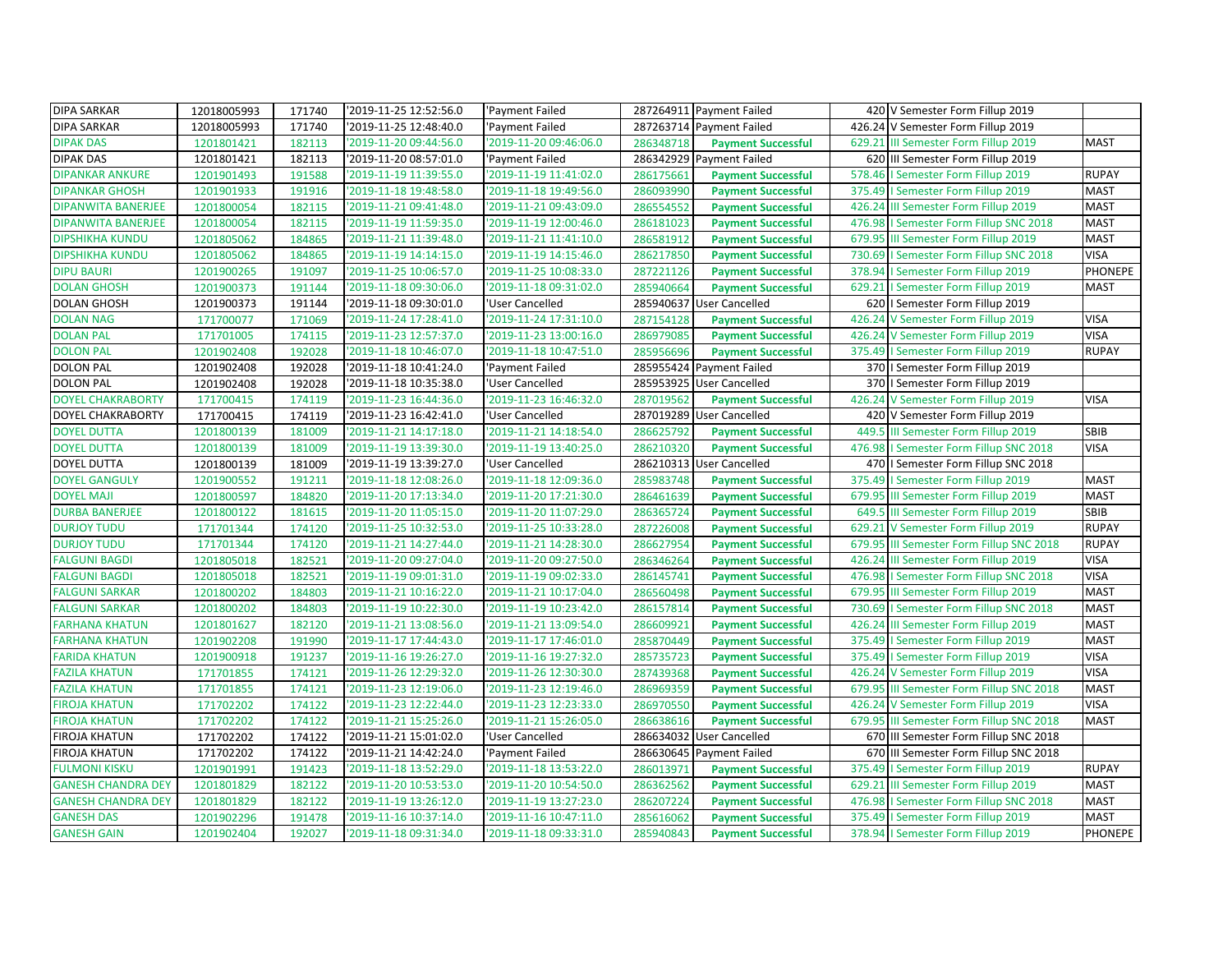| DIPA SARKAR | 12018005993 | 171740 | '2019-11-25 12:52:56.0 | 'Payment Failed | 287264911 | Payment Failed | 420 | V Semester Form Fillup 2019 | |
|---|---|---|---|---|---|---|---|---|---|
| DIPA SARKAR | 12018005993 | 171740 | '2019-11-25 12:48:40.0 | 'Payment Failed | 287263714 | Payment Failed | 426.24 | V Semester Form Fillup 2019 | |
| DIPAK DAS | 1201801421 | 182113 | '2019-11-20 09:44:56.0 | '2019-11-20 09:46:06.0 | 286348718 | Payment Successful | 629.21 | III Semester Form Fillup 2019 | MAST |
| DIPAK DAS | 1201801421 | 182113 | '2019-11-20 08:57:01.0 | 'Payment Failed | 286342929 | Payment Failed | 620 | III Semester Form Fillup 2019 | |
| DIPANKAR ANKURE | 1201901493 | 191588 | '2019-11-19 11:39:55.0 | '2019-11-19 11:41:02.0 | 286175661 | Payment Successful | 578.46 | I Semester Form Fillup 2019 | RUPAY |
| DIPANKAR GHOSH | 1201901933 | 191916 | '2019-11-18 19:48:58.0 | '2019-11-18 19:49:56.0 | 286093990 | Payment Successful | 375.49 | I Semester Form Fillup 2019 | MAST |
| DIPANWITA BANERJEE | 1201800054 | 182115 | '2019-11-21 09:41:48.0 | '2019-11-21 09:43:09.0 | 286554552 | Payment Successful | 426.24 | III Semester Form Fillup 2019 | MAST |
| DIPANWITA BANERJEE | 1201800054 | 182115 | '2019-11-19 11:59:35.0 | '2019-11-19 12:00:46.0 | 286181023 | Payment Successful | 476.98 | I Semester Form Fillup SNC 2018 | MAST |
| DIPSHIKHA KUNDU | 1201805062 | 184865 | '2019-11-21 11:39:48.0 | '2019-11-21 11:41:10.0 | 286581912 | Payment Successful | 679.95 | III Semester Form Fillup 2019 | MAST |
| DIPSHIKHA KUNDU | 1201805062 | 184865 | '2019-11-19 14:14:15.0 | '2019-11-19 14:15:46.0 | 286217850 | Payment Successful | 730.69 | I Semester Form Fillup SNC 2018 | VISA |
| DIPU BAURI | 1201900265 | 191097 | '2019-11-25 10:06:57.0 | '2019-11-25 10:08:33.0 | 287221126 | Payment Successful | 378.94 | I Semester Form Fillup 2019 | PHONEPE |
| DOLAN GHOSH | 1201900373 | 191144 | '2019-11-18 09:30:06.0 | '2019-11-18 09:31:02.0 | 285940664 | Payment Successful | 629.21 | I Semester Form Fillup 2019 | MAST |
| DOLAN GHOSH | 1201900373 | 191144 | '2019-11-18 09:30:01.0 | 'User Cancelled | 285940637 | User Cancelled | 620 | I Semester Form Fillup 2019 | |
| DOLAN NAG | 171700077 | 171069 | '2019-11-24 17:28:41.0 | '2019-11-24 17:31:10.0 | 287154128 | Payment Successful | 426.24 | V Semester Form Fillup 2019 | VISA |
| DOLAN PAL | 171701005 | 174115 | '2019-11-23 12:57:37.0 | '2019-11-23 13:00:16.0 | 286979085 | Payment Successful | 426.24 | V Semester Form Fillup 2019 | VISA |
| DOLON PAL | 1201902408 | 192028 | '2019-11-18 10:46:07.0 | '2019-11-18 10:47:51.0 | 285956696 | Payment Successful | 375.49 | I Semester Form Fillup 2019 | RUPAY |
| DOLON PAL | 1201902408 | 192028 | '2019-11-18 10:41:24.0 | 'Payment Failed | 285955424 | Payment Failed | 370 | I Semester Form Fillup 2019 | |
| DOLON PAL | 1201902408 | 192028 | '2019-11-18 10:35:38.0 | 'User Cancelled | 285953925 | User Cancelled | 370 | I Semester Form Fillup 2019 | |
| DOYEL CHAKRABORTY | 171700415 | 174119 | '2019-11-23 16:44:36.0 | '2019-11-23 16:46:32.0 | 287019562 | Payment Successful | 426.24 | V Semester Form Fillup 2019 | VISA |
| DOYEL CHAKRABORTY | 171700415 | 174119 | '2019-11-23 16:42:41.0 | 'User Cancelled | 287019289 | User Cancelled | 420 | V Semester Form Fillup 2019 | |
| DOYEL DUTTA | 1201800139 | 181009 | '2019-11-21 14:17:18.0 | '2019-11-21 14:18:54.0 | 286625792 | Payment Successful | 449.5 | III Semester Form Fillup 2019 | SBIB |
| DOYEL DUTTA | 1201800139 | 181009 | '2019-11-19 13:39:30.0 | '2019-11-19 13:40:25.0 | 286210320 | Payment Successful | 476.98 | I Semester Form Fillup SNC 2018 | VISA |
| DOYEL DUTTA | 1201800139 | 181009 | '2019-11-19 13:39:27.0 | 'User Cancelled | 286210313 | User Cancelled | 470 | I Semester Form Fillup SNC 2018 | |
| DOYEL GANGULY | 1201900552 | 191211 | '2019-11-18 12:08:26.0 | '2019-11-18 12:09:36.0 | 285983748 | Payment Successful | 375.49 | I Semester Form Fillup 2019 | MAST |
| DOYEL MAJI | 1201800597 | 184820 | '2019-11-20 17:13:34.0 | '2019-11-20 17:21:30.0 | 286461639 | Payment Successful | 679.95 | III Semester Form Fillup 2019 | MAST |
| DURBA BANERJEE | 1201800122 | 181615 | '2019-11-20 11:05:15.0 | '2019-11-20 11:07:29.0 | 286365724 | Payment Successful | 649.5 | III Semester Form Fillup 2019 | SBIB |
| DURJOY TUDU | 171701344 | 174120 | '2019-11-25 10:32:53.0 | '2019-11-25 10:33:28.0 | 287226008 | Payment Successful | 629.21 | V Semester Form Fillup 2019 | RUPAY |
| DURJOY TUDU | 171701344 | 174120 | '2019-11-21 14:27:44.0 | '2019-11-21 14:28:30.0 | 286627954 | Payment Successful | 679.95 | III Semester Form Fillup SNC 2018 | RUPAY |
| FALGUNI BAGDI | 1201805018 | 182521 | '2019-11-20 09:27:04.0 | '2019-11-20 09:27:50.0 | 286346264 | Payment Successful | 426.24 | III Semester Form Fillup 2019 | VISA |
| FALGUNI BAGDI | 1201805018 | 182521 | '2019-11-19 09:01:31.0 | '2019-11-19 09:02:33.0 | 286145741 | Payment Successful | 476.98 | I Semester Form Fillup SNC 2018 | VISA |
| FALGUNI SARKAR | 1201800202 | 184803 | '2019-11-21 10:16:22.0 | '2019-11-21 10:17:04.0 | 286560498 | Payment Successful | 679.95 | III Semester Form Fillup 2019 | MAST |
| FALGUNI SARKAR | 1201800202 | 184803 | '2019-11-19 10:22:30.0 | '2019-11-19 10:23:42.0 | 286157814 | Payment Successful | 730.69 | I Semester Form Fillup SNC 2018 | MAST |
| FARHANA KHATUN | 1201801627 | 182120 | '2019-11-21 13:08:56.0 | '2019-11-21 13:09:54.0 | 286609921 | Payment Successful | 426.24 | III Semester Form Fillup 2019 | MAST |
| FARHANA KHATUN | 1201902208 | 191990 | '2019-11-17 17:44:43.0 | '2019-11-17 17:46:01.0 | 285870449 | Payment Successful | 375.49 | I Semester Form Fillup 2019 | MAST |
| FARIDA KHATUN | 1201900918 | 191237 | '2019-11-16 19:26:27.0 | '2019-11-16 19:27:32.0 | 285735723 | Payment Successful | 375.49 | I Semester Form Fillup 2019 | VISA |
| FAZILA KHATUN | 171701855 | 174121 | '2019-11-26 12:29:32.0 | '2019-11-26 12:30:30.0 | 287439368 | Payment Successful | 426.24 | V Semester Form Fillup 2019 | VISA |
| FAZILA KHATUN | 171701855 | 174121 | '2019-11-23 12:19:06.0 | '2019-11-23 12:19:46.0 | 286969359 | Payment Successful | 679.95 | III Semester Form Fillup SNC 2018 | MAST |
| FIROJA KHATUN | 171702202 | 174122 | '2019-11-23 12:22:44.0 | '2019-11-23 12:23:33.0 | 286970550 | Payment Successful | 426.24 | V Semester Form Fillup 2019 | VISA |
| FIROJA KHATUN | 171702202 | 174122 | '2019-11-21 15:25:26.0 | '2019-11-21 15:26:05.0 | 286638616 | Payment Successful | 679.95 | III Semester Form Fillup SNC 2018 | MAST |
| FIROJA KHATUN | 171702202 | 174122 | '2019-11-21 15:01:02.0 | 'User Cancelled | 286634032 | User Cancelled | 670 | III Semester Form Fillup SNC 2018 | |
| FIROJA KHATUN | 171702202 | 174122 | '2019-11-21 14:42:24.0 | 'Payment Failed | 286630645 | Payment Failed | 670 | III Semester Form Fillup SNC 2018 | |
| FULMONI KISKU | 1201901991 | 191423 | '2019-11-18 13:52:29.0 | '2019-11-18 13:53:22.0 | 286013971 | Payment Successful | 375.49 | I Semester Form Fillup 2019 | RUPAY |
| GANESH CHANDRA DEY | 1201801829 | 182122 | '2019-11-20 10:53:53.0 | '2019-11-20 10:54:50.0 | 286362562 | Payment Successful | 629.21 | III Semester Form Fillup 2019 | MAST |
| GANESH CHANDRA DEY | 1201801829 | 182122 | '2019-11-19 13:26:12.0 | '2019-11-19 13:27:23.0 | 286207224 | Payment Successful | 476.98 | I Semester Form Fillup SNC 2018 | MAST |
| GANESH DAS | 1201902296 | 191478 | '2019-11-16 10:37:14.0 | '2019-11-16 10:47:11.0 | 285616062 | Payment Successful | 375.49 | I Semester Form Fillup 2019 | MAST |
| GANESH GAIN | 1201902404 | 192027 | '2019-11-18 09:31:34.0 | '2019-11-18 09:33:31.0 | 285940843 | Payment Successful | 378.94 | I Semester Form Fillup 2019 | PHONEPE |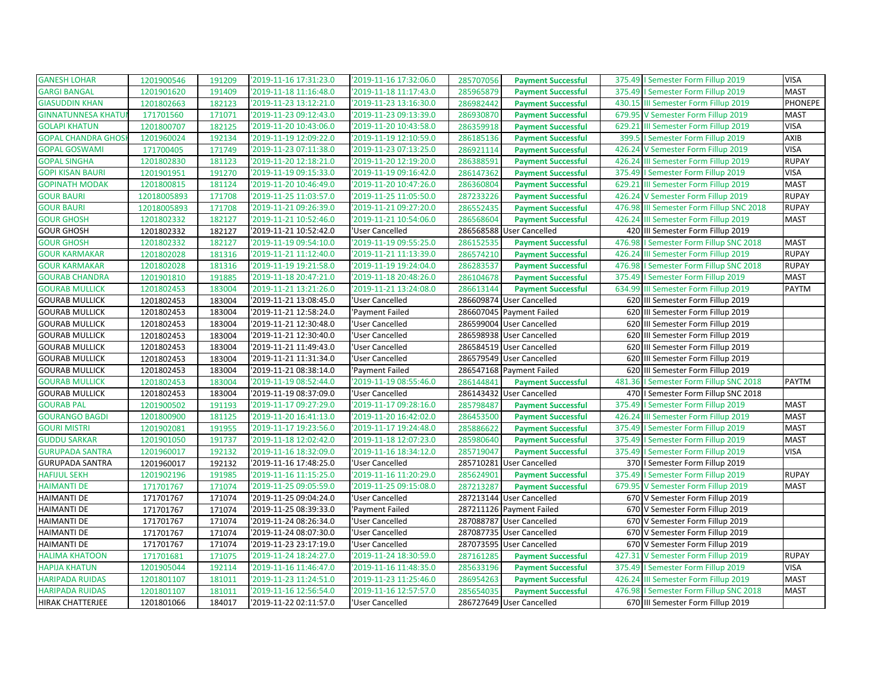| | | | | | | | | | |
|---|---|---|---|---|---|---|---|---|---|
| GANESH LOHAR | 1201900546 | 191209 | '2019-11-16 17:31:23.0 | '2019-11-16 17:32:06.0 | 285707056 | Payment Successful | 375.49 | I Semester Form Fillup 2019 | VISA |
| GARGI BANGAL | 1201901620 | 191409 | '2019-11-18 11:16:48.0 | '2019-11-18 11:17:43.0 | 285965879 | Payment Successful | 375.49 | I Semester Form Fillup 2019 | MAST |
| GIASUDDIN KHAN | 1201802663 | 182123 | '2019-11-23 13:12:21.0 | '2019-11-23 13:16:30.0 | 286982442 | Payment Successful | 430.15 | III Semester Form Fillup 2019 | PHONEPE |
| GINNATUNNESA KHATUN | 171701560 | 171071 | '2019-11-23 09:12:43.0 | '2019-11-23 09:13:39.0 | 286930870 | Payment Successful | 679.95 | V Semester Form Fillup 2019 | MAST |
| GOLAPI KHATUN | 1201800707 | 182125 | '2019-11-20 10:43:06.0 | '2019-11-20 10:43:58.0 | 286359918 | Payment Successful | 629.21 | III Semester Form Fillup 2019 | VISA |
| GOPAL CHANDRA GHOSH | 1201960024 | 192134 | '2019-11-19 12:09:22.0 | '2019-11-19 12:10:59.0 | 286185136 | Payment Successful | 399.5 | I Semester Form Fillup 2019 | AXIB |
| GOPAL GOSWAMI | 171700405 | 171749 | '2019-11-23 07:11:38.0 | '2019-11-23 07:13:25.0 | 286921114 | Payment Successful | 426.24 | V Semester Form Fillup 2019 | VISA |
| GOPAL SINGHA | 1201802830 | 181123 | '2019-11-20 12:18:21.0 | '2019-11-20 12:19:20.0 | 286388591 | Payment Successful | 426.24 | III Semester Form Fillup 2019 | RUPAY |
| GOPI KISAN BAURI | 1201901951 | 191270 | '2019-11-19 09:15:33.0 | '2019-11-19 09:16:42.0 | 286147362 | Payment Successful | 375.49 | I Semester Form Fillup 2019 | VISA |
| GOPINATH MODAK | 1201800815 | 181124 | '2019-11-20 10:46:49.0 | '2019-11-20 10:47:26.0 | 286360804 | Payment Successful | 629.21 | III Semester Form Fillup 2019 | MAST |
| GOUR BAURI | 12018005893 | 171708 | '2019-11-25 11:03:57.0 | '2019-11-25 11:05:50.0 | 287233226 | Payment Successful | 426.24 | V Semester Form Fillup 2019 | RUPAY |
| GOUR BAURI | 12018005893 | 171708 | '2019-11-21 09:26:39.0 | '2019-11-21 09:27:20.0 | 286552435 | Payment Successful | 476.98 | III Semester Form Fillup SNC 2018 | RUPAY |
| GOUR GHOSH | 1201802332 | 182127 | '2019-11-21 10:52:46.0 | '2019-11-21 10:54:06.0 | 286568604 | Payment Successful | 426.24 | III Semester Form Fillup 2019 | MAST |
| GOUR GHOSH | 1201802332 | 182127 | '2019-11-21 10:52:42.0 | 'User Cancelled | 286568588 | User Cancelled | 420 | III Semester Form Fillup 2019 | |
| GOUR GHOSH | 1201802332 | 182127 | '2019-11-19 09:54:10.0 | '2019-11-19 09:55:25.0 | 286152535 | Payment Successful | 476.98 | I Semester Form Fillup SNC 2018 | MAST |
| GOUR KARMAKAR | 1201802028 | 181316 | '2019-11-21 11:12:40.0 | '2019-11-21 11:13:39.0 | 286574210 | Payment Successful | 426.24 | III Semester Form Fillup 2019 | RUPAY |
| GOUR KARMAKAR | 1201802028 | 181316 | '2019-11-19 19:21:58.0 | '2019-11-19 19:24:04.0 | 286283537 | Payment Successful | 476.98 | I Semester Form Fillup SNC 2018 | RUPAY |
| GOURAB CHANDRA | 1201901810 | 191885 | '2019-11-18 20:47:21.0 | '2019-11-18 20:48:26.0 | 286104678 | Payment Successful | 375.49 | I Semester Form Fillup 2019 | MAST |
| GOURAB MULLICK | 1201802453 | 183004 | '2019-11-21 13:21:26.0 | '2019-11-21 13:24:08.0 | 286613144 | Payment Successful | 634.99 | III Semester Form Fillup 2019 | PAYTM |
| GOURAB MULLICK | 1201802453 | 183004 | '2019-11-21 13:08:45.0 | 'User Cancelled | 286609874 | User Cancelled | 620 | III Semester Form Fillup 2019 | |
| GOURAB MULLICK | 1201802453 | 183004 | '2019-11-21 12:58:24.0 | 'Payment Failed | 286607045 | Payment Failed | 620 | III Semester Form Fillup 2019 | |
| GOURAB MULLICK | 1201802453 | 183004 | '2019-11-21 12:30:48.0 | 'User Cancelled | 286599004 | User Cancelled | 620 | III Semester Form Fillup 2019 | |
| GOURAB MULLICK | 1201802453 | 183004 | '2019-11-21 12:30:40.0 | 'User Cancelled | 286598938 | User Cancelled | 620 | III Semester Form Fillup 2019 | |
| GOURAB MULLICK | 1201802453 | 183004 | '2019-11-21 11:49:43.0 | 'User Cancelled | 286584519 | User Cancelled | 620 | III Semester Form Fillup 2019 | |
| GOURAB MULLICK | 1201802453 | 183004 | '2019-11-21 11:31:34.0 | 'User Cancelled | 286579549 | User Cancelled | 620 | III Semester Form Fillup 2019 | |
| GOURAB MULLICK | 1201802453 | 183004 | '2019-11-21 08:38:14.0 | 'Payment Failed | 286547168 | Payment Failed | 620 | III Semester Form Fillup 2019 | |
| GOURAB MULLICK | 1201802453 | 183004 | '2019-11-19 08:52:44.0 | '2019-11-19 08:55:46.0 | 286144841 | Payment Successful | 481.36 | I Semester Form Fillup SNC 2018 | PAYTM |
| GOURAB MULLICK | 1201802453 | 183004 | '2019-11-19 08:37:09.0 | 'User Cancelled | 286143432 | User Cancelled | 470 | I Semester Form Fillup SNC 2018 | |
| GOURAB PAL | 1201900502 | 191193 | '2019-11-17 09:27:29.0 | '2019-11-17 09:28:16.0 | 285798487 | Payment Successful | 375.49 | I Semester Form Fillup 2019 | MAST |
| GOURANGO BAGDI | 1201800900 | 181125 | '2019-11-20 16:41:13.0 | '2019-11-20 16:42:02.0 | 286453500 | Payment Successful | 426.24 | III Semester Form Fillup 2019 | MAST |
| GOURI MISTRI | 1201902081 | 191955 | '2019-11-17 19:23:56.0 | '2019-11-17 19:24:48.0 | 285886622 | Payment Successful | 375.49 | I Semester Form Fillup 2019 | MAST |
| GUDDU SARKAR | 1201901050 | 191737 | '2019-11-18 12:02:42.0 | '2019-11-18 12:07:23.0 | 285980640 | Payment Successful | 375.49 | I Semester Form Fillup 2019 | MAST |
| GURUPADA SANTRA | 1201960017 | 192132 | '2019-11-16 18:32:09.0 | '2019-11-16 18:34:12.0 | 285719047 | Payment Successful | 375.49 | I Semester Form Fillup 2019 | VISA |
| GURUPADA SANTRA | 1201960017 | 192132 | '2019-11-16 17:48:25.0 | 'User Cancelled | 285710281 | User Cancelled | 370 | I Semester Form Fillup 2019 | |
| HAFIJUL SEKH | 1201902196 | 191985 | '2019-11-16 11:15:25.0 | '2019-11-16 11:20:29.0 | 285624901 | Payment Successful | 375.49 | I Semester Form Fillup 2019 | RUPAY |
| HAIMANTI DE | 171701767 | 171074 | '2019-11-25 09:05:59.0 | '2019-11-25 09:15:08.0 | 287213287 | Payment Successful | 679.95 | V Semester Form Fillup 2019 | MAST |
| HAIMANTI DE | 171701767 | 171074 | '2019-11-25 09:04:24.0 | 'User Cancelled | 287213144 | User Cancelled | 670 | V Semester Form Fillup 2019 | |
| HAIMANTI DE | 171701767 | 171074 | '2019-11-25 08:39:33.0 | 'Payment Failed | 287211126 | Payment Failed | 670 | V Semester Form Fillup 2019 | |
| HAIMANTI DE | 171701767 | 171074 | '2019-11-24 08:26:34.0 | 'User Cancelled | 287088787 | User Cancelled | 670 | V Semester Form Fillup 2019 | |
| HAIMANTI DE | 171701767 | 171074 | '2019-11-24 08:07:30.0 | 'User Cancelled | 287087735 | User Cancelled | 670 | V Semester Form Fillup 2019 | |
| HAIMANTI DE | 171701767 | 171074 | '2019-11-23 23:17:19.0 | 'User Cancelled | 287073595 | User Cancelled | 670 | V Semester Form Fillup 2019 | |
| HALIMA KHATOON | 171701681 | 171075 | '2019-11-24 18:24:27.0 | '2019-11-24 18:30:59.0 | 287161285 | Payment Successful | 427.31 | V Semester Form Fillup 2019 | RUPAY |
| HAPIJA KHATUN | 1201905044 | 192114 | '2019-11-16 11:46:47.0 | '2019-11-16 11:48:35.0 | 285633196 | Payment Successful | 375.49 | I Semester Form Fillup 2019 | VISA |
| HARIPADA RUIDAS | 1201801107 | 181011 | '2019-11-23 11:24:51.0 | '2019-11-23 11:25:46.0 | 286954263 | Payment Successful | 426.24 | III Semester Form Fillup 2019 | MAST |
| HARIPADA RUIDAS | 1201801107 | 181011 | '2019-11-16 12:56:54.0 | '2019-11-16 12:57:57.0 | 285654035 | Payment Successful | 476.98 | I Semester Form Fillup SNC 2018 | MAST |
| HIRAK CHATTERJEE | 1201801066 | 184017 | '2019-11-22 02:11:57.0 | 'User Cancelled | 286727649 | User Cancelled | 670 | III Semester Form Fillup 2019 | |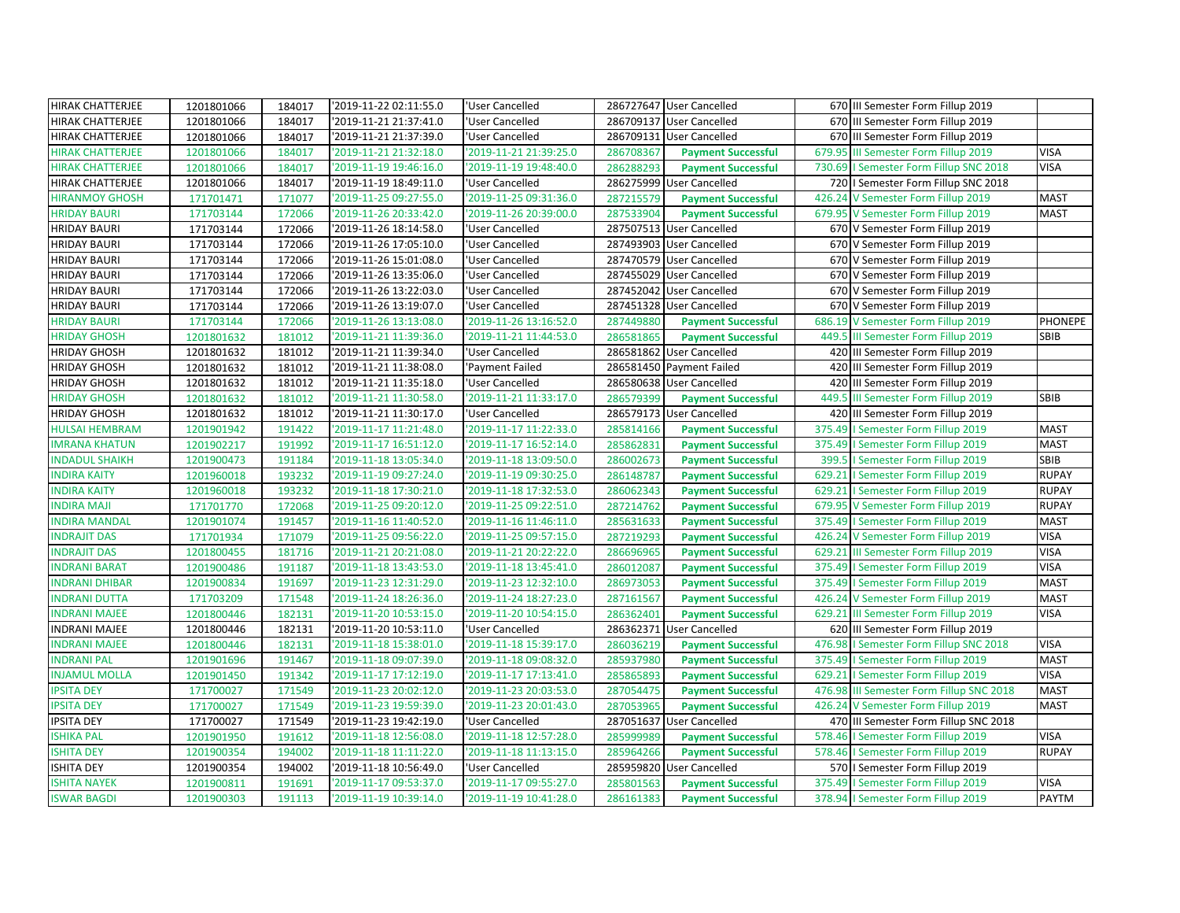| | | | | | | | | | |
|---|---|---|---|---|---|---|---|---|---|
| HIRAK CHATTERJEE | 1201801066 | 184017 | '2019-11-22 02:11:55.0 | 'User Cancelled | 286727647 | User Cancelled | 670 | III Semester Form Fillup 2019 | |
| HIRAK CHATTERJEE | 1201801066 | 184017 | '2019-11-21 21:37:41.0 | 'User Cancelled | 286709137 | User Cancelled | 670 | III Semester Form Fillup 2019 | |
| HIRAK CHATTERJEE | 1201801066 | 184017 | '2019-11-21 21:37:39.0 | 'User Cancelled | 286709131 | User Cancelled | 670 | III Semester Form Fillup 2019 | |
| HIRAK CHATTERJEE | 1201801066 | 184017 | '2019-11-21 21:32:18.0 | '2019-11-21 21:39:25.0 | 286708367 | Payment Successful | 679.95 | III Semester Form Fillup 2019 | VISA |
| HIRAK CHATTERJEE | 1201801066 | 184017 | '2019-11-19 19:46:16.0 | '2019-11-19 19:48:40.0 | 286288293 | Payment Successful | 730.69 | I Semester Form Fillup SNC 2018 | VISA |
| HIRAK CHATTERJEE | 1201801066 | 184017 | '2019-11-19 18:49:11.0 | 'User Cancelled | 286275999 | User Cancelled | 720 | I Semester Form Fillup SNC 2018 | |
| HIRANMOY GHOSH | 171701471 | 171077 | '2019-11-25 09:27:55.0 | '2019-11-25 09:31:36.0 | 287215579 | Payment Successful | 426.24 | V Semester Form Fillup 2019 | MAST |
| HRIDAY BAURI | 171703144 | 172066 | '2019-11-26 20:33:42.0 | '2019-11-26 20:39:00.0 | 287533904 | Payment Successful | 679.95 | V Semester Form Fillup 2019 | MAST |
| HRIDAY BAURI | 171703144 | 172066 | '2019-11-26 18:14:58.0 | 'User Cancelled | 287507513 | User Cancelled | 670 | V Semester Form Fillup 2019 | |
| HRIDAY BAURI | 171703144 | 172066 | '2019-11-26 17:05:10.0 | 'User Cancelled | 287493903 | User Cancelled | 670 | V Semester Form Fillup 2019 | |
| HRIDAY BAURI | 171703144 | 172066 | '2019-11-26 15:01:08.0 | 'User Cancelled | 287470579 | User Cancelled | 670 | V Semester Form Fillup 2019 | |
| HRIDAY BAURI | 171703144 | 172066 | '2019-11-26 13:35:06.0 | 'User Cancelled | 287455029 | User Cancelled | 670 | V Semester Form Fillup 2019 | |
| HRIDAY BAURI | 171703144 | 172066 | '2019-11-26 13:22:03.0 | 'User Cancelled | 287452042 | User Cancelled | 670 | V Semester Form Fillup 2019 | |
| HRIDAY BAURI | 171703144 | 172066 | '2019-11-26 13:19:07.0 | 'User Cancelled | 287451328 | User Cancelled | 670 | V Semester Form Fillup 2019 | |
| HRIDAY BAURI | 171703144 | 172066 | '2019-11-26 13:13:08.0 | '2019-11-26 13:16:52.0 | 287449880 | Payment Successful | 686.19 | V Semester Form Fillup 2019 | PHONEPE |
| HRIDAY GHOSH | 1201801632 | 181012 | '2019-11-21 11:39:36.0 | '2019-11-21 11:44:53.0 | 286581865 | Payment Successful | 449.5 | III Semester Form Fillup 2019 | SBIB |
| HRIDAY GHOSH | 1201801632 | 181012 | '2019-11-21 11:39:34.0 | 'User Cancelled | 286581862 | User Cancelled | 420 | III Semester Form Fillup 2019 | |
| HRIDAY GHOSH | 1201801632 | 181012 | '2019-11-21 11:38:08.0 | 'Payment Failed | 286581450 | Payment Failed | 420 | III Semester Form Fillup 2019 | |
| HRIDAY GHOSH | 1201801632 | 181012 | '2019-11-21 11:35:18.0 | 'User Cancelled | 286580638 | User Cancelled | 420 | III Semester Form Fillup 2019 | |
| HRIDAY GHOSH | 1201801632 | 181012 | '2019-11-21 11:30:58.0 | '2019-11-21 11:33:17.0 | 286579399 | Payment Successful | 449.5 | III Semester Form Fillup 2019 | SBIB |
| HRIDAY GHOSH | 1201801632 | 181012 | '2019-11-21 11:30:17.0 | 'User Cancelled | 286579173 | User Cancelled | 420 | III Semester Form Fillup 2019 | |
| HULSAI HEMBRAM | 1201901942 | 191422 | '2019-11-17 11:21:48.0 | '2019-11-17 11:22:33.0 | 285814166 | Payment Successful | 375.49 | I Semester Form Fillup 2019 | MAST |
| IMRANA KHATUN | 1201902217 | 191992 | '2019-11-17 16:51:12.0 | '2019-11-17 16:52:14.0 | 285862831 | Payment Successful | 375.49 | I Semester Form Fillup 2019 | MAST |
| INDADUL SHAIKH | 1201900473 | 191184 | '2019-11-18 13:05:34.0 | '2019-11-18 13:09:50.0 | 286002673 | Payment Successful | 399.5 | I Semester Form Fillup 2019 | SBIB |
| INDIRA KAITY | 1201960018 | 193232 | '2019-11-19 09:27:24.0 | '2019-11-19 09:30:25.0 | 286148787 | Payment Successful | 629.21 | I Semester Form Fillup 2019 | RUPAY |
| INDIRA KAITY | 1201960018 | 193232 | '2019-11-18 17:30:21.0 | '2019-11-18 17:32:53.0 | 286062343 | Payment Successful | 629.21 | I Semester Form Fillup 2019 | RUPAY |
| INDIRA MAJI | 171701770 | 172068 | '2019-11-25 09:20:12.0 | '2019-11-25 09:22:51.0 | 287214762 | Payment Successful | 679.95 | V Semester Form Fillup 2019 | RUPAY |
| INDIRA MANDAL | 1201901074 | 191457 | '2019-11-16 11:40:52.0 | '2019-11-16 11:46:11.0 | 285631633 | Payment Successful | 375.49 | I Semester Form Fillup 2019 | MAST |
| INDRAJIT DAS | 171701934 | 171079 | '2019-11-25 09:56:22.0 | '2019-11-25 09:57:15.0 | 287219293 | Payment Successful | 426.24 | V Semester Form Fillup 2019 | VISA |
| INDRAJIT DAS | 1201800455 | 181716 | '2019-11-21 20:21:08.0 | '2019-11-21 20:22:22.0 | 286696965 | Payment Successful | 629.21 | III Semester Form Fillup 2019 | VISA |
| INDRANI BARAT | 1201900486 | 191187 | '2019-11-18 13:43:53.0 | '2019-11-18 13:45:41.0 | 286012087 | Payment Successful | 375.49 | I Semester Form Fillup 2019 | VISA |
| INDRANI DHIBAR | 1201900834 | 191697 | '2019-11-23 12:31:29.0 | '2019-11-23 12:32:10.0 | 286973053 | Payment Successful | 375.49 | I Semester Form Fillup 2019 | MAST |
| INDRANI DUTTA | 171703209 | 171548 | '2019-11-24 18:26:36.0 | '2019-11-24 18:27:23.0 | 287161567 | Payment Successful | 426.24 | V Semester Form Fillup 2019 | MAST |
| INDRANI MAJEE | 1201800446 | 182131 | '2019-11-20 10:53:15.0 | '2019-11-20 10:54:15.0 | 286362401 | Payment Successful | 629.21 | III Semester Form Fillup 2019 | VISA |
| INDRANI MAJEE | 1201800446 | 182131 | '2019-11-20 10:53:11.0 | 'User Cancelled | 286362371 | User Cancelled | 620 | III Semester Form Fillup 2019 | |
| INDRANI MAJEE | 1201800446 | 182131 | '2019-11-18 15:38:01.0 | '2019-11-18 15:39:17.0 | 286036219 | Payment Successful | 476.98 | I Semester Form Fillup SNC 2018 | VISA |
| INDRANI PAL | 1201901696 | 191467 | '2019-11-18 09:07:39.0 | '2019-11-18 09:08:32.0 | 285937980 | Payment Successful | 375.49 | I Semester Form Fillup 2019 | MAST |
| INJAMUL MOLLA | 1201901450 | 191342 | '2019-11-17 17:12:19.0 | '2019-11-17 17:13:41.0 | 285865893 | Payment Successful | 629.21 | I Semester Form Fillup 2019 | VISA |
| IPSITA DEY | 171700027 | 171549 | '2019-11-23 20:02:12.0 | '2019-11-23 20:03:53.0 | 287054475 | Payment Successful | 476.98 | III Semester Form Fillup SNC 2018 | MAST |
| IPSITA DEY | 171700027 | 171549 | '2019-11-23 19:59:39.0 | '2019-11-23 20:01:43.0 | 287053965 | Payment Successful | 426.24 | V Semester Form Fillup 2019 | MAST |
| IPSITA DEY | 171700027 | 171549 | '2019-11-23 19:42:19.0 | 'User Cancelled | 287051637 | User Cancelled | 470 | III Semester Form Fillup SNC 2018 | |
| ISHIKA PAL | 1201901950 | 191612 | '2019-11-18 12:56:08.0 | '2019-11-18 12:57:28.0 | 285999989 | Payment Successful | 578.46 | I Semester Form Fillup 2019 | VISA |
| ISHITA DEY | 1201900354 | 194002 | '2019-11-18 11:11:22.0 | '2019-11-18 11:13:15.0 | 285964266 | Payment Successful | 578.46 | I Semester Form Fillup 2019 | RUPAY |
| ISHITA DEY | 1201900354 | 194002 | '2019-11-18 10:56:49.0 | 'User Cancelled | 285959820 | User Cancelled | 570 | I Semester Form Fillup 2019 | |
| ISHITA NAYEK | 1201900811 | 191691 | '2019-11-17 09:53:37.0 | '2019-11-17 09:55:27.0 | 285801563 | Payment Successful | 375.49 | I Semester Form Fillup 2019 | VISA |
| ISWAR BAGDI | 1201900303 | 191113 | '2019-11-19 10:39:14.0 | '2019-11-19 10:41:28.0 | 286161383 | Payment Successful | 378.94 | I Semester Form Fillup 2019 | PAYTM |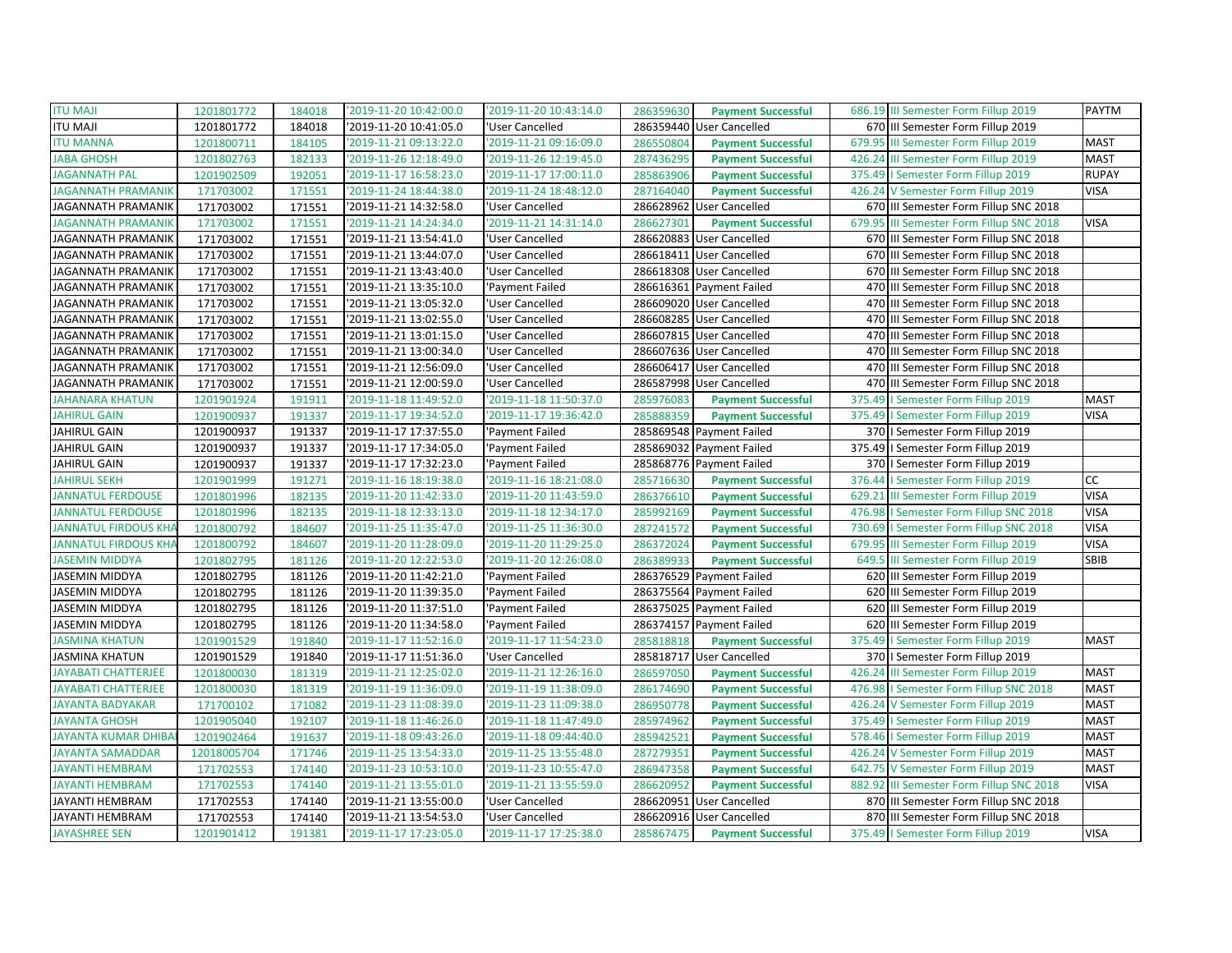| | | | | | | | | | |
|---|---|---|---|---|---|---|---|---|---|
| ITU MAJI | 1201801772 | 184018 | '2019-11-20 10:42:00.0 | '2019-11-20 10:43:14.0 | 286359630 | Payment Successful | 686.19 | III Semester Form Fillup 2019 | PAYTM |
| ITU MAJI | 1201801772 | 184018 | '2019-11-20 10:41:05.0 | 'User Cancelled | 286359440 | User Cancelled | 670 | III Semester Form Fillup 2019 | |
| ITU MANNA | 1201800711 | 184105 | '2019-11-21 09:13:22.0 | '2019-11-21 09:16:09.0 | 286550804 | Payment Successful | 679.95 | III Semester Form Fillup 2019 | MAST |
| JABA GHOSH | 1201802763 | 182133 | '2019-11-26 12:18:49.0 | '2019-11-26 12:19:45.0 | 287436295 | Payment Successful | 426.24 | III Semester Form Fillup 2019 | MAST |
| JAGANNATH PAL | 1201902509 | 192051 | '2019-11-17 16:58:23.0 | '2019-11-17 17:00:11.0 | 285863906 | Payment Successful | 375.49 | I Semester Form Fillup 2019 | RUPAY |
| JAGANNATH PRAMANIK | 171703002 | 171551 | '2019-11-24 18:44:38.0 | '2019-11-24 18:48:12.0 | 287164040 | Payment Successful | 426.24 | V Semester Form Fillup 2019 | VISA |
| JAGANNATH PRAMANIK | 171703002 | 171551 | '2019-11-21 14:32:58.0 | 'User Cancelled | 286628962 | User Cancelled | 670 | III Semester Form Fillup SNC 2018 | |
| JAGANNATH PRAMANIK | 171703002 | 171551 | '2019-11-21 14:24:34.0 | '2019-11-21 14:31:14.0 | 286627301 | Payment Successful | 679.95 | III Semester Form Fillup SNC 2018 | VISA |
| JAGANNATH PRAMANIK | 171703002 | 171551 | '2019-11-21 13:54:41.0 | 'User Cancelled | 286620883 | User Cancelled | 670 | III Semester Form Fillup SNC 2018 | |
| JAGANNATH PRAMANIK | 171703002 | 171551 | '2019-11-21 13:44:07.0 | 'User Cancelled | 286618411 | User Cancelled | 670 | III Semester Form Fillup SNC 2018 | |
| JAGANNATH PRAMANIK | 171703002 | 171551 | '2019-11-21 13:43:40.0 | 'User Cancelled | 286618308 | User Cancelled | 670 | III Semester Form Fillup SNC 2018 | |
| JAGANNATH PRAMANIK | 171703002 | 171551 | '2019-11-21 13:35:10.0 | 'Payment Failed | 286616361 | Payment Failed | 470 | III Semester Form Fillup SNC 2018 | |
| JAGANNATH PRAMANIK | 171703002 | 171551 | '2019-11-21 13:05:32.0 | 'User Cancelled | 286609020 | User Cancelled | 470 | III Semester Form Fillup SNC 2018 | |
| JAGANNATH PRAMANIK | 171703002 | 171551 | '2019-11-21 13:02:55.0 | 'User Cancelled | 286608285 | User Cancelled | 470 | III Semester Form Fillup SNC 2018 | |
| JAGANNATH PRAMANIK | 171703002 | 171551 | '2019-11-21 13:01:15.0 | 'User Cancelled | 286607815 | User Cancelled | 470 | III Semester Form Fillup SNC 2018 | |
| JAGANNATH PRAMANIK | 171703002 | 171551 | '2019-11-21 13:00:34.0 | 'User Cancelled | 286607636 | User Cancelled | 470 | III Semester Form Fillup SNC 2018 | |
| JAGANNATH PRAMANIK | 171703002 | 171551 | '2019-11-21 12:56:09.0 | 'User Cancelled | 286606417 | User Cancelled | 470 | III Semester Form Fillup SNC 2018 | |
| JAGANNATH PRAMANIK | 171703002 | 171551 | '2019-11-21 12:00:59.0 | 'User Cancelled | 286587998 | User Cancelled | 470 | III Semester Form Fillup SNC 2018 | |
| JAHANARA KHATUN | 1201901924 | 191911 | '2019-11-18 11:49:52.0 | '2019-11-18 11:50:37.0 | 285976083 | Payment Successful | 375.49 | I Semester Form Fillup 2019 | MAST |
| JAHIRUL GAIN | 1201900937 | 191337 | '2019-11-17 19:34:52.0 | '2019-11-17 19:36:42.0 | 285888359 | Payment Successful | 375.49 | I Semester Form Fillup 2019 | VISA |
| JAHIRUL GAIN | 1201900937 | 191337 | '2019-11-17 17:37:55.0 | 'Payment Failed | 285869548 | Payment Failed | 370 | I Semester Form Fillup 2019 | |
| JAHIRUL GAIN | 1201900937 | 191337 | '2019-11-17 17:34:05.0 | 'Payment Failed | 285869032 | Payment Failed | 375.49 | I Semester Form Fillup 2019 | |
| JAHIRUL GAIN | 1201900937 | 191337 | '2019-11-17 17:32:23.0 | 'Payment Failed | 285868776 | Payment Failed | 370 | I Semester Form Fillup 2019 | |
| JAHIRUL SEKH | 1201901999 | 191271 | '2019-11-16 18:19:38.0 | '2019-11-16 18:21:08.0 | 285716630 | Payment Successful | 376.44 | I Semester Form Fillup 2019 | CC |
| JANNATUL FERDOUSE | 1201801996 | 182135 | '2019-11-20 11:42:33.0 | '2019-11-20 11:43:59.0 | 286376610 | Payment Successful | 629.21 | III Semester Form Fillup 2019 | VISA |
| JANNATUL FERDOUSE | 1201801996 | 182135 | '2019-11-18 12:33:13.0 | '2019-11-18 12:34:17.0 | 285992169 | Payment Successful | 476.98 | I Semester Form Fillup SNC 2018 | VISA |
| JANNATUL FIRDOUS KHA | 1201800792 | 184607 | '2019-11-25 11:35:47.0 | '2019-11-25 11:36:30.0 | 287241572 | Payment Successful | 730.69 | I Semester Form Fillup SNC 2018 | VISA |
| JANNATUL FIRDOUS KHA | 1201800792 | 184607 | '2019-11-20 11:28:09.0 | '2019-11-20 11:29:25.0 | 286372024 | Payment Successful | 679.95 | III Semester Form Fillup 2019 | VISA |
| JASEMIN MIDDYA | 1201802795 | 181126 | '2019-11-20 12:22:53.0 | '2019-11-20 12:26:08.0 | 286389933 | Payment Successful | 649.5 | III Semester Form Fillup 2019 | SBIB |
| JASEMIN MIDDYA | 1201802795 | 181126 | '2019-11-20 11:42:21.0 | 'Payment Failed | 286376529 | Payment Failed | 620 | III Semester Form Fillup 2019 | |
| JASEMIN MIDDYA | 1201802795 | 181126 | '2019-11-20 11:39:35.0 | 'Payment Failed | 286375564 | Payment Failed | 620 | III Semester Form Fillup 2019 | |
| JASEMIN MIDDYA | 1201802795 | 181126 | '2019-11-20 11:37:51.0 | 'Payment Failed | 286375025 | Payment Failed | 620 | III Semester Form Fillup 2019 | |
| JASEMIN MIDDYA | 1201802795 | 181126 | '2019-11-20 11:34:58.0 | 'Payment Failed | 286374157 | Payment Failed | 620 | III Semester Form Fillup 2019 | |
| JASMINA KHATUN | 1201901529 | 191840 | '2019-11-17 11:52:16.0 | '2019-11-17 11:54:23.0 | 285818818 | Payment Successful | 375.49 | I Semester Form Fillup 2019 | MAST |
| JASMINA KHATUN | 1201901529 | 191840 | '2019-11-17 11:51:36.0 | 'User Cancelled | 285818717 | User Cancelled | 370 | I Semester Form Fillup 2019 | |
| JAYABATI CHATTERJEE | 1201800030 | 181319 | '2019-11-21 12:25:02.0 | '2019-11-21 12:26:16.0 | 286597050 | Payment Successful | 426.24 | III Semester Form Fillup 2019 | MAST |
| JAYABATI CHATTERJEE | 1201800030 | 181319 | '2019-11-19 11:36:09.0 | '2019-11-19 11:38:09.0 | 286174690 | Payment Successful | 476.98 | I Semester Form Fillup SNC 2018 | MAST |
| JAYANTA BADYAKAR | 171700102 | 171082 | '2019-11-23 11:08:39.0 | '2019-11-23 11:09:38.0 | 286950778 | Payment Successful | 426.24 | V Semester Form Fillup 2019 | MAST |
| JAYANTA GHOSH | 1201905040 | 192107 | '2019-11-18 11:46:26.0 | '2019-11-18 11:47:49.0 | 285974962 | Payment Successful | 375.49 | I Semester Form Fillup 2019 | MAST |
| JAYANTA KUMAR DHIBA | 1201902464 | 191637 | '2019-11-18 09:43:26.0 | '2019-11-18 09:44:40.0 | 285942521 | Payment Successful | 578.46 | I Semester Form Fillup 2019 | MAST |
| JAYANTA SAMADDAR | 12018005704 | 171746 | '2019-11-25 13:54:33.0 | '2019-11-25 13:55:48.0 | 287279351 | Payment Successful | 426.24 | V Semester Form Fillup 2019 | MAST |
| JAYANTI HEMBRAM | 171702553 | 174140 | '2019-11-23 10:53:10.0 | '2019-11-23 10:55:47.0 | 286947358 | Payment Successful | 642.75 | V Semester Form Fillup 2019 | MAST |
| JAYANTI HEMBRAM | 171702553 | 174140 | '2019-11-21 13:55:01.0 | '2019-11-21 13:55:59.0 | 286620952 | Payment Successful | 882.92 | III Semester Form Fillup SNC 2018 | VISA |
| JAYANTI HEMBRAM | 171702553 | 174140 | '2019-11-21 13:55:00.0 | 'User Cancelled | 286620951 | User Cancelled | 870 | III Semester Form Fillup SNC 2018 | |
| JAYANTI HEMBRAM | 171702553 | 174140 | '2019-11-21 13:54:53.0 | 'User Cancelled | 286620916 | User Cancelled | 870 | III Semester Form Fillup SNC 2018 | |
| JAYASHREE SEN | 1201901412 | 191381 | '2019-11-17 17:23:05.0 | '2019-11-17 17:25:38.0 | 285867475 | Payment Successful | 375.49 | I Semester Form Fillup 2019 | VISA |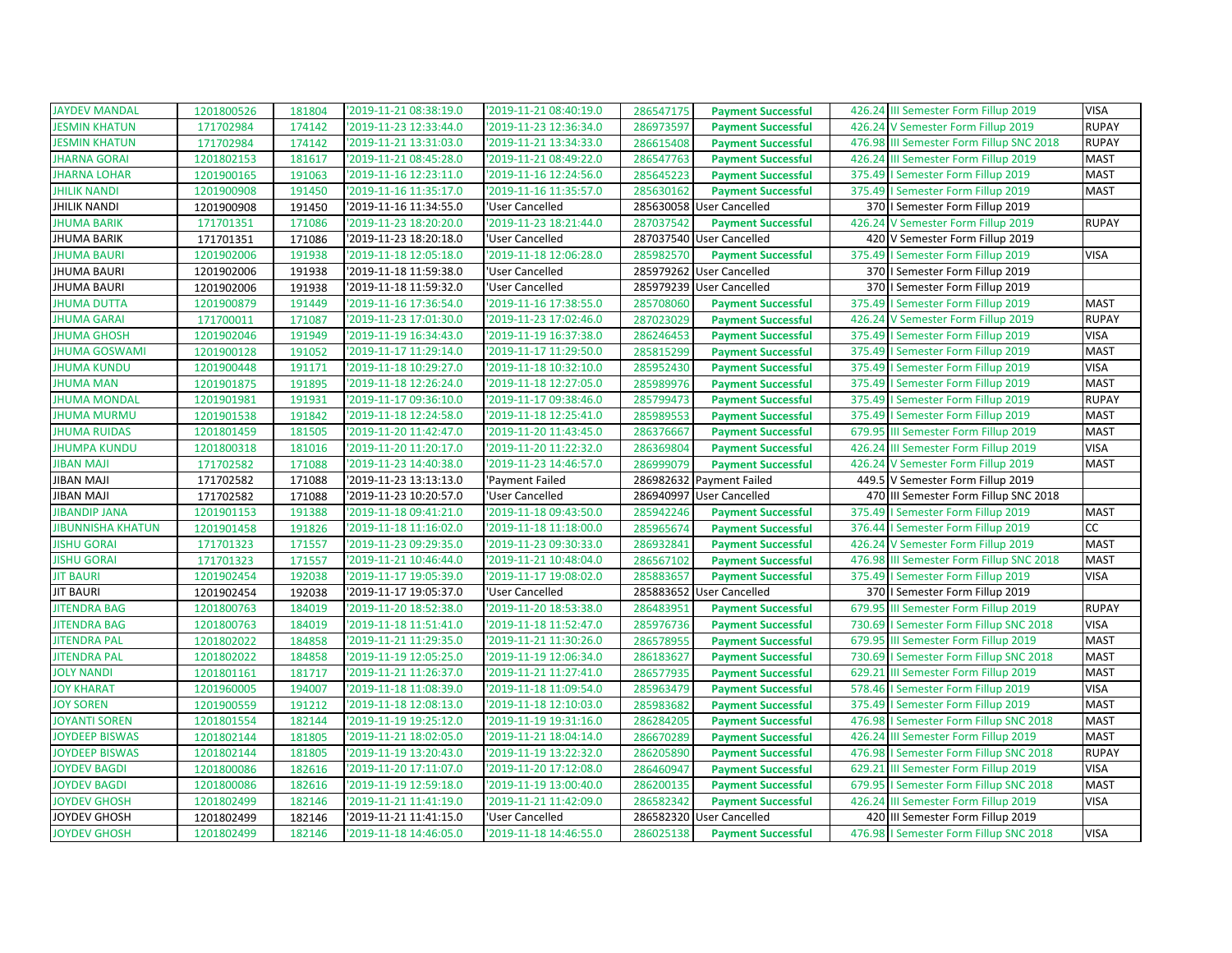| | | | | | | | | | |
|---|---|---|---|---|---|---|---|---|---|
| JAYDEV MANDAL | 1201800526 | 181804 | '2019-11-21 08:38:19.0 | '2019-11-21 08:40:19.0 | 286547175 | Payment Successful | 426.24 | III Semester Form Fillup 2019 | VISA |
| JESMIN KHATUN | 171702984 | 174142 | '2019-11-23 12:33:44.0 | '2019-11-23 12:36:34.0 | 286973597 | Payment Successful | 426.24 | V Semester Form Fillup 2019 | RUPAY |
| JESMIN KHATUN | 171702984 | 174142 | '2019-11-21 13:31:03.0 | '2019-11-21 13:34:33.0 | 286615408 | Payment Successful | 476.98 | III Semester Form Fillup SNC 2018 | RUPAY |
| JHARNA GORAI | 1201802153 | 181617 | '2019-11-21 08:45:28.0 | '2019-11-21 08:49:22.0 | 286547763 | Payment Successful | 426.24 | III Semester Form Fillup 2019 | MAST |
| JHARNA LOHAR | 1201900165 | 191063 | '2019-11-16 12:23:11.0 | '2019-11-16 12:24:56.0 | 285645223 | Payment Successful | 375.49 | I Semester Form Fillup 2019 | MAST |
| JHILIK NANDI | 1201900908 | 191450 | '2019-11-16 11:35:17.0 | '2019-11-16 11:35:57.0 | 285630162 | Payment Successful | 375.49 | I Semester Form Fillup 2019 | MAST |
| JHILIK NANDI | 1201900908 | 191450 | '2019-11-16 11:34:55.0 | 'User Cancelled | 285630058 | User Cancelled | 370 | I Semester Form Fillup 2019 | |
| JHUMA BARIK | 171701351 | 171086 | '2019-11-23 18:20:20.0 | '2019-11-23 18:21:44.0 | 287037542 | Payment Successful | 426.24 | V Semester Form Fillup 2019 | RUPAY |
| JHUMA BARIK | 171701351 | 171086 | '2019-11-23 18:20:18.0 | 'User Cancelled | 287037540 | User Cancelled | 420 | V Semester Form Fillup 2019 | |
| JHUMA BAURI | 1201902006 | 191938 | '2019-11-18 12:05:18.0 | '2019-11-18 12:06:28.0 | 285982570 | Payment Successful | 375.49 | I Semester Form Fillup 2019 | VISA |
| JHUMA BAURI | 1201902006 | 191938 | '2019-11-18 11:59:38.0 | 'User Cancelled | 285979262 | User Cancelled | 370 | I Semester Form Fillup 2019 | |
| JHUMA BAURI | 1201902006 | 191938 | '2019-11-18 11:59:32.0 | 'User Cancelled | 285979239 | User Cancelled | 370 | I Semester Form Fillup 2019 | |
| JHUMA DUTTA | 1201900879 | 191449 | '2019-11-16 17:36:54.0 | '2019-11-16 17:38:55.0 | 285708060 | Payment Successful | 375.49 | I Semester Form Fillup 2019 | MAST |
| JHUMA GARAI | 171700011 | 171087 | '2019-11-23 17:01:30.0 | '2019-11-23 17:02:46.0 | 287023029 | Payment Successful | 426.24 | V Semester Form Fillup 2019 | RUPAY |
| JHUMA GHOSH | 1201902046 | 191949 | '2019-11-19 16:34:43.0 | '2019-11-19 16:37:38.0 | 286246453 | Payment Successful | 375.49 | I Semester Form Fillup 2019 | VISA |
| JHUMA GOSWAMI | 1201900128 | 191052 | '2019-11-17 11:29:14.0 | '2019-11-17 11:29:50.0 | 285815299 | Payment Successful | 375.49 | I Semester Form Fillup 2019 | MAST |
| JHUMA KUNDU | 1201900448 | 191171 | '2019-11-18 10:29:27.0 | '2019-11-18 10:32:10.0 | 285952430 | Payment Successful | 375.49 | I Semester Form Fillup 2019 | VISA |
| JHUMA MAN | 1201901875 | 191895 | '2019-11-18 12:26:24.0 | '2019-11-18 12:27:05.0 | 285989976 | Payment Successful | 375.49 | I Semester Form Fillup 2019 | MAST |
| JHUMA MONDAL | 1201901981 | 191931 | '2019-11-17 09:36:10.0 | '2019-11-17 09:38:46.0 | 285799473 | Payment Successful | 375.49 | I Semester Form Fillup 2019 | RUPAY |
| JHUMA MURMU | 1201901538 | 191842 | '2019-11-18 12:24:58.0 | '2019-11-18 12:25:41.0 | 285989553 | Payment Successful | 375.49 | I Semester Form Fillup 2019 | MAST |
| JHUMA RUIDAS | 1201801459 | 181505 | '2019-11-20 11:42:47.0 | '2019-11-20 11:43:45.0 | 286376667 | Payment Successful | 679.95 | III Semester Form Fillup 2019 | MAST |
| JHUMPA KUNDU | 1201800318 | 181016 | '2019-11-20 11:20:17.0 | '2019-11-20 11:22:32.0 | 286369804 | Payment Successful | 426.24 | III Semester Form Fillup 2019 | VISA |
| JIBAN MAJI | 171702582 | 171088 | '2019-11-23 14:40:38.0 | '2019-11-23 14:46:57.0 | 286999079 | Payment Successful | 426.24 | V Semester Form Fillup 2019 | MAST |
| JIBAN MAJI | 171702582 | 171088 | '2019-11-23 13:13:13.0 | 'Payment Failed | 286982632 | Payment Failed | 449.5 | V Semester Form Fillup 2019 | |
| JIBAN MAJI | 171702582 | 171088 | '2019-11-23 10:20:57.0 | 'User Cancelled | 286940997 | User Cancelled | 470 | III Semester Form Fillup SNC 2018 | |
| JIBANDIP JANA | 1201901153 | 191388 | '2019-11-18 09:41:21.0 | '2019-11-18 09:43:50.0 | 285942246 | Payment Successful | 375.49 | I Semester Form Fillup 2019 | MAST |
| JIBUNNISHA KHATUN | 1201901458 | 191826 | '2019-11-18 11:16:02.0 | '2019-11-18 11:18:00.0 | 285965674 | Payment Successful | 376.44 | I Semester Form Fillup 2019 | CC |
| JISHU GORAI | 171701323 | 171557 | '2019-11-23 09:29:35.0 | '2019-11-23 09:30:33.0 | 286932841 | Payment Successful | 426.24 | V Semester Form Fillup 2019 | MAST |
| JISHU GORAI | 171701323 | 171557 | '2019-11-21 10:46:44.0 | '2019-11-21 10:48:04.0 | 286567102 | Payment Successful | 476.98 | III Semester Form Fillup SNC 2018 | MAST |
| JIT BAURI | 1201902454 | 192038 | '2019-11-17 19:05:39.0 | '2019-11-17 19:08:02.0 | 285883657 | Payment Successful | 375.49 | I Semester Form Fillup 2019 | VISA |
| JIT BAURI | 1201902454 | 192038 | '2019-11-17 19:05:37.0 | 'User Cancelled | 285883652 | User Cancelled | 370 | I Semester Form Fillup 2019 | |
| JITENDRA BAG | 1201800763 | 184019 | '2019-11-20 18:52:38.0 | '2019-11-20 18:53:38.0 | 286483951 | Payment Successful | 679.95 | III Semester Form Fillup 2019 | RUPAY |
| JITENDRA BAG | 1201800763 | 184019 | '2019-11-18 11:51:41.0 | '2019-11-18 11:52:47.0 | 285976736 | Payment Successful | 730.69 | I Semester Form Fillup SNC 2018 | VISA |
| JITENDRA PAL | 1201802022 | 184858 | '2019-11-21 11:29:35.0 | '2019-11-21 11:30:26.0 | 286578955 | Payment Successful | 679.95 | III Semester Form Fillup 2019 | MAST |
| JITENDRA PAL | 1201802022 | 184858 | '2019-11-19 12:05:25.0 | '2019-11-19 12:06:34.0 | 286183627 | Payment Successful | 730.69 | I Semester Form Fillup SNC 2018 | MAST |
| JOLY NANDI | 1201801161 | 181717 | '2019-11-21 11:26:37.0 | '2019-11-21 11:27:41.0 | 286577935 | Payment Successful | 629.21 | III Semester Form Fillup 2019 | MAST |
| JOY KHARAT | 1201960005 | 194007 | '2019-11-18 11:08:39.0 | '2019-11-18 11:09:54.0 | 285963479 | Payment Successful | 578.46 | I Semester Form Fillup 2019 | VISA |
| JOY SOREN | 1201900559 | 191212 | '2019-11-18 12:08:13.0 | '2019-11-18 12:10:03.0 | 285983682 | Payment Successful | 375.49 | I Semester Form Fillup 2019 | MAST |
| JOYANTI SOREN | 1201801554 | 182144 | '2019-11-19 19:25:12.0 | '2019-11-19 19:31:16.0 | 286284205 | Payment Successful | 476.98 | I Semester Form Fillup SNC 2018 | MAST |
| JOYDEEP BISWAS | 1201802144 | 181805 | '2019-11-21 18:02:05.0 | '2019-11-21 18:04:14.0 | 286670289 | Payment Successful | 426.24 | III Semester Form Fillup 2019 | MAST |
| JOYDEEP BISWAS | 1201802144 | 181805 | '2019-11-19 13:20:43.0 | '2019-11-19 13:22:32.0 | 286205890 | Payment Successful | 476.98 | I Semester Form Fillup SNC 2018 | RUPAY |
| JOYDEV BAGDI | 1201800086 | 182616 | '2019-11-20 17:11:07.0 | '2019-11-20 17:12:08.0 | 286460947 | Payment Successful | 629.21 | III Semester Form Fillup 2019 | VISA |
| JOYDEV BAGDI | 1201800086 | 182616 | '2019-11-19 12:59:18.0 | '2019-11-19 13:00:40.0 | 286200135 | Payment Successful | 679.95 | I Semester Form Fillup SNC 2018 | MAST |
| JOYDEV GHOSH | 1201802499 | 182146 | '2019-11-21 11:41:19.0 | '2019-11-21 11:42:09.0 | 286582342 | Payment Successful | 426.24 | III Semester Form Fillup 2019 | VISA |
| JOYDEV GHOSH | 1201802499 | 182146 | '2019-11-21 11:41:15.0 | 'User Cancelled | 286582320 | User Cancelled | 420 | III Semester Form Fillup 2019 | |
| JOYDEV GHOSH | 1201802499 | 182146 | '2019-11-18 14:46:05.0 | '2019-11-18 14:46:55.0 | 286025138 | Payment Successful | 476.98 | I Semester Form Fillup SNC 2018 | VISA |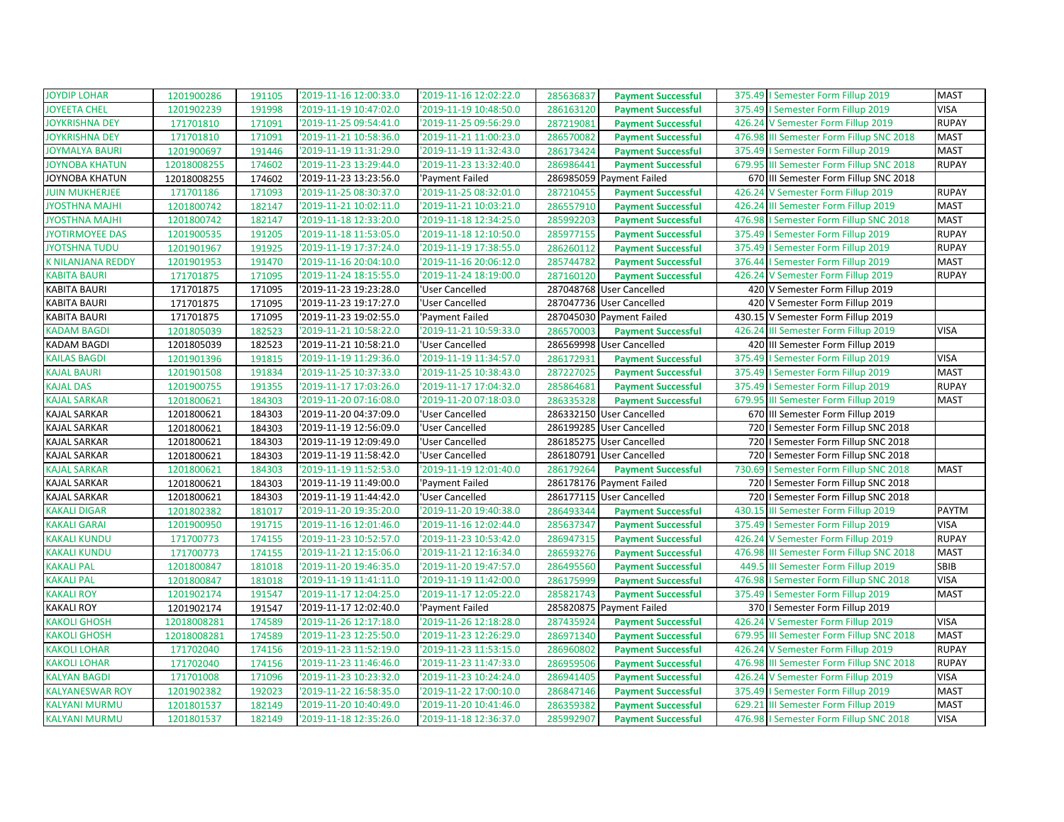| | | | | | | | | | |
|---|---|---|---|---|---|---|---|---|---|
| JOYDIP LOHAR | 1201900286 | 191105 | '2019-11-16 12:00:33.0 | '2019-11-16 12:02:22.0 | 285636837 | **Payment Successful** | 375.49 | I Semester Form Fillup 2019 | MAST |
| JOYEETA CHEL | 1201902239 | 191998 | '2019-11-19 10:47:02.0 | '2019-11-19 10:48:50.0 | 286163120 | **Payment Successful** | 375.49 | I Semester Form Fillup 2019 | VISA |
| JOYKRISHNA DEY | 171701810 | 171091 | '2019-11-25 09:54:41.0 | '2019-11-25 09:56:29.0 | 287219081 | **Payment Successful** | 426.24 | V Semester Form Fillup 2019 | RUPAY |
| JOYKRISHNA DEY | 171701810 | 171091 | '2019-11-21 10:58:36.0 | '2019-11-21 11:00:23.0 | 286570082 | **Payment Successful** | 476.98 | III Semester Form Fillup SNC 2018 | MAST |
| JOYMALYA BAURI | 1201900697 | 191446 | '2019-11-19 11:31:29.0 | '2019-11-19 11:32:43.0 | 286173424 | **Payment Successful** | 375.49 | I Semester Form Fillup 2019 | MAST |
| JOYNOBA KHATUN | 12018008255 | 174602 | '2019-11-23 13:29:44.0 | '2019-11-23 13:32:40.0 | 286986441 | **Payment Successful** | 679.95 | III Semester Form Fillup SNC 2018 | RUPAY |
| JOYNOBA KHATUN | 12018008255 | 174602 | '2019-11-23 13:23:56.0 | 'Payment Failed | 286985059 | Payment Failed | 670 | III Semester Form Fillup SNC 2018 | |
| JUIN MUKHERJEE | 171701186 | 171093 | '2019-11-25 08:30:37.0 | '2019-11-25 08:32:01.0 | 287210455 | **Payment Successful** | 426.24 | V Semester Form Fillup 2019 | RUPAY |
| JYOSTHNA MAJHI | 1201800742 | 182147 | '2019-11-21 10:02:11.0 | '2019-11-21 10:03:21.0 | 286557910 | **Payment Successful** | 426.24 | III Semester Form Fillup 2019 | MAST |
| JYOSTHNA MAJHI | 1201800742 | 182147 | '2019-11-18 12:33:20.0 | '2019-11-18 12:34:25.0 | 285992203 | **Payment Successful** | 476.98 | I Semester Form Fillup SNC 2018 | MAST |
| JYOTIRMOYEE DAS | 1201900535 | 191205 | '2019-11-18 11:53:05.0 | '2019-11-18 12:10:50.0 | 285977155 | **Payment Successful** | 375.49 | I Semester Form Fillup 2019 | RUPAY |
| JYOTSHNA TUDU | 1201901967 | 191925 | '2019-11-19 17:37:24.0 | '2019-11-19 17:38:55.0 | 286260112 | **Payment Successful** | 375.49 | I Semester Form Fillup 2019 | RUPAY |
| K NILANJANA REDDY | 1201901953 | 191470 | '2019-11-16 20:04:10.0 | '2019-11-16 20:06:12.0 | 285744782 | **Payment Successful** | 376.44 | I Semester Form Fillup 2019 | MAST |
| KABITA BAURI | 171701875 | 171095 | '2019-11-24 18:15:55.0 | '2019-11-24 18:19:00.0 | 287160120 | **Payment Successful** | 426.24 | V Semester Form Fillup 2019 | RUPAY |
| KABITA BAURI | 171701875 | 171095 | '2019-11-23 19:23:28.0 | 'User Cancelled | 287048768 | User Cancelled | 420 | V Semester Form Fillup 2019 | |
| KABITA BAURI | 171701875 | 171095 | '2019-11-23 19:17:27.0 | 'User Cancelled | 287047736 | User Cancelled | 420 | V Semester Form Fillup 2019 | |
| KABITA BAURI | 171701875 | 171095 | '2019-11-23 19:02:55.0 | 'Payment Failed | 287045030 | Payment Failed | 430.15 | V Semester Form Fillup 2019 | |
| KADAM BAGDI | 1201805039 | 182523 | '2019-11-21 10:58:22.0 | '2019-11-21 10:59:33.0 | 286570003 | **Payment Successful** | 426.24 | III Semester Form Fillup 2019 | VISA |
| KADAM BAGDI | 1201805039 | 182523 | '2019-11-21 10:58:21.0 | 'User Cancelled | 286569998 | User Cancelled | 420 | III Semester Form Fillup 2019 | |
| KAILAS BAGDI | 1201901396 | 191815 | '2019-11-19 11:29:36.0 | '2019-11-19 11:34:57.0 | 286172931 | **Payment Successful** | 375.49 | I Semester Form Fillup 2019 | VISA |
| KAJAL BAURI | 1201901508 | 191834 | '2019-11-25 10:37:33.0 | '2019-11-25 10:38:43.0 | 287227025 | **Payment Successful** | 375.49 | I Semester Form Fillup 2019 | MAST |
| KAJAL DAS | 1201900755 | 191355 | '2019-11-17 17:03:26.0 | '2019-11-17 17:04:32.0 | 285864681 | **Payment Successful** | 375.49 | I Semester Form Fillup 2019 | RUPAY |
| KAJAL SARKAR | 1201800621 | 184303 | '2019-11-20 07:16:08.0 | '2019-11-20 07:18:03.0 | 286335328 | **Payment Successful** | 679.95 | III Semester Form Fillup 2019 | MAST |
| KAJAL SARKAR | 1201800621 | 184303 | '2019-11-20 04:37:09.0 | 'User Cancelled | 286332150 | User Cancelled | 670 | III Semester Form Fillup 2019 | |
| KAJAL SARKAR | 1201800621 | 184303 | '2019-11-19 12:56:09.0 | 'User Cancelled | 286199285 | User Cancelled | 720 | I Semester Form Fillup SNC 2018 | |
| KAJAL SARKAR | 1201800621 | 184303 | '2019-11-19 12:09:49.0 | 'User Cancelled | 286185275 | User Cancelled | 720 | I Semester Form Fillup SNC 2018 | |
| KAJAL SARKAR | 1201800621 | 184303 | '2019-11-19 11:58:42.0 | 'User Cancelled | 286180791 | User Cancelled | 720 | I Semester Form Fillup SNC 2018 | |
| KAJAL SARKAR | 1201800621 | 184303 | '2019-11-19 11:52:53.0 | '2019-11-19 12:01:40.0 | 286179264 | **Payment Successful** | 730.69 | I Semester Form Fillup SNC 2018 | MAST |
| KAJAL SARKAR | 1201800621 | 184303 | '2019-11-19 11:49:00.0 | 'Payment Failed | 286178176 | Payment Failed | 720 | I Semester Form Fillup SNC 2018 | |
| KAJAL SARKAR | 1201800621 | 184303 | '2019-11-19 11:44:42.0 | 'User Cancelled | 286177115 | User Cancelled | 720 | I Semester Form Fillup SNC 2018 | |
| KAKALI DIGAR | 1201802382 | 181017 | '2019-11-20 19:35:20.0 | '2019-11-20 19:40:38.0 | 286493344 | **Payment Successful** | 430.15 | III Semester Form Fillup 2019 | PAYTM |
| KAKALI GARAI | 1201900950 | 191715 | '2019-11-16 12:01:46.0 | '2019-11-16 12:02:44.0 | 285637347 | **Payment Successful** | 375.49 | I Semester Form Fillup 2019 | VISA |
| KAKALI KUNDU | 171700773 | 174155 | '2019-11-23 10:52:57.0 | '2019-11-23 10:53:42.0 | 286947315 | **Payment Successful** | 426.24 | V Semester Form Fillup 2019 | RUPAY |
| KAKALI KUNDU | 171700773 | 174155 | '2019-11-21 12:15:06.0 | '2019-11-21 12:16:34.0 | 286593276 | **Payment Successful** | 476.98 | III Semester Form Fillup SNC 2018 | MAST |
| KAKALI PAL | 1201800847 | 181018 | '2019-11-20 19:46:35.0 | '2019-11-20 19:47:57.0 | 286495560 | **Payment Successful** | 449.5 | III Semester Form Fillup 2019 | SBIB |
| KAKALI PAL | 1201800847 | 181018 | '2019-11-19 11:41:11.0 | '2019-11-19 11:42:00.0 | 286175999 | **Payment Successful** | 476.98 | I Semester Form Fillup SNC 2018 | VISA |
| KAKALI ROY | 1201902174 | 191547 | '2019-11-17 12:04:25.0 | '2019-11-17 12:05:22.0 | 285821743 | **Payment Successful** | 375.49 | I Semester Form Fillup 2019 | MAST |
| KAKALI ROY | 1201902174 | 191547 | '2019-11-17 12:02:40.0 | 'Payment Failed | 285820875 | Payment Failed | 370 | I Semester Form Fillup 2019 | |
| KAKOLI GHOSH | 12018008281 | 174589 | '2019-11-26 12:17:18.0 | '2019-11-26 12:18:28.0 | 287435924 | **Payment Successful** | 426.24 | V Semester Form Fillup 2019 | VISA |
| KAKOLI GHOSH | 12018008281 | 174589 | '2019-11-23 12:25:50.0 | '2019-11-23 12:26:29.0 | 286971340 | **Payment Successful** | 679.95 | III Semester Form Fillup SNC 2018 | MAST |
| KAKOLI LOHAR | 171702040 | 174156 | '2019-11-23 11:52:19.0 | '2019-11-23 11:53:15.0 | 286960802 | **Payment Successful** | 426.24 | V Semester Form Fillup 2019 | RUPAY |
| KAKOLI LOHAR | 171702040 | 174156 | '2019-11-23 11:46:46.0 | '2019-11-23 11:47:33.0 | 286959506 | **Payment Successful** | 476.98 | III Semester Form Fillup SNC 2018 | RUPAY |
| KALYAN BAGDI | 171701008 | 171096 | '2019-11-23 10:23:32.0 | '2019-11-23 10:24:24.0 | 286941405 | **Payment Successful** | 426.24 | V Semester Form Fillup 2019 | VISA |
| KALYANESWAR ROY | 1201902382 | 192023 | '2019-11-22 16:58:35.0 | '2019-11-22 17:00:10.0 | 286847146 | **Payment Successful** | 375.49 | I Semester Form Fillup 2019 | MAST |
| KALYANI MURMU | 1201801537 | 182149 | '2019-11-20 10:40:49.0 | '2019-11-20 10:41:46.0 | 286359382 | **Payment Successful** | 629.21 | III Semester Form Fillup 2019 | MAST |
| KALYANI MURMU | 1201801537 | 182149 | '2019-11-18 12:35:26.0 | '2019-11-18 12:36:37.0 | 285992907 | **Payment Successful** | 476.98 | I Semester Form Fillup SNC 2018 | VISA |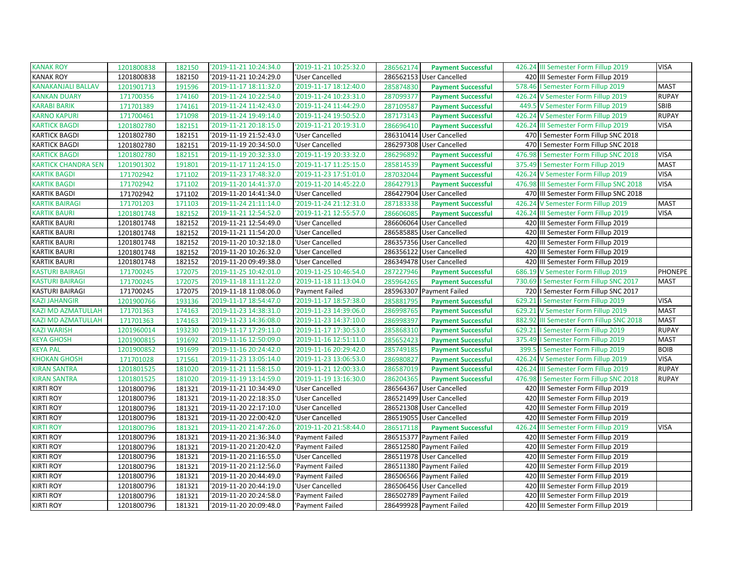| | | | | | | | | | |
|---|---|---|---|---|---|---|---|---|---|
| KANAK ROY | 1201800838 | 182150 | '2019-11-21 10:24:34.0 | '2019-11-21 10:25:32.0 | 286562174 | **Payment Successful** | 426.24 | III Semester Form Fillup 2019 | VISA |
| KANAK ROY | 1201800838 | 182150 | '2019-11-21 10:24:29.0 | 'User Cancelled | 286562153 | User Cancelled | 420 | III Semester Form Fillup 2019 | |
| KANAKANJALI BALLAV | 1201901713 | 191596 | '2019-11-17 18:11:32.0 | '2019-11-17 18:12:40.0 | 285874830 | **Payment Successful** | 578.46 | I Semester Form Fillup 2019 | MAST |
| KANKAN DUARY | 171700356 | 174160 | '2019-11-24 10:22:54.0 | '2019-11-24 10:23:31.0 | 287099377 | **Payment Successful** | 426.24 | V Semester Form Fillup 2019 | RUPAY |
| KARABI BARIK | 171701389 | 174161 | '2019-11-24 11:42:43.0 | '2019-11-24 11:44:29.0 | 287109587 | **Payment Successful** | 449.5 | V Semester Form Fillup 2019 | SBIB |
| KARNO KAPURI | 171700461 | 171098 | '2019-11-24 19:49:14.0 | '2019-11-24 19:50:52.0 | 287173143 | **Payment Successful** | 426.24 | V Semester Form Fillup 2019 | RUPAY |
| KARTICK BAGDI | 1201802780 | 182151 | '2019-11-21 20:18:15.0 | '2019-11-21 20:19:31.0 | 286696410 | **Payment Successful** | 426.24 | III Semester Form Fillup 2019 | VISA |
| KARTICK BAGDI | 1201802780 | 182151 | '2019-11-19 21:52:43.0 | 'User Cancelled | 286310414 | User Cancelled | 470 | I Semester Form Fillup SNC 2018 | |
| KARTICK BAGDI | 1201802780 | 182151 | '2019-11-19 20:34:50.0 | 'User Cancelled | 286297308 | User Cancelled | 470 | I Semester Form Fillup SNC 2018 | |
| KARTICK BAGDI | 1201802780 | 182151 | '2019-11-19 20:32:33.0 | '2019-11-19 20:33:32.0 | 286296892 | **Payment Successful** | 476.98 | I Semester Form Fillup SNC 2018 | VISA |
| KARTICK CHANDRA SEN | 1201901302 | 191801 | '2019-11-17 11:24:15.0 | '2019-11-17 11:25:15.0 | 285814539 | **Payment Successful** | 375.49 | I Semester Form Fillup 2019 | MAST |
| KARTIK BAGDI | 171702942 | 171102 | '2019-11-23 17:48:32.0 | '2019-11-23 17:51:01.0 | 287032044 | **Payment Successful** | 426.24 | V Semester Form Fillup 2019 | VISA |
| KARTIK BAGDI | 171702942 | 171102 | '2019-11-20 14:41:37.0 | '2019-11-20 14:45:22.0 | 286427913 | **Payment Successful** | 476.98 | III Semester Form Fillup SNC 2018 | VISA |
| KARTIK BAGDI | 171702942 | 171102 | '2019-11-20 14:41:34.0 | 'User Cancelled | 286427904 | User Cancelled | 470 | III Semester Form Fillup SNC 2018 | |
| KARTIK BAIRAGI | 171701203 | 171103 | '2019-11-24 21:11:14.0 | '2019-11-24 21:12:31.0 | 287183338 | **Payment Successful** | 426.24 | V Semester Form Fillup 2019 | MAST |
| KARTIK BAURI | 1201801748 | 182152 | '2019-11-21 12:54:52.0 | '2019-11-21 12:55:57.0 | 286606085 | **Payment Successful** | 426.24 | III Semester Form Fillup 2019 | VISA |
| KARTIK BAURI | 1201801748 | 182152 | '2019-11-21 12:54:49.0 | 'User Cancelled | 286606064 | User Cancelled | 420 | III Semester Form Fillup 2019 | |
| KARTIK BAURI | 1201801748 | 182152 | '2019-11-21 11:54:20.0 | 'User Cancelled | 286585885 | User Cancelled | 420 | III Semester Form Fillup 2019 | |
| KARTIK BAURI | 1201801748 | 182152 | '2019-11-20 10:32:18.0 | 'User Cancelled | 286357356 | User Cancelled | 420 | III Semester Form Fillup 2019 | |
| KARTIK BAURI | 1201801748 | 182152 | '2019-11-20 10:26:32.0 | 'User Cancelled | 286356122 | User Cancelled | 420 | III Semester Form Fillup 2019 | |
| KARTIK BAURI | 1201801748 | 182152 | '2019-11-20 09:49:38.0 | 'User Cancelled | 286349478 | User Cancelled | 420 | III Semester Form Fillup 2019 | |
| KASTURI BAIRAGI | 171700245 | 172075 | '2019-11-25 10:42:01.0 | '2019-11-25 10:46:54.0 | 287227946 | **Payment Successful** | 686.19 | V Semester Form Fillup 2019 | PHONEPE |
| KASTURI BAIRAGI | 171700245 | 172075 | '2019-11-18 11:11:22.0 | '2019-11-18 11:13:04.0 | 285964265 | **Payment Successful** | 730.69 | I Semester Form Fillup SNC 2017 | MAST |
| KASTURI BAIRAGI | 171700245 | 172075 | '2019-11-18 11:08:06.0 | 'Payment Failed | 285963307 | Payment Failed | 720 | I Semester Form Fillup SNC 2017 | |
| KAZI JAHANGIR | 1201900766 | 193136 | '2019-11-17 18:54:47.0 | '2019-11-17 18:57:38.0 | 285881795 | **Payment Successful** | 629.21 | I Semester Form Fillup 2019 | VISA |
| KAZI MD AZMATULLAH | 171701363 | 174163 | '2019-11-23 14:38:31.0 | '2019-11-23 14:39:06.0 | 286998765 | **Payment Successful** | 629.21 | V Semester Form Fillup 2019 | MAST |
| KAZI MD AZMATULLAH | 171701363 | 174163 | '2019-11-23 14:36:08.0 | '2019-11-23 14:37:10.0 | 286998397 | **Payment Successful** | 882.92 | III Semester Form Fillup SNC 2018 | MAST |
| KAZI WARISH | 1201960014 | 193230 | '2019-11-17 17:29:11.0 | '2019-11-17 17:30:53.0 | 285868310 | **Payment Successful** | 629.21 | I Semester Form Fillup 2019 | RUPAY |
| KEYA GHOSH | 1201900815 | 191692 | '2019-11-16 12:50:09.0 | '2019-11-16 12:51:11.0 | 285652423 | **Payment Successful** | 375.49 | I Semester Form Fillup 2019 | MAST |
| KEYA PAL | 1201900852 | 191699 | '2019-11-16 20:24:42.0 | '2019-11-16 20:29:42.0 | 285749185 | **Payment Successful** | 399.5 | I Semester Form Fillup 2019 | BOIB |
| KHOKAN GHOSH | 171701028 | 171561 | '2019-11-23 13:05:14.0 | '2019-11-23 13:06:53.0 | 286980827 | **Payment Successful** | 426.24 | V Semester Form Fillup 2019 | VISA |
| KIRAN SANTRA | 1201801525 | 181020 | '2019-11-21 11:58:15.0 | '2019-11-21 12:00:33.0 | 286587019 | **Payment Successful** | 426.24 | III Semester Form Fillup 2019 | RUPAY |
| KIRAN SANTRA | 1201801525 | 181020 | '2019-11-19 13:14:59.0 | '2019-11-19 13:16:30.0 | 286204365 | **Payment Successful** | 476.98 | I Semester Form Fillup SNC 2018 | RUPAY |
| KIRTI ROY | 1201800796 | 181321 | '2019-11-21 10:34:49.0 | 'User Cancelled | 286564367 | User Cancelled | 420 | III Semester Form Fillup 2019 | |
| KIRTI ROY | 1201800796 | 181321 | '2019-11-20 22:18:35.0 | 'User Cancelled | 286521499 | User Cancelled | 420 | III Semester Form Fillup 2019 | |
| KIRTI ROY | 1201800796 | 181321 | '2019-11-20 22:17:10.0 | 'User Cancelled | 286521308 | User Cancelled | 420 | III Semester Form Fillup 2019 | |
| KIRTI ROY | 1201800796 | 181321 | '2019-11-20 22:00:42.0 | 'User Cancelled | 286519055 | User Cancelled | 420 | III Semester Form Fillup 2019 | |
| KIRTI ROY | 1201800796 | 181321 | '2019-11-20 21:47:26.0 | '2019-11-20 21:58:44.0 | 286517118 | **Payment Successful** | 426.24 | III Semester Form Fillup 2019 | VISA |
| KIRTI ROY | 1201800796 | 181321 | '2019-11-20 21:36:34.0 | 'Payment Failed | 286515377 | Payment Failed | 420 | III Semester Form Fillup 2019 | |
| KIRTI ROY | 1201800796 | 181321 | '2019-11-20 21:20:42.0 | 'Payment Failed | 286512580 | Payment Failed | 420 | III Semester Form Fillup 2019 | |
| KIRTI ROY | 1201800796 | 181321 | '2019-11-20 21:16:55.0 | 'User Cancelled | 286511978 | User Cancelled | 420 | III Semester Form Fillup 2019 | |
| KIRTI ROY | 1201800796 | 181321 | '2019-11-20 21:12:56.0 | 'Payment Failed | 286511380 | Payment Failed | 420 | III Semester Form Fillup 2019 | |
| KIRTI ROY | 1201800796 | 181321 | '2019-11-20 20:44:49.0 | 'Payment Failed | 286506566 | Payment Failed | 420 | III Semester Form Fillup 2019 | |
| KIRTI ROY | 1201800796 | 181321 | '2019-11-20 20:44:19.0 | 'User Cancelled | 286506456 | User Cancelled | 420 | III Semester Form Fillup 2019 | |
| KIRTI ROY | 1201800796 | 181321 | '2019-11-20 20:24:58.0 | 'Payment Failed | 286502789 | Payment Failed | 420 | III Semester Form Fillup 2019 | |
| KIRTI ROY | 1201800796 | 181321 | '2019-11-20 20:09:48.0 | 'Payment Failed | 286499928 | Payment Failed | 420 | III Semester Form Fillup 2019 | |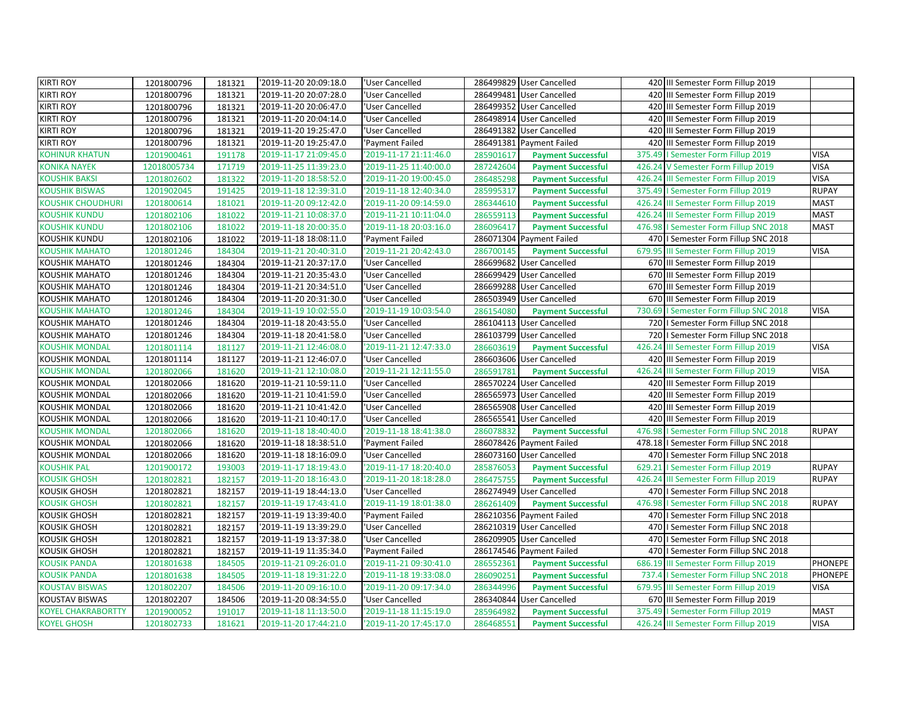| | | | | | | | | | |
|---|---|---|---|---|---|---|---|---|---|
| KIRTI ROY | 1201800796 | 181321 | '2019-11-20 20:09:18.0 | 'User Cancelled | 286499829 | User Cancelled | 420 | III Semester Form Fillup 2019 | |
| KIRTI ROY | 1201800796 | 181321 | '2019-11-20 20:07:28.0 | 'User Cancelled | 286499481 | User Cancelled | 420 | III Semester Form Fillup 2019 | |
| KIRTI ROY | 1201800796 | 181321 | '2019-11-20 20:06:47.0 | 'User Cancelled | 286499352 | User Cancelled | 420 | III Semester Form Fillup 2019 | |
| KIRTI ROY | 1201800796 | 181321 | '2019-11-20 20:04:14.0 | 'User Cancelled | 286498914 | User Cancelled | 420 | III Semester Form Fillup 2019 | |
| KIRTI ROY | 1201800796 | 181321 | '2019-11-20 19:25:47.0 | 'User Cancelled | 286491382 | User Cancelled | 420 | III Semester Form Fillup 2019 | |
| KIRTI ROY | 1201800796 | 181321 | '2019-11-20 19:25:47.0 | 'Payment Failed | 286491381 | Payment Failed | 420 | III Semester Form Fillup 2019 | |
| KOHINUR KHATUN | 1201900461 | 191178 | '2019-11-17 21:09:45.0 | '2019-11-17 21:11:46.0 | 285901617 | **Payment Successful** | 375.49 | I Semester Form Fillup 2019 | VISA |
| KONIKA NAYEK | 12018005734 | 171719 | '2019-11-25 11:39:23.0 | '2019-11-25 11:40:00.0 | 287242604 | **Payment Successful** | 426.24 | V Semester Form Fillup 2019 | VISA |
| KOUSHIK BAKSI | 1201802602 | 181322 | '2019-11-20 18:58:52.0 | '2019-11-20 19:00:45.0 | 286485298 | **Payment Successful** | 426.24 | III Semester Form Fillup 2019 | VISA |
| KOUSHIK BISWAS | 1201902045 | 191425 | '2019-11-18 12:39:31.0 | '2019-11-18 12:40:34.0 | 285995317 | **Payment Successful** | 375.49 | I Semester Form Fillup 2019 | RUPAY |
| KOUSHIK CHOUDHURI | 1201800614 | 181021 | '2019-11-20 09:12:42.0 | '2019-11-20 09:14:59.0 | 286344610 | **Payment Successful** | 426.24 | III Semester Form Fillup 2019 | MAST |
| KOUSHIK KUNDU | 1201802106 | 181022 | '2019-11-21 10:08:37.0 | '2019-11-21 10:11:04.0 | 286559113 | **Payment Successful** | 426.24 | III Semester Form Fillup 2019 | MAST |
| KOUSHIK KUNDU | 1201802106 | 181022 | '2019-11-18 20:00:35.0 | '2019-11-18 20:03:16.0 | 286096417 | **Payment Successful** | 476.98 | I Semester Form Fillup SNC 2018 | MAST |
| KOUSHIK KUNDU | 1201802106 | 181022 | '2019-11-18 18:08:11.0 | 'Payment Failed | 286071304 | Payment Failed | 470 | I Semester Form Fillup SNC 2018 | |
| KOUSHIK MAHATO | 1201801246 | 184304 | '2019-11-21 20:40:31.0 | '2019-11-21 20:42:43.0 | 286700145 | **Payment Successful** | 679.95 | III Semester Form Fillup 2019 | VISA |
| KOUSHIK MAHATO | 1201801246 | 184304 | '2019-11-21 20:37:17.0 | 'User Cancelled | 286699682 | User Cancelled | 670 | III Semester Form Fillup 2019 | |
| KOUSHIK MAHATO | 1201801246 | 184304 | '2019-11-21 20:35:43.0 | 'User Cancelled | 286699429 | User Cancelled | 670 | III Semester Form Fillup 2019 | |
| KOUSHIK MAHATO | 1201801246 | 184304 | '2019-11-21 20:34:51.0 | 'User Cancelled | 286699288 | User Cancelled | 670 | III Semester Form Fillup 2019 | |
| KOUSHIK MAHATO | 1201801246 | 184304 | '2019-11-20 20:31:30.0 | 'User Cancelled | 286503949 | User Cancelled | 670 | III Semester Form Fillup 2019 | |
| KOUSHIK MAHATO | 1201801246 | 184304 | '2019-11-19 10:02:55.0 | '2019-11-19 10:03:54.0 | 286154080 | **Payment Successful** | 730.69 | I Semester Form Fillup SNC 2018 | VISA |
| KOUSHIK MAHATO | 1201801246 | 184304 | '2019-11-18 20:43:55.0 | 'User Cancelled | 286104113 | User Cancelled | 720 | I Semester Form Fillup SNC 2018 | |
| KOUSHIK MAHATO | 1201801246 | 184304 | '2019-11-18 20:41:58.0 | 'User Cancelled | 286103799 | User Cancelled | 720 | I Semester Form Fillup SNC 2018 | |
| KOUSHIK MONDAL | 1201801114 | 181127 | '2019-11-21 12:46:08.0 | '2019-11-21 12:47:33.0 | 286603619 | **Payment Successful** | 426.24 | III Semester Form Fillup 2019 | VISA |
| KOUSHIK MONDAL | 1201801114 | 181127 | '2019-11-21 12:46:07.0 | 'User Cancelled | 286603606 | User Cancelled | 420 | III Semester Form Fillup 2019 | |
| KOUSHIK MONDAL | 1201802066 | 181620 | '2019-11-21 12:10:08.0 | '2019-11-21 12:11:55.0 | 286591781 | **Payment Successful** | 426.24 | III Semester Form Fillup 2019 | VISA |
| KOUSHIK MONDAL | 1201802066 | 181620 | '2019-11-21 10:59:11.0 | 'User Cancelled | 286570224 | User Cancelled | 420 | III Semester Form Fillup 2019 | |
| KOUSHIK MONDAL | 1201802066 | 181620 | '2019-11-21 10:41:59.0 | 'User Cancelled | 286565973 | User Cancelled | 420 | III Semester Form Fillup 2019 | |
| KOUSHIK MONDAL | 1201802066 | 181620 | '2019-11-21 10:41:42.0 | 'User Cancelled | 286565908 | User Cancelled | 420 | III Semester Form Fillup 2019 | |
| KOUSHIK MONDAL | 1201802066 | 181620 | '2019-11-21 10:40:17.0 | 'User Cancelled | 286565541 | User Cancelled | 420 | III Semester Form Fillup 2019 | |
| KOUSHIK MONDAL | 1201802066 | 181620 | '2019-11-18 18:40:40.0 | '2019-11-18 18:41:38.0 | 286078832 | **Payment Successful** | 476.98 | I Semester Form Fillup SNC 2018 | RUPAY |
| KOUSHIK MONDAL | 1201802066 | 181620 | '2019-11-18 18:38:51.0 | 'Payment Failed | 286078426 | Payment Failed | 478.18 | I Semester Form Fillup SNC 2018 | |
| KOUSHIK MONDAL | 1201802066 | 181620 | '2019-11-18 18:16:09.0 | 'User Cancelled | 286073160 | User Cancelled | 470 | I Semester Form Fillup SNC 2018 | |
| KOUSHIK PAL | 1201900172 | 193003 | '2019-11-17 18:19:43.0 | '2019-11-17 18:20:40.0 | 285876053 | **Payment Successful** | 629.21 | I Semester Form Fillup 2019 | RUPAY |
| KOUSIK GHOSH | 1201802821 | 182157 | '2019-11-20 18:16:43.0 | '2019-11-20 18:18:28.0 | 286475755 | **Payment Successful** | 426.24 | III Semester Form Fillup 2019 | RUPAY |
| KOUSIK GHOSH | 1201802821 | 182157 | '2019-11-19 18:44:13.0 | 'User Cancelled | 286274949 | User Cancelled | 470 | I Semester Form Fillup SNC 2018 | |
| KOUSIK GHOSH | 1201802821 | 182157 | '2019-11-19 17:43:41.0 | '2019-11-19 18:01:38.0 | 286261409 | **Payment Successful** | 476.98 | I Semester Form Fillup SNC 2018 | RUPAY |
| KOUSIK GHOSH | 1201802821 | 182157 | '2019-11-19 13:39:40.0 | 'Payment Failed | 286210356 | Payment Failed | 470 | I Semester Form Fillup SNC 2018 | |
| KOUSIK GHOSH | 1201802821 | 182157 | '2019-11-19 13:39:29.0 | 'User Cancelled | 286210319 | User Cancelled | 470 | I Semester Form Fillup SNC 2018 | |
| KOUSIK GHOSH | 1201802821 | 182157 | '2019-11-19 13:37:38.0 | 'User Cancelled | 286209905 | User Cancelled | 470 | I Semester Form Fillup SNC 2018 | |
| KOUSIK GHOSH | 1201802821 | 182157 | '2019-11-19 11:35:34.0 | 'Payment Failed | 286174546 | Payment Failed | 470 | I Semester Form Fillup SNC 2018 | |
| KOUSIK PANDA | 1201801638 | 184505 | '2019-11-21 09:26:01.0 | '2019-11-21 09:30:41.0 | 286552361 | **Payment Successful** | 686.19 | III Semester Form Fillup 2019 | PHONEPE |
| KOUSIK PANDA | 1201801638 | 184505 | '2019-11-18 19:31:22.0 | '2019-11-18 19:33:08.0 | 286090251 | **Payment Successful** | 737.4 | I Semester Form Fillup SNC 2018 | PHONEPE |
| KOUSTAV BISWAS | 1201802207 | 184506 | '2019-11-20 09:16:10.0 | '2019-11-20 09:17:34.0 | 286344996 | **Payment Successful** | 679.95 | III Semester Form Fillup 2019 | VISA |
| KOUSTAV BISWAS | 1201802207 | 184506 | '2019-11-20 08:34:55.0 | 'User Cancelled | 286340844 | User Cancelled | 670 | III Semester Form Fillup 2019 | |
| KOYEL CHAKRABORTTY | 1201900052 | 191017 | '2019-11-18 11:13:50.0 | '2019-11-18 11:15:19.0 | 285964982 | **Payment Successful** | 375.49 | I Semester Form Fillup 2019 | MAST |
| KOYEL GHOSH | 1201802733 | 181621 | '2019-11-20 17:44:21.0 | '2019-11-20 17:45:17.0 | 286468551 | **Payment Successful** | 426.24 | III Semester Form Fillup 2019 | VISA |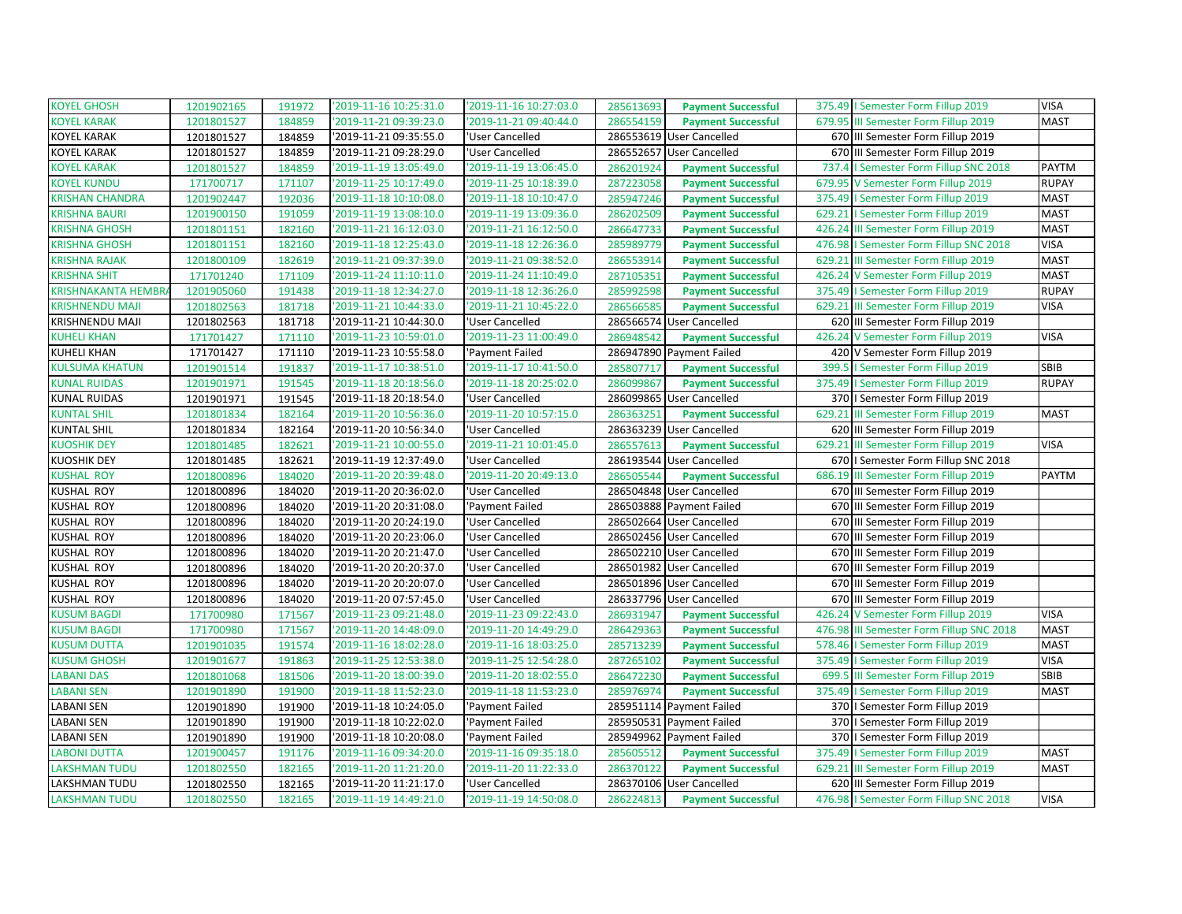| | | | | | | | | | |
|---|---|---|---|---|---|---|---|---|---|
| KOYEL GHOSH | 1201902165 | 191972 | '2019-11-16 10:25:31.0 | '2019-11-16 10:27:03.0 | 285613693 | Payment Successful | 375.49 | I Semester Form Fillup 2019 | VISA |
| KOYEL KARAK | 1201801527 | 184859 | '2019-11-21 09:39:23.0 | '2019-11-21 09:40:44.0 | 286554159 | Payment Successful | 679.95 | III Semester Form Fillup 2019 | MAST |
| KOYEL KARAK | 1201801527 | 184859 | '2019-11-21 09:35:55.0 | 'User Cancelled | 286553619 | User Cancelled | 670 | III Semester Form Fillup 2019 | |
| KOYEL KARAK | 1201801527 | 184859 | '2019-11-21 09:28:29.0 | 'User Cancelled | 286552657 | User Cancelled | 670 | III Semester Form Fillup 2019 | |
| KOYEL KARAK | 1201801527 | 184859 | '2019-11-19 13:05:49.0 | '2019-11-19 13:06:45.0 | 286201924 | Payment Successful | 737.4 | I Semester Form Fillup SNC 2018 | PAYTM |
| KOYEL KUNDU | 171700717 | 171107 | '2019-11-25 10:17:49.0 | '2019-11-25 10:18:39.0 | 287223058 | Payment Successful | 679.95 | V Semester Form Fillup 2019 | RUPAY |
| KRISHAN CHANDRA | 1201902447 | 192036 | '2019-11-18 10:10:08.0 | '2019-11-18 10:10:47.0 | 285947246 | Payment Successful | 375.49 | I Semester Form Fillup 2019 | MAST |
| KRISHNA BAURI | 1201900150 | 191059 | '2019-11-19 13:08:10.0 | '2019-11-19 13:09:36.0 | 286202509 | Payment Successful | 629.21 | I Semester Form Fillup 2019 | MAST |
| KRISHNA GHOSH | 1201801151 | 182160 | '2019-11-21 16:12:03.0 | '2019-11-21 16:12:50.0 | 286647733 | Payment Successful | 426.24 | III Semester Form Fillup 2019 | MAST |
| KRISHNA GHOSH | 1201801151 | 182160 | '2019-11-18 12:25:43.0 | '2019-11-18 12:26:36.0 | 285989779 | Payment Successful | 476.98 | I Semester Form Fillup SNC 2018 | VISA |
| KRISHNA RAJAK | 1201800109 | 182619 | '2019-11-21 09:37:39.0 | '2019-11-21 09:38:52.0 | 286553914 | Payment Successful | 629.21 | III Semester Form Fillup 2019 | MAST |
| KRISHNA SHIT | 171701240 | 171109 | '2019-11-24 11:10:11.0 | '2019-11-24 11:10:49.0 | 287105351 | Payment Successful | 426.24 | V Semester Form Fillup 2019 | MAST |
| KRISHNAKANTA HEMBRA | 1201905060 | 191438 | '2019-11-18 12:34:27.0 | '2019-11-18 12:36:26.0 | 285992598 | Payment Successful | 375.49 | I Semester Form Fillup 2019 | RUPAY |
| KRISHNENDU MAJI | 1201802563 | 181718 | '2019-11-21 10:44:33.0 | '2019-11-21 10:45:22.0 | 286566585 | Payment Successful | 629.21 | III Semester Form Fillup 2019 | VISA |
| KRISHNENDU MAJI | 1201802563 | 181718 | '2019-11-21 10:44:30.0 | 'User Cancelled | 286566574 | User Cancelled | 620 | III Semester Form Fillup 2019 | |
| KUHELI KHAN | 171701427 | 171110 | '2019-11-23 10:59:01.0 | '2019-11-23 11:00:49.0 | 286948542 | Payment Successful | 426.24 | V Semester Form Fillup 2019 | VISA |
| KUHELI KHAN | 171701427 | 171110 | '2019-11-23 10:55:58.0 | 'Payment Failed | 286947890 | Payment Failed | 420 | V Semester Form Fillup 2019 | |
| KULSUMA KHATUN | 1201901514 | 191837 | '2019-11-17 10:38:51.0 | '2019-11-17 10:41:50.0 | 285807717 | Payment Successful | 399.5 | I Semester Form Fillup 2019 | SBIB |
| KUNAL RUIDAS | 1201901971 | 191545 | '2019-11-18 20:18:56.0 | '2019-11-18 20:25:02.0 | 286099867 | Payment Successful | 375.49 | I Semester Form Fillup 2019 | RUPAY |
| KUNAL RUIDAS | 1201901971 | 191545 | '2019-11-18 20:18:54.0 | 'User Cancelled | 286099865 | User Cancelled | 370 | I Semester Form Fillup 2019 | |
| KUNTAL SHIL | 1201801834 | 182164 | '2019-11-20 10:56:36.0 | '2019-11-20 10:57:15.0 | 286363251 | Payment Successful | 629.21 | III Semester Form Fillup 2019 | MAST |
| KUNTAL SHIL | 1201801834 | 182164 | '2019-11-20 10:56:34.0 | 'User Cancelled | 286363239 | User Cancelled | 620 | III Semester Form Fillup 2019 | |
| KUOSHIK DEY | 1201801485 | 182621 | '2019-11-21 10:00:55.0 | '2019-11-21 10:01:45.0 | 286557613 | Payment Successful | 629.21 | III Semester Form Fillup 2019 | VISA |
| KUOSHIK DEY | 1201801485 | 182621 | '2019-11-19 12:37:49.0 | 'User Cancelled | 286193544 | User Cancelled | 670 | I Semester Form Fillup SNC 2018 | |
| KUSHAL ROY | 1201800896 | 184020 | '2019-11-20 20:39:48.0 | '2019-11-20 20:49:13.0 | 286505544 | Payment Successful | 686.19 | III Semester Form Fillup 2019 | PAYTM |
| KUSHAL ROY | 1201800896 | 184020 | '2019-11-20 20:36:02.0 | 'User Cancelled | 286504848 | User Cancelled | 670 | III Semester Form Fillup 2019 | |
| KUSHAL ROY | 1201800896 | 184020 | '2019-11-20 20:31:08.0 | 'Payment Failed | 286503888 | Payment Failed | 670 | III Semester Form Fillup 2019 | |
| KUSHAL ROY | 1201800896 | 184020 | '2019-11-20 20:24:19.0 | 'User Cancelled | 286502664 | User Cancelled | 670 | III Semester Form Fillup 2019 | |
| KUSHAL ROY | 1201800896 | 184020 | '2019-11-20 20:23:06.0 | 'User Cancelled | 286502456 | User Cancelled | 670 | III Semester Form Fillup 2019 | |
| KUSHAL ROY | 1201800896 | 184020 | '2019-11-20 20:21:47.0 | 'User Cancelled | 286502210 | User Cancelled | 670 | III Semester Form Fillup 2019 | |
| KUSHAL ROY | 1201800896 | 184020 | '2019-11-20 20:20:37.0 | 'User Cancelled | 286501982 | User Cancelled | 670 | III Semester Form Fillup 2019 | |
| KUSHAL ROY | 1201800896 | 184020 | '2019-11-20 20:20:07.0 | 'User Cancelled | 286501896 | User Cancelled | 670 | III Semester Form Fillup 2019 | |
| KUSHAL ROY | 1201800896 | 184020 | '2019-11-20 07:57:45.0 | 'User Cancelled | 286337796 | User Cancelled | 670 | III Semester Form Fillup 2019 | |
| KUSUM BAGDI | 171700980 | 171567 | '2019-11-23 09:21:48.0 | '2019-11-23 09:22:43.0 | 286931947 | Payment Successful | 426.24 | V Semester Form Fillup 2019 | VISA |
| KUSUM BAGDI | 171700980 | 171567 | '2019-11-20 14:48:09.0 | '2019-11-20 14:49:29.0 | 286429363 | Payment Successful | 476.98 | III Semester Form Fillup SNC 2018 | MAST |
| KUSUM DUTTA | 1201901035 | 191574 | '2019-11-16 18:02:28.0 | '2019-11-16 18:03:25.0 | 285713239 | Payment Successful | 578.46 | I Semester Form Fillup 2019 | MAST |
| KUSUM GHOSH | 1201901677 | 191863 | '2019-11-25 12:53:38.0 | '2019-11-25 12:54:28.0 | 287265102 | Payment Successful | 375.49 | I Semester Form Fillup 2019 | VISA |
| LABANI DAS | 1201801068 | 181506 | '2019-11-20 18:00:39.0 | '2019-11-20 18:02:55.0 | 286472230 | Payment Successful | 699.5 | III Semester Form Fillup 2019 | SBIB |
| LABANI SEN | 1201901890 | 191900 | '2019-11-18 11:52:23.0 | '2019-11-18 11:53:23.0 | 285976974 | Payment Successful | 375.49 | I Semester Form Fillup 2019 | MAST |
| LABANI SEN | 1201901890 | 191900 | '2019-11-18 10:24:05.0 | 'Payment Failed | 285951114 | Payment Failed | 370 | I Semester Form Fillup 2019 | |
| LABANI SEN | 1201901890 | 191900 | '2019-11-18 10:22:02.0 | 'Payment Failed | 285950531 | Payment Failed | 370 | I Semester Form Fillup 2019 | |
| LABANI SEN | 1201901890 | 191900 | '2019-11-18 10:20:08.0 | 'Payment Failed | 285949962 | Payment Failed | 370 | I Semester Form Fillup 2019 | |
| LABONI DUTTA | 1201900457 | 191176 | '2019-11-16 09:34:20.0 | '2019-11-16 09:35:18.0 | 285605512 | Payment Successful | 375.49 | I Semester Form Fillup 2019 | MAST |
| LAKSHMAN TUDU | 1201802550 | 182165 | '2019-11-20 11:21:20.0 | '2019-11-20 11:22:33.0 | 286370122 | Payment Successful | 629.21 | III Semester Form Fillup 2019 | MAST |
| LAKSHMAN TUDU | 1201802550 | 182165 | '2019-11-20 11:21:17.0 | 'User Cancelled | 286370106 | User Cancelled | 620 | III Semester Form Fillup 2019 | |
| LAKSHMAN TUDU | 1201802550 | 182165 | '2019-11-19 14:49:21.0 | '2019-11-19 14:50:08.0 | 286224813 | Payment Successful | 476.98 | I Semester Form Fillup SNC 2018 | VISA |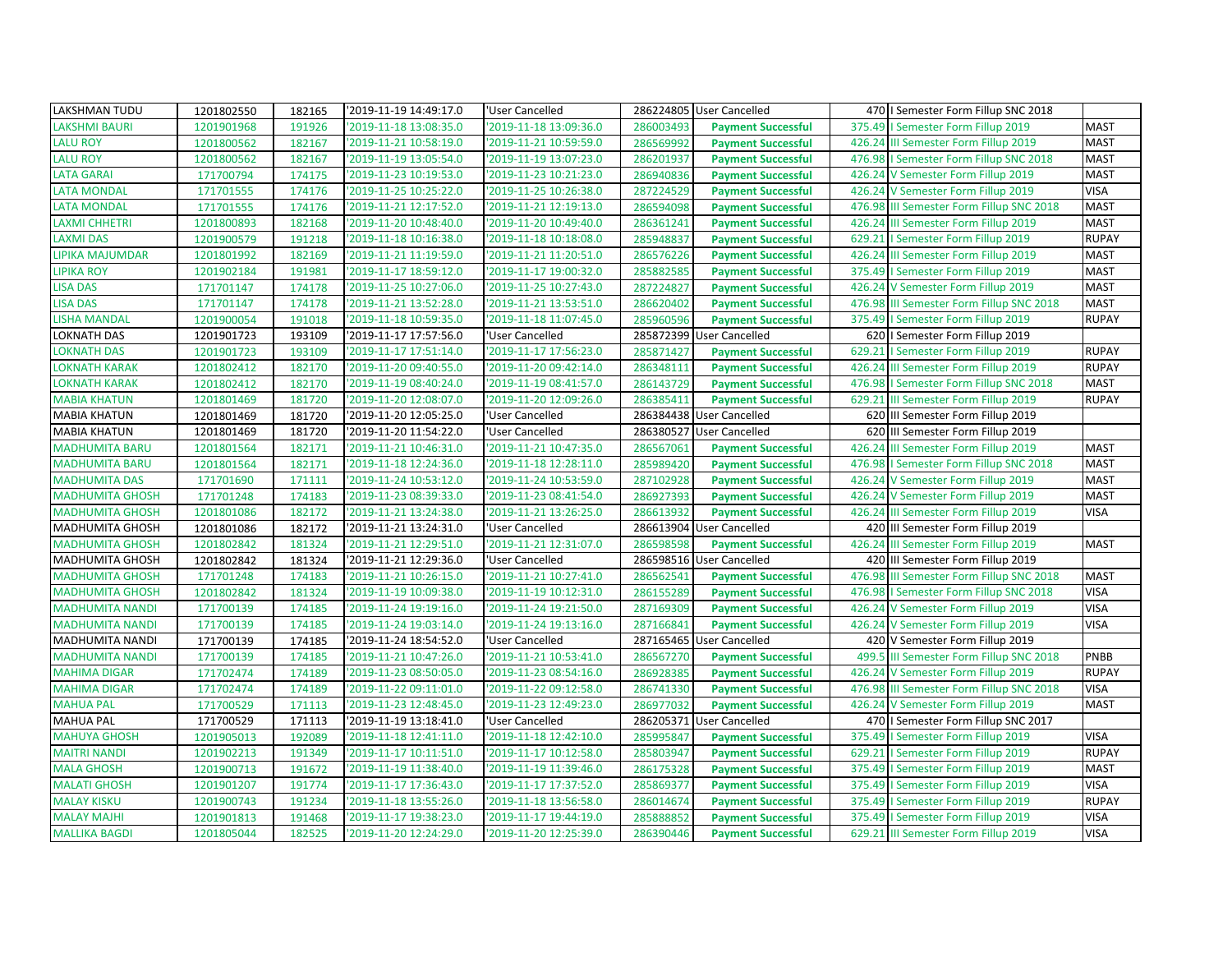| | | | | | | | | | |
|---|---|---|---|---|---|---|---|---|---|
| LAKSHMAN TUDU | 1201802550 | 182165 | '2019-11-19 14:49:17.0 | 'User Cancelled | 286224805 | User Cancelled | 470 | I Semester Form Fillup SNC 2018 | |
| LAKSHMI BAURI | 1201901968 | 191926 | '2019-11-18 13:08:35.0 | '2019-11-18 13:09:36.0 | 286003493 | Payment Successful | 375.49 | I Semester Form Fillup 2019 | MAST |
| LALU ROY | 1201800562 | 182167 | '2019-11-21 10:58:19.0 | '2019-11-21 10:59:59.0 | 286569992 | Payment Successful | 426.24 | III Semester Form Fillup 2019 | MAST |
| LALU ROY | 1201800562 | 182167 | '2019-11-19 13:05:54.0 | '2019-11-19 13:07:23.0 | 286201937 | Payment Successful | 476.98 | I Semester Form Fillup SNC 2018 | MAST |
| LATA GARAI | 171700794 | 174175 | '2019-11-23 10:19:53.0 | '2019-11-23 10:21:23.0 | 286940836 | Payment Successful | 426.24 | V Semester Form Fillup 2019 | MAST |
| LATA MONDAL | 171701555 | 174176 | '2019-11-25 10:25:22.0 | '2019-11-25 10:26:38.0 | 287224529 | Payment Successful | 426.24 | V Semester Form Fillup 2019 | VISA |
| LATA MONDAL | 171701555 | 174176 | '2019-11-21 12:17:52.0 | '2019-11-21 12:19:13.0 | 286594098 | Payment Successful | 476.98 | III Semester Form Fillup SNC 2018 | MAST |
| LAXMI CHHETRI | 1201800893 | 182168 | '2019-11-20 10:48:40.0 | '2019-11-20 10:49:40.0 | 286361241 | Payment Successful | 426.24 | III Semester Form Fillup 2019 | MAST |
| LAXMI DAS | 1201900579 | 191218 | '2019-11-18 10:16:38.0 | '2019-11-18 10:18:08.0 | 285948837 | Payment Successful | 629.21 | I Semester Form Fillup 2019 | RUPAY |
| LIPIKA MAJUMDAR | 1201801992 | 182169 | '2019-11-21 11:19:59.0 | '2019-11-21 11:20:51.0 | 286576226 | Payment Successful | 426.24 | III Semester Form Fillup 2019 | MAST |
| LIPIKA ROY | 1201902184 | 191981 | '2019-11-17 18:59:12.0 | '2019-11-17 19:00:32.0 | 285882585 | Payment Successful | 375.49 | I Semester Form Fillup 2019 | MAST |
| LISA DAS | 171701147 | 174178 | '2019-11-25 10:27:06.0 | '2019-11-25 10:27:43.0 | 287224827 | Payment Successful | 426.24 | V Semester Form Fillup 2019 | MAST |
| LISA DAS | 171701147 | 174178 | '2019-11-21 13:52:28.0 | '2019-11-21 13:53:51.0 | 286620402 | Payment Successful | 476.98 | III Semester Form Fillup SNC 2018 | MAST |
| LISHA MANDAL | 1201900054 | 191018 | '2019-11-18 10:59:35.0 | '2019-11-18 11:07:45.0 | 285960596 | Payment Successful | 375.49 | I Semester Form Fillup 2019 | RUPAY |
| LOKNATH DAS | 1201901723 | 193109 | '2019-11-17 17:57:56.0 | 'User Cancelled | 285872399 | User Cancelled | 620 | I Semester Form Fillup 2019 | |
| LOKNATH DAS | 1201901723 | 193109 | '2019-11-17 17:51:14.0 | '2019-11-17 17:56:23.0 | 285871427 | Payment Successful | 629.21 | I Semester Form Fillup 2019 | RUPAY |
| LOKNATH KARAK | 1201802412 | 182170 | '2019-11-20 09:40:55.0 | '2019-11-20 09:42:14.0 | 286348111 | Payment Successful | 426.24 | III Semester Form Fillup 2019 | RUPAY |
| LOKNATH KARAK | 1201802412 | 182170 | '2019-11-19 08:40:24.0 | '2019-11-19 08:41:57.0 | 286143729 | Payment Successful | 476.98 | I Semester Form Fillup SNC 2018 | MAST |
| MABIA KHATUN | 1201801469 | 181720 | '2019-11-20 12:08:07.0 | '2019-11-20 12:09:26.0 | 286385411 | Payment Successful | 629.21 | III Semester Form Fillup 2019 | RUPAY |
| MABIA KHATUN | 1201801469 | 181720 | '2019-11-20 12:05:25.0 | 'User Cancelled | 286384438 | User Cancelled | 620 | III Semester Form Fillup 2019 | |
| MABIA KHATUN | 1201801469 | 181720 | '2019-11-20 11:54:22.0 | 'User Cancelled | 286380527 | User Cancelled | 620 | III Semester Form Fillup 2019 | |
| MADHUMITA BARU | 1201801564 | 182171 | '2019-11-21 10:46:31.0 | '2019-11-21 10:47:35.0 | 286567061 | Payment Successful | 426.24 | III Semester Form Fillup 2019 | MAST |
| MADHUMITA BARU | 1201801564 | 182171 | '2019-11-18 12:24:36.0 | '2019-11-18 12:28:11.0 | 285989420 | Payment Successful | 476.98 | I Semester Form Fillup SNC 2018 | MAST |
| MADHUMITA DAS | 171701690 | 171111 | '2019-11-24 10:53:12.0 | '2019-11-24 10:53:59.0 | 287102928 | Payment Successful | 426.24 | V Semester Form Fillup 2019 | MAST |
| MADHUMITA GHOSH | 171701248 | 174183 | '2019-11-23 08:39:33.0 | '2019-11-23 08:41:54.0 | 286927393 | Payment Successful | 426.24 | V Semester Form Fillup 2019 | MAST |
| MADHUMITA GHOSH | 1201801086 | 182172 | '2019-11-21 13:24:38.0 | '2019-11-21 13:26:25.0 | 286613932 | Payment Successful | 426.24 | III Semester Form Fillup 2019 | VISA |
| MADHUMITA GHOSH | 1201801086 | 182172 | '2019-11-21 13:24:31.0 | 'User Cancelled | 286613904 | User Cancelled | 420 | III Semester Form Fillup 2019 | |
| MADHUMITA GHOSH | 1201802842 | 181324 | '2019-11-21 12:29:51.0 | '2019-11-21 12:31:07.0 | 286598598 | Payment Successful | 426.24 | III Semester Form Fillup 2019 | MAST |
| MADHUMITA GHOSH | 1201802842 | 181324 | '2019-11-21 12:29:36.0 | 'User Cancelled | 286598516 | User Cancelled | 420 | III Semester Form Fillup 2019 | |
| MADHUMITA GHOSH | 171701248 | 174183 | '2019-11-21 10:26:15.0 | '2019-11-21 10:27:41.0 | 286562541 | Payment Successful | 476.98 | III Semester Form Fillup SNC 2018 | MAST |
| MADHUMITA GHOSH | 1201802842 | 181324 | '2019-11-19 10:09:38.0 | '2019-11-19 10:12:31.0 | 286155289 | Payment Successful | 476.98 | I Semester Form Fillup SNC 2018 | VISA |
| MADHUMITA NANDI | 171700139 | 174185 | '2019-11-24 19:19:16.0 | '2019-11-24 19:21:50.0 | 287169309 | Payment Successful | 426.24 | V Semester Form Fillup 2019 | VISA |
| MADHUMITA NANDI | 171700139 | 174185 | '2019-11-24 19:03:14.0 | '2019-11-24 19:13:16.0 | 287166841 | Payment Successful | 426.24 | V Semester Form Fillup 2019 | VISA |
| MADHUMITA NANDI | 171700139 | 174185 | '2019-11-24 18:54:52.0 | 'User Cancelled | 287165465 | User Cancelled | 420 | V Semester Form Fillup 2019 | |
| MADHUMITA NANDI | 171700139 | 174185 | '2019-11-21 10:47:26.0 | '2019-11-21 10:53:41.0 | 286567270 | Payment Successful | 499.5 | III Semester Form Fillup SNC 2018 | PNBB |
| MAHIMA DIGAR | 171702474 | 174189 | '2019-11-23 08:50:05.0 | '2019-11-23 08:54:16.0 | 286928385 | Payment Successful | 426.24 | V Semester Form Fillup 2019 | RUPAY |
| MAHIMA DIGAR | 171702474 | 174189 | '2019-11-22 09:11:01.0 | '2019-11-22 09:12:58.0 | 286741330 | Payment Successful | 476.98 | III Semester Form Fillup SNC 2018 | VISA |
| MAHUA PAL | 171700529 | 171113 | '2019-11-23 12:48:45.0 | '2019-11-23 12:49:23.0 | 286977032 | Payment Successful | 426.24 | V Semester Form Fillup 2019 | MAST |
| MAHUA PAL | 171700529 | 171113 | '2019-11-19 13:18:41.0 | 'User Cancelled | 286205371 | User Cancelled | 470 | I Semester Form Fillup SNC 2017 | |
| MAHUYA GHOSH | 1201905013 | 192089 | '2019-11-18 12:41:11.0 | '2019-11-18 12:42:10.0 | 285995847 | Payment Successful | 375.49 | I Semester Form Fillup 2019 | VISA |
| MAITRI NANDI | 1201902213 | 191349 | '2019-11-17 10:11:51.0 | '2019-11-17 10:12:58.0 | 285803947 | Payment Successful | 629.21 | I Semester Form Fillup 2019 | RUPAY |
| MALA GHOSH | 1201900713 | 191672 | '2019-11-19 11:38:40.0 | '2019-11-19 11:39:46.0 | 286175328 | Payment Successful | 375.49 | I Semester Form Fillup 2019 | MAST |
| MALATI GHOSH | 1201901207 | 191774 | '2019-11-17 17:36:43.0 | '2019-11-17 17:37:52.0 | 285869377 | Payment Successful | 375.49 | I Semester Form Fillup 2019 | VISA |
| MALAY KISKU | 1201900743 | 191234 | '2019-11-18 13:55:26.0 | '2019-11-18 13:56:58.0 | 286014674 | Payment Successful | 375.49 | I Semester Form Fillup 2019 | RUPAY |
| MALAY MAJHI | 1201901813 | 191468 | '2019-11-17 19:38:23.0 | '2019-11-17 19:44:19.0 | 285888852 | Payment Successful | 375.49 | I Semester Form Fillup 2019 | VISA |
| MALLIKA BAGDI | 1201805044 | 182525 | '2019-11-20 12:24:29.0 | '2019-11-20 12:25:39.0 | 286390446 | Payment Successful | 629.21 | III Semester Form Fillup 2019 | VISA |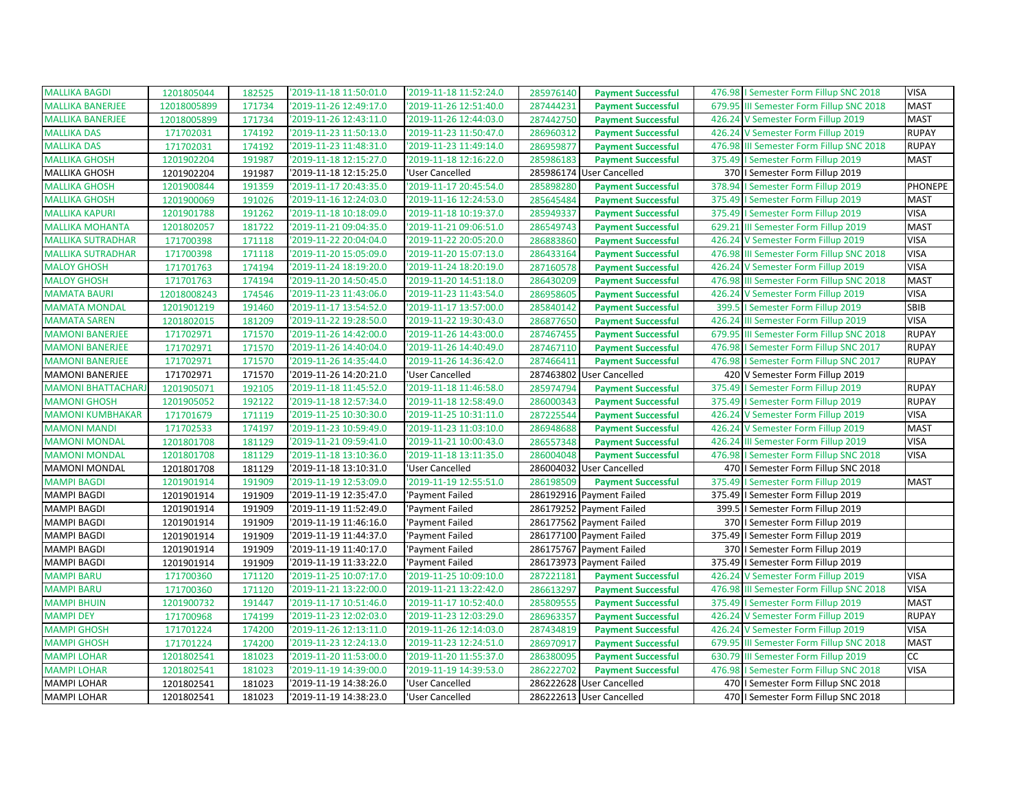| | | | | | | | | | |
|---|---|---|---|---|---|---|---|---|---|
| MALLIKA BAGDI | 1201805044 | 182525 | '2019-11-18 11:50:01.0 | '2019-11-18 11:52:24.0 | 285976140 | Payment Successful | 476.98 | I Semester Form Fillup SNC 2018 | VISA |
| MALLIKA BANERJEE | 12018005899 | 171734 | '2019-11-26 12:49:17.0 | '2019-11-26 12:51:40.0 | 287444231 | Payment Successful | 679.95 | III Semester Form Fillup SNC 2018 | MAST |
| MALLIKA BANERJEE | 12018005899 | 171734 | '2019-11-26 12:43:11.0 | '2019-11-26 12:44:03.0 | 287442750 | Payment Successful | 426.24 | V Semester Form Fillup 2019 | MAST |
| MALLIKA DAS | 171702031 | 174192 | '2019-11-23 11:50:13.0 | '2019-11-23 11:50:47.0 | 286960312 | Payment Successful | 426.24 | V Semester Form Fillup 2019 | RUPAY |
| MALLIKA DAS | 171702031 | 174192 | '2019-11-23 11:48:31.0 | '2019-11-23 11:49:14.0 | 286959877 | Payment Successful | 476.98 | III Semester Form Fillup SNC 2018 | RUPAY |
| MALLIKA GHOSH | 1201902204 | 191987 | '2019-11-18 12:15:27.0 | '2019-11-18 12:16:22.0 | 285986183 | Payment Successful | 375.49 | I Semester Form Fillup 2019 | MAST |
| MALLIKA GHOSH | 1201902204 | 191987 | '2019-11-18 12:15:25.0 | 'User Cancelled | 285986174 | User Cancelled | 370 | I Semester Form Fillup 2019 | |
| MALLIKA GHOSH | 1201900844 | 191359 | '2019-11-17 20:43:35.0 | '2019-11-17 20:45:54.0 | 285898280 | Payment Successful | 378.94 | I Semester Form Fillup 2019 | PHONEPE |
| MALLIKA GHOSH | 1201900069 | 191026 | '2019-11-16 12:24:03.0 | '2019-11-16 12:24:53.0 | 285645484 | Payment Successful | 375.49 | I Semester Form Fillup 2019 | MAST |
| MALLIKA KAPURI | 1201901788 | 191262 | '2019-11-18 10:18:09.0 | '2019-11-18 10:19:37.0 | 285949337 | Payment Successful | 375.49 | I Semester Form Fillup 2019 | VISA |
| MALLIKA MOHANTA | 1201802057 | 181722 | '2019-11-21 09:04:35.0 | '2019-11-21 09:06:51.0 | 286549743 | Payment Successful | 629.21 | III Semester Form Fillup 2019 | MAST |
| MALLIKA SUTRADHAR | 171700398 | 171118 | '2019-11-22 20:04:04.0 | '2019-11-22 20:05:20.0 | 286883860 | Payment Successful | 426.24 | V Semester Form Fillup 2019 | VISA |
| MALLIKA SUTRADHAR | 171700398 | 171118 | '2019-11-20 15:05:09.0 | '2019-11-20 15:07:13.0 | 286433164 | Payment Successful | 476.98 | III Semester Form Fillup SNC 2018 | VISA |
| MALOY GHOSH | 171701763 | 174194 | '2019-11-24 18:19:20.0 | '2019-11-24 18:20:19.0 | 287160578 | Payment Successful | 426.24 | V Semester Form Fillup 2019 | VISA |
| MALOY GHOSH | 171701763 | 174194 | '2019-11-20 14:50:45.0 | '2019-11-20 14:51:18.0 | 286430209 | Payment Successful | 476.98 | III Semester Form Fillup SNC 2018 | MAST |
| MAMATA BAURI | 12018008243 | 174546 | '2019-11-23 11:43:06.0 | '2019-11-23 11:43:54.0 | 286958605 | Payment Successful | 426.24 | V Semester Form Fillup 2019 | VISA |
| MAMATA MONDAL | 1201901219 | 191460 | '2019-11-17 13:54:52.0 | '2019-11-17 13:57:00.0 | 285840142 | Payment Successful | 399.5 | I Semester Form Fillup 2019 | SBIB |
| MAMATA SAREN | 1201802015 | 181209 | '2019-11-22 19:28:50.0 | '2019-11-22 19:30:43.0 | 286877650 | Payment Successful | 426.24 | III Semester Form Fillup 2019 | VISA |
| MAMONI BANERJEE | 171702971 | 171570 | '2019-11-26 14:42:00.0 | '2019-11-26 14:43:00.0 | 287467455 | Payment Successful | 679.95 | III Semester Form Fillup SNC 2018 | RUPAY |
| MAMONI BANERJEE | 171702971 | 171570 | '2019-11-26 14:40:04.0 | '2019-11-26 14:40:49.0 | 287467110 | Payment Successful | 476.98 | I Semester Form Fillup SNC 2017 | RUPAY |
| MAMONI BANERJEE | 171702971 | 171570 | '2019-11-26 14:35:44.0 | '2019-11-26 14:36:42.0 | 287466411 | Payment Successful | 476.98 | I Semester Form Fillup SNC 2017 | RUPAY |
| MAMONI BANERJEE | 171702971 | 171570 | '2019-11-26 14:20:21.0 | 'User Cancelled | 287463802 | User Cancelled | 420 | V Semester Form Fillup 2019 | |
| MAMONI BHATTACHARJ | 1201905071 | 192105 | '2019-11-18 11:45:52.0 | '2019-11-18 11:46:58.0 | 285974794 | Payment Successful | 375.49 | I Semester Form Fillup 2019 | RUPAY |
| MAMONI GHOSH | 1201905052 | 192122 | '2019-11-18 12:57:34.0 | '2019-11-18 12:58:49.0 | 286000343 | Payment Successful | 375.49 | I Semester Form Fillup 2019 | RUPAY |
| MAMONI KUMBHAKAR | 171701679 | 171119 | '2019-11-25 10:30:30.0 | '2019-11-25 10:31:11.0 | 287225544 | Payment Successful | 426.24 | V Semester Form Fillup 2019 | VISA |
| MAMONI MANDI | 171702533 | 174197 | '2019-11-23 10:59:49.0 | '2019-11-23 11:03:10.0 | 286948688 | Payment Successful | 426.24 | V Semester Form Fillup 2019 | MAST |
| MAMONI MONDAL | 1201801708 | 181129 | '2019-11-21 09:59:41.0 | '2019-11-21 10:00:43.0 | 286557348 | Payment Successful | 426.24 | III Semester Form Fillup 2019 | VISA |
| MAMONI MONDAL | 1201801708 | 181129 | '2019-11-18 13:10:36.0 | '2019-11-18 13:11:35.0 | 286004048 | Payment Successful | 476.98 | I Semester Form Fillup SNC 2018 | VISA |
| MAMONI MONDAL | 1201801708 | 181129 | '2019-11-18 13:10:31.0 | 'User Cancelled | 286004032 | User Cancelled | 470 | I Semester Form Fillup SNC 2018 | |
| MAMPI BAGDI | 1201901914 | 191909 | '2019-11-19 12:53:09.0 | '2019-11-19 12:55:51.0 | 286198509 | Payment Successful | 375.49 | I Semester Form Fillup 2019 | MAST |
| MAMPI BAGDI | 1201901914 | 191909 | '2019-11-19 12:35:47.0 | 'Payment Failed | 286192916 | Payment Failed | 375.49 | I Semester Form Fillup 2019 | |
| MAMPI BAGDI | 1201901914 | 191909 | '2019-11-19 11:52:49.0 | 'Payment Failed | 286179252 | Payment Failed | 399.5 | I Semester Form Fillup 2019 | |
| MAMPI BAGDI | 1201901914 | 191909 | '2019-11-19 11:46:16.0 | 'Payment Failed | 286177562 | Payment Failed | 370 | I Semester Form Fillup 2019 | |
| MAMPI BAGDI | 1201901914 | 191909 | '2019-11-19 11:44:37.0 | 'Payment Failed | 286177100 | Payment Failed | 375.49 | I Semester Form Fillup 2019 | |
| MAMPI BAGDI | 1201901914 | 191909 | '2019-11-19 11:40:17.0 | 'Payment Failed | 286175767 | Payment Failed | 370 | I Semester Form Fillup 2019 | |
| MAMPI BAGDI | 1201901914 | 191909 | '2019-11-19 11:33:22.0 | 'Payment Failed | 286173973 | Payment Failed | 375.49 | I Semester Form Fillup 2019 | |
| MAMPI BARU | 171700360 | 171120 | '2019-11-25 10:07:17.0 | '2019-11-25 10:09:10.0 | 287221181 | Payment Successful | 426.24 | V Semester Form Fillup 2019 | VISA |
| MAMPI BARU | 171700360 | 171120 | '2019-11-21 13:22:00.0 | '2019-11-21 13:22:42.0 | 286613297 | Payment Successful | 476.98 | III Semester Form Fillup SNC 2018 | VISA |
| MAMPI BHUIN | 1201900732 | 191447 | '2019-11-17 10:51:46.0 | '2019-11-17 10:52:40.0 | 285809555 | Payment Successful | 375.49 | I Semester Form Fillup 2019 | MAST |
| MAMPI DEY | 171700968 | 174199 | '2019-11-23 12:02:03.0 | '2019-11-23 12:03:29.0 | 286963357 | Payment Successful | 426.24 | V Semester Form Fillup 2019 | RUPAY |
| MAMPI GHOSH | 171701224 | 174200 | '2019-11-26 12:13:11.0 | '2019-11-26 12:14:03.0 | 287434819 | Payment Successful | 426.24 | V Semester Form Fillup 2019 | VISA |
| MAMPI GHOSH | 171701224 | 174200 | '2019-11-23 12:24:13.0 | '2019-11-23 12:24:51.0 | 286970917 | Payment Successful | 679.95 | III Semester Form Fillup SNC 2018 | MAST |
| MAMPI LOHAR | 1201802541 | 181023 | '2019-11-20 11:53:00.0 | '2019-11-20 11:55:37.0 | 286380095 | Payment Successful | 630.79 | III Semester Form Fillup 2019 | CC |
| MAMPI LOHAR | 1201802541 | 181023 | '2019-11-19 14:39:00.0 | '2019-11-19 14:39:53.0 | 286222702 | Payment Successful | 476.98 | I Semester Form Fillup SNC 2018 | VISA |
| MAMPI LOHAR | 1201802541 | 181023 | '2019-11-19 14:38:26.0 | 'User Cancelled | 286222628 | User Cancelled | 470 | I Semester Form Fillup SNC 2018 | |
| MAMPI LOHAR | 1201802541 | 181023 | '2019-11-19 14:38:23.0 | 'User Cancelled | 286222613 | User Cancelled | 470 | I Semester Form Fillup SNC 2018 | |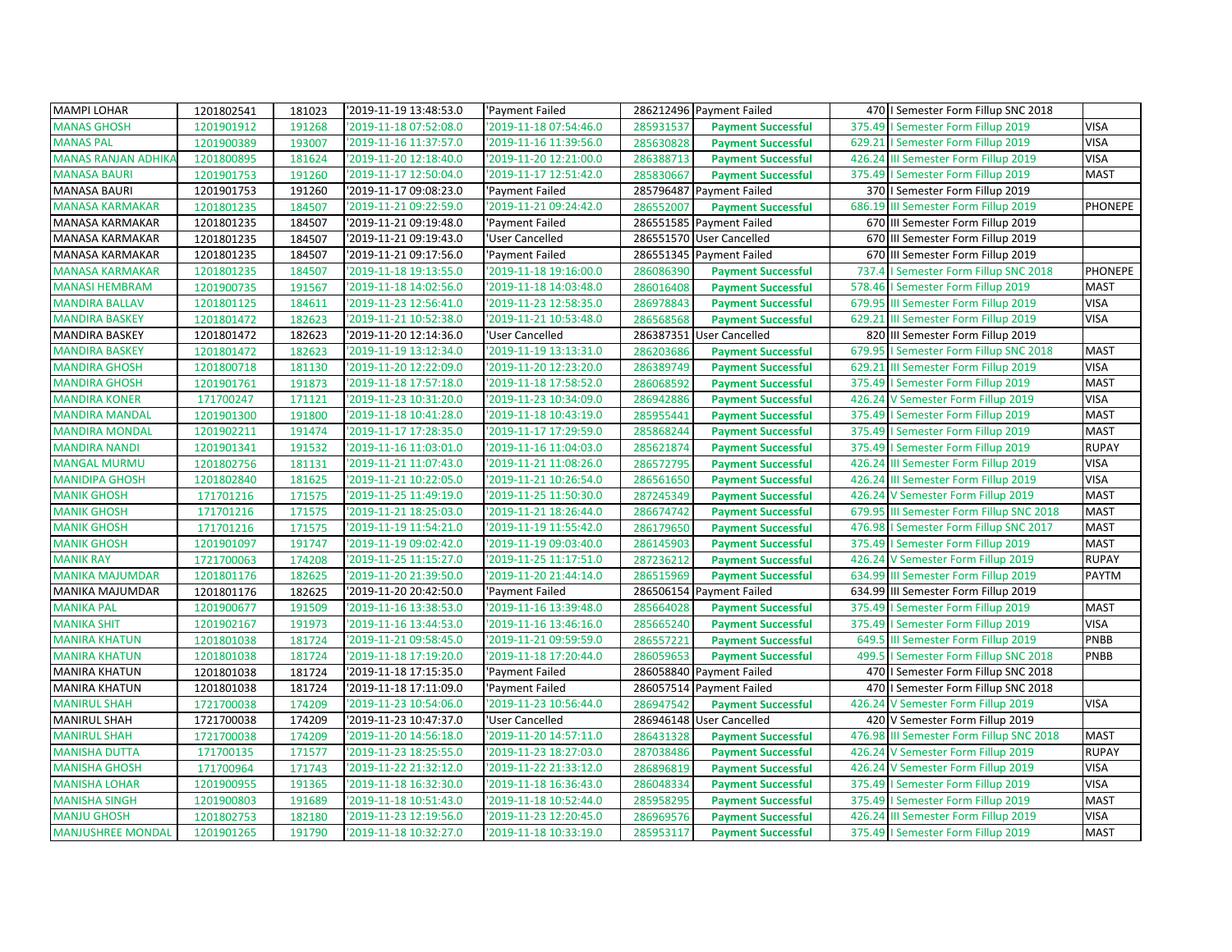| MAMPI LOHAR | 1201802541 | 181023 | '2019-11-19 13:48:53.0 | 'Payment Failed | 286212496 | Payment Failed | 470 | I Semester Form Fillup SNC 2018 | |
|---|---|---|---|---|---|---|---|---|---|
| MANAS GHOSH | 1201901912 | 191268 | '2019-11-18 07:52:08.0 | '2019-11-18 07:54:46.0 | 285931537 | Payment Successful | 375.49 | I Semester Form Fillup 2019 | VISA |
| MANAS PAL | 1201900389 | 193007 | '2019-11-16 11:37:57.0 | '2019-11-16 11:39:56.0 | 285630828 | Payment Successful | 629.21 | I Semester Form Fillup 2019 | VISA |
| MANAS RANJAN ADHIKA | 1201800895 | 181624 | '2019-11-20 12:18:40.0 | '2019-11-20 12:21:00.0 | 286388713 | Payment Successful | 426.24 | III Semester Form Fillup 2019 | VISA |
| MANASA BAURI | 1201901753 | 191260 | '2019-11-17 12:50:04.0 | '2019-11-17 12:51:42.0 | 285830667 | Payment Successful | 375.49 | I Semester Form Fillup 2019 | MAST |
| MANASA BAURI | 1201901753 | 191260 | '2019-11-17 09:08:23.0 | 'Payment Failed | 285796487 | Payment Failed | 370 | I Semester Form Fillup 2019 | |
| MANASA KARMAKAR | 1201801235 | 184507 | '2019-11-21 09:22:59.0 | '2019-11-21 09:24:42.0 | 286552007 | Payment Successful | 686.19 | III Semester Form Fillup 2019 | PHONEPE |
| MANASA KARMAKAR | 1201801235 | 184507 | '2019-11-21 09:19:48.0 | 'Payment Failed | 286551585 | Payment Failed | 670 | III Semester Form Fillup 2019 | |
| MANASA KARMAKAR | 1201801235 | 184507 | '2019-11-21 09:19:43.0 | 'User Cancelled | 286551570 | User Cancelled | 670 | III Semester Form Fillup 2019 | |
| MANASA KARMAKAR | 1201801235 | 184507 | '2019-11-21 09:17:56.0 | 'Payment Failed | 286551345 | Payment Failed | 670 | III Semester Form Fillup 2019 | |
| MANASA KARMAKAR | 1201801235 | 184507 | '2019-11-18 19:13:55.0 | '2019-11-18 19:16:00.0 | 286086390 | Payment Successful | 737.4 | I Semester Form Fillup SNC 2018 | PHONEPE |
| MANASI HEMBRAM | 1201900735 | 191567 | '2019-11-18 14:02:56.0 | '2019-11-18 14:03:48.0 | 286016408 | Payment Successful | 578.46 | I Semester Form Fillup 2019 | MAST |
| MANDIRA BALLAV | 1201801125 | 184611 | '2019-11-23 12:56:41.0 | '2019-11-23 12:58:35.0 | 286978843 | Payment Successful | 679.95 | III Semester Form Fillup 2019 | VISA |
| MANDIRA BASKEY | 1201801472 | 182623 | '2019-11-21 10:52:38.0 | '2019-11-21 10:53:48.0 | 286568568 | Payment Successful | 629.21 | III Semester Form Fillup 2019 | VISA |
| MANDIRA BASKEY | 1201801472 | 182623 | '2019-11-20 12:14:36.0 | 'User Cancelled | 286387351 | User Cancelled | 820 | III Semester Form Fillup 2019 | |
| MANDIRA BASKEY | 1201801472 | 182623 | '2019-11-19 13:12:34.0 | '2019-11-19 13:13:31.0 | 286203686 | Payment Successful | 679.95 | I Semester Form Fillup SNC 2018 | MAST |
| MANDIRA GHOSH | 1201800718 | 181130 | '2019-11-20 12:22:09.0 | '2019-11-20 12:23:20.0 | 286389749 | Payment Successful | 629.21 | III Semester Form Fillup 2019 | VISA |
| MANDIRA GHOSH | 1201901761 | 191873 | '2019-11-18 17:57:18.0 | '2019-11-18 17:58:52.0 | 286068592 | Payment Successful | 375.49 | I Semester Form Fillup 2019 | MAST |
| MANDIRA KONER | 171700247 | 171121 | '2019-11-23 10:31:20.0 | '2019-11-23 10:34:09.0 | 286942886 | Payment Successful | 426.24 | V Semester Form Fillup 2019 | VISA |
| MANDIRA MANDAL | 1201901300 | 191800 | '2019-11-18 10:41:28.0 | '2019-11-18 10:43:19.0 | 285955441 | Payment Successful | 375.49 | I Semester Form Fillup 2019 | MAST |
| MANDIRA MONDAL | 1201902211 | 191474 | '2019-11-17 17:28:35.0 | '2019-11-17 17:29:59.0 | 285868244 | Payment Successful | 375.49 | I Semester Form Fillup 2019 | MAST |
| MANDIRA NANDI | 1201901341 | 191532 | '2019-11-16 11:03:01.0 | '2019-11-16 11:04:03.0 | 285621874 | Payment Successful | 375.49 | I Semester Form Fillup 2019 | RUPAY |
| MANGAL MURMU | 1201802756 | 181131 | '2019-11-21 11:07:43.0 | '2019-11-21 11:08:26.0 | 286572795 | Payment Successful | 426.24 | III Semester Form Fillup 2019 | VISA |
| MANIDIPA GHOSH | 1201802840 | 181625 | '2019-11-21 10:22:05.0 | '2019-11-21 10:26:54.0 | 286561650 | Payment Successful | 426.24 | III Semester Form Fillup 2019 | VISA |
| MANIK GHOSH | 171701216 | 171575 | '2019-11-25 11:49:19.0 | '2019-11-25 11:50:30.0 | 287245349 | Payment Successful | 426.24 | V Semester Form Fillup 2019 | MAST |
| MANIK GHOSH | 171701216 | 171575 | '2019-11-21 18:25:03.0 | '2019-11-21 18:26:44.0 | 286674742 | Payment Successful | 679.95 | III Semester Form Fillup SNC 2018 | MAST |
| MANIK GHOSH | 171701216 | 171575 | '2019-11-19 11:54:21.0 | '2019-11-19 11:55:42.0 | 286179650 | Payment Successful | 476.98 | I Semester Form Fillup SNC 2017 | MAST |
| MANIK GHOSH | 1201901097 | 191747 | '2019-11-19 09:02:42.0 | '2019-11-19 09:03:40.0 | 286145903 | Payment Successful | 375.49 | I Semester Form Fillup 2019 | MAST |
| MANIK RAY | 1721700063 | 174208 | '2019-11-25 11:15:27.0 | '2019-11-25 11:17:51.0 | 287236212 | Payment Successful | 426.24 | V Semester Form Fillup 2019 | RUPAY |
| MANIKA MAJUMDAR | 1201801176 | 182625 | '2019-11-20 21:39:50.0 | '2019-11-20 21:44:14.0 | 286515969 | Payment Successful | 634.99 | III Semester Form Fillup 2019 | PAYTM |
| MANIKA MAJUMDAR | 1201801176 | 182625 | '2019-11-20 20:42:50.0 | 'Payment Failed | 286506154 | Payment Failed | 634.99 | III Semester Form Fillup 2019 | |
| MANIKA PAL | 1201900677 | 191509 | '2019-11-16 13:38:53.0 | '2019-11-16 13:39:48.0 | 285664028 | Payment Successful | 375.49 | I Semester Form Fillup 2019 | MAST |
| MANIKA SHIT | 1201902167 | 191973 | '2019-11-16 13:44:53.0 | '2019-11-16 13:46:16.0 | 285665240 | Payment Successful | 375.49 | I Semester Form Fillup 2019 | VISA |
| MANIRA KHATUN | 1201801038 | 181724 | '2019-11-21 09:58:45.0 | '2019-11-21 09:59:59.0 | 286557221 | Payment Successful | 649.5 | III Semester Form Fillup 2019 | PNBB |
| MANIRA KHATUN | 1201801038 | 181724 | '2019-11-18 17:19:20.0 | '2019-11-18 17:20:44.0 | 286059653 | Payment Successful | 499.5 | I Semester Form Fillup SNC 2018 | PNBB |
| MANIRA KHATUN | 1201801038 | 181724 | '2019-11-18 17:15:35.0 | 'Payment Failed | 286058840 | Payment Failed | 470 | I Semester Form Fillup SNC 2018 | |
| MANIRA KHATUN | 1201801038 | 181724 | '2019-11-18 17:11:09.0 | 'Payment Failed | 286057514 | Payment Failed | 470 | I Semester Form Fillup SNC 2018 | |
| MANIRUL SHAH | 1721700038 | 174209 | '2019-11-23 10:54:06.0 | '2019-11-23 10:56:44.0 | 286947542 | Payment Successful | 426.24 | V Semester Form Fillup 2019 | VISA |
| MANIRUL SHAH | 1721700038 | 174209 | '2019-11-23 10:47:37.0 | 'User Cancelled | 286946148 | User Cancelled | 420 | V Semester Form Fillup 2019 | |
| MANIRUL SHAH | 1721700038 | 174209 | '2019-11-20 14:56:18.0 | '2019-11-20 14:57:11.0 | 286431328 | Payment Successful | 476.98 | III Semester Form Fillup SNC 2018 | MAST |
| MANISHA DUTTA | 171700135 | 171577 | '2019-11-23 18:25:55.0 | '2019-11-23 18:27:03.0 | 287038486 | Payment Successful | 426.24 | V Semester Form Fillup 2019 | RUPAY |
| MANISHA GHOSH | 171700964 | 171743 | '2019-11-22 21:32:12.0 | '2019-11-22 21:33:12.0 | 286896819 | Payment Successful | 426.24 | V Semester Form Fillup 2019 | VISA |
| MANISHA LOHAR | 1201900955 | 191365 | '2019-11-18 16:32:30.0 | '2019-11-18 16:36:43.0 | 286048334 | Payment Successful | 375.49 | I Semester Form Fillup 2019 | VISA |
| MANISHA SINGH | 1201900803 | 191689 | '2019-11-18 10:51:43.0 | '2019-11-18 10:52:44.0 | 285958295 | Payment Successful | 375.49 | I Semester Form Fillup 2019 | MAST |
| MANJU GHOSH | 1201802753 | 182180 | '2019-11-23 12:19:56.0 | '2019-11-23 12:20:45.0 | 286969576 | Payment Successful | 426.24 | III Semester Form Fillup 2019 | VISA |
| MANJUSHREE MONDAL | 1201901265 | 191790 | '2019-11-18 10:32:27.0 | '2019-11-18 10:33:19.0 | 285953117 | Payment Successful | 375.49 | I Semester Form Fillup 2019 | MAST |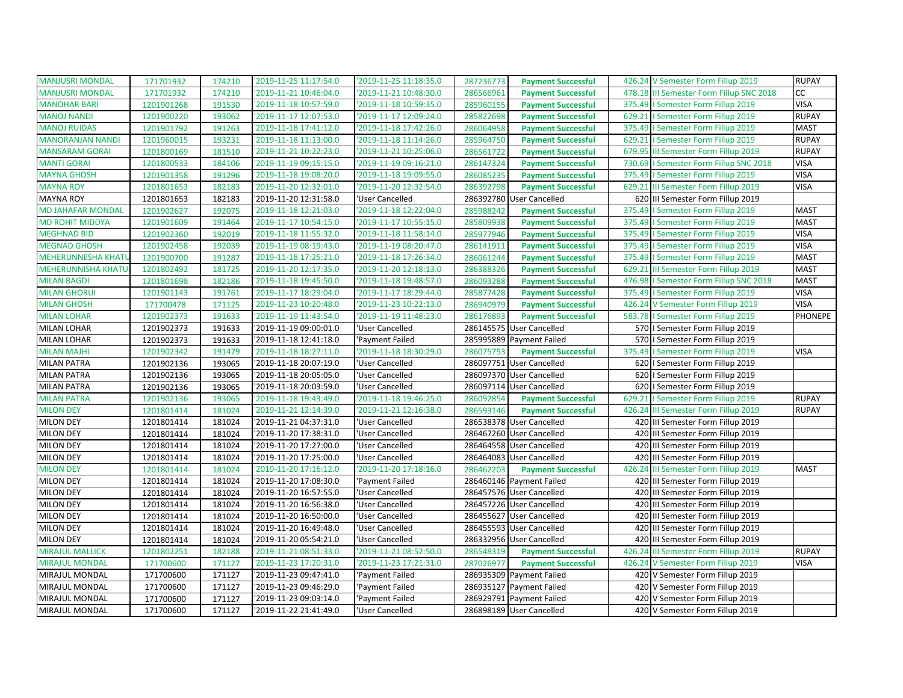| | | | | | | | | | |
|---|---|---|---|---|---|---|---|---|---|
| MANJUSRI MONDAL | 171701932 | 174210 | '2019-11-25 11:17:54.0 | '2019-11-25 11:18:35.0 | 287236773 | Payment Successful | 426.24 | V Semester Form Fillup 2019 | RUPAY |
| MANJUSRI MONDAL | 171701932 | 174210 | '2019-11-21 10:46:04.0 | '2019-11-21 10:48:30.0 | 286566961 | Payment Successful | 478.18 | III Semester Form Fillup SNC 2018 | CC |
| MANOHAR BARI | 1201901268 | 191530 | '2019-11-18 10:57:59.0 | '2019-11-18 10:59:35.0 | 285960155 | Payment Successful | 375.49 | I Semester Form Fillup 2019 | VISA |
| MANOJ NANDI | 1201900220 | 193062 | '2019-11-17 12:07:53.0 | '2019-11-17 12:09:24.0 | 285822698 | Payment Successful | 629.21 | I Semester Form Fillup 2019 | RUPAY |
| MANOJ RUIDAS | 1201901792 | 191263 | '2019-11-18 17:41:12.0 | '2019-11-18 17:42:26.0 | 286064958 | Payment Successful | 375.49 | I Semester Form Fillup 2019 | MAST |
| MANORANJAN NANDI | 1201960015 | 193231 | '2019-11-18 11:13:00.0 | '2019-11-18 11:14:26.0 | 285964750 | Payment Successful | 629.21 | I Semester Form Fillup 2019 | RUPAY |
| MANSARAM GORAI | 1201800169 | 181510 | '2019-11-21 10:22:23.0 | '2019-11-21 10:25:06.0 | 286561722 | Payment Successful | 679.95 | III Semester Form Fillup 2019 | RUPAY |
| MANTI GORAI | 1201800533 | 184106 | '2019-11-19 09:15:15.0 | '2019-11-19 09:16:21.0 | 286147324 | Payment Successful | 730.69 | I Semester Form Fillup SNC 2018 | VISA |
| MAYNA GHOSH | 1201901358 | 191296 | '2019-11-18 19:08:20.0 | '2019-11-18 19:09:55.0 | 286085235 | Payment Successful | 375.49 | I Semester Form Fillup 2019 | VISA |
| MAYNA ROY | 1201801653 | 182183 | '2019-11-20 12:32:01.0 | '2019-11-20 12:32:54.0 | 286392798 | Payment Successful | 629.21 | III Semester Form Fillup 2019 | VISA |
| MAYNA ROY | 1201801653 | 182183 | '2019-11-20 12:31:58.0 | 'User Cancelled | 286392780 | User Cancelled | 620 | III Semester Form Fillup 2019 | |
| MD JAHAFAR MONDAL | 1201902627 | 192075 | '2019-11-18 12:21:03.0 | '2019-11-18 12:22:04.0 | 285988242 | Payment Successful | 375.49 | I Semester Form Fillup 2019 | MAST |
| MD ROHIT MIDDYA | 1201901609 | 191464 | '2019-11-17 10:54:15.0 | '2019-11-17 10:55:15.0 | 285809938 | Payment Successful | 375.49 | I Semester Form Fillup 2019 | MAST |
| MEGHNAD BID | 1201902360 | 192019 | '2019-11-18 11:55:32.0 | '2019-11-18 11:58:14.0 | 285977946 | Payment Successful | 375.49 | I Semester Form Fillup 2019 | VISA |
| MEGNAD GHOSH | 1201902458 | 192039 | '2019-11-19 08:19:43.0 | '2019-11-19 08:20:47.0 | 286141911 | Payment Successful | 375.49 | I Semester Form Fillup 2019 | VISA |
| MEHERUNNESHA KHATU | 1201900700 | 191287 | '2019-11-18 17:25:21.0 | '2019-11-18 17:26:34.0 | 286061244 | Payment Successful | 375.49 | I Semester Form Fillup 2019 | MAST |
| MEHERUNNISHA KHATU | 1201802492 | 181725 | '2019-11-20 12:17:35.0 | '2019-11-20 12:18:13.0 | 286388326 | Payment Successful | 629.21 | III Semester Form Fillup 2019 | MAST |
| MILAN BAGDI | 1201801698 | 182186 | '2019-11-18 19:45:50.0 | '2019-11-18 19:48:57.0 | 286093288 | Payment Successful | 476.98 | I Semester Form Fillup SNC 2018 | MAST |
| MILAN GHORUI | 1201901143 | 191761 | '2019-11-17 18:29:04.0 | '2019-11-17 18:29:44.0 | 285877428 | Payment Successful | 375.49 | I Semester Form Fillup 2019 | VISA |
| MILAN GHOSH | 171700478 | 171125 | '2019-11-23 10:20:48.0 | '2019-11-23 10:22:13.0 | 286940979 | Payment Successful | 426.24 | V Semester Form Fillup 2019 | VISA |
| MILAN LOHAR | 1201902373 | 191633 | '2019-11-19 11:43:54.0 | '2019-11-19 11:48:23.0 | 286176893 | Payment Successful | 583.78 | I Semester Form Fillup 2019 | PHONEPE |
| MILAN LOHAR | 1201902373 | 191633 | '2019-11-19 09:00:01.0 | 'User Cancelled | 286145575 | User Cancelled | 570 | I Semester Form Fillup 2019 | |
| MILAN LOHAR | 1201902373 | 191633 | '2019-11-18 12:41:18.0 | 'Payment Failed | 285995889 | Payment Failed | 570 | I Semester Form Fillup 2019 | |
| MILAN MAJHI | 1201902342 | 191479 | '2019-11-18 18:27:11.0 | '2019-11-18 18:30:29.0 | 286075753 | Payment Successful | 375.49 | I Semester Form Fillup 2019 | VISA |
| MILAN PATRA | 1201902136 | 193065 | '2019-11-18 20:07:19.0 | 'User Cancelled | 286097751 | User Cancelled | 620 | I Semester Form Fillup 2019 | |
| MILAN PATRA | 1201902136 | 193065 | '2019-11-18 20:05:05.0 | 'User Cancelled | 286097370 | User Cancelled | 620 | I Semester Form Fillup 2019 | |
| MILAN PATRA | 1201902136 | 193065 | '2019-11-18 20:03:59.0 | 'User Cancelled | 286097114 | User Cancelled | 620 | I Semester Form Fillup 2019 | |
| MILAN PATRA | 1201902136 | 193065 | '2019-11-18 19:43:49.0 | '2019-11-18 19:46:25.0 | 286092854 | Payment Successful | 629.21 | I Semester Form Fillup 2019 | RUPAY |
| MILON DEY | 1201801414 | 181024 | '2019-11-21 12:14:39.0 | '2019-11-21 12:16:38.0 | 286593146 | Payment Successful | 426.24 | III Semester Form Fillup 2019 | RUPAY |
| MILON DEY | 1201801414 | 181024 | '2019-11-21 04:37:31.0 | 'User Cancelled | 286538378 | User Cancelled | 420 | III Semester Form Fillup 2019 | |
| MILON DEY | 1201801414 | 181024 | '2019-11-20 17:38:31.0 | 'User Cancelled | 286467260 | User Cancelled | 420 | III Semester Form Fillup 2019 | |
| MILON DEY | 1201801414 | 181024 | '2019-11-20 17:27:00.0 | 'User Cancelled | 286464558 | User Cancelled | 420 | III Semester Form Fillup 2019 | |
| MILON DEY | 1201801414 | 181024 | '2019-11-20 17:25:00.0 | 'User Cancelled | 286464083 | User Cancelled | 420 | III Semester Form Fillup 2019 | |
| MILON DEY | 1201801414 | 181024 | '2019-11-20 17:16:12.0 | '2019-11-20 17:18:16.0 | 286462203 | Payment Successful | 426.24 | III Semester Form Fillup 2019 | MAST |
| MILON DEY | 1201801414 | 181024 | '2019-11-20 17:08:30.0 | 'Payment Failed | 286460146 | Payment Failed | 420 | III Semester Form Fillup 2019 | |
| MILON DEY | 1201801414 | 181024 | '2019-11-20 16:57:55.0 | 'User Cancelled | 286457576 | User Cancelled | 420 | III Semester Form Fillup 2019 | |
| MILON DEY | 1201801414 | 181024 | '2019-11-20 16:56:38.0 | 'User Cancelled | 286457226 | User Cancelled | 420 | III Semester Form Fillup 2019 | |
| MILON DEY | 1201801414 | 181024 | '2019-11-20 16:50:00.0 | 'User Cancelled | 286455627 | User Cancelled | 420 | III Semester Form Fillup 2019 | |
| MILON DEY | 1201801414 | 181024 | '2019-11-20 16:49:48.0 | 'User Cancelled | 286455593 | User Cancelled | 420 | III Semester Form Fillup 2019 | |
| MILON DEY | 1201801414 | 181024 | '2019-11-20 05:54:21.0 | 'User Cancelled | 286332956 | User Cancelled | 420 | III Semester Form Fillup 2019 | |
| MIRAJUL MALLICK | 1201802251 | 182188 | '2019-11-21 08:51:33.0 | '2019-11-21 08:52:50.0 | 286548319 | Payment Successful | 426.24 | III Semester Form Fillup 2019 | RUPAY |
| MIRAJUL MONDAL | 171700600 | 171127 | '2019-11-23 17:20:31.0 | '2019-11-23 17:21:31.0 | 287026977 | Payment Successful | 426.24 | V Semester Form Fillup 2019 | VISA |
| MIRAJUL MONDAL | 171700600 | 171127 | '2019-11-23 09:47:41.0 | 'Payment Failed | 286935309 | Payment Failed | 420 | V Semester Form Fillup 2019 | |
| MIRAJUL MONDAL | 171700600 | 171127 | '2019-11-23 09:46:29.0 | 'Payment Failed | 286935127 | Payment Failed | 420 | V Semester Form Fillup 2019 | |
| MIRAJUL MONDAL | 171700600 | 171127 | '2019-11-23 09:03:14.0 | 'Payment Failed | 286929791 | Payment Failed | 420 | V Semester Form Fillup 2019 | |
| MIRAJUL MONDAL | 171700600 | 171127 | '2019-11-22 21:41:49.0 | 'User Cancelled | 286898189 | User Cancelled | 420 | V Semester Form Fillup 2019 | |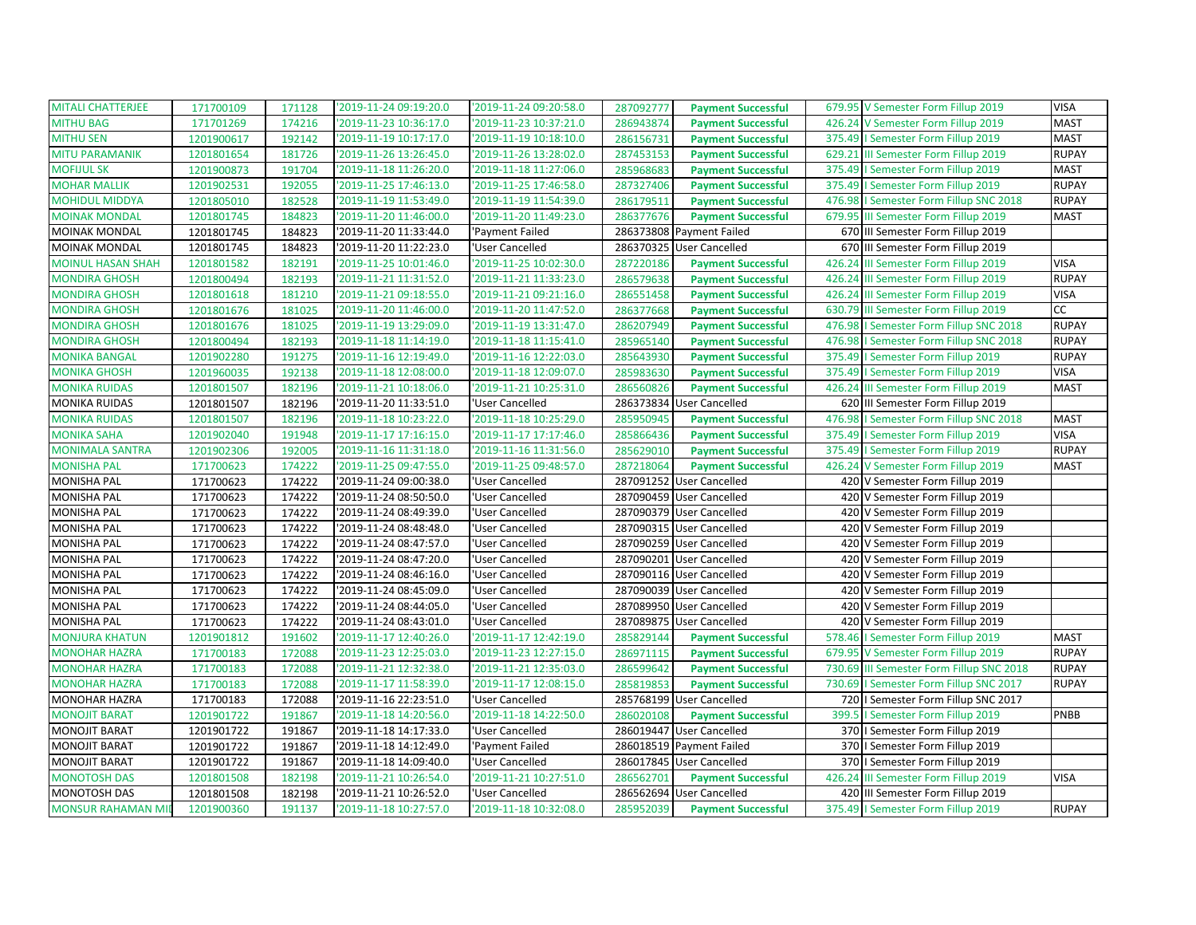| | | | | | | | | | |
|---|---|---|---|---|---|---|---|---|---|
| MITALI CHATTERJEE | 171700109 | 171128 | '2019-11-24 09:19:20.0 | '2019-11-24 09:20:58.0 | 287092777 | Payment Successful | 679.95 | V Semester Form Fillup 2019 | VISA |
| MITHU BAG | 171701269 | 174216 | '2019-11-23 10:36:17.0 | '2019-11-23 10:37:21.0 | 286943874 | Payment Successful | 426.24 | V Semester Form Fillup 2019 | MAST |
| MITHU SEN | 1201900617 | 192142 | '2019-11-19 10:17:17.0 | '2019-11-19 10:18:10.0 | 286156731 | Payment Successful | 375.49 | I Semester Form Fillup 2019 | MAST |
| MITU PARAMANIK | 1201801654 | 181726 | '2019-11-26 13:26:45.0 | '2019-11-26 13:28:02.0 | 287453153 | Payment Successful | 629.21 | III Semester Form Fillup 2019 | RUPAY |
| MOFIJUL SK | 1201900873 | 191704 | '2019-11-18 11:26:20.0 | '2019-11-18 11:27:06.0 | 285968683 | Payment Successful | 375.49 | I Semester Form Fillup 2019 | MAST |
| MOHAR MALLIK | 1201902531 | 192055 | '2019-11-25 17:46:13.0 | '2019-11-25 17:46:58.0 | 287327406 | Payment Successful | 375.49 | I Semester Form Fillup 2019 | RUPAY |
| MOHIDUL MIDDYA | 1201805010 | 182528 | '2019-11-19 11:53:49.0 | '2019-11-19 11:54:39.0 | 286179511 | Payment Successful | 476.98 | I Semester Form Fillup SNC 2018 | RUPAY |
| MOINAK MONDAL | 1201801745 | 184823 | '2019-11-20 11:46:00.0 | '2019-11-20 11:49:23.0 | 286377676 | Payment Successful | 679.95 | III Semester Form Fillup 2019 | MAST |
| MOINAK MONDAL | 1201801745 | 184823 | '2019-11-20 11:33:44.0 | 'Payment Failed | 286373808 | Payment Failed | 670 | III Semester Form Fillup 2019 | |
| MOINAK MONDAL | 1201801745 | 184823 | '2019-11-20 11:22:23.0 | 'User Cancelled | 286370325 | User Cancelled | 670 | III Semester Form Fillup 2019 | |
| MOINUL HASAN SHAH | 1201801582 | 182191 | '2019-11-25 10:01:46.0 | '2019-11-25 10:02:30.0 | 287220186 | Payment Successful | 426.24 | III Semester Form Fillup 2019 | VISA |
| MONDIRA GHOSH | 1201800494 | 182193 | '2019-11-21 11:31:52.0 | '2019-11-21 11:33:23.0 | 286579638 | Payment Successful | 426.24 | III Semester Form Fillup 2019 | RUPAY |
| MONDIRA GHOSH | 1201801618 | 181210 | '2019-11-21 09:18:55.0 | '2019-11-21 09:21:16.0 | 286551458 | Payment Successful | 426.24 | III Semester Form Fillup 2019 | VISA |
| MONDIRA GHOSH | 1201801676 | 181025 | '2019-11-20 11:46:00.0 | '2019-11-20 11:47:52.0 | 286377668 | Payment Successful | 630.79 | III Semester Form Fillup 2019 | CC |
| MONDIRA GHOSH | 1201801676 | 181025 | '2019-11-19 13:29:09.0 | '2019-11-19 13:31:47.0 | 286207949 | Payment Successful | 476.98 | I Semester Form Fillup SNC 2018 | RUPAY |
| MONDIRA GHOSH | 1201800494 | 182193 | '2019-11-18 11:14:19.0 | '2019-11-18 11:15:41.0 | 285965140 | Payment Successful | 476.98 | I Semester Form Fillup SNC 2018 | RUPAY |
| MONIKA BANGAL | 1201902280 | 191275 | '2019-11-16 12:19:49.0 | '2019-11-16 12:22:03.0 | 285643930 | Payment Successful | 375.49 | I Semester Form Fillup 2019 | RUPAY |
| MONIKA GHOSH | 1201960035 | 192138 | '2019-11-18 12:08:00.0 | '2019-11-18 12:09:07.0 | 285983630 | Payment Successful | 375.49 | I Semester Form Fillup 2019 | VISA |
| MONIKA RUIDAS | 1201801507 | 182196 | '2019-11-21 10:18:06.0 | '2019-11-21 10:25:31.0 | 286560826 | Payment Successful | 426.24 | III Semester Form Fillup 2019 | MAST |
| MONIKA RUIDAS | 1201801507 | 182196 | '2019-11-20 11:33:51.0 | 'User Cancelled | 286373834 | User Cancelled | 620 | III Semester Form Fillup 2019 | |
| MONIKA RUIDAS | 1201801507 | 182196 | '2019-11-18 10:23:22.0 | '2019-11-18 10:25:29.0 | 285950945 | Payment Successful | 476.98 | I Semester Form Fillup SNC 2018 | MAST |
| MONIKA SAHA | 1201902040 | 191948 | '2019-11-17 17:16:15.0 | '2019-11-17 17:17:46.0 | 285866436 | Payment Successful | 375.49 | I Semester Form Fillup 2019 | VISA |
| MONIMALA SANTRA | 1201902306 | 192005 | '2019-11-16 11:31:18.0 | '2019-11-16 11:31:56.0 | 285629010 | Payment Successful | 375.49 | I Semester Form Fillup 2019 | RUPAY |
| MONISHA PAL | 171700623 | 174222 | '2019-11-25 09:47:55.0 | '2019-11-25 09:48:57.0 | 287218064 | Payment Successful | 426.24 | V Semester Form Fillup 2019 | MAST |
| MONISHA PAL | 171700623 | 174222 | '2019-11-24 09:00:38.0 | 'User Cancelled | 287091252 | User Cancelled | 420 | V Semester Form Fillup 2019 | |
| MONISHA PAL | 171700623 | 174222 | '2019-11-24 08:50:50.0 | 'User Cancelled | 287090459 | User Cancelled | 420 | V Semester Form Fillup 2019 | |
| MONISHA PAL | 171700623 | 174222 | '2019-11-24 08:49:39.0 | 'User Cancelled | 287090379 | User Cancelled | 420 | V Semester Form Fillup 2019 | |
| MONISHA PAL | 171700623 | 174222 | '2019-11-24 08:48:48.0 | 'User Cancelled | 287090315 | User Cancelled | 420 | V Semester Form Fillup 2019 | |
| MONISHA PAL | 171700623 | 174222 | '2019-11-24 08:47:57.0 | 'User Cancelled | 287090259 | User Cancelled | 420 | V Semester Form Fillup 2019 | |
| MONISHA PAL | 171700623 | 174222 | '2019-11-24 08:47:20.0 | 'User Cancelled | 287090201 | User Cancelled | 420 | V Semester Form Fillup 2019 | |
| MONISHA PAL | 171700623 | 174222 | '2019-11-24 08:46:16.0 | 'User Cancelled | 287090116 | User Cancelled | 420 | V Semester Form Fillup 2019 | |
| MONISHA PAL | 171700623 | 174222 | '2019-11-24 08:45:09.0 | 'User Cancelled | 287090039 | User Cancelled | 420 | V Semester Form Fillup 2019 | |
| MONISHA PAL | 171700623 | 174222 | '2019-11-24 08:44:05.0 | 'User Cancelled | 287089950 | User Cancelled | 420 | V Semester Form Fillup 2019 | |
| MONISHA PAL | 171700623 | 174222 | '2019-11-24 08:43:01.0 | 'User Cancelled | 287089875 | User Cancelled | 420 | V Semester Form Fillup 2019 | |
| MONJURA KHATUN | 1201901812 | 191602 | '2019-11-17 12:40:26.0 | '2019-11-17 12:42:19.0 | 285829144 | Payment Successful | 578.46 | I Semester Form Fillup 2019 | MAST |
| MONOHAR HAZRA | 171700183 | 172088 | '2019-11-23 12:25:03.0 | '2019-11-23 12:27:15.0 | 286971115 | Payment Successful | 679.95 | V Semester Form Fillup 2019 | RUPAY |
| MONOHAR HAZRA | 171700183 | 172088 | '2019-11-21 12:32:38.0 | '2019-11-21 12:35:03.0 | 286599642 | Payment Successful | 730.69 | III Semester Form Fillup SNC 2018 | RUPAY |
| MONOHAR HAZRA | 171700183 | 172088 | '2019-11-17 11:58:39.0 | '2019-11-17 12:08:15.0 | 285819853 | Payment Successful | 730.69 | I Semester Form Fillup SNC 2017 | RUPAY |
| MONOHAR HAZRA | 171700183 | 172088 | '2019-11-16 22:23:51.0 | 'User Cancelled | 285768199 | User Cancelled | 720 | I Semester Form Fillup SNC 2017 | |
| MONOJIT BARAT | 1201901722 | 191867 | '2019-11-18 14:20:56.0 | '2019-11-18 14:22:50.0 | 286020108 | Payment Successful | 399.5 | I Semester Form Fillup 2019 | PNBB |
| MONOJIT BARAT | 1201901722 | 191867 | '2019-11-18 14:17:33.0 | 'User Cancelled | 286019447 | User Cancelled | 370 | I Semester Form Fillup 2019 | |
| MONOJIT BARAT | 1201901722 | 191867 | '2019-11-18 14:12:49.0 | 'Payment Failed | 286018519 | Payment Failed | 370 | I Semester Form Fillup 2019 | |
| MONOJIT BARAT | 1201901722 | 191867 | '2019-11-18 14:09:40.0 | 'User Cancelled | 286017845 | User Cancelled | 370 | I Semester Form Fillup 2019 | |
| MONOTOSH DAS | 1201801508 | 182198 | '2019-11-21 10:26:54.0 | '2019-11-21 10:27:51.0 | 286562701 | Payment Successful | 426.24 | III Semester Form Fillup 2019 | VISA |
| MONOTOSH DAS | 1201801508 | 182198 | '2019-11-21 10:26:52.0 | 'User Cancelled | 286562694 | User Cancelled | 420 | III Semester Form Fillup 2019 | |
| MONSUR RAHAMAN MI | 1201900360 | 191137 | '2019-11-18 10:27:57.0 | '2019-11-18 10:32:08.0 | 285952039 | Payment Successful | 375.49 | I Semester Form Fillup 2019 | RUPAY |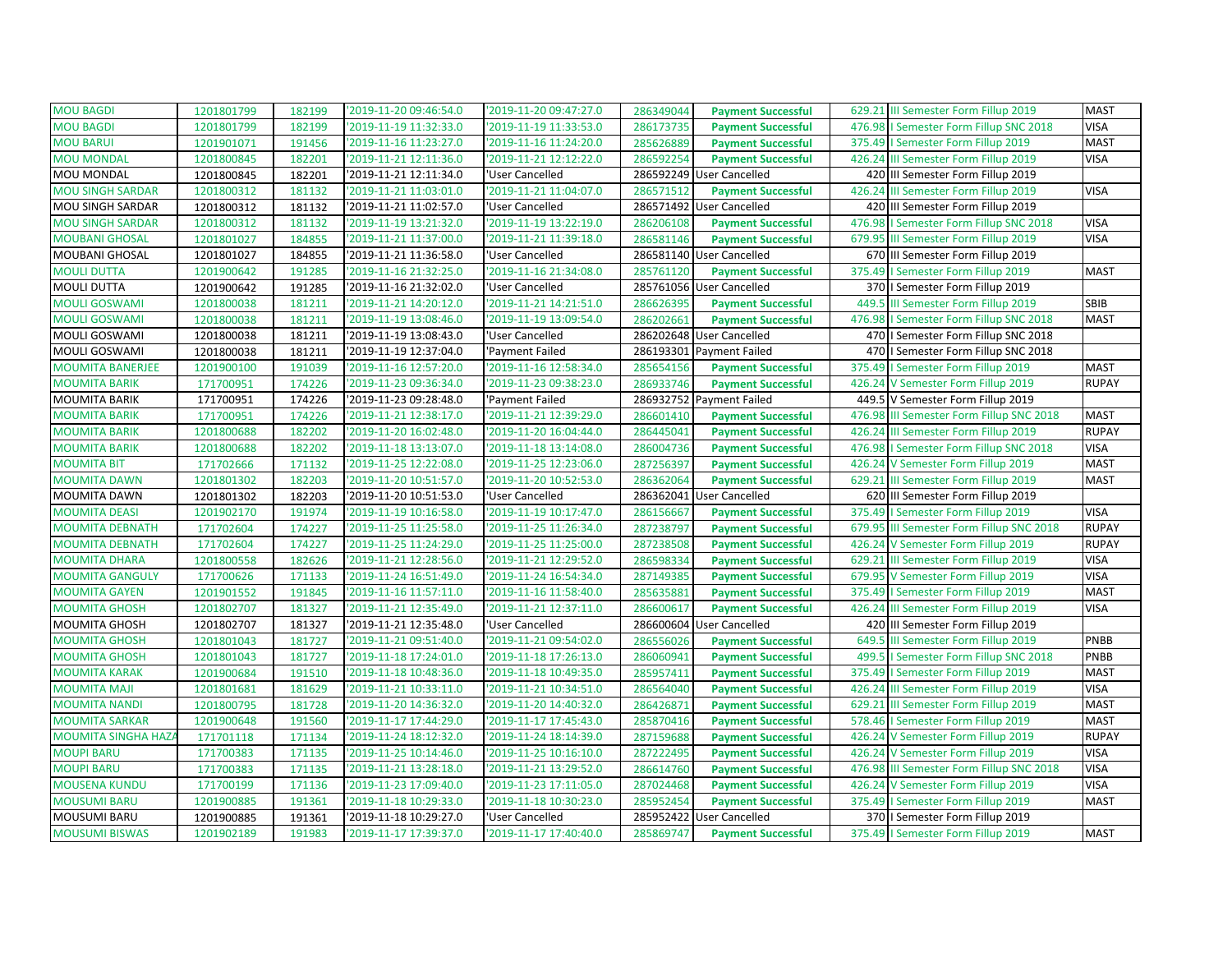| MOU BAGDI | 1201801799 | 182199 | '2019-11-20 09:46:54.0 | '2019-11-20 09:47:27.0 | 286349044 | **Payment Successful** | 629.21 | III Semester Form Fillup 2019 | MAST |
|---|---|---|---|---|---|---|---|---|---|
| MOU BAGDI | 1201801799 | 182199 | '2019-11-19 11:32:33.0 | '2019-11-19 11:33:53.0 | 286173735 | **Payment Successful** | 476.98 | I Semester Form Fillup SNC 2018 | VISA |
| MOU BARUI | 1201901071 | 191456 | '2019-11-16 11:23:27.0 | '2019-11-16 11:24:20.0 | 285626889 | **Payment Successful** | 375.49 | I Semester Form Fillup 2019 | MAST |
| MOU MONDAL | 1201800845 | 182201 | '2019-11-21 12:11:36.0 | '2019-11-21 12:12:22.0 | 286592254 | **Payment Successful** | 426.24 | III Semester Form Fillup 2019 | VISA |
| MOU MONDAL | 1201800845 | 182201 | '2019-11-21 12:11:34.0 | 'User Cancelled | 286592249 | User Cancelled | 420 | III Semester Form Fillup 2019 | |
| MOU SINGH SARDAR | 1201800312 | 181132 | '2019-11-21 11:03:01.0 | '2019-11-21 11:04:07.0 | 286571512 | **Payment Successful** | 426.24 | III Semester Form Fillup 2019 | VISA |
| MOU SINGH SARDAR | 1201800312 | 181132 | '2019-11-21 11:02:57.0 | 'User Cancelled | 286571492 | User Cancelled | 420 | III Semester Form Fillup 2019 | |
| MOU SINGH SARDAR | 1201800312 | 181132 | '2019-11-19 13:21:32.0 | '2019-11-19 13:22:19.0 | 286206108 | **Payment Successful** | 476.98 | I Semester Form Fillup SNC 2018 | VISA |
| MOUBANI GHOSAL | 1201801027 | 184855 | '2019-11-21 11:37:00.0 | '2019-11-21 11:39:18.0 | 286581146 | **Payment Successful** | 679.95 | III Semester Form Fillup 2019 | VISA |
| MOUBANI GHOSAL | 1201801027 | 184855 | '2019-11-21 11:36:58.0 | 'User Cancelled | 286581140 | User Cancelled | 670 | III Semester Form Fillup 2019 | |
| MOULI DUTTA | 1201900642 | 191285 | '2019-11-16 21:32:25.0 | '2019-11-16 21:34:08.0 | 285761120 | **Payment Successful** | 375.49 | I Semester Form Fillup 2019 | MAST |
| MOULI DUTTA | 1201900642 | 191285 | '2019-11-16 21:32:02.0 | 'User Cancelled | 285761056 | User Cancelled | 370 | I Semester Form Fillup 2019 | |
| MOULI GOSWAMI | 1201800038 | 181211 | '2019-11-21 14:20:12.0 | '2019-11-21 14:21:51.0 | 286626395 | **Payment Successful** | 449.5 | III Semester Form Fillup 2019 | SBIB |
| MOULI GOSWAMI | 1201800038 | 181211 | '2019-11-19 13:08:46.0 | '2019-11-19 13:09:54.0 | 286202661 | **Payment Successful** | 476.98 | I Semester Form Fillup SNC 2018 | MAST |
| MOULI GOSWAMI | 1201800038 | 181211 | '2019-11-19 13:08:43.0 | 'User Cancelled | 286202648 | User Cancelled | 470 | I Semester Form Fillup SNC 2018 | |
| MOULI GOSWAMI | 1201800038 | 181211 | '2019-11-19 12:37:04.0 | 'Payment Failed | 286193301 | Payment Failed | 470 | I Semester Form Fillup SNC 2018 | |
| MOUMITA BANERJEE | 1201900100 | 191039 | '2019-11-16 12:57:20.0 | '2019-11-16 12:58:34.0 | 285654156 | **Payment Successful** | 375.49 | I Semester Form Fillup 2019 | MAST |
| MOUMITA BARIK | 171700951 | 174226 | '2019-11-23 09:36:34.0 | '2019-11-23 09:38:23.0 | 286933746 | **Payment Successful** | 426.24 | V Semester Form Fillup 2019 | RUPAY |
| MOUMITA BARIK | 171700951 | 174226 | '2019-11-23 09:28:48.0 | 'Payment Failed | 286932752 | Payment Failed | 449.5 | V Semester Form Fillup 2019 | |
| MOUMITA BARIK | 171700951 | 174226 | '2019-11-21 12:38:17.0 | '2019-11-21 12:39:29.0 | 286601410 | **Payment Successful** | 476.98 | III Semester Form Fillup SNC 2018 | MAST |
| MOUMITA BARIK | 1201800688 | 182202 | '2019-11-20 16:02:48.0 | '2019-11-20 16:04:44.0 | 286445041 | **Payment Successful** | 426.24 | III Semester Form Fillup 2019 | RUPAY |
| MOUMITA BARIK | 1201800688 | 182202 | '2019-11-18 13:13:07.0 | '2019-11-18 13:14:08.0 | 286004736 | **Payment Successful** | 476.98 | I Semester Form Fillup SNC 2018 | VISA |
| MOUMITA BIT | 171702666 | 171132 | '2019-11-25 12:22:08.0 | '2019-11-25 12:23:06.0 | 287256397 | **Payment Successful** | 426.24 | V Semester Form Fillup 2019 | MAST |
| MOUMITA DAWN | 1201801302 | 182203 | '2019-11-20 10:51:57.0 | '2019-11-20 10:52:53.0 | 286362064 | **Payment Successful** | 629.21 | III Semester Form Fillup 2019 | MAST |
| MOUMITA DAWN | 1201801302 | 182203 | '2019-11-20 10:51:53.0 | 'User Cancelled | 286362041 | User Cancelled | 620 | III Semester Form Fillup 2019 | |
| MOUMITA DEASI | 1201902170 | 191974 | '2019-11-19 10:16:58.0 | '2019-11-19 10:17:47.0 | 286156667 | **Payment Successful** | 375.49 | I Semester Form Fillup 2019 | VISA |
| MOUMITA DEBNATH | 171702604 | 174227 | '2019-11-25 11:25:58.0 | '2019-11-25 11:26:34.0 | 287238797 | **Payment Successful** | 679.95 | III Semester Form Fillup SNC 2018 | RUPAY |
| MOUMITA DEBNATH | 171702604 | 174227 | '2019-11-25 11:24:29.0 | '2019-11-25 11:25:00.0 | 287238508 | **Payment Successful** | 426.24 | V Semester Form Fillup 2019 | RUPAY |
| MOUMITA DHARA | 1201800558 | 182626 | '2019-11-21 12:28:56.0 | '2019-11-21 12:29:52.0 | 286598334 | **Payment Successful** | 629.21 | III Semester Form Fillup 2019 | VISA |
| MOUMITA GANGULY | 171700626 | 171133 | '2019-11-24 16:51:49.0 | '2019-11-24 16:54:34.0 | 287149385 | **Payment Successful** | 679.95 | V Semester Form Fillup 2019 | VISA |
| MOUMITA GAYEN | 1201901552 | 191845 | '2019-11-16 11:57:11.0 | '2019-11-16 11:58:40.0 | 285635881 | **Payment Successful** | 375.49 | I Semester Form Fillup 2019 | MAST |
| MOUMITA GHOSH | 1201802707 | 181327 | '2019-11-21 12:35:49.0 | '2019-11-21 12:37:11.0 | 286600617 | **Payment Successful** | 426.24 | III Semester Form Fillup 2019 | VISA |
| MOUMITA GHOSH | 1201802707 | 181327 | '2019-11-21 12:35:48.0 | 'User Cancelled | 286600604 | User Cancelled | 420 | III Semester Form Fillup 2019 | |
| MOUMITA GHOSH | 1201801043 | 181727 | '2019-11-21 09:51:40.0 | '2019-11-21 09:54:02.0 | 286556026 | **Payment Successful** | 649.5 | III Semester Form Fillup 2019 | PNBB |
| MOUMITA GHOSH | 1201801043 | 181727 | '2019-11-18 17:24:01.0 | '2019-11-18 17:26:13.0 | 286060941 | **Payment Successful** | 499.5 | I Semester Form Fillup SNC 2018 | PNBB |
| MOUMITA KARAK | 1201900684 | 191510 | '2019-11-18 10:48:36.0 | '2019-11-18 10:49:35.0 | 285957411 | **Payment Successful** | 375.49 | I Semester Form Fillup 2019 | MAST |
| MOUMITA MAJI | 1201801681 | 181629 | '2019-11-21 10:33:11.0 | '2019-11-21 10:34:51.0 | 286564040 | **Payment Successful** | 426.24 | III Semester Form Fillup 2019 | VISA |
| MOUMITA NANDI | 1201800795 | 181728 | '2019-11-20 14:36:32.0 | '2019-11-20 14:40:32.0 | 286426871 | **Payment Successful** | 629.21 | III Semester Form Fillup 2019 | MAST |
| MOUMITA SARKAR | 1201900648 | 191560 | '2019-11-17 17:44:29.0 | '2019-11-17 17:45:43.0 | 285870416 | **Payment Successful** | 578.46 | I Semester Form Fillup 2019 | MAST |
| MOUMITA SINGHA HAZA | 171701118 | 171134 | '2019-11-24 18:12:32.0 | '2019-11-24 18:14:39.0 | 287159688 | **Payment Successful** | 426.24 | V Semester Form Fillup 2019 | RUPAY |
| MOUPI BARU | 171700383 | 171135 | '2019-11-25 10:14:46.0 | '2019-11-25 10:16:10.0 | 287222495 | **Payment Successful** | 426.24 | V Semester Form Fillup 2019 | VISA |
| MOUPI BARU | 171700383 | 171135 | '2019-11-21 13:28:18.0 | '2019-11-21 13:29:52.0 | 286614760 | **Payment Successful** | 476.98 | III Semester Form Fillup SNC 2018 | VISA |
| MOUSENA KUNDU | 171700199 | 171136 | '2019-11-23 17:09:40.0 | '2019-11-23 17:11:05.0 | 287024468 | **Payment Successful** | 426.24 | V Semester Form Fillup 2019 | VISA |
| MOUSUMI BARU | 1201900885 | 191361 | '2019-11-18 10:29:33.0 | '2019-11-18 10:30:23.0 | 285952454 | **Payment Successful** | 375.49 | I Semester Form Fillup 2019 | MAST |
| MOUSUMI BARU | 1201900885 | 191361 | '2019-11-18 10:29:27.0 | 'User Cancelled | 285952422 | User Cancelled | 370 | I Semester Form Fillup 2019 | |
| MOUSUMI BISWAS | 1201902189 | 191983 | '2019-11-17 17:39:37.0 | '2019-11-17 17:40:40.0 | 285869747 | **Payment Successful** | 375.49 | I Semester Form Fillup 2019 | MAST |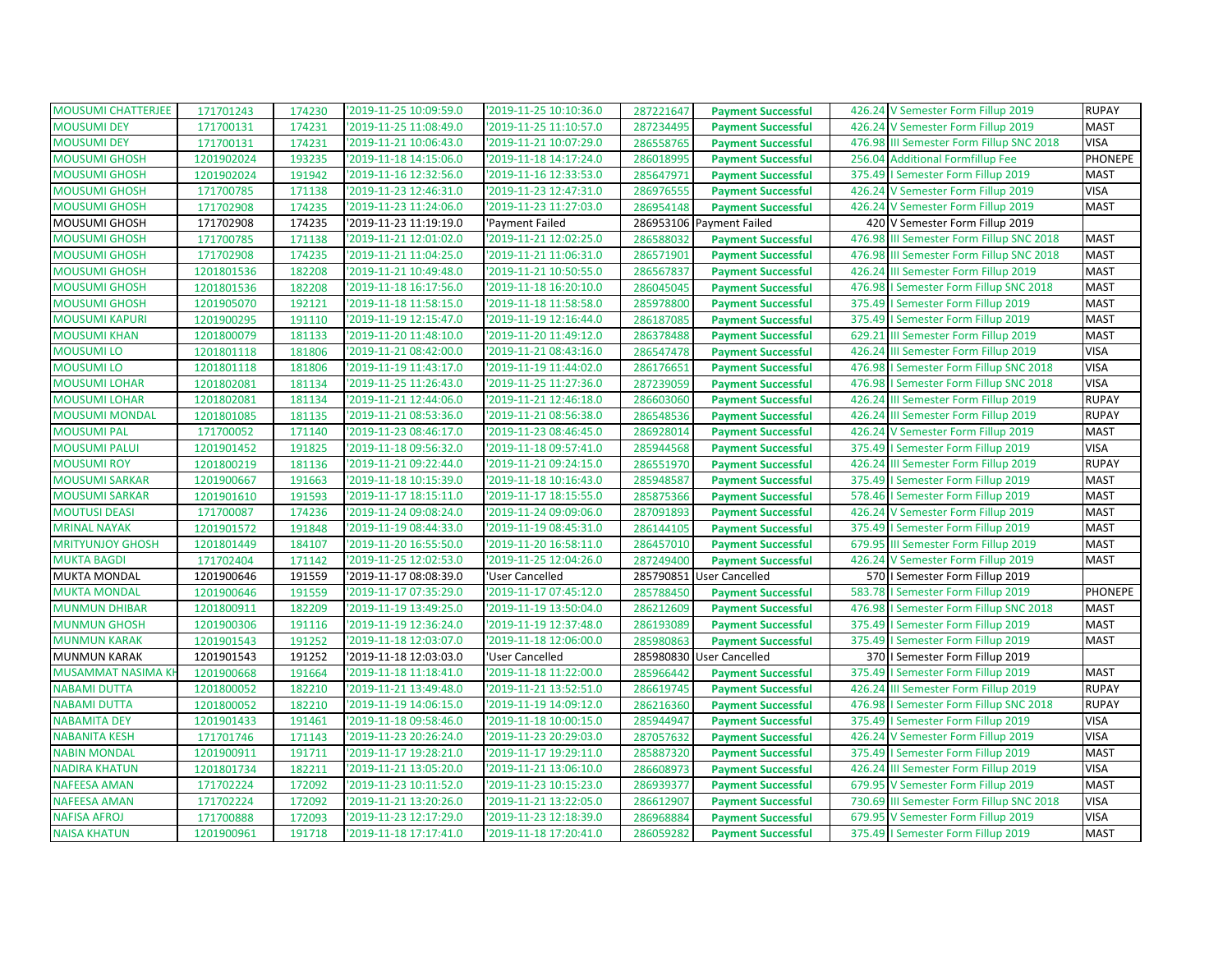| | | | | | | | | | |
|---|---|---|---|---|---|---|---|---|---|
| MOUSUMI CHATTERJEE | 171701243 | 174230 | '2019-11-25 10:09:59.0 | '2019-11-25 10:10:36.0 | 287221647 | Payment Successful | 426.24 | V Semester Form Fillup 2019 | RUPAY |
| MOUSUMI DEY | 171700131 | 174231 | '2019-11-25 11:08:49.0 | '2019-11-25 11:10:57.0 | 287234495 | Payment Successful | 426.24 | V Semester Form Fillup 2019 | MAST |
| MOUSUMI DEY | 171700131 | 174231 | '2019-11-21 10:06:43.0 | '2019-11-21 10:07:29.0 | 286558765 | Payment Successful | 476.98 | III Semester Form Fillup SNC 2018 | VISA |
| MOUSUMI GHOSH | 1201902024 | 193235 | '2019-11-18 14:15:06.0 | '2019-11-18 14:17:24.0 | 286018995 | Payment Successful | 256.04 | Additional Formfillup Fee | PHONEPE |
| MOUSUMI GHOSH | 1201902024 | 191942 | '2019-11-16 12:32:56.0 | '2019-11-16 12:33:53.0 | 285647971 | Payment Successful | 375.49 | I Semester Form Fillup 2019 | MAST |
| MOUSUMI GHOSH | 171700785 | 171138 | '2019-11-23 12:46:31.0 | '2019-11-23 12:47:31.0 | 286976555 | Payment Successful | 426.24 | V Semester Form Fillup 2019 | VISA |
| MOUSUMI GHOSH | 171702908 | 174235 | '2019-11-23 11:24:06.0 | '2019-11-23 11:27:03.0 | 286954148 | Payment Successful | 426.24 | V Semester Form Fillup 2019 | MAST |
| MOUSUMI GHOSH | 171702908 | 174235 | '2019-11-23 11:19:19.0 | 'Payment Failed | 286953106 | Payment Failed | 420 | V Semester Form Fillup 2019 | |
| MOUSUMI GHOSH | 171700785 | 171138 | '2019-11-21 12:01:02.0 | '2019-11-21 12:02:25.0 | 286588032 | Payment Successful | 476.98 | III Semester Form Fillup SNC 2018 | MAST |
| MOUSUMI GHOSH | 171702908 | 174235 | '2019-11-21 11:04:25.0 | '2019-11-21 11:06:31.0 | 286571901 | Payment Successful | 476.98 | III Semester Form Fillup SNC 2018 | MAST |
| MOUSUMI GHOSH | 1201801536 | 182208 | '2019-11-21 10:49:48.0 | '2019-11-21 10:50:55.0 | 286567837 | Payment Successful | 426.24 | III Semester Form Fillup 2019 | MAST |
| MOUSUMI GHOSH | 1201801536 | 182208 | '2019-11-18 16:17:56.0 | '2019-11-18 16:20:10.0 | 286045045 | Payment Successful | 476.98 | I Semester Form Fillup SNC 2018 | MAST |
| MOUSUMI GHOSH | 1201905070 | 192121 | '2019-11-18 11:58:15.0 | '2019-11-18 11:58:58.0 | 285978800 | Payment Successful | 375.49 | I Semester Form Fillup 2019 | MAST |
| MOUSUMI KAPURI | 1201900295 | 191110 | '2019-11-19 12:15:47.0 | '2019-11-19 12:16:44.0 | 286187085 | Payment Successful | 375.49 | I Semester Form Fillup 2019 | MAST |
| MOUSUMI KHAN | 1201800079 | 181133 | '2019-11-20 11:48:10.0 | '2019-11-20 11:49:12.0 | 286378488 | Payment Successful | 629.21 | III Semester Form Fillup 2019 | MAST |
| MOUSUMI LO | 1201801118 | 181806 | '2019-11-21 08:42:00.0 | '2019-11-21 08:43:16.0 | 286547478 | Payment Successful | 426.24 | III Semester Form Fillup 2019 | VISA |
| MOUSUMI LO | 1201801118 | 181806 | '2019-11-19 11:43:17.0 | '2019-11-19 11:44:02.0 | 286176651 | Payment Successful | 476.98 | I Semester Form Fillup SNC 2018 | VISA |
| MOUSUMI LOHAR | 1201802081 | 181134 | '2019-11-25 11:26:43.0 | '2019-11-25 11:27:36.0 | 287239059 | Payment Successful | 476.98 | I Semester Form Fillup SNC 2018 | VISA |
| MOUSUMI LOHAR | 1201802081 | 181134 | '2019-11-21 12:44:06.0 | '2019-11-21 12:46:18.0 | 286603060 | Payment Successful | 426.24 | III Semester Form Fillup 2019 | RUPAY |
| MOUSUMI MONDAL | 1201801085 | 181135 | '2019-11-21 08:53:36.0 | '2019-11-21 08:56:38.0 | 286548536 | Payment Successful | 426.24 | III Semester Form Fillup 2019 | RUPAY |
| MOUSUMI PAL | 171700052 | 171140 | '2019-11-23 08:46:17.0 | '2019-11-23 08:46:45.0 | 286928014 | Payment Successful | 426.24 | V Semester Form Fillup 2019 | MAST |
| MOUSUMI PALUI | 1201901452 | 191825 | '2019-11-18 09:56:32.0 | '2019-11-18 09:57:41.0 | 285944568 | Payment Successful | 375.49 | I Semester Form Fillup 2019 | VISA |
| MOUSUMI ROY | 1201800219 | 181136 | '2019-11-21 09:22:44.0 | '2019-11-21 09:24:15.0 | 286551970 | Payment Successful | 426.24 | III Semester Form Fillup 2019 | RUPAY |
| MOUSUMI SARKAR | 1201900667 | 191663 | '2019-11-18 10:15:39.0 | '2019-11-18 10:16:43.0 | 285948587 | Payment Successful | 375.49 | I Semester Form Fillup 2019 | MAST |
| MOUSUMI SARKAR | 1201901610 | 191593 | '2019-11-17 18:15:11.0 | '2019-11-17 18:15:55.0 | 285875366 | Payment Successful | 578.46 | I Semester Form Fillup 2019 | MAST |
| MOUTUSI DEASI | 171700087 | 174236 | '2019-11-24 09:08:24.0 | '2019-11-24 09:09:06.0 | 287091893 | Payment Successful | 426.24 | V Semester Form Fillup 2019 | MAST |
| MRINAL NAYAK | 1201901572 | 191848 | '2019-11-19 08:44:33.0 | '2019-11-19 08:45:31.0 | 286144105 | Payment Successful | 375.49 | I Semester Form Fillup 2019 | MAST |
| MRITYUNJOY GHOSH | 1201801449 | 184107 | '2019-11-20 16:55:50.0 | '2019-11-20 16:58:11.0 | 286457010 | Payment Successful | 679.95 | III Semester Form Fillup 2019 | MAST |
| MUKTA BAGDI | 171702404 | 171142 | '2019-11-25 12:02:53.0 | '2019-11-25 12:04:26.0 | 287249400 | Payment Successful | 426.24 | V Semester Form Fillup 2019 | MAST |
| MUKTA MONDAL | 1201900646 | 191559 | '2019-11-17 08:08:39.0 | 'User Cancelled | 285790851 | User Cancelled | 570 | I Semester Form Fillup 2019 | |
| MUKTA MONDAL | 1201900646 | 191559 | '2019-11-17 07:35:29.0 | '2019-11-17 07:45:12.0 | 285788450 | Payment Successful | 583.78 | I Semester Form Fillup 2019 | PHONEPE |
| MUNMUN DHIBAR | 1201800911 | 182209 | '2019-11-19 13:49:25.0 | '2019-11-19 13:50:04.0 | 286212609 | Payment Successful | 476.98 | I Semester Form Fillup SNC 2018 | MAST |
| MUNMUN GHOSH | 1201900306 | 191116 | '2019-11-19 12:36:24.0 | '2019-11-19 12:37:48.0 | 286193089 | Payment Successful | 375.49 | I Semester Form Fillup 2019 | MAST |
| MUNMUN KARAK | 1201901543 | 191252 | '2019-11-18 12:03:07.0 | '2019-11-18 12:06:00.0 | 285980863 | Payment Successful | 375.49 | I Semester Form Fillup 2019 | MAST |
| MUNMUN KARAK | 1201901543 | 191252 | '2019-11-18 12:03:03.0 | 'User Cancelled | 285980830 | User Cancelled | 370 | I Semester Form Fillup 2019 | |
| MUSAMMAT NASIMA KH | 1201900668 | 191664 | '2019-11-18 11:18:41.0 | '2019-11-18 11:22:00.0 | 285966442 | Payment Successful | 375.49 | I Semester Form Fillup 2019 | MAST |
| NABAMI DUTTA | 1201800052 | 182210 | '2019-11-21 13:49:48.0 | '2019-11-21 13:52:51.0 | 286619745 | Payment Successful | 426.24 | III Semester Form Fillup 2019 | RUPAY |
| NABAMI DUTTA | 1201800052 | 182210 | '2019-11-19 14:06:15.0 | '2019-11-19 14:09:12.0 | 286216360 | Payment Successful | 476.98 | I Semester Form Fillup SNC 2018 | RUPAY |
| NABAMITA DEY | 1201901433 | 191461 | '2019-11-18 09:58:46.0 | '2019-11-18 10:00:15.0 | 285944947 | Payment Successful | 375.49 | I Semester Form Fillup 2019 | VISA |
| NABANITA KESH | 171701746 | 171143 | '2019-11-23 20:26:24.0 | '2019-11-23 20:29:03.0 | 287057632 | Payment Successful | 426.24 | V Semester Form Fillup 2019 | VISA |
| NABIN MONDAL | 1201900911 | 191711 | '2019-11-17 19:28:21.0 | '2019-11-17 19:29:11.0 | 285887320 | Payment Successful | 375.49 | I Semester Form Fillup 2019 | MAST |
| NADIRA KHATUN | 1201801734 | 182211 | '2019-11-21 13:05:20.0 | '2019-11-21 13:06:10.0 | 286608973 | Payment Successful | 426.24 | III Semester Form Fillup 2019 | VISA |
| NAFEESA AMAN | 171702224 | 172092 | '2019-11-23 10:11:52.0 | '2019-11-23 10:15:23.0 | 286939377 | Payment Successful | 679.95 | V Semester Form Fillup 2019 | MAST |
| NAFEESA AMAN | 171702224 | 172092 | '2019-11-21 13:20:26.0 | '2019-11-21 13:22:05.0 | 286612907 | Payment Successful | 730.69 | III Semester Form Fillup SNC 2018 | VISA |
| NAFISA AFROJ | 171700888 | 172093 | '2019-11-23 12:17:29.0 | '2019-11-23 12:18:39.0 | 286968884 | Payment Successful | 679.95 | V Semester Form Fillup 2019 | VISA |
| NAISA KHATUN | 1201900961 | 191718 | '2019-11-18 17:17:41.0 | '2019-11-18 17:20:41.0 | 286059282 | Payment Successful | 375.49 | I Semester Form Fillup 2019 | MAST |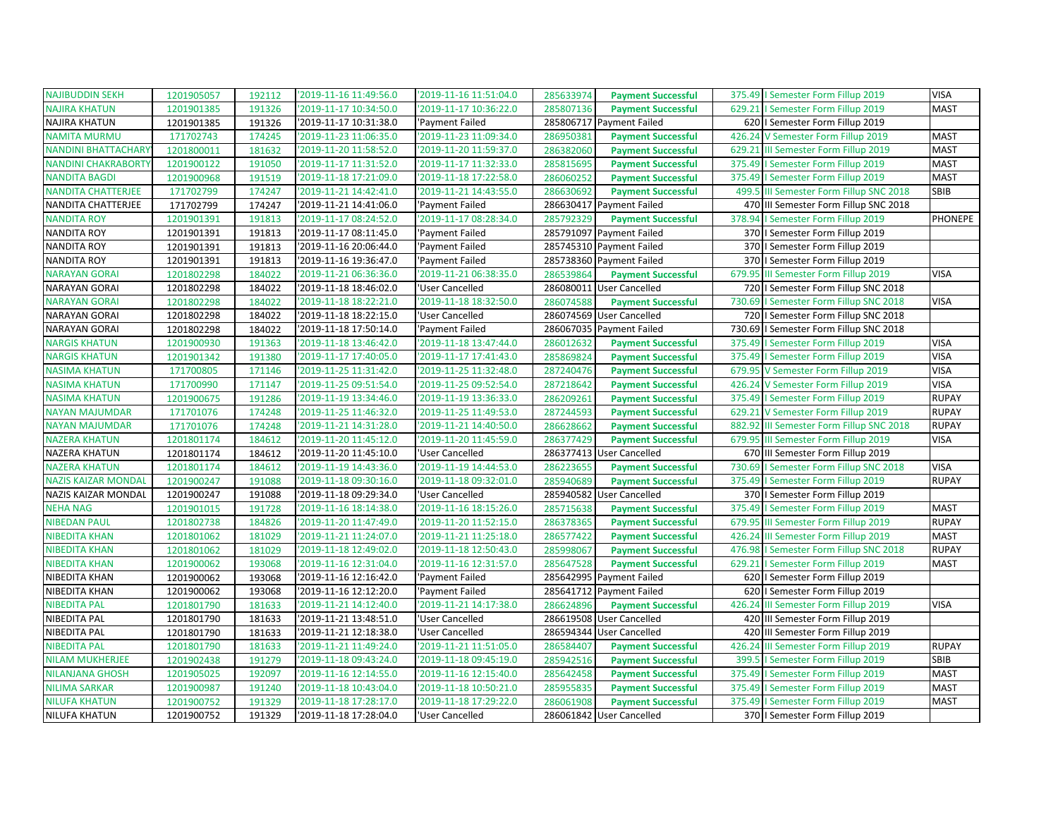| | | | | | | | | | |
|---|---|---|---|---|---|---|---|---|---|
| NAJIBUDDIN SEKH | 1201905057 | 192112 | '2019-11-16 11:49:56.0 | '2019-11-16 11:51:04.0 | 285633974 | **Payment Successful** | 375.49 | I Semester Form Fillup 2019 | VISA |
| NAJIRA KHATUN | 1201901385 | 191326 | '2019-11-17 10:34:50.0 | '2019-11-17 10:36:22.0 | 285807136 | **Payment Successful** | 629.21 | I Semester Form Fillup 2019 | MAST |
| NAJIRA KHATUN | 1201901385 | 191326 | '2019-11-17 10:31:38.0 | 'Payment Failed | 285806717 | Payment Failed | 620 | I Semester Form Fillup 2019 | |
| NAMITA MURMU | 171702743 | 174245 | '2019-11-23 11:06:35.0 | '2019-11-23 11:09:34.0 | 286950381 | **Payment Successful** | 426.24 | V Semester Form Fillup 2019 | MAST |
| NANDINI BHATTACHARY | 1201800011 | 181632 | '2019-11-20 11:58:52.0 | '2019-11-20 11:59:37.0 | 286382060 | **Payment Successful** | 629.21 | III Semester Form Fillup 2019 | MAST |
| NANDINI CHAKRABORTY | 1201900122 | 191050 | '2019-11-17 11:31:52.0 | '2019-11-17 11:32:33.0 | 285815695 | **Payment Successful** | 375.49 | I Semester Form Fillup 2019 | MAST |
| NANDITA BAGDI | 1201900968 | 191519 | '2019-11-18 17:21:09.0 | '2019-11-18 17:22:58.0 | 286060252 | **Payment Successful** | 375.49 | I Semester Form Fillup 2019 | MAST |
| NANDITA CHATTERJEE | 171702799 | 174247 | '2019-11-21 14:42:41.0 | '2019-11-21 14:43:55.0 | 286630692 | **Payment Successful** | 499.5 | III Semester Form Fillup SNC 2018 | SBIB |
| NANDITA CHATTERJEE | 171702799 | 174247 | '2019-11-21 14:41:06.0 | 'Payment Failed | 286630417 | Payment Failed | 470 | III Semester Form Fillup SNC 2018 | |
| NANDITA ROY | 1201901391 | 191813 | '2019-11-17 08:24:52.0 | '2019-11-17 08:28:34.0 | 285792329 | **Payment Successful** | 378.94 | I Semester Form Fillup 2019 | PHONEPE |
| NANDITA ROY | 1201901391 | 191813 | '2019-11-17 08:11:45.0 | 'Payment Failed | 285791097 | Payment Failed | 370 | I Semester Form Fillup 2019 | |
| NANDITA ROY | 1201901391 | 191813 | '2019-11-16 20:06:44.0 | 'Payment Failed | 285745310 | Payment Failed | 370 | I Semester Form Fillup 2019 | |
| NANDITA ROY | 1201901391 | 191813 | '2019-11-16 19:36:47.0 | 'Payment Failed | 285738360 | Payment Failed | 370 | I Semester Form Fillup 2019 | |
| NARAYAN GORAI | 1201802298 | 184022 | '2019-11-21 06:36:36.0 | '2019-11-21 06:38:35.0 | 286539864 | **Payment Successful** | 679.95 | III Semester Form Fillup 2019 | VISA |
| NARAYAN GORAI | 1201802298 | 184022 | '2019-11-18 18:46:02.0 | 'User Cancelled | 286080011 | User Cancelled | 720 | I Semester Form Fillup SNC 2018 | |
| NARAYAN GORAI | 1201802298 | 184022 | '2019-11-18 18:22:21.0 | '2019-11-18 18:32:50.0 | 286074588 | **Payment Successful** | 730.69 | I Semester Form Fillup SNC 2018 | VISA |
| NARAYAN GORAI | 1201802298 | 184022 | '2019-11-18 18:22:15.0 | 'User Cancelled | 286074569 | User Cancelled | 720 | I Semester Form Fillup SNC 2018 | |
| NARAYAN GORAI | 1201802298 | 184022 | '2019-11-18 17:50:14.0 | 'Payment Failed | 286067035 | Payment Failed | 730.69 | I Semester Form Fillup SNC 2018 | |
| NARGIS KHATUN | 1201900930 | 191363 | '2019-11-18 13:46:42.0 | '2019-11-18 13:47:44.0 | 286012632 | **Payment Successful** | 375.49 | I Semester Form Fillup 2019 | VISA |
| NARGIS KHATUN | 1201901342 | 191380 | '2019-11-17 17:40:05.0 | '2019-11-17 17:41:43.0 | 285869824 | **Payment Successful** | 375.49 | I Semester Form Fillup 2019 | VISA |
| NASIMA KHATUN | 171700805 | 171146 | '2019-11-25 11:31:42.0 | '2019-11-25 11:32:48.0 | 287240476 | **Payment Successful** | 679.95 | V Semester Form Fillup 2019 | VISA |
| NASIMA KHATUN | 171700990 | 171147 | '2019-11-25 09:51:54.0 | '2019-11-25 09:52:54.0 | 287218642 | **Payment Successful** | 426.24 | V Semester Form Fillup 2019 | VISA |
| NASIMA KHATUN | 1201900675 | 191286 | '2019-11-19 13:34:46.0 | '2019-11-19 13:36:33.0 | 286209261 | **Payment Successful** | 375.49 | I Semester Form Fillup 2019 | RUPAY |
| NAYAN MAJUMDAR | 171701076 | 174248 | '2019-11-25 11:46:32.0 | '2019-11-25 11:49:53.0 | 287244593 | **Payment Successful** | 629.21 | V Semester Form Fillup 2019 | RUPAY |
| NAYAN MAJUMDAR | 171701076 | 174248 | '2019-11-21 14:31:28.0 | '2019-11-21 14:40:50.0 | 286628662 | **Payment Successful** | 882.92 | III Semester Form Fillup SNC 2018 | RUPAY |
| NAZERA KHATUN | 1201801174 | 184612 | '2019-11-20 11:45:12.0 | '2019-11-20 11:45:59.0 | 286377429 | **Payment Successful** | 679.95 | III Semester Form Fillup 2019 | VISA |
| NAZERA KHATUN | 1201801174 | 184612 | '2019-11-20 11:45:10.0 | 'User Cancelled | 286377413 | User Cancelled | 670 | III Semester Form Fillup 2019 | |
| NAZERA KHATUN | 1201801174 | 184612 | '2019-11-19 14:43:36.0 | '2019-11-19 14:44:53.0 | 286223655 | **Payment Successful** | 730.69 | I Semester Form Fillup SNC 2018 | VISA |
| NAZIS KAIZAR MONDAL | 1201900247 | 191088 | '2019-11-18 09:30:16.0 | '2019-11-18 09:32:01.0 | 285940689 | **Payment Successful** | 375.49 | I Semester Form Fillup 2019 | RUPAY |
| NAZIS KAIZAR MONDAL | 1201900247 | 191088 | '2019-11-18 09:29:34.0 | 'User Cancelled | 285940582 | User Cancelled | 370 | I Semester Form Fillup 2019 | |
| NEHA NAG | 1201901015 | 191728 | '2019-11-16 18:14:38.0 | '2019-11-16 18:15:26.0 | 285715638 | **Payment Successful** | 375.49 | I Semester Form Fillup 2019 | MAST |
| NIBEDAN PAUL | 1201802738 | 184826 | '2019-11-20 11:47:49.0 | '2019-11-20 11:52:15.0 | 286378365 | **Payment Successful** | 679.95 | III Semester Form Fillup 2019 | RUPAY |
| NIBEDITA KHAN | 1201801062 | 181029 | '2019-11-21 11:24:07.0 | '2019-11-21 11:25:18.0 | 286577422 | **Payment Successful** | 426.24 | III Semester Form Fillup 2019 | MAST |
| NIBEDITA KHAN | 1201801062 | 181029 | '2019-11-18 12:49:02.0 | '2019-11-18 12:50:43.0 | 285998067 | **Payment Successful** | 476.98 | I Semester Form Fillup SNC 2018 | RUPAY |
| NIBEDITA KHAN | 1201900062 | 193068 | '2019-11-16 12:31:04.0 | '2019-11-16 12:31:57.0 | 285647528 | **Payment Successful** | 629.21 | I Semester Form Fillup 2019 | MAST |
| NIBEDITA KHAN | 1201900062 | 193068 | '2019-11-16 12:16:42.0 | 'Payment Failed | 285642995 | Payment Failed | 620 | I Semester Form Fillup 2019 | |
| NIBEDITA KHAN | 1201900062 | 193068 | '2019-11-16 12:12:20.0 | 'Payment Failed | 285641712 | Payment Failed | 620 | I Semester Form Fillup 2019 | |
| NIBEDITA PAL | 1201801790 | 181633 | '2019-11-21 14:12:40.0 | '2019-11-21 14:17:38.0 | 286624896 | **Payment Successful** | 426.24 | III Semester Form Fillup 2019 | VISA |
| NIBEDITA PAL | 1201801790 | 181633 | '2019-11-21 13:48:51.0 | 'User Cancelled | 286619508 | User Cancelled | 420 | III Semester Form Fillup 2019 | |
| NIBEDITA PAL | 1201801790 | 181633 | '2019-11-21 12:18:38.0 | 'User Cancelled | 286594344 | User Cancelled | 420 | III Semester Form Fillup 2019 | |
| NIBEDITA PAL | 1201801790 | 181633 | '2019-11-21 11:49:24.0 | '2019-11-21 11:51:05.0 | 286584407 | **Payment Successful** | 426.24 | III Semester Form Fillup 2019 | RUPAY |
| NILAM MUKHERJEE | 1201902438 | 191279 | '2019-11-18 09:43:24.0 | '2019-11-18 09:45:19.0 | 285942516 | **Payment Successful** | 399.5 | I Semester Form Fillup 2019 | SBIB |
| NILANJANA GHOSH | 1201905025 | 192097 | '2019-11-16 12:14:55.0 | '2019-11-16 12:15:40.0 | 285642458 | **Payment Successful** | 375.49 | I Semester Form Fillup 2019 | MAST |
| NILIMA SARKAR | 1201900987 | 191240 | '2019-11-18 10:43:04.0 | '2019-11-18 10:50:21.0 | 285955835 | **Payment Successful** | 375.49 | I Semester Form Fillup 2019 | MAST |
| NILUFA KHATUN | 1201900752 | 191329 | '2019-11-18 17:28:17.0 | '2019-11-18 17:29:22.0 | 286061908 | **Payment Successful** | 375.49 | I Semester Form Fillup 2019 | MAST |
| NILUFA KHATUN | 1201900752 | 191329 | '2019-11-18 17:28:04.0 | 'User Cancelled | 286061842 | User Cancelled | 370 | I Semester Form Fillup 2019 | |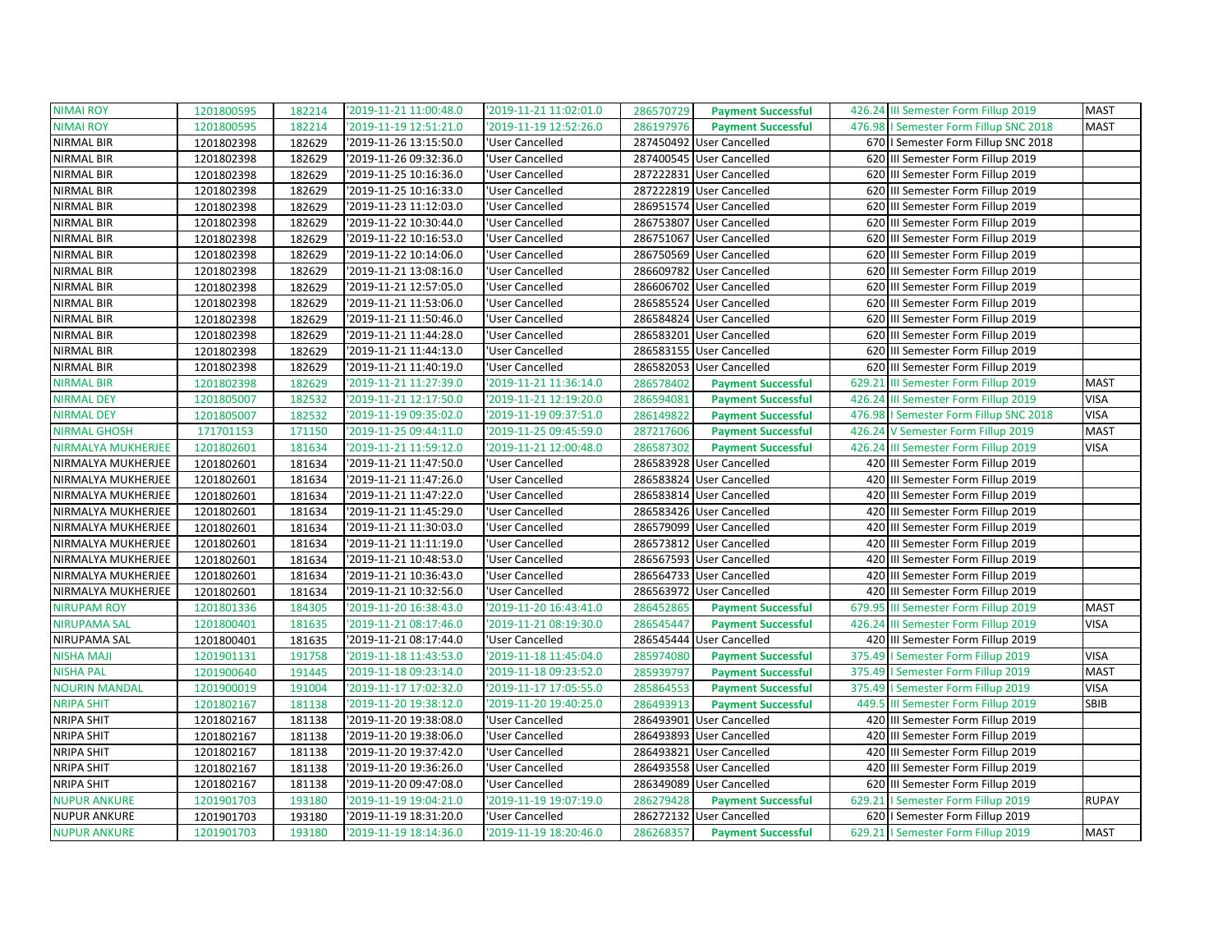| | | | | | | | | | |
|---|---|---|---|---|---|---|---|---|---|
| NIMAI ROY | 1201800595 | 182214 | '2019-11-21 11:00:48.0 | '2019-11-21 11:02:01.0 | 286570729 | **Payment Successful** | 426.24 | III Semester Form Fillup 2019 | MAST |
| NIMAI ROY | 1201800595 | 182214 | '2019-11-19 12:51:21.0 | '2019-11-19 12:52:26.0 | 286197976 | **Payment Successful** | 476.98 | I Semester Form Fillup SNC 2018 | MAST |
| NIRMAL BIR | 1201802398 | 182629 | '2019-11-26 13:15:50.0 | 'User Cancelled | 287450492 | User Cancelled | 670 | I Semester Form Fillup SNC 2018 | |
| NIRMAL BIR | 1201802398 | 182629 | '2019-11-26 09:32:36.0 | 'User Cancelled | 287400545 | User Cancelled | 620 | III Semester Form Fillup 2019 | |
| NIRMAL BIR | 1201802398 | 182629 | '2019-11-25 10:16:36.0 | 'User Cancelled | 287222831 | User Cancelled | 620 | III Semester Form Fillup 2019 | |
| NIRMAL BIR | 1201802398 | 182629 | '2019-11-25 10:16:33.0 | 'User Cancelled | 287222819 | User Cancelled | 620 | III Semester Form Fillup 2019 | |
| NIRMAL BIR | 1201802398 | 182629 | '2019-11-23 11:12:03.0 | 'User Cancelled | 286951574 | User Cancelled | 620 | III Semester Form Fillup 2019 | |
| NIRMAL BIR | 1201802398 | 182629 | '2019-11-22 10:30:44.0 | 'User Cancelled | 286753807 | User Cancelled | 620 | III Semester Form Fillup 2019 | |
| NIRMAL BIR | 1201802398 | 182629 | '2019-11-22 10:16:53.0 | 'User Cancelled | 286751067 | User Cancelled | 620 | III Semester Form Fillup 2019 | |
| NIRMAL BIR | 1201802398 | 182629 | '2019-11-22 10:14:06.0 | 'User Cancelled | 286750569 | User Cancelled | 620 | III Semester Form Fillup 2019 | |
| NIRMAL BIR | 1201802398 | 182629 | '2019-11-21 13:08:16.0 | 'User Cancelled | 286609782 | User Cancelled | 620 | III Semester Form Fillup 2019 | |
| NIRMAL BIR | 1201802398 | 182629 | '2019-11-21 12:57:05.0 | 'User Cancelled | 286606702 | User Cancelled | 620 | III Semester Form Fillup 2019 | |
| NIRMAL BIR | 1201802398 | 182629 | '2019-11-21 11:53:06.0 | 'User Cancelled | 286585524 | User Cancelled | 620 | III Semester Form Fillup 2019 | |
| NIRMAL BIR | 1201802398 | 182629 | '2019-11-21 11:50:46.0 | 'User Cancelled | 286584824 | User Cancelled | 620 | III Semester Form Fillup 2019 | |
| NIRMAL BIR | 1201802398 | 182629 | '2019-11-21 11:44:28.0 | 'User Cancelled | 286583201 | User Cancelled | 620 | III Semester Form Fillup 2019 | |
| NIRMAL BIR | 1201802398 | 182629 | '2019-11-21 11:44:13.0 | 'User Cancelled | 286583155 | User Cancelled | 620 | III Semester Form Fillup 2019 | |
| NIRMAL BIR | 1201802398 | 182629 | '2019-11-21 11:40:19.0 | 'User Cancelled | 286582053 | User Cancelled | 620 | III Semester Form Fillup 2019 | |
| NIRMAL BIR | 1201802398 | 182629 | '2019-11-21 11:27:39.0 | '2019-11-21 11:36:14.0 | 286578402 | **Payment Successful** | 629.21 | III Semester Form Fillup 2019 | MAST |
| NIRMAL DEY | 1201805007 | 182532 | '2019-11-21 12:17:50.0 | '2019-11-21 12:19:20.0 | 286594081 | **Payment Successful** | 426.24 | III Semester Form Fillup 2019 | VISA |
| NIRMAL DEY | 1201805007 | 182532 | '2019-11-19 09:35:02.0 | '2019-11-19 09:37:51.0 | 286149822 | **Payment Successful** | 476.98 | I Semester Form Fillup SNC 2018 | VISA |
| NIRMAL GHOSH | 171701153 | 171150 | '2019-11-25 09:44:11.0 | '2019-11-25 09:45:59.0 | 287217606 | **Payment Successful** | 426.24 | V Semester Form Fillup 2019 | MAST |
| NIRMALYA MUKHERJEE | 1201802601 | 181634 | '2019-11-21 11:59:12.0 | '2019-11-21 12:00:48.0 | 286587302 | **Payment Successful** | 426.24 | III Semester Form Fillup 2019 | VISA |
| NIRMALYA MUKHERJEE | 1201802601 | 181634 | '2019-11-21 11:47:50.0 | 'User Cancelled | 286583928 | User Cancelled | 420 | III Semester Form Fillup 2019 | |
| NIRMALYA MUKHERJEE | 1201802601 | 181634 | '2019-11-21 11:47:26.0 | 'User Cancelled | 286583824 | User Cancelled | 420 | III Semester Form Fillup 2019 | |
| NIRMALYA MUKHERJEE | 1201802601 | 181634 | '2019-11-21 11:47:22.0 | 'User Cancelled | 286583814 | User Cancelled | 420 | III Semester Form Fillup 2019 | |
| NIRMALYA MUKHERJEE | 1201802601 | 181634 | '2019-11-21 11:45:29.0 | 'User Cancelled | 286583426 | User Cancelled | 420 | III Semester Form Fillup 2019 | |
| NIRMALYA MUKHERJEE | 1201802601 | 181634 | '2019-11-21 11:30:03.0 | 'User Cancelled | 286579099 | User Cancelled | 420 | III Semester Form Fillup 2019 | |
| NIRMALYA MUKHERJEE | 1201802601 | 181634 | '2019-11-21 11:11:19.0 | 'User Cancelled | 286573812 | User Cancelled | 420 | III Semester Form Fillup 2019 | |
| NIRMALYA MUKHERJEE | 1201802601 | 181634 | '2019-11-21 10:48:53.0 | 'User Cancelled | 286567593 | User Cancelled | 420 | III Semester Form Fillup 2019 | |
| NIRMALYA MUKHERJEE | 1201802601 | 181634 | '2019-11-21 10:36:43.0 | 'User Cancelled | 286564733 | User Cancelled | 420 | III Semester Form Fillup 2019 | |
| NIRMALYA MUKHERJEE | 1201802601 | 181634 | '2019-11-21 10:32:56.0 | 'User Cancelled | 286563972 | User Cancelled | 420 | III Semester Form Fillup 2019 | |
| NIRUPAM ROY | 1201801336 | 184305 | '2019-11-20 16:38:43.0 | '2019-11-20 16:43:41.0 | 286452865 | **Payment Successful** | 679.95 | III Semester Form Fillup 2019 | MAST |
| NIRUPAMA SAL | 1201800401 | 181635 | '2019-11-21 08:17:46.0 | '2019-11-21 08:19:30.0 | 286545447 | **Payment Successful** | 426.24 | III Semester Form Fillup 2019 | VISA |
| NIRUPAMA SAL | 1201800401 | 181635 | '2019-11-21 08:17:44.0 | 'User Cancelled | 286545444 | User Cancelled | 420 | III Semester Form Fillup 2019 | |
| NISHA MAJI | 1201901131 | 191758 | '2019-11-18 11:43:53.0 | '2019-11-18 11:45:04.0 | 285974080 | **Payment Successful** | 375.49 | I Semester Form Fillup 2019 | VISA |
| NISHA PAL | 1201900640 | 191445 | '2019-11-18 09:23:14.0 | '2019-11-18 09:23:52.0 | 285939797 | **Payment Successful** | 375.49 | I Semester Form Fillup 2019 | MAST |
| NOURIN MANDAL | 1201900019 | 191004 | '2019-11-17 17:02:32.0 | '2019-11-17 17:05:55.0 | 285864553 | **Payment Successful** | 375.49 | I Semester Form Fillup 2019 | VISA |
| NRIPA SHIT | 1201802167 | 181138 | '2019-11-20 19:38:12.0 | '2019-11-20 19:40:25.0 | 286493913 | **Payment Successful** | 449.5 | III Semester Form Fillup 2019 | SBIB |
| NRIPA SHIT | 1201802167 | 181138 | '2019-11-20 19:38:08.0 | 'User Cancelled | 286493901 | User Cancelled | 420 | III Semester Form Fillup 2019 | |
| NRIPA SHIT | 1201802167 | 181138 | '2019-11-20 19:38:06.0 | 'User Cancelled | 286493893 | User Cancelled | 420 | III Semester Form Fillup 2019 | |
| NRIPA SHIT | 1201802167 | 181138 | '2019-11-20 19:37:42.0 | 'User Cancelled | 286493821 | User Cancelled | 420 | III Semester Form Fillup 2019 | |
| NRIPA SHIT | 1201802167 | 181138 | '2019-11-20 19:36:26.0 | 'User Cancelled | 286493558 | User Cancelled | 420 | III Semester Form Fillup 2019 | |
| NRIPA SHIT | 1201802167 | 181138 | '2019-11-20 09:47:08.0 | 'User Cancelled | 286349089 | User Cancelled | 620 | III Semester Form Fillup 2019 | |
| NUPUR ANKURE | 1201901703 | 193180 | '2019-11-19 19:04:21.0 | '2019-11-19 19:07:19.0 | 286279428 | **Payment Successful** | 629.21 | I Semester Form Fillup 2019 | RUPAY |
| NUPUR ANKURE | 1201901703 | 193180 | '2019-11-19 18:31:20.0 | 'User Cancelled | 286272132 | User Cancelled | 620 | I Semester Form Fillup 2019 | |
| NUPUR ANKURE | 1201901703 | 193180 | '2019-11-19 18:14:36.0 | '2019-11-19 18:20:46.0 | 286268357 | **Payment Successful** | 629.21 | I Semester Form Fillup 2019 | MAST |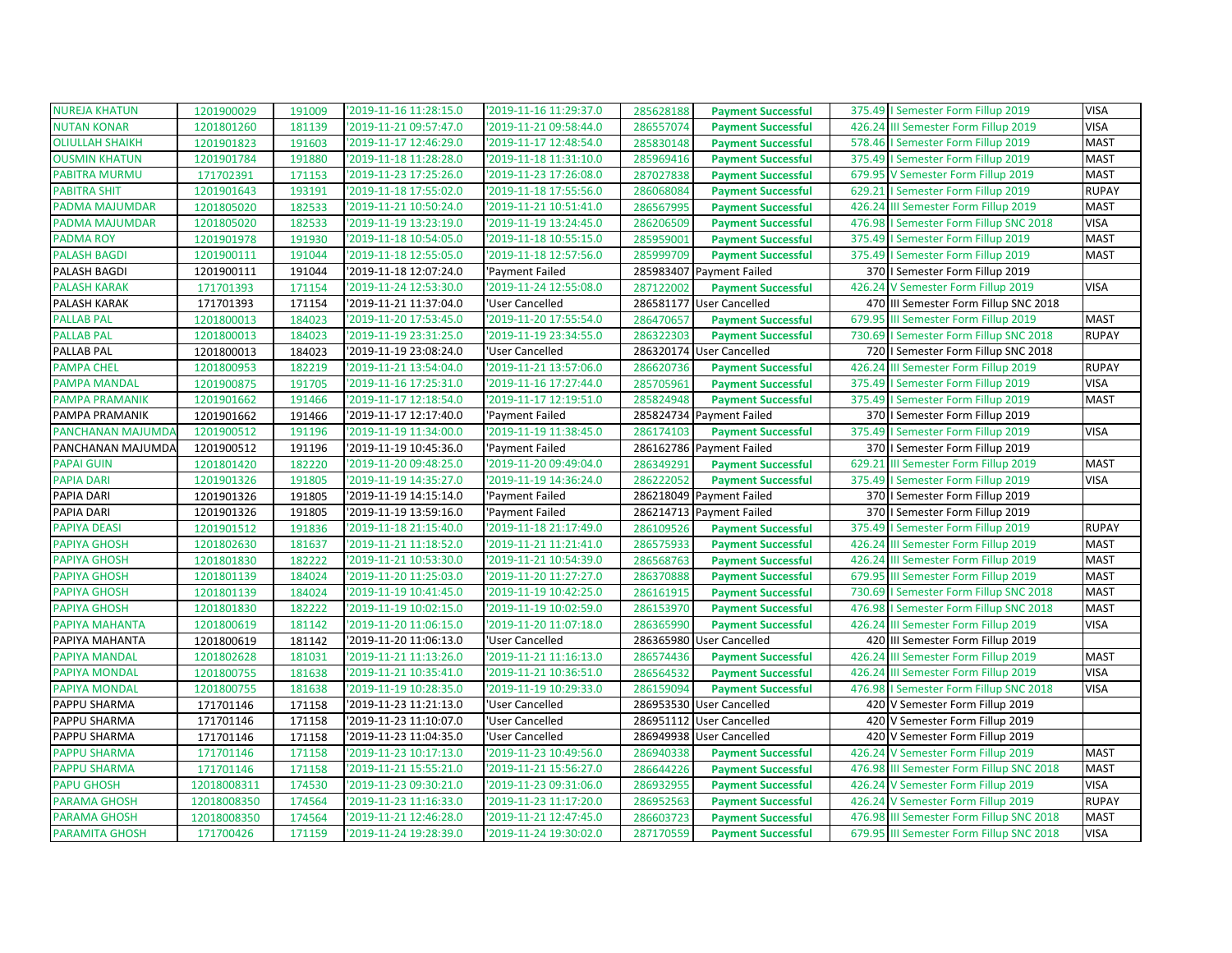| | | | | | | | | | |
|---|---|---|---|---|---|---|---|---|---|
| NUREJA KHATUN | 1201900029 | 191009 | '2019-11-16 11:28:15.0 | '2019-11-16 11:29:37.0 | 285628188 | Payment Successful | 375.49 | I Semester Form Fillup 2019 | VISA |
| NUTAN KONAR | 1201801260 | 181139 | '2019-11-21 09:57:47.0 | '2019-11-21 09:58:44.0 | 286557074 | Payment Successful | 426.24 | III Semester Form Fillup 2019 | VISA |
| OLIULLAH SHAIKH | 1201901823 | 191603 | '2019-11-17 12:46:29.0 | '2019-11-17 12:48:54.0 | 285830148 | Payment Successful | 578.46 | I Semester Form Fillup 2019 | MAST |
| OUSMIN KHATUN | 1201901784 | 191880 | '2019-11-18 11:28:28.0 | '2019-11-18 11:31:10.0 | 285969416 | Payment Successful | 375.49 | I Semester Form Fillup 2019 | MAST |
| PABITRA MURMU | 171702391 | 171153 | '2019-11-23 17:25:26.0 | '2019-11-23 17:26:08.0 | 287027838 | Payment Successful | 679.95 | V Semester Form Fillup 2019 | MAST |
| PABITRA SHIT | 1201901643 | 193191 | '2019-11-18 17:55:02.0 | '2019-11-18 17:55:56.0 | 286068084 | Payment Successful | 629.21 | I Semester Form Fillup 2019 | RUPAY |
| PADMA MAJUMDAR | 1201805020 | 182533 | '2019-11-21 10:50:24.0 | '2019-11-21 10:51:41.0 | 286567995 | Payment Successful | 426.24 | III Semester Form Fillup 2019 | MAST |
| PADMA MAJUMDAR | 1201805020 | 182533 | '2019-11-19 13:23:19.0 | '2019-11-19 13:24:45.0 | 286206509 | Payment Successful | 476.98 | I Semester Form Fillup SNC 2018 | VISA |
| PADMA ROY | 1201901978 | 191930 | '2019-11-18 10:54:05.0 | '2019-11-18 10:55:15.0 | 285959001 | Payment Successful | 375.49 | I Semester Form Fillup 2019 | MAST |
| PALASH BAGDI | 1201900111 | 191044 | '2019-11-18 12:55:05.0 | '2019-11-18 12:57:56.0 | 285999709 | Payment Successful | 375.49 | I Semester Form Fillup 2019 | MAST |
| PALASH BAGDI | 1201900111 | 191044 | '2019-11-18 12:07:24.0 | 'Payment Failed | 285983407 | Payment Failed | 370 | I Semester Form Fillup 2019 | |
| PALASH KARAK | 171701393 | 171154 | '2019-11-24 12:53:30.0 | '2019-11-24 12:55:08.0 | 287122002 | Payment Successful | 426.24 | V Semester Form Fillup 2019 | VISA |
| PALASH KARAK | 171701393 | 171154 | '2019-11-21 11:37:04.0 | 'User Cancelled | 286581177 | User Cancelled | 470 | III Semester Form Fillup SNC 2018 | |
| PALLAB PAL | 1201800013 | 184023 | '2019-11-20 17:53:45.0 | '2019-11-20 17:55:54.0 | 286470657 | Payment Successful | 679.95 | III Semester Form Fillup 2019 | MAST |
| PALLAB PAL | 1201800013 | 184023 | '2019-11-19 23:31:25.0 | '2019-11-19 23:34:55.0 | 286322303 | Payment Successful | 730.69 | I Semester Form Fillup SNC 2018 | RUPAY |
| PALLAB PAL | 1201800013 | 184023 | '2019-11-19 23:08:24.0 | 'User Cancelled | 286320174 | User Cancelled | 720 | I Semester Form Fillup SNC 2018 | |
| PAMPA CHEL | 1201800953 | 182219 | '2019-11-21 13:54:04.0 | '2019-11-21 13:57:06.0 | 286620736 | Payment Successful | 426.24 | III Semester Form Fillup 2019 | RUPAY |
| PAMPA MANDAL | 1201900875 | 191705 | '2019-11-16 17:25:31.0 | '2019-11-16 17:27:44.0 | 285705961 | Payment Successful | 375.49 | I Semester Form Fillup 2019 | VISA |
| PAMPA PRAMANIK | 1201901662 | 191466 | '2019-11-17 12:18:54.0 | '2019-11-17 12:19:51.0 | 285824948 | Payment Successful | 375.49 | I Semester Form Fillup 2019 | MAST |
| PAMPA PRAMANIK | 1201901662 | 191466 | '2019-11-17 12:17:40.0 | 'Payment Failed | 285824734 | Payment Failed | 370 | I Semester Form Fillup 2019 | |
| PANCHANAN MAJUMDA | 1201900512 | 191196 | '2019-11-19 11:34:00.0 | '2019-11-19 11:38:45.0 | 286174103 | Payment Successful | 375.49 | I Semester Form Fillup 2019 | VISA |
| PANCHANAN MAJUMDA | 1201900512 | 191196 | '2019-11-19 10:45:36.0 | 'Payment Failed | 286162786 | Payment Failed | 370 | I Semester Form Fillup 2019 | |
| PAPAI GUIN | 1201801420 | 182220 | '2019-11-20 09:48:25.0 | '2019-11-20 09:49:04.0 | 286349291 | Payment Successful | 629.21 | III Semester Form Fillup 2019 | MAST |
| PAPIA DARI | 1201901326 | 191805 | '2019-11-19 14:35:27.0 | '2019-11-19 14:36:24.0 | 286222052 | Payment Successful | 375.49 | I Semester Form Fillup 2019 | VISA |
| PAPIA DARI | 1201901326 | 191805 | '2019-11-19 14:15:14.0 | 'Payment Failed | 286218049 | Payment Failed | 370 | I Semester Form Fillup 2019 | |
| PAPIA DARI | 1201901326 | 191805 | '2019-11-19 13:59:16.0 | 'Payment Failed | 286214713 | Payment Failed | 370 | I Semester Form Fillup 2019 | |
| PAPIYA DEASI | 1201901512 | 191836 | '2019-11-18 21:15:40.0 | '2019-11-18 21:17:49.0 | 286109526 | Payment Successful | 375.49 | I Semester Form Fillup 2019 | RUPAY |
| PAPIYA GHOSH | 1201802630 | 181637 | '2019-11-21 11:18:52.0 | '2019-11-21 11:21:41.0 | 286575933 | Payment Successful | 426.24 | III Semester Form Fillup 2019 | MAST |
| PAPIYA GHOSH | 1201801830 | 182222 | '2019-11-21 10:53:30.0 | '2019-11-21 10:54:39.0 | 286568763 | Payment Successful | 426.24 | III Semester Form Fillup 2019 | MAST |
| PAPIYA GHOSH | 1201801139 | 184024 | '2019-11-20 11:25:03.0 | '2019-11-20 11:27:27.0 | 286370888 | Payment Successful | 679.95 | III Semester Form Fillup 2019 | MAST |
| PAPIYA GHOSH | 1201801139 | 184024 | '2019-11-19 10:41:45.0 | '2019-11-19 10:42:25.0 | 286161915 | Payment Successful | 730.69 | I Semester Form Fillup SNC 2018 | MAST |
| PAPIYA GHOSH | 1201801830 | 182222 | '2019-11-19 10:02:15.0 | '2019-11-19 10:02:59.0 | 286153970 | Payment Successful | 476.98 | I Semester Form Fillup SNC 2018 | MAST |
| PAPIYA MAHANTA | 1201800619 | 181142 | '2019-11-20 11:06:15.0 | '2019-11-20 11:07:18.0 | 286365990 | Payment Successful | 426.24 | III Semester Form Fillup 2019 | VISA |
| PAPIYA MAHANTA | 1201800619 | 181142 | '2019-11-20 11:06:13.0 | 'User Cancelled | 286365980 | User Cancelled | 420 | III Semester Form Fillup 2019 | |
| PAPIYA MANDAL | 1201802628 | 181031 | '2019-11-21 11:13:26.0 | '2019-11-21 11:16:13.0 | 286574436 | Payment Successful | 426.24 | III Semester Form Fillup 2019 | MAST |
| PAPIYA MONDAL | 1201800755 | 181638 | '2019-11-21 10:35:41.0 | '2019-11-21 10:36:51.0 | 286564532 | Payment Successful | 426.24 | III Semester Form Fillup 2019 | VISA |
| PAPIYA MONDAL | 1201800755 | 181638 | '2019-11-19 10:28:35.0 | '2019-11-19 10:29:33.0 | 286159094 | Payment Successful | 476.98 | I Semester Form Fillup SNC 2018 | VISA |
| PAPPU SHARMA | 171701146 | 171158 | '2019-11-23 11:21:13.0 | 'User Cancelled | 286953530 | User Cancelled | 420 | V Semester Form Fillup 2019 | |
| PAPPU SHARMA | 171701146 | 171158 | '2019-11-23 11:10:07.0 | 'User Cancelled | 286951112 | User Cancelled | 420 | V Semester Form Fillup 2019 | |
| PAPPU SHARMA | 171701146 | 171158 | '2019-11-23 11:04:35.0 | 'User Cancelled | 286949938 | User Cancelled | 420 | V Semester Form Fillup 2019 | |
| PAPPU SHARMA | 171701146 | 171158 | '2019-11-23 10:17:13.0 | '2019-11-23 10:49:56.0 | 286940338 | Payment Successful | 426.24 | V Semester Form Fillup 2019 | MAST |
| PAPPU SHARMA | 171701146 | 171158 | '2019-11-21 15:55:21.0 | '2019-11-21 15:56:27.0 | 286644226 | Payment Successful | 476.98 | III Semester Form Fillup SNC 2018 | MAST |
| PAPU GHOSH | 12018008311 | 174530 | '2019-11-23 09:30:21.0 | '2019-11-23 09:31:06.0 | 286932955 | Payment Successful | 426.24 | V Semester Form Fillup 2019 | VISA |
| PARAMA GHOSH | 12018008350 | 174564 | '2019-11-23 11:16:33.0 | '2019-11-23 11:17:20.0 | 286952563 | Payment Successful | 426.24 | V Semester Form Fillup 2019 | RUPAY |
| PARAMA GHOSH | 12018008350 | 174564 | '2019-11-21 12:46:28.0 | '2019-11-21 12:47:45.0 | 286603723 | Payment Successful | 476.98 | III Semester Form Fillup SNC 2018 | MAST |
| PARAMITA GHOSH | 171700426 | 171159 | '2019-11-24 19:28:39.0 | '2019-11-24 19:30:02.0 | 287170559 | Payment Successful | 679.95 | III Semester Form Fillup SNC 2018 | VISA |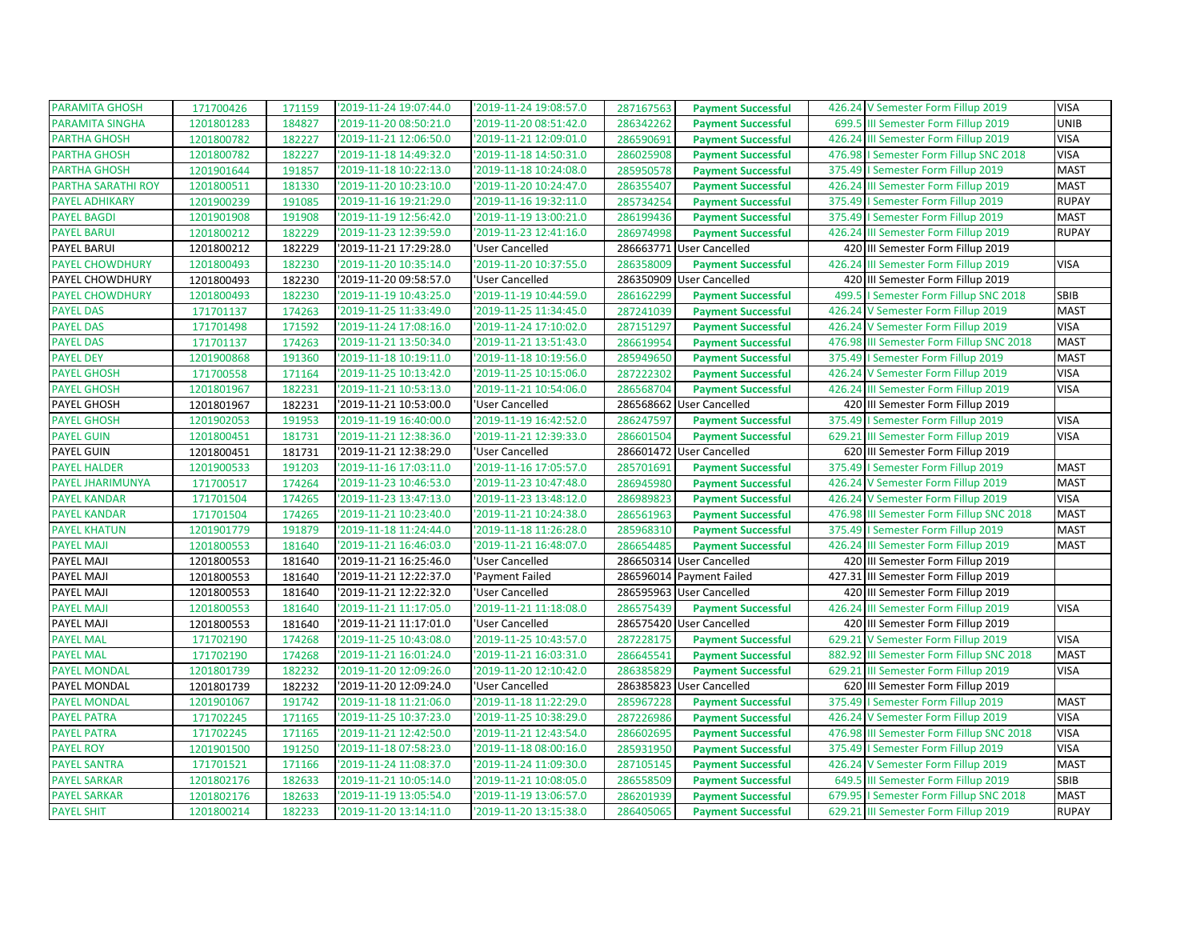| | | | | | | | | | |
|---|---|---|---|---|---|---|---|---|---|
| PARAMITA GHOSH | 171700426 | 171159 | '2019-11-24 19:07:44.0 | '2019-11-24 19:08:57.0 | 287167563 | Payment Successful | 426.24 | V Semester Form Fillup 2019 | VISA |
| PARAMITA SINGHA | 1201801283 | 184827 | '2019-11-20 08:50:21.0 | '2019-11-20 08:51:42.0 | 286342262 | Payment Successful | 699.5 | III Semester Form Fillup 2019 | UNIB |
| PARTHA GHOSH | 1201800782 | 182227 | '2019-11-21 12:06:50.0 | '2019-11-21 12:09:01.0 | 286590691 | Payment Successful | 426.24 | III Semester Form Fillup 2019 | VISA |
| PARTHA GHOSH | 1201800782 | 182227 | '2019-11-18 14:49:32.0 | '2019-11-18 14:50:31.0 | 286025908 | Payment Successful | 476.98 | I Semester Form Fillup SNC 2018 | VISA |
| PARTHA GHOSH | 1201901644 | 191857 | '2019-11-18 10:22:13.0 | '2019-11-18 10:24:08.0 | 285950578 | Payment Successful | 375.49 | I Semester Form Fillup 2019 | MAST |
| PARTHA SARATHI ROY | 1201800511 | 181330 | '2019-11-20 10:23:10.0 | '2019-11-20 10:24:47.0 | 286355407 | Payment Successful | 426.24 | III Semester Form Fillup 2019 | MAST |
| PAYEL ADHIKARY | 1201900239 | 191085 | '2019-11-16 19:21:29.0 | '2019-11-16 19:32:11.0 | 285734254 | Payment Successful | 375.49 | I Semester Form Fillup 2019 | RUPAY |
| PAYEL BAGDI | 1201901908 | 191908 | '2019-11-19 12:56:42.0 | '2019-11-19 13:00:21.0 | 286199436 | Payment Successful | 375.49 | I Semester Form Fillup 2019 | MAST |
| PAYEL BARUI | 1201800212 | 182229 | '2019-11-23 12:39:59.0 | '2019-11-23 12:41:16.0 | 286974998 | Payment Successful | 426.24 | III Semester Form Fillup 2019 | RUPAY |
| PAYEL BARUI | 1201800212 | 182229 | '2019-11-21 17:29:28.0 | 'User Cancelled | 286663771 | User Cancelled | 420 | III Semester Form Fillup 2019 | |
| PAYEL CHOWDHURY | 1201800493 | 182230 | '2019-11-20 10:35:14.0 | '2019-11-20 10:37:55.0 | 286358009 | Payment Successful | 426.24 | III Semester Form Fillup 2019 | VISA |
| PAYEL CHOWDHURY | 1201800493 | 182230 | '2019-11-20 09:58:57.0 | 'User Cancelled | 286350909 | User Cancelled | 420 | III Semester Form Fillup 2019 | |
| PAYEL CHOWDHURY | 1201800493 | 182230 | '2019-11-19 10:43:25.0 | '2019-11-19 10:44:59.0 | 286162299 | Payment Successful | 499.5 | I Semester Form Fillup SNC 2018 | SBIB |
| PAYEL DAS | 171701137 | 174263 | '2019-11-25 11:33:49.0 | '2019-11-25 11:34:45.0 | 287241039 | Payment Successful | 426.24 | V Semester Form Fillup 2019 | MAST |
| PAYEL DAS | 171701498 | 171592 | '2019-11-24 17:08:16.0 | '2019-11-24 17:10:02.0 | 287151297 | Payment Successful | 426.24 | V Semester Form Fillup 2019 | VISA |
| PAYEL DAS | 171701137 | 174263 | '2019-11-21 13:50:34.0 | '2019-11-21 13:51:43.0 | 286619954 | Payment Successful | 476.98 | III Semester Form Fillup SNC 2018 | MAST |
| PAYEL DEY | 1201900868 | 191360 | '2019-11-18 10:19:11.0 | '2019-11-18 10:19:56.0 | 285949650 | Payment Successful | 375.49 | I Semester Form Fillup 2019 | MAST |
| PAYEL GHOSH | 171700558 | 171164 | '2019-11-25 10:13:42.0 | '2019-11-25 10:15:06.0 | 287222302 | Payment Successful | 426.24 | V Semester Form Fillup 2019 | VISA |
| PAYEL GHOSH | 1201801967 | 182231 | '2019-11-21 10:53:13.0 | '2019-11-21 10:54:06.0 | 286568704 | Payment Successful | 426.24 | III Semester Form Fillup 2019 | VISA |
| PAYEL GHOSH | 1201801967 | 182231 | '2019-11-21 10:53:00.0 | 'User Cancelled | 286568662 | User Cancelled | 420 | III Semester Form Fillup 2019 | |
| PAYEL GHOSH | 1201902053 | 191953 | '2019-11-19 16:40:00.0 | '2019-11-19 16:42:52.0 | 286247597 | Payment Successful | 375.49 | I Semester Form Fillup 2019 | VISA |
| PAYEL GUIN | 1201800451 | 181731 | '2019-11-21 12:38:36.0 | '2019-11-21 12:39:33.0 | 286601504 | Payment Successful | 629.21 | III Semester Form Fillup 2019 | VISA |
| PAYEL GUIN | 1201800451 | 181731 | '2019-11-21 12:38:29.0 | 'User Cancelled | 286601472 | User Cancelled | 620 | III Semester Form Fillup 2019 | |
| PAYEL HALDER | 1201900533 | 191203 | '2019-11-16 17:03:11.0 | '2019-11-16 17:05:57.0 | 285701691 | Payment Successful | 375.49 | I Semester Form Fillup 2019 | MAST |
| PAYEL JHARIMUNYA | 171700517 | 174264 | '2019-11-23 10:46:53.0 | '2019-11-23 10:47:48.0 | 286945980 | Payment Successful | 426.24 | V Semester Form Fillup 2019 | MAST |
| PAYEL KANDAR | 171701504 | 174265 | '2019-11-23 13:47:13.0 | '2019-11-23 13:48:12.0 | 286989823 | Payment Successful | 426.24 | V Semester Form Fillup 2019 | VISA |
| PAYEL KANDAR | 171701504 | 174265 | '2019-11-21 10:23:40.0 | '2019-11-21 10:24:38.0 | 286561963 | Payment Successful | 476.98 | III Semester Form Fillup SNC 2018 | MAST |
| PAYEL KHATUN | 1201901779 | 191879 | '2019-11-18 11:24:44.0 | '2019-11-18 11:26:28.0 | 285968310 | Payment Successful | 375.49 | I Semester Form Fillup 2019 | MAST |
| PAYEL MAJI | 1201800553 | 181640 | '2019-11-21 16:46:03.0 | '2019-11-21 16:48:07.0 | 286654485 | Payment Successful | 426.24 | III Semester Form Fillup 2019 | MAST |
| PAYEL MAJI | 1201800553 | 181640 | '2019-11-21 16:25:46.0 | 'User Cancelled | 286650314 | User Cancelled | 420 | III Semester Form Fillup 2019 | |
| PAYEL MAJI | 1201800553 | 181640 | '2019-11-21 12:22:37.0 | 'Payment Failed | 286596014 | Payment Failed | 427.31 | III Semester Form Fillup 2019 | |
| PAYEL MAJI | 1201800553 | 181640 | '2019-11-21 12:22:32.0 | 'User Cancelled | 286595963 | User Cancelled | 420 | III Semester Form Fillup 2019 | |
| PAYEL MAJI | 1201800553 | 181640 | '2019-11-21 11:17:05.0 | '2019-11-21 11:18:08.0 | 286575439 | Payment Successful | 426.24 | III Semester Form Fillup 2019 | VISA |
| PAYEL MAJI | 1201800553 | 181640 | '2019-11-21 11:17:01.0 | 'User Cancelled | 286575420 | User Cancelled | 420 | III Semester Form Fillup 2019 | |
| PAYEL MAL | 171702190 | 174268 | '2019-11-25 10:43:08.0 | '2019-11-25 10:43:57.0 | 287228175 | Payment Successful | 629.21 | V Semester Form Fillup 2019 | VISA |
| PAYEL MAL | 171702190 | 174268 | '2019-11-21 16:01:24.0 | '2019-11-21 16:03:31.0 | 286645541 | Payment Successful | 882.92 | III Semester Form Fillup SNC 2018 | MAST |
| PAYEL MONDAL | 1201801739 | 182232 | '2019-11-20 12:09:26.0 | '2019-11-20 12:10:42.0 | 286385829 | Payment Successful | 629.21 | III Semester Form Fillup 2019 | VISA |
| PAYEL MONDAL | 1201801739 | 182232 | '2019-11-20 12:09:24.0 | 'User Cancelled | 286385823 | User Cancelled | 620 | III Semester Form Fillup 2019 | |
| PAYEL MONDAL | 1201901067 | 191742 | '2019-11-18 11:21:06.0 | '2019-11-18 11:22:29.0 | 285967228 | Payment Successful | 375.49 | I Semester Form Fillup 2019 | MAST |
| PAYEL PATRA | 171702245 | 171165 | '2019-11-25 10:37:23.0 | '2019-11-25 10:38:29.0 | 287226986 | Payment Successful | 426.24 | V Semester Form Fillup 2019 | VISA |
| PAYEL PATRA | 171702245 | 171165 | '2019-11-21 12:42:50.0 | '2019-11-21 12:43:54.0 | 286602695 | Payment Successful | 476.98 | III Semester Form Fillup SNC 2018 | VISA |
| PAYEL ROY | 1201901500 | 191250 | '2019-11-18 07:58:23.0 | '2019-11-18 08:00:16.0 | 285931950 | Payment Successful | 375.49 | I Semester Form Fillup 2019 | VISA |
| PAYEL SANTRA | 171701521 | 171166 | '2019-11-24 11:08:37.0 | '2019-11-24 11:09:30.0 | 287105145 | Payment Successful | 426.24 | V Semester Form Fillup 2019 | MAST |
| PAYEL SARKAR | 1201802176 | 182633 | '2019-11-21 10:05:14.0 | '2019-11-21 10:08:05.0 | 286558509 | Payment Successful | 649.5 | III Semester Form Fillup 2019 | SBIB |
| PAYEL SARKAR | 1201802176 | 182633 | '2019-11-19 13:05:54.0 | '2019-11-19 13:06:57.0 | 286201939 | Payment Successful | 679.95 | I Semester Form Fillup SNC 2018 | MAST |
| PAYEL SHIT | 1201800214 | 182233 | '2019-11-20 13:14:11.0 | '2019-11-20 13:15:38.0 | 286405065 | Payment Successful | 629.21 | III Semester Form Fillup 2019 | RUPAY |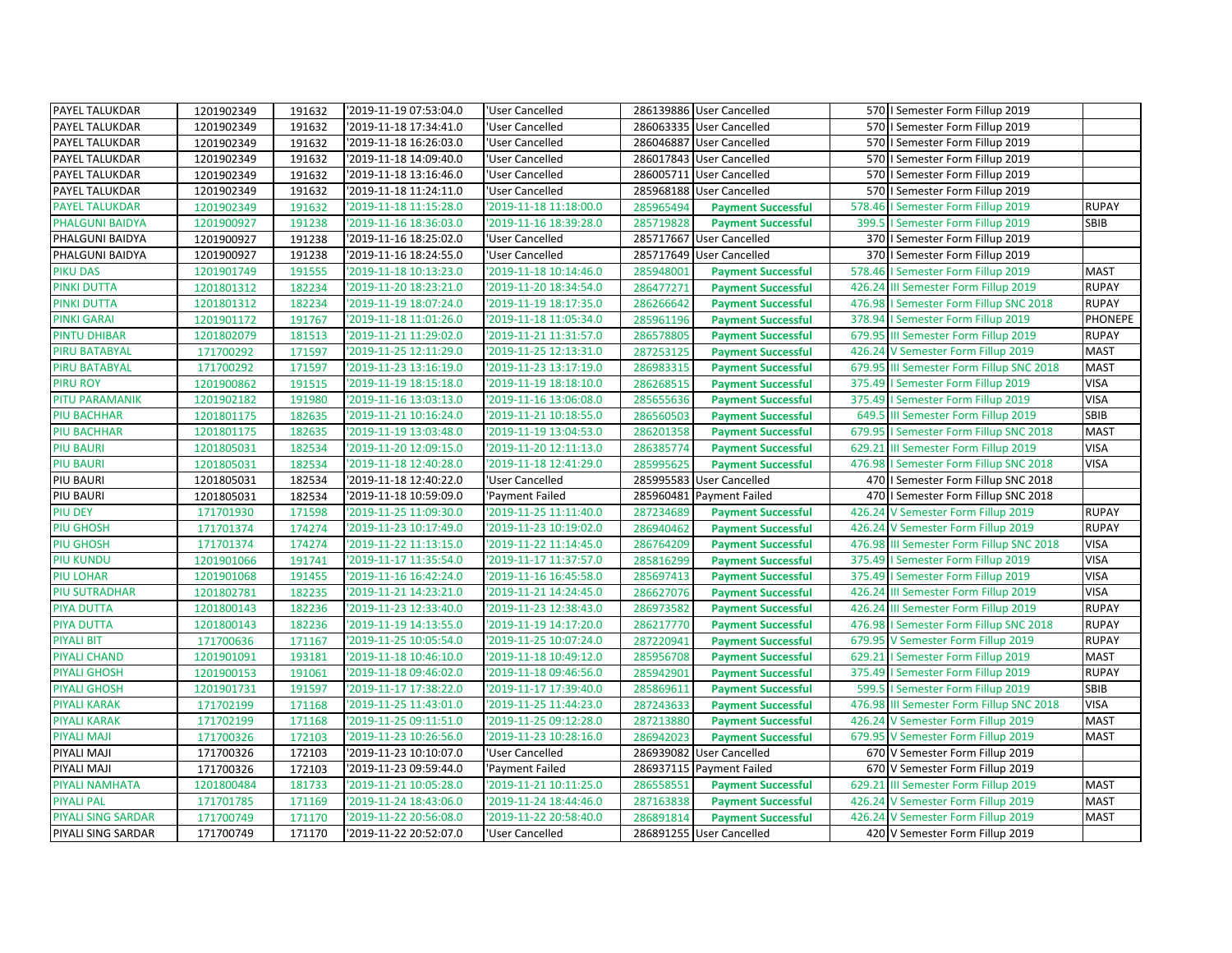| | | | | | | | | | |
|---|---|---|---|---|---|---|---|---|---|
| PAYEL TALUKDAR | 1201902349 | 191632 | '2019-11-19 07:53:04.0 | 'User Cancelled | 286139886 | User Cancelled | 570 | I Semester Form Fillup 2019 | |
| PAYEL TALUKDAR | 1201902349 | 191632 | '2019-11-18 17:34:41.0 | 'User Cancelled | 286063335 | User Cancelled | 570 | I Semester Form Fillup 2019 | |
| PAYEL TALUKDAR | 1201902349 | 191632 | '2019-11-18 16:26:03.0 | 'User Cancelled | 286046887 | User Cancelled | 570 | I Semester Form Fillup 2019 | |
| PAYEL TALUKDAR | 1201902349 | 191632 | '2019-11-18 14:09:40.0 | 'User Cancelled | 286017843 | User Cancelled | 570 | I Semester Form Fillup 2019 | |
| PAYEL TALUKDAR | 1201902349 | 191632 | '2019-11-18 13:16:46.0 | 'User Cancelled | 286005711 | User Cancelled | 570 | I Semester Form Fillup 2019 | |
| PAYEL TALUKDAR | 1201902349 | 191632 | '2019-11-18 11:24:11.0 | 'User Cancelled | 285968188 | User Cancelled | 570 | I Semester Form Fillup 2019 | |
| PAYEL TALUKDAR | 1201902349 | 191632 | '2019-11-18 11:15:28.0 | '2019-11-18 11:18:00.0 | 285965494 | **Payment Successful** | 578.46 | I Semester Form Fillup 2019 | RUPAY |
| PHALGUNI BAIDYA | 1201900927 | 191238 | '2019-11-16 18:36:03.0 | '2019-11-16 18:39:28.0 | 285719828 | **Payment Successful** | 399.5 | I Semester Form Fillup 2019 | SBIB |
| PHALGUNI BAIDYA | 1201900927 | 191238 | '2019-11-16 18:25:02.0 | 'User Cancelled | 285717667 | User Cancelled | 370 | I Semester Form Fillup 2019 | |
| PHALGUNI BAIDYA | 1201900927 | 191238 | '2019-11-16 18:24:55.0 | 'User Cancelled | 285717649 | User Cancelled | 370 | I Semester Form Fillup 2019 | |
| PIKU DAS | 1201901749 | 191555 | '2019-11-18 10:13:23.0 | '2019-11-18 10:14:46.0 | 285948001 | **Payment Successful** | 578.46 | I Semester Form Fillup 2019 | MAST |
| PINKI DUTTA | 1201801312 | 182234 | '2019-11-20 18:23:21.0 | '2019-11-20 18:34:54.0 | 286477271 | **Payment Successful** | 426.24 | III Semester Form Fillup 2019 | RUPAY |
| PINKI DUTTA | 1201801312 | 182234 | '2019-11-19 18:07:24.0 | '2019-11-19 18:17:35.0 | 286266642 | **Payment Successful** | 476.98 | I Semester Form Fillup SNC 2018 | RUPAY |
| PINKI GARAI | 1201901172 | 191767 | '2019-11-18 11:01:26.0 | '2019-11-18 11:05:34.0 | 285961196 | **Payment Successful** | 378.94 | I Semester Form Fillup 2019 | PHONEPE |
| PINTU DHIBAR | 1201802079 | 181513 | '2019-11-21 11:29:02.0 | '2019-11-21 11:31:57.0 | 286578805 | **Payment Successful** | 679.95 | III Semester Form Fillup 2019 | RUPAY |
| PIRU BATABYAL | 171700292 | 171597 | '2019-11-25 12:11:29.0 | '2019-11-25 12:13:31.0 | 287253125 | **Payment Successful** | 426.24 | V Semester Form Fillup 2019 | MAST |
| PIRU BATABYAL | 171700292 | 171597 | '2019-11-23 13:16:19.0 | '2019-11-23 13:17:19.0 | 286983315 | **Payment Successful** | 679.95 | III Semester Form Fillup SNC 2018 | MAST |
| PIRU ROY | 1201900862 | 191515 | '2019-11-19 18:15:18.0 | '2019-11-19 18:18:10.0 | 286268515 | **Payment Successful** | 375.49 | I Semester Form Fillup 2019 | VISA |
| PITU PARAMANIK | 1201902182 | 191980 | '2019-11-16 13:03:13.0 | '2019-11-16 13:06:08.0 | 285655636 | **Payment Successful** | 375.49 | I Semester Form Fillup 2019 | VISA |
| PIU BACHHAR | 1201801175 | 182635 | '2019-11-21 10:16:24.0 | '2019-11-21 10:18:55.0 | 286560503 | **Payment Successful** | 649.5 | III Semester Form Fillup 2019 | SBIB |
| PIU BACHHAR | 1201801175 | 182635 | '2019-11-19 13:03:48.0 | '2019-11-19 13:04:53.0 | 286201358 | **Payment Successful** | 679.95 | I Semester Form Fillup SNC 2018 | MAST |
| PIU BAURI | 1201805031 | 182534 | '2019-11-20 12:09:15.0 | '2019-11-20 12:11:13.0 | 286385774 | **Payment Successful** | 629.21 | III Semester Form Fillup 2019 | VISA |
| PIU BAURI | 1201805031 | 182534 | '2019-11-18 12:40:28.0 | '2019-11-18 12:41:29.0 | 285995625 | **Payment Successful** | 476.98 | I Semester Form Fillup SNC 2018 | VISA |
| PIU BAURI | 1201805031 | 182534 | '2019-11-18 12:40:22.0 | 'User Cancelled | 285995583 | User Cancelled | 470 | I Semester Form Fillup SNC 2018 | |
| PIU BAURI | 1201805031 | 182534 | '2019-11-18 10:59:09.0 | 'Payment Failed | 285960481 | Payment Failed | 470 | I Semester Form Fillup SNC 2018 | |
| PIU DEY | 171701930 | 171598 | '2019-11-25 11:09:30.0 | '2019-11-25 11:11:40.0 | 287234689 | **Payment Successful** | 426.24 | V Semester Form Fillup 2019 | RUPAY |
| PIU GHOSH | 171701374 | 174274 | '2019-11-23 10:17:49.0 | '2019-11-23 10:19:02.0 | 286940462 | **Payment Successful** | 426.24 | V Semester Form Fillup 2019 | RUPAY |
| PIU GHOSH | 171701374 | 174274 | '2019-11-22 11:13:15.0 | '2019-11-22 11:14:45.0 | 286764209 | **Payment Successful** | 476.98 | III Semester Form Fillup SNC 2018 | VISA |
| PIU KUNDU | 1201901066 | 191741 | '2019-11-17 11:35:54.0 | '2019-11-17 11:37:57.0 | 285816299 | **Payment Successful** | 375.49 | I Semester Form Fillup 2019 | VISA |
| PIU LOHAR | 1201901068 | 191455 | '2019-11-16 16:42:24.0 | '2019-11-16 16:45:58.0 | 285697413 | **Payment Successful** | 375.49 | I Semester Form Fillup 2019 | VISA |
| PIU SUTRADHAR | 1201802781 | 182235 | '2019-11-21 14:23:21.0 | '2019-11-21 14:24:45.0 | 286627076 | **Payment Successful** | 426.24 | III Semester Form Fillup 2019 | VISA |
| PIYA DUTTA | 1201800143 | 182236 | '2019-11-23 12:33:40.0 | '2019-11-23 12:38:43.0 | 286973582 | **Payment Successful** | 426.24 | III Semester Form Fillup 2019 | RUPAY |
| PIYA DUTTA | 1201800143 | 182236 | '2019-11-19 14:13:55.0 | '2019-11-19 14:17:20.0 | 286217770 | **Payment Successful** | 476.98 | I Semester Form Fillup SNC 2018 | RUPAY |
| PIYALI BIT | 171700636 | 171167 | '2019-11-25 10:05:54.0 | '2019-11-25 10:07:24.0 | 287220941 | **Payment Successful** | 679.95 | V Semester Form Fillup 2019 | RUPAY |
| PIYALI CHAND | 1201901091 | 193181 | '2019-11-18 10:46:10.0 | '2019-11-18 10:49:12.0 | 285956708 | **Payment Successful** | 629.21 | I Semester Form Fillup 2019 | MAST |
| PIYALI GHOSH | 1201900153 | 191061 | '2019-11-18 09:46:02.0 | '2019-11-18 09:46:56.0 | 285942901 | **Payment Successful** | 375.49 | I Semester Form Fillup 2019 | RUPAY |
| PIYALI GHOSH | 1201901731 | 191597 | '2019-11-17 17:38:22.0 | '2019-11-17 17:39:40.0 | 285869611 | **Payment Successful** | 599.5 | I Semester Form Fillup 2019 | SBIB |
| PIYALI KARAK | 171702199 | 171168 | '2019-11-25 11:43:01.0 | '2019-11-25 11:44:23.0 | 287243633 | **Payment Successful** | 476.98 | III Semester Form Fillup SNC 2018 | VISA |
| PIYALI KARAK | 171702199 | 171168 | '2019-11-25 09:11:51.0 | '2019-11-25 09:12:28.0 | 287213880 | **Payment Successful** | 426.24 | V Semester Form Fillup 2019 | MAST |
| PIYALI MAJI | 171700326 | 172103 | '2019-11-23 10:26:56.0 | '2019-11-23 10:28:16.0 | 286942023 | **Payment Successful** | 679.95 | V Semester Form Fillup 2019 | MAST |
| PIYALI MAJI | 171700326 | 172103 | '2019-11-23 10:10:07.0 | 'User Cancelled | 286939082 | User Cancelled | 670 | V Semester Form Fillup 2019 | |
| PIYALI MAJI | 171700326 | 172103 | '2019-11-23 09:59:44.0 | 'Payment Failed | 286937115 | Payment Failed | 670 | V Semester Form Fillup 2019 | |
| PIYALI NAMHATA | 1201800484 | 181733 | '2019-11-21 10:05:28.0 | '2019-11-21 10:11:25.0 | 286558551 | **Payment Successful** | 629.21 | III Semester Form Fillup 2019 | MAST |
| PIYALI PAL | 171701785 | 171169 | '2019-11-24 18:43:06.0 | '2019-11-24 18:44:46.0 | 287163838 | **Payment Successful** | 426.24 | V Semester Form Fillup 2019 | MAST |
| PIYALI SING SARDAR | 171700749 | 171170 | '2019-11-22 20:56:08.0 | '2019-11-22 20:58:40.0 | 286891814 | **Payment Successful** | 426.24 | V Semester Form Fillup 2019 | MAST |
| PIYALI SING SARDAR | 171700749 | 171170 | '2019-11-22 20:52:07.0 | 'User Cancelled | 286891255 | User Cancelled | 420 | V Semester Form Fillup 2019 | |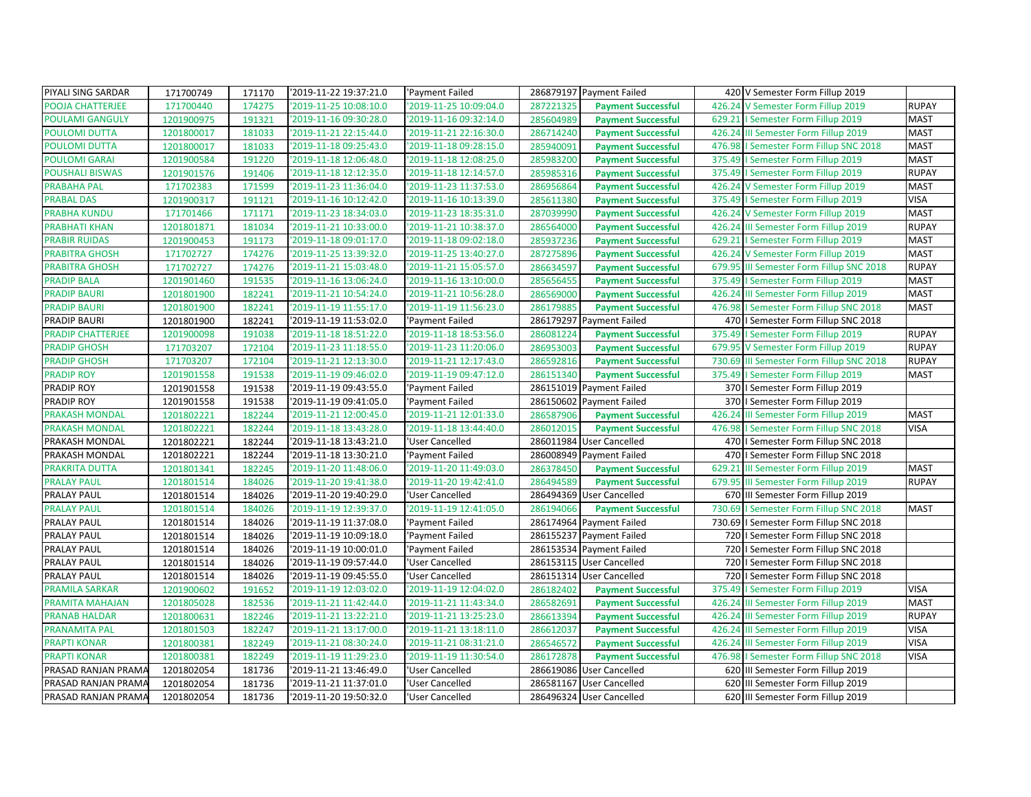| | | | | | | | | | |
|---|---|---|---|---|---|---|---|---|---|
| PIYALI SING SARDAR | 171700749 | 171170 | '2019-11-22 19:37:21.0 | 'Payment Failed | 286879197 | Payment Failed | 420 | V Semester Form Fillup 2019 | |
| POOJA CHATTERJEE | 171700440 | 174275 | '2019-11-25 10:08:10.0 | '2019-11-25 10:09:04.0 | 287221325 | **Payment Successful** | 426.24 | V Semester Form Fillup 2019 | RUPAY |
| POULAMI GANGULY | 1201900975 | 191321 | '2019-11-16 09:30:28.0 | '2019-11-16 09:32:14.0 | 285604989 | **Payment Successful** | 629.21 | I Semester Form Fillup 2019 | MAST |
| POULOMI DUTTA | 1201800017 | 181033 | '2019-11-21 22:15:44.0 | '2019-11-21 22:16:30.0 | 286714240 | **Payment Successful** | 426.24 | III Semester Form Fillup 2019 | MAST |
| POULOMI DUTTA | 1201800017 | 181033 | '2019-11-18 09:25:43.0 | '2019-11-18 09:28:15.0 | 285940091 | **Payment Successful** | 476.98 | I Semester Form Fillup SNC 2018 | MAST |
| POULOMI GARAI | 1201900584 | 191220 | '2019-11-18 12:06:48.0 | '2019-11-18 12:08:25.0 | 285983200 | **Payment Successful** | 375.49 | I Semester Form Fillup 2019 | MAST |
| POUSHALI BISWAS | 1201901576 | 191406 | '2019-11-18 12:12:35.0 | '2019-11-18 12:14:57.0 | 285985316 | **Payment Successful** | 375.49 | I Semester Form Fillup 2019 | RUPAY |
| PRABAHA PAL | 171702383 | 171599 | '2019-11-23 11:36:04.0 | '2019-11-23 11:37:53.0 | 286956864 | **Payment Successful** | 426.24 | V Semester Form Fillup 2019 | MAST |
| PRABAL DAS | 1201900317 | 191121 | '2019-11-16 10:12:42.0 | '2019-11-16 10:13:39.0 | 285611380 | **Payment Successful** | 375.49 | I Semester Form Fillup 2019 | VISA |
| PRABHA KUNDU | 171701466 | 171171 | '2019-11-23 18:34:03.0 | '2019-11-23 18:35:31.0 | 287039990 | **Payment Successful** | 426.24 | V Semester Form Fillup 2019 | MAST |
| PRABHATI KHAN | 1201801871 | 181034 | '2019-11-21 10:33:00.0 | '2019-11-21 10:38:37.0 | 286564000 | **Payment Successful** | 426.24 | III Semester Form Fillup 2019 | RUPAY |
| PRABIR RUIDAS | 1201900453 | 191173 | '2019-11-18 09:01:17.0 | '2019-11-18 09:02:18.0 | 285937236 | **Payment Successful** | 629.21 | I Semester Form Fillup 2019 | MAST |
| PRABITRA GHOSH | 171702727 | 174276 | '2019-11-25 13:39:32.0 | '2019-11-25 13:40:27.0 | 287275896 | **Payment Successful** | 426.24 | V Semester Form Fillup 2019 | MAST |
| PRABITRA GHOSH | 171702727 | 174276 | '2019-11-21 15:03:48.0 | '2019-11-21 15:05:57.0 | 286634597 | **Payment Successful** | 679.95 | III Semester Form Fillup SNC 2018 | RUPAY |
| PRADIP BALA | 1201901460 | 191535 | '2019-11-16 13:06:24.0 | '2019-11-16 13:10:00.0 | 285656455 | **Payment Successful** | 375.49 | I Semester Form Fillup 2019 | MAST |
| PRADIP BAURI | 1201801900 | 182241 | '2019-11-21 10:54:24.0 | '2019-11-21 10:56:28.0 | 286569000 | **Payment Successful** | 426.24 | III Semester Form Fillup 2019 | MAST |
| PRADIP BAURI | 1201801900 | 182241 | '2019-11-19 11:55:17.0 | '2019-11-19 11:56:23.0 | 286179885 | **Payment Successful** | 476.98 | I Semester Form Fillup SNC 2018 | MAST |
| PRADIP BAURI | 1201801900 | 182241 | '2019-11-19 11:53:02.0 | 'Payment Failed | 286179297 | Payment Failed | 470 | I Semester Form Fillup SNC 2018 | |
| PRADIP CHATTERJEE | 1201900098 | 191038 | '2019-11-18 18:51:22.0 | '2019-11-18 18:53:56.0 | 286081224 | **Payment Successful** | 375.49 | I Semester Form Fillup 2019 | RUPAY |
| PRADIP GHOSH | 171703207 | 172104 | '2019-11-23 11:18:55.0 | '2019-11-23 11:20:06.0 | 286953003 | **Payment Successful** | 679.95 | V Semester Form Fillup 2019 | RUPAY |
| PRADIP GHOSH | 171703207 | 172104 | '2019-11-21 12:13:30.0 | '2019-11-21 12:17:43.0 | 286592816 | **Payment Successful** | 730.69 | III Semester Form Fillup SNC 2018 | RUPAY |
| PRADIP ROY | 1201901558 | 191538 | '2019-11-19 09:46:02.0 | '2019-11-19 09:47:12.0 | 286151340 | **Payment Successful** | 375.49 | I Semester Form Fillup 2019 | MAST |
| PRADIP ROY | 1201901558 | 191538 | '2019-11-19 09:43:55.0 | 'Payment Failed | 286151019 | Payment Failed | 370 | I Semester Form Fillup 2019 | |
| PRADIP ROY | 1201901558 | 191538 | '2019-11-19 09:41:05.0 | 'Payment Failed | 286150602 | Payment Failed | 370 | I Semester Form Fillup 2019 | |
| PRAKASH MONDAL | 1201802221 | 182244 | '2019-11-21 12:00:45.0 | '2019-11-21 12:01:33.0 | 286587906 | **Payment Successful** | 426.24 | III Semester Form Fillup 2019 | MAST |
| PRAKASH MONDAL | 1201802221 | 182244 | '2019-11-18 13:43:28.0 | '2019-11-18 13:44:40.0 | 286012015 | **Payment Successful** | 476.98 | I Semester Form Fillup SNC 2018 | VISA |
| PRAKASH MONDAL | 1201802221 | 182244 | '2019-11-18 13:43:21.0 | 'User Cancelled | 286011984 | User Cancelled | 470 | I Semester Form Fillup SNC 2018 | |
| PRAKASH MONDAL | 1201802221 | 182244 | '2019-11-18 13:30:21.0 | 'Payment Failed | 286008949 | Payment Failed | 470 | I Semester Form Fillup SNC 2018 | |
| PRAKRITA DUTTA | 1201801341 | 182245 | '2019-11-20 11:48:06.0 | '2019-11-20 11:49:03.0 | 286378450 | **Payment Successful** | 629.21 | III Semester Form Fillup 2019 | MAST |
| PRALAY PAUL | 1201801514 | 184026 | '2019-11-20 19:41:38.0 | '2019-11-20 19:42:41.0 | 286494589 | **Payment Successful** | 679.95 | III Semester Form Fillup 2019 | RUPAY |
| PRALAY PAUL | 1201801514 | 184026 | '2019-11-20 19:40:29.0 | 'User Cancelled | 286494369 | User Cancelled | 670 | III Semester Form Fillup 2019 | |
| PRALAY PAUL | 1201801514 | 184026 | '2019-11-19 12:39:37.0 | '2019-11-19 12:41:05.0 | 286194066 | **Payment Successful** | 730.69 | I Semester Form Fillup SNC 2018 | MAST |
| PRALAY PAUL | 1201801514 | 184026 | '2019-11-19 11:37:08.0 | 'Payment Failed | 286174964 | Payment Failed | 730.69 | I Semester Form Fillup SNC 2018 | |
| PRALAY PAUL | 1201801514 | 184026 | '2019-11-19 10:09:18.0 | 'Payment Failed | 286155237 | Payment Failed | 720 | I Semester Form Fillup SNC 2018 | |
| PRALAY PAUL | 1201801514 | 184026 | '2019-11-19 10:00:01.0 | 'Payment Failed | 286153534 | Payment Failed | 720 | I Semester Form Fillup SNC 2018 | |
| PRALAY PAUL | 1201801514 | 184026 | '2019-11-19 09:57:44.0 | 'User Cancelled | 286153115 | User Cancelled | 720 | I Semester Form Fillup SNC 2018 | |
| PRALAY PAUL | 1201801514 | 184026 | '2019-11-19 09:45:55.0 | 'User Cancelled | 286151314 | User Cancelled | 720 | I Semester Form Fillup SNC 2018 | |
| PRAMILA SARKAR | 1201900602 | 191652 | '2019-11-19 12:03:02.0 | '2019-11-19 12:04:02.0 | 286182402 | **Payment Successful** | 375.49 | I Semester Form Fillup 2019 | VISA |
| PRAMITA MAHAJAN | 1201805028 | 182536 | '2019-11-21 11:42:44.0 | '2019-11-21 11:43:34.0 | 286582691 | **Payment Successful** | 426.24 | III Semester Form Fillup 2019 | MAST |
| PRANAB HALDAR | 1201800631 | 182246 | '2019-11-21 13:22:21.0 | '2019-11-21 13:25:23.0 | 286613394 | **Payment Successful** | 426.24 | III Semester Form Fillup 2019 | RUPAY |
| PRANAMITA PAL | 1201801503 | 182247 | '2019-11-21 13:17:00.0 | '2019-11-21 13:18:11.0 | 286612037 | **Payment Successful** | 426.24 | III Semester Form Fillup 2019 | VISA |
| PRAPTI KONAR | 1201800381 | 182249 | '2019-11-21 08:30:24.0 | '2019-11-21 08:31:21.0 | 286546572 | **Payment Successful** | 426.24 | III Semester Form Fillup 2019 | VISA |
| PRAPTI KONAR | 1201800381 | 182249 | '2019-11-19 11:29:23.0 | '2019-11-19 11:30:54.0 | 286172878 | **Payment Successful** | 476.98 | I Semester Form Fillup SNC 2018 | VISA |
| PRASAD RANJAN PRAMA | 1201802054 | 181736 | '2019-11-21 13:46:49.0 | 'User Cancelled | 286619086 | User Cancelled | 620 | III Semester Form Fillup 2019 | |
| PRASAD RANJAN PRAMA | 1201802054 | 181736 | '2019-11-21 11:37:01.0 | 'User Cancelled | 286581167 | User Cancelled | 620 | III Semester Form Fillup 2019 | |
| PRASAD RANJAN PRAMA | 1201802054 | 181736 | '2019-11-20 19:50:32.0 | 'User Cancelled | 286496324 | User Cancelled | 620 | III Semester Form Fillup 2019 | |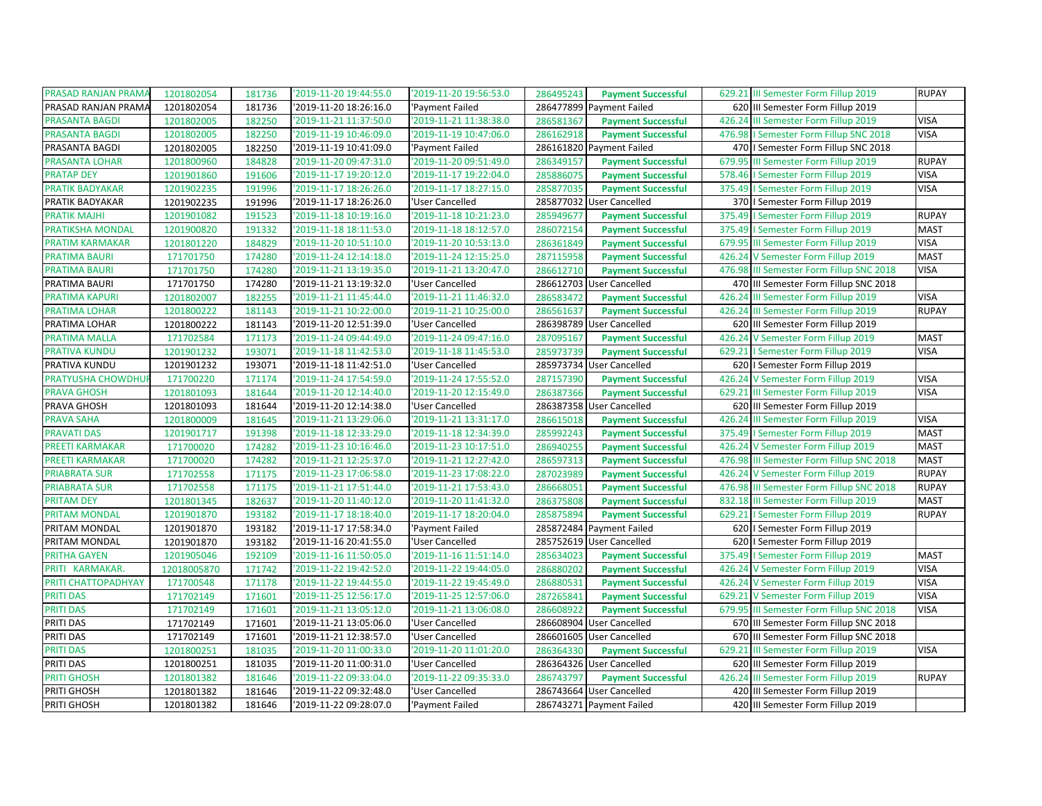| | | | | | | | | | |
|---|---|---|---|---|---|---|---|---|---|
| PRASAD RANJAN PRAMA | 1201802054 | 181736 | '2019-11-20 19:44:55.0 | '2019-11-20 19:56:53.0 | 286495243 | Payment Successful | 629.21 | III Semester Form Fillup 2019 | RUPAY |
| PRASAD RANJAN PRAMA | 1201802054 | 181736 | '2019-11-20 18:26:16.0 | 'Payment Failed | 286477899 | Payment Failed | 620 | III Semester Form Fillup 2019 | |
| PRASANTA BAGDI | 1201802005 | 182250 | '2019-11-21 11:37:50.0 | '2019-11-21 11:38:38.0 | 286581367 | Payment Successful | 426.24 | III Semester Form Fillup 2019 | VISA |
| PRASANTA BAGDI | 1201802005 | 182250 | '2019-11-19 10:46:09.0 | '2019-11-19 10:47:06.0 | 286162918 | Payment Successful | 476.98 | I Semester Form Fillup SNC 2018 | VISA |
| PRASANTA BAGDI | 1201802005 | 182250 | '2019-11-19 10:41:09.0 | 'Payment Failed | 286161820 | Payment Failed | 470 | I Semester Form Fillup SNC 2018 | |
| PRASANTA LOHAR | 1201800960 | 184828 | '2019-11-20 09:47:31.0 | '2019-11-20 09:51:49.0 | 286349157 | Payment Successful | 679.95 | III Semester Form Fillup 2019 | RUPAY |
| PRATAP DEY | 1201901860 | 191606 | '2019-11-17 19:20:12.0 | '2019-11-17 19:22:04.0 | 285886075 | Payment Successful | 578.46 | I Semester Form Fillup 2019 | VISA |
| PRATIK BADYAKAR | 1201902235 | 191996 | '2019-11-17 18:26:26.0 | '2019-11-17 18:27:15.0 | 285877035 | Payment Successful | 375.49 | I Semester Form Fillup 2019 | VISA |
| PRATIK BADYAKAR | 1201902235 | 191996 | '2019-11-17 18:26:26.0 | 'User Cancelled | 285877032 | User Cancelled | 370 | I Semester Form Fillup 2019 | |
| PRATIK MAJHI | 1201901082 | 191523 | '2019-11-18 10:19:16.0 | '2019-11-18 10:21:23.0 | 285949677 | Payment Successful | 375.49 | I Semester Form Fillup 2019 | RUPAY |
| PRATIKSHA MONDAL | 1201900820 | 191332 | '2019-11-18 18:11:53.0 | '2019-11-18 18:12:57.0 | 286072154 | Payment Successful | 375.49 | I Semester Form Fillup 2019 | MAST |
| PRATIM KARMAKAR | 1201801220 | 184829 | '2019-11-20 10:51:10.0 | '2019-11-20 10:53:13.0 | 286361849 | Payment Successful | 679.95 | III Semester Form Fillup 2019 | VISA |
| PRATIMA BAURI | 171701750 | 174280 | '2019-11-24 12:14:18.0 | '2019-11-24 12:15:25.0 | 287115958 | Payment Successful | 426.24 | V Semester Form Fillup 2019 | MAST |
| PRATIMA BAURI | 171701750 | 174280 | '2019-11-21 13:19:35.0 | '2019-11-21 13:20:47.0 | 286612710 | Payment Successful | 476.98 | III Semester Form Fillup SNC 2018 | VISA |
| PRATIMA BAURI | 171701750 | 174280 | '2019-11-21 13:19:32.0 | 'User Cancelled | 286612703 | User Cancelled | 470 | III Semester Form Fillup SNC 2018 | |
| PRATIMA KAPURI | 1201802007 | 182255 | '2019-11-21 11:45:44.0 | '2019-11-21 11:46:32.0 | 286583472 | Payment Successful | 426.24 | III Semester Form Fillup 2019 | VISA |
| PRATIMA LOHAR | 1201800222 | 181143 | '2019-11-21 10:22:00.0 | '2019-11-21 10:25:00.0 | 286561637 | Payment Successful | 426.24 | III Semester Form Fillup 2019 | RUPAY |
| PRATIMA LOHAR | 1201800222 | 181143 | '2019-11-20 12:51:39.0 | 'User Cancelled | 286398789 | User Cancelled | 620 | III Semester Form Fillup 2019 | |
| PRATIMA MALLA | 171702584 | 171173 | '2019-11-24 09:44:49.0 | '2019-11-24 09:47:16.0 | 287095167 | Payment Successful | 426.24 | V Semester Form Fillup 2019 | MAST |
| PRATIVA KUNDU | 1201901232 | 193071 | '2019-11-18 11:42:53.0 | '2019-11-18 11:45:53.0 | 285973739 | Payment Successful | 629.21 | I Semester Form Fillup 2019 | VISA |
| PRATIVA KUNDU | 1201901232 | 193071 | '2019-11-18 11:42:51.0 | 'User Cancelled | 285973734 | User Cancelled | 620 | I Semester Form Fillup 2019 | |
| PRATYUSHA CHOWDHUF | 171700220 | 171174 | '2019-11-24 17:54:59.0 | '2019-11-24 17:55:52.0 | 287157390 | Payment Successful | 426.24 | V Semester Form Fillup 2019 | VISA |
| PRAVA GHOSH | 1201801093 | 181644 | '2019-11-20 12:14:40.0 | '2019-11-20 12:15:49.0 | 286387366 | Payment Successful | 629.21 | III Semester Form Fillup 2019 | VISA |
| PRAVA GHOSH | 1201801093 | 181644 | '2019-11-20 12:14:38.0 | 'User Cancelled | 286387358 | User Cancelled | 620 | III Semester Form Fillup 2019 | |
| PRAVA SAHA | 1201800009 | 181645 | '2019-11-21 13:29:06.0 | '2019-11-21 13:31:17.0 | 286615018 | Payment Successful | 426.24 | III Semester Form Fillup 2019 | VISA |
| PRAVATI DAS | 1201901717 | 191398 | '2019-11-18 12:33:29.0 | '2019-11-18 12:34:39.0 | 285992243 | Payment Successful | 375.49 | I Semester Form Fillup 2019 | MAST |
| PREETI KARMAKAR | 171700020 | 174282 | '2019-11-23 10:16:46.0 | '2019-11-23 10:17:51.0 | 286940255 | Payment Successful | 426.24 | V Semester Form Fillup 2019 | MAST |
| PREETI KARMAKAR | 171700020 | 174282 | '2019-11-21 12:25:37.0 | '2019-11-21 12:27:42.0 | 286597313 | Payment Successful | 476.98 | III Semester Form Fillup SNC 2018 | MAST |
| PRIABRATA SUR | 171702558 | 171175 | '2019-11-23 17:06:58.0 | '2019-11-23 17:08:22.0 | 287023989 | Payment Successful | 426.24 | V Semester Form Fillup 2019 | RUPAY |
| PRIABRATA SUR | 171702558 | 171175 | '2019-11-21 17:51:44.0 | '2019-11-21 17:53:43.0 | 286668051 | Payment Successful | 476.98 | III Semester Form Fillup SNC 2018 | RUPAY |
| PRITAM DEY | 1201801345 | 182637 | '2019-11-20 11:40:12.0 | '2019-11-20 11:41:32.0 | 286375808 | Payment Successful | 832.18 | III Semester Form Fillup 2019 | MAST |
| PRITAM MONDAL | 1201901870 | 193182 | '2019-11-17 18:18:40.0 | '2019-11-17 18:20:04.0 | 285875894 | Payment Successful | 629.21 | I Semester Form Fillup 2019 | RUPAY |
| PRITAM MONDAL | 1201901870 | 193182 | '2019-11-17 17:58:34.0 | 'Payment Failed | 285872484 | Payment Failed | 620 | I Semester Form Fillup 2019 | |
| PRITAM MONDAL | 1201901870 | 193182 | '2019-11-16 20:41:55.0 | 'User Cancelled | 285752619 | User Cancelled | 620 | I Semester Form Fillup 2019 | |
| PRITHA GAYEN | 1201905046 | 192109 | '2019-11-16 11:50:05.0 | '2019-11-16 11:51:14.0 | 285634023 | Payment Successful | 375.49 | I Semester Form Fillup 2019 | MAST |
| PRITI KARMAKAR. | 12018005870 | 171742 | '2019-11-22 19:42:52.0 | '2019-11-22 19:44:05.0 | 286880202 | Payment Successful | 426.24 | V Semester Form Fillup 2019 | VISA |
| PRITI CHATTOPADHYAY | 171700548 | 171178 | '2019-11-22 19:44:55.0 | '2019-11-22 19:45:49.0 | 286880531 | Payment Successful | 426.24 | V Semester Form Fillup 2019 | VISA |
| PRITI DAS | 171702149 | 171601 | '2019-11-25 12:56:17.0 | '2019-11-25 12:57:06.0 | 287265841 | Payment Successful | 629.21 | V Semester Form Fillup 2019 | VISA |
| PRITI DAS | 171702149 | 171601 | '2019-11-21 13:05:12.0 | '2019-11-21 13:06:08.0 | 286608922 | Payment Successful | 679.95 | III Semester Form Fillup SNC 2018 | VISA |
| PRITI DAS | 171702149 | 171601 | '2019-11-21 13:05:06.0 | 'User Cancelled | 286608904 | User Cancelled | 670 | III Semester Form Fillup SNC 2018 | |
| PRITI DAS | 171702149 | 171601 | '2019-11-21 12:38:57.0 | 'User Cancelled | 286601605 | User Cancelled | 670 | III Semester Form Fillup SNC 2018 | |
| PRITI DAS | 1201800251 | 181035 | '2019-11-20 11:00:33.0 | '2019-11-20 11:01:20.0 | 286364330 | Payment Successful | 629.21 | III Semester Form Fillup 2019 | VISA |
| PRITI DAS | 1201800251 | 181035 | '2019-11-20 11:00:31.0 | 'User Cancelled | 286364326 | User Cancelled | 620 | III Semester Form Fillup 2019 | |
| PRITI GHOSH | 1201801382 | 181646 | '2019-11-22 09:33:04.0 | '2019-11-22 09:35:33.0 | 286743797 | Payment Successful | 426.24 | III Semester Form Fillup 2019 | RUPAY |
| PRITI GHOSH | 1201801382 | 181646 | '2019-11-22 09:32:48.0 | 'User Cancelled | 286743664 | User Cancelled | 420 | III Semester Form Fillup 2019 | |
| PRITI GHOSH | 1201801382 | 181646 | '2019-11-22 09:28:07.0 | 'Payment Failed | 286743271 | Payment Failed | 420 | III Semester Form Fillup 2019 | |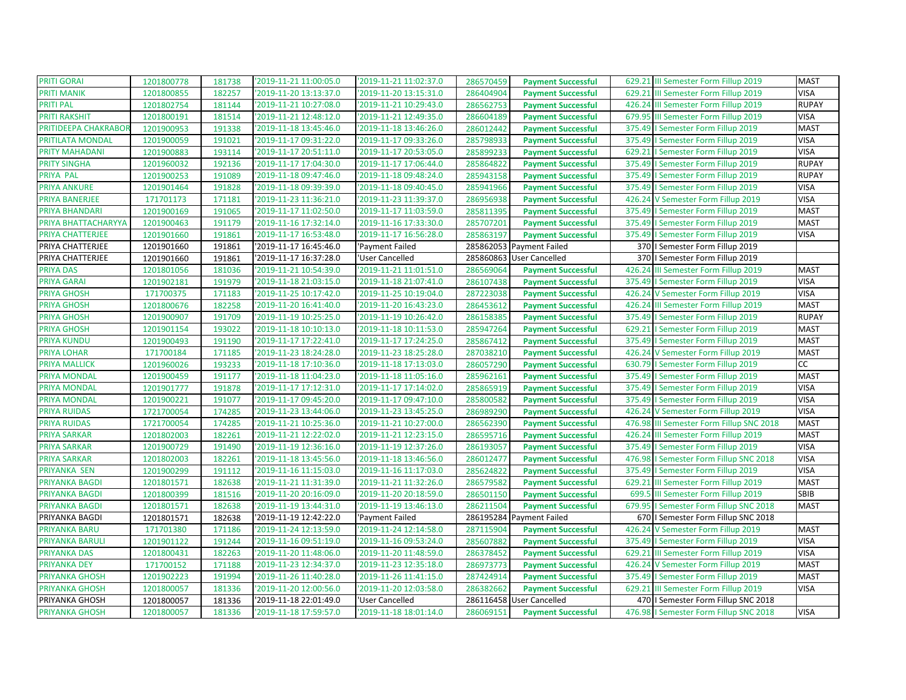| | | | | | | | | | |
|---|---|---|---|---|---|---|---|---|---|
| PRITI GORAI | 1201800778 | 181738 | '2019-11-21 11:00:05.0 | '2019-11-21 11:02:37.0 | 286570459 | Payment Successful | 629.21 | III Semester Form Fillup 2019 | MAST |
| PRITI MANIK | 1201800855 | 182257 | '2019-11-20 13:13:37.0 | '2019-11-20 13:15:31.0 | 286404904 | Payment Successful | 629.21 | III Semester Form Fillup 2019 | VISA |
| PRITI PAL | 1201802754 | 181144 | '2019-11-21 10:27:08.0 | '2019-11-21 10:29:43.0 | 286562753 | Payment Successful | 426.24 | III Semester Form Fillup 2019 | RUPAY |
| PRITI RAKSHIT | 1201800191 | 181514 | '2019-11-21 12:48:12.0 | '2019-11-21 12:49:35.0 | 286604189 | Payment Successful | 679.95 | III Semester Form Fillup 2019 | VISA |
| PRITIDEEPA CHAKRABOR | 1201900953 | 191338 | '2019-11-18 13:45:46.0 | '2019-11-18 13:46:26.0 | 286012442 | Payment Successful | 375.49 | I Semester Form Fillup 2019 | MAST |
| PRITILATA MONDAL | 1201900059 | 191021 | '2019-11-17 09:31:22.0 | '2019-11-17 09:33:26.0 | 285798933 | Payment Successful | 375.49 | I Semester Form Fillup 2019 | VISA |
| PRITY MAHADANI | 1201900883 | 193114 | '2019-11-17 20:51:11.0 | '2019-11-17 20:53:05.0 | 285899233 | Payment Successful | 629.21 | I Semester Form Fillup 2019 | VISA |
| PRITY SINGHA | 1201960032 | 192136 | '2019-11-17 17:04:30.0 | '2019-11-17 17:06:44.0 | 285864822 | Payment Successful | 375.49 | I Semester Form Fillup 2019 | RUPAY |
| PRIYA PAL | 1201900253 | 191089 | '2019-11-18 09:47:46.0 | '2019-11-18 09:48:24.0 | 285943158 | Payment Successful | 375.49 | I Semester Form Fillup 2019 | RUPAY |
| PRIYA ANKURE | 1201901464 | 191828 | '2019-11-18 09:39:39.0 | '2019-11-18 09:40:45.0 | 285941966 | Payment Successful | 375.49 | I Semester Form Fillup 2019 | VISA |
| PRIYA BANERJEE | 171701173 | 171181 | '2019-11-23 11:36:21.0 | '2019-11-23 11:39:37.0 | 286956938 | Payment Successful | 426.24 | V Semester Form Fillup 2019 | VISA |
| PRIYA BHANDARI | 1201900169 | 191065 | '2019-11-17 11:02:50.0 | '2019-11-17 11:03:59.0 | 285811395 | Payment Successful | 375.49 | I Semester Form Fillup 2019 | MAST |
| PRIYA BHATTACHARYYA | 1201900463 | 191179 | '2019-11-16 17:32:14.0 | '2019-11-16 17:33:30.0 | 285707201 | Payment Successful | 375.49 | I Semester Form Fillup 2019 | MAST |
| PRIYA CHATTERJEE | 1201901660 | 191861 | '2019-11-17 16:53:48.0 | '2019-11-17 16:56:28.0 | 285863197 | Payment Successful | 375.49 | I Semester Form Fillup 2019 | VISA |
| PRIYA CHATTERJEE | 1201901660 | 191861 | '2019-11-17 16:45:46.0 | 'Payment Failed | 285862053 | Payment Failed | 370 | I Semester Form Fillup 2019 | |
| PRIYA CHATTERJEE | 1201901660 | 191861 | '2019-11-17 16:37:28.0 | 'User Cancelled | 285860863 | User Cancelled | 370 | I Semester Form Fillup 2019 | |
| PRIYA DAS | 1201801056 | 181036 | '2019-11-21 10:54:39.0 | '2019-11-21 11:01:51.0 | 286569064 | Payment Successful | 426.24 | III Semester Form Fillup 2019 | MAST |
| PRIYA GARAI | 1201902181 | 191979 | '2019-11-18 21:03:15.0 | '2019-11-18 21:07:41.0 | 286107438 | Payment Successful | 375.49 | I Semester Form Fillup 2019 | VISA |
| PRIYA GHOSH | 171700375 | 171183 | '2019-11-25 10:17:42.0 | '2019-11-25 10:19:04.0 | 287223038 | Payment Successful | 426.24 | V Semester Form Fillup 2019 | VISA |
| PRIYA GHOSH | 1201800676 | 182258 | '2019-11-20 16:41:40.0 | '2019-11-20 16:43:23.0 | 286453612 | Payment Successful | 426.24 | III Semester Form Fillup 2019 | MAST |
| PRIYA GHOSH | 1201900907 | 191709 | '2019-11-19 10:25:25.0 | '2019-11-19 10:26:42.0 | 286158385 | Payment Successful | 375.49 | I Semester Form Fillup 2019 | RUPAY |
| PRIYA GHOSH | 1201901154 | 193022 | '2019-11-18 10:10:13.0 | '2019-11-18 10:11:53.0 | 285947264 | Payment Successful | 629.21 | I Semester Form Fillup 2019 | MAST |
| PRIYA KUNDU | 1201900493 | 191190 | '2019-11-17 17:22:41.0 | '2019-11-17 17:24:25.0 | 285867412 | Payment Successful | 375.49 | I Semester Form Fillup 2019 | MAST |
| PRIYA LOHAR | 171700184 | 171185 | '2019-11-23 18:24:28.0 | '2019-11-23 18:25:28.0 | 287038210 | Payment Successful | 426.24 | V Semester Form Fillup 2019 | MAST |
| PRIYA MALLICK | 1201960026 | 193233 | '2019-11-18 17:10:36.0 | '2019-11-18 17:13:03.0 | 286057290 | Payment Successful | 630.79 | I Semester Form Fillup 2019 | CC |
| PRIYA MONDAL | 1201900459 | 191177 | '2019-11-18 11:04:23.0 | '2019-11-18 11:05:16.0 | 285962161 | Payment Successful | 375.49 | I Semester Form Fillup 2019 | MAST |
| PRIYA MONDAL | 1201901777 | 191878 | '2019-11-17 17:12:31.0 | '2019-11-17 17:14:02.0 | 285865919 | Payment Successful | 375.49 | I Semester Form Fillup 2019 | VISA |
| PRIYA MONDAL | 1201900221 | 191077 | '2019-11-17 09:45:20.0 | '2019-11-17 09:47:10.0 | 285800582 | Payment Successful | 375.49 | I Semester Form Fillup 2019 | VISA |
| PRIYA RUIDAS | 1721700054 | 174285 | '2019-11-23 13:44:06.0 | '2019-11-23 13:45:25.0 | 286989290 | Payment Successful | 426.24 | V Semester Form Fillup 2019 | VISA |
| PRIYA RUIDAS | 1721700054 | 174285 | '2019-11-21 10:25:36.0 | '2019-11-21 10:27:00.0 | 286562390 | Payment Successful | 476.98 | III Semester Form Fillup SNC 2018 | MAST |
| PRIYA SARKAR | 1201802003 | 182261 | '2019-11-21 12:22:02.0 | '2019-11-21 12:23:15.0 | 286595716 | Payment Successful | 426.24 | III Semester Form Fillup 2019 | MAST |
| PRIYA SARKAR | 1201900729 | 191490 | '2019-11-19 12:36:16.0 | '2019-11-19 12:37:26.0 | 286193057 | Payment Successful | 375.49 | I Semester Form Fillup 2019 | VISA |
| PRIYA SARKAR | 1201802003 | 182261 | '2019-11-18 13:45:56.0 | '2019-11-18 13:46:56.0 | 286012477 | Payment Successful | 476.98 | I Semester Form Fillup SNC 2018 | VISA |
| PRIYANKA SEN | 1201900299 | 191112 | '2019-11-16 11:15:03.0 | '2019-11-16 11:17:03.0 | 285624822 | Payment Successful | 375.49 | I Semester Form Fillup 2019 | VISA |
| PRIYANKA BAGDI | 1201801571 | 182638 | '2019-11-21 11:31:39.0 | '2019-11-21 11:32:26.0 | 286579582 | Payment Successful | 629.21 | III Semester Form Fillup 2019 | MAST |
| PRIYANKA BAGDI | 1201800399 | 181516 | '2019-11-20 20:16:09.0 | '2019-11-20 20:18:59.0 | 286501150 | Payment Successful | 699.5 | III Semester Form Fillup 2019 | SBIB |
| PRIYANKA BAGDI | 1201801571 | 182638 | '2019-11-19 13:44:31.0 | '2019-11-19 13:46:13.0 | 286211504 | Payment Successful | 679.95 | I Semester Form Fillup SNC 2018 | MAST |
| PRIYANKA BAGDI | 1201801571 | 182638 | '2019-11-19 12:42:22.0 | 'Payment Failed | 286195284 | Payment Failed | 670 | I Semester Form Fillup SNC 2018 | |
| PRIYANKA BARU | 171701380 | 171186 | '2019-11-24 12:13:59.0 | '2019-11-24 12:14:58.0 | 287115904 | Payment Successful | 426.24 | V Semester Form Fillup 2019 | MAST |
| PRIYANKA BARULI | 1201901122 | 191244 | '2019-11-16 09:51:19.0 | '2019-11-16 09:53:24.0 | 285607882 | Payment Successful | 375.49 | I Semester Form Fillup 2019 | VISA |
| PRIYANKA DAS | 1201800431 | 182263 | '2019-11-20 11:48:06.0 | '2019-11-20 11:48:59.0 | 286378452 | Payment Successful | 629.21 | III Semester Form Fillup 2019 | VISA |
| PRIYANKA DEY | 171700152 | 171188 | '2019-11-23 12:34:37.0 | '2019-11-23 12:35:18.0 | 286973773 | Payment Successful | 426.24 | V Semester Form Fillup 2019 | MAST |
| PRIYANKA GHOSH | 1201902223 | 191994 | '2019-11-26 11:40:28.0 | '2019-11-26 11:41:15.0 | 287424914 | Payment Successful | 375.49 | I Semester Form Fillup 2019 | MAST |
| PRIYANKA GHOSH | 1201800057 | 181336 | '2019-11-20 12:00:56.0 | '2019-11-20 12:03:58.0 | 286382662 | Payment Successful | 629.21 | III Semester Form Fillup 2019 | VISA |
| PRIYANKA GHOSH | 1201800057 | 181336 | '2019-11-18 22:01:49.0 | 'User Cancelled | 286116458 | User Cancelled | 470 | I Semester Form Fillup SNC 2018 | |
| PRIYANKA GHOSH | 1201800057 | 181336 | '2019-11-18 17:59:57.0 | '2019-11-18 18:01:14.0 | 286069151 | Payment Successful | 476.98 | I Semester Form Fillup SNC 2018 | VISA |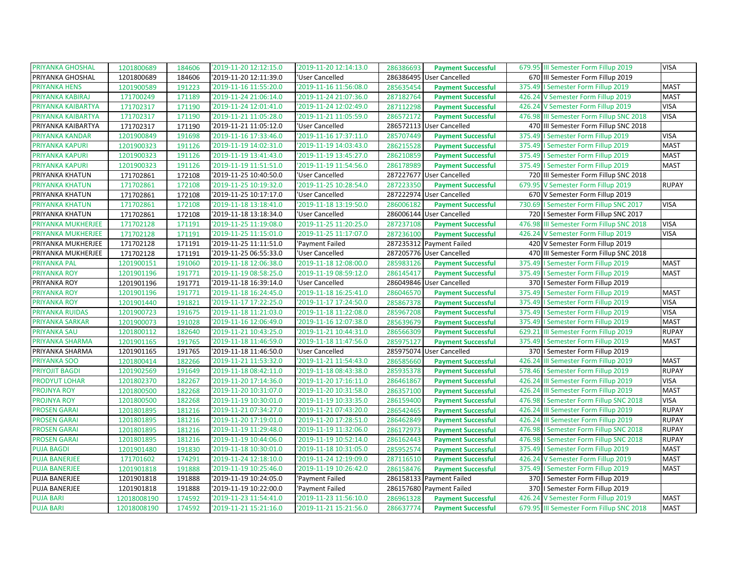| | | | | | | | | | |
|---|---|---|---|---|---|---|---|---|---|
| PRIYANKA GHOSHAL | 1201800689 | 184606 | '2019-11-20 12:12:15.0 | '2019-11-20 12:14:13.0 | 286386693 | Payment Successful | 679.95 | III Semester Form Fillup 2019 | VISA |
| PRIYANKA GHOSHAL | 1201800689 | 184606 | '2019-11-20 12:11:39.0 | 'User Cancelled | 286386495 | User Cancelled | 670 | III Semester Form Fillup 2019 | |
| PRIYANKA HENS | 1201900589 | 191223 | '2019-11-16 11:55:20.0 | '2019-11-16 11:56:08.0 | 285635454 | Payment Successful | 375.49 | I Semester Form Fillup 2019 | MAST |
| PRIYANKA KABIRAJ | 171700249 | 171189 | '2019-11-24 21:06:14.0 | '2019-11-24 21:07:36.0 | 287182764 | Payment Successful | 426.24 | V Semester Form Fillup 2019 | MAST |
| PRIYANKA KAIBARTYA | 171702317 | 171190 | '2019-11-24 12:01:41.0 | '2019-11-24 12:02:49.0 | 287112298 | Payment Successful | 426.24 | V Semester Form Fillup 2019 | VISA |
| PRIYANKA KAIBARTYA | 171702317 | 171190 | '2019-11-21 11:05:28.0 | '2019-11-21 11:05:59.0 | 286572172 | Payment Successful | 476.98 | III Semester Form Fillup SNC 2018 | VISA |
| PRIYANKA KAIBARTYA | 171702317 | 171190 | '2019-11-21 11:05:12.0 | 'User Cancelled | 286572113 | User Cancelled | 470 | III Semester Form Fillup SNC 2018 | |
| PRIYANKA KANDAR | 1201900849 | 191698 | '2019-11-16 17:33:46.0 | '2019-11-16 17:37:11.0 | 285707449 | Payment Successful | 375.49 | I Semester Form Fillup 2019 | VISA |
| PRIYANKA KAPURI | 1201900323 | 191126 | '2019-11-19 14:02:31.0 | '2019-11-19 14:03:43.0 | 286215528 | Payment Successful | 375.49 | I Semester Form Fillup 2019 | MAST |
| PRIYANKA KAPURI | 1201900323 | 191126 | '2019-11-19 13:41:43.0 | '2019-11-19 13:45:27.0 | 286210859 | Payment Successful | 375.49 | I Semester Form Fillup 2019 | MAST |
| PRIYANKA KAPURI | 1201900323 | 191126 | '2019-11-19 11:51:51.0 | '2019-11-19 11:54:56.0 | 286178989 | Payment Successful | 375.49 | I Semester Form Fillup 2019 | MAST |
| PRIYANKA KHATUN | 171702861 | 172108 | '2019-11-25 10:40:50.0 | 'User Cancelled | 287227677 | User Cancelled | 720 | III Semester Form Fillup SNC 2018 | |
| PRIYANKA KHATUN | 171702861 | 172108 | '2019-11-25 10:19:32.0 | '2019-11-25 10:28:54.0 | 287223350 | Payment Successful | 679.95 | V Semester Form Fillup 2019 | RUPAY |
| PRIYANKA KHATUN | 171702861 | 172108 | '2019-11-25 10:17:17.0 | 'User Cancelled | 287222974 | User Cancelled | 670 | V Semester Form Fillup 2019 | |
| PRIYANKA KHATUN | 171702861 | 172108 | '2019-11-18 13:18:41.0 | '2019-11-18 13:19:50.0 | 286006182 | Payment Successful | 730.69 | I Semester Form Fillup SNC 2017 | VISA |
| PRIYANKA KHATUN | 171702861 | 172108 | '2019-11-18 13:18:34.0 | 'User Cancelled | 286006144 | User Cancelled | 720 | I Semester Form Fillup SNC 2017 | |
| PRIYANKA MUKHERJEE | 171702128 | 171191 | '2019-11-25 11:19:08.0 | '2019-11-25 11:20:25.0 | 287237108 | Payment Successful | 476.98 | III Semester Form Fillup SNC 2018 | VISA |
| PRIYANKA MUKHERJEE | 171702128 | 171191 | '2019-11-25 11:15:01.0 | '2019-11-25 11:17:07.0 | 287236100 | Payment Successful | 426.24 | V Semester Form Fillup 2019 | VISA |
| PRIYANKA MUKHERJEE | 171702128 | 171191 | '2019-11-25 11:11:51.0 | 'Payment Failed | 287235312 | Payment Failed | 420 | V Semester Form Fillup 2019 | |
| PRIYANKA MUKHERJEE | 171702128 | 171191 | '2019-11-25 06:55:33.0 | 'User Cancelled | 287205776 | User Cancelled | 470 | III Semester Form Fillup SNC 2018 | |
| PRIYANKA PAL | 1201900151 | 191060 | '2019-11-18 12:06:38.0 | '2019-11-18 12:08:00.0 | 285983126 | Payment Successful | 375.49 | I Semester Form Fillup 2019 | MAST |
| PRIYANKA ROY | 1201901196 | 191771 | '2019-11-19 08:58:25.0 | '2019-11-19 08:59:12.0 | 286145417 | Payment Successful | 375.49 | I Semester Form Fillup 2019 | MAST |
| PRIYANKA ROY | 1201901196 | 191771 | '2019-11-18 16:39:14.0 | 'User Cancelled | 286049846 | User Cancelled | 370 | I Semester Form Fillup 2019 | |
| PRIYANKA ROY | 1201901196 | 191771 | '2019-11-18 16:24:45.0 | '2019-11-18 16:25:41.0 | 286046570 | Payment Successful | 375.49 | I Semester Form Fillup 2019 | MAST |
| PRIYANKA ROY | 1201901440 | 191821 | '2019-11-17 17:22:25.0 | '2019-11-17 17:24:50.0 | 285867378 | Payment Successful | 375.49 | I Semester Form Fillup 2019 | VISA |
| PRIYANKA RUIDAS | 1201900723 | 191675 | '2019-11-18 11:21:03.0 | '2019-11-18 11:22:08.0 | 285967208 | Payment Successful | 375.49 | I Semester Form Fillup 2019 | VISA |
| PRIYANKA SARKAR | 1201900073 | 191028 | '2019-11-16 12:06:49.0 | '2019-11-16 12:07:38.0 | 285639679 | Payment Successful | 375.49 | I Semester Form Fillup 2019 | MAST |
| PRIYANKA SAU | 1201800112 | 182640 | '2019-11-21 10:43:25.0 | '2019-11-21 10:44:31.0 | 286566309 | Payment Successful | 629.21 | III Semester Form Fillup 2019 | RUPAY |
| PRIYANKA SHARMA | 1201901165 | 191765 | '2019-11-18 11:46:59.0 | '2019-11-18 11:47:56.0 | 285975127 | Payment Successful | 375.49 | I Semester Form Fillup 2019 | MAST |
| PRIYANKA SHARMA | 1201901165 | 191765 | '2019-11-18 11:46:50.0 | 'User Cancelled | 285975074 | User Cancelled | 370 | I Semester Form Fillup 2019 | |
| PRIYANKA SOO | 1201800414 | 182266 | '2019-11-21 11:53:32.0 | '2019-11-21 11:54:43.0 | 286585660 | Payment Successful | 426.24 | III Semester Form Fillup 2019 | MAST |
| PRIYOJIT BAGDI | 1201902569 | 191649 | '2019-11-18 08:42:11.0 | '2019-11-18 08:43:38.0 | 285935378 | Payment Successful | 578.46 | I Semester Form Fillup 2019 | RUPAY |
| PRODYUT LOHAR | 1201802370 | 182267 | '2019-11-20 17:14:36.0 | '2019-11-20 17:16:11.0 | 286461867 | Payment Successful | 426.24 | III Semester Form Fillup 2019 | VISA |
| PROJNYA ROY | 1201800500 | 182268 | '2019-11-20 10:31:07.0 | '2019-11-20 10:31:58.0 | 286357100 | Payment Successful | 426.24 | III Semester Form Fillup 2019 | MAST |
| PROJNYA ROY | 1201800500 | 182268 | '2019-11-19 10:30:01.0 | '2019-11-19 10:33:35.0 | 286159400 | Payment Successful | 476.98 | I Semester Form Fillup SNC 2018 | VISA |
| PROSEN GARAI | 1201801895 | 181216 | '2019-11-21 07:34:27.0 | '2019-11-21 07:43:20.0 | 286542465 | Payment Successful | 426.24 | III Semester Form Fillup 2019 | RUPAY |
| PROSEN GARAI | 1201801895 | 181216 | '2019-11-20 17:19:01.0 | '2019-11-20 17:28:51.0 | 286462849 | Payment Successful | 426.24 | III Semester Form Fillup 2019 | RUPAY |
| PROSEN GARAI | 1201801895 | 181216 | '2019-11-19 11:29:48.0 | '2019-11-19 11:32:06.0 | 286172973 | Payment Successful | 476.98 | I Semester Form Fillup SNC 2018 | RUPAY |
| PROSEN GARAI | 1201801895 | 181216 | '2019-11-19 10:44:06.0 | '2019-11-19 10:52:14.0 | 286162443 | Payment Successful | 476.98 | I Semester Form Fillup SNC 2018 | RUPAY |
| PUJA BAGDI | 1201901480 | 191830 | '2019-11-18 10:30:01.0 | '2019-11-18 10:31:05.0 | 285952574 | Payment Successful | 375.49 | I Semester Form Fillup 2019 | MAST |
| PUJA BANERJEE | 171701602 | 174291 | '2019-11-24 12:18:10.0 | '2019-11-24 12:19:09.0 | 287116510 | Payment Successful | 426.24 | V Semester Form Fillup 2019 | MAST |
| PUJA BANERJEE | 1201901818 | 191888 | '2019-11-19 10:25:46.0 | '2019-11-19 10:26:42.0 | 286158476 | Payment Successful | 375.49 | I Semester Form Fillup 2019 | MAST |
| PUJA BANERJEE | 1201901818 | 191888 | '2019-11-19 10:24:05.0 | 'Payment Failed | 286158133 | Payment Failed | 370 | I Semester Form Fillup 2019 | |
| PUJA BANERJEE | 1201901818 | 191888 | '2019-11-19 10:22:00.0 | 'Payment Failed | 286157680 | Payment Failed | 370 | I Semester Form Fillup 2019 | |
| PUJA BARI | 12018008190 | 174592 | '2019-11-23 11:54:41.0 | '2019-11-23 11:56:10.0 | 286961328 | Payment Successful | 426.24 | V Semester Form Fillup 2019 | MAST |
| PUJA BARI | 12018008190 | 174592 | '2019-11-21 15:21:16.0 | '2019-11-21 15:21:56.0 | 286637774 | Payment Successful | 679.95 | III Semester Form Fillup SNC 2018 | MAST |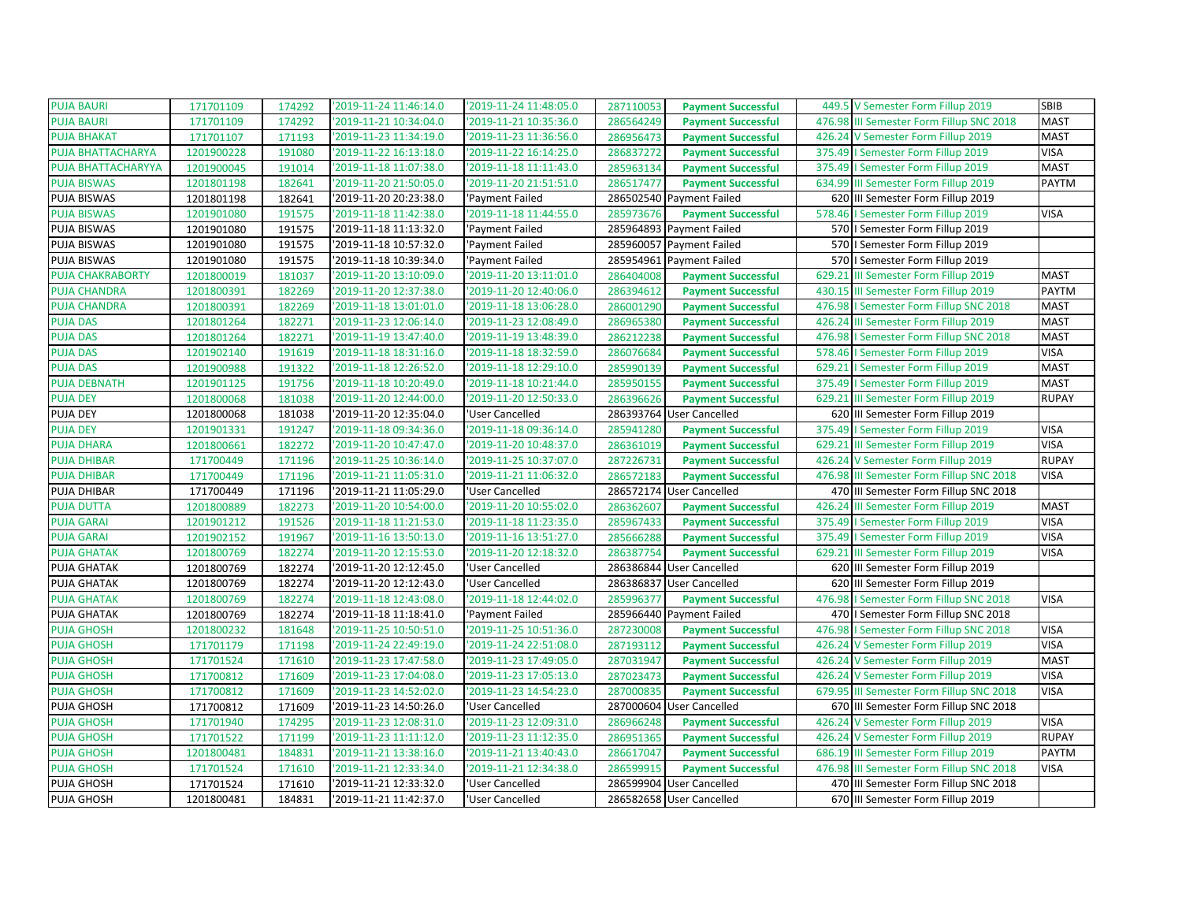| | | | | | | | | | |
|---|---|---|---|---|---|---|---|---|---|
| PUJA BAURI | 171701109 | 174292 | '2019-11-24 11:46:14.0 | '2019-11-24 11:48:05.0 | 287110053 | Payment Successful | 449.5 | V Semester Form Fillup 2019 | SBIB |
| PUJA BAURI | 171701109 | 174292 | '2019-11-21 10:34:04.0 | '2019-11-21 10:35:36.0 | 286564249 | Payment Successful | 476.98 | III Semester Form Fillup SNC 2018 | MAST |
| PUJA BHAKAT | 171701107 | 171193 | '2019-11-23 11:34:19.0 | '2019-11-23 11:36:56.0 | 286956473 | Payment Successful | 426.24 | V Semester Form Fillup 2019 | MAST |
| PUJA BHATTACHARYA | 1201900228 | 191080 | '2019-11-22 16:13:18.0 | '2019-11-22 16:14:25.0 | 286837272 | Payment Successful | 375.49 | I Semester Form Fillup 2019 | VISA |
| PUJA BHATTACHARYYA | 1201900045 | 191014 | '2019-11-18 11:07:38.0 | '2019-11-18 11:11:43.0 | 285963134 | Payment Successful | 375.49 | I Semester Form Fillup 2019 | MAST |
| PUJA BISWAS | 1201801198 | 182641 | '2019-11-20 21:50:05.0 | '2019-11-20 21:51:51.0 | 286517477 | Payment Successful | 634.99 | III Semester Form Fillup 2019 | PAYTM |
| PUJA BISWAS | 1201801198 | 182641 | '2019-11-20 20:23:38.0 | 'Payment Failed | 286502540 | Payment Failed | 620 | III Semester Form Fillup 2019 | |
| PUJA BISWAS | 1201901080 | 191575 | '2019-11-18 11:42:38.0 | '2019-11-18 11:44:55.0 | 285973676 | Payment Successful | 578.46 | I Semester Form Fillup 2019 | VISA |
| PUJA BISWAS | 1201901080 | 191575 | '2019-11-18 11:13:32.0 | 'Payment Failed | 285964893 | Payment Failed | 570 | I Semester Form Fillup 2019 | |
| PUJA BISWAS | 1201901080 | 191575 | '2019-11-18 10:57:32.0 | 'Payment Failed | 285960057 | Payment Failed | 570 | I Semester Form Fillup 2019 | |
| PUJA BISWAS | 1201901080 | 191575 | '2019-11-18 10:39:34.0 | 'Payment Failed | 285954961 | Payment Failed | 570 | I Semester Form Fillup 2019 | |
| PUJA CHAKRABORTY | 1201800019 | 181037 | '2019-11-20 13:10:09.0 | '2019-11-20 13:11:01.0 | 286404008 | Payment Successful | 629.21 | III Semester Form Fillup 2019 | MAST |
| PUJA CHANDRA | 1201800391 | 182269 | '2019-11-20 12:37:38.0 | '2019-11-20 12:40:06.0 | 286394612 | Payment Successful | 430.15 | III Semester Form Fillup 2019 | PAYTM |
| PUJA CHANDRA | 1201800391 | 182269 | '2019-11-18 13:01:01.0 | '2019-11-18 13:06:28.0 | 286001290 | Payment Successful | 476.98 | I Semester Form Fillup SNC 2018 | MAST |
| PUJA DAS | 1201801264 | 182271 | '2019-11-23 12:06:14.0 | '2019-11-23 12:08:49.0 | 286965380 | Payment Successful | 426.24 | III Semester Form Fillup 2019 | MAST |
| PUJA DAS | 1201801264 | 182271 | '2019-11-19 13:47:40.0 | '2019-11-19 13:48:39.0 | 286212238 | Payment Successful | 476.98 | I Semester Form Fillup SNC 2018 | MAST |
| PUJA DAS | 1201902140 | 191619 | '2019-11-18 18:31:16.0 | '2019-11-18 18:32:59.0 | 286076684 | Payment Successful | 578.46 | I Semester Form Fillup 2019 | VISA |
| PUJA DAS | 1201900988 | 191322 | '2019-11-18 12:26:52.0 | '2019-11-18 12:29:10.0 | 285990139 | Payment Successful | 629.21 | I Semester Form Fillup 2019 | MAST |
| PUJA DEBNATH | 1201901125 | 191756 | '2019-11-18 10:20:49.0 | '2019-11-18 10:21:44.0 | 285950155 | Payment Successful | 375.49 | I Semester Form Fillup 2019 | MAST |
| PUJA DEY | 1201800068 | 181038 | '2019-11-20 12:44:00.0 | '2019-11-20 12:50:33.0 | 286396626 | Payment Successful | 629.21 | III Semester Form Fillup 2019 | RUPAY |
| PUJA DEY | 1201800068 | 181038 | '2019-11-20 12:35:04.0 | 'User Cancelled | 286393764 | User Cancelled | 620 | III Semester Form Fillup 2019 | |
| PUJA DEY | 1201901331 | 191247 | '2019-11-18 09:34:36.0 | '2019-11-18 09:36:14.0 | 285941280 | Payment Successful | 375.49 | I Semester Form Fillup 2019 | VISA |
| PUJA DHARA | 1201800661 | 182272 | '2019-11-20 10:47:47.0 | '2019-11-20 10:48:37.0 | 286361019 | Payment Successful | 629.21 | III Semester Form Fillup 2019 | VISA |
| PUJA DHIBAR | 171700449 | 171196 | '2019-11-25 10:36:14.0 | '2019-11-25 10:37:07.0 | 287226731 | Payment Successful | 426.24 | V Semester Form Fillup 2019 | RUPAY |
| PUJA DHIBAR | 171700449 | 171196 | '2019-11-21 11:05:31.0 | '2019-11-21 11:06:32.0 | 286572183 | Payment Successful | 476.98 | III Semester Form Fillup SNC 2018 | VISA |
| PUJA DHIBAR | 171700449 | 171196 | '2019-11-21 11:05:29.0 | 'User Cancelled | 286572174 | User Cancelled | 470 | III Semester Form Fillup SNC 2018 | |
| PUJA DUTTA | 1201800889 | 182273 | '2019-11-20 10:54:00.0 | '2019-11-20 10:55:02.0 | 286362607 | Payment Successful | 426.24 | III Semester Form Fillup 2019 | MAST |
| PUJA GARAI | 1201901212 | 191526 | '2019-11-18 11:21:53.0 | '2019-11-18 11:23:35.0 | 285967433 | Payment Successful | 375.49 | I Semester Form Fillup 2019 | VISA |
| PUJA GARAI | 1201902152 | 191967 | '2019-11-16 13:50:13.0 | '2019-11-16 13:51:27.0 | 285666288 | Payment Successful | 375.49 | I Semester Form Fillup 2019 | VISA |
| PUJA GHATAK | 1201800769 | 182274 | '2019-11-20 12:15:53.0 | '2019-11-20 12:18:32.0 | 286387754 | Payment Successful | 629.21 | III Semester Form Fillup 2019 | VISA |
| PUJA GHATAK | 1201800769 | 182274 | '2019-11-20 12:12:45.0 | 'User Cancelled | 286386844 | User Cancelled | 620 | III Semester Form Fillup 2019 | |
| PUJA GHATAK | 1201800769 | 182274 | '2019-11-20 12:12:43.0 | 'User Cancelled | 286386837 | User Cancelled | 620 | III Semester Form Fillup 2019 | |
| PUJA GHATAK | 1201800769 | 182274 | '2019-11-18 12:43:08.0 | '2019-11-18 12:44:02.0 | 285996377 | Payment Successful | 476.98 | I Semester Form Fillup SNC 2018 | VISA |
| PUJA GHATAK | 1201800769 | 182274 | '2019-11-18 11:18:41.0 | 'Payment Failed | 285966440 | Payment Failed | 470 | I Semester Form Fillup SNC 2018 | |
| PUJA GHOSH | 1201800232 | 181648 | '2019-11-25 10:50:51.0 | '2019-11-25 10:51:36.0 | 287230008 | Payment Successful | 476.98 | I Semester Form Fillup SNC 2018 | VISA |
| PUJA GHOSH | 171701179 | 171198 | '2019-11-24 22:49:19.0 | '2019-11-24 22:51:08.0 | 287193112 | Payment Successful | 426.24 | V Semester Form Fillup 2019 | VISA |
| PUJA GHOSH | 171701524 | 171610 | '2019-11-23 17:47:58.0 | '2019-11-23 17:49:05.0 | 287031947 | Payment Successful | 426.24 | V Semester Form Fillup 2019 | MAST |
| PUJA GHOSH | 171700812 | 171609 | '2019-11-23 17:04:08.0 | '2019-11-23 17:05:13.0 | 287023473 | Payment Successful | 426.24 | V Semester Form Fillup 2019 | VISA |
| PUJA GHOSH | 171700812 | 171609 | '2019-11-23 14:52:02.0 | '2019-11-23 14:54:23.0 | 287000835 | Payment Successful | 679.95 | III Semester Form Fillup SNC 2018 | VISA |
| PUJA GHOSH | 171700812 | 171609 | '2019-11-23 14:50:26.0 | 'User Cancelled | 287000604 | User Cancelled | 670 | III Semester Form Fillup SNC 2018 | |
| PUJA GHOSH | 171701940 | 174295 | '2019-11-23 12:08:31.0 | '2019-11-23 12:09:31.0 | 286966248 | Payment Successful | 426.24 | V Semester Form Fillup 2019 | VISA |
| PUJA GHOSH | 171701522 | 171199 | '2019-11-23 11:11:12.0 | '2019-11-23 11:12:35.0 | 286951365 | Payment Successful | 426.24 | V Semester Form Fillup 2019 | RUPAY |
| PUJA GHOSH | 1201800481 | 184831 | '2019-11-21 13:38:16.0 | '2019-11-21 13:40:43.0 | 286617047 | Payment Successful | 686.19 | III Semester Form Fillup 2019 | PAYTM |
| PUJA GHOSH | 171701524 | 171610 | '2019-11-21 12:33:34.0 | '2019-11-21 12:34:38.0 | 286599915 | Payment Successful | 476.98 | III Semester Form Fillup SNC 2018 | VISA |
| PUJA GHOSH | 171701524 | 171610 | '2019-11-21 12:33:32.0 | 'User Cancelled | 286599904 | User Cancelled | 470 | III Semester Form Fillup SNC 2018 | |
| PUJA GHOSH | 1201800481 | 184831 | '2019-11-21 11:42:37.0 | 'User Cancelled | 286582658 | User Cancelled | 670 | III Semester Form Fillup 2019 | |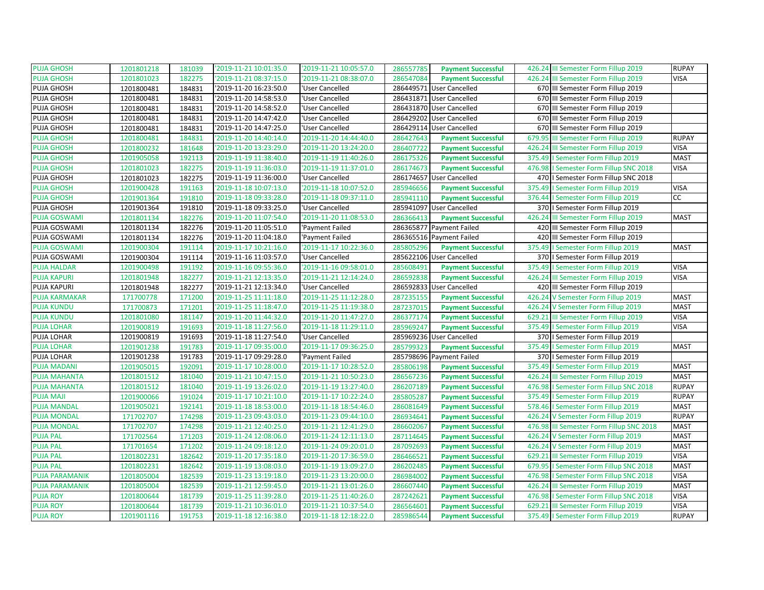| | | | | | | | | | |
|---|---|---|---|---|---|---|---|---|---|
| PUJA GHOSH | 1201801218 | 181039 | '2019-11-21 10:01:35.0 | '2019-11-21 10:05:57.0 | 286557785 | Payment Successful | 426.24 | III Semester Form Fillup 2019 | RUPAY |
| PUJA GHOSH | 1201801023 | 182275 | '2019-11-21 08:37:15.0 | '2019-11-21 08:38:07.0 | 286547084 | Payment Successful | 426.24 | III Semester Form Fillup 2019 | VISA |
| PUJA GHOSH | 1201800481 | 184831 | '2019-11-20 16:23:50.0 | 'User Cancelled | 286449571 | User Cancelled | 670 | III Semester Form Fillup 2019 | |
| PUJA GHOSH | 1201800481 | 184831 | '2019-11-20 14:58:53.0 | 'User Cancelled | 286431871 | User Cancelled | 670 | III Semester Form Fillup 2019 | |
| PUJA GHOSH | 1201800481 | 184831 | '2019-11-20 14:58:52.0 | 'User Cancelled | 286431870 | User Cancelled | 670 | III Semester Form Fillup 2019 | |
| PUJA GHOSH | 1201800481 | 184831 | '2019-11-20 14:47:42.0 | 'User Cancelled | 286429202 | User Cancelled | 670 | III Semester Form Fillup 2019 | |
| PUJA GHOSH | 1201800481 | 184831 | '2019-11-20 14:47:25.0 | 'User Cancelled | 286429114 | User Cancelled | 670 | III Semester Form Fillup 2019 | |
| PUJA GHOSH | 1201800481 | 184831 | '2019-11-20 14:40:14.0 | '2019-11-20 14:44:40.0 | 286427643 | Payment Successful | 679.95 | III Semester Form Fillup 2019 | RUPAY |
| PUJA GHOSH | 1201800232 | 181648 | '2019-11-20 13:23:29.0 | '2019-11-20 13:24:20.0 | 286407722 | Payment Successful | 426.24 | III Semester Form Fillup 2019 | VISA |
| PUJA GHOSH | 1201905058 | 192113 | '2019-11-19 11:38:40.0 | '2019-11-19 11:40:26.0 | 286175326 | Payment Successful | 375.49 | I Semester Form Fillup 2019 | MAST |
| PUJA GHOSH | 1201801023 | 182275 | '2019-11-19 11:36:03.0 | '2019-11-19 11:37:01.0 | 286174673 | Payment Successful | 476.98 | I Semester Form Fillup SNC 2018 | VISA |
| PUJA GHOSH | 1201801023 | 182275 | '2019-11-19 11:36:00.0 | 'User Cancelled | 286174657 | User Cancelled | 470 | I Semester Form Fillup SNC 2018 | |
| PUJA GHOSH | 1201900428 | 191163 | '2019-11-18 10:07:13.0 | '2019-11-18 10:07:52.0 | 285946656 | Payment Successful | 375.49 | I Semester Form Fillup 2019 | VISA |
| PUJA GHOSH | 1201901364 | 191810 | '2019-11-18 09:33:28.0 | '2019-11-18 09:37:11.0 | 285941110 | Payment Successful | 376.44 | I Semester Form Fillup 2019 | CC |
| PUJA GHOSH | 1201901364 | 191810 | '2019-11-18 09:33:25.0 | 'User Cancelled | 285941097 | User Cancelled | 370 | I Semester Form Fillup 2019 | |
| PUJA GOSWAMI | 1201801134 | 182276 | '2019-11-20 11:07:54.0 | '2019-11-20 11:08:53.0 | 286366413 | Payment Successful | 426.24 | III Semester Form Fillup 2019 | MAST |
| PUJA GOSWAMI | 1201801134 | 182276 | '2019-11-20 11:05:51.0 | 'Payment Failed | 286365877 | Payment Failed | 420 | III Semester Form Fillup 2019 | |
| PUJA GOSWAMI | 1201801134 | 182276 | '2019-11-20 11:04:18.0 | 'Payment Failed | 286365516 | Payment Failed | 420 | III Semester Form Fillup 2019 | |
| PUJA GOSWAMI | 1201900304 | 191114 | '2019-11-17 10:21:16.0 | '2019-11-17 10:22:36.0 | 285805296 | Payment Successful | 375.49 | I Semester Form Fillup 2019 | MAST |
| PUJA GOSWAMI | 1201900304 | 191114 | '2019-11-16 11:03:57.0 | 'User Cancelled | 285622106 | User Cancelled | 370 | I Semester Form Fillup 2019 | |
| PUJA HALDAR | 1201900498 | 191192 | '2019-11-16 09:55:36.0 | '2019-11-16 09:58:01.0 | 285608491 | Payment Successful | 375.49 | I Semester Form Fillup 2019 | VISA |
| PUJA KAPURI | 1201801948 | 182277 | '2019-11-21 12:13:35.0 | '2019-11-21 12:14:24.0 | 286592838 | Payment Successful | 426.24 | III Semester Form Fillup 2019 | VISA |
| PUJA KAPURI | 1201801948 | 182277 | '2019-11-21 12:13:34.0 | 'User Cancelled | 286592833 | User Cancelled | 420 | III Semester Form Fillup 2019 | |
| PUJA KARMAKAR | 171700778 | 171200 | '2019-11-25 11:11:18.0 | '2019-11-25 11:12:28.0 | 287235155 | Payment Successful | 426.24 | V Semester Form Fillup 2019 | MAST |
| PUJA KUNDU | 171700873 | 171201 | '2019-11-25 11:18:47.0 | '2019-11-25 11:19:38.0 | 287237015 | Payment Successful | 426.24 | V Semester Form Fillup 2019 | MAST |
| PUJA KUNDU | 1201801080 | 181147 | '2019-11-20 11:44:32.0 | '2019-11-20 11:47:27.0 | 286377174 | Payment Successful | 629.21 | III Semester Form Fillup 2019 | VISA |
| PUJA LOHAR | 1201900819 | 191693 | '2019-11-18 11:27:56.0 | '2019-11-18 11:29:11.0 | 285969247 | Payment Successful | 375.49 | I Semester Form Fillup 2019 | VISA |
| PUJA LOHAR | 1201900819 | 191693 | '2019-11-18 11:27:54.0 | 'User Cancelled | 285969236 | User Cancelled | 370 | I Semester Form Fillup 2019 | |
| PUJA LOHAR | 1201901238 | 191783 | '2019-11-17 09:35:00.0 | '2019-11-17 09:36:25.0 | 285799323 | Payment Successful | 375.49 | I Semester Form Fillup 2019 | MAST |
| PUJA LOHAR | 1201901238 | 191783 | '2019-11-17 09:29:28.0 | 'Payment Failed | 285798696 | Payment Failed | 370 | I Semester Form Fillup 2019 | |
| PUJA MADANI | 1201905015 | 192091 | '2019-11-17 10:28:00.0 | '2019-11-17 10:28:52.0 | 285806198 | Payment Successful | 375.49 | I Semester Form Fillup 2019 | MAST |
| PUJA MAHANTA | 1201801512 | 181040 | '2019-11-21 10:47:15.0 | '2019-11-21 10:50:23.0 | 286567236 | Payment Successful | 426.24 | III Semester Form Fillup 2019 | MAST |
| PUJA MAHANTA | 1201801512 | 181040 | '2019-11-19 13:26:02.0 | '2019-11-19 13:27:40.0 | 286207189 | Payment Successful | 476.98 | I Semester Form Fillup SNC 2018 | RUPAY |
| PUJA MAJI | 1201900066 | 191024 | '2019-11-17 10:21:10.0 | '2019-11-17 10:22:24.0 | 285805287 | Payment Successful | 375.49 | I Semester Form Fillup 2019 | RUPAY |
| PUJA MANDAL | 1201905021 | 192141 | '2019-11-18 18:53:00.0 | '2019-11-18 18:54:46.0 | 286081649 | Payment Successful | 578.46 | I Semester Form Fillup 2019 | MAST |
| PUJA MONDAL | 171702707 | 174298 | '2019-11-23 09:43:03.0 | '2019-11-23 09:44:10.0 | 286934641 | Payment Successful | 426.24 | V Semester Form Fillup 2019 | RUPAY |
| PUJA MONDAL | 171702707 | 174298 | '2019-11-21 12:40:25.0 | '2019-11-21 12:41:29.0 | 286602067 | Payment Successful | 476.98 | III Semester Form Fillup SNC 2018 | MAST |
| PUJA PAL | 171702564 | 171203 | '2019-11-24 12:08:06.0 | '2019-11-24 12:11:13.0 | 287114645 | Payment Successful | 426.24 | V Semester Form Fillup 2019 | MAST |
| PUJA PAL | 171701654 | 171202 | '2019-11-24 09:18:12.0 | '2019-11-24 09:20:01.0 | 287092693 | Payment Successful | 426.24 | V Semester Form Fillup 2019 | MAST |
| PUJA PAL | 1201802231 | 182642 | '2019-11-20 17:35:18.0 | '2019-11-20 17:36:59.0 | 286466521 | Payment Successful | 629.21 | III Semester Form Fillup 2019 | VISA |
| PUJA PAL | 1201802231 | 182642 | '2019-11-19 13:08:03.0 | '2019-11-19 13:09:27.0 | 286202485 | Payment Successful | 679.95 | I Semester Form Fillup SNC 2018 | MAST |
| PUJA PARAMANIK | 1201805004 | 182539 | '2019-11-23 13:19:18.0 | '2019-11-23 13:20:00.0 | 286984002 | Payment Successful | 476.98 | I Semester Form Fillup SNC 2018 | VISA |
| PUJA PARAMANIK | 1201805004 | 182539 | '2019-11-21 12:59:45.0 | '2019-11-21 13:01:26.0 | 286607440 | Payment Successful | 426.24 | III Semester Form Fillup 2019 | MAST |
| PUJA ROY | 1201800644 | 181739 | '2019-11-25 11:39:28.0 | '2019-11-25 11:40:26.0 | 287242621 | Payment Successful | 476.98 | I Semester Form Fillup SNC 2018 | VISA |
| PUJA ROY | 1201800644 | 181739 | '2019-11-21 10:36:01.0 | '2019-11-21 10:37:54.0 | 286564601 | Payment Successful | 629.21 | III Semester Form Fillup 2019 | VISA |
| PUJA ROY | 1201901116 | 191753 | '2019-11-18 12:16:38.0 | '2019-11-18 12:18:22.0 | 285986544 | Payment Successful | 375.49 | I Semester Form Fillup 2019 | RUPAY |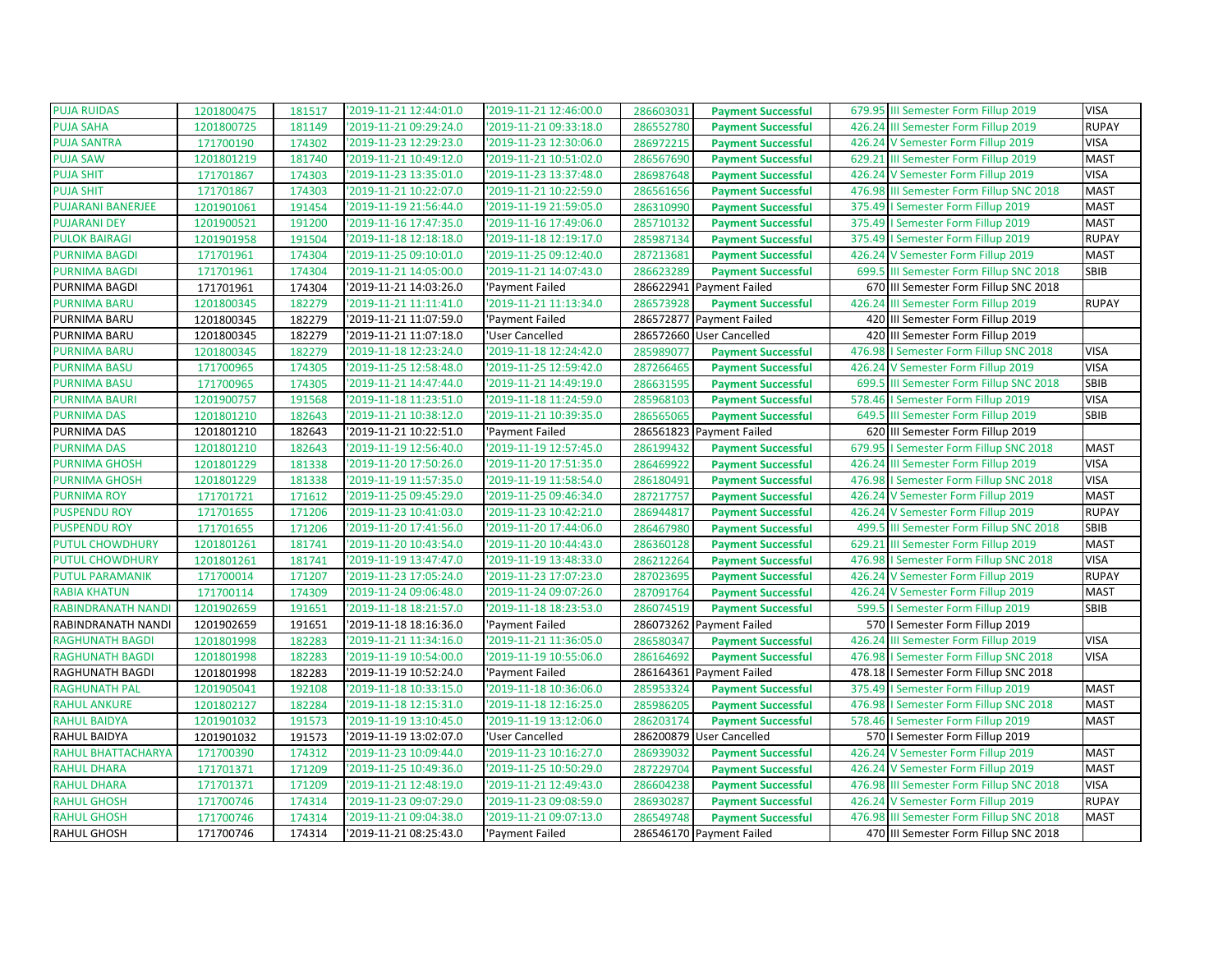| | | | | | | | | | |
|---|---|---|---|---|---|---|---|---|---|
| PUJA RUIDAS | 1201800475 | 181517 | '2019-11-21 12:44:01.0 | '2019-11-21 12:46:00.0 | 286603031 | Payment Successful | 679.95 | III Semester Form Fillup 2019 | VISA |
| PUJA SAHA | 1201800725 | 181149 | '2019-11-21 09:29:24.0 | '2019-11-21 09:33:18.0 | 286552780 | Payment Successful | 426.24 | III Semester Form Fillup 2019 | RUPAY |
| PUJA SANTRA | 171700190 | 174302 | '2019-11-23 12:29:23.0 | '2019-11-23 12:30:06.0 | 286972215 | Payment Successful | 426.24 | V Semester Form Fillup 2019 | VISA |
| PUJA SAW | 1201801219 | 181740 | '2019-11-21 10:49:12.0 | '2019-11-21 10:51:02.0 | 286567690 | Payment Successful | 629.21 | III Semester Form Fillup 2019 | MAST |
| PUJA SHIT | 171701867 | 174303 | '2019-11-23 13:35:01.0 | '2019-11-23 13:37:48.0 | 286987648 | Payment Successful | 426.24 | V Semester Form Fillup 2019 | VISA |
| PUJA SHIT | 171701867 | 174303 | '2019-11-21 10:22:07.0 | '2019-11-21 10:22:59.0 | 286561656 | Payment Successful | 476.98 | III Semester Form Fillup SNC 2018 | MAST |
| PUJARANI BANERJEE | 1201901061 | 191454 | '2019-11-19 21:56:44.0 | '2019-11-19 21:59:05.0 | 286310990 | Payment Successful | 375.49 | I Semester Form Fillup 2019 | MAST |
| PUJARANI DEY | 1201900521 | 191200 | '2019-11-16 17:47:35.0 | '2019-11-16 17:49:06.0 | 285710132 | Payment Successful | 375.49 | I Semester Form Fillup 2019 | MAST |
| PULOK BAIRAGI | 1201901958 | 191504 | '2019-11-18 12:18:18.0 | '2019-11-18 12:19:17.0 | 285987134 | Payment Successful | 375.49 | I Semester Form Fillup 2019 | RUPAY |
| PURNIMA BAGDI | 171701961 | 174304 | '2019-11-25 09:10:01.0 | '2019-11-25 09:12:40.0 | 287213681 | Payment Successful | 426.24 | V Semester Form Fillup 2019 | MAST |
| PURNIMA BAGDI | 171701961 | 174304 | '2019-11-21 14:05:00.0 | '2019-11-21 14:07:43.0 | 286623289 | Payment Successful | 699.5 | III Semester Form Fillup SNC 2018 | SBIB |
| PURNIMA BAGDI | 171701961 | 174304 | '2019-11-21 14:03:26.0 | 'Payment Failed | 286622941 | Payment Failed | 670 | III Semester Form Fillup SNC 2018 | |
| PURNIMA BARU | 1201800345 | 182279 | '2019-11-21 11:11:41.0 | '2019-11-21 11:13:34.0 | 286573928 | Payment Successful | 426.24 | III Semester Form Fillup 2019 | RUPAY |
| PURNIMA BARU | 1201800345 | 182279 | '2019-11-21 11:07:59.0 | 'Payment Failed | 286572877 | Payment Failed | 420 | III Semester Form Fillup 2019 | |
| PURNIMA BARU | 1201800345 | 182279 | '2019-11-21 11:07:18.0 | 'User Cancelled | 286572660 | User Cancelled | 420 | III Semester Form Fillup 2019 | |
| PURNIMA BARU | 1201800345 | 182279 | '2019-11-18 12:23:24.0 | '2019-11-18 12:24:42.0 | 285989077 | Payment Successful | 476.98 | I Semester Form Fillup SNC 2018 | VISA |
| PURNIMA BASU | 171700965 | 174305 | '2019-11-25 12:58:48.0 | '2019-11-25 12:59:42.0 | 287266465 | Payment Successful | 426.24 | V Semester Form Fillup 2019 | VISA |
| PURNIMA BASU | 171700965 | 174305 | '2019-11-21 14:47:44.0 | '2019-11-21 14:49:19.0 | 286631595 | Payment Successful | 699.5 | III Semester Form Fillup SNC 2018 | SBIB |
| PURNIMA BAURI | 1201900757 | 191568 | '2019-11-18 11:23:51.0 | '2019-11-18 11:24:59.0 | 285968103 | Payment Successful | 578.46 | I Semester Form Fillup 2019 | VISA |
| PURNIMA DAS | 1201801210 | 182643 | '2019-11-21 10:38:12.0 | '2019-11-21 10:39:35.0 | 286565065 | Payment Successful | 649.5 | III Semester Form Fillup 2019 | SBIB |
| PURNIMA DAS | 1201801210 | 182643 | '2019-11-21 10:22:51.0 | 'Payment Failed | 286561823 | Payment Failed | 620 | III Semester Form Fillup 2019 | |
| PURNIMA DAS | 1201801210 | 182643 | '2019-11-19 12:56:40.0 | '2019-11-19 12:57:45.0 | 286199432 | Payment Successful | 679.95 | I Semester Form Fillup SNC 2018 | MAST |
| PURNIMA GHOSH | 1201801229 | 181338 | '2019-11-20 17:50:26.0 | '2019-11-20 17:51:35.0 | 286469922 | Payment Successful | 426.24 | III Semester Form Fillup 2019 | VISA |
| PURNIMA GHOSH | 1201801229 | 181338 | '2019-11-19 11:57:35.0 | '2019-11-19 11:58:54.0 | 286180491 | Payment Successful | 476.98 | I Semester Form Fillup SNC 2018 | VISA |
| PURNIMA ROY | 171701721 | 171612 | '2019-11-25 09:45:29.0 | '2019-11-25 09:46:34.0 | 287217757 | Payment Successful | 426.24 | V Semester Form Fillup 2019 | MAST |
| PUSPENDU ROY | 171701655 | 171206 | '2019-11-23 10:41:03.0 | '2019-11-23 10:42:21.0 | 286944817 | Payment Successful | 426.24 | V Semester Form Fillup 2019 | RUPAY |
| PUSPENDU ROY | 171701655 | 171206 | '2019-11-20 17:41:56.0 | '2019-11-20 17:44:06.0 | 286467980 | Payment Successful | 499.5 | III Semester Form Fillup SNC 2018 | SBIB |
| PUTUL CHOWDHURY | 1201801261 | 181741 | '2019-11-20 10:43:54.0 | '2019-11-20 10:44:43.0 | 286360128 | Payment Successful | 629.21 | III Semester Form Fillup 2019 | MAST |
| PUTUL CHOWDHURY | 1201801261 | 181741 | '2019-11-19 13:47:47.0 | '2019-11-19 13:48:33.0 | 286212264 | Payment Successful | 476.98 | I Semester Form Fillup SNC 2018 | VISA |
| PUTUL PARAMANIK | 171700014 | 171207 | '2019-11-23 17:05:24.0 | '2019-11-23 17:07:23.0 | 287023695 | Payment Successful | 426.24 | V Semester Form Fillup 2019 | RUPAY |
| RABIA KHATUN | 171700114 | 174309 | '2019-11-24 09:06:48.0 | '2019-11-24 09:07:26.0 | 287091764 | Payment Successful | 426.24 | V Semester Form Fillup 2019 | MAST |
| RABINDRANATH NANDI | 1201902659 | 191651 | '2019-11-18 18:21:57.0 | '2019-11-18 18:23:53.0 | 286074519 | Payment Successful | 599.5 | I Semester Form Fillup 2019 | SBIB |
| RABINDRANATH NANDI | 1201902659 | 191651 | '2019-11-18 18:16:36.0 | 'Payment Failed | 286073262 | Payment Failed | 570 | I Semester Form Fillup 2019 | |
| RAGHUNATH BAGDI | 1201801998 | 182283 | '2019-11-21 11:34:16.0 | '2019-11-21 11:36:05.0 | 286580347 | Payment Successful | 426.24 | III Semester Form Fillup 2019 | VISA |
| RAGHUNATH BAGDI | 1201801998 | 182283 | '2019-11-19 10:54:00.0 | '2019-11-19 10:55:06.0 | 286164692 | Payment Successful | 476.98 | I Semester Form Fillup SNC 2018 | VISA |
| RAGHUNATH BAGDI | 1201801998 | 182283 | '2019-11-19 10:52:24.0 | 'Payment Failed | 286164361 | Payment Failed | 478.18 | I Semester Form Fillup SNC 2018 | |
| RAGHUNATH PAL | 1201905041 | 192108 | '2019-11-18 10:33:15.0 | '2019-11-18 10:36:06.0 | 285953324 | Payment Successful | 375.49 | I Semester Form Fillup 2019 | MAST |
| RAHUL ANKURE | 1201802127 | 182284 | '2019-11-18 12:15:31.0 | '2019-11-18 12:16:25.0 | 285986205 | Payment Successful | 476.98 | I Semester Form Fillup SNC 2018 | MAST |
| RAHUL BAIDYA | 1201901032 | 191573 | '2019-11-19 13:10:45.0 | '2019-11-19 13:12:06.0 | 286203174 | Payment Successful | 578.46 | I Semester Form Fillup 2019 | MAST |
| RAHUL BAIDYA | 1201901032 | 191573 | '2019-11-19 13:02:07.0 | 'User Cancelled | 286200879 | User Cancelled | 570 | I Semester Form Fillup 2019 | |
| RAHUL BHATTACHARYA | 171700390 | 174312 | '2019-11-23 10:09:44.0 | '2019-11-23 10:16:27.0 | 286939032 | Payment Successful | 426.24 | V Semester Form Fillup 2019 | MAST |
| RAHUL DHARA | 171701371 | 171209 | '2019-11-25 10:49:36.0 | '2019-11-25 10:50:29.0 | 287229704 | Payment Successful | 426.24 | V Semester Form Fillup 2019 | MAST |
| RAHUL DHARA | 171701371 | 171209 | '2019-11-21 12:48:19.0 | '2019-11-21 12:49:43.0 | 286604238 | Payment Successful | 476.98 | III Semester Form Fillup SNC 2018 | VISA |
| RAHUL GHOSH | 171700746 | 174314 | '2019-11-23 09:07:29.0 | '2019-11-23 09:08:59.0 | 286930287 | Payment Successful | 426.24 | V Semester Form Fillup 2019 | RUPAY |
| RAHUL GHOSH | 171700746 | 174314 | '2019-11-21 09:04:38.0 | '2019-11-21 09:07:13.0 | 286549748 | Payment Successful | 476.98 | III Semester Form Fillup SNC 2018 | MAST |
| RAHUL GHOSH | 171700746 | 174314 | '2019-11-21 08:25:43.0 | 'Payment Failed | 286546170 | Payment Failed | 470 | III Semester Form Fillup SNC 2018 | |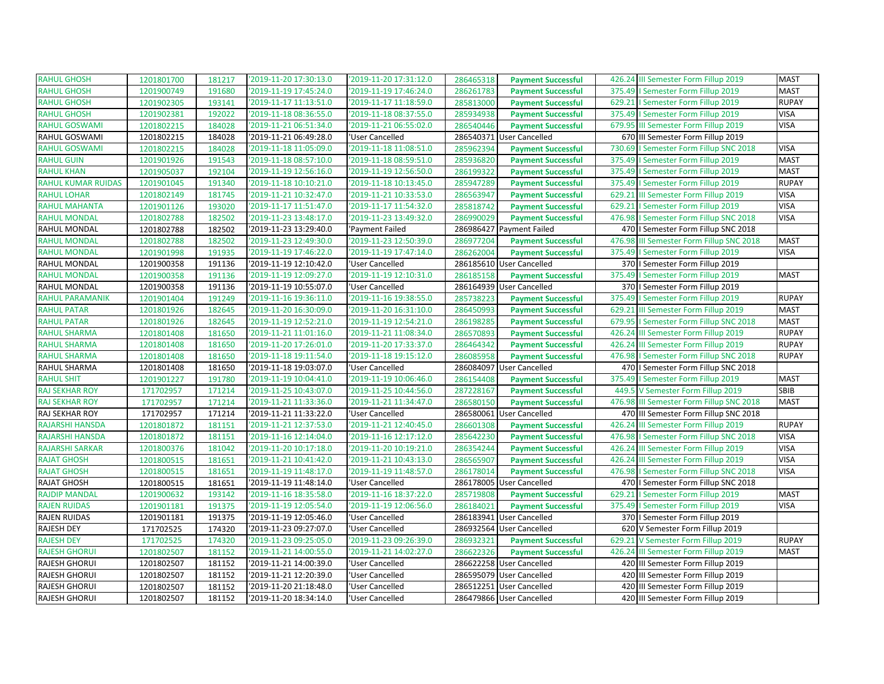| | | | | | | | | | |
|---|---|---|---|---|---|---|---|---|---|
| RAHUL GHOSH | 1201801700 | 181217 | '2019-11-20 17:30:13.0 | '2019-11-20 17:31:12.0 | 286465318 | Payment Successful | 426.24 | III Semester Form Fillup 2019 | MAST |
| RAHUL GHOSH | 1201900749 | 191680 | '2019-11-19 17:45:24.0 | '2019-11-19 17:46:24.0 | 286261783 | Payment Successful | 375.49 | I Semester Form Fillup 2019 | MAST |
| RAHUL GHOSH | 1201902305 | 193141 | '2019-11-17 11:13:51.0 | '2019-11-17 11:18:59.0 | 285813000 | Payment Successful | 629.21 | I Semester Form Fillup 2019 | RUPAY |
| RAHUL GHOSH | 1201902381 | 192022 | '2019-11-18 08:36:55.0 | '2019-11-18 08:37:55.0 | 285934938 | Payment Successful | 375.49 | I Semester Form Fillup 2019 | VISA |
| RAHUL GOSWAMI | 1201802215 | 184028 | '2019-11-21 06:51:34.0 | '2019-11-21 06:55:02.0 | 286540446 | Payment Successful | 679.95 | III Semester Form Fillup 2019 | VISA |
| RAHUL GOSWAMI | 1201802215 | 184028 | '2019-11-21 06:49:28.0 | 'User Cancelled | 286540371 | User Cancelled | 670 | III Semester Form Fillup 2019 | |
| RAHUL GOSWAMI | 1201802215 | 184028 | '2019-11-18 11:05:09.0 | '2019-11-18 11:08:51.0 | 285962394 | Payment Successful | 730.69 | I Semester Form Fillup SNC 2018 | VISA |
| RAHUL GUIN | 1201901926 | 191543 | '2019-11-18 08:57:10.0 | '2019-11-18 08:59:51.0 | 285936820 | Payment Successful | 375.49 | I Semester Form Fillup 2019 | MAST |
| RAHUL KHAN | 1201905037 | 192104 | '2019-11-19 12:56:16.0 | '2019-11-19 12:56:50.0 | 286199322 | Payment Successful | 375.49 | I Semester Form Fillup 2019 | MAST |
| RAHUL KUMAR RUIDAS | 1201901045 | 191340 | '2019-11-18 10:10:21.0 | '2019-11-18 10:13:45.0 | 285947289 | Payment Successful | 375.49 | I Semester Form Fillup 2019 | RUPAY |
| RAHUL LOHAR | 1201802149 | 181745 | '2019-11-21 10:32:47.0 | '2019-11-21 10:33:53.0 | 286563947 | Payment Successful | 629.21 | III Semester Form Fillup 2019 | VISA |
| RAHUL MAHANTA | 1201901126 | 193020 | '2019-11-17 11:51:47.0 | '2019-11-17 11:54:32.0 | 285818742 | Payment Successful | 629.21 | I Semester Form Fillup 2019 | VISA |
| RAHUL MONDAL | 1201802788 | 182502 | '2019-11-23 13:48:17.0 | '2019-11-23 13:49:32.0 | 286990029 | Payment Successful | 476.98 | I Semester Form Fillup SNC 2018 | VISA |
| RAHUL MONDAL | 1201802788 | 182502 | '2019-11-23 13:29:40.0 | 'Payment Failed | 286986427 | Payment Failed | 470 | I Semester Form Fillup SNC 2018 | |
| RAHUL MONDAL | 1201802788 | 182502 | '2019-11-23 12:49:30.0 | '2019-11-23 12:50:39.0 | 286977204 | Payment Successful | 476.98 | III Semester Form Fillup SNC 2018 | MAST |
| RAHUL MONDAL | 1201901998 | 191935 | '2019-11-19 17:46:22.0 | '2019-11-19 17:47:14.0 | 286262004 | Payment Successful | 375.49 | I Semester Form Fillup 2019 | VISA |
| RAHUL MONDAL | 1201900358 | 191136 | '2019-11-19 12:10:42.0 | 'User Cancelled | 286185610 | User Cancelled | 370 | I Semester Form Fillup 2019 | |
| RAHUL MONDAL | 1201900358 | 191136 | '2019-11-19 12:09:27.0 | '2019-11-19 12:10:31.0 | 286185158 | Payment Successful | 375.49 | I Semester Form Fillup 2019 | MAST |
| RAHUL MONDAL | 1201900358 | 191136 | '2019-11-19 10:55:07.0 | 'User Cancelled | 286164939 | User Cancelled | 370 | I Semester Form Fillup 2019 | |
| RAHUL PARAMANIK | 1201901404 | 191249 | '2019-11-16 19:36:11.0 | '2019-11-16 19:38:55.0 | 285738223 | Payment Successful | 375.49 | I Semester Form Fillup 2019 | RUPAY |
| RAHUL PATAR | 1201801926 | 182645 | '2019-11-20 16:30:09.0 | '2019-11-20 16:31:10.0 | 286450993 | Payment Successful | 629.21 | III Semester Form Fillup 2019 | MAST |
| RAHUL PATAR | 1201801926 | 182645 | '2019-11-19 12:52:21.0 | '2019-11-19 12:54:21.0 | 286198285 | Payment Successful | 679.95 | I Semester Form Fillup SNC 2018 | MAST |
| RAHUL SHARMA | 1201801408 | 181650 | '2019-11-21 11:01:16.0 | '2019-11-21 11:08:34.0 | 286570893 | Payment Successful | 426.24 | III Semester Form Fillup 2019 | RUPAY |
| RAHUL SHARMA | 1201801408 | 181650 | '2019-11-20 17:26:01.0 | '2019-11-20 17:33:37.0 | 286464342 | Payment Successful | 426.24 | III Semester Form Fillup 2019 | RUPAY |
| RAHUL SHARMA | 1201801408 | 181650 | '2019-11-18 19:11:54.0 | '2019-11-18 19:15:12.0 | 286085958 | Payment Successful | 476.98 | I Semester Form Fillup SNC 2018 | RUPAY |
| RAHUL SHARMA | 1201801408 | 181650 | '2019-11-18 19:03:07.0 | 'User Cancelled | 286084097 | User Cancelled | 470 | I Semester Form Fillup SNC 2018 | |
| RAHUL SHIT | 1201901227 | 191780 | '2019-11-19 10:04:41.0 | '2019-11-19 10:06:46.0 | 286154408 | Payment Successful | 375.49 | I Semester Form Fillup 2019 | MAST |
| RAJ SEKHAR ROY | 171702957 | 171214 | '2019-11-25 10:43:07.0 | '2019-11-25 10:44:56.0 | 287228167 | Payment Successful | 449.5 | V Semester Form Fillup 2019 | SBIB |
| RAJ SEKHAR ROY | 171702957 | 171214 | '2019-11-21 11:33:36.0 | '2019-11-21 11:34:47.0 | 286580150 | Payment Successful | 476.98 | III Semester Form Fillup SNC 2018 | MAST |
| RAJ SEKHAR ROY | 171702957 | 171214 | '2019-11-21 11:33:22.0 | 'User Cancelled | 286580061 | User Cancelled | 470 | III Semester Form Fillup SNC 2018 | |
| RAJARSHI HANSDA | 1201801872 | 181151 | '2019-11-21 12:37:53.0 | '2019-11-21 12:40:45.0 | 286601308 | Payment Successful | 426.24 | III Semester Form Fillup 2019 | RUPAY |
| RAJARSHI HANSDA | 1201801872 | 181151 | '2019-11-16 12:14:04.0 | '2019-11-16 12:17:12.0 | 285642230 | Payment Successful | 476.98 | I Semester Form Fillup SNC 2018 | VISA |
| RAJARSHI SARKAR | 1201800376 | 181042 | '2019-11-20 10:17:18.0 | '2019-11-20 10:19:21.0 | 286354244 | Payment Successful | 426.24 | III Semester Form Fillup 2019 | VISA |
| RAJAT GHOSH | 1201800515 | 181651 | '2019-11-21 10:41:42.0 | '2019-11-21 10:43:13.0 | 286565907 | Payment Successful | 426.24 | III Semester Form Fillup 2019 | VISA |
| RAJAT GHOSH | 1201800515 | 181651 | '2019-11-19 11:48:17.0 | '2019-11-19 11:48:57.0 | 286178014 | Payment Successful | 476.98 | I Semester Form Fillup SNC 2018 | VISA |
| RAJAT GHOSH | 1201800515 | 181651 | '2019-11-19 11:48:14.0 | 'User Cancelled | 286178005 | User Cancelled | 470 | I Semester Form Fillup SNC 2018 | |
| RAJDIP MANDAL | 1201900632 | 193142 | '2019-11-16 18:35:58.0 | '2019-11-16 18:37:22.0 | 285719808 | Payment Successful | 629.21 | I Semester Form Fillup 2019 | MAST |
| RAJEN RUIDAS | 1201901181 | 191375 | '2019-11-19 12:05:54.0 | '2019-11-19 12:06:56.0 | 286184021 | Payment Successful | 375.49 | I Semester Form Fillup 2019 | VISA |
| RAJEN RUIDAS | 1201901181 | 191375 | '2019-11-19 12:05:46.0 | 'User Cancelled | 286183941 | User Cancelled | 370 | I Semester Form Fillup 2019 | |
| RAJESH DEY | 171702525 | 174320 | '2019-11-23 09:27:07.0 | 'User Cancelled | 286932564 | User Cancelled | 620 | V Semester Form Fillup 2019 | |
| RAJESH DEY | 171702525 | 174320 | '2019-11-23 09:25:05.0 | '2019-11-23 09:26:39.0 | 286932321 | Payment Successful | 629.21 | V Semester Form Fillup 2019 | RUPAY |
| RAJESH GHORUI | 1201802507 | 181152 | '2019-11-21 14:00:55.0 | '2019-11-21 14:02:27.0 | 286622326 | Payment Successful | 426.24 | III Semester Form Fillup 2019 | MAST |
| RAJESH GHORUI | 1201802507 | 181152 | '2019-11-21 14:00:39.0 | 'User Cancelled | 286622258 | User Cancelled | 420 | III Semester Form Fillup 2019 | |
| RAJESH GHORUI | 1201802507 | 181152 | '2019-11-21 12:20:39.0 | 'User Cancelled | 286595079 | User Cancelled | 420 | III Semester Form Fillup 2019 | |
| RAJESH GHORUI | 1201802507 | 181152 | '2019-11-20 21:18:48.0 | 'User Cancelled | 286512251 | User Cancelled | 420 | III Semester Form Fillup 2019 | |
| RAJESH GHORUI | 1201802507 | 181152 | '2019-11-20 18:34:14.0 | 'User Cancelled | 286479866 | User Cancelled | 420 | III Semester Form Fillup 2019 | |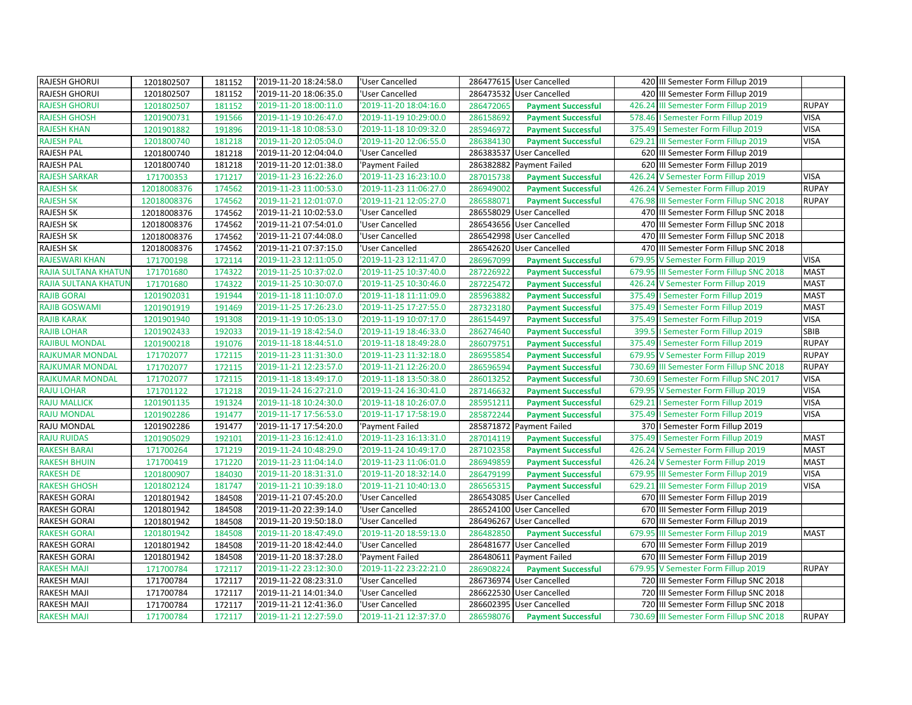| | | | | | | | | | |
|---|---|---|---|---|---|---|---|---|---|
| RAJESH GHORUI | 1201802507 | 181152 | '2019-11-20 18:24:58.0 | 'User Cancelled | 286477615 | User Cancelled | 420 | III Semester Form Fillup 2019 | |
| RAJESH GHORUI | 1201802507 | 181152 | '2019-11-20 18:06:35.0 | 'User Cancelled | 286473532 | User Cancelled | 420 | III Semester Form Fillup 2019 | |
| RAJESH GHORUI | 1201802507 | 181152 | '2019-11-20 18:00:11.0 | '2019-11-20 18:04:16.0 | 286472065 | **Payment Successful** | 426.24 | III Semester Form Fillup 2019 | RUPAY |
| RAJESH GHOSH | 1201900731 | 191566 | '2019-11-19 10:26:47.0 | '2019-11-19 10:29:00.0 | 286158692 | **Payment Successful** | 578.46 | I Semester Form Fillup 2019 | VISA |
| RAJESH KHAN | 1201901882 | 191896 | '2019-11-18 10:08:53.0 | '2019-11-18 10:09:32.0 | 285946972 | **Payment Successful** | 375.49 | I Semester Form Fillup 2019 | VISA |
| RAJESH PAL | 1201800740 | 181218 | '2019-11-20 12:05:04.0 | '2019-11-20 12:06:55.0 | 286384130 | **Payment Successful** | 629.21 | III Semester Form Fillup 2019 | VISA |
| RAJESH PAL | 1201800740 | 181218 | '2019-11-20 12:04:04.0 | 'User Cancelled | 286383537 | User Cancelled | 620 | III Semester Form Fillup 2019 | |
| RAJESH PAL | 1201800740 | 181218 | '2019-11-20 12:01:38.0 | 'Payment Failed | 286382882 | Payment Failed | 620 | III Semester Form Fillup 2019 | |
| RAJESH SARKAR | 171700353 | 171217 | '2019-11-23 16:22:26.0 | '2019-11-23 16:23:10.0 | 287015738 | **Payment Successful** | 426.24 | V Semester Form Fillup 2019 | VISA |
| RAJESH SK | 12018008376 | 174562 | '2019-11-23 11:00:53.0 | '2019-11-23 11:06:27.0 | 286949002 | **Payment Successful** | 426.24 | V Semester Form Fillup 2019 | RUPAY |
| RAJESH SK | 12018008376 | 174562 | '2019-11-21 12:01:07.0 | '2019-11-21 12:05:27.0 | 286588071 | **Payment Successful** | 476.98 | III Semester Form Fillup SNC 2018 | RUPAY |
| RAJESH SK | 12018008376 | 174562 | '2019-11-21 10:02:53.0 | 'User Cancelled | 286558029 | User Cancelled | 470 | III Semester Form Fillup SNC 2018 | |
| RAJESH SK | 12018008376 | 174562 | '2019-11-21 07:54:01.0 | 'User Cancelled | 286543656 | User Cancelled | 470 | III Semester Form Fillup SNC 2018 | |
| RAJESH SK | 12018008376 | 174562 | '2019-11-21 07:44:08.0 | 'User Cancelled | 286542998 | User Cancelled | 470 | III Semester Form Fillup SNC 2018 | |
| RAJESH SK | 12018008376 | 174562 | '2019-11-21 07:37:15.0 | 'User Cancelled | 286542620 | User Cancelled | 470 | III Semester Form Fillup SNC 2018 | |
| RAJESWARI KHAN | 171700198 | 172114 | '2019-11-23 12:11:05.0 | '2019-11-23 12:11:47.0 | 286967099 | **Payment Successful** | 679.95 | V Semester Form Fillup 2019 | VISA |
| RAJIA SULTANA KHATUN | 171701680 | 174322 | '2019-11-25 10:37:02.0 | '2019-11-25 10:37:40.0 | 287226922 | **Payment Successful** | 679.95 | III Semester Form Fillup SNC 2018 | MAST |
| RAJIA SULTANA KHATUN | 171701680 | 174322 | '2019-11-25 10:30:07.0 | '2019-11-25 10:30:46.0 | 287225472 | **Payment Successful** | 426.24 | V Semester Form Fillup 2019 | MAST |
| RAJIB GORAI | 1201902031 | 191944 | '2019-11-18 11:10:07.0 | '2019-11-18 11:11:09.0 | 285963882 | **Payment Successful** | 375.49 | I Semester Form Fillup 2019 | MAST |
| RAJIB GOSWAMI | 1201901919 | 191469 | '2019-11-25 17:26:23.0 | '2019-11-25 17:27:55.0 | 287323180 | **Payment Successful** | 375.49 | I Semester Form Fillup 2019 | MAST |
| RAJIB KARAK | 1201901940 | 191308 | '2019-11-19 10:05:13.0 | '2019-11-19 10:07:17.0 | 286154497 | **Payment Successful** | 375.49 | I Semester Form Fillup 2019 | VISA |
| RAJIB LOHAR | 1201902433 | 192033 | '2019-11-19 18:42:54.0 | '2019-11-19 18:46:33.0 | 286274640 | **Payment Successful** | 399.5 | I Semester Form Fillup 2019 | SBIB |
| RAJIBUL MONDAL | 1201900218 | 191076 | '2019-11-18 18:44:51.0 | '2019-11-18 18:49:28.0 | 286079751 | **Payment Successful** | 375.49 | I Semester Form Fillup 2019 | RUPAY |
| RAJKUMAR MONDAL | 171702077 | 172115 | '2019-11-23 11:31:30.0 | '2019-11-23 11:32:18.0 | 286955854 | **Payment Successful** | 679.95 | V Semester Form Fillup 2019 | RUPAY |
| RAJKUMAR MONDAL | 171702077 | 172115 | '2019-11-21 12:23:57.0 | '2019-11-21 12:26:20.0 | 286596594 | **Payment Successful** | 730.69 | III Semester Form Fillup SNC 2018 | RUPAY |
| RAJKUMAR MONDAL | 171702077 | 172115 | '2019-11-18 13:49:17.0 | '2019-11-18 13:50:38.0 | 286013252 | **Payment Successful** | 730.69 | I Semester Form Fillup SNC 2017 | VISA |
| RAJU LOHAR | 171701122 | 171218 | '2019-11-24 16:27:21.0 | '2019-11-24 16:30:41.0 | 287146632 | **Payment Successful** | 679.95 | V Semester Form Fillup 2019 | VISA |
| RAJU MALLICK | 1201901135 | 191324 | '2019-11-18 10:24:30.0 | '2019-11-18 10:26:07.0 | 285951211 | **Payment Successful** | 629.21 | I Semester Form Fillup 2019 | VISA |
| RAJU MONDAL | 1201902286 | 191477 | '2019-11-17 17:56:53.0 | '2019-11-17 17:58:19.0 | 285872244 | **Payment Successful** | 375.49 | I Semester Form Fillup 2019 | VISA |
| RAJU MONDAL | 1201902286 | 191477 | '2019-11-17 17:54:20.0 | 'Payment Failed | 285871872 | Payment Failed | 370 | I Semester Form Fillup 2019 | |
| RAJU RUIDAS | 1201905029 | 192101 | '2019-11-23 16:12:41.0 | '2019-11-23 16:13:31.0 | 287014119 | **Payment Successful** | 375.49 | I Semester Form Fillup 2019 | MAST |
| RAKESH BARAI | 171700264 | 171219 | '2019-11-24 10:48:29.0 | '2019-11-24 10:49:17.0 | 287102358 | **Payment Successful** | 426.24 | V Semester Form Fillup 2019 | MAST |
| RAKESH BHUIN | 171700419 | 171220 | '2019-11-23 11:04:14.0 | '2019-11-23 11:06:01.0 | 286949859 | **Payment Successful** | 426.24 | V Semester Form Fillup 2019 | MAST |
| RAKESH DE | 1201800907 | 184030 | '2019-11-20 18:31:31.0 | '2019-11-20 18:32:14.0 | 286479199 | **Payment Successful** | 679.95 | III Semester Form Fillup 2019 | VISA |
| RAKESH GHOSH | 1201802124 | 181747 | '2019-11-21 10:39:18.0 | '2019-11-21 10:40:13.0 | 286565315 | **Payment Successful** | 629.21 | III Semester Form Fillup 2019 | VISA |
| RAKESH GORAI | 1201801942 | 184508 | '2019-11-21 07:45:20.0 | 'User Cancelled | 286543085 | User Cancelled | 670 | III Semester Form Fillup 2019 | |
| RAKESH GORAI | 1201801942 | 184508 | '2019-11-20 22:39:14.0 | 'User Cancelled | 286524100 | User Cancelled | 670 | III Semester Form Fillup 2019 | |
| RAKESH GORAI | 1201801942 | 184508 | '2019-11-20 19:50:18.0 | 'User Cancelled | 286496267 | User Cancelled | 670 | III Semester Form Fillup 2019 | |
| RAKESH GORAI | 1201801942 | 184508 | '2019-11-20 18:47:49.0 | '2019-11-20 18:59:13.0 | 286482850 | **Payment Successful** | 679.95 | III Semester Form Fillup 2019 | MAST |
| RAKESH GORAI | 1201801942 | 184508 | '2019-11-20 18:42:44.0 | 'User Cancelled | 286481677 | User Cancelled | 670 | III Semester Form Fillup 2019 | |
| RAKESH GORAI | 1201801942 | 184508 | '2019-11-20 18:37:28.0 | 'Payment Failed | 286480611 | Payment Failed | 670 | III Semester Form Fillup 2019 | |
| RAKESH MAJI | 171700784 | 172117 | '2019-11-22 23:12:30.0 | '2019-11-22 23:22:21.0 | 286908224 | **Payment Successful** | 679.95 | V Semester Form Fillup 2019 | RUPAY |
| RAKESH MAJI | 171700784 | 172117 | '2019-11-22 08:23:31.0 | 'User Cancelled | 286736974 | User Cancelled | 720 | III Semester Form Fillup SNC 2018 | |
| RAKESH MAJI | 171700784 | 172117 | '2019-11-21 14:01:34.0 | 'User Cancelled | 286622530 | User Cancelled | 720 | III Semester Form Fillup SNC 2018 | |
| RAKESH MAJI | 171700784 | 172117 | '2019-11-21 12:41:36.0 | 'User Cancelled | 286602395 | User Cancelled | 720 | III Semester Form Fillup SNC 2018 | |
| RAKESH MAJI | 171700784 | 172117 | '2019-11-21 12:27:59.0 | '2019-11-21 12:37:37.0 | 286598076 | **Payment Successful** | 730.69 | III Semester Form Fillup SNC 2018 | RUPAY |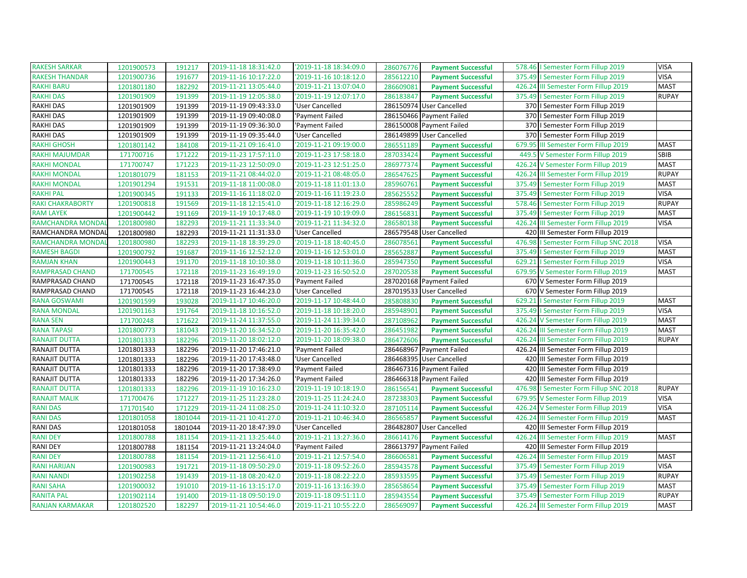| | | | | | | | | | |
|---|---|---|---|---|---|---|---|---|---|
| RAKESH SARKAR | 1201900573 | 191217 | '2019-11-18 18:31:42.0 | '2019-11-18 18:34:09.0 | 286076776 | Payment Successful | 578.46 | I Semester Form Fillup 2019 | VISA |
| RAKESH THANDAR | 1201900736 | 191677 | '2019-11-16 10:17:22.0 | '2019-11-16 10:18:12.0 | 285612210 | Payment Successful | 375.49 | I Semester Form Fillup 2019 | VISA |
| RAKHI BARU | 1201801180 | 182292 | '2019-11-21 13:05:44.0 | '2019-11-21 13:07:04.0 | 286609081 | Payment Successful | 426.24 | III Semester Form Fillup 2019 | MAST |
| RAKHI DAS | 1201901909 | 191399 | '2019-11-19 12:05:38.0 | '2019-11-19 12:07:17.0 | 286183847 | Payment Successful | 375.49 | I Semester Form Fillup 2019 | RUPAY |
| RAKHI DAS | 1201901909 | 191399 | '2019-11-19 09:43:33.0 | 'User Cancelled | 286150974 | User Cancelled | 370 | I Semester Form Fillup 2019 | |
| RAKHI DAS | 1201901909 | 191399 | '2019-11-19 09:40:08.0 | 'Payment Failed | 286150466 | Payment Failed | 370 | I Semester Form Fillup 2019 | |
| RAKHI DAS | 1201901909 | 191399 | '2019-11-19 09:36:30.0 | 'Payment Failed | 286150008 | Payment Failed | 370 | I Semester Form Fillup 2019 | |
| RAKHI DAS | 1201901909 | 191399 | '2019-11-19 09:35:44.0 | 'User Cancelled | 286149899 | User Cancelled | 370 | I Semester Form Fillup 2019 | |
| RAKHI GHOSH | 1201801142 | 184108 | '2019-11-21 09:16:41.0 | '2019-11-21 09:19:00.0 | 286551189 | Payment Successful | 679.95 | III Semester Form Fillup 2019 | MAST |
| RAKHI MAJUMDAR | 171700716 | 171222 | '2019-11-23 17:57:11.0 | '2019-11-23 17:58:18.0 | 287033424 | Payment Successful | 449.5 | V Semester Form Fillup 2019 | SBIB |
| RAKHI MONDAL | 171700747 | 171223 | '2019-11-23 12:50:09.0 | '2019-11-23 12:51:25.0 | 286977374 | Payment Successful | 426.24 | V Semester Form Fillup 2019 | MAST |
| RAKHI MONDAL | 1201801079 | 181153 | '2019-11-21 08:44:02.0 | '2019-11-21 08:48:05.0 | 286547625 | Payment Successful | 426.24 | III Semester Form Fillup 2019 | RUPAY |
| RAKHI MONDAL | 1201901294 | 191531 | '2019-11-18 11:00:08.0 | '2019-11-18 11:01:13.0 | 285960761 | Payment Successful | 375.49 | I Semester Form Fillup 2019 | MAST |
| RAKHI PAL | 1201900345 | 191133 | '2019-11-16 11:18:02.0 | '2019-11-16 11:19:23.0 | 285625552 | Payment Successful | 375.49 | I Semester Form Fillup 2019 | VISA |
| RAKI CHAKRABORTY | 1201900818 | 191569 | '2019-11-18 12:15:41.0 | '2019-11-18 12:16:29.0 | 285986249 | Payment Successful | 578.46 | I Semester Form Fillup 2019 | RUPAY |
| RAM LAYEK | 1201900442 | 191169 | '2019-11-19 10:17:48.0 | '2019-11-19 10:19:09.0 | 286156831 | Payment Successful | 375.49 | I Semester Form Fillup 2019 | MAST |
| RAMCHANDRA MONDAL | 1201800980 | 182293 | '2019-11-21 11:33:34.0 | '2019-11-21 11:34:32.0 | 286580138 | Payment Successful | 426.24 | III Semester Form Fillup 2019 | VISA |
| RAMCHANDRA MONDAL | 1201800980 | 182293 | '2019-11-21 11:31:33.0 | 'User Cancelled | 286579548 | User Cancelled | 420 | III Semester Form Fillup 2019 | |
| RAMCHANDRA MONDAL | 1201800980 | 182293 | '2019-11-18 18:39:29.0 | '2019-11-18 18:40:45.0 | 286078561 | Payment Successful | 476.98 | I Semester Form Fillup SNC 2018 | VISA |
| RAMESH BAGDI | 1201900792 | 191687 | '2019-11-16 12:52:12.0 | '2019-11-16 12:53:01.0 | 285652887 | Payment Successful | 375.49 | I Semester Form Fillup 2019 | MAST |
| RAMJAN KHAN | 1201900443 | 191170 | '2019-11-18 10:10:38.0 | '2019-11-18 10:11:36.0 | 285947350 | Payment Successful | 629.21 | I Semester Form Fillup 2019 | VISA |
| RAMPRASAD CHAND | 171700545 | 172118 | '2019-11-23 16:49:19.0 | '2019-11-23 16:50:52.0 | 287020538 | Payment Successful | 679.95 | V Semester Form Fillup 2019 | MAST |
| RAMPRASAD CHAND | 171700545 | 172118 | '2019-11-23 16:47:35.0 | 'Payment Failed | 287020168 | Payment Failed | 670 | V Semester Form Fillup 2019 | |
| RAMPRASAD CHAND | 171700545 | 172118 | '2019-11-23 16:44:23.0 | 'User Cancelled | 287019533 | User Cancelled | 670 | V Semester Form Fillup 2019 | |
| RANA GOSWAMI | 1201901599 | 193028 | '2019-11-17 10:46:20.0 | '2019-11-17 10:48:44.0 | 285808830 | Payment Successful | 629.21 | I Semester Form Fillup 2019 | MAST |
| RANA MONDAL | 1201901163 | 191764 | '2019-11-18 10:16:52.0 | '2019-11-18 10:18:20.0 | 285948901 | Payment Successful | 375.49 | I Semester Form Fillup 2019 | VISA |
| RANA SEN | 171700248 | 171622 | '2019-11-24 11:37:55.0 | '2019-11-24 11:39:34.0 | 287108962 | Payment Successful | 426.24 | V Semester Form Fillup 2019 | MAST |
| RANA TAPASI | 1201800773 | 181043 | '2019-11-20 16:34:52.0 | '2019-11-20 16:35:42.0 | 286451982 | Payment Successful | 426.24 | III Semester Form Fillup 2019 | MAST |
| RANAJIT DUTTA | 1201801333 | 182296 | '2019-11-20 18:02:12.0 | '2019-11-20 18:09:38.0 | 286472606 | Payment Successful | 426.24 | III Semester Form Fillup 2019 | RUPAY |
| RANAJIT DUTTA | 1201801333 | 182296 | '2019-11-20 17:46:21.0 | 'Payment Failed | 286468967 | Payment Failed | 426.24 | III Semester Form Fillup 2019 | |
| RANAJIT DUTTA | 1201801333 | 182296 | '2019-11-20 17:43:48.0 | 'User Cancelled | 286468395 | User Cancelled | 420 | III Semester Form Fillup 2019 | |
| RANAJIT DUTTA | 1201801333 | 182296 | '2019-11-20 17:38:49.0 | 'Payment Failed | 286467316 | Payment Failed | 420 | III Semester Form Fillup 2019 | |
| RANAJIT DUTTA | 1201801333 | 182296 | '2019-11-20 17:34:26.0 | 'Payment Failed | 286466318 | Payment Failed | 420 | III Semester Form Fillup 2019 | |
| RANAJIT DUTTA | 1201801333 | 182296 | '2019-11-19 10:16:23.0 | '2019-11-19 10:18:19.0 | 286156541 | Payment Successful | 476.98 | I Semester Form Fillup SNC 2018 | RUPAY |
| RANAJIT MALIK | 171700476 | 171227 | '2019-11-25 11:23:28.0 | '2019-11-25 11:24:24.0 | 287238303 | Payment Successful | 679.95 | V Semester Form Fillup 2019 | VISA |
| RANI DAS | 171701540 | 171229 | '2019-11-24 11:08:25.0 | '2019-11-24 11:10:32.0 | 287105114 | Payment Successful | 426.24 | V Semester Form Fillup 2019 | VISA |
| RANI DAS | 1201801058 | 1801044 | '2019-11-21 10:41:27.0 | '2019-11-21 10:46:34.0 | 286565857 | Payment Successful | 426.24 | III Semester Form Fillup 2019 | MAST |
| RANI DAS | 1201801058 | 1801044 | '2019-11-20 18:47:39.0 | 'User Cancelled | 286482807 | User Cancelled | 420 | III Semester Form Fillup 2019 | |
| RANI DEY | 1201800788 | 181154 | '2019-11-21 13:25:44.0 | '2019-11-21 13:27:36.0 | 286614176 | Payment Successful | 426.24 | III Semester Form Fillup 2019 | MAST |
| RANI DEY | 1201800788 | 181154 | '2019-11-21 13:24:04.0 | 'Payment Failed | 286613797 | Payment Failed | 420 | III Semester Form Fillup 2019 | |
| RANI DEY | 1201800788 | 181154 | '2019-11-21 12:56:41.0 | '2019-11-21 12:57:54.0 | 286606581 | Payment Successful | 426.24 | III Semester Form Fillup 2019 | MAST |
| RANI HARIJAN | 1201900983 | 191721 | '2019-11-18 09:50:29.0 | '2019-11-18 09:52:26.0 | 285943578 | Payment Successful | 375.49 | I Semester Form Fillup 2019 | VISA |
| RANI NANDI | 1201902258 | 191439 | '2019-11-18 08:20:42.0 | '2019-11-18 08:22:22.0 | 285933595 | Payment Successful | 375.49 | I Semester Form Fillup 2019 | RUPAY |
| RANI SAHA | 1201900032 | 191010 | '2019-11-16 13:15:17.0 | '2019-11-16 13:16:39.0 | 285658654 | Payment Successful | 375.49 | I Semester Form Fillup 2019 | MAST |
| RANITA PAL | 1201902114 | 191400 | '2019-11-18 09:50:19.0 | '2019-11-18 09:51:11.0 | 285943554 | Payment Successful | 375.49 | I Semester Form Fillup 2019 | RUPAY |
| RANJAN KARMAKAR | 1201802520 | 182297 | '2019-11-21 10:54:46.0 | '2019-11-21 10:55:22.0 | 286569097 | Payment Successful | 426.24 | III Semester Form Fillup 2019 | MAST |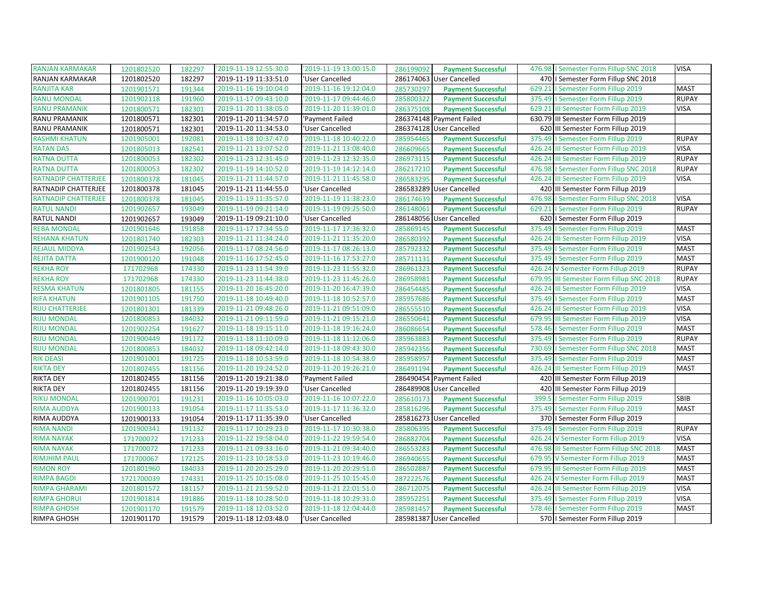| RANJAN KARMAKAR | 1201802520 | 182297 | '2019-11-19 12:55:30.0 | '2019-11-19 13:00:15.0 | 286199092 | Payment Successful | 476.98 | I Semester Form Fillup SNC 2018 | VISA |
|---|---|---|---|---|---|---|---|---|---|
| RANJAN KARMAKAR | 1201802520 | 182297 | '2019-11-19 11:33:51.0 | 'User Cancelled | 286174063 | User Cancelled | 470 | I Semester Form Fillup SNC 2018 | |
| RANJITA KAR | 1201901571 | 191344 | '2019-11-16 19:10:04.0 | '2019-11-16 19:12:04.0 | 285730297 | Payment Successful | 629.21 | I Semester Form Fillup 2019 | MAST |
| RANU MONDAL | 1201902118 | 191960 | '2019-11-17 09:43:10.0 | '2019-11-17 09:44:46.0 | 285800322 | Payment Successful | 375.49 | I Semester Form Fillup 2019 | RUPAY |
| RANU PRAMANIK | 1201800571 | 182301 | '2019-11-20 11:38:05.0 | '2019-11-20 11:39:01.0 | 286375108 | Payment Successful | 629.21 | III Semester Form Fillup 2019 | VISA |
| RANU PRAMANIK | 1201800571 | 182301 | '2019-11-20 11:34:57.0 | 'Payment Failed | 286374148 | Payment Failed | 630.79 | III Semester Form Fillup 2019 | |
| RANU PRAMANIK | 1201800571 | 182301 | '2019-11-20 11:34:53.0 | 'User Cancelled | 286374128 | User Cancelled | 620 | III Semester Form Fillup 2019 | |
| RASHMI KHATUN | 1201905001 | 192081 | '2019-11-18 10:37:47.0 | '2019-11-18 10:40:22.0 | 285954465 | Payment Successful | 375.49 | I Semester Form Fillup 2019 | RUPAY |
| RATAN DAS | 1201805013 | 182541 | '2019-11-21 13:07:52.0 | '2019-11-21 13:08:40.0 | 286609665 | Payment Successful | 426.24 | III Semester Form Fillup 2019 | VISA |
| RATNA DUTTA | 1201800053 | 182302 | '2019-11-23 12:31:45.0 | '2019-11-23 12:32:35.0 | 286973115 | Payment Successful | 426.24 | III Semester Form Fillup 2019 | RUPAY |
| RATNA DUTTA | 1201800053 | 182302 | '2019-11-19 14:10:52.0 | '2019-11-19 14:12:14.0 | 286217210 | Payment Successful | 476.98 | I Semester Form Fillup SNC 2018 | RUPAY |
| RATNADIP CHATTERJEE | 1201800378 | 181045 | '2019-11-21 11:44:57.0 | '2019-11-21 11:45:58.0 | 286583295 | Payment Successful | 426.24 | III Semester Form Fillup 2019 | VISA |
| RATNADIP CHATTERJEE | 1201800378 | 181045 | '2019-11-21 11:44:55.0 | 'User Cancelled | 286583289 | User Cancelled | 420 | III Semester Form Fillup 2019 | |
| RATNADIP CHATTERJEE | 1201800378 | 181045 | '2019-11-19 11:35:57.0 | '2019-11-19 11:38:23.0 | 286174639 | Payment Successful | 476.98 | I Semester Form Fillup SNC 2018 | VISA |
| RATUL NANDI | 1201902657 | 193049 | '2019-11-19 09:21:14.0 | '2019-11-19 09:25:50.0 | 286148061 | Payment Successful | 629.21 | I Semester Form Fillup 2019 | RUPAY |
| RATUL NANDI | 1201902657 | 193049 | '2019-11-19 09:21:10.0 | 'User Cancelled | 286148056 | User Cancelled | 620 | I Semester Form Fillup 2019 | |
| REBA MONDAL | 1201901646 | 191858 | '2019-11-17 17:34:55.0 | '2019-11-17 17:36:32.0 | 285869145 | Payment Successful | 375.49 | I Semester Form Fillup 2019 | MAST |
| REHANA KHATUN | 1201801740 | 182303 | '2019-11-21 11:34:24.0 | '2019-11-21 11:35:20.0 | 286580392 | Payment Successful | 426.24 | III Semester Form Fillup 2019 | VISA |
| REJAUL MIDDYA | 1201902543 | 192056 | '2019-11-17 08:24:56.0 | '2019-11-17 08:26:13.0 | 285792332 | Payment Successful | 375.49 | I Semester Form Fillup 2019 | MAST |
| REJITA DATTA | 1201900120 | 191048 | '2019-11-16 17:52:45.0 | '2019-11-16 17:53:27.0 | 285711131 | Payment Successful | 375.49 | I Semester Form Fillup 2019 | MAST |
| REKHA ROY | 171702968 | 174330 | '2019-11-23 11:54:39.0 | '2019-11-23 11:55:32.0 | 286961323 | Payment Successful | 426.24 | V Semester Form Fillup 2019 | RUPAY |
| REKHA ROY | 171702968 | 174330 | '2019-11-23 11:44:38.0 | '2019-11-23 11:45:26.0 | 286958981 | Payment Successful | 679.95 | III Semester Form Fillup SNC 2018 | RUPAY |
| RESMA KHATUN | 1201801805 | 181155 | '2019-11-20 16:45:20.0 | '2019-11-20 16:47:39.0 | 286454485 | Payment Successful | 426.24 | III Semester Form Fillup 2019 | VISA |
| RIFA KHATUN | 1201901105 | 191750 | '2019-11-18 10:49:40.0 | '2019-11-18 10:52:57.0 | 285957686 | Payment Successful | 375.49 | I Semester Form Fillup 2019 | MAST |
| RIJU CHATTERJEE | 1201801301 | 181339 | '2019-11-21 09:48:26.0 | '2019-11-21 09:51:09.0 | 286555510 | Payment Successful | 426.24 | III Semester Form Fillup 2019 | VISA |
| RIJU MONDAL | 1201800853 | 184032 | '2019-11-21 09:11:59.0 | '2019-11-21 09:15:21.0 | 286550641 | Payment Successful | 679.95 | III Semester Form Fillup 2019 | VISA |
| RIJU MONDAL | 1201902254 | 191627 | '2019-11-18 19:15:11.0 | '2019-11-18 19:16:24.0 | 286086654 | Payment Successful | 578.46 | I Semester Form Fillup 2019 | MAST |
| RIJU MONDAL | 1201900449 | 191172 | '2019-11-18 11:10:09.0 | '2019-11-18 11:12:06.0 | 285963883 | Payment Successful | 375.49 | I Semester Form Fillup 2019 | RUPAY |
| RIJU MONDAL | 1201800853 | 184032 | '2019-11-18 09:42:14.0 | '2019-11-18 09:43:30.0 | 285942356 | Payment Successful | 730.69 | I Semester Form Fillup SNC 2018 | MAST |
| RIK DEASI | 1201901001 | 191725 | '2019-11-18 10:53:59.0 | '2019-11-18 10:54:38.0 | 285958957 | Payment Successful | 375.49 | I Semester Form Fillup 2019 | MAST |
| RIKTA DEY | 1201802455 | 181156 | '2019-11-20 19:24:52.0 | '2019-11-20 19:26:21.0 | 286491194 | Payment Successful | 426.24 | III Semester Form Fillup 2019 | MAST |
| RIKTA DEY | 1201802455 | 181156 | '2019-11-20 19:21:38.0 | 'Payment Failed | 286490454 | Payment Failed | 420 | III Semester Form Fillup 2019 | |
| RIKTA DEY | 1201802455 | 181156 | '2019-11-20 19:19:39.0 | 'User Cancelled | 286489908 | User Cancelled | 420 | III Semester Form Fillup 2019 | |
| RIKU MONDAL | 1201900701 | 191231 | '2019-11-16 10:05:03.0 | '2019-11-16 10:07:22.0 | 285610173 | Payment Successful | 399.5 | I Semester Form Fillup 2019 | SBIB |
| RIMA AUDDYA | 1201900133 | 191054 | '2019-11-17 11:35:53.0 | '2019-11-17 11:36:32.0 | 285816296 | Payment Successful | 375.49 | I Semester Form Fillup 2019 | MAST |
| RIMA AUDDYA | 1201900133 | 191054 | '2019-11-17 11:35:39.0 | 'User Cancelled | 285816273 | User Cancelled | 370 | I Semester Form Fillup 2019 | |
| RIMA NANDI | 1201900341 | 191132 | '2019-11-17 10:29:23.0 | '2019-11-17 10:30:38.0 | 285806395 | Payment Successful | 375.49 | I Semester Form Fillup 2019 | RUPAY |
| RIMA NAYAK | 171700072 | 171233 | '2019-11-22 19:58:04.0 | '2019-11-22 19:59:54.0 | 286882704 | Payment Successful | 426.24 | V Semester Form Fillup 2019 | VISA |
| RIMA NAYAK | 171700072 | 171233 | '2019-11-21 09:33:16.0 | '2019-11-21 09:34:40.0 | 286553283 | Payment Successful | 476.98 | III Semester Form Fillup SNC 2018 | MAST |
| RIMJHIM PAUL | 171700067 | 172125 | '2019-11-23 10:18:53.0 | '2019-11-23 10:19:46.0 | 286940655 | Payment Successful | 679.95 | V Semester Form Fillup 2019 | MAST |
| RIMON ROY | 1201801960 | 184033 | '2019-11-20 20:25:29.0 | '2019-11-20 20:29:51.0 | 286502887 | Payment Successful | 679.95 | III Semester Form Fillup 2019 | MAST |
| RIMPA BAGDI | 1721700039 | 174331 | '2019-11-25 10:15:08.0 | '2019-11-25 10:15:45.0 | 287222576 | Payment Successful | 426.24 | V Semester Form Fillup 2019 | MAST |
| RIMPA GHARAMI | 1201801572 | 181157 | '2019-11-21 21:59:52.0 | '2019-11-21 22:01:51.0 | 286712075 | Payment Successful | 426.24 | III Semester Form Fillup 2019 | VISA |
| RIMPA GHORUI | 1201901814 | 191886 | '2019-11-18 10:28:50.0 | '2019-11-18 10:29:31.0 | 285952251 | Payment Successful | 375.49 | I Semester Form Fillup 2019 | VISA |
| RIMPA GHOSH | 1201901170 | 191579 | '2019-11-18 12:03:52.0 | '2019-11-18 12:04:44.0 | 285981457 | Payment Successful | 578.46 | I Semester Form Fillup 2019 | MAST |
| RIMPA GHOSH | 1201901170 | 191579 | '2019-11-18 12:03:48.0 | 'User Cancelled | 285981387 | User Cancelled | 570 | I Semester Form Fillup 2019 | |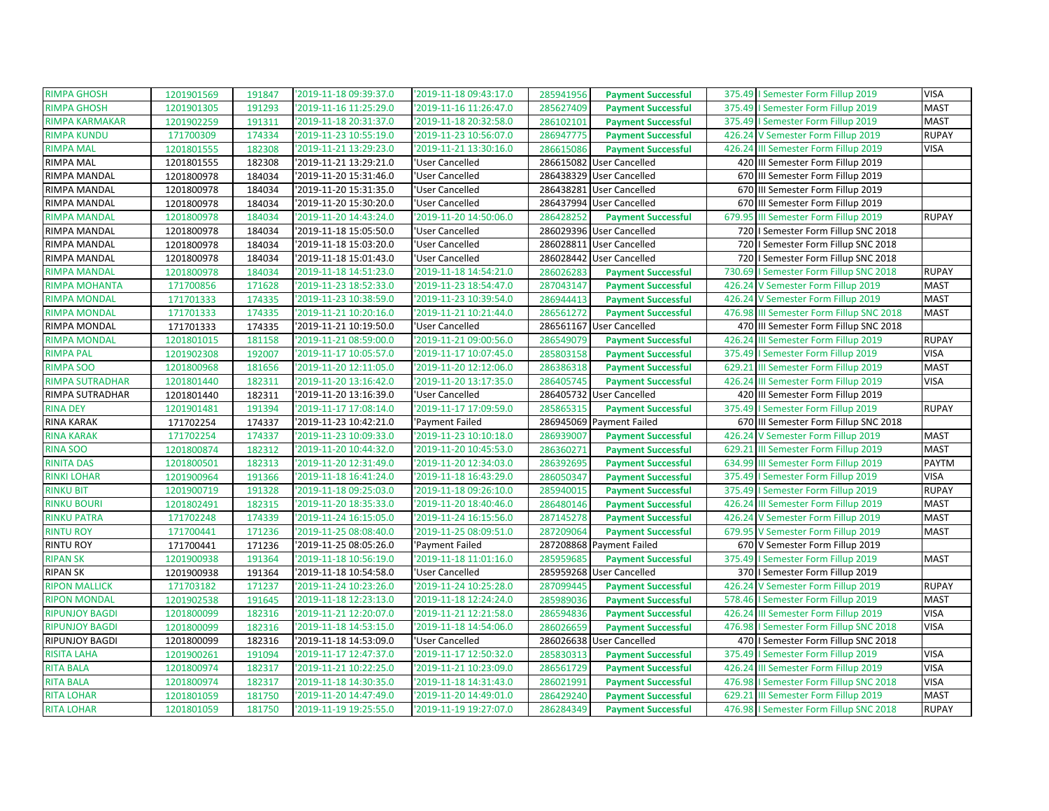| | | | | | | | | | |
|---|---|---|---|---|---|---|---|---|---|
| RIMPA GHOSH | 1201901569 | 191847 | '2019-11-18 09:39:37.0 | '2019-11-18 09:43:17.0 | 285941956 | Payment Successful | 375.49 | I Semester Form Fillup 2019 | VISA |
| RIMPA GHOSH | 1201901305 | 191293 | '2019-11-16 11:25:29.0 | '2019-11-16 11:26:47.0 | 285627409 | Payment Successful | 375.49 | I Semester Form Fillup 2019 | MAST |
| RIMPA KARMAKAR | 1201902259 | 191311 | '2019-11-18 20:31:37.0 | '2019-11-18 20:32:58.0 | 286102101 | Payment Successful | 375.49 | I Semester Form Fillup 2019 | MAST |
| RIMPA KUNDU | 171700309 | 174334 | '2019-11-23 10:55:19.0 | '2019-11-23 10:56:07.0 | 286947775 | Payment Successful | 426.24 | V Semester Form Fillup 2019 | RUPAY |
| RIMPA MAL | 1201801555 | 182308 | '2019-11-21 13:29:23.0 | '2019-11-21 13:30:16.0 | 286615086 | Payment Successful | 426.24 | III Semester Form Fillup 2019 | VISA |
| RIMPA MAL | 1201801555 | 182308 | '2019-11-21 13:29:21.0 | 'User Cancelled | 286615082 | User Cancelled | 420 | III Semester Form Fillup 2019 | |
| RIMPA MANDAL | 1201800978 | 184034 | '2019-11-20 15:31:46.0 | 'User Cancelled | 286438329 | User Cancelled | 670 | III Semester Form Fillup 2019 | |
| RIMPA MANDAL | 1201800978 | 184034 | '2019-11-20 15:31:35.0 | 'User Cancelled | 286438281 | User Cancelled | 670 | III Semester Form Fillup 2019 | |
| RIMPA MANDAL | 1201800978 | 184034 | '2019-11-20 15:30:20.0 | 'User Cancelled | 286437994 | User Cancelled | 670 | III Semester Form Fillup 2019 | |
| RIMPA MANDAL | 1201800978 | 184034 | '2019-11-20 14:43:24.0 | '2019-11-20 14:50:06.0 | 286428252 | Payment Successful | 679.95 | III Semester Form Fillup 2019 | RUPAY |
| RIMPA MANDAL | 1201800978 | 184034 | '2019-11-18 15:05:50.0 | 'User Cancelled | 286029396 | User Cancelled | 720 | I Semester Form Fillup SNC 2018 | |
| RIMPA MANDAL | 1201800978 | 184034 | '2019-11-18 15:03:20.0 | 'User Cancelled | 286028811 | User Cancelled | 720 | I Semester Form Fillup SNC 2018 | |
| RIMPA MANDAL | 1201800978 | 184034 | '2019-11-18 15:01:43.0 | 'User Cancelled | 286028442 | User Cancelled | 720 | I Semester Form Fillup SNC 2018 | |
| RIMPA MANDAL | 1201800978 | 184034 | '2019-11-18 14:51:23.0 | '2019-11-18 14:54:21.0 | 286026283 | Payment Successful | 730.69 | I Semester Form Fillup SNC 2018 | RUPAY |
| RIMPA MOHANTA | 171700856 | 171628 | '2019-11-23 18:52:33.0 | '2019-11-23 18:54:47.0 | 287043147 | Payment Successful | 426.24 | V Semester Form Fillup 2019 | MAST |
| RIMPA MONDAL | 171701333 | 174335 | '2019-11-23 10:38:59.0 | '2019-11-23 10:39:54.0 | 286944413 | Payment Successful | 426.24 | V Semester Form Fillup 2019 | MAST |
| RIMPA MONDAL | 171701333 | 174335 | '2019-11-21 10:20:16.0 | '2019-11-21 10:21:44.0 | 286561272 | Payment Successful | 476.98 | III Semester Form Fillup SNC 2018 | MAST |
| RIMPA MONDAL | 171701333 | 174335 | '2019-11-21 10:19:50.0 | 'User Cancelled | 286561167 | User Cancelled | 470 | III Semester Form Fillup SNC 2018 | |
| RIMPA MONDAL | 1201801015 | 181158 | '2019-11-21 08:59:00.0 | '2019-11-21 09:00:56.0 | 286549079 | Payment Successful | 426.24 | III Semester Form Fillup 2019 | RUPAY |
| RIMPA PAL | 1201902308 | 192007 | '2019-11-17 10:05:57.0 | '2019-11-17 10:07:45.0 | 285803158 | Payment Successful | 375.49 | I Semester Form Fillup 2019 | VISA |
| RIMPA SOO | 1201800968 | 181656 | '2019-11-20 12:11:05.0 | '2019-11-20 12:12:06.0 | 286386318 | Payment Successful | 629.21 | III Semester Form Fillup 2019 | MAST |
| RIMPA SUTRADHAR | 1201801440 | 182311 | '2019-11-20 13:16:42.0 | '2019-11-20 13:17:35.0 | 286405745 | Payment Successful | 426.24 | III Semester Form Fillup 2019 | VISA |
| RIMPA SUTRADHAR | 1201801440 | 182311 | '2019-11-20 13:16:39.0 | 'User Cancelled | 286405732 | User Cancelled | 420 | III Semester Form Fillup 2019 | |
| RINA DEY | 1201901481 | 191394 | '2019-11-17 17:08:14.0 | '2019-11-17 17:09:59.0 | 285865315 | Payment Successful | 375.49 | I Semester Form Fillup 2019 | RUPAY |
| RINA KARAK | 171702254 | 174337 | '2019-11-23 10:42:21.0 | 'Payment Failed | 286945069 | Payment Failed | 670 | III Semester Form Fillup SNC 2018 | |
| RINA KARAK | 171702254 | 174337 | '2019-11-23 10:09:33.0 | '2019-11-23 10:10:18.0 | 286939007 | Payment Successful | 426.24 | V Semester Form Fillup 2019 | MAST |
| RINA SOO | 1201800874 | 182312 | '2019-11-20 10:44:32.0 | '2019-11-20 10:45:53.0 | 286360271 | Payment Successful | 629.21 | III Semester Form Fillup 2019 | MAST |
| RINITA DAS | 1201800501 | 182313 | '2019-11-20 12:31:49.0 | '2019-11-20 12:34:03.0 | 286392695 | Payment Successful | 634.99 | III Semester Form Fillup 2019 | PAYTM |
| RINKI LOHAR | 1201900964 | 191366 | '2019-11-18 16:41:24.0 | '2019-11-18 16:43:29.0 | 286050347 | Payment Successful | 375.49 | I Semester Form Fillup 2019 | VISA |
| RINKU BIT | 1201900719 | 191328 | '2019-11-18 09:25:03.0 | '2019-11-18 09:26:10.0 | 285940015 | Payment Successful | 375.49 | I Semester Form Fillup 2019 | RUPAY |
| RINKU BOURI | 1201802491 | 182315 | '2019-11-20 18:35:33.0 | '2019-11-20 18:40:46.0 | 286480146 | Payment Successful | 426.24 | III Semester Form Fillup 2019 | MAST |
| RINKU PATRA | 171702248 | 174339 | '2019-11-24 16:15:05.0 | '2019-11-24 16:15:56.0 | 287145278 | Payment Successful | 426.24 | V Semester Form Fillup 2019 | MAST |
| RINTU ROY | 171700441 | 171236 | '2019-11-25 08:08:40.0 | '2019-11-25 08:09:51.0 | 287209064 | Payment Successful | 679.95 | V Semester Form Fillup 2019 | MAST |
| RINTU ROY | 171700441 | 171236 | '2019-11-25 08:05:26.0 | 'Payment Failed | 287208868 | Payment Failed | 670 | V Semester Form Fillup 2019 | |
| RIPAN SK | 1201900938 | 191364 | '2019-11-18 10:56:19.0 | '2019-11-18 11:01:16.0 | 285959685 | Payment Successful | 375.49 | I Semester Form Fillup 2019 | MAST |
| RIPAN SK | 1201900938 | 191364 | '2019-11-18 10:54:58.0 | 'User Cancelled | 285959268 | User Cancelled | 370 | I Semester Form Fillup 2019 | |
| RIPON MALLICK | 171703182 | 171237 | '2019-11-24 10:23:26.0 | '2019-11-24 10:25:28.0 | 287099445 | Payment Successful | 426.24 | V Semester Form Fillup 2019 | RUPAY |
| RIPON MONDAL | 1201902538 | 191645 | '2019-11-18 12:23:13.0 | '2019-11-18 12:24:24.0 | 285989036 | Payment Successful | 578.46 | I Semester Form Fillup 2019 | MAST |
| RIPUNJOY BAGDI | 1201800099 | 182316 | '2019-11-21 12:20:07.0 | '2019-11-21 12:21:58.0 | 286594836 | Payment Successful | 426.24 | III Semester Form Fillup 2019 | VISA |
| RIPUNJOY BAGDI | 1201800099 | 182316 | '2019-11-18 14:53:15.0 | '2019-11-18 14:54:06.0 | 286026659 | Payment Successful | 476.98 | I Semester Form Fillup SNC 2018 | VISA |
| RIPUNJOY BAGDI | 1201800099 | 182316 | '2019-11-18 14:53:09.0 | 'User Cancelled | 286026638 | User Cancelled | 470 | I Semester Form Fillup SNC 2018 | |
| RISITA LAHA | 1201900261 | 191094 | '2019-11-17 12:47:37.0 | '2019-11-17 12:50:32.0 | 285830313 | Payment Successful | 375.49 | I Semester Form Fillup 2019 | VISA |
| RITA BALA | 1201800974 | 182317 | '2019-11-21 10:22:25.0 | '2019-11-21 10:23:09.0 | 286561729 | Payment Successful | 426.24 | III Semester Form Fillup 2019 | VISA |
| RITA BALA | 1201800974 | 182317 | '2019-11-18 14:30:35.0 | '2019-11-18 14:31:43.0 | 286021991 | Payment Successful | 476.98 | I Semester Form Fillup SNC 2018 | VISA |
| RITA LOHAR | 1201801059 | 181750 | '2019-11-20 14:47:49.0 | '2019-11-20 14:49:01.0 | 286429240 | Payment Successful | 629.21 | III Semester Form Fillup 2019 | MAST |
| RITA LOHAR | 1201801059 | 181750 | '2019-11-19 19:25:55.0 | '2019-11-19 19:27:07.0 | 286284349 | Payment Successful | 476.98 | I Semester Form Fillup SNC 2018 | RUPAY |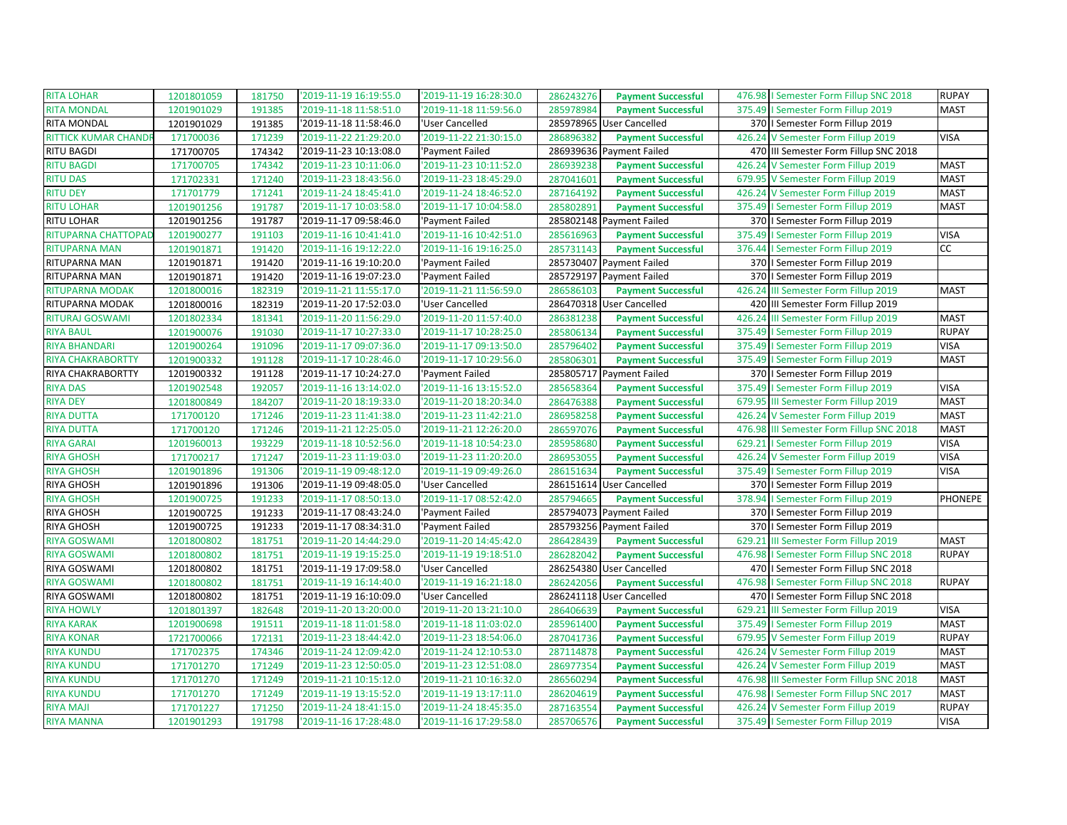| RITA LOHAR | 1201801059 | 181750 | '2019-11-19 16:19:55.0 | '2019-11-19 16:28:30.0 | 286243276 | **Payment Successful** | 476.98 | I Semester Form Fillup SNC 2018 | RUPAY |
|---|---|---|---|---|---|---|---|---|---|
| RITA MONDAL | 1201901029 | 191385 | '2019-11-18 11:58:51.0 | '2019-11-18 11:59:56.0 | 285978984 | **Payment Successful** | 375.49 | I Semester Form Fillup 2019 | MAST |
| RITA MONDAL | 1201901029 | 191385 | '2019-11-18 11:58:46.0 | 'User Cancelled | 285978965 | User Cancelled | 370 | I Semester Form Fillup 2019 | |
| RITTICK KUMAR CHANDR | 171700036 | 171239 | '2019-11-22 21:29:20.0 | '2019-11-22 21:30:15.0 | 286896382 | **Payment Successful** | 426.24 | V Semester Form Fillup 2019 | VISA |
| RITU BAGDI | 171700705 | 174342 | '2019-11-23 10:13:08.0 | 'Payment Failed | 286939636 | Payment Failed | 470 | III Semester Form Fillup SNC 2018 | |
| RITU BAGDI | 171700705 | 174342 | '2019-11-23 10:11:06.0 | '2019-11-23 10:11:52.0 | 286939238 | **Payment Successful** | 426.24 | V Semester Form Fillup 2019 | MAST |
| RITU DAS | 171702331 | 171240 | '2019-11-23 18:43:56.0 | '2019-11-23 18:45:29.0 | 287041601 | **Payment Successful** | 679.95 | V Semester Form Fillup 2019 | MAST |
| RITU DEY | 171701779 | 171241 | '2019-11-24 18:45:41.0 | '2019-11-24 18:46:52.0 | 287164192 | **Payment Successful** | 426.24 | V Semester Form Fillup 2019 | MAST |
| RITU LOHAR | 1201901256 | 191787 | '2019-11-17 10:03:58.0 | '2019-11-17 10:04:58.0 | 285802891 | **Payment Successful** | 375.49 | I Semester Form Fillup 2019 | MAST |
| RITU LOHAR | 1201901256 | 191787 | '2019-11-17 09:58:46.0 | 'Payment Failed | 285802148 | Payment Failed | 370 | I Semester Form Fillup 2019 | |
| RITUPARNA CHATTOPAD | 1201900277 | 191103 | '2019-11-16 10:41:41.0 | '2019-11-16 10:42:51.0 | 285616963 | **Payment Successful** | 375.49 | I Semester Form Fillup 2019 | VISA |
| RITUPARNA MAN | 1201901871 | 191420 | '2019-11-16 19:12:22.0 | '2019-11-16 19:16:25.0 | 285731143 | **Payment Successful** | 376.44 | I Semester Form Fillup 2019 | CC |
| RITUPARNA MAN | 1201901871 | 191420 | '2019-11-16 19:10:20.0 | 'Payment Failed | 285730407 | Payment Failed | 370 | I Semester Form Fillup 2019 | |
| RITUPARNA MAN | 1201901871 | 191420 | '2019-11-16 19:07:23.0 | 'Payment Failed | 285729197 | Payment Failed | 370 | I Semester Form Fillup 2019 | |
| RITUPARNA MODAK | 1201800016 | 182319 | '2019-11-21 11:55:17.0 | '2019-11-21 11:56:59.0 | 286586103 | **Payment Successful** | 426.24 | III Semester Form Fillup 2019 | MAST |
| RITUPARNA MODAK | 1201800016 | 182319 | '2019-11-20 17:52:03.0 | 'User Cancelled | 286470318 | User Cancelled | 420 | III Semester Form Fillup 2019 | |
| RITURAJ GOSWAMI | 1201802334 | 181341 | '2019-11-20 11:56:29.0 | '2019-11-20 11:57:40.0 | 286381238 | **Payment Successful** | 426.24 | III Semester Form Fillup 2019 | MAST |
| RIYA BAUL | 1201900076 | 191030 | '2019-11-17 10:27:33.0 | '2019-11-17 10:28:25.0 | 285806134 | **Payment Successful** | 375.49 | I Semester Form Fillup 2019 | RUPAY |
| RIYA BHANDARI | 1201900264 | 191096 | '2019-11-17 09:07:36.0 | '2019-11-17 09:13:50.0 | 285796402 | **Payment Successful** | 375.49 | I Semester Form Fillup 2019 | VISA |
| RIYA CHAKRABORTTY | 1201900332 | 191128 | '2019-11-17 10:28:46.0 | '2019-11-17 10:29:56.0 | 285806301 | **Payment Successful** | 375.49 | I Semester Form Fillup 2019 | MAST |
| RIYA CHAKRABORTTY | 1201900332 | 191128 | '2019-11-17 10:24:27.0 | 'Payment Failed | 285805717 | Payment Failed | 370 | I Semester Form Fillup 2019 | |
| RIYA DAS | 1201902548 | 192057 | '2019-11-16 13:14:02.0 | '2019-11-16 13:15:52.0 | 285658364 | **Payment Successful** | 375.49 | I Semester Form Fillup 2019 | VISA |
| RIYA DEY | 1201800849 | 184207 | '2019-11-20 18:19:33.0 | '2019-11-20 18:20:34.0 | 286476388 | **Payment Successful** | 679.95 | III Semester Form Fillup 2019 | MAST |
| RIYA DUTTA | 171700120 | 171246 | '2019-11-23 11:41:38.0 | '2019-11-23 11:42:21.0 | 286958258 | **Payment Successful** | 426.24 | V Semester Form Fillup 2019 | MAST |
| RIYA DUTTA | 171700120 | 171246 | '2019-11-21 12:25:05.0 | '2019-11-21 12:26:20.0 | 286597076 | **Payment Successful** | 476.98 | III Semester Form Fillup SNC 2018 | MAST |
| RIYA GARAI | 1201960013 | 193229 | '2019-11-18 10:52:56.0 | '2019-11-18 10:54:23.0 | 285958680 | **Payment Successful** | 629.21 | I Semester Form Fillup 2019 | VISA |
| RIYA GHOSH | 171700217 | 171247 | '2019-11-23 11:19:03.0 | '2019-11-23 11:20:20.0 | 286953055 | **Payment Successful** | 426.24 | V Semester Form Fillup 2019 | VISA |
| RIYA GHOSH | 1201901896 | 191306 | '2019-11-19 09:48:12.0 | '2019-11-19 09:49:26.0 | 286151634 | **Payment Successful** | 375.49 | I Semester Form Fillup 2019 | VISA |
| RIYA GHOSH | 1201901896 | 191306 | '2019-11-19 09:48:05.0 | 'User Cancelled | 286151614 | User Cancelled | 370 | I Semester Form Fillup 2019 | |
| RIYA GHOSH | 1201900725 | 191233 | '2019-11-17 08:50:13.0 | '2019-11-17 08:52:42.0 | 285794665 | **Payment Successful** | 378.94 | I Semester Form Fillup 2019 | PHONEPE |
| RIYA GHOSH | 1201900725 | 191233 | '2019-11-17 08:43:24.0 | 'Payment Failed | 285794073 | Payment Failed | 370 | I Semester Form Fillup 2019 | |
| RIYA GHOSH | 1201900725 | 191233 | '2019-11-17 08:34:31.0 | 'Payment Failed | 285793256 | Payment Failed | 370 | I Semester Form Fillup 2019 | |
| RIYA GOSWAMI | 1201800802 | 181751 | '2019-11-20 14:44:29.0 | '2019-11-20 14:45:42.0 | 286428439 | **Payment Successful** | 629.21 | III Semester Form Fillup 2019 | MAST |
| RIYA GOSWAMI | 1201800802 | 181751 | '2019-11-19 19:15:25.0 | '2019-11-19 19:18:51.0 | 286282042 | **Payment Successful** | 476.98 | I Semester Form Fillup SNC 2018 | RUPAY |
| RIYA GOSWAMI | 1201800802 | 181751 | '2019-11-19 17:09:58.0 | 'User Cancelled | 286254380 | User Cancelled | 470 | I Semester Form Fillup SNC 2018 | |
| RIYA GOSWAMI | 1201800802 | 181751 | '2019-11-19 16:14:40.0 | '2019-11-19 16:21:18.0 | 286242056 | **Payment Successful** | 476.98 | I Semester Form Fillup SNC 2018 | RUPAY |
| RIYA GOSWAMI | 1201800802 | 181751 | '2019-11-19 16:10:09.0 | 'User Cancelled | 286241118 | User Cancelled | 470 | I Semester Form Fillup SNC 2018 | |
| RIYA HOWLY | 1201801397 | 182648 | '2019-11-20 13:20:00.0 | '2019-11-20 13:21:10.0 | 286406639 | **Payment Successful** | 629.21 | III Semester Form Fillup 2019 | VISA |
| RIYA KARAK | 1201900698 | 191511 | '2019-11-18 11:01:58.0 | '2019-11-18 11:03:02.0 | 285961400 | **Payment Successful** | 375.49 | I Semester Form Fillup 2019 | MAST |
| RIYA KONAR | 1721700066 | 172131 | '2019-11-23 18:44:42.0 | '2019-11-23 18:54:06.0 | 287041736 | **Payment Successful** | 679.95 | V Semester Form Fillup 2019 | RUPAY |
| RIYA KUNDU | 171702375 | 174346 | '2019-11-24 12:09:42.0 | '2019-11-24 12:10:53.0 | 287114878 | **Payment Successful** | 426.24 | V Semester Form Fillup 2019 | MAST |
| RIYA KUNDU | 171701270 | 171249 | '2019-11-23 12:50:05.0 | '2019-11-23 12:51:08.0 | 286977354 | **Payment Successful** | 426.24 | V Semester Form Fillup 2019 | MAST |
| RIYA KUNDU | 171701270 | 171249 | '2019-11-21 10:15:12.0 | '2019-11-21 10:16:32.0 | 286560294 | **Payment Successful** | 476.98 | III Semester Form Fillup SNC 2018 | MAST |
| RIYA KUNDU | 171701270 | 171249 | '2019-11-19 13:15:52.0 | '2019-11-19 13:17:11.0 | 286204619 | **Payment Successful** | 476.98 | I Semester Form Fillup SNC 2017 | MAST |
| RIYA MAJI | 171701227 | 171250 | '2019-11-24 18:41:15.0 | '2019-11-24 18:45:35.0 | 287163554 | **Payment Successful** | 426.24 | V Semester Form Fillup 2019 | RUPAY |
| RIYA MANNA | 1201901293 | 191798 | '2019-11-16 17:28:48.0 | '2019-11-16 17:29:58.0 | 285706576 | **Payment Successful** | 375.49 | I Semester Form Fillup 2019 | VISA |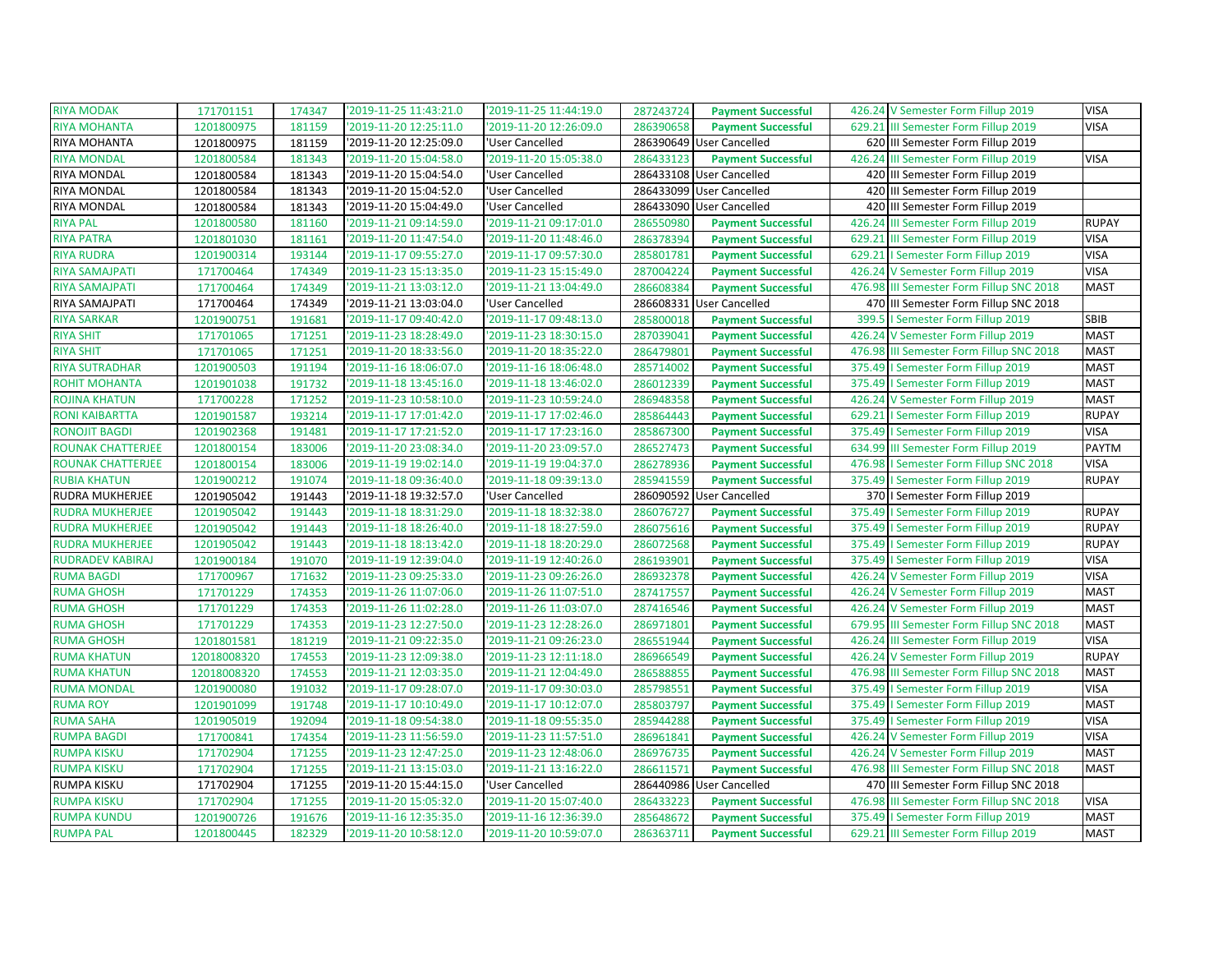| | | | | | | | | | |
|---|---|---|---|---|---|---|---|---|---|
| RIYA MODAK | 171701151 | 174347 | '2019-11-25 11:43:21.0 | '2019-11-25 11:44:19.0 | 287243724 | Payment Successful | 426.24 | V Semester Form Fillup 2019 | VISA |
| RIYA MOHANTA | 1201800975 | 181159 | '2019-11-20 12:25:11.0 | '2019-11-20 12:26:09.0 | 286390658 | Payment Successful | 629.21 | III Semester Form Fillup 2019 | VISA |
| RIYA MOHANTA | 1201800975 | 181159 | '2019-11-20 12:25:09.0 | 'User Cancelled | 286390649 | User Cancelled | 620 | III Semester Form Fillup 2019 | |
| RIYA MONDAL | 1201800584 | 181343 | '2019-11-20 15:04:58.0 | '2019-11-20 15:05:38.0 | 286433123 | Payment Successful | 426.24 | III Semester Form Fillup 2019 | VISA |
| RIYA MONDAL | 1201800584 | 181343 | '2019-11-20 15:04:54.0 | 'User Cancelled | 286433108 | User Cancelled | 420 | III Semester Form Fillup 2019 | |
| RIYA MONDAL | 1201800584 | 181343 | '2019-11-20 15:04:52.0 | 'User Cancelled | 286433099 | User Cancelled | 420 | III Semester Form Fillup 2019 | |
| RIYA MONDAL | 1201800584 | 181343 | '2019-11-20 15:04:49.0 | 'User Cancelled | 286433090 | User Cancelled | 420 | III Semester Form Fillup 2019 | |
| RIYA PAL | 1201800580 | 181160 | '2019-11-21 09:14:59.0 | '2019-11-21 09:17:01.0 | 286550980 | Payment Successful | 426.24 | III Semester Form Fillup 2019 | RUPAY |
| RIYA PATRA | 1201801030 | 181161 | '2019-11-20 11:47:54.0 | '2019-11-20 11:48:46.0 | 286378394 | Payment Successful | 629.21 | III Semester Form Fillup 2019 | VISA |
| RIYA RUDRA | 1201900314 | 193144 | '2019-11-17 09:55:27.0 | '2019-11-17 09:57:30.0 | 285801781 | Payment Successful | 629.21 | I Semester Form Fillup 2019 | VISA |
| RIYA SAMAJPATI | 171700464 | 174349 | '2019-11-23 15:13:35.0 | '2019-11-23 15:15:49.0 | 287004224 | Payment Successful | 426.24 | V Semester Form Fillup 2019 | VISA |
| RIYA SAMAJPATI | 171700464 | 174349 | '2019-11-21 13:03:12.0 | '2019-11-21 13:04:49.0 | 286608384 | Payment Successful | 476.98 | III Semester Form Fillup SNC 2018 | MAST |
| RIYA SAMAJPATI | 171700464 | 174349 | '2019-11-21 13:03:04.0 | 'User Cancelled | 286608331 | User Cancelled | 470 | III Semester Form Fillup SNC 2018 | |
| RIYA SARKAR | 1201900751 | 191681 | '2019-11-17 09:40:42.0 | '2019-11-17 09:48:13.0 | 285800018 | Payment Successful | 399.5 | I Semester Form Fillup 2019 | SBIB |
| RIYA SHIT | 171701065 | 171251 | '2019-11-23 18:28:49.0 | '2019-11-23 18:30:15.0 | 287039041 | Payment Successful | 426.24 | V Semester Form Fillup 2019 | MAST |
| RIYA SHIT | 171701065 | 171251 | '2019-11-20 18:33:56.0 | '2019-11-20 18:35:22.0 | 286479801 | Payment Successful | 476.98 | III Semester Form Fillup SNC 2018 | MAST |
| RIYA SUTRADHAR | 1201900503 | 191194 | '2019-11-16 18:06:07.0 | '2019-11-16 18:06:48.0 | 285714002 | Payment Successful | 375.49 | I Semester Form Fillup 2019 | MAST |
| ROHIT MOHANTA | 1201901038 | 191732 | '2019-11-18 13:45:16.0 | '2019-11-18 13:46:02.0 | 286012339 | Payment Successful | 375.49 | I Semester Form Fillup 2019 | MAST |
| ROJINA KHATUN | 171700228 | 171252 | '2019-11-23 10:58:10.0 | '2019-11-23 10:59:24.0 | 286948358 | Payment Successful | 426.24 | V Semester Form Fillup 2019 | MAST |
| RONI KAIBARTTA | 1201901587 | 193214 | '2019-11-17 17:01:42.0 | '2019-11-17 17:02:46.0 | 285864443 | Payment Successful | 629.21 | I Semester Form Fillup 2019 | RUPAY |
| RONOJIT BAGDI | 1201902368 | 191481 | '2019-11-17 17:21:52.0 | '2019-11-17 17:23:16.0 | 285867300 | Payment Successful | 375.49 | I Semester Form Fillup 2019 | VISA |
| ROUNAK CHATTERJEE | 1201800154 | 183006 | '2019-11-20 23:08:34.0 | '2019-11-20 23:09:57.0 | 286527473 | Payment Successful | 634.99 | III Semester Form Fillup 2019 | PAYTM |
| ROUNAK CHATTERJEE | 1201800154 | 183006 | '2019-11-19 19:02:14.0 | '2019-11-19 19:04:37.0 | 286278936 | Payment Successful | 476.98 | I Semester Form Fillup SNC 2018 | VISA |
| RUBIA KHATUN | 1201900212 | 191074 | '2019-11-18 09:36:40.0 | '2019-11-18 09:39:13.0 | 285941559 | Payment Successful | 375.49 | I Semester Form Fillup 2019 | RUPAY |
| RUDRA MUKHERJEE | 1201905042 | 191443 | '2019-11-18 19:32:57.0 | 'User Cancelled | 286090592 | User Cancelled | 370 | I Semester Form Fillup 2019 | |
| RUDRA MUKHERJEE | 1201905042 | 191443 | '2019-11-18 18:31:29.0 | '2019-11-18 18:32:38.0 | 286076727 | Payment Successful | 375.49 | I Semester Form Fillup 2019 | RUPAY |
| RUDRA MUKHERJEE | 1201905042 | 191443 | '2019-11-18 18:26:40.0 | '2019-11-18 18:27:59.0 | 286075616 | Payment Successful | 375.49 | I Semester Form Fillup 2019 | RUPAY |
| RUDRA MUKHERJEE | 1201905042 | 191443 | '2019-11-18 18:13:42.0 | '2019-11-18 18:20:29.0 | 286072568 | Payment Successful | 375.49 | I Semester Form Fillup 2019 | RUPAY |
| RUDRADEV KABIRAJ | 1201900184 | 191070 | '2019-11-19 12:39:04.0 | '2019-11-19 12:40:26.0 | 286193901 | Payment Successful | 375.49 | I Semester Form Fillup 2019 | VISA |
| RUMA BAGDI | 171700967 | 171632 | '2019-11-23 09:25:33.0 | '2019-11-23 09:26:26.0 | 286932378 | Payment Successful | 426.24 | V Semester Form Fillup 2019 | VISA |
| RUMA GHOSH | 171701229 | 174353 | '2019-11-26 11:07:06.0 | '2019-11-26 11:07:51.0 | 287417557 | Payment Successful | 426.24 | V Semester Form Fillup 2019 | MAST |
| RUMA GHOSH | 171701229 | 174353 | '2019-11-26 11:02:28.0 | '2019-11-26 11:03:07.0 | 287416546 | Payment Successful | 426.24 | V Semester Form Fillup 2019 | MAST |
| RUMA GHOSH | 171701229 | 174353 | '2019-11-23 12:27:50.0 | '2019-11-23 12:28:26.0 | 286971801 | Payment Successful | 679.95 | III Semester Form Fillup SNC 2018 | MAST |
| RUMA GHOSH | 1201801581 | 181219 | '2019-11-21 09:22:35.0 | '2019-11-21 09:26:23.0 | 286551944 | Payment Successful | 426.24 | III Semester Form Fillup 2019 | VISA |
| RUMA KHATUN | 12018008320 | 174553 | '2019-11-23 12:09:38.0 | '2019-11-23 12:11:18.0 | 286966549 | Payment Successful | 426.24 | V Semester Form Fillup 2019 | RUPAY |
| RUMA KHATUN | 12018008320 | 174553 | '2019-11-21 12:03:35.0 | '2019-11-21 12:04:49.0 | 286588855 | Payment Successful | 476.98 | III Semester Form Fillup SNC 2018 | MAST |
| RUMA MONDAL | 1201900080 | 191032 | '2019-11-17 09:28:07.0 | '2019-11-17 09:30:03.0 | 285798551 | Payment Successful | 375.49 | I Semester Form Fillup 2019 | VISA |
| RUMA ROY | 1201901099 | 191748 | '2019-11-17 10:10:49.0 | '2019-11-17 10:12:07.0 | 285803797 | Payment Successful | 375.49 | I Semester Form Fillup 2019 | MAST |
| RUMA SAHA | 1201905019 | 192094 | '2019-11-18 09:54:38.0 | '2019-11-18 09:55:35.0 | 285944288 | Payment Successful | 375.49 | I Semester Form Fillup 2019 | VISA |
| RUMPA BAGDI | 171700841 | 174354 | '2019-11-23 11:56:59.0 | '2019-11-23 11:57:51.0 | 286961841 | Payment Successful | 426.24 | V Semester Form Fillup 2019 | VISA |
| RUMPA KISKU | 171702904 | 171255 | '2019-11-23 12:47:25.0 | '2019-11-23 12:48:06.0 | 286976735 | Payment Successful | 426.24 | V Semester Form Fillup 2019 | MAST |
| RUMPA KISKU | 171702904 | 171255 | '2019-11-21 13:15:03.0 | '2019-11-21 13:16:22.0 | 286611571 | Payment Successful | 476.98 | III Semester Form Fillup SNC 2018 | MAST |
| RUMPA KISKU | 171702904 | 171255 | '2019-11-20 15:44:15.0 | 'User Cancelled | 286440986 | User Cancelled | 470 | III Semester Form Fillup SNC 2018 | |
| RUMPA KISKU | 171702904 | 171255 | '2019-11-20 15:05:32.0 | '2019-11-20 15:07:40.0 | 286433223 | Payment Successful | 476.98 | III Semester Form Fillup SNC 2018 | VISA |
| RUMPA KUNDU | 1201900726 | 191676 | '2019-11-16 12:35:35.0 | '2019-11-16 12:36:39.0 | 285648672 | Payment Successful | 375.49 | I Semester Form Fillup 2019 | MAST |
| RUMPA PAL | 1201800445 | 182329 | '2019-11-20 10:58:12.0 | '2019-11-20 10:59:07.0 | 286363711 | Payment Successful | 629.21 | III Semester Form Fillup 2019 | MAST |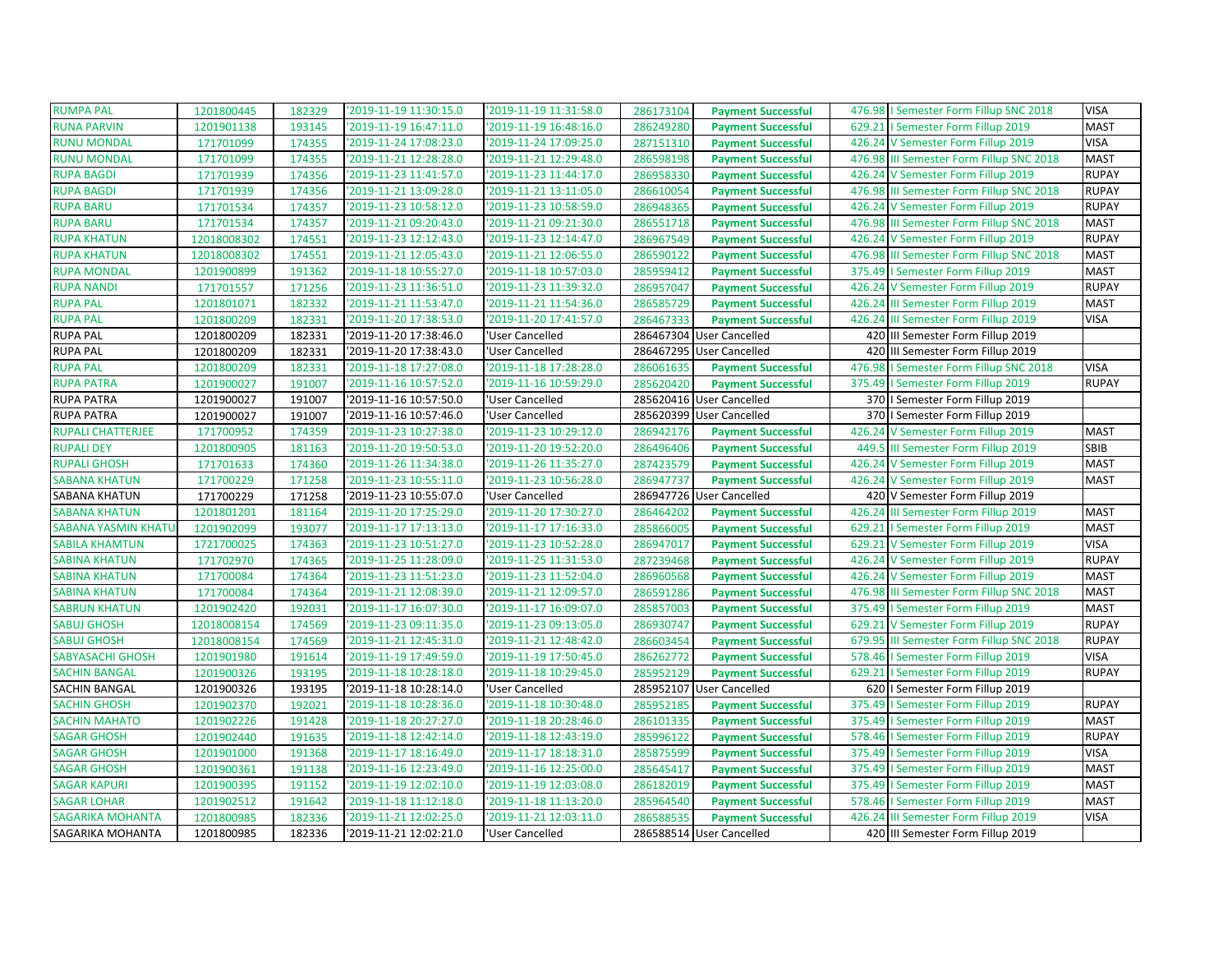| RUMPA PAL | 1201800445 | 182329 | '2019-11-19 11:30:15.0 | '2019-11-19 11:31:58.0 | 286173104 | Payment Successful | 476.98 | I Semester Form Fillup SNC 2018 | VISA |
|---|---|---|---|---|---|---|---|---|---|
| RUNA PARVIN | 1201901138 | 193145 | '2019-11-19 16:47:11.0 | '2019-11-19 16:48:16.0 | 286249280 | Payment Successful | 629.21 | I Semester Form Fillup 2019 | MAST |
| RUNU MONDAL | 171701099 | 174355 | '2019-11-24 17:08:23.0 | '2019-11-24 17:09:25.0 | 287151310 | Payment Successful | 426.24 | V Semester Form Fillup 2019 | VISA |
| RUNU MONDAL | 171701099 | 174355 | '2019-11-21 12:28:28.0 | '2019-11-21 12:29:48.0 | 286598198 | Payment Successful | 476.98 | III Semester Form Fillup SNC 2018 | MAST |
| RUPA BAGDI | 171701939 | 174356 | '2019-11-23 11:41:57.0 | '2019-11-23 11:44:17.0 | 286958330 | Payment Successful | 426.24 | V Semester Form Fillup 2019 | RUPAY |
| RUPA BAGDI | 171701939 | 174356 | '2019-11-21 13:09:28.0 | '2019-11-21 13:11:05.0 | 286610054 | Payment Successful | 476.98 | III Semester Form Fillup SNC 2018 | RUPAY |
| RUPA BARU | 171701534 | 174357 | '2019-11-23 10:58:12.0 | '2019-11-23 10:58:59.0 | 286948365 | Payment Successful | 426.24 | V Semester Form Fillup 2019 | RUPAY |
| RUPA BARU | 171701534 | 174357 | '2019-11-21 09:20:43.0 | '2019-11-21 09:21:30.0 | 286551718 | Payment Successful | 476.98 | III Semester Form Fillup SNC 2018 | MAST |
| RUPA KHATUN | 12018008302 | 174551 | '2019-11-23 12:12:43.0 | '2019-11-23 12:14:47.0 | 286967549 | Payment Successful | 426.24 | V Semester Form Fillup 2019 | RUPAY |
| RUPA KHATUN | 12018008302 | 174551 | '2019-11-21 12:05:43.0 | '2019-11-21 12:06:55.0 | 286590122 | Payment Successful | 476.98 | III Semester Form Fillup SNC 2018 | MAST |
| RUPA MONDAL | 1201900899 | 191362 | '2019-11-18 10:55:27.0 | '2019-11-18 10:57:03.0 | 285959412 | Payment Successful | 375.49 | I Semester Form Fillup 2019 | MAST |
| RUPA NANDI | 171701557 | 171256 | '2019-11-23 11:36:51.0 | '2019-11-23 11:39:32.0 | 286957047 | Payment Successful | 426.24 | V Semester Form Fillup 2019 | RUPAY |
| RUPA PAL | 1201801071 | 182332 | '2019-11-21 11:53:47.0 | '2019-11-21 11:54:36.0 | 286585729 | Payment Successful | 426.24 | III Semester Form Fillup 2019 | MAST |
| RUPA PAL | 1201800209 | 182331 | '2019-11-20 17:38:53.0 | '2019-11-20 17:41:57.0 | 286467333 | Payment Successful | 426.24 | III Semester Form Fillup 2019 | VISA |
| RUPA PAL | 1201800209 | 182331 | '2019-11-20 17:38:46.0 | 'User Cancelled | 286467304 | User Cancelled | 420 | III Semester Form Fillup 2019 | |
| RUPA PAL | 1201800209 | 182331 | '2019-11-20 17:38:43.0 | 'User Cancelled | 286467295 | User Cancelled | 420 | III Semester Form Fillup 2019 | |
| RUPA PAL | 1201800209 | 182331 | '2019-11-18 17:27:08.0 | '2019-11-18 17:28:28.0 | 286061635 | Payment Successful | 476.98 | I Semester Form Fillup SNC 2018 | VISA |
| RUPA PATRA | 1201900027 | 191007 | '2019-11-16 10:57:52.0 | '2019-11-16 10:59:29.0 | 285620420 | Payment Successful | 375.49 | I Semester Form Fillup 2019 | RUPAY |
| RUPA PATRA | 1201900027 | 191007 | '2019-11-16 10:57:50.0 | 'User Cancelled | 285620416 | User Cancelled | 370 | I Semester Form Fillup 2019 | |
| RUPA PATRA | 1201900027 | 191007 | '2019-11-16 10:57:46.0 | 'User Cancelled | 285620399 | User Cancelled | 370 | I Semester Form Fillup 2019 | |
| RUPALI CHATTERJEE | 171700952 | 174359 | '2019-11-23 10:27:38.0 | '2019-11-23 10:29:12.0 | 286942176 | Payment Successful | 426.24 | V Semester Form Fillup 2019 | MAST |
| RUPALI DEY | 1201800905 | 181163 | '2019-11-20 19:50:53.0 | '2019-11-20 19:52:20.0 | 286496406 | Payment Successful | 449.5 | III Semester Form Fillup 2019 | SBIB |
| RUPALI GHOSH | 171701633 | 174360 | '2019-11-26 11:34:38.0 | '2019-11-26 11:35:27.0 | 287423579 | Payment Successful | 426.24 | V Semester Form Fillup 2019 | MAST |
| SABANA KHATUN | 171700229 | 171258 | '2019-11-23 10:55:11.0 | '2019-11-23 10:56:28.0 | 286947737 | Payment Successful | 426.24 | V Semester Form Fillup 2019 | MAST |
| SABANA KHATUN | 171700229 | 171258 | '2019-11-23 10:55:07.0 | 'User Cancelled | 286947726 | User Cancelled | 420 | V Semester Form Fillup 2019 | |
| SABANA KHATUN | 1201801201 | 181164 | '2019-11-20 17:25:29.0 | '2019-11-20 17:30:27.0 | 286464202 | Payment Successful | 426.24 | III Semester Form Fillup 2019 | MAST |
| SABANA YASMIN KHATU | 1201902099 | 193077 | '2019-11-17 17:13:13.0 | '2019-11-17 17:16:33.0 | 285866005 | Payment Successful | 629.21 | I Semester Form Fillup 2019 | MAST |
| SABILA KHAMTUN | 1721700025 | 174363 | '2019-11-23 10:51:27.0 | '2019-11-23 10:52:28.0 | 286947017 | Payment Successful | 629.21 | V Semester Form Fillup 2019 | VISA |
| SABINA KHATUN | 171702970 | 174365 | '2019-11-25 11:28:09.0 | '2019-11-25 11:31:53.0 | 287239468 | Payment Successful | 426.24 | V Semester Form Fillup 2019 | RUPAY |
| SABINA KHATUN | 171700084 | 174364 | '2019-11-23 11:51:23.0 | '2019-11-23 11:52:04.0 | 286960568 | Payment Successful | 426.24 | V Semester Form Fillup 2019 | MAST |
| SABINA KHATUN | 171700084 | 174364 | '2019-11-21 12:08:39.0 | '2019-11-21 12:09:57.0 | 286591286 | Payment Successful | 476.98 | III Semester Form Fillup SNC 2018 | MAST |
| SABRUN KHATUN | 1201902420 | 192031 | '2019-11-17 16:07:30.0 | '2019-11-17 16:09:07.0 | 285857003 | Payment Successful | 375.49 | I Semester Form Fillup 2019 | MAST |
| SABUJ GHOSH | 12018008154 | 174569 | '2019-11-23 09:11:35.0 | '2019-11-23 09:13:05.0 | 286930747 | Payment Successful | 629.21 | V Semester Form Fillup 2019 | RUPAY |
| SABUJ GHOSH | 12018008154 | 174569 | '2019-11-21 12:45:31.0 | '2019-11-21 12:48:42.0 | 286603454 | Payment Successful | 679.95 | III Semester Form Fillup SNC 2018 | RUPAY |
| SABYASACHI GHOSH | 1201901980 | 191614 | '2019-11-19 17:49:59.0 | '2019-11-19 17:50:45.0 | 286262772 | Payment Successful | 578.46 | I Semester Form Fillup 2019 | VISA |
| SACHIN BANGAL | 1201900326 | 193195 | '2019-11-18 10:28:18.0 | '2019-11-18 10:29:45.0 | 285952129 | Payment Successful | 629.21 | I Semester Form Fillup 2019 | RUPAY |
| SACHIN BANGAL | 1201900326 | 193195 | '2019-11-18 10:28:14.0 | 'User Cancelled | 285952107 | User Cancelled | 620 | I Semester Form Fillup 2019 | |
| SACHIN GHOSH | 1201902370 | 192021 | '2019-11-18 10:28:36.0 | '2019-11-18 10:30:48.0 | 285952185 | Payment Successful | 375.49 | I Semester Form Fillup 2019 | RUPAY |
| SACHIN MAHATO | 1201902226 | 191428 | '2019-11-18 20:27:27.0 | '2019-11-18 20:28:46.0 | 286101335 | Payment Successful | 375.49 | I Semester Form Fillup 2019 | MAST |
| SAGAR GHOSH | 1201902440 | 191635 | '2019-11-18 12:42:14.0 | '2019-11-18 12:43:19.0 | 285996122 | Payment Successful | 578.46 | I Semester Form Fillup 2019 | RUPAY |
| SAGAR GHOSH | 1201901000 | 191368 | '2019-11-17 18:16:49.0 | '2019-11-17 18:18:31.0 | 285875599 | Payment Successful | 375.49 | I Semester Form Fillup 2019 | VISA |
| SAGAR GHOSH | 1201900361 | 191138 | '2019-11-16 12:23:49.0 | '2019-11-16 12:25:00.0 | 285645417 | Payment Successful | 375.49 | I Semester Form Fillup 2019 | MAST |
| SAGAR KAPURI | 1201900395 | 191152 | '2019-11-19 12:02:10.0 | '2019-11-19 12:03:08.0 | 286182019 | Payment Successful | 375.49 | I Semester Form Fillup 2019 | MAST |
| SAGAR LOHAR | 1201902512 | 191642 | '2019-11-18 11:12:18.0 | '2019-11-18 11:13:20.0 | 285964540 | Payment Successful | 578.46 | I Semester Form Fillup 2019 | MAST |
| SAGARIKA MOHANTA | 1201800985 | 182336 | '2019-11-21 12:02:25.0 | '2019-11-21 12:03:11.0 | 286588535 | Payment Successful | 426.24 | III Semester Form Fillup 2019 | VISA |
| SAGARIKA MOHANTA | 1201800985 | 182336 | '2019-11-21 12:02:21.0 | 'User Cancelled | 286588514 | User Cancelled | 420 | III Semester Form Fillup 2019 | |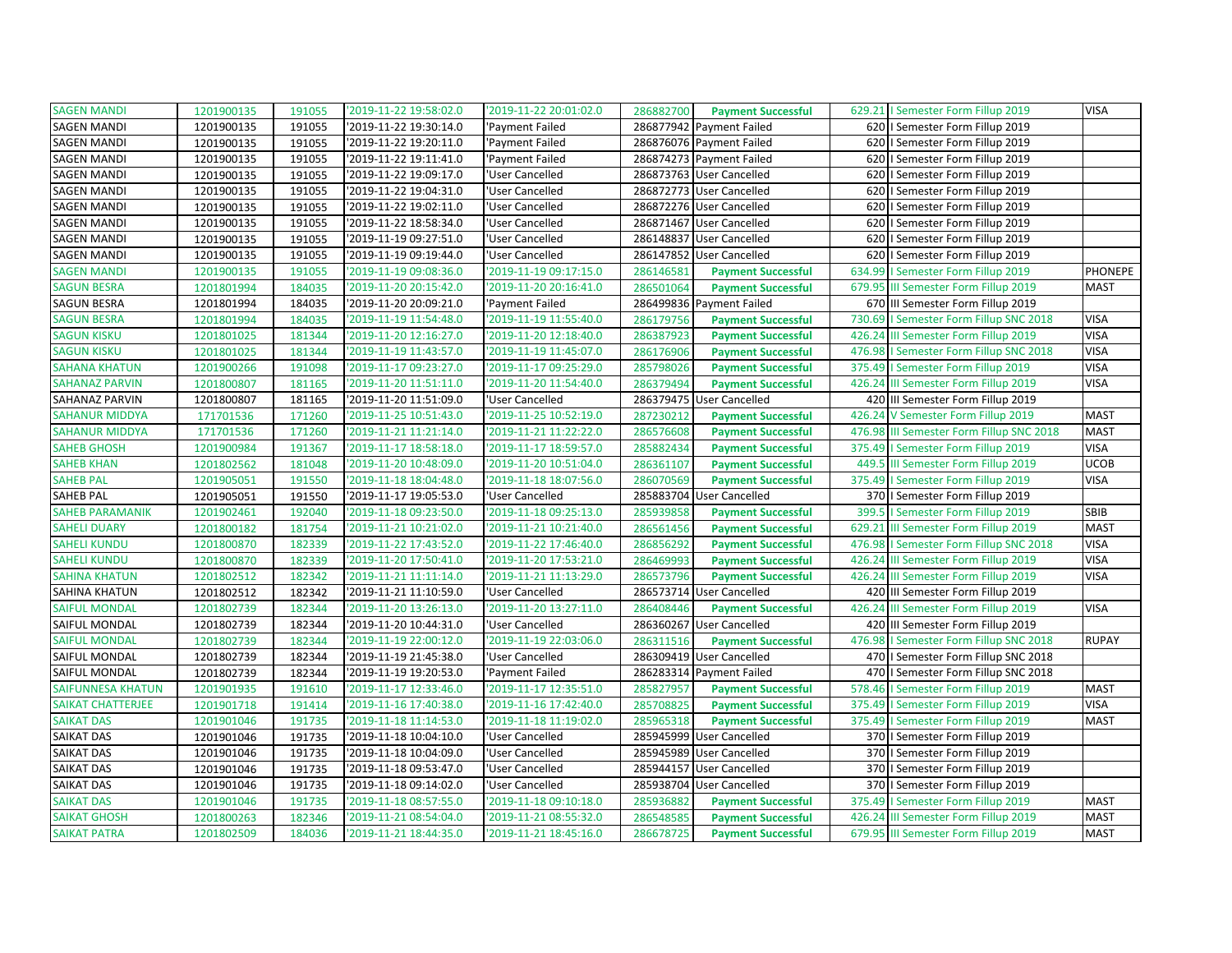| SAGEN MANDI | 1201900135 | 191055 | '2019-11-22 19:58:02.0 | '2019-11-22 20:01:02.0 | 286882700 | **Payment Successful** | 629.21 | I Semester Form Fillup 2019 | VISA |
|---|---|---|---|---|---|---|---|---|---|
| SAGEN MANDI | 1201900135 | 191055 | '2019-11-22 19:30:14.0 | 'Payment Failed | 286877942 | Payment Failed | 620 | I Semester Form Fillup 2019 | |
| SAGEN MANDI | 1201900135 | 191055 | '2019-11-22 19:20:11.0 | 'Payment Failed | 286876076 | Payment Failed | 620 | I Semester Form Fillup 2019 | |
| SAGEN MANDI | 1201900135 | 191055 | '2019-11-22 19:11:41.0 | 'Payment Failed | 286874273 | Payment Failed | 620 | I Semester Form Fillup 2019 | |
| SAGEN MANDI | 1201900135 | 191055 | '2019-11-22 19:09:17.0 | 'User Cancelled | 286873763 | User Cancelled | 620 | I Semester Form Fillup 2019 | |
| SAGEN MANDI | 1201900135 | 191055 | '2019-11-22 19:04:31.0 | 'User Cancelled | 286872773 | User Cancelled | 620 | I Semester Form Fillup 2019 | |
| SAGEN MANDI | 1201900135 | 191055 | '2019-11-22 19:02:11.0 | 'User Cancelled | 286872276 | User Cancelled | 620 | I Semester Form Fillup 2019 | |
| SAGEN MANDI | 1201900135 | 191055 | '2019-11-22 18:58:34.0 | 'User Cancelled | 286871467 | User Cancelled | 620 | I Semester Form Fillup 2019 | |
| SAGEN MANDI | 1201900135 | 191055 | '2019-11-19 09:27:51.0 | 'User Cancelled | 286148837 | User Cancelled | 620 | I Semester Form Fillup 2019 | |
| SAGEN MANDI | 1201900135 | 191055 | '2019-11-19 09:19:44.0 | 'User Cancelled | 286147852 | User Cancelled | 620 | I Semester Form Fillup 2019 | |
| SAGEN MANDI | 1201900135 | 191055 | '2019-11-19 09:08:36.0 | '2019-11-19 09:17:15.0 | 286146581 | **Payment Successful** | 634.99 | I Semester Form Fillup 2019 | PHONEPE |
| SAGUN BESRA | 1201801994 | 184035 | '2019-11-20 20:15:42.0 | '2019-11-20 20:16:41.0 | 286501064 | **Payment Successful** | 679.95 | III Semester Form Fillup 2019 | MAST |
| SAGUN BESRA | 1201801994 | 184035 | '2019-11-20 20:09:21.0 | 'Payment Failed | 286499836 | Payment Failed | 670 | III Semester Form Fillup 2019 | |
| SAGUN BESRA | 1201801994 | 184035 | '2019-11-19 11:54:48.0 | '2019-11-19 11:55:40.0 | 286179756 | **Payment Successful** | 730.69 | I Semester Form Fillup SNC 2018 | VISA |
| SAGUN KISKU | 1201801025 | 181344 | '2019-11-20 12:16:27.0 | '2019-11-20 12:18:40.0 | 286387923 | **Payment Successful** | 426.24 | III Semester Form Fillup 2019 | VISA |
| SAGUN KISKU | 1201801025 | 181344 | '2019-11-19 11:43:57.0 | '2019-11-19 11:45:07.0 | 286176906 | **Payment Successful** | 476.98 | I Semester Form Fillup SNC 2018 | VISA |
| SAHANA KHATUN | 1201900266 | 191098 | '2019-11-17 09:23:27.0 | '2019-11-17 09:25:29.0 | 285798026 | **Payment Successful** | 375.49 | I Semester Form Fillup 2019 | VISA |
| SAHANAZ PARVIN | 1201800807 | 181165 | '2019-11-20 11:51:11.0 | '2019-11-20 11:54:40.0 | 286379494 | **Payment Successful** | 426.24 | III Semester Form Fillup 2019 | VISA |
| SAHANAZ PARVIN | 1201800807 | 181165 | '2019-11-20 11:51:09.0 | 'User Cancelled | 286379475 | User Cancelled | 420 | III Semester Form Fillup 2019 | |
| SAHANUR MIDDYA | 171701536 | 171260 | '2019-11-25 10:51:43.0 | '2019-11-25 10:52:19.0 | 287230212 | **Payment Successful** | 426.24 | V Semester Form Fillup 2019 | MAST |
| SAHANUR MIDDYA | 171701536 | 171260 | '2019-11-21 11:21:14.0 | '2019-11-21 11:22:22.0 | 286576608 | **Payment Successful** | 476.98 | III Semester Form Fillup SNC 2018 | MAST |
| SAHEB GHOSH | 1201900984 | 191367 | '2019-11-17 18:58:18.0 | '2019-11-17 18:59:57.0 | 285882434 | **Payment Successful** | 375.49 | I Semester Form Fillup 2019 | VISA |
| SAHEB KHAN | 1201802562 | 181048 | '2019-11-20 10:48:09.0 | '2019-11-20 10:51:04.0 | 286361107 | **Payment Successful** | 449.5 | III Semester Form Fillup 2019 | UCOB |
| SAHEB PAL | 1201905051 | 191550 | '2019-11-18 18:04:48.0 | '2019-11-18 18:07:56.0 | 286070569 | **Payment Successful** | 375.49 | I Semester Form Fillup 2019 | VISA |
| SAHEB PAL | 1201905051 | 191550 | '2019-11-17 19:05:53.0 | 'User Cancelled | 285883704 | User Cancelled | 370 | I Semester Form Fillup 2019 | |
| SAHEB PARAMANIK | 1201902461 | 192040 | '2019-11-18 09:23:50.0 | '2019-11-18 09:25:13.0 | 285939858 | **Payment Successful** | 399.5 | I Semester Form Fillup 2019 | SBIB |
| SAHELI DUARY | 1201800182 | 181754 | '2019-11-21 10:21:02.0 | '2019-11-21 10:21:40.0 | 286561456 | **Payment Successful** | 629.21 | III Semester Form Fillup 2019 | MAST |
| SAHELI KUNDU | 1201800870 | 182339 | '2019-11-22 17:43:52.0 | '2019-11-22 17:46:40.0 | 286856292 | **Payment Successful** | 476.98 | I Semester Form Fillup SNC 2018 | VISA |
| SAHELI KUNDU | 1201800870 | 182339 | '2019-11-20 17:50:41.0 | '2019-11-20 17:53:21.0 | 286469993 | **Payment Successful** | 426.24 | III Semester Form Fillup 2019 | VISA |
| SAHINA KHATUN | 1201802512 | 182342 | '2019-11-21 11:11:14.0 | '2019-11-21 11:13:29.0 | 286573796 | **Payment Successful** | 426.24 | III Semester Form Fillup 2019 | VISA |
| SAHINA KHATUN | 1201802512 | 182342 | '2019-11-21 11:10:59.0 | 'User Cancelled | 286573714 | User Cancelled | 420 | III Semester Form Fillup 2019 | |
| SAIFUL MONDAL | 1201802739 | 182344 | '2019-11-20 13:26:13.0 | '2019-11-20 13:27:11.0 | 286408446 | **Payment Successful** | 426.24 | III Semester Form Fillup 2019 | VISA |
| SAIFUL MONDAL | 1201802739 | 182344 | '2019-11-20 10:44:31.0 | 'User Cancelled | 286360267 | User Cancelled | 420 | III Semester Form Fillup 2019 | |
| SAIFUL MONDAL | 1201802739 | 182344 | '2019-11-19 22:00:12.0 | '2019-11-19 22:03:06.0 | 286311516 | **Payment Successful** | 476.98 | I Semester Form Fillup SNC 2018 | RUPAY |
| SAIFUL MONDAL | 1201802739 | 182344 | '2019-11-19 21:45:38.0 | 'User Cancelled | 286309419 | User Cancelled | 470 | I Semester Form Fillup SNC 2018 | |
| SAIFUL MONDAL | 1201802739 | 182344 | '2019-11-19 19:20:53.0 | 'Payment Failed | 286283314 | Payment Failed | 470 | I Semester Form Fillup SNC 2018 | |
| SAIFUNNESA KHATUN | 1201901935 | 191610 | '2019-11-17 12:33:46.0 | '2019-11-17 12:35:51.0 | 285827957 | **Payment Successful** | 578.46 | I Semester Form Fillup 2019 | MAST |
| SAIKAT CHATTERJEE | 1201901718 | 191414 | '2019-11-16 17:40:38.0 | '2019-11-16 17:42:40.0 | 285708825 | **Payment Successful** | 375.49 | I Semester Form Fillup 2019 | VISA |
| SAIKAT DAS | 1201901046 | 191735 | '2019-11-18 11:14:53.0 | '2019-11-18 11:19:02.0 | 285965318 | **Payment Successful** | 375.49 | I Semester Form Fillup 2019 | MAST |
| SAIKAT DAS | 1201901046 | 191735 | '2019-11-18 10:04:10.0 | 'User Cancelled | 285945999 | User Cancelled | 370 | I Semester Form Fillup 2019 | |
| SAIKAT DAS | 1201901046 | 191735 | '2019-11-18 10:04:09.0 | 'User Cancelled | 285945989 | User Cancelled | 370 | I Semester Form Fillup 2019 | |
| SAIKAT DAS | 1201901046 | 191735 | '2019-11-18 09:53:47.0 | 'User Cancelled | 285944157 | User Cancelled | 370 | I Semester Form Fillup 2019 | |
| SAIKAT DAS | 1201901046 | 191735 | '2019-11-18 09:14:02.0 | 'User Cancelled | 285938704 | User Cancelled | 370 | I Semester Form Fillup 2019 | |
| SAIKAT DAS | 1201901046 | 191735 | '2019-11-18 08:57:55.0 | '2019-11-18 09:10:18.0 | 285936882 | **Payment Successful** | 375.49 | I Semester Form Fillup 2019 | MAST |
| SAIKAT GHOSH | 1201800263 | 182346 | '2019-11-21 08:54:04.0 | '2019-11-21 08:55:32.0 | 286548585 | **Payment Successful** | 426.24 | III Semester Form Fillup 2019 | MAST |
| SAIKAT PATRA | 1201802509 | 184036 | '2019-11-21 18:44:35.0 | '2019-11-21 18:45:16.0 | 286678725 | **Payment Successful** | 679.95 | III Semester Form Fillup 2019 | MAST |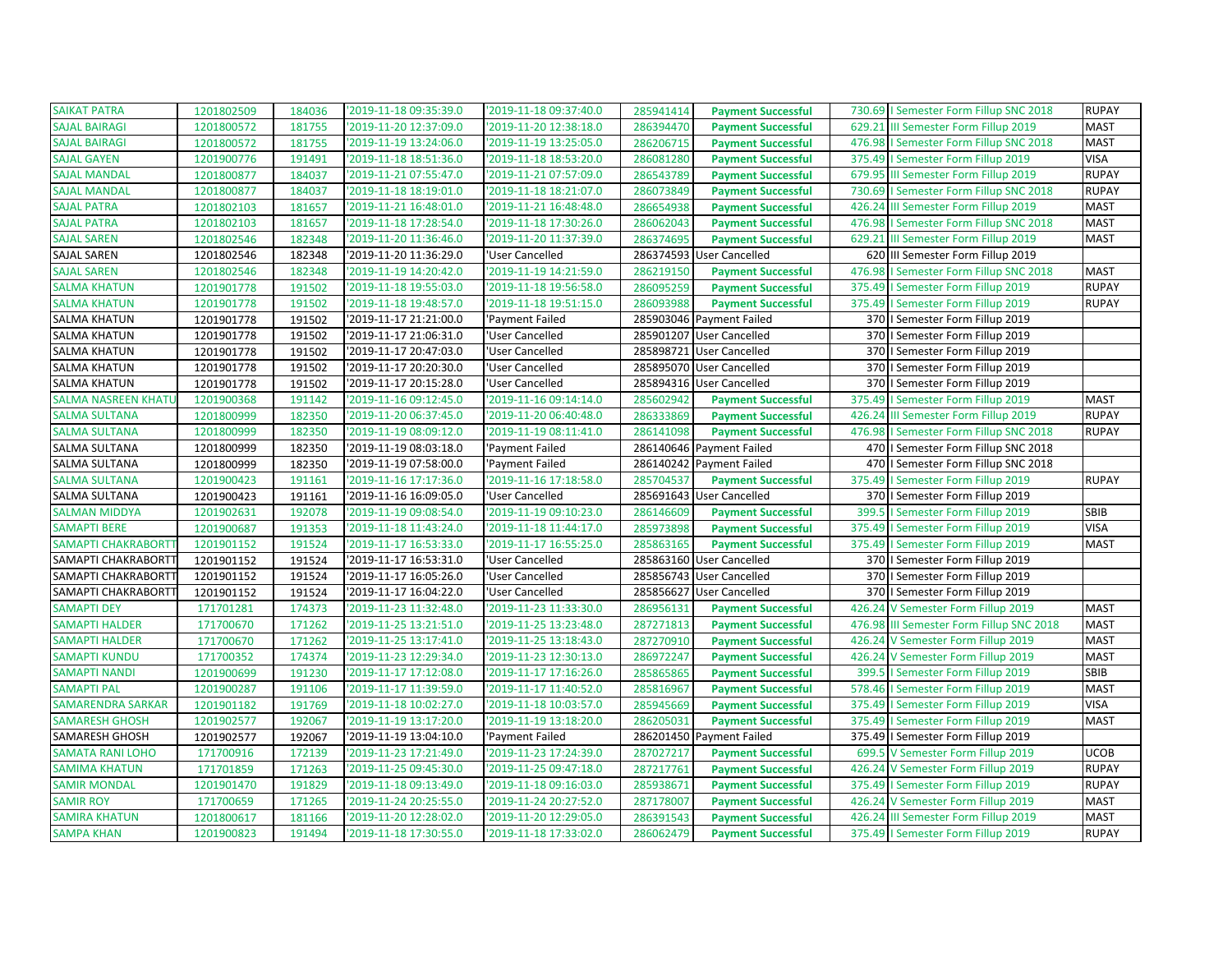| | | | | | | | | | |
|---|---|---|---|---|---|---|---|---|---|
| SAIKAT PATRA | 1201802509 | 184036 | '2019-11-18 09:35:39.0 | '2019-11-18 09:37:40.0 | 285941414 | **Payment Successful** | 730.69 | I Semester Form Fillup SNC 2018 | RUPAY |
| SAJAL BAIRAGI | 1201800572 | 181755 | '2019-11-20 12:37:09.0 | '2019-11-20 12:38:18.0 | 286394470 | **Payment Successful** | 629.21 | III Semester Form Fillup 2019 | MAST |
| SAJAL BAIRAGI | 1201800572 | 181755 | '2019-11-19 13:24:06.0 | '2019-11-19 13:25:05.0 | 286206715 | **Payment Successful** | 476.98 | I Semester Form Fillup SNC 2018 | MAST |
| SAJAL GAYEN | 1201900776 | 191491 | '2019-11-18 18:51:36.0 | '2019-11-18 18:53:20.0 | 286081280 | **Payment Successful** | 375.49 | I Semester Form Fillup 2019 | VISA |
| SAJAL MANDAL | 1201800877 | 184037 | '2019-11-21 07:55:47.0 | '2019-11-21 07:57:09.0 | 286543789 | **Payment Successful** | 679.95 | III Semester Form Fillup 2019 | RUPAY |
| SAJAL MANDAL | 1201800877 | 184037 | '2019-11-18 18:19:01.0 | '2019-11-18 18:21:07.0 | 286073849 | **Payment Successful** | 730.69 | I Semester Form Fillup SNC 2018 | RUPAY |
| SAJAL PATRA | 1201802103 | 181657 | '2019-11-21 16:48:01.0 | '2019-11-21 16:48:48.0 | 286654938 | **Payment Successful** | 426.24 | III Semester Form Fillup 2019 | MAST |
| SAJAL PATRA | 1201802103 | 181657 | '2019-11-18 17:28:54.0 | '2019-11-18 17:30:26.0 | 286062043 | **Payment Successful** | 476.98 | I Semester Form Fillup SNC 2018 | MAST |
| SAJAL SAREN | 1201802546 | 182348 | '2019-11-20 11:36:46.0 | '2019-11-20 11:37:39.0 | 286374695 | **Payment Successful** | 629.21 | III Semester Form Fillup 2019 | MAST |
| SAJAL SAREN | 1201802546 | 182348 | '2019-11-20 11:36:29.0 | 'User Cancelled | 286374593 | User Cancelled | 620 | III Semester Form Fillup 2019 | |
| SAJAL SAREN | 1201802546 | 182348 | '2019-11-19 14:20:42.0 | '2019-11-19 14:21:59.0 | 286219150 | **Payment Successful** | 476.98 | I Semester Form Fillup SNC 2018 | MAST |
| SALMA KHATUN | 1201901778 | 191502 | '2019-11-18 19:55:03.0 | '2019-11-18 19:56:58.0 | 286095259 | **Payment Successful** | 375.49 | I Semester Form Fillup 2019 | RUPAY |
| SALMA KHATUN | 1201901778 | 191502 | '2019-11-18 19:48:57.0 | '2019-11-18 19:51:15.0 | 286093988 | **Payment Successful** | 375.49 | I Semester Form Fillup 2019 | RUPAY |
| SALMA KHATUN | 1201901778 | 191502 | '2019-11-17 21:21:00.0 | 'Payment Failed | 285903046 | Payment Failed | 370 | I Semester Form Fillup 2019 | |
| SALMA KHATUN | 1201901778 | 191502 | '2019-11-17 21:06:31.0 | 'User Cancelled | 285901207 | User Cancelled | 370 | I Semester Form Fillup 2019 | |
| SALMA KHATUN | 1201901778 | 191502 | '2019-11-17 20:47:03.0 | 'User Cancelled | 285898721 | User Cancelled | 370 | I Semester Form Fillup 2019 | |
| SALMA KHATUN | 1201901778 | 191502 | '2019-11-17 20:20:30.0 | 'User Cancelled | 285895070 | User Cancelled | 370 | I Semester Form Fillup 2019 | |
| SALMA KHATUN | 1201901778 | 191502 | '2019-11-17 20:15:28.0 | 'User Cancelled | 285894316 | User Cancelled | 370 | I Semester Form Fillup 2019 | |
| SALMA NASREEN KHATU | 1201900368 | 191142 | '2019-11-16 09:12:45.0 | '2019-11-16 09:14:14.0 | 285602942 | **Payment Successful** | 375.49 | I Semester Form Fillup 2019 | MAST |
| SALMA SULTANA | 1201800999 | 182350 | '2019-11-20 06:37:45.0 | '2019-11-20 06:40:48.0 | 286333869 | **Payment Successful** | 426.24 | III Semester Form Fillup 2019 | RUPAY |
| SALMA SULTANA | 1201800999 | 182350 | '2019-11-19 08:09:12.0 | '2019-11-19 08:11:41.0 | 286141098 | **Payment Successful** | 476.98 | I Semester Form Fillup SNC 2018 | RUPAY |
| SALMA SULTANA | 1201800999 | 182350 | '2019-11-19 08:03:18.0 | 'Payment Failed | 286140646 | Payment Failed | 470 | I Semester Form Fillup SNC 2018 | |
| SALMA SULTANA | 1201800999 | 182350 | '2019-11-19 07:58:00.0 | 'Payment Failed | 286140242 | Payment Failed | 470 | I Semester Form Fillup SNC 2018 | |
| SALMA SULTANA | 1201900423 | 191161 | '2019-11-16 17:17:36.0 | '2019-11-16 17:18:58.0 | 285704537 | **Payment Successful** | 375.49 | I Semester Form Fillup 2019 | RUPAY |
| SALMA SULTANA | 1201900423 | 191161 | '2019-11-16 16:09:05.0 | 'User Cancelled | 285691643 | User Cancelled | 370 | I Semester Form Fillup 2019 | |
| SALMAN MIDDYA | 1201902631 | 192078 | '2019-11-19 09:08:54.0 | '2019-11-19 09:10:23.0 | 286146609 | **Payment Successful** | 399.5 | I Semester Form Fillup 2019 | SBIB |
| SAMAPTI BERE | 1201900687 | 191353 | '2019-11-18 11:43:24.0 | '2019-11-18 11:44:17.0 | 285973898 | **Payment Successful** | 375.49 | I Semester Form Fillup 2019 | VISA |
| SAMAPTI CHAKRABORTT | 1201901152 | 191524 | '2019-11-17 16:53:33.0 | '2019-11-17 16:55:25.0 | 285863165 | **Payment Successful** | 375.49 | I Semester Form Fillup 2019 | MAST |
| SAMAPTI CHAKRABORTT | 1201901152 | 191524 | '2019-11-17 16:53:31.0 | 'User Cancelled | 285863160 | User Cancelled | 370 | I Semester Form Fillup 2019 | |
| SAMAPTI CHAKRABORTT | 1201901152 | 191524 | '2019-11-17 16:05:26.0 | 'User Cancelled | 285856743 | User Cancelled | 370 | I Semester Form Fillup 2019 | |
| SAMAPTI CHAKRABORTT | 1201901152 | 191524 | '2019-11-17 16:04:22.0 | 'User Cancelled | 285856627 | User Cancelled | 370 | I Semester Form Fillup 2019 | |
| SAMAPTI DEY | 171701281 | 174373 | '2019-11-23 11:32:48.0 | '2019-11-23 11:33:30.0 | 286956131 | **Payment Successful** | 426.24 | V Semester Form Fillup 2019 | MAST |
| SAMAPTI HALDER | 171700670 | 171262 | '2019-11-25 13:21:51.0 | '2019-11-25 13:23:48.0 | 287271813 | **Payment Successful** | 476.98 | III Semester Form Fillup SNC 2018 | MAST |
| SAMAPTI HALDER | 171700670 | 171262 | '2019-11-25 13:17:41.0 | '2019-11-25 13:18:43.0 | 287270910 | **Payment Successful** | 426.24 | V Semester Form Fillup 2019 | MAST |
| SAMAPTI KUNDU | 171700352 | 174374 | '2019-11-23 12:29:34.0 | '2019-11-23 12:30:13.0 | 286972247 | **Payment Successful** | 426.24 | V Semester Form Fillup 2019 | MAST |
| SAMAPTI NANDI | 1201900699 | 191230 | '2019-11-17 17:12:08.0 | '2019-11-17 17:16:26.0 | 285865865 | **Payment Successful** | 399.5 | I Semester Form Fillup 2019 | SBIB |
| SAMAPTI PAL | 1201900287 | 191106 | '2019-11-17 11:39:59.0 | '2019-11-17 11:40:52.0 | 285816967 | **Payment Successful** | 578.46 | I Semester Form Fillup 2019 | MAST |
| SAMARENDRA SARKAR | 1201901182 | 191769 | '2019-11-18 10:02:27.0 | '2019-11-18 10:03:57.0 | 285945669 | **Payment Successful** | 375.49 | I Semester Form Fillup 2019 | VISA |
| SAMARESH GHOSH | 1201902577 | 192067 | '2019-11-19 13:17:20.0 | '2019-11-19 13:18:20.0 | 286205031 | **Payment Successful** | 375.49 | I Semester Form Fillup 2019 | MAST |
| SAMARESH GHOSH | 1201902577 | 192067 | '2019-11-19 13:04:10.0 | 'Payment Failed | 286201450 | Payment Failed | 375.49 | I Semester Form Fillup 2019 | |
| SAMATA RANI LOHO | 171700916 | 172139 | '2019-11-23 17:21:49.0 | '2019-11-23 17:24:39.0 | 287027217 | **Payment Successful** | 699.5 | V Semester Form Fillup 2019 | UCOB |
| SAMIMA KHATUN | 171701859 | 171263 | '2019-11-25 09:45:30.0 | '2019-11-25 09:47:18.0 | 287217761 | **Payment Successful** | 426.24 | V Semester Form Fillup 2019 | RUPAY |
| SAMIR MONDAL | 1201901470 | 191829 | '2019-11-18 09:13:49.0 | '2019-11-18 09:16:03.0 | 285938671 | **Payment Successful** | 375.49 | I Semester Form Fillup 2019 | RUPAY |
| SAMIR ROY | 171700659 | 171265 | '2019-11-24 20:25:55.0 | '2019-11-24 20:27:52.0 | 287178007 | **Payment Successful** | 426.24 | V Semester Form Fillup 2019 | MAST |
| SAMIRA KHATUN | 1201800617 | 181166 | '2019-11-20 12:28:02.0 | '2019-11-20 12:29:05.0 | 286391543 | **Payment Successful** | 426.24 | III Semester Form Fillup 2019 | MAST |
| SAMPA KHAN | 1201900823 | 191494 | '2019-11-18 17:30:55.0 | '2019-11-18 17:33:02.0 | 286062479 | **Payment Successful** | 375.49 | I Semester Form Fillup 2019 | RUPAY |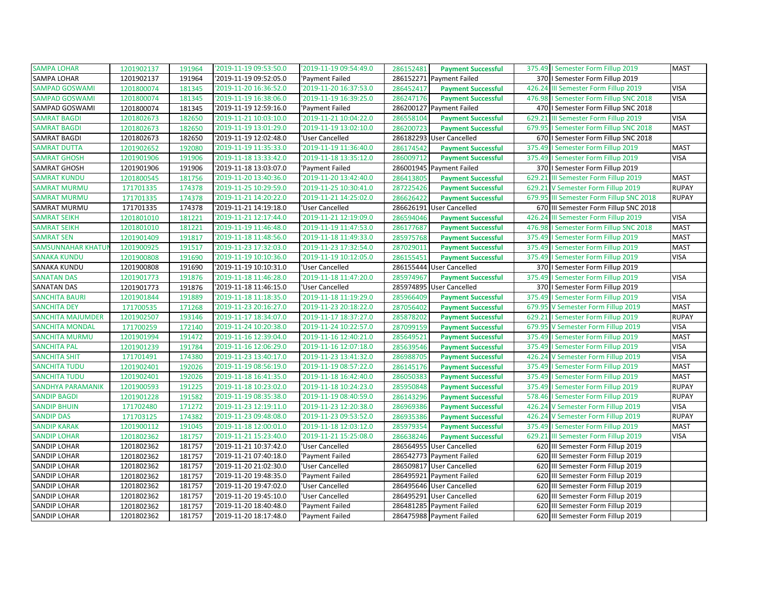| | | | | | | | | | |
|---|---|---|---|---|---|---|---|---|---|
| SAMPA LOHAR | 1201902137 | 191964 | '2019-11-19 09:53:50.0 | '2019-11-19 09:54:49.0 | 286152481 | Payment Successful | 375.49 | I Semester Form Fillup 2019 | MAST |
| SAMPA LOHAR | 1201902137 | 191964 | '2019-11-19 09:52:05.0 | 'Payment Failed | 286152271 | Payment Failed | 370 | I Semester Form Fillup 2019 | |
| SAMPAD GOSWAMI | 1201800074 | 181345 | '2019-11-20 16:36:52.0 | '2019-11-20 16:37:53.0 | 286452417 | Payment Successful | 426.24 | III Semester Form Fillup 2019 | VISA |
| SAMPAD GOSWAMI | 1201800074 | 181345 | '2019-11-19 16:38:06.0 | '2019-11-19 16:39:25.0 | 286247176 | Payment Successful | 476.98 | I Semester Form Fillup SNC 2018 | VISA |
| SAMPAD GOSWAMI | 1201800074 | 181345 | '2019-11-19 12:59:16.0 | 'Payment Failed | 286200127 | Payment Failed | 470 | I Semester Form Fillup SNC 2018 | |
| SAMRAT BAGDI | 1201802673 | 182650 | '2019-11-21 10:03:10.0 | '2019-11-21 10:04:22.0 | 286558104 | Payment Successful | 629.21 | III Semester Form Fillup 2019 | VISA |
| SAMRAT BAGDI | 1201802673 | 182650 | '2019-11-19 13:01:29.0 | '2019-11-19 13:02:10.0 | 286200723 | Payment Successful | 679.95 | I Semester Form Fillup SNC 2018 | MAST |
| SAMRAT BAGDI | 1201802673 | 182650 | '2019-11-19 12:02:48.0 | 'User Cancelled | 286182293 | User Cancelled | 670 | I Semester Form Fillup SNC 2018 | |
| SAMRAT DUTTA | 1201902652 | 192080 | '2019-11-19 11:35:33.0 | '2019-11-19 11:36:40.0 | 286174542 | Payment Successful | 375.49 | I Semester Form Fillup 2019 | MAST |
| SAMRAT GHOSH | 1201901906 | 191906 | '2019-11-18 13:33:42.0 | '2019-11-18 13:35:12.0 | 286009712 | Payment Successful | 375.49 | I Semester Form Fillup 2019 | VISA |
| SAMRAT GHOSH | 1201901906 | 191906 | '2019-11-18 13:03:07.0 | 'Payment Failed | 286001945 | Payment Failed | 370 | I Semester Form Fillup 2019 | |
| SAMRAT KUNDU | 1201800545 | 181756 | '2019-11-20 13:40:36.0 | '2019-11-20 13:42:40.0 | 286413805 | Payment Successful | 629.21 | III Semester Form Fillup 2019 | MAST |
| SAMRAT MURMU | 171701335 | 174378 | '2019-11-25 10:29:59.0 | '2019-11-25 10:30:41.0 | 287225426 | Payment Successful | 629.21 | V Semester Form Fillup 2019 | RUPAY |
| SAMRAT MURMU | 171701335 | 174378 | '2019-11-21 14:20:22.0 | '2019-11-21 14:25:02.0 | 286626422 | Payment Successful | 679.95 | III Semester Form Fillup SNC 2018 | RUPAY |
| SAMRAT MURMU | 171701335 | 174378 | '2019-11-21 14:19:18.0 | 'User Cancelled | 286626191 | User Cancelled | 670 | III Semester Form Fillup SNC 2018 | |
| SAMRAT SEIKH | 1201801010 | 181221 | '2019-11-21 12:17:44.0 | '2019-11-21 12:19:09.0 | 286594046 | Payment Successful | 426.24 | III Semester Form Fillup 2019 | VISA |
| SAMRAT SEIKH | 1201801010 | 181221 | '2019-11-19 11:46:48.0 | '2019-11-19 11:47:53.0 | 286177687 | Payment Successful | 476.98 | I Semester Form Fillup SNC 2018 | MAST |
| SAMRAT SEN | 1201901409 | 191817 | '2019-11-18 11:48:56.0 | '2019-11-18 11:49:33.0 | 285975768 | Payment Successful | 375.49 | I Semester Form Fillup 2019 | MAST |
| SAMSUNNAHAR KHATUN | 1201900925 | 191517 | '2019-11-23 17:32:03.0 | '2019-11-23 17:32:54.0 | 287029011 | Payment Successful | 375.49 | I Semester Form Fillup 2019 | MAST |
| SANAKA KUNDU | 1201900808 | 191690 | '2019-11-19 10:10:36.0 | '2019-11-19 10:12:05.0 | 286155451 | Payment Successful | 375.49 | I Semester Form Fillup 2019 | VISA |
| SANAKA KUNDU | 1201900808 | 191690 | '2019-11-19 10:10:31.0 | 'User Cancelled | 286155444 | User Cancelled | 370 | I Semester Form Fillup 2019 | |
| SANATAN DAS | 1201901773 | 191876 | '2019-11-18 11:46:28.0 | '2019-11-18 11:47:20.0 | 285974967 | Payment Successful | 375.49 | I Semester Form Fillup 2019 | VISA |
| SANATAN DAS | 1201901773 | 191876 | '2019-11-18 11:46:15.0 | 'User Cancelled | 285974895 | User Cancelled | 370 | I Semester Form Fillup 2019 | |
| SANCHITA BAURI | 1201901844 | 191889 | '2019-11-18 11:18:35.0 | '2019-11-18 11:19:29.0 | 285966409 | Payment Successful | 375.49 | I Semester Form Fillup 2019 | VISA |
| SANCHITA DEY | 171700535 | 171268 | '2019-11-23 20:16:27.0 | '2019-11-23 20:18:22.0 | 287056402 | Payment Successful | 679.95 | V Semester Form Fillup 2019 | MAST |
| SANCHITA MAJUMDER | 1201902507 | 193146 | '2019-11-17 18:34:07.0 | '2019-11-17 18:37:27.0 | 285878202 | Payment Successful | 629.21 | I Semester Form Fillup 2019 | RUPAY |
| SANCHITA MONDAL | 171700259 | 172140 | '2019-11-24 10:20:38.0 | '2019-11-24 10:22:57.0 | 287099159 | Payment Successful | 679.95 | V Semester Form Fillup 2019 | VISA |
| SANCHITA MURMU | 1201901994 | 191472 | '2019-11-16 12:39:04.0 | '2019-11-16 12:40:21.0 | 285649521 | Payment Successful | 375.49 | I Semester Form Fillup 2019 | MAST |
| SANCHITA PAL | 1201901239 | 191784 | '2019-11-16 12:06:29.0 | '2019-11-16 12:07:18.0 | 285639546 | Payment Successful | 375.49 | I Semester Form Fillup 2019 | VISA |
| SANCHITA SHIT | 171701491 | 174380 | '2019-11-23 13:40:17.0 | '2019-11-23 13:41:32.0 | 286988705 | Payment Successful | 426.24 | V Semester Form Fillup 2019 | VISA |
| SANCHITA TUDU | 1201902401 | 192026 | '2019-11-19 08:56:19.0 | '2019-11-19 08:57:22.0 | 286145176 | Payment Successful | 375.49 | I Semester Form Fillup 2019 | MAST |
| SANCHITA TUDU | 1201902401 | 192026 | '2019-11-18 16:41:35.0 | '2019-11-18 16:42:40.0 | 286050383 | Payment Successful | 375.49 | I Semester Form Fillup 2019 | MAST |
| SANDHYA PARAMANIK | 1201900593 | 191225 | '2019-11-18 10:23:02.0 | '2019-11-18 10:24:23.0 | 285950848 | Payment Successful | 375.49 | I Semester Form Fillup 2019 | RUPAY |
| SANDIP BAGDI | 1201901228 | 191582 | '2019-11-19 08:35:38.0 | '2019-11-19 08:40:59.0 | 286143296 | Payment Successful | 578.46 | I Semester Form Fillup 2019 | RUPAY |
| SANDIP BHUIN | 171702480 | 171272 | '2019-11-23 12:19:11.0 | '2019-11-23 12:20:38.0 | 286969386 | Payment Successful | 426.24 | V Semester Form Fillup 2019 | VISA |
| SANDIP DAS | 171703125 | 174382 | '2019-11-23 09:48:08.0 | '2019-11-23 09:53:52.0 | 286935386 | Payment Successful | 426.24 | V Semester Form Fillup 2019 | RUPAY |
| SANDIP KARAK | 1201900112 | 191045 | '2019-11-18 12:00:01.0 | '2019-11-18 12:03:12.0 | 285979354 | Payment Successful | 375.49 | I Semester Form Fillup 2019 | MAST |
| SANDIP LOHAR | 1201802362 | 181757 | '2019-11-21 15:23:40.0 | '2019-11-21 15:25:08.0 | 286638246 | Payment Successful | 629.21 | III Semester Form Fillup 2019 | VISA |
| SANDIP LOHAR | 1201802362 | 181757 | '2019-11-21 10:37:42.0 | 'User Cancelled | 286564955 | User Cancelled | 620 | III Semester Form Fillup 2019 | |
| SANDIP LOHAR | 1201802362 | 181757 | '2019-11-21 07:40:18.0 | 'Payment Failed | 286542773 | Payment Failed | 620 | III Semester Form Fillup 2019 | |
| SANDIP LOHAR | 1201802362 | 181757 | '2019-11-20 21:02:30.0 | 'User Cancelled | 286509817 | User Cancelled | 620 | III Semester Form Fillup 2019 | |
| SANDIP LOHAR | 1201802362 | 181757 | '2019-11-20 19:48:35.0 | 'Payment Failed | 286495921 | Payment Failed | 620 | III Semester Form Fillup 2019 | |
| SANDIP LOHAR | 1201802362 | 181757 | '2019-11-20 19:47:02.0 | 'User Cancelled | 286495646 | User Cancelled | 620 | III Semester Form Fillup 2019 | |
| SANDIP LOHAR | 1201802362 | 181757 | '2019-11-20 19:45:10.0 | 'User Cancelled | 286495291 | User Cancelled | 620 | III Semester Form Fillup 2019 | |
| SANDIP LOHAR | 1201802362 | 181757 | '2019-11-20 18:40:48.0 | 'Payment Failed | 286481285 | Payment Failed | 620 | III Semester Form Fillup 2019 | |
| SANDIP LOHAR | 1201802362 | 181757 | '2019-11-20 18:17:48.0 | 'Payment Failed | 286475988 | Payment Failed | 620 | III Semester Form Fillup 2019 | |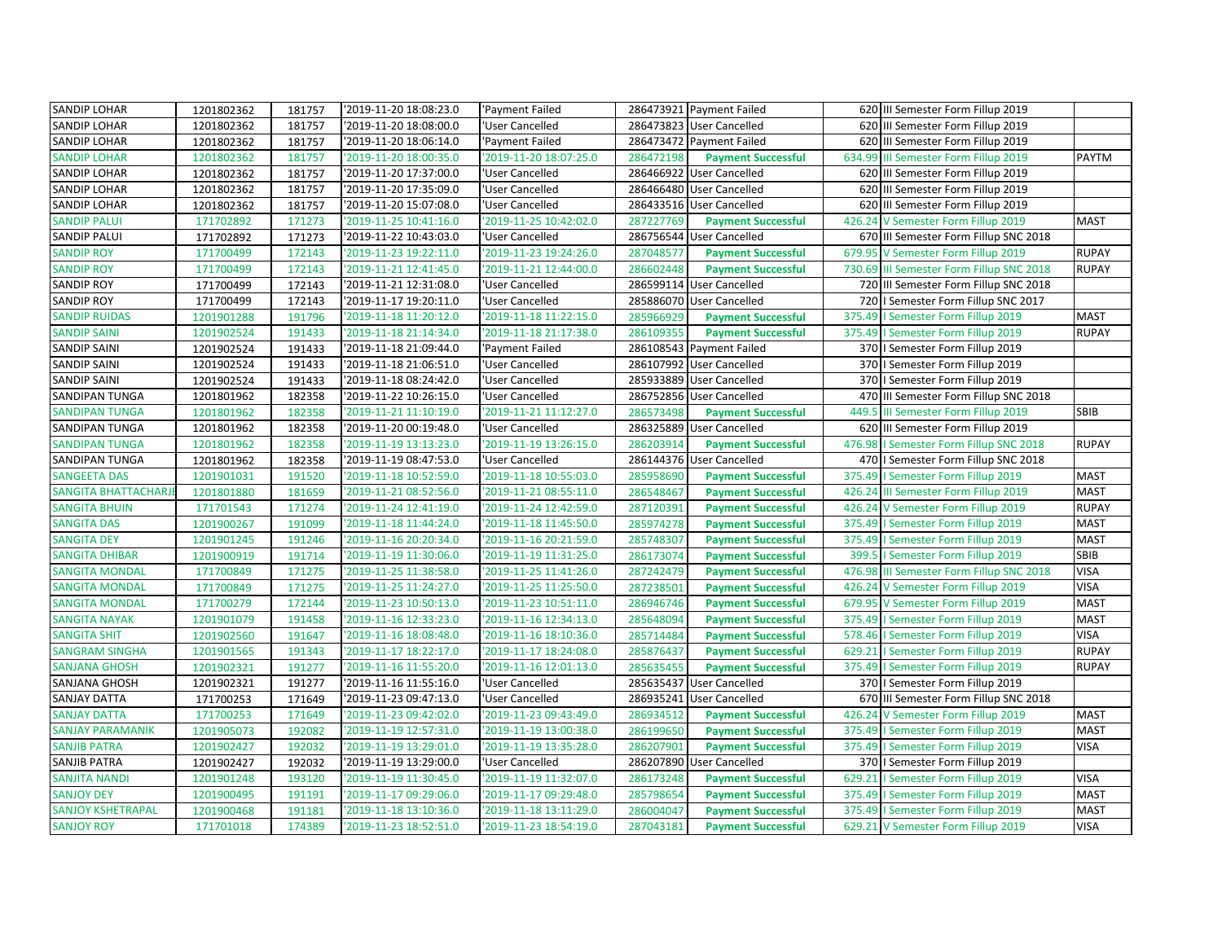| SANDIP LOHAR | 1201802362 | 181757 | '2019-11-20 18:08:23.0 | 'Payment Failed | 286473921 | Payment Failed | 620 | III Semester Form Fillup 2019 | |
|---|---|---|---|---|---|---|---|---|---|
| SANDIP LOHAR | 1201802362 | 181757 | '2019-11-20 18:08:00.0 | 'User Cancelled | 286473823 | User Cancelled | 620 | III Semester Form Fillup 2019 | |
| SANDIP LOHAR | 1201802362 | 181757 | '2019-11-20 18:06:14.0 | 'Payment Failed | 286473472 | Payment Failed | 620 | III Semester Form Fillup 2019 | |
| SANDIP LOHAR | 1201802362 | 181757 | '2019-11-20 18:00:35.0 | '2019-11-20 18:07:25.0 | 286472198 | Payment Successful | 634.99 | III Semester Form Fillup 2019 | PAYTM |
| SANDIP LOHAR | 1201802362 | 181757 | '2019-11-20 17:37:00.0 | 'User Cancelled | 286466922 | User Cancelled | 620 | III Semester Form Fillup 2019 | |
| SANDIP LOHAR | 1201802362 | 181757 | '2019-11-20 17:35:09.0 | 'User Cancelled | 286466480 | User Cancelled | 620 | III Semester Form Fillup 2019 | |
| SANDIP LOHAR | 1201802362 | 181757 | '2019-11-20 15:07:08.0 | 'User Cancelled | 286433516 | User Cancelled | 620 | III Semester Form Fillup 2019 | |
| SANDIP PALUI | 171702892 | 171273 | '2019-11-25 10:41:16.0 | '2019-11-25 10:42:02.0 | 287227769 | Payment Successful | 426.24 | V Semester Form Fillup 2019 | MAST |
| SANDIP PALUI | 171702892 | 171273 | '2019-11-22 10:43:03.0 | 'User Cancelled | 286756544 | User Cancelled | 670 | III Semester Form Fillup SNC 2018 | |
| SANDIP ROY | 171700499 | 172143 | '2019-11-23 19:22:11.0 | '2019-11-23 19:24:26.0 | 287048577 | Payment Successful | 679.95 | V Semester Form Fillup 2019 | RUPAY |
| SANDIP ROY | 171700499 | 172143 | '2019-11-21 12:41:45.0 | '2019-11-21 12:44:00.0 | 286602448 | Payment Successful | 730.69 | III Semester Form Fillup SNC 2018 | RUPAY |
| SANDIP ROY | 171700499 | 172143 | '2019-11-21 12:31:08.0 | 'User Cancelled | 286599114 | User Cancelled | 720 | III Semester Form Fillup SNC 2018 | |
| SANDIP ROY | 171700499 | 172143 | '2019-11-17 19:20:11.0 | 'User Cancelled | 285886070 | User Cancelled | 720 | I Semester Form Fillup SNC 2017 | |
| SANDIP RUIDAS | 1201901288 | 191796 | '2019-11-18 11:20:12.0 | '2019-11-18 11:22:15.0 | 285966929 | Payment Successful | 375.49 | I Semester Form Fillup 2019 | MAST |
| SANDIP SAINI | 1201902524 | 191433 | '2019-11-18 21:14:34.0 | '2019-11-18 21:17:38.0 | 286109355 | Payment Successful | 375.49 | I Semester Form Fillup 2019 | RUPAY |
| SANDIP SAINI | 1201902524 | 191433 | '2019-11-18 21:09:44.0 | 'Payment Failed | 286108543 | Payment Failed | 370 | I Semester Form Fillup 2019 | |
| SANDIP SAINI | 1201902524 | 191433 | '2019-11-18 21:06:51.0 | 'User Cancelled | 286107992 | User Cancelled | 370 | I Semester Form Fillup 2019 | |
| SANDIP SAINI | 1201902524 | 191433 | '2019-11-18 08:24:42.0 | 'User Cancelled | 285933889 | User Cancelled | 370 | I Semester Form Fillup 2019 | |
| SANDIPAN TUNGA | 1201801962 | 182358 | '2019-11-22 10:26:15.0 | 'User Cancelled | 286752856 | User Cancelled | 470 | III Semester Form Fillup SNC 2018 | |
| SANDIPAN TUNGA | 1201801962 | 182358 | '2019-11-21 11:10:19.0 | '2019-11-21 11:12:27.0 | 286573498 | Payment Successful | 449.5 | III Semester Form Fillup 2019 | SBIB |
| SANDIPAN TUNGA | 1201801962 | 182358 | '2019-11-20 00:19:48.0 | 'User Cancelled | 286325889 | User Cancelled | 620 | III Semester Form Fillup 2019 | |
| SANDIPAN TUNGA | 1201801962 | 182358 | '2019-11-19 13:13:23.0 | '2019-11-19 13:26:15.0 | 286203914 | Payment Successful | 476.98 | I Semester Form Fillup SNC 2018 | RUPAY |
| SANDIPAN TUNGA | 1201801962 | 182358 | '2019-11-19 08:47:53.0 | 'User Cancelled | 286144376 | User Cancelled | 470 | I Semester Form Fillup SNC 2018 | |
| SANGEETA DAS | 1201901031 | 191520 | '2019-11-18 10:52:59.0 | '2019-11-18 10:55:03.0 | 285958690 | Payment Successful | 375.49 | I Semester Form Fillup 2019 | MAST |
| SANGITA BHATTACHARJE | 1201801880 | 181659 | '2019-11-21 08:52:56.0 | '2019-11-21 08:55:11.0 | 286548467 | Payment Successful | 426.24 | III Semester Form Fillup 2019 | MAST |
| SANGITA BHUIN | 171701543 | 171274 | '2019-11-24 12:41:19.0 | '2019-11-24 12:42:59.0 | 287120391 | Payment Successful | 426.24 | V Semester Form Fillup 2019 | RUPAY |
| SANGITA DAS | 1201900267 | 191099 | '2019-11-18 11:44:24.0 | '2019-11-18 11:45:50.0 | 285974278 | Payment Successful | 375.49 | I Semester Form Fillup 2019 | MAST |
| SANGITA DEY | 1201901245 | 191246 | '2019-11-16 20:20:34.0 | '2019-11-16 20:21:59.0 | 285748307 | Payment Successful | 375.49 | I Semester Form Fillup 2019 | MAST |
| SANGITA DHIBAR | 1201900919 | 191714 | '2019-11-19 11:30:06.0 | '2019-11-19 11:31:25.0 | 286173074 | Payment Successful | 399.5 | I Semester Form Fillup 2019 | SBIB |
| SANGITA MONDAL | 171700849 | 171275 | '2019-11-25 11:38:58.0 | '2019-11-25 11:41:26.0 | 287242479 | Payment Successful | 476.98 | III Semester Form Fillup SNC 2018 | VISA |
| SANGITA MONDAL | 171700849 | 171275 | '2019-11-25 11:24:27.0 | '2019-11-25 11:25:50.0 | 287238501 | Payment Successful | 426.24 | V Semester Form Fillup 2019 | VISA |
| SANGITA MONDAL | 171700279 | 172144 | '2019-11-23 10:50:13.0 | '2019-11-23 10:51:11.0 | 286946746 | Payment Successful | 679.95 | V Semester Form Fillup 2019 | MAST |
| SANGITA NAYAK | 1201901079 | 191458 | '2019-11-16 12:33:23.0 | '2019-11-16 12:34:13.0 | 285648094 | Payment Successful | 375.49 | I Semester Form Fillup 2019 | MAST |
| SANGITA SHIT | 1201902560 | 191647 | '2019-11-16 18:08:48.0 | '2019-11-16 18:10:36.0 | 285714484 | Payment Successful | 578.46 | I Semester Form Fillup 2019 | VISA |
| SANGRAM SINGHA | 1201901565 | 191343 | '2019-11-17 18:22:17.0 | '2019-11-17 18:24:08.0 | 285876437 | Payment Successful | 629.21 | I Semester Form Fillup 2019 | RUPAY |
| SANJANA GHOSH | 1201902321 | 191277 | '2019-11-16 11:55:20.0 | '2019-11-16 12:01:13.0 | 285635455 | Payment Successful | 375.49 | I Semester Form Fillup 2019 | RUPAY |
| SANJANA GHOSH | 1201902321 | 191277 | '2019-11-16 11:55:16.0 | 'User Cancelled | 285635437 | User Cancelled | 370 | I Semester Form Fillup 2019 | |
| SANJAY DATTA | 171700253 | 171649 | '2019-11-23 09:47:13.0 | 'User Cancelled | 286935241 | User Cancelled | 670 | III Semester Form Fillup SNC 2018 | |
| SANJAY DATTA | 171700253 | 171649 | '2019-11-23 09:42:02.0 | '2019-11-23 09:43:49.0 | 286934512 | Payment Successful | 426.24 | V Semester Form Fillup 2019 | MAST |
| SANJAY PARAMANIK | 1201905073 | 192082 | '2019-11-19 12:57:31.0 | '2019-11-19 13:00:38.0 | 286199650 | Payment Successful | 375.49 | I Semester Form Fillup 2019 | MAST |
| SANJIB PATRA | 1201902427 | 192032 | '2019-11-19 13:29:01.0 | '2019-11-19 13:35:28.0 | 286207901 | Payment Successful | 375.49 | I Semester Form Fillup 2019 | VISA |
| SANJIB PATRA | 1201902427 | 192032 | '2019-11-19 13:29:00.0 | 'User Cancelled | 286207890 | User Cancelled | 370 | I Semester Form Fillup 2019 | |
| SANJITA NANDI | 1201901248 | 193120 | '2019-11-19 11:30:45.0 | '2019-11-19 11:32:07.0 | 286173248 | Payment Successful | 629.21 | I Semester Form Fillup 2019 | VISA |
| SANJOY DEY | 1201900495 | 191191 | '2019-11-17 09:29:06.0 | '2019-11-17 09:29:48.0 | 285798654 | Payment Successful | 375.49 | I Semester Form Fillup 2019 | MAST |
| SANJOY KSHETRAPAL | 1201900468 | 191181 | '2019-11-18 13:10:36.0 | '2019-11-18 13:11:29.0 | 286004047 | Payment Successful | 375.49 | I Semester Form Fillup 2019 | MAST |
| SANJOY ROY | 171701018 | 174389 | '2019-11-23 18:52:51.0 | '2019-11-23 18:54:19.0 | 287043181 | Payment Successful | 629.21 | V Semester Form Fillup 2019 | VISA |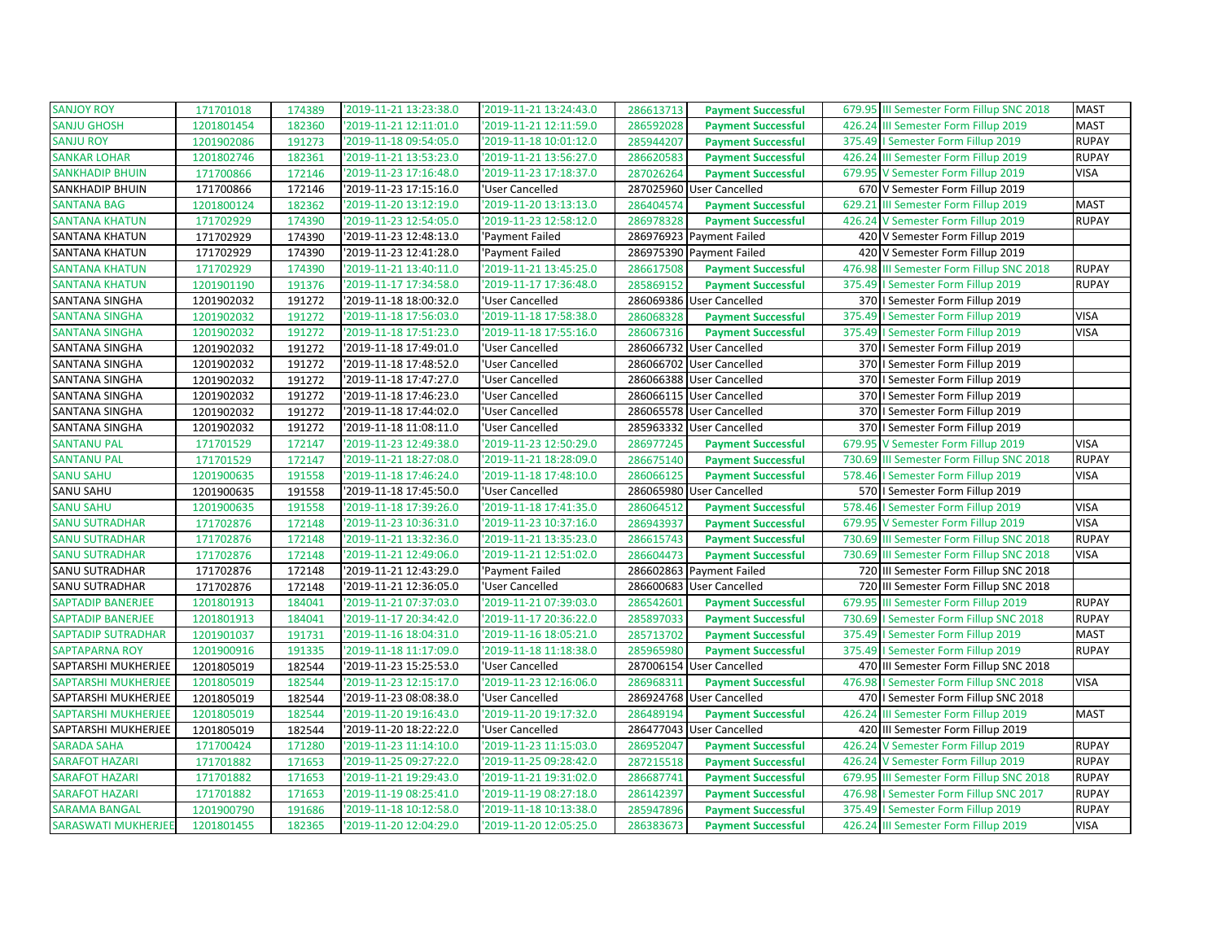| | | | | | | | | | |
|---|---|---|---|---|---|---|---|---|---|
| SANJOY ROY | 171701018 | 174389 | '2019-11-21 13:23:38.0 | '2019-11-21 13:24:43.0 | 286613713 | Payment Successful | 679.95 | III Semester Form Fillup SNC 2018 | MAST |
| SANJU GHOSH | 1201801454 | 182360 | '2019-11-21 12:11:01.0 | '2019-11-21 12:11:59.0 | 286592028 | Payment Successful | 426.24 | III Semester Form Fillup 2019 | MAST |
| SANJU ROY | 1201902086 | 191273 | '2019-11-18 09:54:05.0 | '2019-11-18 10:01:12.0 | 285944207 | Payment Successful | 375.49 | I Semester Form Fillup 2019 | RUPAY |
| SANKAR LOHAR | 1201802746 | 182361 | '2019-11-21 13:53:23.0 | '2019-11-21 13:56:27.0 | 286620583 | Payment Successful | 426.24 | III Semester Form Fillup 2019 | RUPAY |
| SANKHADIP BHUIN | 171700866 | 172146 | '2019-11-23 17:16:48.0 | '2019-11-23 17:18:37.0 | 287026264 | Payment Successful | 679.95 | V Semester Form Fillup 2019 | VISA |
| SANKHADIP BHUIN | 171700866 | 172146 | '2019-11-23 17:15:16.0 | 'User Cancelled | 287025960 | User Cancelled | 670 | V Semester Form Fillup 2019 | |
| SANTANA BAG | 1201800124 | 182362 | '2019-11-20 13:12:19.0 | '2019-11-20 13:13:13.0 | 286404574 | Payment Successful | 629.21 | III Semester Form Fillup 2019 | MAST |
| SANTANA KHATUN | 171702929 | 174390 | '2019-11-23 12:54:05.0 | '2019-11-23 12:58:12.0 | 286978328 | Payment Successful | 426.24 | V Semester Form Fillup 2019 | RUPAY |
| SANTANA KHATUN | 171702929 | 174390 | '2019-11-23 12:48:13.0 | 'Payment Failed | 286976923 | Payment Failed | 420 | V Semester Form Fillup 2019 | |
| SANTANA KHATUN | 171702929 | 174390 | '2019-11-23 12:41:28.0 | 'Payment Failed | 286975390 | Payment Failed | 420 | V Semester Form Fillup 2019 | |
| SANTANA KHATUN | 171702929 | 174390 | '2019-11-21 13:40:11.0 | '2019-11-21 13:45:25.0 | 286617508 | Payment Successful | 476.98 | III Semester Form Fillup SNC 2018 | RUPAY |
| SANTANA KHATUN | 1201901190 | 191376 | '2019-11-17 17:34:58.0 | '2019-11-17 17:36:48.0 | 285869152 | Payment Successful | 375.49 | I Semester Form Fillup 2019 | RUPAY |
| SANTANA SINGHA | 1201902032 | 191272 | '2019-11-18 18:00:32.0 | 'User Cancelled | 286069386 | User Cancelled | 370 | I Semester Form Fillup 2019 | |
| SANTANA SINGHA | 1201902032 | 191272 | '2019-11-18 17:56:03.0 | '2019-11-18 17:58:38.0 | 286068328 | Payment Successful | 375.49 | I Semester Form Fillup 2019 | VISA |
| SANTANA SINGHA | 1201902032 | 191272 | '2019-11-18 17:51:23.0 | '2019-11-18 17:55:16.0 | 286067316 | Payment Successful | 375.49 | I Semester Form Fillup 2019 | VISA |
| SANTANA SINGHA | 1201902032 | 191272 | '2019-11-18 17:49:01.0 | 'User Cancelled | 286066732 | User Cancelled | 370 | I Semester Form Fillup 2019 | |
| SANTANA SINGHA | 1201902032 | 191272 | '2019-11-18 17:48:52.0 | 'User Cancelled | 286066702 | User Cancelled | 370 | I Semester Form Fillup 2019 | |
| SANTANA SINGHA | 1201902032 | 191272 | '2019-11-18 17:47:27.0 | 'User Cancelled | 286066388 | User Cancelled | 370 | I Semester Form Fillup 2019 | |
| SANTANA SINGHA | 1201902032 | 191272 | '2019-11-18 17:46:23.0 | 'User Cancelled | 286066115 | User Cancelled | 370 | I Semester Form Fillup 2019 | |
| SANTANA SINGHA | 1201902032 | 191272 | '2019-11-18 17:44:02.0 | 'User Cancelled | 286065578 | User Cancelled | 370 | I Semester Form Fillup 2019 | |
| SANTANA SINGHA | 1201902032 | 191272 | '2019-11-18 11:08:11.0 | 'User Cancelled | 285963332 | User Cancelled | 370 | I Semester Form Fillup 2019 | |
| SANTANU PAL | 171701529 | 172147 | '2019-11-23 12:49:38.0 | '2019-11-23 12:50:29.0 | 286977245 | Payment Successful | 679.95 | V Semester Form Fillup 2019 | VISA |
| SANTANU PAL | 171701529 | 172147 | '2019-11-21 18:27:08.0 | '2019-11-21 18:28:09.0 | 286675140 | Payment Successful | 730.69 | III Semester Form Fillup SNC 2018 | RUPAY |
| SANU SAHU | 1201900635 | 191558 | '2019-11-18 17:46:24.0 | '2019-11-18 17:48:10.0 | 286066125 | Payment Successful | 578.46 | I Semester Form Fillup 2019 | VISA |
| SANU SAHU | 1201900635 | 191558 | '2019-11-18 17:45:50.0 | 'User Cancelled | 286065980 | User Cancelled | 570 | I Semester Form Fillup 2019 | |
| SANU SAHU | 1201900635 | 191558 | '2019-11-18 17:39:26.0 | '2019-11-18 17:41:35.0 | 286064512 | Payment Successful | 578.46 | I Semester Form Fillup 2019 | VISA |
| SANU SUTRADHAR | 171702876 | 172148 | '2019-11-23 10:36:31.0 | '2019-11-23 10:37:16.0 | 286943937 | Payment Successful | 679.95 | V Semester Form Fillup 2019 | VISA |
| SANU SUTRADHAR | 171702876 | 172148 | '2019-11-21 13:32:36.0 | '2019-11-21 13:35:23.0 | 286615743 | Payment Successful | 730.69 | III Semester Form Fillup SNC 2018 | RUPAY |
| SANU SUTRADHAR | 171702876 | 172148 | '2019-11-21 12:49:06.0 | '2019-11-21 12:51:02.0 | 286604473 | Payment Successful | 730.69 | III Semester Form Fillup SNC 2018 | VISA |
| SANU SUTRADHAR | 171702876 | 172148 | '2019-11-21 12:43:29.0 | 'Payment Failed | 286602863 | Payment Failed | 720 | III Semester Form Fillup SNC 2018 | |
| SANU SUTRADHAR | 171702876 | 172148 | '2019-11-21 12:36:05.0 | 'User Cancelled | 286600683 | User Cancelled | 720 | III Semester Form Fillup SNC 2018 | |
| SAPTADIP BANERJEE | 1201801913 | 184041 | '2019-11-21 07:37:03.0 | '2019-11-21 07:39:03.0 | 286542601 | Payment Successful | 679.95 | III Semester Form Fillup 2019 | RUPAY |
| SAPTADIP BANERJEE | 1201801913 | 184041 | '2019-11-17 20:34:42.0 | '2019-11-17 20:36:22.0 | 285897033 | Payment Successful | 730.69 | I Semester Form Fillup SNC 2018 | RUPAY |
| SAPTADIP SUTRADHAR | 1201901037 | 191731 | '2019-11-16 18:04:31.0 | '2019-11-16 18:05:21.0 | 285713702 | Payment Successful | 375.49 | I Semester Form Fillup 2019 | MAST |
| SAPTAPARNA ROY | 1201900916 | 191335 | '2019-11-18 11:17:09.0 | '2019-11-18 11:18:38.0 | 285965980 | Payment Successful | 375.49 | I Semester Form Fillup 2019 | RUPAY |
| SAPTARSHI MUKHERJEE | 1201805019 | 182544 | '2019-11-23 15:25:53.0 | 'User Cancelled | 287006154 | User Cancelled | 470 | III Semester Form Fillup SNC 2018 | |
| SAPTARSHI MUKHERJEE | 1201805019 | 182544 | '2019-11-23 12:15:17.0 | '2019-11-23 12:16:06.0 | 286968311 | Payment Successful | 476.98 | I Semester Form Fillup SNC 2018 | VISA |
| SAPTARSHI MUKHERJEE | 1201805019 | 182544 | '2019-11-23 08:08:38.0 | 'User Cancelled | 286924768 | User Cancelled | 470 | I Semester Form Fillup SNC 2018 | |
| SAPTARSHI MUKHERJEE | 1201805019 | 182544 | '2019-11-20 19:16:43.0 | '2019-11-20 19:17:32.0 | 286489194 | Payment Successful | 426.24 | III Semester Form Fillup 2019 | MAST |
| SAPTARSHI MUKHERJEE | 1201805019 | 182544 | '2019-11-20 18:22:22.0 | 'User Cancelled | 286477043 | User Cancelled | 420 | III Semester Form Fillup 2019 | |
| SARADA SAHA | 171700424 | 171280 | '2019-11-23 11:14:10.0 | '2019-11-23 11:15:03.0 | 286952047 | Payment Successful | 426.24 | V Semester Form Fillup 2019 | RUPAY |
| SARAFOT HAZARI | 171701882 | 171653 | '2019-11-25 09:27:22.0 | '2019-11-25 09:28:42.0 | 287215518 | Payment Successful | 426.24 | V Semester Form Fillup 2019 | RUPAY |
| SARAFOT HAZARI | 171701882 | 171653 | '2019-11-21 19:29:43.0 | '2019-11-21 19:31:02.0 | 286687741 | Payment Successful | 679.95 | III Semester Form Fillup SNC 2018 | RUPAY |
| SARAFOT HAZARI | 171701882 | 171653 | '2019-11-19 08:25:41.0 | '2019-11-19 08:27:18.0 | 286142397 | Payment Successful | 476.98 | I Semester Form Fillup SNC 2017 | RUPAY |
| SARAMA BANGAL | 1201900790 | 191686 | '2019-11-18 10:12:58.0 | '2019-11-18 10:13:38.0 | 285947896 | Payment Successful | 375.49 | I Semester Form Fillup 2019 | RUPAY |
| SARASWATI MUKHERJEE | 1201801455 | 182365 | '2019-11-20 12:04:29.0 | '2019-11-20 12:05:25.0 | 286383673 | Payment Successful | 426.24 | III Semester Form Fillup 2019 | VISA |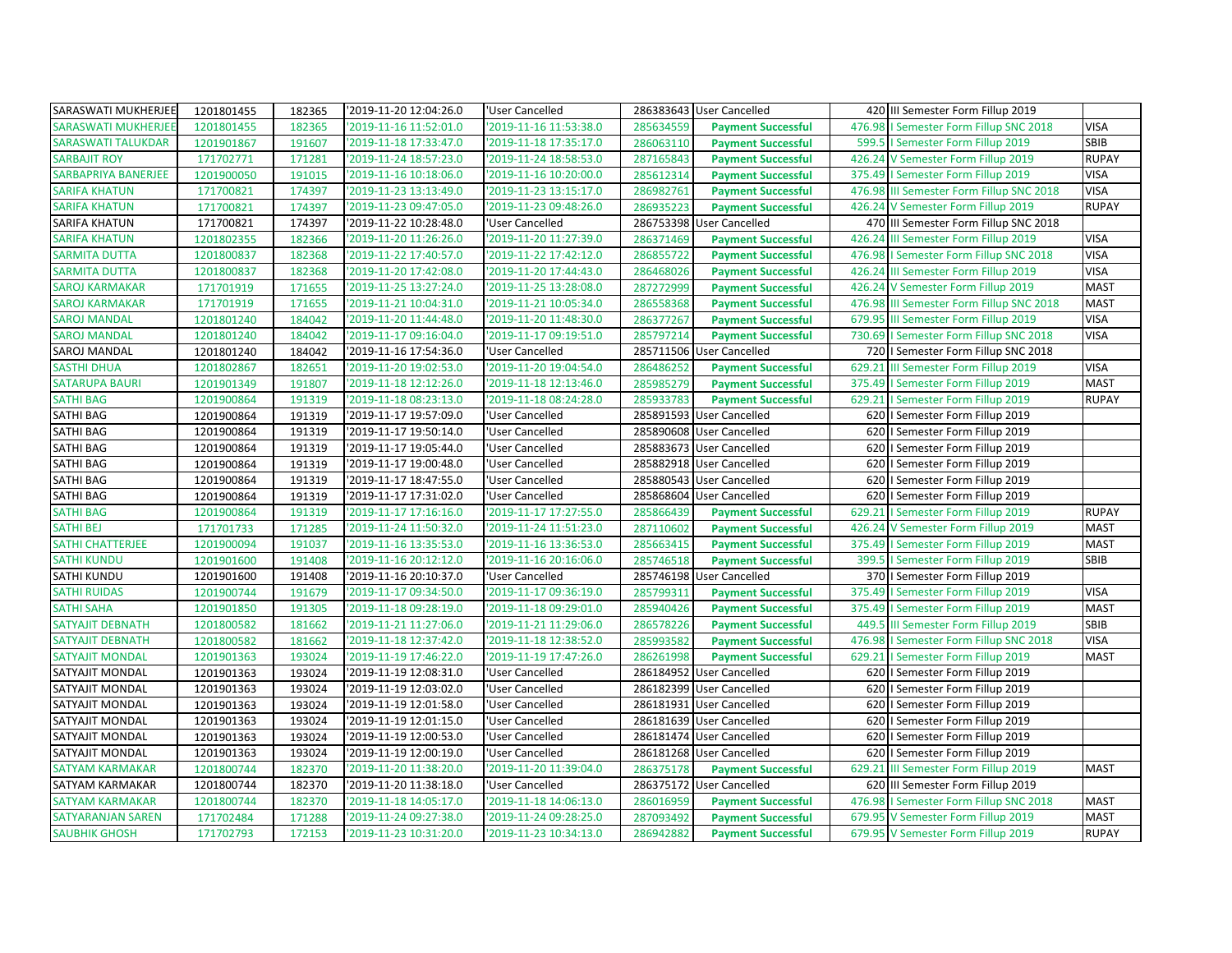| | | | | | | | | | |
|---|---|---|---|---|---|---|---|---|---|
| SARASWATI MUKHERJEE | 1201801455 | 182365 | '2019-11-20 12:04:26.0 | 'User Cancelled | 286383643 | User Cancelled | 420 | III Semester Form Fillup 2019 | |
| SARASWATI MUKHERJEE | 1201801455 | 182365 | '2019-11-16 11:52:01.0 | '2019-11-16 11:53:38.0 | 285634559 | Payment Successful | 476.98 | I Semester Form Fillup SNC 2018 | VISA |
| SARASWATI TALUKDAR | 1201901867 | 191607 | '2019-11-18 17:33:47.0 | '2019-11-18 17:35:17.0 | 286063110 | Payment Successful | 599.5 | I Semester Form Fillup 2019 | SBIB |
| SARBAJIT ROY | 171702771 | 171281 | '2019-11-24 18:57:23.0 | '2019-11-24 18:58:53.0 | 287165843 | Payment Successful | 426.24 | V Semester Form Fillup 2019 | RUPAY |
| SARBAPRIYA BANERJEE | 1201900050 | 191015 | '2019-11-16 10:18:06.0 | '2019-11-16 10:20:00.0 | 285612314 | Payment Successful | 375.49 | I Semester Form Fillup 2019 | VISA |
| SARIFA KHATUN | 171700821 | 174397 | '2019-11-23 13:13:49.0 | '2019-11-23 13:15:17.0 | 286982761 | Payment Successful | 476.98 | III Semester Form Fillup SNC 2018 | VISA |
| SARIFA KHATUN | 171700821 | 174397 | '2019-11-23 09:47:05.0 | '2019-11-23 09:48:26.0 | 286935223 | Payment Successful | 426.24 | V Semester Form Fillup 2019 | RUPAY |
| SARIFA KHATUN | 171700821 | 174397 | '2019-11-22 10:28:48.0 | 'User Cancelled | 286753398 | User Cancelled | 470 | III Semester Form Fillup SNC 2018 | |
| SARIFA KHATUN | 1201802355 | 182366 | '2019-11-20 11:26:26.0 | '2019-11-20 11:27:39.0 | 286371469 | Payment Successful | 426.24 | III Semester Form Fillup 2019 | VISA |
| SARMITA DUTTA | 1201800837 | 182368 | '2019-11-22 17:40:57.0 | '2019-11-22 17:42:12.0 | 286855722 | Payment Successful | 476.98 | I Semester Form Fillup SNC 2018 | VISA |
| SARMITA DUTTA | 1201800837 | 182368 | '2019-11-20 17:42:08.0 | '2019-11-20 17:44:43.0 | 286468026 | Payment Successful | 426.24 | III Semester Form Fillup 2019 | VISA |
| SAROJ KARMAKAR | 171701919 | 171655 | '2019-11-25 13:27:24.0 | '2019-11-25 13:28:08.0 | 287272999 | Payment Successful | 426.24 | V Semester Form Fillup 2019 | MAST |
| SAROJ KARMAKAR | 171701919 | 171655 | '2019-11-21 10:04:31.0 | '2019-11-21 10:05:34.0 | 286558368 | Payment Successful | 476.98 | III Semester Form Fillup SNC 2018 | MAST |
| SAROJ MANDAL | 1201801240 | 184042 | '2019-11-20 11:44:48.0 | '2019-11-20 11:48:30.0 | 286377267 | Payment Successful | 679.95 | III Semester Form Fillup 2019 | VISA |
| SAROJ MANDAL | 1201801240 | 184042 | '2019-11-17 09:16:04.0 | '2019-11-17 09:19:51.0 | 285797214 | Payment Successful | 730.69 | I Semester Form Fillup SNC 2018 | VISA |
| SAROJ MANDAL | 1201801240 | 184042 | '2019-11-16 17:54:36.0 | 'User Cancelled | 285711506 | User Cancelled | 720 | I Semester Form Fillup SNC 2018 | |
| SASTHI DHUA | 1201802867 | 182651 | '2019-11-20 19:02:53.0 | '2019-11-20 19:04:54.0 | 286486252 | Payment Successful | 629.21 | III Semester Form Fillup 2019 | VISA |
| SATARUPA BAURI | 1201901349 | 191807 | '2019-11-18 12:12:26.0 | '2019-11-18 12:13:46.0 | 285985279 | Payment Successful | 375.49 | I Semester Form Fillup 2019 | MAST |
| SATHI BAG | 1201900864 | 191319 | '2019-11-18 08:23:13.0 | '2019-11-18 08:24:28.0 | 285933783 | Payment Successful | 629.21 | I Semester Form Fillup 2019 | RUPAY |
| SATHI BAG | 1201900864 | 191319 | '2019-11-17 19:57:09.0 | 'User Cancelled | 285891593 | User Cancelled | 620 | I Semester Form Fillup 2019 | |
| SATHI BAG | 1201900864 | 191319 | '2019-11-17 19:50:14.0 | 'User Cancelled | 285890608 | User Cancelled | 620 | I Semester Form Fillup 2019 | |
| SATHI BAG | 1201900864 | 191319 | '2019-11-17 19:05:44.0 | 'User Cancelled | 285883673 | User Cancelled | 620 | I Semester Form Fillup 2019 | |
| SATHI BAG | 1201900864 | 191319 | '2019-11-17 19:00:48.0 | 'User Cancelled | 285882918 | User Cancelled | 620 | I Semester Form Fillup 2019 | |
| SATHI BAG | 1201900864 | 191319 | '2019-11-17 18:47:55.0 | 'User Cancelled | 285880543 | User Cancelled | 620 | I Semester Form Fillup 2019 | |
| SATHI BAG | 1201900864 | 191319 | '2019-11-17 17:31:02.0 | 'User Cancelled | 285868604 | User Cancelled | 620 | I Semester Form Fillup 2019 | |
| SATHI BAG | 1201900864 | 191319 | '2019-11-17 17:16:16.0 | '2019-11-17 17:27:55.0 | 285866439 | Payment Successful | 629.21 | I Semester Form Fillup 2019 | RUPAY |
| SATHI BEJ | 171701733 | 171285 | '2019-11-24 11:50:32.0 | '2019-11-24 11:51:23.0 | 287110602 | Payment Successful | 426.24 | V Semester Form Fillup 2019 | MAST |
| SATHI CHATTERJEE | 1201900094 | 191037 | '2019-11-16 13:35:53.0 | '2019-11-16 13:36:53.0 | 285663415 | Payment Successful | 375.49 | I Semester Form Fillup 2019 | MAST |
| SATHI KUNDU | 1201901600 | 191408 | '2019-11-16 20:12:12.0 | '2019-11-16 20:16:06.0 | 285746518 | Payment Successful | 399.5 | I Semester Form Fillup 2019 | SBIB |
| SATHI KUNDU | 1201901600 | 191408 | '2019-11-16 20:10:37.0 | 'User Cancelled | 285746198 | User Cancelled | 370 | I Semester Form Fillup 2019 | |
| SATHI RUIDAS | 1201900744 | 191679 | '2019-11-17 09:34:50.0 | '2019-11-17 09:36:19.0 | 285799311 | Payment Successful | 375.49 | I Semester Form Fillup 2019 | VISA |
| SATHI SAHA | 1201901850 | 191305 | '2019-11-18 09:28:19.0 | '2019-11-18 09:29:01.0 | 285940426 | Payment Successful | 375.49 | I Semester Form Fillup 2019 | MAST |
| SATYAJIT DEBNATH | 1201800582 | 181662 | '2019-11-21 11:27:06.0 | '2019-11-21 11:29:06.0 | 286578226 | Payment Successful | 449.5 | III Semester Form Fillup 2019 | SBIB |
| SATYAJIT DEBNATH | 1201800582 | 181662 | '2019-11-18 12:37:42.0 | '2019-11-18 12:38:52.0 | 285993582 | Payment Successful | 476.98 | I Semester Form Fillup SNC 2018 | VISA |
| SATYAJIT MONDAL | 1201901363 | 193024 | '2019-11-19 17:46:22.0 | '2019-11-19 17:47:26.0 | 286261998 | Payment Successful | 629.21 | I Semester Form Fillup 2019 | MAST |
| SATYAJIT MONDAL | 1201901363 | 193024 | '2019-11-19 12:08:31.0 | 'User Cancelled | 286184952 | User Cancelled | 620 | I Semester Form Fillup 2019 | |
| SATYAJIT MONDAL | 1201901363 | 193024 | '2019-11-19 12:03:02.0 | 'User Cancelled | 286182399 | User Cancelled | 620 | I Semester Form Fillup 2019 | |
| SATYAJIT MONDAL | 1201901363 | 193024 | '2019-11-19 12:01:58.0 | 'User Cancelled | 286181931 | User Cancelled | 620 | I Semester Form Fillup 2019 | |
| SATYAJIT MONDAL | 1201901363 | 193024 | '2019-11-19 12:01:15.0 | 'User Cancelled | 286181639 | User Cancelled | 620 | I Semester Form Fillup 2019 | |
| SATYAJIT MONDAL | 1201901363 | 193024 | '2019-11-19 12:00:53.0 | 'User Cancelled | 286181474 | User Cancelled | 620 | I Semester Form Fillup 2019 | |
| SATYAJIT MONDAL | 1201901363 | 193024 | '2019-11-19 12:00:19.0 | 'User Cancelled | 286181268 | User Cancelled | 620 | I Semester Form Fillup 2019 | |
| SATYAM KARMAKAR | 1201800744 | 182370 | '2019-11-20 11:38:20.0 | '2019-11-20 11:39:04.0 | 286375178 | Payment Successful | 629.21 | III Semester Form Fillup 2019 | MAST |
| SATYAM KARMAKAR | 1201800744 | 182370 | '2019-11-20 11:38:18.0 | 'User Cancelled | 286375172 | User Cancelled | 620 | III Semester Form Fillup 2019 | |
| SATYAM KARMAKAR | 1201800744 | 182370 | '2019-11-18 14:05:17.0 | '2019-11-18 14:06:13.0 | 286016959 | Payment Successful | 476.98 | I Semester Form Fillup SNC 2018 | MAST |
| SATYARANJAN SAREN | 171702484 | 171288 | '2019-11-24 09:27:38.0 | '2019-11-24 09:28:25.0 | 287093492 | Payment Successful | 679.95 | V Semester Form Fillup 2019 | MAST |
| SAUBHIK GHOSH | 171702793 | 172153 | '2019-11-23 10:31:20.0 | '2019-11-23 10:34:13.0 | 286942882 | Payment Successful | 679.95 | V Semester Form Fillup 2019 | RUPAY |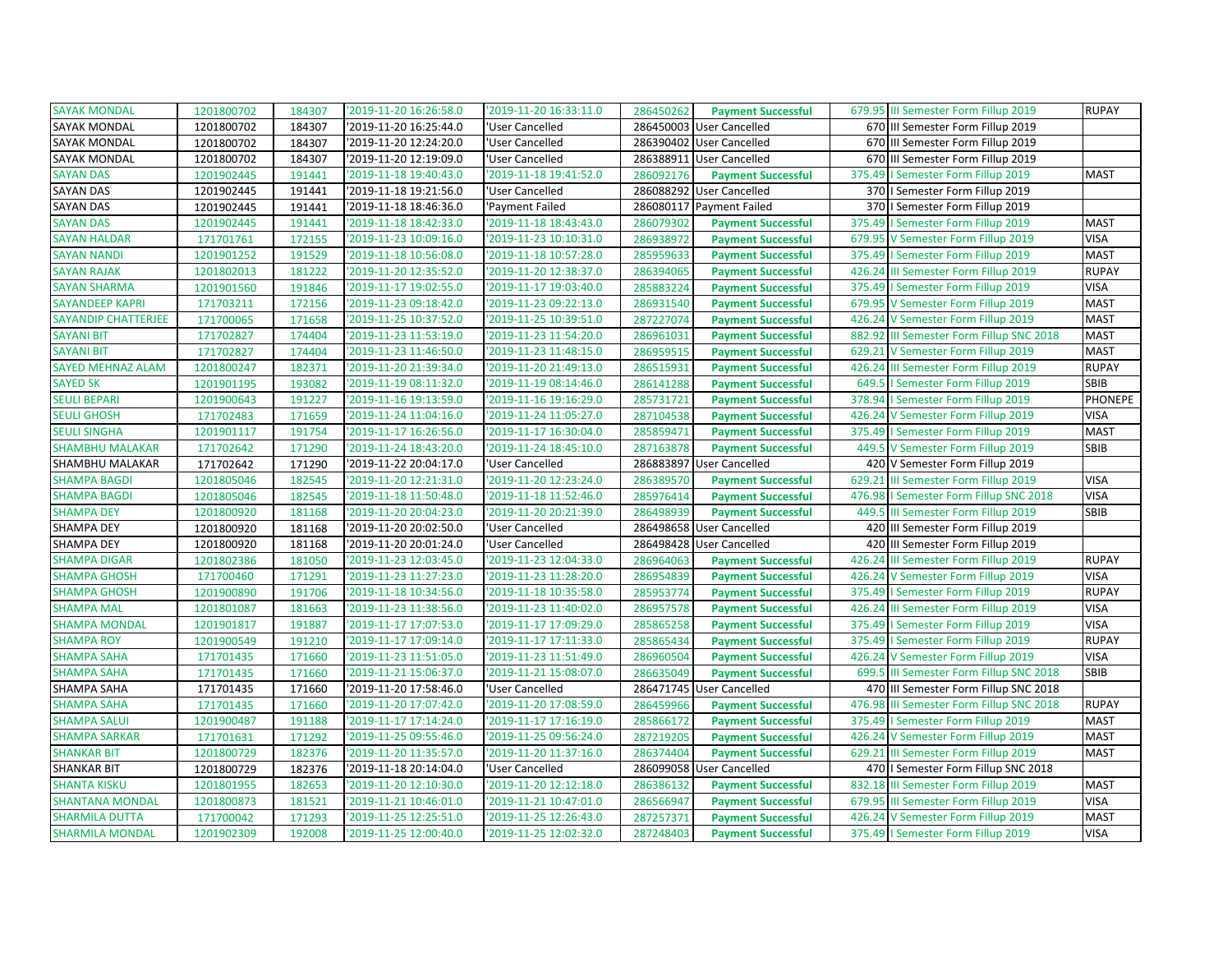| | | | | | | | | | |
|---|---|---|---|---|---|---|---|---|---|
| SAYAK MONDAL | 1201800702 | 184307 | '2019-11-20 16:26:58.0 | '2019-11-20 16:33:11.0 | 286450262 | Payment Successful | 679.95 | III Semester Form Fillup 2019 | RUPAY |
| SAYAK MONDAL | 1201800702 | 184307 | '2019-11-20 16:25:44.0 | 'User Cancelled | 286450003 | User Cancelled | 670 | III Semester Form Fillup 2019 | |
| SAYAK MONDAL | 1201800702 | 184307 | '2019-11-20 12:24:20.0 | 'User Cancelled | 286390402 | User Cancelled | 670 | III Semester Form Fillup 2019 | |
| SAYAK MONDAL | 1201800702 | 184307 | '2019-11-20 12:19:09.0 | 'User Cancelled | 286388911 | User Cancelled | 670 | III Semester Form Fillup 2019 | |
| SAYAN DAS | 1201902445 | 191441 | '2019-11-18 19:40:43.0 | '2019-11-18 19:41:52.0 | 286092176 | Payment Successful | 375.49 | I Semester Form Fillup 2019 | MAST |
| SAYAN DAS | 1201902445 | 191441 | '2019-11-18 19:21:56.0 | 'User Cancelled | 286088292 | User Cancelled | 370 | I Semester Form Fillup 2019 | |
| SAYAN DAS | 1201902445 | 191441 | '2019-11-18 18:46:36.0 | 'Payment Failed | 286080117 | Payment Failed | 370 | I Semester Form Fillup 2019 | |
| SAYAN DAS | 1201902445 | 191441 | '2019-11-18 18:42:33.0 | '2019-11-18 18:43:43.0 | 286079302 | Payment Successful | 375.49 | I Semester Form Fillup 2019 | MAST |
| SAYAN HALDAR | 171701761 | 172155 | '2019-11-23 10:09:16.0 | '2019-11-23 10:10:31.0 | 286938972 | Payment Successful | 679.95 | V Semester Form Fillup 2019 | VISA |
| SAYAN NANDI | 1201901252 | 191529 | '2019-11-18 10:56:08.0 | '2019-11-18 10:57:28.0 | 285959633 | Payment Successful | 375.49 | I Semester Form Fillup 2019 | MAST |
| SAYAN RAJAK | 1201802013 | 181222 | '2019-11-20 12:35:52.0 | '2019-11-20 12:38:37.0 | 286394065 | Payment Successful | 426.24 | III Semester Form Fillup 2019 | RUPAY |
| SAYAN SHARMA | 1201901560 | 191846 | '2019-11-17 19:02:55.0 | '2019-11-17 19:03:40.0 | 285883224 | Payment Successful | 375.49 | I Semester Form Fillup 2019 | VISA |
| SAYANDEEP KAPRI | 171703211 | 172156 | '2019-11-23 09:18:42.0 | '2019-11-23 09:22:13.0 | 286931540 | Payment Successful | 679.95 | V Semester Form Fillup 2019 | MAST |
| SAYANDIP CHATTERJEE | 171700065 | 171658 | '2019-11-25 10:37:52.0 | '2019-11-25 10:39:51.0 | 287227074 | Payment Successful | 426.24 | V Semester Form Fillup 2019 | MAST |
| SAYANI BIT | 171702827 | 174404 | '2019-11-23 11:53:19.0 | '2019-11-23 11:54:20.0 | 286961031 | Payment Successful | 882.92 | III Semester Form Fillup SNC 2018 | MAST |
| SAYANI BIT | 171702827 | 174404 | '2019-11-23 11:46:50.0 | '2019-11-23 11:48:15.0 | 286959515 | Payment Successful | 629.21 | V Semester Form Fillup 2019 | MAST |
| SAYED MEHNAZ ALAM | 1201800247 | 182371 | '2019-11-20 21:39:34.0 | '2019-11-20 21:49:13.0 | 286515931 | Payment Successful | 426.24 | III Semester Form Fillup 2019 | RUPAY |
| SAYED SK | 1201901195 | 193082 | '2019-11-19 08:11:32.0 | '2019-11-19 08:14:46.0 | 286141288 | Payment Successful | 649.5 | I Semester Form Fillup 2019 | SBIB |
| SEULI BEPARI | 1201900643 | 191227 | '2019-11-16 19:13:59.0 | '2019-11-16 19:16:29.0 | 285731721 | Payment Successful | 378.94 | I Semester Form Fillup 2019 | PHONEPE |
| SEULI GHOSH | 171702483 | 171659 | '2019-11-24 11:04:16.0 | '2019-11-24 11:05:27.0 | 287104538 | Payment Successful | 426.24 | V Semester Form Fillup 2019 | VISA |
| SEULI SINGHA | 1201901117 | 191754 | '2019-11-17 16:26:56.0 | '2019-11-17 16:30:04.0 | 285859471 | Payment Successful | 375.49 | I Semester Form Fillup 2019 | MAST |
| SHAMBHU MALAKAR | 171702642 | 171290 | '2019-11-24 18:43:20.0 | '2019-11-24 18:45:10.0 | 287163878 | Payment Successful | 449.5 | V Semester Form Fillup 2019 | SBIB |
| SHAMBHU MALAKAR | 171702642 | 171290 | '2019-11-22 20:04:17.0 | 'User Cancelled | 286883897 | User Cancelled | 420 | V Semester Form Fillup 2019 | |
| SHAMPA BAGDI | 1201805046 | 182545 | '2019-11-20 12:21:31.0 | '2019-11-20 12:23:24.0 | 286389570 | Payment Successful | 629.21 | III Semester Form Fillup 2019 | VISA |
| SHAMPA BAGDI | 1201805046 | 182545 | '2019-11-18 11:50:48.0 | '2019-11-18 11:52:46.0 | 285976414 | Payment Successful | 476.98 | I Semester Form Fillup SNC 2018 | VISA |
| SHAMPA DEY | 1201800920 | 181168 | '2019-11-20 20:04:23.0 | '2019-11-20 20:21:39.0 | 286498939 | Payment Successful | 449.5 | III Semester Form Fillup 2019 | SBIB |
| SHAMPA DEY | 1201800920 | 181168 | '2019-11-20 20:02:50.0 | 'User Cancelled | 286498658 | User Cancelled | 420 | III Semester Form Fillup 2019 | |
| SHAMPA DEY | 1201800920 | 181168 | '2019-11-20 20:01:24.0 | 'User Cancelled | 286498428 | User Cancelled | 420 | III Semester Form Fillup 2019 | |
| SHAMPA DIGAR | 1201802386 | 181050 | '2019-11-23 12:03:45.0 | '2019-11-23 12:04:33.0 | 286964063 | Payment Successful | 426.24 | III Semester Form Fillup 2019 | RUPAY |
| SHAMPA GHOSH | 171700460 | 171291 | '2019-11-23 11:27:23.0 | '2019-11-23 11:28:20.0 | 286954839 | Payment Successful | 426.24 | V Semester Form Fillup 2019 | VISA |
| SHAMPA GHOSH | 1201900890 | 191706 | '2019-11-18 10:34:56.0 | '2019-11-18 10:35:58.0 | 285953774 | Payment Successful | 375.49 | I Semester Form Fillup 2019 | RUPAY |
| SHAMPA MAL | 1201801087 | 181663 | '2019-11-23 11:38:56.0 | '2019-11-23 11:40:02.0 | 286957578 | Payment Successful | 426.24 | III Semester Form Fillup 2019 | VISA |
| SHAMPA MONDAL | 1201901817 | 191887 | '2019-11-17 17:07:53.0 | '2019-11-17 17:09:29.0 | 285865258 | Payment Successful | 375.49 | I Semester Form Fillup 2019 | VISA |
| SHAMPA ROY | 1201900549 | 191210 | '2019-11-17 17:09:14.0 | '2019-11-17 17:11:33.0 | 285865434 | Payment Successful | 375.49 | I Semester Form Fillup 2019 | RUPAY |
| SHAMPA SAHA | 171701435 | 171660 | '2019-11-23 11:51:05.0 | '2019-11-23 11:51:49.0 | 286960504 | Payment Successful | 426.24 | V Semester Form Fillup 2019 | VISA |
| SHAMPA SAHA | 171701435 | 171660 | '2019-11-21 15:06:37.0 | '2019-11-21 15:08:07.0 | 286635049 | Payment Successful | 699.5 | III Semester Form Fillup SNC 2018 | SBIB |
| SHAMPA SAHA | 171701435 | 171660 | '2019-11-20 17:58:46.0 | 'User Cancelled | 286471745 | User Cancelled | 470 | III Semester Form Fillup SNC 2018 | |
| SHAMPA SAHA | 171701435 | 171660 | '2019-11-20 17:07:42.0 | '2019-11-20 17:08:59.0 | 286459966 | Payment Successful | 476.98 | III Semester Form Fillup SNC 2018 | RUPAY |
| SHAMPA SALUI | 1201900487 | 191188 | '2019-11-17 17:14:24.0 | '2019-11-17 17:16:19.0 | 285866172 | Payment Successful | 375.49 | I Semester Form Fillup 2019 | MAST |
| SHAMPA SARKAR | 171701631 | 171292 | '2019-11-25 09:55:46.0 | '2019-11-25 09:56:24.0 | 287219205 | Payment Successful | 426.24 | V Semester Form Fillup 2019 | MAST |
| SHANKAR BIT | 1201800729 | 182376 | '2019-11-20 11:35:57.0 | '2019-11-20 11:37:16.0 | 286374404 | Payment Successful | 629.21 | III Semester Form Fillup 2019 | MAST |
| SHANKAR BIT | 1201800729 | 182376 | '2019-11-18 20:14:04.0 | 'User Cancelled | 286099058 | User Cancelled | 470 | I Semester Form Fillup SNC 2018 | |
| SHANTA KISKU | 1201801955 | 182653 | '2019-11-20 12:10:30.0 | '2019-11-20 12:12:18.0 | 286386132 | Payment Successful | 832.18 | III Semester Form Fillup 2019 | MAST |
| SHANTANA MONDAL | 1201800873 | 181521 | '2019-11-21 10:46:01.0 | '2019-11-21 10:47:01.0 | 286566947 | Payment Successful | 679.95 | III Semester Form Fillup 2019 | VISA |
| SHARMILA DUTTA | 171700042 | 171293 | '2019-11-25 12:25:51.0 | '2019-11-25 12:26:43.0 | 287257371 | Payment Successful | 426.24 | V Semester Form Fillup 2019 | MAST |
| SHARMILA MONDAL | 1201902309 | 192008 | '2019-11-25 12:00:40.0 | '2019-11-25 12:02:32.0 | 287248403 | Payment Successful | 375.49 | I Semester Form Fillup 2019 | VISA |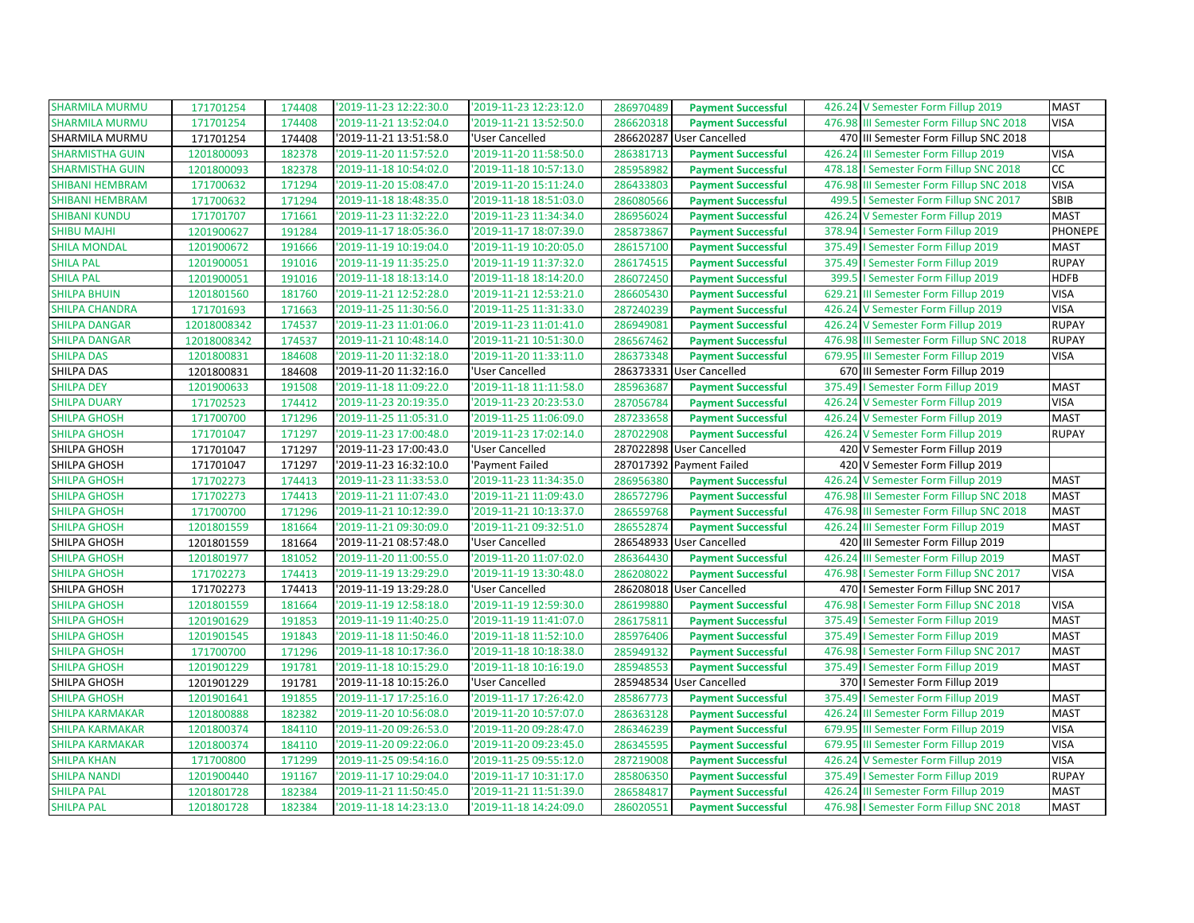| | | | | | | | | | |
|---|---|---|---|---|---|---|---|---|---|
| SHARMILA MURMU | 171701254 | 174408 | '2019-11-23 12:22:30.0 | '2019-11-23 12:23:12.0 | 286970489 | Payment Successful | 426.24 | V Semester Form Fillup 2019 | MAST |
| SHARMILA MURMU | 171701254 | 174408 | '2019-11-21 13:52:04.0 | '2019-11-21 13:52:50.0 | 286620318 | Payment Successful | 476.98 | III Semester Form Fillup SNC 2018 | VISA |
| SHARMILA MURMU | 171701254 | 174408 | '2019-11-21 13:51:58.0 | 'User Cancelled | 286620287 | User Cancelled | 470 | III Semester Form Fillup SNC 2018 | |
| SHARMISTHA GUIN | 1201800093 | 182378 | '2019-11-20 11:57:52.0 | '2019-11-20 11:58:50.0 | 286381713 | Payment Successful | 426.24 | III Semester Form Fillup 2019 | VISA |
| SHARMISTHA GUIN | 1201800093 | 182378 | '2019-11-18 10:54:02.0 | '2019-11-18 10:57:13.0 | 285958982 | Payment Successful | 478.18 | I Semester Form Fillup SNC 2018 | CC |
| SHIBANI HEMBRAM | 171700632 | 171294 | '2019-11-20 15:08:47.0 | '2019-11-20 15:11:24.0 | 286433803 | Payment Successful | 476.98 | III Semester Form Fillup SNC 2018 | VISA |
| SHIBANI HEMBRAM | 171700632 | 171294 | '2019-11-18 18:48:35.0 | '2019-11-18 18:51:03.0 | 286080566 | Payment Successful | 499.5 | I Semester Form Fillup SNC 2017 | SBIB |
| SHIBANI KUNDU | 171701707 | 171661 | '2019-11-23 11:32:22.0 | '2019-11-23 11:34:34.0 | 286956024 | Payment Successful | 426.24 | V Semester Form Fillup 2019 | MAST |
| SHIBU MAJHI | 1201900627 | 191284 | '2019-11-17 18:05:36.0 | '2019-11-17 18:07:39.0 | 285873867 | Payment Successful | 378.94 | I Semester Form Fillup 2019 | PHONEPE |
| SHILA MONDAL | 1201900672 | 191666 | '2019-11-19 10:19:04.0 | '2019-11-19 10:20:05.0 | 286157100 | Payment Successful | 375.49 | I Semester Form Fillup 2019 | MAST |
| SHILA PAL | 1201900051 | 191016 | '2019-11-19 11:35:25.0 | '2019-11-19 11:37:32.0 | 286174515 | Payment Successful | 375.49 | I Semester Form Fillup 2019 | RUPAY |
| SHILA PAL | 1201900051 | 191016 | '2019-11-18 18:13:14.0 | '2019-11-18 18:14:20.0 | 286072450 | Payment Successful | 399.5 | I Semester Form Fillup 2019 | HDFB |
| SHILPA BHUIN | 1201801560 | 181760 | '2019-11-21 12:52:28.0 | '2019-11-21 12:53:21.0 | 286605430 | Payment Successful | 629.21 | III Semester Form Fillup 2019 | VISA |
| SHILPA CHANDRA | 171701693 | 171663 | '2019-11-25 11:30:56.0 | '2019-11-25 11:31:33.0 | 287240239 | Payment Successful | 426.24 | V Semester Form Fillup 2019 | VISA |
| SHILPA DANGAR | 12018008342 | 174537 | '2019-11-23 11:01:06.0 | '2019-11-23 11:01:41.0 | 286949081 | Payment Successful | 426.24 | V Semester Form Fillup 2019 | RUPAY |
| SHILPA DANGAR | 12018008342 | 174537 | '2019-11-21 10:48:14.0 | '2019-11-21 10:51:30.0 | 286567462 | Payment Successful | 476.98 | III Semester Form Fillup SNC 2018 | RUPAY |
| SHILPA DAS | 1201800831 | 184608 | '2019-11-20 11:32:18.0 | '2019-11-20 11:33:11.0 | 286373348 | Payment Successful | 679.95 | III Semester Form Fillup 2019 | VISA |
| SHILPA DAS | 1201800831 | 184608 | '2019-11-20 11:32:16.0 | 'User Cancelled | 286373331 | User Cancelled | 670 | III Semester Form Fillup 2019 | |
| SHILPA DEY | 1201900633 | 191508 | '2019-11-18 11:09:22.0 | '2019-11-18 11:11:58.0 | 285963687 | Payment Successful | 375.49 | I Semester Form Fillup 2019 | MAST |
| SHILPA DUARY | 171702523 | 174412 | '2019-11-23 20:19:35.0 | '2019-11-23 20:23:53.0 | 287056784 | Payment Successful | 426.24 | V Semester Form Fillup 2019 | VISA |
| SHILPA GHOSH | 171700700 | 171296 | '2019-11-25 11:05:31.0 | '2019-11-25 11:06:09.0 | 287233658 | Payment Successful | 426.24 | V Semester Form Fillup 2019 | MAST |
| SHILPA GHOSH | 171701047 | 171297 | '2019-11-23 17:00:48.0 | '2019-11-23 17:02:14.0 | 287022908 | Payment Successful | 426.24 | V Semester Form Fillup 2019 | RUPAY |
| SHILPA GHOSH | 171701047 | 171297 | '2019-11-23 17:00:43.0 | 'User Cancelled | 287022898 | User Cancelled | 420 | V Semester Form Fillup 2019 | |
| SHILPA GHOSH | 171701047 | 171297 | '2019-11-23 16:32:10.0 | 'Payment Failed | 287017392 | Payment Failed | 420 | V Semester Form Fillup 2019 | |
| SHILPA GHOSH | 171702273 | 174413 | '2019-11-23 11:33:53.0 | '2019-11-23 11:34:35.0 | 286956380 | Payment Successful | 426.24 | V Semester Form Fillup 2019 | MAST |
| SHILPA GHOSH | 171702273 | 174413 | '2019-11-21 11:07:43.0 | '2019-11-21 11:09:43.0 | 286572796 | Payment Successful | 476.98 | III Semester Form Fillup SNC 2018 | MAST |
| SHILPA GHOSH | 171700700 | 171296 | '2019-11-21 10:12:39.0 | '2019-11-21 10:13:37.0 | 286559768 | Payment Successful | 476.98 | III Semester Form Fillup SNC 2018 | MAST |
| SHILPA GHOSH | 1201801559 | 181664 | '2019-11-21 09:30:09.0 | '2019-11-21 09:32:51.0 | 286552874 | Payment Successful | 426.24 | III Semester Form Fillup 2019 | MAST |
| SHILPA GHOSH | 1201801559 | 181664 | '2019-11-21 08:57:48.0 | 'User Cancelled | 286548933 | User Cancelled | 420 | III Semester Form Fillup 2019 | |
| SHILPA GHOSH | 1201801977 | 181052 | '2019-11-20 11:00:55.0 | '2019-11-20 11:07:02.0 | 286364430 | Payment Successful | 426.24 | III Semester Form Fillup 2019 | MAST |
| SHILPA GHOSH | 171702273 | 174413 | '2019-11-19 13:29:29.0 | '2019-11-19 13:30:48.0 | 286208022 | Payment Successful | 476.98 | I Semester Form Fillup SNC 2017 | VISA |
| SHILPA GHOSH | 171702273 | 174413 | '2019-11-19 13:29:28.0 | 'User Cancelled | 286208018 | User Cancelled | 470 | I Semester Form Fillup SNC 2017 | |
| SHILPA GHOSH | 1201801559 | 181664 | '2019-11-19 12:58:18.0 | '2019-11-19 12:59:30.0 | 286199880 | Payment Successful | 476.98 | I Semester Form Fillup SNC 2018 | VISA |
| SHILPA GHOSH | 1201901629 | 191853 | '2019-11-19 11:40:25.0 | '2019-11-19 11:41:07.0 | 286175811 | Payment Successful | 375.49 | I Semester Form Fillup 2019 | MAST |
| SHILPA GHOSH | 1201901545 | 191843 | '2019-11-18 11:50:46.0 | '2019-11-18 11:52:10.0 | 285976406 | Payment Successful | 375.49 | I Semester Form Fillup 2019 | MAST |
| SHILPA GHOSH | 171700700 | 171296 | '2019-11-18 10:17:36.0 | '2019-11-18 10:18:38.0 | 285949132 | Payment Successful | 476.98 | I Semester Form Fillup SNC 2017 | MAST |
| SHILPA GHOSH | 1201901229 | 191781 | '2019-11-18 10:15:29.0 | '2019-11-18 10:16:19.0 | 285948553 | Payment Successful | 375.49 | I Semester Form Fillup 2019 | MAST |
| SHILPA GHOSH | 1201901229 | 191781 | '2019-11-18 10:15:26.0 | 'User Cancelled | 285948534 | User Cancelled | 370 | I Semester Form Fillup 2019 | |
| SHILPA GHOSH | 1201901641 | 191855 | '2019-11-17 17:25:16.0 | '2019-11-17 17:26:42.0 | 285867773 | Payment Successful | 375.49 | I Semester Form Fillup 2019 | MAST |
| SHILPA KARMAKAR | 1201800888 | 182382 | '2019-11-20 10:56:08.0 | '2019-11-20 10:57:07.0 | 286363128 | Payment Successful | 426.24 | III Semester Form Fillup 2019 | MAST |
| SHILPA KARMAKAR | 1201800374 | 184110 | '2019-11-20 09:26:53.0 | '2019-11-20 09:28:47.0 | 286346239 | Payment Successful | 679.95 | III Semester Form Fillup 2019 | VISA |
| SHILPA KARMAKAR | 1201800374 | 184110 | '2019-11-20 09:22:06.0 | '2019-11-20 09:23:45.0 | 286345595 | Payment Successful | 679.95 | III Semester Form Fillup 2019 | VISA |
| SHILPA KHAN | 171700800 | 171299 | '2019-11-25 09:54:16.0 | '2019-11-25 09:55:12.0 | 287219008 | Payment Successful | 426.24 | V Semester Form Fillup 2019 | VISA |
| SHILPA NANDI | 1201900440 | 191167 | '2019-11-17 10:29:04.0 | '2019-11-17 10:31:17.0 | 285806350 | Payment Successful | 375.49 | I Semester Form Fillup 2019 | RUPAY |
| SHILPA PAL | 1201801728 | 182384 | '2019-11-21 11:50:45.0 | '2019-11-21 11:51:39.0 | 286584817 | Payment Successful | 426.24 | III Semester Form Fillup 2019 | MAST |
| SHILPA PAL | 1201801728 | 182384 | '2019-11-18 14:23:13.0 | '2019-11-18 14:24:09.0 | 286020551 | Payment Successful | 476.98 | I Semester Form Fillup SNC 2018 | MAST |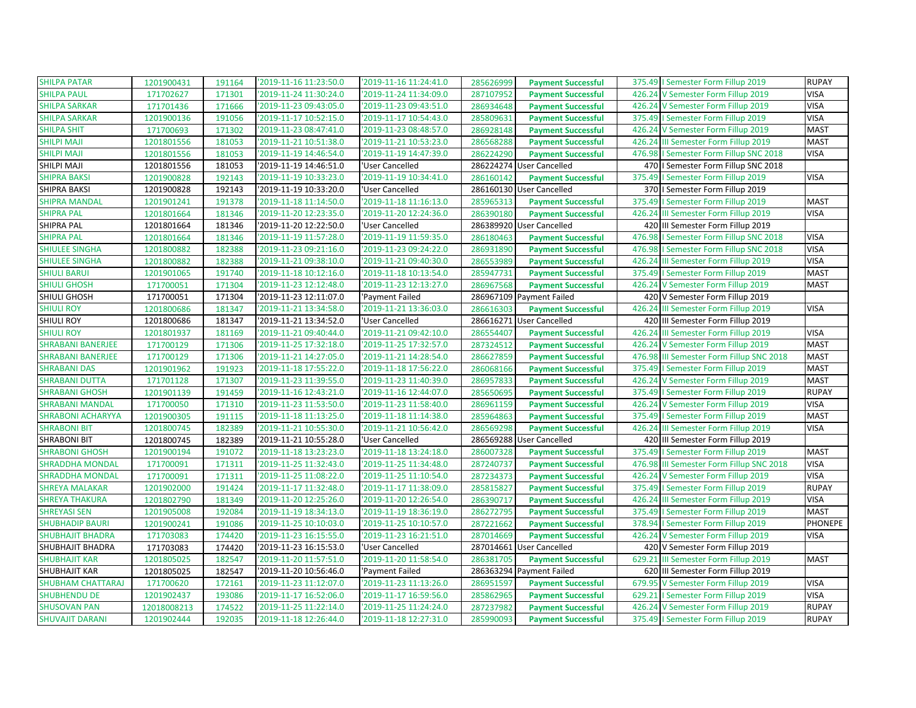| | | | | | | | | | |
|---|---|---|---|---|---|---|---|---|---|
| SHILPA PATAR | 1201900431 | 191164 | '2019-11-16 11:23:50.0 | '2019-11-16 11:24:41.0 | 285626999 | Payment Successful | 375.49 | I Semester Form Fillup 2019 | RUPAY |
| SHILPA PAUL | 171702627 | 171301 | '2019-11-24 11:30:24.0 | '2019-11-24 11:34:09.0 | 287107952 | Payment Successful | 426.24 | V Semester Form Fillup 2019 | VISA |
| SHILPA SARKAR | 171701436 | 171666 | '2019-11-23 09:43:05.0 | '2019-11-23 09:43:51.0 | 286934648 | Payment Successful | 426.24 | V Semester Form Fillup 2019 | VISA |
| SHILPA SARKAR | 1201900136 | 191056 | '2019-11-17 10:52:15.0 | '2019-11-17 10:54:43.0 | 285809631 | Payment Successful | 375.49 | I Semester Form Fillup 2019 | VISA |
| SHILPA SHIT | 171700693 | 171302 | '2019-11-23 08:47:41.0 | '2019-11-23 08:48:57.0 | 286928148 | Payment Successful | 426.24 | V Semester Form Fillup 2019 | MAST |
| SHILPI MAJI | 1201801556 | 181053 | '2019-11-21 10:51:38.0 | '2019-11-21 10:53:23.0 | 286568288 | Payment Successful | 426.24 | III Semester Form Fillup 2019 | MAST |
| SHILPI MAJI | 1201801556 | 181053 | '2019-11-19 14:46:54.0 | '2019-11-19 14:47:39.0 | 286224290 | Payment Successful | 476.98 | I Semester Form Fillup SNC 2018 | VISA |
| SHILPI MAJI | 1201801556 | 181053 | '2019-11-19 14:46:51.0 | 'User Cancelled | 286224274 | User Cancelled | 470 | I Semester Form Fillup SNC 2018 | |
| SHIPRA BAKSI | 1201900828 | 192143 | '2019-11-19 10:33:23.0 | '2019-11-19 10:34:41.0 | 286160142 | Payment Successful | 375.49 | I Semester Form Fillup 2019 | VISA |
| SHIPRA BAKSI | 1201900828 | 192143 | '2019-11-19 10:33:20.0 | 'User Cancelled | 286160130 | User Cancelled | 370 | I Semester Form Fillup 2019 | |
| SHIPRA MANDAL | 1201901241 | 191378 | '2019-11-18 11:14:50.0 | '2019-11-18 11:16:13.0 | 285965313 | Payment Successful | 375.49 | I Semester Form Fillup 2019 | MAST |
| SHIPRA PAL | 1201801664 | 181346 | '2019-11-20 12:23:35.0 | '2019-11-20 12:24:36.0 | 286390180 | Payment Successful | 426.24 | III Semester Form Fillup 2019 | VISA |
| SHIPRA PAL | 1201801664 | 181346 | '2019-11-20 12:22:50.0 | 'User Cancelled | 286389920 | User Cancelled | 420 | III Semester Form Fillup 2019 | |
| SHIPRA PAL | 1201801664 | 181346 | '2019-11-19 11:57:28.0 | '2019-11-19 11:59:35.0 | 286180463 | Payment Successful | 476.98 | I Semester Form Fillup SNC 2018 | VISA |
| SHIULEE SINGHA | 1201800882 | 182388 | '2019-11-23 09:21:16.0 | '2019-11-23 09:24:22.0 | 286931890 | Payment Successful | 476.98 | I Semester Form Fillup SNC 2018 | VISA |
| SHIULEE SINGHA | 1201800882 | 182388 | '2019-11-21 09:38:10.0 | '2019-11-21 09:40:30.0 | 286553989 | Payment Successful | 426.24 | III Semester Form Fillup 2019 | VISA |
| SHIULI BARUI | 1201901065 | 191740 | '2019-11-18 10:12:16.0 | '2019-11-18 10:13:54.0 | 285947731 | Payment Successful | 375.49 | I Semester Form Fillup 2019 | MAST |
| SHIULI GHOSH | 171700051 | 171304 | '2019-11-23 12:12:48.0 | '2019-11-23 12:13:27.0 | 286967568 | Payment Successful | 426.24 | V Semester Form Fillup 2019 | MAST |
| SHIULI GHOSH | 171700051 | 171304 | '2019-11-23 12:11:07.0 | 'Payment Failed | 286967109 | Payment Failed | 420 | V Semester Form Fillup 2019 | |
| SHIULI ROY | 1201800686 | 181347 | '2019-11-21 13:34:58.0 | '2019-11-21 13:36:03.0 | 286616303 | Payment Successful | 426.24 | III Semester Form Fillup 2019 | VISA |
| SHIULI ROY | 1201800686 | 181347 | '2019-11-21 13:34:52.0 | 'User Cancelled | 286616271 | User Cancelled | 420 | III Semester Form Fillup 2019 | |
| SHIULI ROY | 1201801937 | 181169 | '2019-11-21 09:40:44.0 | '2019-11-21 09:42:10.0 | 286554407 | Payment Successful | 426.24 | III Semester Form Fillup 2019 | VISA |
| SHRABANI BANERJEE | 171700129 | 171306 | '2019-11-25 17:32:18.0 | '2019-11-25 17:32:57.0 | 287324512 | Payment Successful | 426.24 | V Semester Form Fillup 2019 | MAST |
| SHRABANI BANERJEE | 171700129 | 171306 | '2019-11-21 14:27:05.0 | '2019-11-21 14:28:54.0 | 286627859 | Payment Successful | 476.98 | III Semester Form Fillup SNC 2018 | MAST |
| SHRABANI DAS | 1201901962 | 191923 | '2019-11-18 17:55:22.0 | '2019-11-18 17:56:22.0 | 286068166 | Payment Successful | 375.49 | I Semester Form Fillup 2019 | MAST |
| SHRABANI DUTTA | 171701128 | 171307 | '2019-11-23 11:39:55.0 | '2019-11-23 11:40:39.0 | 286957833 | Payment Successful | 426.24 | V Semester Form Fillup 2019 | MAST |
| SHRABANI GHOSH | 1201901139 | 191459 | '2019-11-16 12:43:21.0 | '2019-11-16 12:44:07.0 | 285650695 | Payment Successful | 375.49 | I Semester Form Fillup 2019 | RUPAY |
| SHRABANI MANDAL | 171700050 | 171310 | '2019-11-23 11:53:50.0 | '2019-11-23 11:58:40.0 | 286961159 | Payment Successful | 426.24 | V Semester Form Fillup 2019 | VISA |
| SHRABONI ACHARYYA | 1201900305 | 191115 | '2019-11-18 11:13:25.0 | '2019-11-18 11:14:38.0 | 285964863 | Payment Successful | 375.49 | I Semester Form Fillup 2019 | MAST |
| SHRABONI BIT | 1201800745 | 182389 | '2019-11-21 10:55:30.0 | '2019-11-21 10:56:42.0 | 286569298 | Payment Successful | 426.24 | III Semester Form Fillup 2019 | VISA |
| SHRABONI BIT | 1201800745 | 182389 | '2019-11-21 10:55:28.0 | 'User Cancelled | 286569288 | User Cancelled | 420 | III Semester Form Fillup 2019 | |
| SHRABONI GHOSH | 1201900194 | 191072 | '2019-11-18 13:23:23.0 | '2019-11-18 13:24:18.0 | 286007328 | Payment Successful | 375.49 | I Semester Form Fillup 2019 | MAST |
| SHRADDHA MONDAL | 171700091 | 171311 | '2019-11-25 11:32:43.0 | '2019-11-25 11:34:48.0 | 287240737 | Payment Successful | 476.98 | III Semester Form Fillup SNC 2018 | VISA |
| SHRADDHA MONDAL | 171700091 | 171311 | '2019-11-25 11:08:22.0 | '2019-11-25 11:10:54.0 | 287234373 | Payment Successful | 426.24 | V Semester Form Fillup 2019 | VISA |
| SHREYA MALAKAR | 1201902000 | 191424 | '2019-11-17 11:32:48.0 | '2019-11-17 11:38:09.0 | 285815827 | Payment Successful | 375.49 | I Semester Form Fillup 2019 | RUPAY |
| SHREYA THAKURA | 1201802790 | 181349 | '2019-11-20 12:25:26.0 | '2019-11-20 12:26:54.0 | 286390717 | Payment Successful | 426.24 | III Semester Form Fillup 2019 | VISA |
| SHREYASI SEN | 1201905008 | 192084 | '2019-11-19 18:34:13.0 | '2019-11-19 18:36:19.0 | 286272795 | Payment Successful | 375.49 | I Semester Form Fillup 2019 | MAST |
| SHUBHADIP BAURI | 1201900241 | 191086 | '2019-11-25 10:10:03.0 | '2019-11-25 10:10:57.0 | 287221662 | Payment Successful | 378.94 | I Semester Form Fillup 2019 | PHONEPE |
| SHUBHAJIT BHADRA | 171703083 | 174420 | '2019-11-23 16:15:55.0 | '2019-11-23 16:21:51.0 | 287014669 | Payment Successful | 426.24 | V Semester Form Fillup 2019 | VISA |
| SHUBHAJIT BHADRA | 171703083 | 174420 | '2019-11-23 16:15:53.0 | 'User Cancelled | 287014661 | User Cancelled | 420 | V Semester Form Fillup 2019 | |
| SHUBHAJIT KAR | 1201805025 | 182547 | '2019-11-20 11:57:51.0 | '2019-11-20 11:58:54.0 | 286381705 | Payment Successful | 629.21 | III Semester Form Fillup 2019 | MAST |
| SHUBHAJIT KAR | 1201805025 | 182547 | '2019-11-20 10:56:46.0 | 'Payment Failed | 286363294 | Payment Failed | 620 | III Semester Form Fillup 2019 | |
| SHUBHAM CHATTARAJ | 171700620 | 172161 | '2019-11-23 11:12:07.0 | '2019-11-23 11:13:26.0 | 286951597 | Payment Successful | 679.95 | V Semester Form Fillup 2019 | VISA |
| SHUBHENDU DE | 1201902437 | 193086 | '2019-11-17 16:52:06.0 | '2019-11-17 16:59:56.0 | 285862965 | Payment Successful | 629.21 | I Semester Form Fillup 2019 | VISA |
| SHUSOVAN PAN | 12018008213 | 174522 | '2019-11-25 11:22:14.0 | '2019-11-25 11:24:24.0 | 287237982 | Payment Successful | 426.24 | V Semester Form Fillup 2019 | RUPAY |
| SHUVAJIT DARANI | 1201902444 | 192035 | '2019-11-18 12:26:44.0 | '2019-11-18 12:27:31.0 | 285990093 | Payment Successful | 375.49 | I Semester Form Fillup 2019 | RUPAY |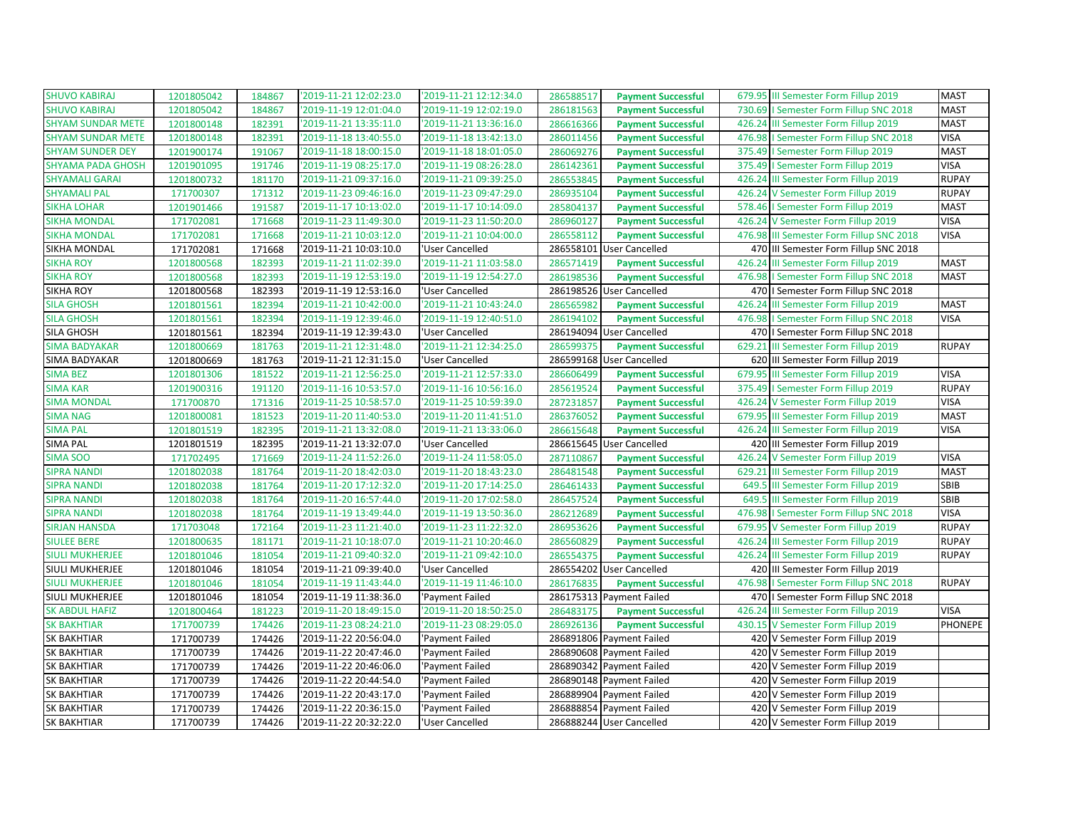| | | | | | | | | | |
|---|---|---|---|---|---|---|---|---|---|
| SHUVO KABIRAJ | 1201805042 | 184867 | '2019-11-21 12:02:23.0 | '2019-11-21 12:12:34.0 | 286588517 | Payment Successful | 679.95 | III Semester Form Fillup 2019 | MAST |
| SHUVO KABIRAJ | 1201805042 | 184867 | '2019-11-19 12:01:04.0 | '2019-11-19 12:02:19.0 | 286181563 | Payment Successful | 730.69 | I Semester Form Fillup SNC 2018 | MAST |
| SHYAM SUNDAR METE | 1201800148 | 182391 | '2019-11-21 13:35:11.0 | '2019-11-21 13:36:16.0 | 286616366 | Payment Successful | 426.24 | III Semester Form Fillup 2019 | MAST |
| SHYAM SUNDAR METE | 1201800148 | 182391 | '2019-11-18 13:40:55.0 | '2019-11-18 13:42:13.0 | 286011456 | Payment Successful | 476.98 | I Semester Form Fillup SNC 2018 | VISA |
| SHYAM SUNDER DEY | 1201900174 | 191067 | '2019-11-18 18:00:15.0 | '2019-11-18 18:01:05.0 | 286069276 | Payment Successful | 375.49 | I Semester Form Fillup 2019 | MAST |
| SHYAMA PADA GHOSH | 1201901095 | 191746 | '2019-11-19 08:25:17.0 | '2019-11-19 08:26:28.0 | 286142361 | Payment Successful | 375.49 | I Semester Form Fillup 2019 | VISA |
| SHYAMALI GARAI | 1201800732 | 181170 | '2019-11-21 09:37:16.0 | '2019-11-21 09:39:25.0 | 286553845 | Payment Successful | 426.24 | III Semester Form Fillup 2019 | RUPAY |
| SHYAMALI PAL | 171700307 | 171312 | '2019-11-23 09:46:16.0 | '2019-11-23 09:47:29.0 | 286935104 | Payment Successful | 426.24 | V Semester Form Fillup 2019 | RUPAY |
| SIKHA LOHAR | 1201901466 | 191587 | '2019-11-17 10:13:02.0 | '2019-11-17 10:14:09.0 | 285804137 | Payment Successful | 578.46 | I Semester Form Fillup 2019 | MAST |
| SIKHA MONDAL | 171702081 | 171668 | '2019-11-23 11:49:30.0 | '2019-11-23 11:50:20.0 | 286960127 | Payment Successful | 426.24 | V Semester Form Fillup 2019 | VISA |
| SIKHA MONDAL | 171702081 | 171668 | '2019-11-21 10:03:12.0 | '2019-11-21 10:04:00.0 | 286558112 | Payment Successful | 476.98 | III Semester Form Fillup SNC 2018 | VISA |
| SIKHA MONDAL | 171702081 | 171668 | '2019-11-21 10:03:10.0 | 'User Cancelled | 286558101 | User Cancelled | 470 | III Semester Form Fillup SNC 2018 | |
| SIKHA ROY | 1201800568 | 182393 | '2019-11-21 11:02:39.0 | '2019-11-21 11:03:58.0 | 286571419 | Payment Successful | 426.24 | III Semester Form Fillup 2019 | MAST |
| SIKHA ROY | 1201800568 | 182393 | '2019-11-19 12:53:19.0 | '2019-11-19 12:54:27.0 | 286198536 | Payment Successful | 476.98 | I Semester Form Fillup SNC 2018 | MAST |
| SIKHA ROY | 1201800568 | 182393 | '2019-11-19 12:53:16.0 | 'User Cancelled | 286198526 | User Cancelled | 470 | I Semester Form Fillup SNC 2018 | |
| SILA GHOSH | 1201801561 | 182394 | '2019-11-21 10:42:00.0 | '2019-11-21 10:43:24.0 | 286565982 | Payment Successful | 426.24 | III Semester Form Fillup 2019 | MAST |
| SILA GHOSH | 1201801561 | 182394 | '2019-11-19 12:39:46.0 | '2019-11-19 12:40:51.0 | 286194102 | Payment Successful | 476.98 | I Semester Form Fillup SNC 2018 | VISA |
| SILA GHOSH | 1201801561 | 182394 | '2019-11-19 12:39:43.0 | 'User Cancelled | 286194094 | User Cancelled | 470 | I Semester Form Fillup SNC 2018 | |
| SIMA BADYAKAR | 1201800669 | 181763 | '2019-11-21 12:31:48.0 | '2019-11-21 12:34:25.0 | 286599375 | Payment Successful | 629.21 | III Semester Form Fillup 2019 | RUPAY |
| SIMA BADYAKAR | 1201800669 | 181763 | '2019-11-21 12:31:15.0 | 'User Cancelled | 286599168 | User Cancelled | 620 | III Semester Form Fillup 2019 | |
| SIMA BEZ | 1201801306 | 181522 | '2019-11-21 12:56:25.0 | '2019-11-21 12:57:33.0 | 286606499 | Payment Successful | 679.95 | III Semester Form Fillup 2019 | VISA |
| SIMA KAR | 1201900316 | 191120 | '2019-11-16 10:53:57.0 | '2019-11-16 10:56:16.0 | 285619524 | Payment Successful | 375.49 | I Semester Form Fillup 2019 | RUPAY |
| SIMA MONDAL | 171700870 | 171316 | '2019-11-25 10:58:57.0 | '2019-11-25 10:59:39.0 | 287231857 | Payment Successful | 426.24 | V Semester Form Fillup 2019 | VISA |
| SIMA NAG | 1201800081 | 181523 | '2019-11-20 11:40:53.0 | '2019-11-20 11:41:51.0 | 286376052 | Payment Successful | 679.95 | III Semester Form Fillup 2019 | MAST |
| SIMA PAL | 1201801519 | 182395 | '2019-11-21 13:32:08.0 | '2019-11-21 13:33:06.0 | 286615648 | Payment Successful | 426.24 | III Semester Form Fillup 2019 | VISA |
| SIMA PAL | 1201801519 | 182395 | '2019-11-21 13:32:07.0 | 'User Cancelled | 286615645 | User Cancelled | 420 | III Semester Form Fillup 2019 | |
| SIMA SOO | 171702495 | 171669 | '2019-11-24 11:52:26.0 | '2019-11-24 11:58:05.0 | 287110867 | Payment Successful | 426.24 | V Semester Form Fillup 2019 | VISA |
| SIPRA NANDI | 1201802038 | 181764 | '2019-11-20 18:42:03.0 | '2019-11-20 18:43:23.0 | 286481548 | Payment Successful | 629.21 | III Semester Form Fillup 2019 | MAST |
| SIPRA NANDI | 1201802038 | 181764 | '2019-11-20 17:12:32.0 | '2019-11-20 17:14:25.0 | 286461433 | Payment Successful | 649.5 | III Semester Form Fillup 2019 | SBIB |
| SIPRA NANDI | 1201802038 | 181764 | '2019-11-20 16:57:44.0 | '2019-11-20 17:02:58.0 | 286457524 | Payment Successful | 649.5 | III Semester Form Fillup 2019 | SBIB |
| SIPRA NANDI | 1201802038 | 181764 | '2019-11-19 13:49:44.0 | '2019-11-19 13:50:36.0 | 286212689 | Payment Successful | 476.98 | I Semester Form Fillup SNC 2018 | VISA |
| SIRJAN HANSDA | 171703048 | 172164 | '2019-11-23 11:21:40.0 | '2019-11-23 11:22:32.0 | 286953626 | Payment Successful | 679.95 | V Semester Form Fillup 2019 | RUPAY |
| SIULEE BERE | 1201800635 | 181171 | '2019-11-21 10:18:07.0 | '2019-11-21 10:20:46.0 | 286560829 | Payment Successful | 426.24 | III Semester Form Fillup 2019 | RUPAY |
| SIULI MUKHERJEE | 1201801046 | 181054 | '2019-11-21 09:40:32.0 | '2019-11-21 09:42:10.0 | 286554375 | Payment Successful | 426.24 | III Semester Form Fillup 2019 | RUPAY |
| SIULI MUKHERJEE | 1201801046 | 181054 | '2019-11-21 09:39:40.0 | 'User Cancelled | 286554202 | User Cancelled | 420 | III Semester Form Fillup 2019 | |
| SIULI MUKHERJEE | 1201801046 | 181054 | '2019-11-19 11:43:44.0 | '2019-11-19 11:46:10.0 | 286176835 | Payment Successful | 476.98 | I Semester Form Fillup SNC 2018 | RUPAY |
| SIULI MUKHERJEE | 1201801046 | 181054 | '2019-11-19 11:38:36.0 | 'Payment Failed | 286175313 | Payment Failed | 470 | I Semester Form Fillup SNC 2018 | |
| SK ABDUL HAFIZ | 1201800464 | 181223 | '2019-11-20 18:49:15.0 | '2019-11-20 18:50:25.0 | 286483175 | Payment Successful | 426.24 | III Semester Form Fillup 2019 | VISA |
| SK BAKHTIAR | 171700739 | 174426 | '2019-11-23 08:24:21.0 | '2019-11-23 08:29:05.0 | 286926136 | Payment Successful | 430.15 | V Semester Form Fillup 2019 | PHONEPE |
| SK BAKHTIAR | 171700739 | 174426 | '2019-11-22 20:56:04.0 | 'Payment Failed | 286891806 | Payment Failed | 420 | V Semester Form Fillup 2019 | |
| SK BAKHTIAR | 171700739 | 174426 | '2019-11-22 20:47:46.0 | 'Payment Failed | 286890608 | Payment Failed | 420 | V Semester Form Fillup 2019 | |
| SK BAKHTIAR | 171700739 | 174426 | '2019-11-22 20:46:06.0 | 'Payment Failed | 286890342 | Payment Failed | 420 | V Semester Form Fillup 2019 | |
| SK BAKHTIAR | 171700739 | 174426 | '2019-11-22 20:44:54.0 | 'Payment Failed | 286890148 | Payment Failed | 420 | V Semester Form Fillup 2019 | |
| SK BAKHTIAR | 171700739 | 174426 | '2019-11-22 20:43:17.0 | 'Payment Failed | 286889904 | Payment Failed | 420 | V Semester Form Fillup 2019 | |
| SK BAKHTIAR | 171700739 | 174426 | '2019-11-22 20:36:15.0 | 'Payment Failed | 286888854 | Payment Failed | 420 | V Semester Form Fillup 2019 | |
| SK BAKHTIAR | 171700739 | 174426 | '2019-11-22 20:32:22.0 | 'User Cancelled | 286888244 | User Cancelled | 420 | V Semester Form Fillup 2019 | |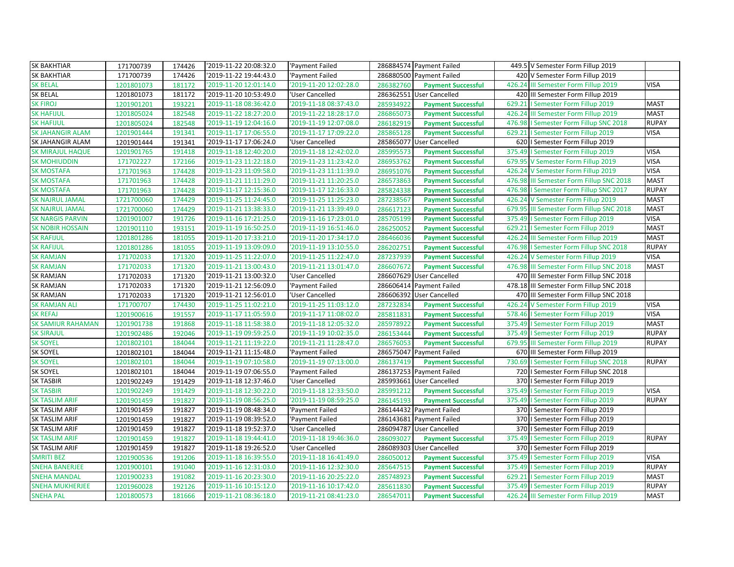| | | | | | | | | | |
|---|---|---|---|---|---|---|---|---|---|
| SK BAKHTIAR | 171700739 | 174426 | '2019-11-22 20:08:32.0 | 'Payment Failed | 286884574 | Payment Failed | 449.5 | V Semester Form Fillup 2019 | |
| SK BAKHTIAR | 171700739 | 174426 | '2019-11-22 19:44:43.0 | 'Payment Failed | 286880500 | Payment Failed | 420 | V Semester Form Fillup 2019 | |
| SK BELAL | 1201801073 | 181172 | '2019-11-20 12:01:14.0 | '2019-11-20 12:02:28.0 | 286382760 | **Payment Successful** | 426.24 | III Semester Form Fillup 2019 | VISA |
| SK BELAL | 1201801073 | 181172 | '2019-11-20 10:53:49.0 | 'User Cancelled | 286362551 | User Cancelled | 420 | III Semester Form Fillup 2019 | |
| SK FIROJ | 1201901201 | 193221 | '2019-11-18 08:36:42.0 | '2019-11-18 08:37:43.0 | 285934922 | **Payment Successful** | 629.21 | I Semester Form Fillup 2019 | MAST |
| SK HAFIJUL | 1201805024 | 182548 | '2019-11-22 18:27:20.0 | '2019-11-22 18:28:17.0 | 286865073 | **Payment Successful** | 426.24 | III Semester Form Fillup 2019 | MAST |
| SK HAFIJUL | 1201805024 | 182548 | '2019-11-19 12:04:16.0 | '2019-11-19 12:07:08.0 | 286182919 | **Payment Successful** | 476.98 | I Semester Form Fillup SNC 2018 | RUPAY |
| SK JAHANGIR ALAM | 1201901444 | 191341 | '2019-11-17 17:06:55.0 | '2019-11-17 17:09:22.0 | 285865128 | **Payment Successful** | 629.21 | I Semester Form Fillup 2019 | VISA |
| SK JAHANGIR ALAM | 1201901444 | 191341 | '2019-11-17 17:06:24.0 | 'User Cancelled | 285865077 | User Cancelled | 620 | I Semester Form Fillup 2019 | |
| SK MIRAJUL HAQUE | 1201901765 | 191418 | '2019-11-18 12:40:20.0 | '2019-11-18 12:42:02.0 | 285995573 | **Payment Successful** | 375.49 | I Semester Form Fillup 2019 | VISA |
| SK MOHIUDDIN | 171702227 | 172166 | '2019-11-23 11:22:18.0 | '2019-11-23 11:23:42.0 | 286953762 | **Payment Successful** | 679.95 | V Semester Form Fillup 2019 | VISA |
| SK MOSTAFA | 171701963 | 174428 | '2019-11-23 11:09:58.0 | '2019-11-23 11:11:39.0 | 286951076 | **Payment Successful** | 426.24 | V Semester Form Fillup 2019 | VISA |
| SK MOSTAFA | 171701963 | 174428 | '2019-11-21 11:11:29.0 | '2019-11-21 11:20:25.0 | 286573863 | **Payment Successful** | 476.98 | III Semester Form Fillup SNC 2018 | MAST |
| SK MOSTAFA | 171701963 | 174428 | '2019-11-17 12:15:36.0 | '2019-11-17 12:16:33.0 | 285824338 | **Payment Successful** | 476.98 | I Semester Form Fillup SNC 2017 | RUPAY |
| SK NAJRUL JAMAL | 1721700060 | 174429 | '2019-11-25 11:24:45.0 | '2019-11-25 11:25:23.0 | 287238567 | **Payment Successful** | 426.24 | V Semester Form Fillup 2019 | MAST |
| SK NAJRUL JAMAL | 1721700060 | 174429 | '2019-11-21 13:38:33.0 | '2019-11-21 13:39:49.0 | 286617123 | **Payment Successful** | 679.95 | III Semester Form Fillup SNC 2018 | MAST |
| SK NARGIS PARVIN | 1201901007 | 191726 | '2019-11-16 17:21:25.0 | '2019-11-16 17:23:01.0 | 285705199 | **Payment Successful** | 375.49 | I Semester Form Fillup 2019 | VISA |
| SK NOBIR HOSSAIN | 1201901110 | 193151 | '2019-11-19 16:50:25.0 | '2019-11-19 16:51:46.0 | 286250052 | **Payment Successful** | 629.21 | I Semester Form Fillup 2019 | MAST |
| SK RAFIJUL | 1201801286 | 181055 | '2019-11-20 17:33:21.0 | '2019-11-20 17:34:17.0 | 286466036 | **Payment Successful** | 426.24 | III Semester Form Fillup 2019 | MAST |
| SK RAFIJUL | 1201801286 | 181055 | '2019-11-19 13:09:09.0 | '2019-11-19 13:10:55.0 | 286202751 | **Payment Successful** | 476.98 | I Semester Form Fillup SNC 2018 | RUPAY |
| SK RAMJAN | 171702033 | 171320 | '2019-11-25 11:22:07.0 | '2019-11-25 11:22:47.0 | 287237939 | **Payment Successful** | 426.24 | V Semester Form Fillup 2019 | VISA |
| SK RAMJAN | 171702033 | 171320 | '2019-11-21 13:00:43.0 | '2019-11-21 13:01:47.0 | 286607672 | **Payment Successful** | 476.98 | III Semester Form Fillup SNC 2018 | MAST |
| SK RAMJAN | 171702033 | 171320 | '2019-11-21 13:00:32.0 | 'User Cancelled | 286607629 | User Cancelled | 470 | III Semester Form Fillup SNC 2018 | |
| SK RAMJAN | 171702033 | 171320 | '2019-11-21 12:56:09.0 | 'Payment Failed | 286606414 | Payment Failed | 478.18 | III Semester Form Fillup SNC 2018 | |
| SK RAMJAN | 171702033 | 171320 | '2019-11-21 12:56:01.0 | 'User Cancelled | 286606392 | User Cancelled | 470 | III Semester Form Fillup SNC 2018 | |
| SK RAMJAN ALI | 171700707 | 174430 | '2019-11-25 11:02:21.0 | '2019-11-25 11:03:12.0 | 287232834 | **Payment Successful** | 426.24 | V Semester Form Fillup 2019 | VISA |
| SK REFAJ | 1201900616 | 191557 | '2019-11-17 11:05:59.0 | '2019-11-17 11:08:02.0 | 285811831 | **Payment Successful** | 578.46 | I Semester Form Fillup 2019 | VISA |
| SK SAMIUR RAHAMAN | 1201901738 | 191868 | '2019-11-18 11:58:38.0 | '2019-11-18 12:05:32.0 | 285978922 | **Payment Successful** | 375.49 | I Semester Form Fillup 2019 | MAST |
| SK SIRAJUL | 1201902486 | 192046 | '2019-11-19 09:59:25.0 | '2019-11-19 10:02:35.0 | 286153444 | **Payment Successful** | 375.49 | I Semester Form Fillup 2019 | RUPAY |
| SK SOYEL | 1201802101 | 184044 | '2019-11-21 11:19:22.0 | '2019-11-21 11:28:47.0 | 286576053 | **Payment Successful** | 679.95 | III Semester Form Fillup 2019 | RUPAY |
| SK SOYEL | 1201802101 | 184044 | '2019-11-21 11:15:48.0 | 'Payment Failed | 286575047 | Payment Failed | 670 | III Semester Form Fillup 2019 | |
| SK SOYEL | 1201802101 | 184044 | '2019-11-19 07:10:58.0 | '2019-11-19 07:13:00.0 | 286137419 | **Payment Successful** | 730.69 | I Semester Form Fillup SNC 2018 | RUPAY |
| SK SOYEL | 1201802101 | 184044 | '2019-11-19 07:06:55.0 | 'Payment Failed | 286137253 | Payment Failed | 720 | I Semester Form Fillup SNC 2018 | |
| SK TASBIR | 1201902249 | 191429 | '2019-11-18 12:37:46.0 | 'User Cancelled | 285993661 | User Cancelled | 370 | I Semester Form Fillup 2019 | |
| SK TASBIR | 1201902249 | 191429 | '2019-11-18 12:30:22.0 | '2019-11-18 12:33:50.0 | 285991212 | **Payment Successful** | 375.49 | I Semester Form Fillup 2019 | VISA |
| SK TASLIM ARIF | 1201901459 | 191827 | '2019-11-19 08:56:25.0 | '2019-11-19 08:59:25.0 | 286145193 | **Payment Successful** | 375.49 | I Semester Form Fillup 2019 | RUPAY |
| SK TASLIM ARIF | 1201901459 | 191827 | '2019-11-19 08:48:34.0 | 'Payment Failed | 286144432 | Payment Failed | 370 | I Semester Form Fillup 2019 | |
| SK TASLIM ARIF | 1201901459 | 191827 | '2019-11-19 08:39:52.0 | 'Payment Failed | 286143681 | Payment Failed | 370 | I Semester Form Fillup 2019 | |
| SK TASLIM ARIF | 1201901459 | 191827 | '2019-11-18 19:52:37.0 | 'User Cancelled | 286094787 | User Cancelled | 370 | I Semester Form Fillup 2019 | |
| SK TASLIM ARIF | 1201901459 | 191827 | '2019-11-18 19:44:41.0 | '2019-11-18 19:46:36.0 | 286093027 | **Payment Successful** | 375.49 | I Semester Form Fillup 2019 | RUPAY |
| SK TASLIM ARIF | 1201901459 | 191827 | '2019-11-18 19:26:52.0 | 'User Cancelled | 286089303 | User Cancelled | 370 | I Semester Form Fillup 2019 | |
| SMRITI BEZ | 1201900536 | 191206 | '2019-11-18 16:39:55.0 | '2019-11-18 16:41:49.0 | 286050012 | **Payment Successful** | 375.49 | I Semester Form Fillup 2019 | VISA |
| SNEHA BANERJEE | 1201900101 | 191040 | '2019-11-16 12:31:03.0 | '2019-11-16 12:32:30.0 | 285647515 | **Payment Successful** | 375.49 | I Semester Form Fillup 2019 | RUPAY |
| SNEHA MANDAL | 1201900233 | 191082 | '2019-11-16 20:23:30.0 | '2019-11-16 20:25:22.0 | 285748923 | **Payment Successful** | 629.21 | I Semester Form Fillup 2019 | MAST |
| SNEHA MUKHERJEE | 1201960028 | 192126 | '2019-11-16 10:15:12.0 | '2019-11-16 10:17:42.0 | 285611830 | **Payment Successful** | 375.49 | I Semester Form Fillup 2019 | RUPAY |
| SNEHA PAL | 1201800573 | 181666 | '2019-11-21 08:36:18.0 | '2019-11-21 08:41:23.0 | 286547011 | **Payment Successful** | 426.24 | III Semester Form Fillup 2019 | MAST |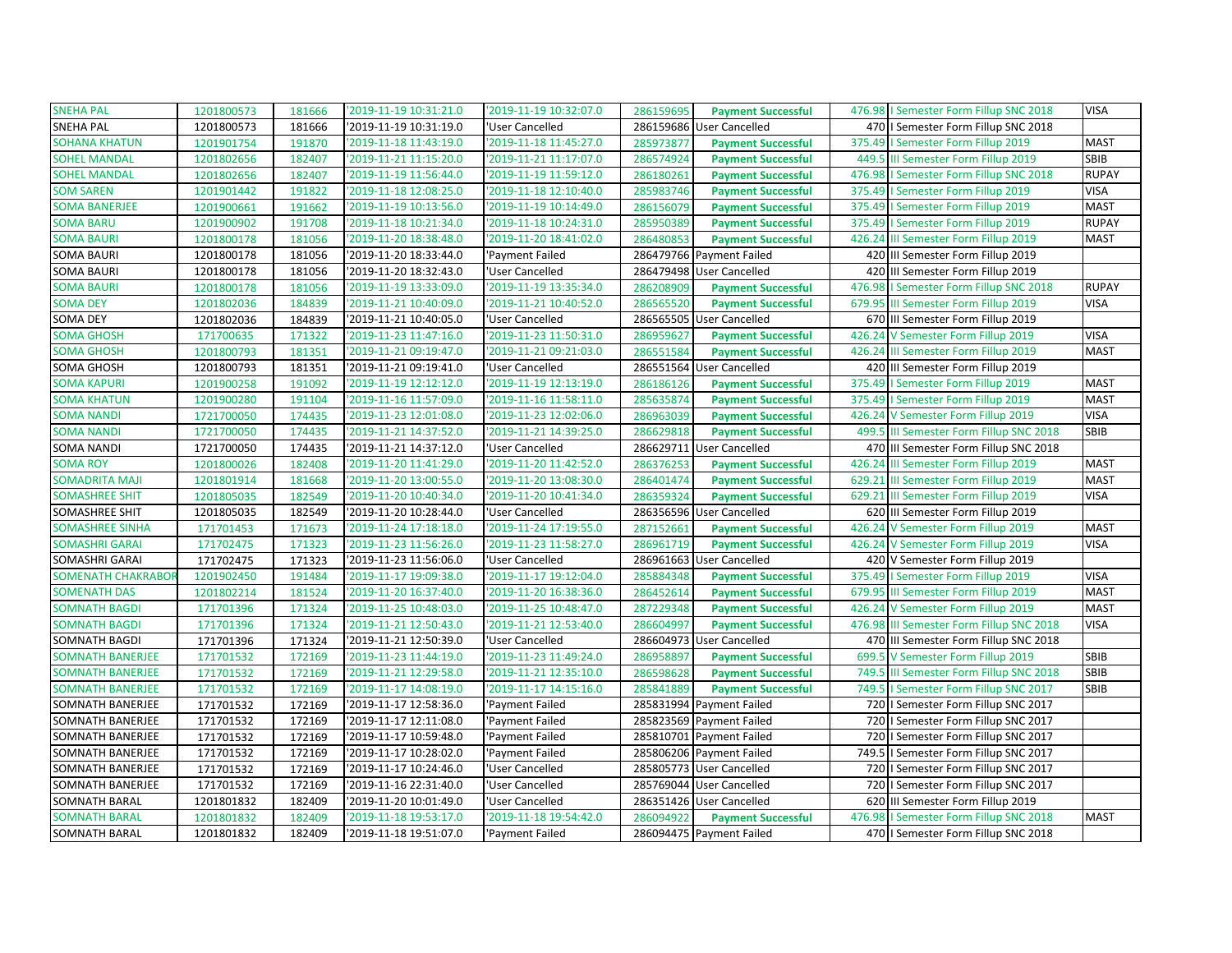| | | | | | | | | | |
|---|---|---|---|---|---|---|---|---|---|
| SNEHA PAL | 1201800573 | 181666 | '2019-11-19 10:31:21.0 | '2019-11-19 10:32:07.0 | 286159695 | **Payment Successful** | 476.98 | I Semester Form Fillup SNC 2018 | VISA |
| SNEHA PAL | 1201800573 | 181666 | '2019-11-19 10:31:19.0 | 'User Cancelled | 286159686 | User Cancelled | 470 | I Semester Form Fillup SNC 2018 | |
| SOHANA KHATUN | 1201901754 | 191870 | '2019-11-18 11:43:19.0 | '2019-11-18 11:45:27.0 | 285973877 | **Payment Successful** | 375.49 | I Semester Form Fillup 2019 | MAST |
| SOHEL MANDAL | 1201802656 | 182407 | '2019-11-21 11:15:20.0 | '2019-11-21 11:17:07.0 | 286574924 | **Payment Successful** | 449.5 | III Semester Form Fillup 2019 | SBIB |
| SOHEL MANDAL | 1201802656 | 182407 | '2019-11-19 11:56:44.0 | '2019-11-19 11:59:12.0 | 286180261 | **Payment Successful** | 476.98 | I Semester Form Fillup SNC 2018 | RUPAY |
| SOM SAREN | 1201901442 | 191822 | '2019-11-18 12:08:25.0 | '2019-11-18 12:10:40.0 | 285983746 | **Payment Successful** | 375.49 | I Semester Form Fillup 2019 | VISA |
| SOMA BANERJEE | 1201900661 | 191662 | '2019-11-19 10:13:56.0 | '2019-11-19 10:14:49.0 | 286156079 | **Payment Successful** | 375.49 | I Semester Form Fillup 2019 | MAST |
| SOMA BARU | 1201900902 | 191708 | '2019-11-18 10:21:34.0 | '2019-11-18 10:24:31.0 | 285950389 | **Payment Successful** | 375.49 | I Semester Form Fillup 2019 | RUPAY |
| SOMA BAURI | 1201800178 | 181056 | '2019-11-20 18:38:48.0 | '2019-11-20 18:41:02.0 | 286480853 | **Payment Successful** | 426.24 | III Semester Form Fillup 2019 | MAST |
| SOMA BAURI | 1201800178 | 181056 | '2019-11-20 18:33:44.0 | 'Payment Failed | 286479766 | Payment Failed | 420 | III Semester Form Fillup 2019 | |
| SOMA BAURI | 1201800178 | 181056 | '2019-11-20 18:32:43.0 | 'User Cancelled | 286479498 | User Cancelled | 420 | III Semester Form Fillup 2019 | |
| SOMA BAURI | 1201800178 | 181056 | '2019-11-19 13:33:09.0 | '2019-11-19 13:35:34.0 | 286208909 | **Payment Successful** | 476.98 | I Semester Form Fillup SNC 2018 | RUPAY |
| SOMA DEY | 1201802036 | 184839 | '2019-11-21 10:40:09.0 | '2019-11-21 10:40:52.0 | 286565520 | **Payment Successful** | 679.95 | III Semester Form Fillup 2019 | VISA |
| SOMA DEY | 1201802036 | 184839 | '2019-11-21 10:40:05.0 | 'User Cancelled | 286565505 | User Cancelled | 670 | III Semester Form Fillup 2019 | |
| SOMA GHOSH | 171700635 | 171322 | '2019-11-23 11:47:16.0 | '2019-11-23 11:50:31.0 | 286959627 | **Payment Successful** | 426.24 | V Semester Form Fillup 2019 | VISA |
| SOMA GHOSH | 1201800793 | 181351 | '2019-11-21 09:19:47.0 | '2019-11-21 09:21:03.0 | 286551584 | **Payment Successful** | 426.24 | III Semester Form Fillup 2019 | MAST |
| SOMA GHOSH | 1201800793 | 181351 | '2019-11-21 09:19:41.0 | 'User Cancelled | 286551564 | User Cancelled | 420 | III Semester Form Fillup 2019 | |
| SOMA KAPURI | 1201900258 | 191092 | '2019-11-19 12:12:12.0 | '2019-11-19 12:13:19.0 | 286186126 | **Payment Successful** | 375.49 | I Semester Form Fillup 2019 | MAST |
| SOMA KHATUN | 1201900280 | 191104 | '2019-11-16 11:57:09.0 | '2019-11-16 11:58:11.0 | 285635874 | **Payment Successful** | 375.49 | I Semester Form Fillup 2019 | MAST |
| SOMA NANDI | 1721700050 | 174435 | '2019-11-23 12:01:08.0 | '2019-11-23 12:02:06.0 | 286963039 | **Payment Successful** | 426.24 | V Semester Form Fillup 2019 | VISA |
| SOMA NANDI | 1721700050 | 174435 | '2019-11-21 14:37:52.0 | '2019-11-21 14:39:25.0 | 286629818 | **Payment Successful** | 499.5 | III Semester Form Fillup SNC 2018 | SBIB |
| SOMA NANDI | 1721700050 | 174435 | '2019-11-21 14:37:12.0 | 'User Cancelled | 286629711 | User Cancelled | 470 | III Semester Form Fillup SNC 2018 | |
| SOMA ROY | 1201800026 | 182408 | '2019-11-20 11:41:29.0 | '2019-11-20 11:42:52.0 | 286376253 | **Payment Successful** | 426.24 | III Semester Form Fillup 2019 | MAST |
| SOMADRITA MAJI | 1201801914 | 181668 | '2019-11-20 13:00:55.0 | '2019-11-20 13:08:30.0 | 286401474 | **Payment Successful** | 629.21 | III Semester Form Fillup 2019 | MAST |
| SOMASHREE SHIT | 1201805035 | 182549 | '2019-11-20 10:40:34.0 | '2019-11-20 10:41:34.0 | 286359324 | **Payment Successful** | 629.21 | III Semester Form Fillup 2019 | VISA |
| SOMASHREE SHIT | 1201805035 | 182549 | '2019-11-20 10:28:44.0 | 'User Cancelled | 286356596 | User Cancelled | 620 | III Semester Form Fillup 2019 | |
| SOMASHREE SINHA | 171701453 | 171673 | '2019-11-24 17:18:18.0 | '2019-11-24 17:19:55.0 | 287152661 | **Payment Successful** | 426.24 | V Semester Form Fillup 2019 | MAST |
| SOMASHRI GARAI | 171702475 | 171323 | '2019-11-23 11:56:26.0 | '2019-11-23 11:58:27.0 | 286961719 | **Payment Successful** | 426.24 | V Semester Form Fillup 2019 | VISA |
| SOMASHRI GARAI | 171702475 | 171323 | '2019-11-23 11:56:06.0 | 'User Cancelled | 286961663 | User Cancelled | 420 | V Semester Form Fillup 2019 | |
| SOMENATH CHAKRABOR | 1201902450 | 191484 | '2019-11-17 19:09:38.0 | '2019-11-17 19:12:04.0 | 285884348 | **Payment Successful** | 375.49 | I Semester Form Fillup 2019 | VISA |
| SOMENATH DAS | 1201802214 | 181524 | '2019-11-20 16:37:40.0 | '2019-11-20 16:38:36.0 | 286452614 | **Payment Successful** | 679.95 | III Semester Form Fillup 2019 | MAST |
| SOMNATH BAGDI | 171701396 | 171324 | '2019-11-25 10:48:03.0 | '2019-11-25 10:48:47.0 | 287229348 | **Payment Successful** | 426.24 | V Semester Form Fillup 2019 | MAST |
| SOMNATH BAGDI | 171701396 | 171324 | '2019-11-21 12:50:43.0 | '2019-11-21 12:53:40.0 | 286604997 | **Payment Successful** | 476.98 | III Semester Form Fillup SNC 2018 | VISA |
| SOMNATH BAGDI | 171701396 | 171324 | '2019-11-21 12:50:39.0 | 'User Cancelled | 286604973 | User Cancelled | 470 | III Semester Form Fillup SNC 2018 | |
| SOMNATH BANERJEE | 171701532 | 172169 | '2019-11-23 11:44:19.0 | '2019-11-23 11:49:24.0 | 286958897 | **Payment Successful** | 699.5 | V Semester Form Fillup 2019 | SBIB |
| SOMNATH BANERJEE | 171701532 | 172169 | '2019-11-21 12:29:58.0 | '2019-11-21 12:35:10.0 | 286598628 | **Payment Successful** | 749.5 | III Semester Form Fillup SNC 2018 | SBIB |
| SOMNATH BANERJEE | 171701532 | 172169 | '2019-11-17 14:08:19.0 | '2019-11-17 14:15:16.0 | 285841889 | **Payment Successful** | 749.5 | I Semester Form Fillup SNC 2017 | SBIB |
| SOMNATH BANERJEE | 171701532 | 172169 | '2019-11-17 12:58:36.0 | 'Payment Failed | 285831994 | Payment Failed | 720 | I Semester Form Fillup SNC 2017 | |
| SOMNATH BANERJEE | 171701532 | 172169 | '2019-11-17 12:11:08.0 | 'Payment Failed | 285823569 | Payment Failed | 720 | I Semester Form Fillup SNC 2017 | |
| SOMNATH BANERJEE | 171701532 | 172169 | '2019-11-17 10:59:48.0 | 'Payment Failed | 285810701 | Payment Failed | 720 | I Semester Form Fillup SNC 2017 | |
| SOMNATH BANERJEE | 171701532 | 172169 | '2019-11-17 10:28:02.0 | 'Payment Failed | 285806206 | Payment Failed | 749.5 | I Semester Form Fillup SNC 2017 | |
| SOMNATH BANERJEE | 171701532 | 172169 | '2019-11-17 10:24:46.0 | 'User Cancelled | 285805773 | User Cancelled | 720 | I Semester Form Fillup SNC 2017 | |
| SOMNATH BANERJEE | 171701532 | 172169 | '2019-11-16 22:31:40.0 | 'User Cancelled | 285769044 | User Cancelled | 720 | I Semester Form Fillup SNC 2017 | |
| SOMNATH BARAL | 1201801832 | 182409 | '2019-11-20 10:01:49.0 | 'User Cancelled | 286351426 | User Cancelled | 620 | III Semester Form Fillup 2019 | |
| SOMNATH BARAL | 1201801832 | 182409 | '2019-11-18 19:53:17.0 | '2019-11-18 19:54:42.0 | 286094922 | **Payment Successful** | 476.98 | I Semester Form Fillup SNC 2018 | MAST |
| SOMNATH BARAL | 1201801832 | 182409 | '2019-11-18 19:51:07.0 | 'Payment Failed | 286094475 | Payment Failed | 470 | I Semester Form Fillup SNC 2018 | |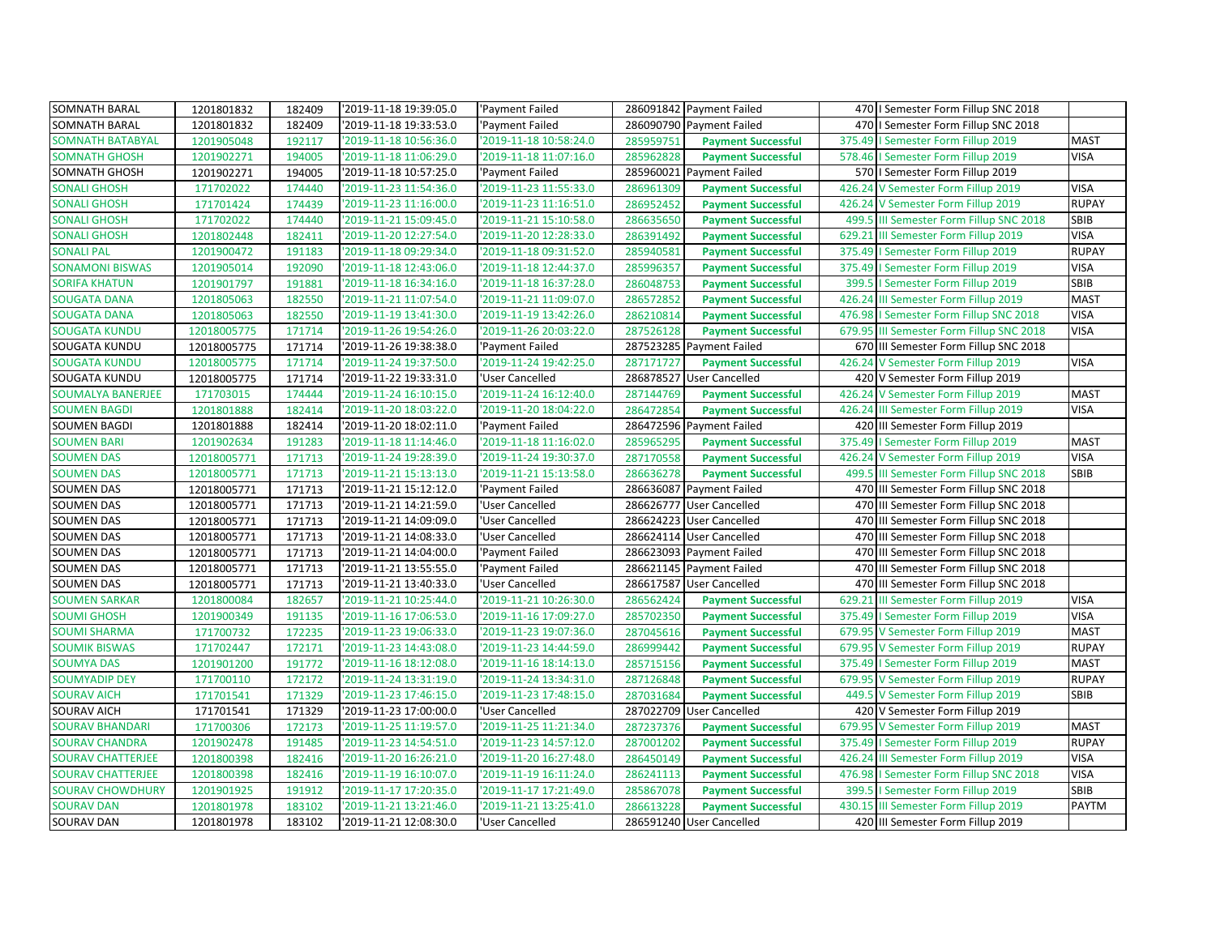| | | | | | | | | | |
|---|---|---|---|---|---|---|---|---|---|
| SOMNATH BARAL | 1201801832 | 182409 | '2019-11-18 19:39:05.0 | 'Payment Failed | 286091842 | Payment Failed | 470 | I Semester Form Fillup SNC 2018 | |
| SOMNATH BARAL | 1201801832 | 182409 | '2019-11-18 19:33:53.0 | 'Payment Failed | 286090790 | Payment Failed | 470 | I Semester Form Fillup SNC 2018 | |
| SOMNATH BATABYAL | 1201905048 | 192117 | '2019-11-18 10:56:36.0 | '2019-11-18 10:58:24.0 | 285959751 | **Payment Successful** | 375.49 | I Semester Form Fillup 2019 | MAST |
| SOMNATH GHOSH | 1201902271 | 194005 | '2019-11-18 11:06:29.0 | '2019-11-18 11:07:16.0 | 285962828 | **Payment Successful** | 578.46 | I Semester Form Fillup 2019 | VISA |
| SOMNATH GHOSH | 1201902271 | 194005 | '2019-11-18 10:57:25.0 | 'Payment Failed | 285960021 | Payment Failed | 570 | I Semester Form Fillup 2019 | |
| SONALI GHOSH | 171702022 | 174440 | '2019-11-23 11:54:36.0 | '2019-11-23 11:55:33.0 | 286961309 | **Payment Successful** | 426.24 | V Semester Form Fillup 2019 | VISA |
| SONALI GHOSH | 171701424 | 174439 | '2019-11-23 11:16:00.0 | '2019-11-23 11:16:51.0 | 286952452 | **Payment Successful** | 426.24 | V Semester Form Fillup 2019 | RUPAY |
| SONALI GHOSH | 171702022 | 174440 | '2019-11-21 15:09:45.0 | '2019-11-21 15:10:58.0 | 286635650 | **Payment Successful** | 499.5 | III Semester Form Fillup SNC 2018 | SBIB |
| SONALI GHOSH | 1201802448 | 182411 | '2019-11-20 12:27:54.0 | '2019-11-20 12:28:33.0 | 286391492 | **Payment Successful** | 629.21 | III Semester Form Fillup 2019 | VISA |
| SONALI PAL | 1201900472 | 191183 | '2019-11-18 09:29:34.0 | '2019-11-18 09:31:52.0 | 285940581 | **Payment Successful** | 375.49 | I Semester Form Fillup 2019 | RUPAY |
| SONAMONI BISWAS | 1201905014 | 192090 | '2019-11-18 12:43:06.0 | '2019-11-18 12:44:37.0 | 285996357 | **Payment Successful** | 375.49 | I Semester Form Fillup 2019 | VISA |
| SORIFA KHATUN | 1201901797 | 191881 | '2019-11-18 16:34:16.0 | '2019-11-18 16:37:28.0 | 286048753 | **Payment Successful** | 399.5 | I Semester Form Fillup 2019 | SBIB |
| SOUGATA DANA | 1201805063 | 182550 | '2019-11-21 11:07:54.0 | '2019-11-21 11:09:07.0 | 286572852 | **Payment Successful** | 426.24 | III Semester Form Fillup 2019 | MAST |
| SOUGATA DANA | 1201805063 | 182550 | '2019-11-19 13:41:30.0 | '2019-11-19 13:42:26.0 | 286210814 | **Payment Successful** | 476.98 | I Semester Form Fillup SNC 2018 | VISA |
| SOUGATA KUNDU | 12018005775 | 171714 | '2019-11-26 19:54:26.0 | '2019-11-26 20:03:22.0 | 287526128 | **Payment Successful** | 679.95 | III Semester Form Fillup SNC 2018 | VISA |
| SOUGATA KUNDU | 12018005775 | 171714 | '2019-11-26 19:38:38.0 | 'Payment Failed | 287523285 | Payment Failed | 670 | III Semester Form Fillup SNC 2018 | |
| SOUGATA KUNDU | 12018005775 | 171714 | '2019-11-24 19:37:50.0 | '2019-11-24 19:42:25.0 | 287171727 | **Payment Successful** | 426.24 | V Semester Form Fillup 2019 | VISA |
| SOUGATA KUNDU | 12018005775 | 171714 | '2019-11-22 19:33:31.0 | 'User Cancelled | 286878527 | User Cancelled | 420 | V Semester Form Fillup 2019 | |
| SOUMALYA BANERJEE | 171703015 | 174444 | '2019-11-24 16:10:15.0 | '2019-11-24 16:12:40.0 | 287144769 | **Payment Successful** | 426.24 | V Semester Form Fillup 2019 | MAST |
| SOUMEN BAGDI | 1201801888 | 182414 | '2019-11-20 18:03:22.0 | '2019-11-20 18:04:22.0 | 286472854 | **Payment Successful** | 426.24 | III Semester Form Fillup 2019 | VISA |
| SOUMEN BAGDI | 1201801888 | 182414 | '2019-11-20 18:02:11.0 | 'Payment Failed | 286472596 | Payment Failed | 420 | III Semester Form Fillup 2019 | |
| SOUMEN BARI | 1201902634 | 191283 | '2019-11-18 11:14:46.0 | '2019-11-18 11:16:02.0 | 285965295 | **Payment Successful** | 375.49 | I Semester Form Fillup 2019 | MAST |
| SOUMEN DAS | 12018005771 | 171713 | '2019-11-24 19:28:39.0 | '2019-11-24 19:30:37.0 | 287170558 | **Payment Successful** | 426.24 | V Semester Form Fillup 2019 | VISA |
| SOUMEN DAS | 12018005771 | 171713 | '2019-11-21 15:13:13.0 | '2019-11-21 15:13:58.0 | 286636278 | **Payment Successful** | 499.5 | III Semester Form Fillup SNC 2018 | SBIB |
| SOUMEN DAS | 12018005771 | 171713 | '2019-11-21 15:12:12.0 | 'Payment Failed | 286636087 | Payment Failed | 470 | III Semester Form Fillup SNC 2018 | |
| SOUMEN DAS | 12018005771 | 171713 | '2019-11-21 14:21:59.0 | 'User Cancelled | 286626777 | User Cancelled | 470 | III Semester Form Fillup SNC 2018 | |
| SOUMEN DAS | 12018005771 | 171713 | '2019-11-21 14:09:09.0 | 'User Cancelled | 286624223 | User Cancelled | 470 | III Semester Form Fillup SNC 2018 | |
| SOUMEN DAS | 12018005771 | 171713 | '2019-11-21 14:08:33.0 | 'User Cancelled | 286624114 | User Cancelled | 470 | III Semester Form Fillup SNC 2018 | |
| SOUMEN DAS | 12018005771 | 171713 | '2019-11-21 14:04:00.0 | 'Payment Failed | 286623093 | Payment Failed | 470 | III Semester Form Fillup SNC 2018 | |
| SOUMEN DAS | 12018005771 | 171713 | '2019-11-21 13:55:55.0 | 'Payment Failed | 286621145 | Payment Failed | 470 | III Semester Form Fillup SNC 2018 | |
| SOUMEN DAS | 12018005771 | 171713 | '2019-11-21 13:40:33.0 | 'User Cancelled | 286617587 | User Cancelled | 470 | III Semester Form Fillup SNC 2018 | |
| SOUMEN SARKAR | 1201800084 | 182657 | '2019-11-21 10:25:44.0 | '2019-11-21 10:26:30.0 | 286562424 | **Payment Successful** | 629.21 | III Semester Form Fillup 2019 | VISA |
| SOUMI GHOSH | 1201900349 | 191135 | '2019-11-16 17:06:53.0 | '2019-11-16 17:09:27.0 | 285702350 | **Payment Successful** | 375.49 | I Semester Form Fillup 2019 | VISA |
| SOUMI SHARMA | 171700732 | 172235 | '2019-11-23 19:06:33.0 | '2019-11-23 19:07:36.0 | 287045616 | **Payment Successful** | 679.95 | V Semester Form Fillup 2019 | MAST |
| SOUMIK BISWAS | 171702447 | 172171 | '2019-11-23 14:43:08.0 | '2019-11-23 14:44:59.0 | 286999442 | **Payment Successful** | 679.95 | V Semester Form Fillup 2019 | RUPAY |
| SOUMYA DAS | 1201901200 | 191772 | '2019-11-16 18:12:08.0 | '2019-11-16 18:14:13.0 | 285715156 | **Payment Successful** | 375.49 | I Semester Form Fillup 2019 | MAST |
| SOUMYADIP DEY | 171700110 | 172172 | '2019-11-24 13:31:19.0 | '2019-11-24 13:34:31.0 | 287126848 | **Payment Successful** | 679.95 | V Semester Form Fillup 2019 | RUPAY |
| SOURAV AICH | 171701541 | 171329 | '2019-11-23 17:46:15.0 | '2019-11-23 17:48:15.0 | 287031684 | **Payment Successful** | 449.5 | V Semester Form Fillup 2019 | SBIB |
| SOURAV AICH | 171701541 | 171329 | '2019-11-23 17:00:00.0 | 'User Cancelled | 287022709 | User Cancelled | 420 | V Semester Form Fillup 2019 | |
| SOURAV BHANDARI | 171700306 | 172173 | '2019-11-25 11:19:57.0 | '2019-11-25 11:21:34.0 | 287237376 | **Payment Successful** | 679.95 | V Semester Form Fillup 2019 | MAST |
| SOURAV CHANDRA | 1201902478 | 191485 | '2019-11-23 14:54:51.0 | '2019-11-23 14:57:12.0 | 287001202 | **Payment Successful** | 375.49 | I Semester Form Fillup 2019 | RUPAY |
| SOURAV CHATTERJEE | 1201800398 | 182416 | '2019-11-20 16:26:21.0 | '2019-11-20 16:27:48.0 | 286450149 | **Payment Successful** | 426.24 | III Semester Form Fillup 2019 | VISA |
| SOURAV CHATTERJEE | 1201800398 | 182416 | '2019-11-19 16:10:07.0 | '2019-11-19 16:11:24.0 | 286241113 | **Payment Successful** | 476.98 | I Semester Form Fillup SNC 2018 | VISA |
| SOURAV CHOWDHURY | 1201901925 | 191912 | '2019-11-17 17:20:35.0 | '2019-11-17 17:21:49.0 | 285867078 | **Payment Successful** | 399.5 | I Semester Form Fillup 2019 | SBIB |
| SOURAV DAN | 1201801978 | 183102 | '2019-11-21 13:21:46.0 | '2019-11-21 13:25:41.0 | 286613228 | **Payment Successful** | 430.15 | III Semester Form Fillup 2019 | PAYTM |
| SOURAV DAN | 1201801978 | 183102 | '2019-11-21 12:08:30.0 | 'User Cancelled | 286591240 | User Cancelled | 420 | III Semester Form Fillup 2019 | |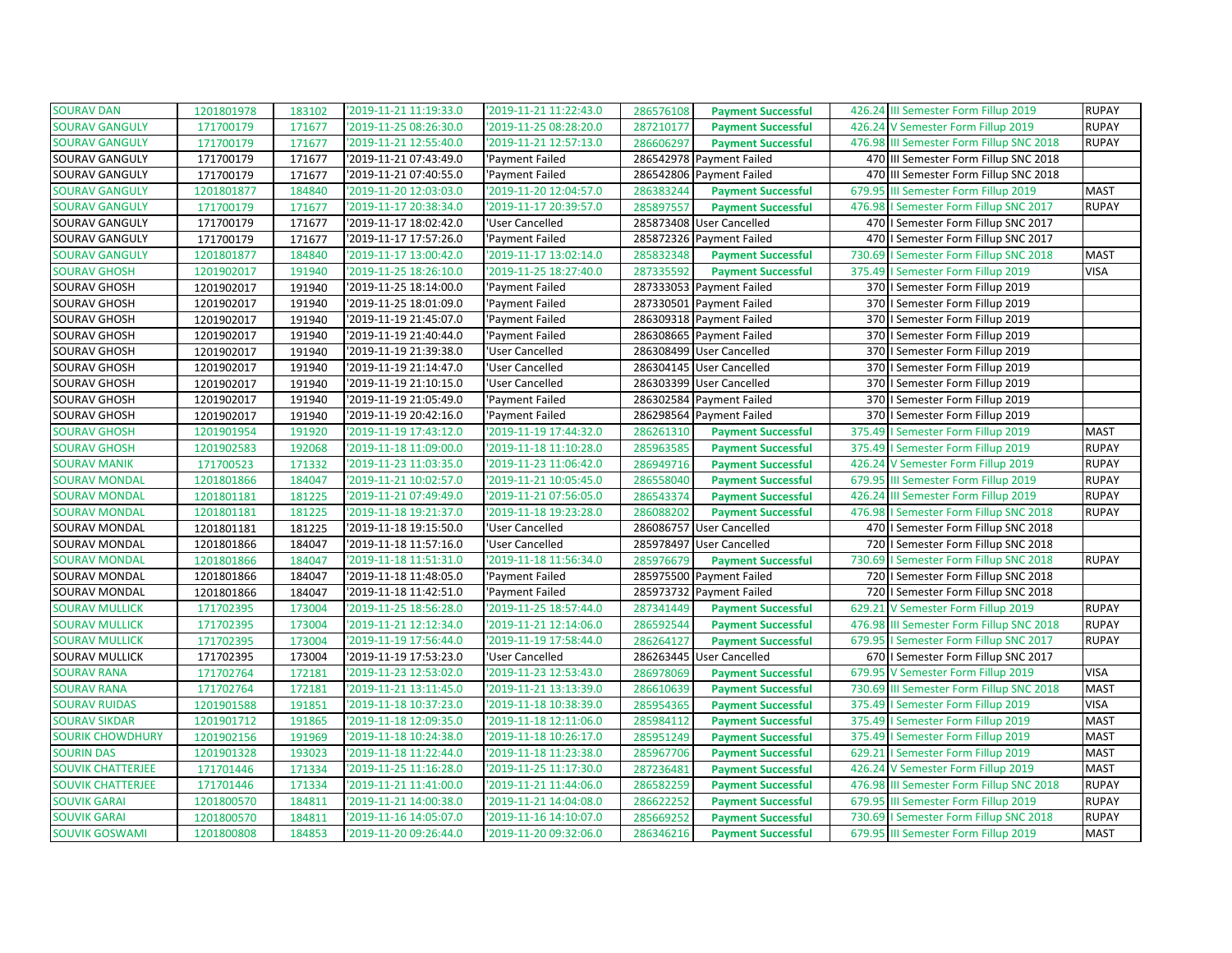| SOURAV DAN | 1201801978 | 183102 | '2019-11-21 11:19:33.0 | '2019-11-21 11:22:43.0 | 286576108 | **Payment Successful** | 426.24 | III Semester Form Fillup 2019 | RUPAY |
|---|---|---|---|---|---|---|---|---|---|
| SOURAV GANGULY | 171700179 | 171677 | '2019-11-25 08:26:30.0 | '2019-11-25 08:28:20.0 | 287210177 | **Payment Successful** | 426.24 | V Semester Form Fillup 2019 | RUPAY |
| SOURAV GANGULY | 171700179 | 171677 | '2019-11-21 12:55:40.0 | '2019-11-21 12:57:13.0 | 286606297 | **Payment Successful** | 476.98 | III Semester Form Fillup SNC 2018 | RUPAY |
| SOURAV GANGULY | 171700179 | 171677 | '2019-11-21 07:43:49.0 | 'Payment Failed | 286542978 | Payment Failed | 470 | III Semester Form Fillup SNC 2018 | |
| SOURAV GANGULY | 171700179 | 171677 | '2019-11-21 07:40:55.0 | 'Payment Failed | 286542806 | Payment Failed | 470 | III Semester Form Fillup SNC 2018 | |
| SOURAV GANGULY | 1201801877 | 184840 | '2019-11-20 12:03:03.0 | '2019-11-20 12:04:57.0 | 286383244 | **Payment Successful** | 679.95 | III Semester Form Fillup 2019 | MAST |
| SOURAV GANGULY | 171700179 | 171677 | '2019-11-17 20:38:34.0 | '2019-11-17 20:39:57.0 | 285897557 | **Payment Successful** | 476.98 | I Semester Form Fillup SNC 2017 | RUPAY |
| SOURAV GANGULY | 171700179 | 171677 | '2019-11-17 18:02:42.0 | 'User Cancelled | 285873408 | User Cancelled | 470 | I Semester Form Fillup SNC 2017 | |
| SOURAV GANGULY | 171700179 | 171677 | '2019-11-17 17:57:26.0 | 'Payment Failed | 285872326 | Payment Failed | 470 | I Semester Form Fillup SNC 2017 | |
| SOURAV GANGULY | 1201801877 | 184840 | '2019-11-17 13:00:42.0 | '2019-11-17 13:02:14.0 | 285832348 | **Payment Successful** | 730.69 | I Semester Form Fillup SNC 2018 | MAST |
| SOURAV GHOSH | 1201902017 | 191940 | '2019-11-25 18:26:10.0 | '2019-11-25 18:27:40.0 | 287335592 | **Payment Successful** | 375.49 | I Semester Form Fillup 2019 | VISA |
| SOURAV GHOSH | 1201902017 | 191940 | '2019-11-25 18:14:00.0 | 'Payment Failed | 287333053 | Payment Failed | 370 | I Semester Form Fillup 2019 | |
| SOURAV GHOSH | 1201902017 | 191940 | '2019-11-25 18:01:09.0 | 'Payment Failed | 287330501 | Payment Failed | 370 | I Semester Form Fillup 2019 | |
| SOURAV GHOSH | 1201902017 | 191940 | '2019-11-19 21:45:07.0 | 'Payment Failed | 286309318 | Payment Failed | 370 | I Semester Form Fillup 2019 | |
| SOURAV GHOSH | 1201902017 | 191940 | '2019-11-19 21:40:44.0 | 'Payment Failed | 286308665 | Payment Failed | 370 | I Semester Form Fillup 2019 | |
| SOURAV GHOSH | 1201902017 | 191940 | '2019-11-19 21:39:38.0 | 'User Cancelled | 286308499 | User Cancelled | 370 | I Semester Form Fillup 2019 | |
| SOURAV GHOSH | 1201902017 | 191940 | '2019-11-19 21:14:47.0 | 'User Cancelled | 286304145 | User Cancelled | 370 | I Semester Form Fillup 2019 | |
| SOURAV GHOSH | 1201902017 | 191940 | '2019-11-19 21:10:15.0 | 'User Cancelled | 286303399 | User Cancelled | 370 | I Semester Form Fillup 2019 | |
| SOURAV GHOSH | 1201902017 | 191940 | '2019-11-19 21:05:49.0 | 'Payment Failed | 286302584 | Payment Failed | 370 | I Semester Form Fillup 2019 | |
| SOURAV GHOSH | 1201902017 | 191940 | '2019-11-19 20:42:16.0 | 'Payment Failed | 286298564 | Payment Failed | 370 | I Semester Form Fillup 2019 | |
| SOURAV GHOSH | 1201901954 | 191920 | '2019-11-19 17:43:12.0 | '2019-11-19 17:44:32.0 | 286261310 | **Payment Successful** | 375.49 | I Semester Form Fillup 2019 | MAST |
| SOURAV GHOSH | 1201902583 | 192068 | '2019-11-18 11:09:00.0 | '2019-11-18 11:10:28.0 | 285963585 | **Payment Successful** | 375.49 | I Semester Form Fillup 2019 | RUPAY |
| SOURAV MANIK | 171700523 | 171332 | '2019-11-23 11:03:35.0 | '2019-11-23 11:06:42.0 | 286949716 | **Payment Successful** | 426.24 | V Semester Form Fillup 2019 | RUPAY |
| SOURAV MONDAL | 1201801866 | 184047 | '2019-11-21 10:02:57.0 | '2019-11-21 10:05:45.0 | 286558040 | **Payment Successful** | 679.95 | III Semester Form Fillup 2019 | RUPAY |
| SOURAV MONDAL | 1201801181 | 181225 | '2019-11-21 07:49:49.0 | '2019-11-21 07:56:05.0 | 286543374 | **Payment Successful** | 426.24 | III Semester Form Fillup 2019 | RUPAY |
| SOURAV MONDAL | 1201801181 | 181225 | '2019-11-18 19:21:37.0 | '2019-11-18 19:23:28.0 | 286088202 | **Payment Successful** | 476.98 | I Semester Form Fillup SNC 2018 | RUPAY |
| SOURAV MONDAL | 1201801181 | 181225 | '2019-11-18 19:15:50.0 | 'User Cancelled | 286086757 | User Cancelled | 470 | I Semester Form Fillup SNC 2018 | |
| SOURAV MONDAL | 1201801866 | 184047 | '2019-11-18 11:57:16.0 | 'User Cancelled | 285978497 | User Cancelled | 720 | I Semester Form Fillup SNC 2018 | |
| SOURAV MONDAL | 1201801866 | 184047 | '2019-11-18 11:51:31.0 | '2019-11-18 11:56:34.0 | 285976679 | **Payment Successful** | 730.69 | I Semester Form Fillup SNC 2018 | RUPAY |
| SOURAV MONDAL | 1201801866 | 184047 | '2019-11-18 11:48:05.0 | 'Payment Failed | 285975500 | Payment Failed | 720 | I Semester Form Fillup SNC 2018 | |
| SOURAV MONDAL | 1201801866 | 184047 | '2019-11-18 11:42:51.0 | 'Payment Failed | 285973732 | Payment Failed | 720 | I Semester Form Fillup SNC 2018 | |
| SOURAV MULLICK | 171702395 | 173004 | '2019-11-25 18:56:28.0 | '2019-11-25 18:57:44.0 | 287341449 | **Payment Successful** | 629.21 | V Semester Form Fillup 2019 | RUPAY |
| SOURAV MULLICK | 171702395 | 173004 | '2019-11-21 12:12:34.0 | '2019-11-21 12:14:06.0 | 286592544 | **Payment Successful** | 476.98 | III Semester Form Fillup SNC 2018 | RUPAY |
| SOURAV MULLICK | 171702395 | 173004 | '2019-11-19 17:56:44.0 | '2019-11-19 17:58:44.0 | 286264127 | **Payment Successful** | 679.95 | I Semester Form Fillup SNC 2017 | RUPAY |
| SOURAV MULLICK | 171702395 | 173004 | '2019-11-19 17:53:23.0 | 'User Cancelled | 286263445 | User Cancelled | 670 | I Semester Form Fillup SNC 2017 | |
| SOURAV RANA | 171702764 | 172181 | '2019-11-23 12:53:02.0 | '2019-11-23 12:53:43.0 | 286978069 | **Payment Successful** | 679.95 | V Semester Form Fillup 2019 | VISA |
| SOURAV RANA | 171702764 | 172181 | '2019-11-21 13:11:45.0 | '2019-11-21 13:13:39.0 | 286610639 | **Payment Successful** | 730.69 | III Semester Form Fillup SNC 2018 | MAST |
| SOURAV RUIDAS | 1201901588 | 191851 | '2019-11-18 10:37:23.0 | '2019-11-18 10:38:39.0 | 285954365 | **Payment Successful** | 375.49 | I Semester Form Fillup 2019 | VISA |
| SOURAV SIKDAR | 1201901712 | 191865 | '2019-11-18 12:09:35.0 | '2019-11-18 12:11:06.0 | 285984112 | **Payment Successful** | 375.49 | I Semester Form Fillup 2019 | MAST |
| SOURIK CHOWDHURY | 1201902156 | 191969 | '2019-11-18 10:24:38.0 | '2019-11-18 10:26:17.0 | 285951249 | **Payment Successful** | 375.49 | I Semester Form Fillup 2019 | MAST |
| SOURIN DAS | 1201901328 | 193023 | '2019-11-18 11:22:44.0 | '2019-11-18 11:23:38.0 | 285967706 | **Payment Successful** | 629.21 | I Semester Form Fillup 2019 | MAST |
| SOUVIK CHATTERJEE | 171701446 | 171334 | '2019-11-25 11:16:28.0 | '2019-11-25 11:17:30.0 | 287236481 | **Payment Successful** | 426.24 | V Semester Form Fillup 2019 | MAST |
| SOUVIK CHATTERJEE | 171701446 | 171334 | '2019-11-21 11:41:00.0 | '2019-11-21 11:44:06.0 | 286582259 | **Payment Successful** | 476.98 | III Semester Form Fillup SNC 2018 | RUPAY |
| SOUVIK GARAI | 1201800570 | 184811 | '2019-11-21 14:00:38.0 | '2019-11-21 14:04:08.0 | 286622252 | **Payment Successful** | 679.95 | III Semester Form Fillup 2019 | RUPAY |
| SOUVIK GARAI | 1201800570 | 184811 | '2019-11-16 14:05:07.0 | '2019-11-16 14:10:07.0 | 285669252 | **Payment Successful** | 730.69 | I Semester Form Fillup SNC 2018 | RUPAY |
| SOUVIK GOSWAMI | 1201800808 | 184853 | '2019-11-20 09:26:44.0 | '2019-11-20 09:32:06.0 | 286346216 | **Payment Successful** | 679.95 | III Semester Form Fillup 2019 | MAST |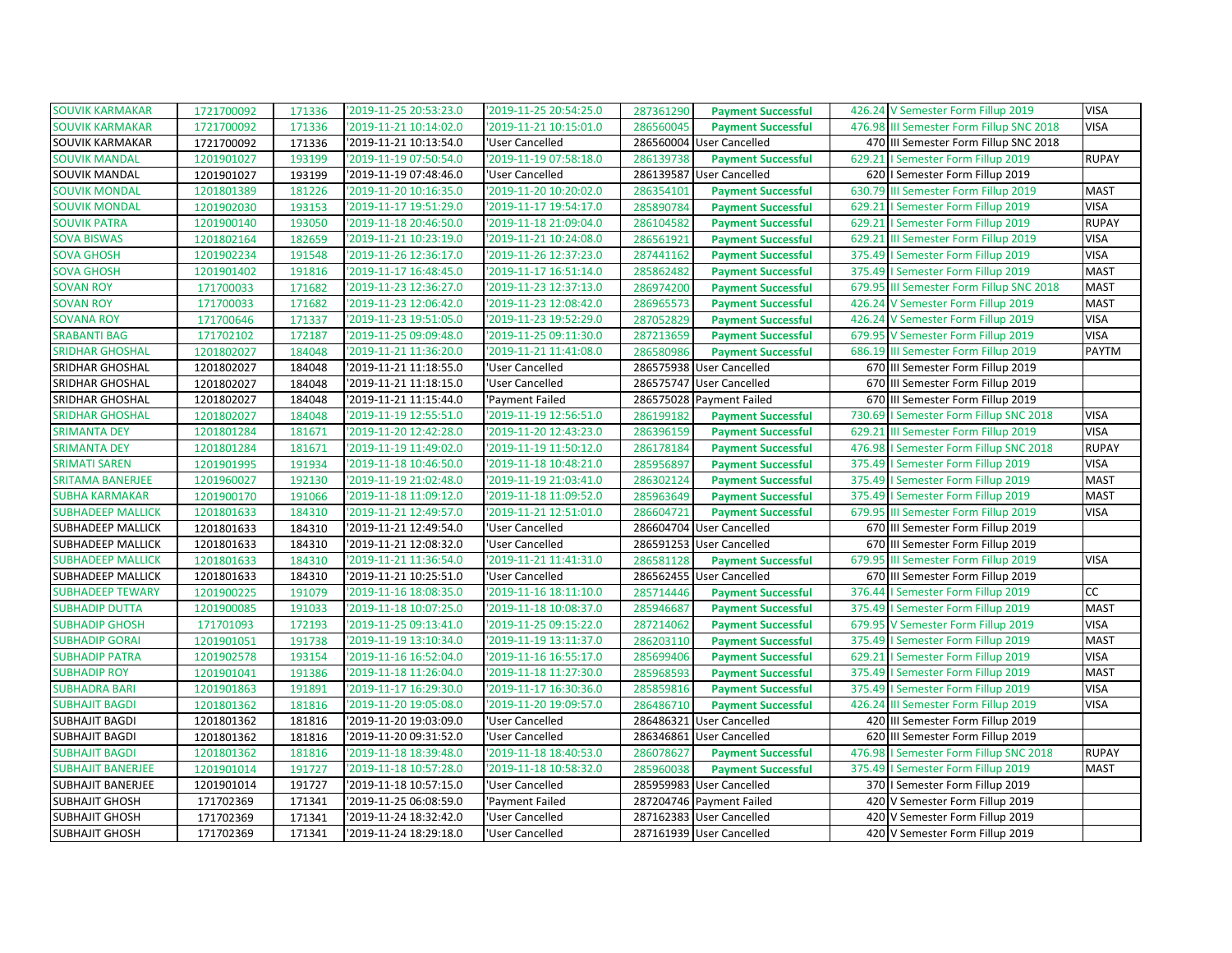| | | | | | | | | | |
|---|---|---|---|---|---|---|---|---|---|
| SOUVIK KARMAKAR | 1721700092 | 171336 | '2019-11-25 20:53:23.0 | '2019-11-25 20:54:25.0 | 287361290 | Payment Successful | 426.24 | V Semester Form Fillup 2019 | VISA |
| SOUVIK KARMAKAR | 1721700092 | 171336 | '2019-11-21 10:14:02.0 | '2019-11-21 10:15:01.0 | 286560045 | Payment Successful | 476.98 | III Semester Form Fillup SNC 2018 | VISA |
| SOUVIK KARMAKAR | 1721700092 | 171336 | '2019-11-21 10:13:54.0 | 'User Cancelled | 286560004 | User Cancelled | 470 | III Semester Form Fillup SNC 2018 | |
| SOUVIK MANDAL | 1201901027 | 193199 | '2019-11-19 07:50:54.0 | '2019-11-19 07:58:18.0 | 286139738 | Payment Successful | 629.21 | I Semester Form Fillup 2019 | RUPAY |
| SOUVIK MANDAL | 1201901027 | 193199 | '2019-11-19 07:48:46.0 | 'User Cancelled | 286139587 | User Cancelled | 620 | I Semester Form Fillup 2019 | |
| SOUVIK MONDAL | 1201801389 | 181226 | '2019-11-20 10:16:35.0 | '2019-11-20 10:20:02.0 | 286354101 | Payment Successful | 630.79 | III Semester Form Fillup 2019 | MAST |
| SOUVIK MONDAL | 1201902030 | 193153 | '2019-11-17 19:51:29.0 | '2019-11-17 19:54:17.0 | 285890784 | Payment Successful | 629.21 | I Semester Form Fillup 2019 | VISA |
| SOUVIK PATRA | 1201900140 | 193050 | '2019-11-18 20:46:50.0 | '2019-11-18 21:09:04.0 | 286104582 | Payment Successful | 629.21 | I Semester Form Fillup 2019 | RUPAY |
| SOVA BISWAS | 1201802164 | 182659 | '2019-11-21 10:23:19.0 | '2019-11-21 10:24:08.0 | 286561921 | Payment Successful | 629.21 | III Semester Form Fillup 2019 | VISA |
| SOVA GHOSH | 1201902234 | 191548 | '2019-11-26 12:36:17.0 | '2019-11-26 12:37:23.0 | 287441162 | Payment Successful | 375.49 | I Semester Form Fillup 2019 | VISA |
| SOVA GHOSH | 1201901402 | 191816 | '2019-11-17 16:48:45.0 | '2019-11-17 16:51:14.0 | 285862482 | Payment Successful | 375.49 | I Semester Form Fillup 2019 | MAST |
| SOVAN ROY | 171700033 | 171682 | '2019-11-23 12:36:27.0 | '2019-11-23 12:37:13.0 | 286974200 | Payment Successful | 679.95 | III Semester Form Fillup SNC 2018 | MAST |
| SOVAN ROY | 171700033 | 171682 | '2019-11-23 12:06:42.0 | '2019-11-23 12:08:42.0 | 286965573 | Payment Successful | 426.24 | V Semester Form Fillup 2019 | MAST |
| SOVANA ROY | 171700646 | 171337 | '2019-11-23 19:51:05.0 | '2019-11-23 19:52:29.0 | 287052829 | Payment Successful | 426.24 | V Semester Form Fillup 2019 | VISA |
| SRABANTI BAG | 171702102 | 172187 | '2019-11-25 09:09:48.0 | '2019-11-25 09:11:30.0 | 287213659 | Payment Successful | 679.95 | V Semester Form Fillup 2019 | VISA |
| SRIDHAR GHOSHAL | 1201802027 | 184048 | '2019-11-21 11:36:20.0 | '2019-11-21 11:41:08.0 | 286580986 | Payment Successful | 686.19 | III Semester Form Fillup 2019 | PAYTM |
| SRIDHAR GHOSHAL | 1201802027 | 184048 | '2019-11-21 11:18:55.0 | 'User Cancelled | 286575938 | User Cancelled | 670 | III Semester Form Fillup 2019 | |
| SRIDHAR GHOSHAL | 1201802027 | 184048 | '2019-11-21 11:18:15.0 | 'User Cancelled | 286575747 | User Cancelled | 670 | III Semester Form Fillup 2019 | |
| SRIDHAR GHOSHAL | 1201802027 | 184048 | '2019-11-21 11:15:44.0 | 'Payment Failed | 286575028 | Payment Failed | 670 | III Semester Form Fillup 2019 | |
| SRIDHAR GHOSHAL | 1201802027 | 184048 | '2019-11-19 12:55:51.0 | '2019-11-19 12:56:51.0 | 286199182 | Payment Successful | 730.69 | I Semester Form Fillup SNC 2018 | VISA |
| SRIMANTA DEY | 1201801284 | 181671 | '2019-11-20 12:42:28.0 | '2019-11-20 12:43:23.0 | 286396159 | Payment Successful | 629.21 | III Semester Form Fillup 2019 | VISA |
| SRIMANTA DEY | 1201801284 | 181671 | '2019-11-19 11:49:02.0 | '2019-11-19 11:50:12.0 | 286178184 | Payment Successful | 476.98 | I Semester Form Fillup SNC 2018 | RUPAY |
| SRIMATI SAREN | 1201901995 | 191934 | '2019-11-18 10:46:50.0 | '2019-11-18 10:48:21.0 | 285956897 | Payment Successful | 375.49 | I Semester Form Fillup 2019 | VISA |
| SRITAMA BANERJEE | 1201960027 | 192130 | '2019-11-19 21:02:48.0 | '2019-11-19 21:03:41.0 | 286302124 | Payment Successful | 375.49 | I Semester Form Fillup 2019 | MAST |
| SUBHA KARMAKAR | 1201900170 | 191066 | '2019-11-18 11:09:12.0 | '2019-11-18 11:09:52.0 | 285963649 | Payment Successful | 375.49 | I Semester Form Fillup 2019 | MAST |
| SUBHADEEP MALLICK | 1201801633 | 184310 | '2019-11-21 12:49:57.0 | '2019-11-21 12:51:01.0 | 286604721 | Payment Successful | 679.95 | III Semester Form Fillup 2019 | VISA |
| SUBHADEEP MALLICK | 1201801633 | 184310 | '2019-11-21 12:49:54.0 | 'User Cancelled | 286604704 | User Cancelled | 670 | III Semester Form Fillup 2019 | |
| SUBHADEEP MALLICK | 1201801633 | 184310 | '2019-11-21 12:08:32.0 | 'User Cancelled | 286591253 | User Cancelled | 670 | III Semester Form Fillup 2019 | |
| SUBHADEEP MALLICK | 1201801633 | 184310 | '2019-11-21 11:36:54.0 | '2019-11-21 11:41:31.0 | 286581128 | Payment Successful | 679.95 | III Semester Form Fillup 2019 | VISA |
| SUBHADEEP MALLICK | 1201801633 | 184310 | '2019-11-21 10:25:51.0 | 'User Cancelled | 286562455 | User Cancelled | 670 | III Semester Form Fillup 2019 | |
| SUBHADEEP TEWARY | 1201900225 | 191079 | '2019-11-16 18:08:35.0 | '2019-11-16 18:11:10.0 | 285714446 | Payment Successful | 376.44 | I Semester Form Fillup 2019 | CC |
| SUBHADIP DUTTA | 1201900085 | 191033 | '2019-11-18 10:07:25.0 | '2019-11-18 10:08:37.0 | 285946687 | Payment Successful | 375.49 | I Semester Form Fillup 2019 | MAST |
| SUBHADIP GHOSH | 171701093 | 172193 | '2019-11-25 09:13:41.0 | '2019-11-25 09:15:22.0 | 287214062 | Payment Successful | 679.95 | V Semester Form Fillup 2019 | VISA |
| SUBHADIP GORAI | 1201901051 | 191738 | '2019-11-19 13:10:34.0 | '2019-11-19 13:11:37.0 | 286203110 | Payment Successful | 375.49 | I Semester Form Fillup 2019 | MAST |
| SUBHADIP PATRA | 1201902578 | 193154 | '2019-11-16 16:52:04.0 | '2019-11-16 16:55:17.0 | 285699406 | Payment Successful | 629.21 | I Semester Form Fillup 2019 | VISA |
| SUBHADIP ROY | 1201901041 | 191386 | '2019-11-18 11:26:04.0 | '2019-11-18 11:27:30.0 | 285968593 | Payment Successful | 375.49 | I Semester Form Fillup 2019 | MAST |
| SUBHADRA BARI | 1201901863 | 191891 | '2019-11-17 16:29:30.0 | '2019-11-17 16:30:36.0 | 285859816 | Payment Successful | 375.49 | I Semester Form Fillup 2019 | VISA |
| SUBHAJIT BAGDI | 1201801362 | 181816 | '2019-11-20 19:05:08.0 | '2019-11-20 19:09:57.0 | 286486710 | Payment Successful | 426.24 | III Semester Form Fillup 2019 | VISA |
| SUBHAJIT BAGDI | 1201801362 | 181816 | '2019-11-20 19:03:09.0 | 'User Cancelled | 286486321 | User Cancelled | 420 | III Semester Form Fillup 2019 | |
| SUBHAJIT BAGDI | 1201801362 | 181816 | '2019-11-20 09:31:52.0 | 'User Cancelled | 286346861 | User Cancelled | 620 | III Semester Form Fillup 2019 | |
| SUBHAJIT BAGDI | 1201801362 | 181816 | '2019-11-18 18:39:48.0 | '2019-11-18 18:40:53.0 | 286078627 | Payment Successful | 476.98 | I Semester Form Fillup SNC 2018 | RUPAY |
| SUBHAJIT BANERJEE | 1201901014 | 191727 | '2019-11-18 10:57:28.0 | '2019-11-18 10:58:32.0 | 285960038 | Payment Successful | 375.49 | I Semester Form Fillup 2019 | MAST |
| SUBHAJIT BANERJEE | 1201901014 | 191727 | '2019-11-18 10:57:15.0 | 'User Cancelled | 285959983 | User Cancelled | 370 | I Semester Form Fillup 2019 | |
| SUBHAJIT GHOSH | 171702369 | 171341 | '2019-11-25 06:08:59.0 | 'Payment Failed | 287204746 | Payment Failed | 420 | V Semester Form Fillup 2019 | |
| SUBHAJIT GHOSH | 171702369 | 171341 | '2019-11-24 18:32:42.0 | 'User Cancelled | 287162383 | User Cancelled | 420 | V Semester Form Fillup 2019 | |
| SUBHAJIT GHOSH | 171702369 | 171341 | '2019-11-24 18:29:18.0 | 'User Cancelled | 287161939 | User Cancelled | 420 | V Semester Form Fillup 2019 | |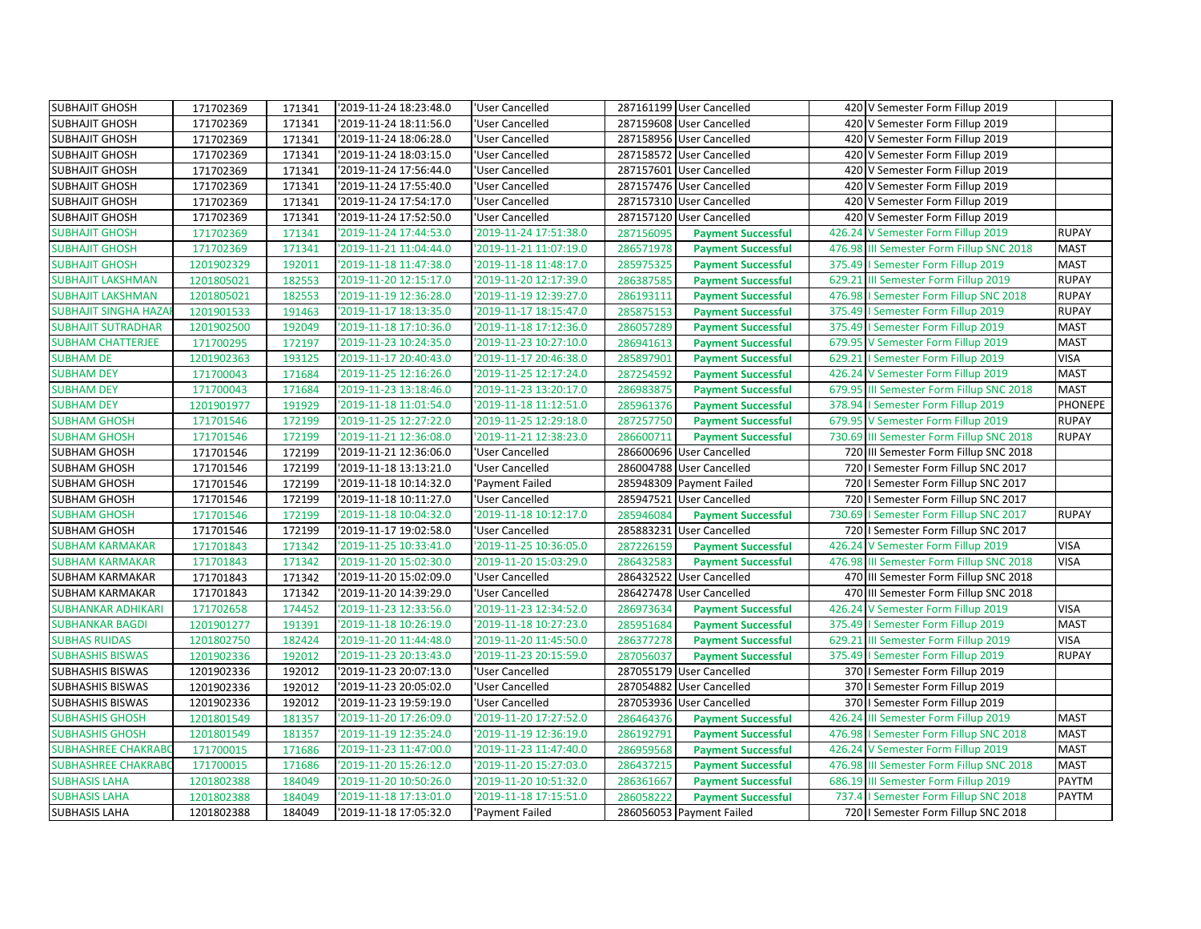| | | | | | | | | | |
|---|---|---|---|---|---|---|---|---|---|
| SUBHAJIT GHOSH | 171702369 | 171341 | '2019-11-24 18:23:48.0 | 'User Cancelled | 287161199 | User Cancelled | 420 | V Semester Form Fillup 2019 | |
| SUBHAJIT GHOSH | 171702369 | 171341 | '2019-11-24 18:11:56.0 | 'User Cancelled | 287159608 | User Cancelled | 420 | V Semester Form Fillup 2019 | |
| SUBHAJIT GHOSH | 171702369 | 171341 | '2019-11-24 18:06:28.0 | 'User Cancelled | 287158956 | User Cancelled | 420 | V Semester Form Fillup 2019 | |
| SUBHAJIT GHOSH | 171702369 | 171341 | '2019-11-24 18:03:15.0 | 'User Cancelled | 287158572 | User Cancelled | 420 | V Semester Form Fillup 2019 | |
| SUBHAJIT GHOSH | 171702369 | 171341 | '2019-11-24 17:56:44.0 | 'User Cancelled | 287157601 | User Cancelled | 420 | V Semester Form Fillup 2019 | |
| SUBHAJIT GHOSH | 171702369 | 171341 | '2019-11-24 17:55:40.0 | 'User Cancelled | 287157476 | User Cancelled | 420 | V Semester Form Fillup 2019 | |
| SUBHAJIT GHOSH | 171702369 | 171341 | '2019-11-24 17:54:17.0 | 'User Cancelled | 287157310 | User Cancelled | 420 | V Semester Form Fillup 2019 | |
| SUBHAJIT GHOSH | 171702369 | 171341 | '2019-11-24 17:52:50.0 | 'User Cancelled | 287157120 | User Cancelled | 420 | V Semester Form Fillup 2019 | |
| SUBHAJIT GHOSH | 171702369 | 171341 | '2019-11-24 17:44:53.0 | '2019-11-24 17:51:38.0 | 287156095 | **Payment Successful** | 426.24 | V Semester Form Fillup 2019 | RUPAY |
| SUBHAJIT GHOSH | 171702369 | 171341 | '2019-11-21 11:04:44.0 | '2019-11-21 11:07:19.0 | 286571978 | **Payment Successful** | 476.98 | III Semester Form Fillup SNC 2018 | MAST |
| SUBHAJIT GHOSH | 1201902329 | 192011 | '2019-11-18 11:47:38.0 | '2019-11-18 11:48:17.0 | 285975325 | **Payment Successful** | 375.49 | I Semester Form Fillup 2019 | MAST |
| SUBHAJIT LAKSHMAN | 1201805021 | 182553 | '2019-11-20 12:15:17.0 | '2019-11-20 12:17:39.0 | 286387585 | **Payment Successful** | 629.21 | III Semester Form Fillup 2019 | RUPAY |
| SUBHAJIT LAKSHMAN | 1201805021 | 182553 | '2019-11-19 12:36:28.0 | '2019-11-19 12:39:27.0 | 286193111 | **Payment Successful** | 476.98 | I Semester Form Fillup SNC 2018 | RUPAY |
| SUBHAJIT SINGHA HAZAI | 1201901533 | 191463 | '2019-11-17 18:13:35.0 | '2019-11-17 18:15:47.0 | 285875153 | **Payment Successful** | 375.49 | I Semester Form Fillup 2019 | RUPAY |
| SUBHAJIT SUTRADHAR | 1201902500 | 192049 | '2019-11-18 17:10:36.0 | '2019-11-18 17:12:36.0 | 286057289 | **Payment Successful** | 375.49 | I Semester Form Fillup 2019 | MAST |
| SUBHAM CHATTERJEE | 171700295 | 172197 | '2019-11-23 10:24:35.0 | '2019-11-23 10:27:10.0 | 286941613 | **Payment Successful** | 679.95 | V Semester Form Fillup 2019 | MAST |
| SUBHAM DE | 1201902363 | 193125 | '2019-11-17 20:40:43.0 | '2019-11-17 20:46:38.0 | 285897901 | **Payment Successful** | 629.21 | I Semester Form Fillup 2019 | VISA |
| SUBHAM DEY | 171700043 | 171684 | '2019-11-25 12:16:26.0 | '2019-11-25 12:17:24.0 | 287254592 | **Payment Successful** | 426.24 | V Semester Form Fillup 2019 | MAST |
| SUBHAM DEY | 171700043 | 171684 | '2019-11-23 13:18:46.0 | '2019-11-23 13:20:17.0 | 286983875 | **Payment Successful** | 679.95 | III Semester Form Fillup SNC 2018 | MAST |
| SUBHAM DEY | 1201901977 | 191929 | '2019-11-18 11:01:54.0 | '2019-11-18 11:12:51.0 | 285961376 | **Payment Successful** | 378.94 | I Semester Form Fillup 2019 | PHONEPE |
| SUBHAM GHOSH | 171701546 | 172199 | '2019-11-25 12:27:22.0 | '2019-11-25 12:29:18.0 | 287257750 | **Payment Successful** | 679.95 | V Semester Form Fillup 2019 | RUPAY |
| SUBHAM GHOSH | 171701546 | 172199 | '2019-11-21 12:36:08.0 | '2019-11-21 12:38:23.0 | 286600711 | **Payment Successful** | 730.69 | III Semester Form Fillup SNC 2018 | RUPAY |
| SUBHAM GHOSH | 171701546 | 172199 | '2019-11-21 12:36:06.0 | 'User Cancelled | 286600696 | User Cancelled | 720 | III Semester Form Fillup SNC 2018 | |
| SUBHAM GHOSH | 171701546 | 172199 | '2019-11-18 13:13:21.0 | 'User Cancelled | 286004788 | User Cancelled | 720 | I Semester Form Fillup SNC 2017 | |
| SUBHAM GHOSH | 171701546 | 172199 | '2019-11-18 10:14:32.0 | 'Payment Failed | 285948309 | Payment Failed | 720 | I Semester Form Fillup SNC 2017 | |
| SUBHAM GHOSH | 171701546 | 172199 | '2019-11-18 10:11:27.0 | 'User Cancelled | 285947521 | User Cancelled | 720 | I Semester Form Fillup SNC 2017 | |
| SUBHAM GHOSH | 171701546 | 172199 | '2019-11-18 10:04:32.0 | '2019-11-18 10:12:17.0 | 285946084 | **Payment Successful** | 730.69 | I Semester Form Fillup SNC 2017 | RUPAY |
| SUBHAM GHOSH | 171701546 | 172199 | '2019-11-17 19:02:58.0 | 'User Cancelled | 285883231 | User Cancelled | 720 | I Semester Form Fillup SNC 2017 | |
| SUBHAM KARMAKAR | 171701843 | 171342 | '2019-11-25 10:33:41.0 | '2019-11-25 10:36:05.0 | 287226159 | **Payment Successful** | 426.24 | V Semester Form Fillup 2019 | VISA |
| SUBHAM KARMAKAR | 171701843 | 171342 | '2019-11-20 15:02:30.0 | '2019-11-20 15:03:29.0 | 286432583 | **Payment Successful** | 476.98 | III Semester Form Fillup SNC 2018 | VISA |
| SUBHAM KARMAKAR | 171701843 | 171342 | '2019-11-20 15:02:09.0 | 'User Cancelled | 286432522 | User Cancelled | 470 | III Semester Form Fillup SNC 2018 | |
| SUBHAM KARMAKAR | 171701843 | 171342 | '2019-11-20 14:39:29.0 | 'User Cancelled | 286427478 | User Cancelled | 470 | III Semester Form Fillup SNC 2018 | |
| SUBHANKAR ADHIKARI | 171702658 | 174452 | '2019-11-23 12:33:56.0 | '2019-11-23 12:34:52.0 | 286973634 | **Payment Successful** | 426.24 | V Semester Form Fillup 2019 | VISA |
| SUBHANKAR BAGDI | 1201901277 | 191391 | '2019-11-18 10:26:19.0 | '2019-11-18 10:27:23.0 | 285951684 | **Payment Successful** | 375.49 | I Semester Form Fillup 2019 | MAST |
| SUBHAS RUIDAS | 1201802750 | 182424 | '2019-11-20 11:44:48.0 | '2019-11-20 11:45:50.0 | 286377278 | **Payment Successful** | 629.21 | III Semester Form Fillup 2019 | VISA |
| SUBHASHIS BISWAS | 1201902336 | 192012 | '2019-11-23 20:13:43.0 | '2019-11-23 20:15:59.0 | 287056037 | **Payment Successful** | 375.49 | I Semester Form Fillup 2019 | RUPAY |
| SUBHASHIS BISWAS | 1201902336 | 192012 | '2019-11-23 20:07:13.0 | 'User Cancelled | 287055179 | User Cancelled | 370 | I Semester Form Fillup 2019 | |
| SUBHASHIS BISWAS | 1201902336 | 192012 | '2019-11-23 20:05:02.0 | 'User Cancelled | 287054882 | User Cancelled | 370 | I Semester Form Fillup 2019 | |
| SUBHASHIS BISWAS | 1201902336 | 192012 | '2019-11-23 19:59:19.0 | 'User Cancelled | 287053936 | User Cancelled | 370 | I Semester Form Fillup 2019 | |
| SUBHASHIS GHOSH | 1201801549 | 181357 | '2019-11-20 17:26:09.0 | '2019-11-20 17:27:52.0 | 286464376 | **Payment Successful** | 426.24 | III Semester Form Fillup 2019 | MAST |
| SUBHASHIS GHOSH | 1201801549 | 181357 | '2019-11-19 12:35:24.0 | '2019-11-19 12:36:19.0 | 286192791 | **Payment Successful** | 476.98 | I Semester Form Fillup SNC 2018 | MAST |
| SUBHASHREE CHAKRABO | 171700015 | 171686 | '2019-11-23 11:47:00.0 | '2019-11-23 11:47:40.0 | 286959568 | **Payment Successful** | 426.24 | V Semester Form Fillup 2019 | MAST |
| SUBHASHREE CHAKRABO | 171700015 | 171686 | '2019-11-20 15:26:12.0 | '2019-11-20 15:27:03.0 | 286437215 | **Payment Successful** | 476.98 | III Semester Form Fillup SNC 2018 | MAST |
| SUBHASIS LAHA | 1201802388 | 184049 | '2019-11-20 10:50:26.0 | '2019-11-20 10:51:32.0 | 286361667 | **Payment Successful** | 686.19 | III Semester Form Fillup 2019 | PAYTM |
| SUBHASIS LAHA | 1201802388 | 184049 | '2019-11-18 17:13:01.0 | '2019-11-18 17:15:51.0 | 286058222 | **Payment Successful** | 737.4 | I Semester Form Fillup SNC 2018 | PAYTM |
| SUBHASIS LAHA | 1201802388 | 184049 | '2019-11-18 17:05:32.0 | 'Payment Failed | 286056053 | Payment Failed | 720 | I Semester Form Fillup SNC 2018 | |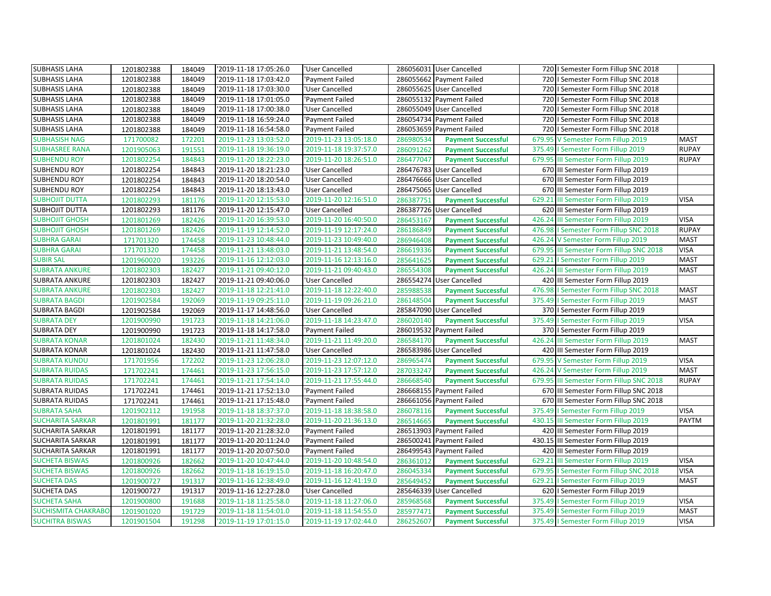| | | | | | | | | | |
|---|---|---|---|---|---|---|---|---|---|
| SUBHASIS LAHA | 1201802388 | 184049 | '2019-11-18 17:05:26.0 | 'User Cancelled | 286056031 | User Cancelled | 720 | I Semester Form Fillup SNC 2018 | |
| SUBHASIS LAHA | 1201802388 | 184049 | '2019-11-18 17:03:42.0 | 'Payment Failed | 286055662 | Payment Failed | 720 | I Semester Form Fillup SNC 2018 | |
| SUBHASIS LAHA | 1201802388 | 184049 | '2019-11-18 17:03:30.0 | 'User Cancelled | 286055625 | User Cancelled | 720 | I Semester Form Fillup SNC 2018 | |
| SUBHASIS LAHA | 1201802388 | 184049 | '2019-11-18 17:01:05.0 | 'Payment Failed | 286055132 | Payment Failed | 720 | I Semester Form Fillup SNC 2018 | |
| SUBHASIS LAHA | 1201802388 | 184049 | '2019-11-18 17:00:38.0 | 'User Cancelled | 286055049 | User Cancelled | 720 | I Semester Form Fillup SNC 2018 | |
| SUBHASIS LAHA | 1201802388 | 184049 | '2019-11-18 16:59:24.0 | 'Payment Failed | 286054734 | Payment Failed | 720 | I Semester Form Fillup SNC 2018 | |
| SUBHASIS LAHA | 1201802388 | 184049 | '2019-11-18 16:54:58.0 | 'Payment Failed | 286053659 | Payment Failed | 720 | I Semester Form Fillup SNC 2018 | |
| SUBHASISH NAG | 171700082 | 172201 | '2019-11-23 13:03:52.0 | '2019-11-23 13:05:18.0 | 286980534 | **Payment Successful** | 679.95 | V Semester Form Fillup 2019 | MAST |
| SUBHASREE RANA | 1201905063 | 191551 | '2019-11-18 19:36:19.0 | '2019-11-18 19:37:57.0 | 286091262 | **Payment Successful** | 375.49 | I Semester Form Fillup 2019 | RUPAY |
| SUBHENDU ROY | 1201802254 | 184843 | '2019-11-20 18:22:23.0 | '2019-11-20 18:26:51.0 | 286477047 | **Payment Successful** | 679.95 | III Semester Form Fillup 2019 | RUPAY |
| SUBHENDU ROY | 1201802254 | 184843 | '2019-11-20 18:21:23.0 | 'User Cancelled | 286476783 | User Cancelled | 670 | III Semester Form Fillup 2019 | |
| SUBHENDU ROY | 1201802254 | 184843 | '2019-11-20 18:20:54.0 | 'User Cancelled | 286476666 | User Cancelled | 670 | III Semester Form Fillup 2019 | |
| SUBHENDU ROY | 1201802254 | 184843 | '2019-11-20 18:13:43.0 | 'User Cancelled | 286475065 | User Cancelled | 670 | III Semester Form Fillup 2019 | |
| SUBHOJIT DUTTA | 1201802293 | 181176 | '2019-11-20 12:15:53.0 | '2019-11-20 12:16:51.0 | 286387751 | **Payment Successful** | 629.21 | III Semester Form Fillup 2019 | VISA |
| SUBHOJIT DUTTA | 1201802293 | 181176 | '2019-11-20 12:15:47.0 | 'User Cancelled | 286387726 | User Cancelled | 620 | III Semester Form Fillup 2019 | |
| SUBHOJIT GHOSH | 1201801269 | 182426 | '2019-11-20 16:39:53.0 | '2019-11-20 16:40:50.0 | 286453167 | **Payment Successful** | 426.24 | III Semester Form Fillup 2019 | VISA |
| SUBHOJIT GHOSH | 1201801269 | 182426 | '2019-11-19 12:14:52.0 | '2019-11-19 12:17:24.0 | 286186849 | **Payment Successful** | 476.98 | I Semester Form Fillup SNC 2018 | RUPAY |
| SUBHRA GARAI | 171701320 | 174458 | '2019-11-23 10:48:44.0 | '2019-11-23 10:49:40.0 | 286946408 | **Payment Successful** | 426.24 | V Semester Form Fillup 2019 | MAST |
| SUBHRA GARAI | 171701320 | 174458 | '2019-11-21 13:48:03.0 | '2019-11-21 13:48:54.0 | 286619336 | **Payment Successful** | 679.95 | III Semester Form Fillup SNC 2018 | VISA |
| SUBIR SAL | 1201960020 | 193226 | '2019-11-16 12:12:03.0 | '2019-11-16 12:13:16.0 | 285641625 | **Payment Successful** | 629.21 | I Semester Form Fillup 2019 | MAST |
| SUBRATA ANKURE | 1201802303 | 182427 | '2019-11-21 09:40:12.0 | '2019-11-21 09:40:43.0 | 286554308 | **Payment Successful** | 426.24 | III Semester Form Fillup 2019 | MAST |
| SUBRATA ANKURE | 1201802303 | 182427 | '2019-11-21 09:40:06.0 | 'User Cancelled | 286554274 | User Cancelled | 420 | III Semester Form Fillup 2019 | |
| SUBRATA ANKURE | 1201802303 | 182427 | '2019-11-18 12:21:41.0 | '2019-11-18 12:22:40.0 | 285988538 | **Payment Successful** | 476.98 | I Semester Form Fillup SNC 2018 | MAST |
| SUBRATA BAGDI | 1201902584 | 192069 | '2019-11-19 09:25:11.0 | '2019-11-19 09:26:21.0 | 286148504 | **Payment Successful** | 375.49 | I Semester Form Fillup 2019 | MAST |
| SUBRATA BAGDI | 1201902584 | 192069 | '2019-11-17 14:48:56.0 | 'User Cancelled | 285847090 | User Cancelled | 370 | I Semester Form Fillup 2019 | |
| SUBRATA DEY | 1201900990 | 191723 | '2019-11-18 14:21:06.0 | '2019-11-18 14:23:47.0 | 286020140 | **Payment Successful** | 375.49 | I Semester Form Fillup 2019 | VISA |
| SUBRATA DEY | 1201900990 | 191723 | '2019-11-18 14:17:58.0 | 'Payment Failed | 286019532 | Payment Failed | 370 | I Semester Form Fillup 2019 | |
| SUBRATA KONAR | 1201801024 | 182430 | '2019-11-21 11:48:34.0 | '2019-11-21 11:49:20.0 | 286584170 | **Payment Successful** | 426.24 | III Semester Form Fillup 2019 | MAST |
| SUBRATA KONAR | 1201801024 | 182430 | '2019-11-21 11:47:58.0 | 'User Cancelled | 286583986 | User Cancelled | 420 | III Semester Form Fillup 2019 | |
| SUBRATA KUNDU | 171701956 | 172202 | '2019-11-23 12:06:28.0 | '2019-11-23 12:07:12.0 | 286965474 | **Payment Successful** | 679.95 | V Semester Form Fillup 2019 | VISA |
| SUBRATA RUIDAS | 171702241 | 174461 | '2019-11-23 17:56:15.0 | '2019-11-23 17:57:12.0 | 287033247 | **Payment Successful** | 426.24 | V Semester Form Fillup 2019 | MAST |
| SUBRATA RUIDAS | 171702241 | 174461 | '2019-11-21 17:54:14.0 | '2019-11-21 17:55:44.0 | 286668540 | **Payment Successful** | 679.95 | III Semester Form Fillup SNC 2018 | RUPAY |
| SUBRATA RUIDAS | 171702241 | 174461 | '2019-11-21 17:52:13.0 | 'Payment Failed | 286668155 | Payment Failed | 670 | III Semester Form Fillup SNC 2018 | |
| SUBRATA RUIDAS | 171702241 | 174461 | '2019-11-21 17:15:48.0 | 'Payment Failed | 286661056 | Payment Failed | 670 | III Semester Form Fillup SNC 2018 | |
| SUBRATA SAHA | 1201902112 | 191958 | '2019-11-18 18:37:37.0 | '2019-11-18 18:38:58.0 | 286078116 | **Payment Successful** | 375.49 | I Semester Form Fillup 2019 | VISA |
| SUCHARITA SARKAR | 1201801991 | 181177 | '2019-11-20 21:32:28.0 | '2019-11-20 21:36:13.0 | 286514665 | **Payment Successful** | 430.15 | III Semester Form Fillup 2019 | PAYTM |
| SUCHARITA SARKAR | 1201801991 | 181177 | '2019-11-20 21:28:32.0 | 'Payment Failed | 286513903 | Payment Failed | 420 | III Semester Form Fillup 2019 | |
| SUCHARITA SARKAR | 1201801991 | 181177 | '2019-11-20 20:11:24.0 | 'Payment Failed | 286500241 | Payment Failed | 430.15 | III Semester Form Fillup 2019 | |
| SUCHARITA SARKAR | 1201801991 | 181177 | '2019-11-20 20:07:50.0 | 'Payment Failed | 286499543 | Payment Failed | 420 | III Semester Form Fillup 2019 | |
| SUCHETA BISWAS | 1201800926 | 182662 | '2019-11-20 10:47:44.0 | '2019-11-20 10:48:54.0 | 286361012 | **Payment Successful** | 629.21 | III Semester Form Fillup 2019 | VISA |
| SUCHETA BISWAS | 1201800926 | 182662 | '2019-11-18 16:19:15.0 | '2019-11-18 16:20:47.0 | 286045334 | **Payment Successful** | 679.95 | I Semester Form Fillup SNC 2018 | VISA |
| SUCHETA DAS | 1201900727 | 191317 | '2019-11-16 12:38:49.0 | '2019-11-16 12:41:19.0 | 285649452 | **Payment Successful** | 629.21 | I Semester Form Fillup 2019 | MAST |
| SUCHETA DAS | 1201900727 | 191317 | '2019-11-16 12:27:28.0 | 'User Cancelled | 285646339 | User Cancelled | 620 | I Semester Form Fillup 2019 | |
| SUCHETA SAHA | 1201900800 | 191688 | '2019-11-18 11:25:58.0 | '2019-11-18 11:27:06.0 | 285968568 | **Payment Successful** | 375.49 | I Semester Form Fillup 2019 | VISA |
| SUCHISMITA CHAKRABO | 1201901020 | 191729 | '2019-11-18 11:54:01.0 | '2019-11-18 11:54:55.0 | 285977471 | **Payment Successful** | 375.49 | I Semester Form Fillup 2019 | MAST |
| SUCHITRA BISWAS | 1201901504 | 191298 | '2019-11-19 17:01:15.0 | '2019-11-19 17:02:44.0 | 286252607 | **Payment Successful** | 375.49 | I Semester Form Fillup 2019 | VISA |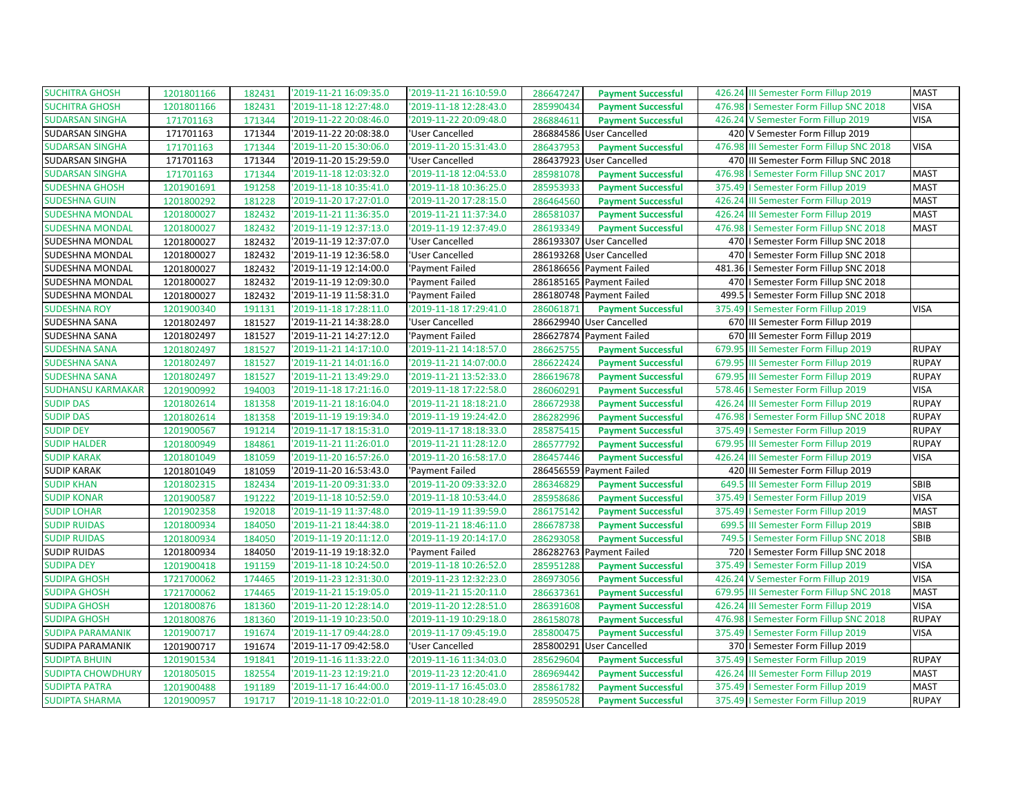| SUCHITRA GHOSH | 1201801166 | 182431 | '2019-11-21 16:09:35.0 | '2019-11-21 16:10:59.0 | 286647247 | Payment Successful | 426.24 | III Semester Form Fillup 2019 | MAST |
|---|---|---|---|---|---|---|---|---|---|
| SUCHITRA GHOSH | 1201801166 | 182431 | '2019-11-18 12:27:48.0 | '2019-11-18 12:28:43.0 | 285990434 | Payment Successful | 476.98 | I Semester Form Fillup SNC 2018 | VISA |
| SUDARSAN SINGHA | 171701163 | 171344 | '2019-11-22 20:08:46.0 | '2019-11-22 20:09:48.0 | 286884611 | Payment Successful | 426.24 | V Semester Form Fillup 2019 | VISA |
| SUDARSAN SINGHA | 171701163 | 171344 | '2019-11-22 20:08:38.0 | 'User Cancelled | 286884586 | User Cancelled | 420 | V Semester Form Fillup 2019 | |
| SUDARSAN SINGHA | 171701163 | 171344 | '2019-11-20 15:30:06.0 | '2019-11-20 15:31:43.0 | 286437953 | Payment Successful | 476.98 | III Semester Form Fillup SNC 2018 | VISA |
| SUDARSAN SINGHA | 171701163 | 171344 | '2019-11-20 15:29:59.0 | 'User Cancelled | 286437923 | User Cancelled | 470 | III Semester Form Fillup SNC 2018 | |
| SUDARSAN SINGHA | 171701163 | 171344 | '2019-11-18 12:03:32.0 | '2019-11-18 12:04:53.0 | 285981078 | Payment Successful | 476.98 | I Semester Form Fillup SNC 2017 | MAST |
| SUDESHNA GHOSH | 1201901691 | 191258 | '2019-11-18 10:35:41.0 | '2019-11-18 10:36:25.0 | 285953933 | Payment Successful | 375.49 | I Semester Form Fillup 2019 | MAST |
| SUDESHNA GUIN | 1201800292 | 181228 | '2019-11-20 17:27:01.0 | '2019-11-20 17:28:15.0 | 286464560 | Payment Successful | 426.24 | III Semester Form Fillup 2019 | MAST |
| SUDESHNA MONDAL | 1201800027 | 182432 | '2019-11-21 11:36:35.0 | '2019-11-21 11:37:34.0 | 286581037 | Payment Successful | 426.24 | III Semester Form Fillup 2019 | MAST |
| SUDESHNA MONDAL | 1201800027 | 182432 | '2019-11-19 12:37:13.0 | '2019-11-19 12:37:49.0 | 286193349 | Payment Successful | 476.98 | I Semester Form Fillup SNC 2018 | MAST |
| SUDESHNA MONDAL | 1201800027 | 182432 | '2019-11-19 12:37:07.0 | 'User Cancelled | 286193307 | User Cancelled | 470 | I Semester Form Fillup SNC 2018 | |
| SUDESHNA MONDAL | 1201800027 | 182432 | '2019-11-19 12:36:58.0 | 'User Cancelled | 286193268 | User Cancelled | 470 | I Semester Form Fillup SNC 2018 | |
| SUDESHNA MONDAL | 1201800027 | 182432 | '2019-11-19 12:14:00.0 | 'Payment Failed | 286186656 | Payment Failed | 481.36 | I Semester Form Fillup SNC 2018 | |
| SUDESHNA MONDAL | 1201800027 | 182432 | '2019-11-19 12:09:30.0 | 'Payment Failed | 286185165 | Payment Failed | 470 | I Semester Form Fillup SNC 2018 | |
| SUDESHNA MONDAL | 1201800027 | 182432 | '2019-11-19 11:58:31.0 | 'Payment Failed | 286180748 | Payment Failed | 499.5 | I Semester Form Fillup SNC 2018 | |
| SUDESHNA ROY | 1201900340 | 191131 | '2019-11-18 17:28:11.0 | '2019-11-18 17:29:41.0 | 286061871 | Payment Successful | 375.49 | I Semester Form Fillup 2019 | VISA |
| SUDESHNA SANA | 1201802497 | 181527 | '2019-11-21 14:38:28.0 | 'User Cancelled | 286629940 | User Cancelled | 670 | III Semester Form Fillup 2019 | |
| SUDESHNA SANA | 1201802497 | 181527 | '2019-11-21 14:27:12.0 | 'Payment Failed | 286627874 | Payment Failed | 670 | III Semester Form Fillup 2019 | |
| SUDESHNA SANA | 1201802497 | 181527 | '2019-11-21 14:17:10.0 | '2019-11-21 14:18:57.0 | 286625755 | Payment Successful | 679.95 | III Semester Form Fillup 2019 | RUPAY |
| SUDESHNA SANA | 1201802497 | 181527 | '2019-11-21 14:01:16.0 | '2019-11-21 14:07:00.0 | 286622424 | Payment Successful | 679.95 | III Semester Form Fillup 2019 | RUPAY |
| SUDESHNA SANA | 1201802497 | 181527 | '2019-11-21 13:49:29.0 | '2019-11-21 13:52:33.0 | 286619678 | Payment Successful | 679.95 | III Semester Form Fillup 2019 | RUPAY |
| SUDHANSU KARMAKAR | 1201900992 | 194003 | '2019-11-18 17:21:16.0 | '2019-11-18 17:22:58.0 | 286060291 | Payment Successful | 578.46 | I Semester Form Fillup 2019 | VISA |
| SUDIP DAS | 1201802614 | 181358 | '2019-11-21 18:16:04.0 | '2019-11-21 18:18:21.0 | 286672938 | Payment Successful | 426.24 | III Semester Form Fillup 2019 | RUPAY |
| SUDIP DAS | 1201802614 | 181358 | '2019-11-19 19:19:34.0 | '2019-11-19 19:24:42.0 | 286282996 | Payment Successful | 476.98 | I Semester Form Fillup SNC 2018 | RUPAY |
| SUDIP DEY | 1201900567 | 191214 | '2019-11-17 18:15:31.0 | '2019-11-17 18:18:33.0 | 285875415 | Payment Successful | 375.49 | I Semester Form Fillup 2019 | RUPAY |
| SUDIP HALDER | 1201800949 | 184861 | '2019-11-21 11:26:01.0 | '2019-11-21 11:28:12.0 | 286577792 | Payment Successful | 679.95 | III Semester Form Fillup 2019 | RUPAY |
| SUDIP KARAK | 1201801049 | 181059 | '2019-11-20 16:57:26.0 | '2019-11-20 16:58:17.0 | 286457446 | Payment Successful | 426.24 | III Semester Form Fillup 2019 | VISA |
| SUDIP KARAK | 1201801049 | 181059 | '2019-11-20 16:53:43.0 | 'Payment Failed | 286456559 | Payment Failed | 420 | III Semester Form Fillup 2019 | |
| SUDIP KHAN | 1201802315 | 182434 | '2019-11-20 09:31:33.0 | '2019-11-20 09:33:32.0 | 286346829 | Payment Successful | 649.5 | III Semester Form Fillup 2019 | SBIB |
| SUDIP KONAR | 1201900587 | 191222 | '2019-11-18 10:52:59.0 | '2019-11-18 10:53:44.0 | 285958686 | Payment Successful | 375.49 | I Semester Form Fillup 2019 | VISA |
| SUDIP LOHAR | 1201902358 | 192018 | '2019-11-19 11:37:48.0 | '2019-11-19 11:39:59.0 | 286175142 | Payment Successful | 375.49 | I Semester Form Fillup 2019 | MAST |
| SUDIP RUIDAS | 1201800934 | 184050 | '2019-11-21 18:44:38.0 | '2019-11-21 18:46:11.0 | 286678738 | Payment Successful | 699.5 | III Semester Form Fillup 2019 | SBIB |
| SUDIP RUIDAS | 1201800934 | 184050 | '2019-11-19 20:11:12.0 | '2019-11-19 20:14:17.0 | 286293058 | Payment Successful | 749.5 | I Semester Form Fillup SNC 2018 | SBIB |
| SUDIP RUIDAS | 1201800934 | 184050 | '2019-11-19 19:18:32.0 | 'Payment Failed | 286282763 | Payment Failed | 720 | I Semester Form Fillup SNC 2018 | |
| SUDIPA DEY | 1201900418 | 191159 | '2019-11-18 10:24:50.0 | '2019-11-18 10:26:52.0 | 285951288 | Payment Successful | 375.49 | I Semester Form Fillup 2019 | VISA |
| SUDIPA GHOSH | 1721700062 | 174465 | '2019-11-23 12:31:30.0 | '2019-11-23 12:32:23.0 | 286973056 | Payment Successful | 426.24 | V Semester Form Fillup 2019 | VISA |
| SUDIPA GHOSH | 1721700062 | 174465 | '2019-11-21 15:19:05.0 | '2019-11-21 15:20:11.0 | 286637361 | Payment Successful | 679.95 | III Semester Form Fillup SNC 2018 | MAST |
| SUDIPA GHOSH | 1201800876 | 181360 | '2019-11-20 12:28:14.0 | '2019-11-20 12:28:51.0 | 286391608 | Payment Successful | 426.24 | III Semester Form Fillup 2019 | VISA |
| SUDIPA GHOSH | 1201800876 | 181360 | '2019-11-19 10:23:50.0 | '2019-11-19 10:29:18.0 | 286158078 | Payment Successful | 476.98 | I Semester Form Fillup SNC 2018 | RUPAY |
| SUDIPA PARAMANIK | 1201900717 | 191674 | '2019-11-17 09:44:28.0 | '2019-11-17 09:45:19.0 | 285800475 | Payment Successful | 375.49 | I Semester Form Fillup 2019 | VISA |
| SUDIPA PARAMANIK | 1201900717 | 191674 | '2019-11-17 09:42:58.0 | 'User Cancelled | 285800291 | User Cancelled | 370 | I Semester Form Fillup 2019 | |
| SUDIPTA BHUIN | 1201901534 | 191841 | '2019-11-16 11:33:22.0 | '2019-11-16 11:34:03.0 | 285629604 | Payment Successful | 375.49 | I Semester Form Fillup 2019 | RUPAY |
| SUDIPTA CHOWDHURY | 1201805015 | 182554 | '2019-11-23 12:19:21.0 | '2019-11-23 12:20:41.0 | 286969442 | Payment Successful | 426.24 | III Semester Form Fillup 2019 | MAST |
| SUDIPTA PATRA | 1201900488 | 191189 | '2019-11-17 16:44:00.0 | '2019-11-17 16:45:03.0 | 285861782 | Payment Successful | 375.49 | I Semester Form Fillup 2019 | MAST |
| SUDIPTA SHARMA | 1201900957 | 191717 | '2019-11-18 10:22:01.0 | '2019-11-18 10:28:49.0 | 285950528 | Payment Successful | 375.49 | I Semester Form Fillup 2019 | RUPAY |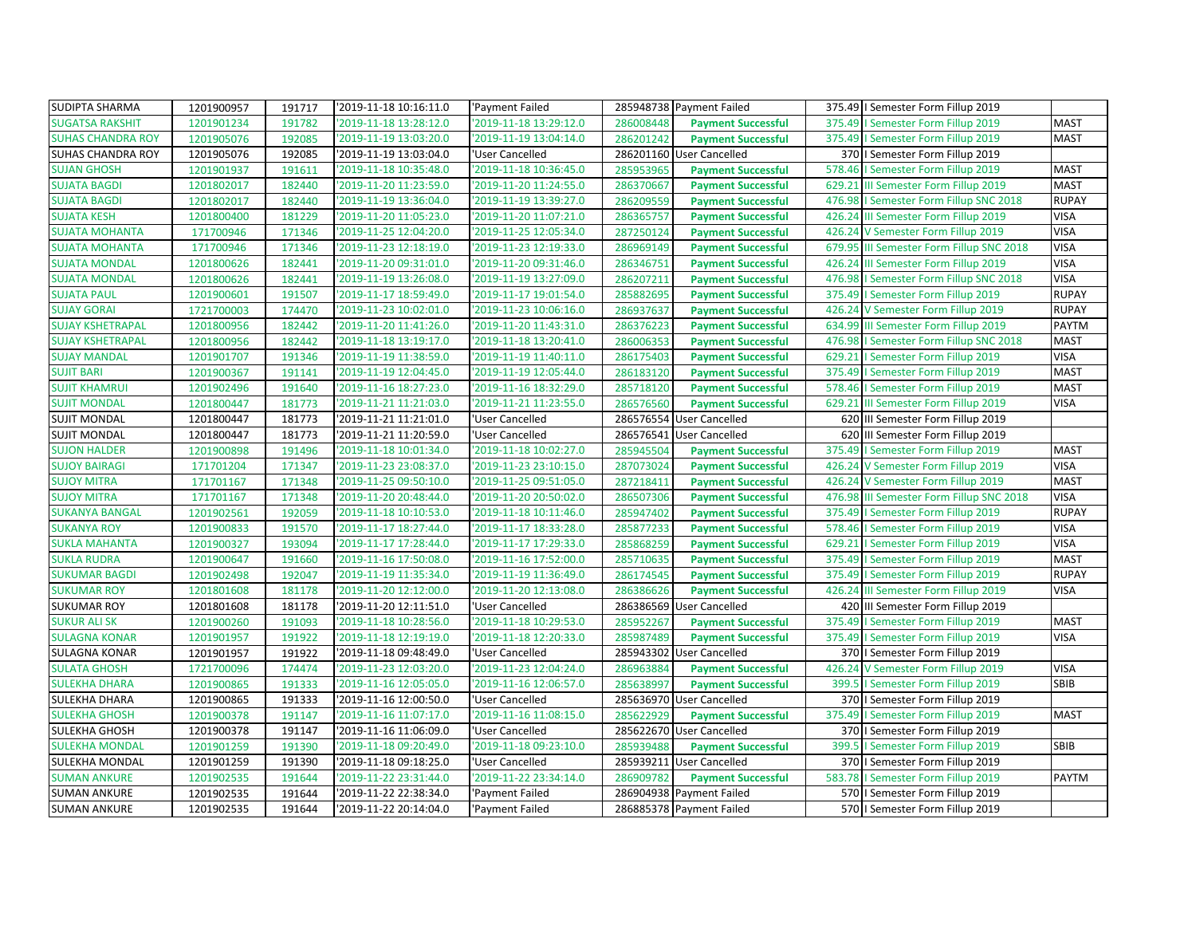| | | | | | | | | |
|---|---|---|---|---|---|---|---|---|
| SUDIPTA SHARMA | 1201900957 | 191717 | '2019-11-18 10:16:11.0 | 'Payment Failed | 285948738 | Payment Failed | 375.49 | I Semester Form Fillup 2019 | |
| SUGATSA RAKSHIT | 1201901234 | 191782 | '2019-11-18 13:28:12.0 | '2019-11-18 13:29:12.0 | 286008448 | **Payment Successful** | 375.49 | I Semester Form Fillup 2019 | MAST |
| SUHAS CHANDRA ROY | 1201905076 | 192085 | '2019-11-19 13:03:20.0 | '2019-11-19 13:04:14.0 | 286201242 | **Payment Successful** | 375.49 | I Semester Form Fillup 2019 | MAST |
| SUHAS CHANDRA ROY | 1201905076 | 192085 | '2019-11-19 13:03:04.0 | 'User Cancelled | 286201160 | User Cancelled | 370 | I Semester Form Fillup 2019 | |
| SUJAN GHOSH | 1201901937 | 191611 | '2019-11-18 10:35:48.0 | '2019-11-18 10:36:45.0 | 285953965 | **Payment Successful** | 578.46 | I Semester Form Fillup 2019 | MAST |
| SUJATA BAGDI | 1201802017 | 182440 | '2019-11-20 11:23:59.0 | '2019-11-20 11:24:55.0 | 286370667 | **Payment Successful** | 629.21 | III Semester Form Fillup 2019 | MAST |
| SUJATA BAGDI | 1201802017 | 182440 | '2019-11-19 13:36:04.0 | '2019-11-19 13:39:27.0 | 286209559 | **Payment Successful** | 476.98 | I Semester Form Fillup SNC 2018 | RUPAY |
| SUJATA KESH | 1201800400 | 181229 | '2019-11-20 11:05:23.0 | '2019-11-20 11:07:21.0 | 286365757 | **Payment Successful** | 426.24 | III Semester Form Fillup 2019 | VISA |
| SUJATA MOHANTA | 171700946 | 171346 | '2019-11-25 12:04:20.0 | '2019-11-25 12:05:34.0 | 287250124 | **Payment Successful** | 426.24 | V Semester Form Fillup 2019 | VISA |
| SUJATA MOHANTA | 171700946 | 171346 | '2019-11-23 12:18:19.0 | '2019-11-23 12:19:33.0 | 286969149 | **Payment Successful** | 679.95 | III Semester Form Fillup SNC 2018 | VISA |
| SUJATA MONDAL | 1201800626 | 182441 | '2019-11-20 09:31:01.0 | '2019-11-20 09:31:46.0 | 286346751 | **Payment Successful** | 426.24 | III Semester Form Fillup 2019 | VISA |
| SUJATA MONDAL | 1201800626 | 182441 | '2019-11-19 13:26:08.0 | '2019-11-19 13:27:09.0 | 286207211 | **Payment Successful** | 476.98 | I Semester Form Fillup SNC 2018 | VISA |
| SUJATA PAUL | 1201900601 | 191507 | '2019-11-17 18:59:49.0 | '2019-11-17 19:01:54.0 | 285882695 | **Payment Successful** | 375.49 | I Semester Form Fillup 2019 | RUPAY |
| SUJAY GORAI | 1721700003 | 174470 | '2019-11-23 10:02:01.0 | '2019-11-23 10:06:16.0 | 286937637 | **Payment Successful** | 426.24 | V Semester Form Fillup 2019 | RUPAY |
| SUJAY KSHETRAPAL | 1201800956 | 182442 | '2019-11-20 11:41:26.0 | '2019-11-20 11:43:31.0 | 286376223 | **Payment Successful** | 634.99 | III Semester Form Fillup 2019 | PAYTM |
| SUJAY KSHETRAPAL | 1201800956 | 182442 | '2019-11-18 13:19:17.0 | '2019-11-18 13:20:41.0 | 286006353 | **Payment Successful** | 476.98 | I Semester Form Fillup SNC 2018 | MAST |
| SUJAY MANDAL | 1201901707 | 191346 | '2019-11-19 11:38:59.0 | '2019-11-19 11:40:11.0 | 286175403 | **Payment Successful** | 629.21 | I Semester Form Fillup 2019 | VISA |
| SUJIT BARI | 1201900367 | 191141 | '2019-11-19 12:04:45.0 | '2019-11-19 12:05:44.0 | 286183120 | **Payment Successful** | 375.49 | I Semester Form Fillup 2019 | MAST |
| SUJIT KHAMRUI | 1201902496 | 191640 | '2019-11-16 18:27:23.0 | '2019-11-16 18:32:29.0 | 285718120 | **Payment Successful** | 578.46 | I Semester Form Fillup 2019 | MAST |
| SUJIT MONDAL | 1201800447 | 181773 | '2019-11-21 11:21:03.0 | '2019-11-21 11:23:55.0 | 286576560 | **Payment Successful** | 629.21 | III Semester Form Fillup 2019 | VISA |
| SUJIT MONDAL | 1201800447 | 181773 | '2019-11-21 11:21:01.0 | 'User Cancelled | 286576554 | User Cancelled | 620 | III Semester Form Fillup 2019 | |
| SUJIT MONDAL | 1201800447 | 181773 | '2019-11-21 11:20:59.0 | 'User Cancelled | 286576541 | User Cancelled | 620 | III Semester Form Fillup 2019 | |
| SUJON HALDER | 1201900898 | 191496 | '2019-11-18 10:01:34.0 | '2019-11-18 10:02:27.0 | 285945504 | **Payment Successful** | 375.49 | I Semester Form Fillup 2019 | MAST |
| SUJOY BAIRAGI | 171701204 | 171347 | '2019-11-23 23:08:37.0 | '2019-11-23 23:10:15.0 | 287073024 | **Payment Successful** | 426.24 | V Semester Form Fillup 2019 | VISA |
| SUJOY MITRA | 171701167 | 171348 | '2019-11-25 09:50:10.0 | '2019-11-25 09:51:05.0 | 287218411 | **Payment Successful** | 426.24 | V Semester Form Fillup 2019 | MAST |
| SUJOY MITRA | 171701167 | 171348 | '2019-11-20 20:48:44.0 | '2019-11-20 20:50:02.0 | 286507306 | **Payment Successful** | 476.98 | III Semester Form Fillup SNC 2018 | VISA |
| SUKANYA BANGAL | 1201902561 | 192059 | '2019-11-18 10:10:53.0 | '2019-11-18 10:11:46.0 | 285947402 | **Payment Successful** | 375.49 | I Semester Form Fillup 2019 | RUPAY |
| SUKANYA ROY | 1201900833 | 191570 | '2019-11-17 18:27:44.0 | '2019-11-17 18:33:28.0 | 285877233 | **Payment Successful** | 578.46 | I Semester Form Fillup 2019 | VISA |
| SUKLA MAHANTA | 1201900327 | 193094 | '2019-11-17 17:28:44.0 | '2019-11-17 17:29:33.0 | 285868259 | **Payment Successful** | 629.21 | I Semester Form Fillup 2019 | VISA |
| SUKLA RUDRA | 1201900647 | 191660 | '2019-11-16 17:50:08.0 | '2019-11-16 17:52:00.0 | 285710635 | **Payment Successful** | 375.49 | I Semester Form Fillup 2019 | MAST |
| SUKUMAR BAGDI | 1201902498 | 192047 | '2019-11-19 11:35:34.0 | '2019-11-19 11:36:49.0 | 286174545 | **Payment Successful** | 375.49 | I Semester Form Fillup 2019 | RUPAY |
| SUKUMAR ROY | 1201801608 | 181178 | '2019-11-20 12:12:00.0 | '2019-11-20 12:13:08.0 | 286386626 | **Payment Successful** | 426.24 | III Semester Form Fillup 2019 | VISA |
| SUKUMAR ROY | 1201801608 | 181178 | '2019-11-20 12:11:51.0 | 'User Cancelled | 286386569 | User Cancelled | 420 | III Semester Form Fillup 2019 | |
| SUKUR ALI SK | 1201900260 | 191093 | '2019-11-18 10:28:56.0 | '2019-11-18 10:29:53.0 | 285952267 | **Payment Successful** | 375.49 | I Semester Form Fillup 2019 | MAST |
| SULAGNA KONAR | 1201901957 | 191922 | '2019-11-18 12:19:19.0 | '2019-11-18 12:20:33.0 | 285987489 | **Payment Successful** | 375.49 | I Semester Form Fillup 2019 | VISA |
| SULAGNA KONAR | 1201901957 | 191922 | '2019-11-18 09:48:49.0 | 'User Cancelled | 285943302 | User Cancelled | 370 | I Semester Form Fillup 2019 | |
| SULATA GHOSH | 1721700096 | 174474 | '2019-11-23 12:03:20.0 | '2019-11-23 12:04:24.0 | 286963884 | **Payment Successful** | 426.24 | V Semester Form Fillup 2019 | VISA |
| SULEKHA DHARA | 1201900865 | 191333 | '2019-11-16 12:05:05.0 | '2019-11-16 12:06:57.0 | 285638997 | **Payment Successful** | 399.5 | I Semester Form Fillup 2019 | SBIB |
| SULEKHA DHARA | 1201900865 | 191333 | '2019-11-16 12:00:50.0 | 'User Cancelled | 285636970 | User Cancelled | 370 | I Semester Form Fillup 2019 | |
| SULEKHA GHOSH | 1201900378 | 191147 | '2019-11-16 11:07:17.0 | '2019-11-16 11:08:15.0 | 285622929 | **Payment Successful** | 375.49 | I Semester Form Fillup 2019 | MAST |
| SULEKHA GHOSH | 1201900378 | 191147 | '2019-11-16 11:06:09.0 | 'User Cancelled | 285622670 | User Cancelled | 370 | I Semester Form Fillup 2019 | |
| SULEKHA MONDAL | 1201901259 | 191390 | '2019-11-18 09:20:49.0 | '2019-11-18 09:23:10.0 | 285939488 | **Payment Successful** | 399.5 | I Semester Form Fillup 2019 | SBIB |
| SULEKHA MONDAL | 1201901259 | 191390 | '2019-11-18 09:18:25.0 | 'User Cancelled | 285939211 | User Cancelled | 370 | I Semester Form Fillup 2019 | |
| SUMAN ANKURE | 1201902535 | 191644 | '2019-11-22 23:31:44.0 | '2019-11-22 23:34:14.0 | 286909782 | **Payment Successful** | 583.78 | I Semester Form Fillup 2019 | PAYTM |
| SUMAN ANKURE | 1201902535 | 191644 | '2019-11-22 22:38:34.0 | 'Payment Failed | 286904938 | Payment Failed | 570 | I Semester Form Fillup 2019 | |
| SUMAN ANKURE | 1201902535 | 191644 | '2019-11-22 20:14:04.0 | 'Payment Failed | 286885378 | Payment Failed | 570 | I Semester Form Fillup 2019 | |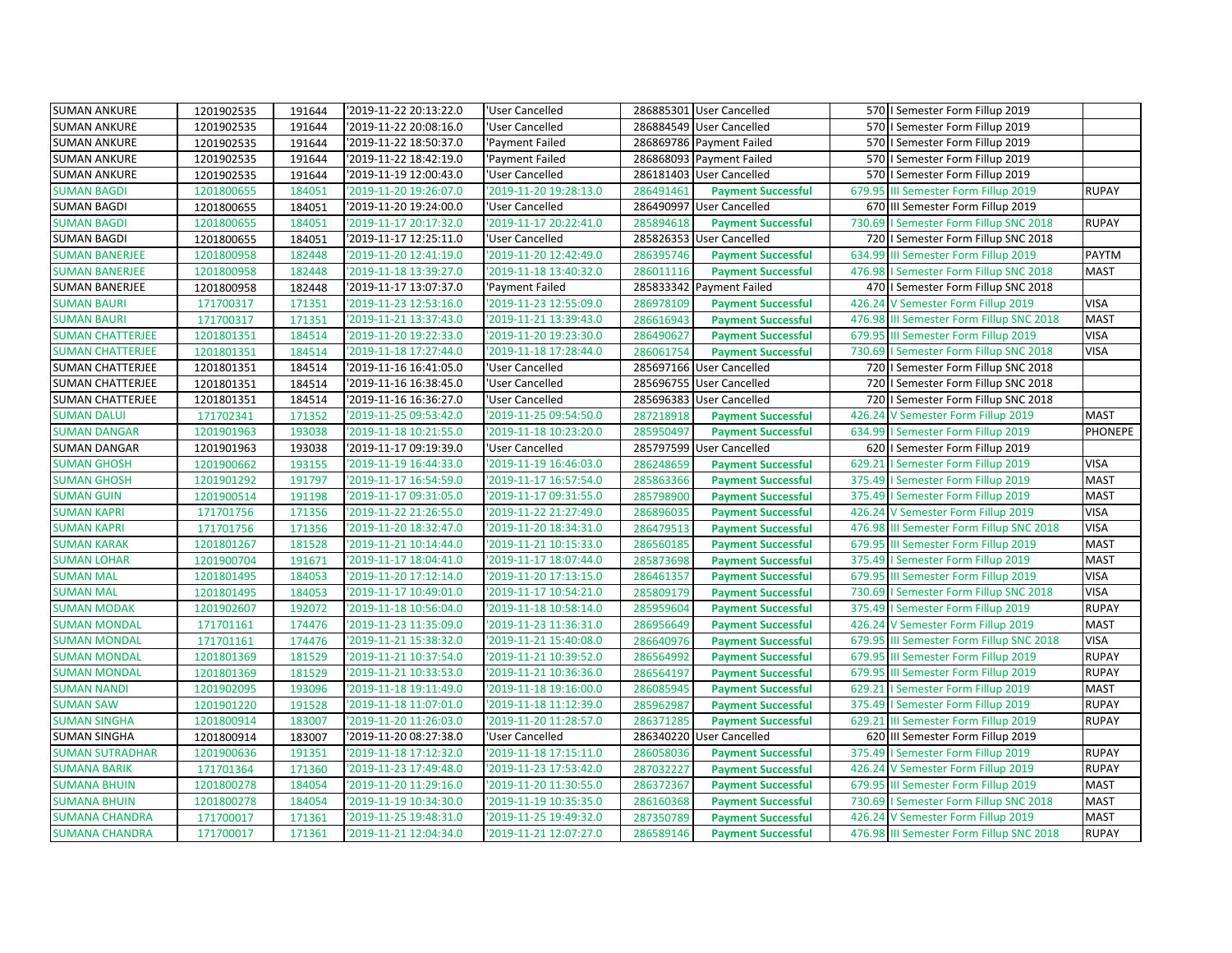| | | | | | | | | | |
|---|---|---|---|---|---|---|---|---|---|
| SUMAN ANKURE | 1201902535 | 191644 | '2019-11-22 20:13:22.0 | 'User Cancelled | 286885301 | User Cancelled | 570 | I Semester Form Fillup 2019 | |
| SUMAN ANKURE | 1201902535 | 191644 | '2019-11-22 20:08:16.0 | 'User Cancelled | 286884549 | User Cancelled | 570 | I Semester Form Fillup 2019 | |
| SUMAN ANKURE | 1201902535 | 191644 | '2019-11-22 18:50:37.0 | 'Payment Failed | 286869786 | Payment Failed | 570 | I Semester Form Fillup 2019 | |
| SUMAN ANKURE | 1201902535 | 191644 | '2019-11-22 18:42:19.0 | 'Payment Failed | 286868093 | Payment Failed | 570 | I Semester Form Fillup 2019 | |
| SUMAN ANKURE | 1201902535 | 191644 | '2019-11-19 12:00:43.0 | 'User Cancelled | 286181403 | User Cancelled | 570 | I Semester Form Fillup 2019 | |
| SUMAN BAGDI | 1201800655 | 184051 | '2019-11-20 19:26:07.0 | '2019-11-20 19:28:13.0 | 286491461 | **Payment Successful** | 679.95 | III Semester Form Fillup 2019 | RUPAY |
| SUMAN BAGDI | 1201800655 | 184051 | '2019-11-20 19:24:00.0 | 'User Cancelled | 286490997 | User Cancelled | 670 | III Semester Form Fillup 2019 | |
| SUMAN BAGDI | 1201800655 | 184051 | '2019-11-17 20:17:32.0 | '2019-11-17 20:22:41.0 | 285894618 | **Payment Successful** | 730.69 | I Semester Form Fillup SNC 2018 | RUPAY |
| SUMAN BAGDI | 1201800655 | 184051 | '2019-11-17 12:25:11.0 | 'User Cancelled | 285826353 | User Cancelled | 720 | I Semester Form Fillup SNC 2018 | |
| SUMAN BANERJEE | 1201800958 | 182448 | '2019-11-20 12:41:19.0 | '2019-11-20 12:42:49.0 | 286395746 | **Payment Successful** | 634.99 | III Semester Form Fillup 2019 | PAYTM |
| SUMAN BANERJEE | 1201800958 | 182448 | '2019-11-18 13:39:27.0 | '2019-11-18 13:40:32.0 | 286011116 | **Payment Successful** | 476.98 | I Semester Form Fillup SNC 2018 | MAST |
| SUMAN BANERJEE | 1201800958 | 182448 | '2019-11-17 13:07:37.0 | 'Payment Failed | 285833342 | Payment Failed | 470 | I Semester Form Fillup SNC 2018 | |
| SUMAN BAURI | 171700317 | 171351 | '2019-11-23 12:53:16.0 | '2019-11-23 12:55:09.0 | 286978109 | **Payment Successful** | 426.24 | V Semester Form Fillup 2019 | VISA |
| SUMAN BAURI | 171700317 | 171351 | '2019-11-21 13:37:43.0 | '2019-11-21 13:39:43.0 | 286616943 | **Payment Successful** | 476.98 | III Semester Form Fillup SNC 2018 | MAST |
| SUMAN CHATTERJEE | 1201801351 | 184514 | '2019-11-20 19:22:33.0 | '2019-11-20 19:23:30.0 | 286490627 | **Payment Successful** | 679.95 | III Semester Form Fillup 2019 | VISA |
| SUMAN CHATTERJEE | 1201801351 | 184514 | '2019-11-18 17:27:44.0 | '2019-11-18 17:28:44.0 | 286061754 | **Payment Successful** | 730.69 | I Semester Form Fillup SNC 2018 | VISA |
| SUMAN CHATTERJEE | 1201801351 | 184514 | '2019-11-16 16:41:05.0 | 'User Cancelled | 285697166 | User Cancelled | 720 | I Semester Form Fillup SNC 2018 | |
| SUMAN CHATTERJEE | 1201801351 | 184514 | '2019-11-16 16:38:45.0 | 'User Cancelled | 285696755 | User Cancelled | 720 | I Semester Form Fillup SNC 2018 | |
| SUMAN CHATTERJEE | 1201801351 | 184514 | '2019-11-16 16:36:27.0 | 'User Cancelled | 285696383 | User Cancelled | 720 | I Semester Form Fillup SNC 2018 | |
| SUMAN DALUI | 171702341 | 171352 | '2019-11-25 09:53:42.0 | '2019-11-25 09:54:50.0 | 287218918 | **Payment Successful** | 426.24 | V Semester Form Fillup 2019 | MAST |
| SUMAN DANGAR | 1201901963 | 193038 | '2019-11-18 10:21:55.0 | '2019-11-18 10:23:20.0 | 285950497 | **Payment Successful** | 634.99 | I Semester Form Fillup 2019 | PHONEPE |
| SUMAN DANGAR | 1201901963 | 193038 | '2019-11-17 09:19:39.0 | 'User Cancelled | 285797599 | User Cancelled | 620 | I Semester Form Fillup 2019 | |
| SUMAN GHOSH | 1201900662 | 193155 | '2019-11-19 16:44:33.0 | '2019-11-19 16:46:03.0 | 286248659 | **Payment Successful** | 629.21 | I Semester Form Fillup 2019 | VISA |
| SUMAN GHOSH | 1201901292 | 191797 | '2019-11-17 16:54:59.0 | '2019-11-17 16:57:54.0 | 285863366 | **Payment Successful** | 375.49 | I Semester Form Fillup 2019 | MAST |
| SUMAN GUIN | 1201900514 | 191198 | '2019-11-17 09:31:05.0 | '2019-11-17 09:31:55.0 | 285798900 | **Payment Successful** | 375.49 | I Semester Form Fillup 2019 | MAST |
| SUMAN KAPRI | 171701756 | 171356 | '2019-11-22 21:26:55.0 | '2019-11-22 21:27:49.0 | 286896035 | **Payment Successful** | 426.24 | V Semester Form Fillup 2019 | VISA |
| SUMAN KAPRI | 171701756 | 171356 | '2019-11-20 18:32:47.0 | '2019-11-20 18:34:31.0 | 286479513 | **Payment Successful** | 476.98 | III Semester Form Fillup SNC 2018 | VISA |
| SUMAN KARAK | 1201801267 | 181528 | '2019-11-21 10:14:44.0 | '2019-11-21 10:15:33.0 | 286560185 | **Payment Successful** | 679.95 | III Semester Form Fillup 2019 | MAST |
| SUMAN LOHAR | 1201900704 | 191671 | '2019-11-17 18:04:41.0 | '2019-11-17 18:07:44.0 | 285873698 | **Payment Successful** | 375.49 | I Semester Form Fillup 2019 | MAST |
| SUMAN MAL | 1201801495 | 184053 | '2019-11-20 17:12:14.0 | '2019-11-20 17:13:15.0 | 286461357 | **Payment Successful** | 679.95 | III Semester Form Fillup 2019 | VISA |
| SUMAN MAL | 1201801495 | 184053 | '2019-11-17 10:49:01.0 | '2019-11-17 10:54:21.0 | 285809179 | **Payment Successful** | 730.69 | I Semester Form Fillup SNC 2018 | VISA |
| SUMAN MODAK | 1201902607 | 192072 | '2019-11-18 10:56:04.0 | '2019-11-18 10:58:14.0 | 285959604 | **Payment Successful** | 375.49 | I Semester Form Fillup 2019 | RUPAY |
| SUMAN MONDAL | 171701161 | 174476 | '2019-11-23 11:35:09.0 | '2019-11-23 11:36:31.0 | 286956649 | **Payment Successful** | 426.24 | V Semester Form Fillup 2019 | MAST |
| SUMAN MONDAL | 171701161 | 174476 | '2019-11-21 15:38:32.0 | '2019-11-21 15:40:08.0 | 286640976 | **Payment Successful** | 679.95 | III Semester Form Fillup SNC 2018 | VISA |
| SUMAN MONDAL | 1201801369 | 181529 | '2019-11-21 10:37:54.0 | '2019-11-21 10:39:52.0 | 286564992 | **Payment Successful** | 679.95 | III Semester Form Fillup 2019 | RUPAY |
| SUMAN MONDAL | 1201801369 | 181529 | '2019-11-21 10:33:53.0 | '2019-11-21 10:36:36.0 | 286564197 | **Payment Successful** | 679.95 | III Semester Form Fillup 2019 | RUPAY |
| SUMAN NANDI | 1201902095 | 193096 | '2019-11-18 19:11:49.0 | '2019-11-18 19:16:00.0 | 286085945 | **Payment Successful** | 629.21 | I Semester Form Fillup 2019 | MAST |
| SUMAN SAW | 1201901220 | 191528 | '2019-11-18 11:07:01.0 | '2019-11-18 11:12:39.0 | 285962987 | **Payment Successful** | 375.49 | I Semester Form Fillup 2019 | RUPAY |
| SUMAN SINGHA | 1201800914 | 183007 | '2019-11-20 11:26:03.0 | '2019-11-20 11:28:57.0 | 286371285 | **Payment Successful** | 629.21 | III Semester Form Fillup 2019 | RUPAY |
| SUMAN SINGHA | 1201800914 | 183007 | '2019-11-20 08:27:38.0 | 'User Cancelled | 286340220 | User Cancelled | 620 | III Semester Form Fillup 2019 | |
| SUMAN SUTRADHAR | 1201900636 | 191351 | '2019-11-18 17:12:32.0 | '2019-11-18 17:15:11.0 | 286058036 | **Payment Successful** | 375.49 | I Semester Form Fillup 2019 | RUPAY |
| SUMANA BARIK | 171701364 | 171360 | '2019-11-23 17:49:48.0 | '2019-11-23 17:53:42.0 | 287032227 | **Payment Successful** | 426.24 | V Semester Form Fillup 2019 | RUPAY |
| SUMANA BHUIN | 1201800278 | 184054 | '2019-11-20 11:29:16.0 | '2019-11-20 11:30:55.0 | 286372367 | **Payment Successful** | 679.95 | III Semester Form Fillup 2019 | MAST |
| SUMANA BHUIN | 1201800278 | 184054 | '2019-11-19 10:34:30.0 | '2019-11-19 10:35:35.0 | 286160368 | **Payment Successful** | 730.69 | I Semester Form Fillup SNC 2018 | MAST |
| SUMANA CHANDRA | 171700017 | 171361 | '2019-11-25 19:48:31.0 | '2019-11-25 19:49:32.0 | 287350789 | **Payment Successful** | 426.24 | V Semester Form Fillup 2019 | MAST |
| SUMANA CHANDRA | 171700017 | 171361 | '2019-11-21 12:04:34.0 | '2019-11-21 12:07:27.0 | 286589146 | **Payment Successful** | 476.98 | III Semester Form Fillup SNC 2018 | RUPAY |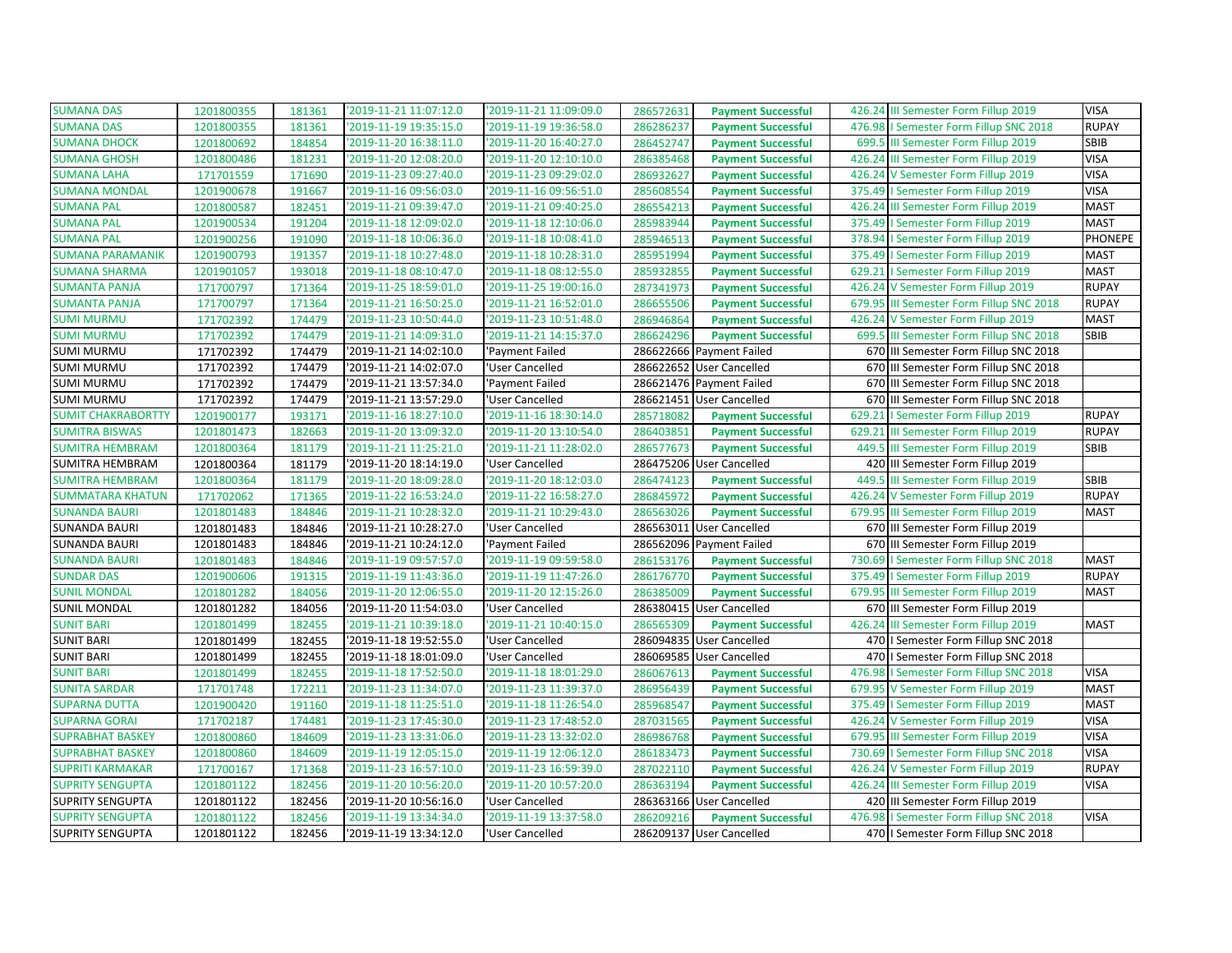| SUMANA DAS | 1201800355 | 181361 | '2019-11-21 11:07:12.0 | '2019-11-21 11:09:09.0 | 286572631 | **Payment Successful** | 426.24 | III Semester Form Fillup 2019 | VISA |
|---|---|---|---|---|---|---|---|---|---|
| SUMANA DAS | 1201800355 | 181361 | '2019-11-19 19:35:15.0 | '2019-11-19 19:36:58.0 | 286286237 | **Payment Successful** | 476.98 | I Semester Form Fillup SNC 2018 | RUPAY |
| SUMANA DHOCK | 1201800692 | 184854 | '2019-11-20 16:38:11.0 | '2019-11-20 16:40:27.0 | 286452747 | **Payment Successful** | 699.5 | III Semester Form Fillup 2019 | SBIB |
| SUMANA GHOSH | 1201800486 | 181231 | '2019-11-20 12:08:20.0 | '2019-11-20 12:10:10.0 | 286385468 | **Payment Successful** | 426.24 | III Semester Form Fillup 2019 | VISA |
| SUMANA LAHA | 171701559 | 171690 | '2019-11-23 09:27:40.0 | '2019-11-23 09:29:02.0 | 286932627 | **Payment Successful** | 426.24 | V Semester Form Fillup 2019 | VISA |
| SUMANA MONDAL | 1201900678 | 191667 | '2019-11-16 09:56:03.0 | '2019-11-16 09:56:51.0 | 285608554 | **Payment Successful** | 375.49 | I Semester Form Fillup 2019 | VISA |
| SUMANA PAL | 1201800587 | 182451 | '2019-11-21 09:39:47.0 | '2019-11-21 09:40:25.0 | 286554213 | **Payment Successful** | 426.24 | III Semester Form Fillup 2019 | MAST |
| SUMANA PAL | 1201900534 | 191204 | '2019-11-18 12:09:02.0 | '2019-11-18 12:10:06.0 | 285983944 | **Payment Successful** | 375.49 | I Semester Form Fillup 2019 | MAST |
| SUMANA PAL | 1201900256 | 191090 | '2019-11-18 10:06:36.0 | '2019-11-18 10:08:41.0 | 285946513 | **Payment Successful** | 378.94 | I Semester Form Fillup 2019 | PHONEPE |
| SUMANA PARAMANIK | 1201900793 | 191357 | '2019-11-18 10:27:48.0 | '2019-11-18 10:28:31.0 | 285951994 | **Payment Successful** | 375.49 | I Semester Form Fillup 2019 | MAST |
| SUMANA SHARMA | 1201901057 | 193018 | '2019-11-18 08:10:47.0 | '2019-11-18 08:12:55.0 | 285932855 | **Payment Successful** | 629.21 | I Semester Form Fillup 2019 | MAST |
| SUMANTA PANJA | 171700797 | 171364 | '2019-11-25 18:59:01.0 | '2019-11-25 19:00:16.0 | 287341973 | **Payment Successful** | 426.24 | V Semester Form Fillup 2019 | RUPAY |
| SUMANTA PANJA | 171700797 | 171364 | '2019-11-21 16:50:25.0 | '2019-11-21 16:52:01.0 | 286655506 | **Payment Successful** | 679.95 | III Semester Form Fillup SNC 2018 | RUPAY |
| SUMI MURMU | 171702392 | 174479 | '2019-11-23 10:50:44.0 | '2019-11-23 10:51:48.0 | 286946864 | **Payment Successful** | 426.24 | V Semester Form Fillup 2019 | MAST |
| SUMI MURMU | 171702392 | 174479 | '2019-11-21 14:09:31.0 | '2019-11-21 14:15:37.0 | 286624296 | **Payment Successful** | 699.5 | III Semester Form Fillup SNC 2018 | SBIB |
| SUMI MURMU | 171702392 | 174479 | '2019-11-21 14:02:10.0 | 'Payment Failed | 286622666 | Payment Failed | 670 | III Semester Form Fillup SNC 2018 | |
| SUMI MURMU | 171702392 | 174479 | '2019-11-21 14:02:07.0 | 'User Cancelled | 286622652 | User Cancelled | 670 | III Semester Form Fillup SNC 2018 | |
| SUMI MURMU | 171702392 | 174479 | '2019-11-21 13:57:34.0 | 'Payment Failed | 286621476 | Payment Failed | 670 | III Semester Form Fillup SNC 2018 | |
| SUMI MURMU | 171702392 | 174479 | '2019-11-21 13:57:29.0 | 'User Cancelled | 286621451 | User Cancelled | 670 | III Semester Form Fillup SNC 2018 | |
| SUMIT CHAKRABORTTY | 1201900177 | 193171 | '2019-11-16 18:27:10.0 | '2019-11-16 18:30:14.0 | 285718082 | **Payment Successful** | 629.21 | I Semester Form Fillup 2019 | RUPAY |
| SUMITRA BISWAS | 1201801473 | 182663 | '2019-11-20 13:09:32.0 | '2019-11-20 13:10:54.0 | 286403851 | **Payment Successful** | 629.21 | III Semester Form Fillup 2019 | RUPAY |
| SUMITRA HEMBRAM | 1201800364 | 181179 | '2019-11-21 11:25:21.0 | '2019-11-21 11:28:02.0 | 286577673 | **Payment Successful** | 449.5 | III Semester Form Fillup 2019 | SBIB |
| SUMITRA HEMBRAM | 1201800364 | 181179 | '2019-11-20 18:14:19.0 | 'User Cancelled | 286475206 | User Cancelled | 420 | III Semester Form Fillup 2019 | |
| SUMITRA HEMBRAM | 1201800364 | 181179 | '2019-11-20 18:09:28.0 | '2019-11-20 18:12:03.0 | 286474123 | **Payment Successful** | 449.5 | III Semester Form Fillup 2019 | SBIB |
| SUMMATARA KHATUN | 171702062 | 171365 | '2019-11-22 16:53:24.0 | '2019-11-22 16:58:27.0 | 286845972 | **Payment Successful** | 426.24 | V Semester Form Fillup 2019 | RUPAY |
| SUNANDA BAURI | 1201801483 | 184846 | '2019-11-21 10:28:32.0 | '2019-11-21 10:29:43.0 | 286563026 | **Payment Successful** | 679.95 | III Semester Form Fillup 2019 | MAST |
| SUNANDA BAURI | 1201801483 | 184846 | '2019-11-21 10:28:27.0 | 'User Cancelled | 286563011 | User Cancelled | 670 | III Semester Form Fillup 2019 | |
| SUNANDA BAURI | 1201801483 | 184846 | '2019-11-21 10:24:12.0 | 'Payment Failed | 286562096 | Payment Failed | 670 | III Semester Form Fillup 2019 | |
| SUNANDA BAURI | 1201801483 | 184846 | '2019-11-19 09:57:57.0 | '2019-11-19 09:59:58.0 | 286153176 | **Payment Successful** | 730.69 | I Semester Form Fillup SNC 2018 | MAST |
| SUNDAR DAS | 1201900606 | 191315 | '2019-11-19 11:43:36.0 | '2019-11-19 11:47:26.0 | 286176770 | **Payment Successful** | 375.49 | I Semester Form Fillup 2019 | RUPAY |
| SUNIL MONDAL | 1201801282 | 184056 | '2019-11-20 12:06:55.0 | '2019-11-20 12:15:26.0 | 286385009 | **Payment Successful** | 679.95 | III Semester Form Fillup 2019 | MAST |
| SUNIL MONDAL | 1201801282 | 184056 | '2019-11-20 11:54:03.0 | 'User Cancelled | 286380415 | User Cancelled | 670 | III Semester Form Fillup 2019 | |
| SUNIT BARI | 1201801499 | 182455 | '2019-11-21 10:39:18.0 | '2019-11-21 10:40:15.0 | 286565309 | **Payment Successful** | 426.24 | III Semester Form Fillup 2019 | MAST |
| SUNIT BARI | 1201801499 | 182455 | '2019-11-18 19:52:55.0 | 'User Cancelled | 286094835 | User Cancelled | 470 | I Semester Form Fillup SNC 2018 | |
| SUNIT BARI | 1201801499 | 182455 | '2019-11-18 18:01:09.0 | 'User Cancelled | 286069585 | User Cancelled | 470 | I Semester Form Fillup SNC 2018 | |
| SUNIT BARI | 1201801499 | 182455 | '2019-11-18 17:52:50.0 | '2019-11-18 18:01:29.0 | 286067613 | **Payment Successful** | 476.98 | I Semester Form Fillup SNC 2018 | VISA |
| SUNITA SARDAR | 171701748 | 172211 | '2019-11-23 11:34:07.0 | '2019-11-23 11:39:37.0 | 286956439 | **Payment Successful** | 679.95 | V Semester Form Fillup 2019 | MAST |
| SUPARNA DUTTA | 1201900420 | 191160 | '2019-11-18 11:25:51.0 | '2019-11-18 11:26:54.0 | 285968547 | **Payment Successful** | 375.49 | I Semester Form Fillup 2019 | MAST |
| SUPARNA GORAI | 171702187 | 174481 | '2019-11-23 17:45:30.0 | '2019-11-23 17:48:52.0 | 287031565 | **Payment Successful** | 426.24 | V Semester Form Fillup 2019 | VISA |
| SUPRABHAT BASKEY | 1201800860 | 184609 | '2019-11-23 13:31:06.0 | '2019-11-23 13:32:02.0 | 286986768 | **Payment Successful** | 679.95 | III Semester Form Fillup 2019 | VISA |
| SUPRABHAT BASKEY | 1201800860 | 184609 | '2019-11-19 12:05:15.0 | '2019-11-19 12:06:12.0 | 286183473 | **Payment Successful** | 730.69 | I Semester Form Fillup SNC 2018 | VISA |
| SUPRITI KARMAKAR | 171700167 | 171368 | '2019-11-23 16:57:10.0 | '2019-11-23 16:59:39.0 | 287022110 | **Payment Successful** | 426.24 | V Semester Form Fillup 2019 | RUPAY |
| SUPRITY SENGUPTA | 1201801122 | 182456 | '2019-11-20 10:56:20.0 | '2019-11-20 10:57:20.0 | 286363194 | **Payment Successful** | 426.24 | III Semester Form Fillup 2019 | VISA |
| SUPRITY SENGUPTA | 1201801122 | 182456 | '2019-11-20 10:56:16.0 | 'User Cancelled | 286363166 | User Cancelled | 420 | III Semester Form Fillup 2019 | |
| SUPRITY SENGUPTA | 1201801122 | 182456 | '2019-11-19 13:34:34.0 | '2019-11-19 13:37:58.0 | 286209216 | **Payment Successful** | 476.98 | I Semester Form Fillup SNC 2018 | VISA |
| SUPRITY SENGUPTA | 1201801122 | 182456 | '2019-11-19 13:34:12.0 | 'User Cancelled | 286209137 | User Cancelled | 470 | I Semester Form Fillup SNC 2018 | |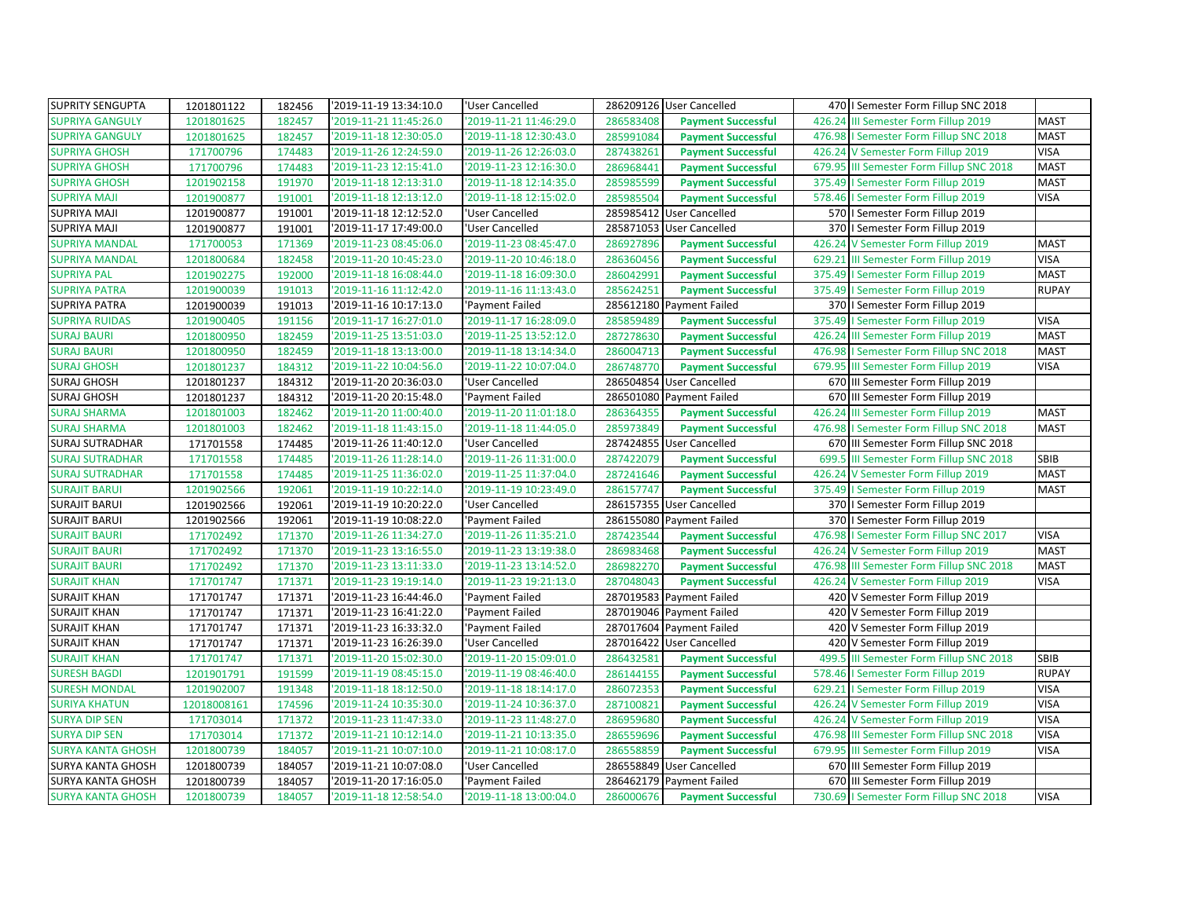| | | | | | | | | | |
|---|---|---|---|---|---|---|---|---|---|
| SUPRITY SENGUPTA | 1201801122 | 182456 | '2019-11-19 13:34:10.0 | 'User Cancelled | 286209126 | User Cancelled | 470 | I Semester Form Fillup SNC 2018 | |
| SUPRIYA GANGULY | 1201801625 | 182457 | '2019-11-21 11:45:26.0 | '2019-11-21 11:46:29.0 | 286583408 | Payment Successful | 426.24 | III Semester Form Fillup 2019 | MAST |
| SUPRIYA GANGULY | 1201801625 | 182457 | '2019-11-18 12:30:05.0 | '2019-11-18 12:30:43.0 | 285991084 | Payment Successful | 476.98 | I Semester Form Fillup SNC 2018 | MAST |
| SUPRIYA GHOSH | 171700796 | 174483 | '2019-11-26 12:24:59.0 | '2019-11-26 12:26:03.0 | 287438261 | Payment Successful | 426.24 | V Semester Form Fillup 2019 | VISA |
| SUPRIYA GHOSH | 171700796 | 174483 | '2019-11-23 12:15:41.0 | '2019-11-23 12:16:30.0 | 286968441 | Payment Successful | 679.95 | III Semester Form Fillup SNC 2018 | MAST |
| SUPRIYA GHOSH | 1201902158 | 191970 | '2019-11-18 12:13:31.0 | '2019-11-18 12:14:35.0 | 285985599 | Payment Successful | 375.49 | I Semester Form Fillup 2019 | MAST |
| SUPRIYA MAJI | 1201900877 | 191001 | '2019-11-18 12:13:12.0 | '2019-11-18 12:15:02.0 | 285985504 | Payment Successful | 578.46 | I Semester Form Fillup 2019 | VISA |
| SUPRIYA MAJI | 1201900877 | 191001 | '2019-11-18 12:12:52.0 | 'User Cancelled | 285985412 | User Cancelled | 570 | I Semester Form Fillup 2019 | |
| SUPRIYA MAJI | 1201900877 | 191001 | '2019-11-17 17:49:00.0 | 'User Cancelled | 285871053 | User Cancelled | 370 | I Semester Form Fillup 2019 | |
| SUPRIYA MANDAL | 171700053 | 171369 | '2019-11-23 08:45:06.0 | '2019-11-23 08:45:47.0 | 286927896 | Payment Successful | 426.24 | V Semester Form Fillup 2019 | MAST |
| SUPRIYA MANDAL | 1201800684 | 182458 | '2019-11-20 10:45:23.0 | '2019-11-20 10:46:18.0 | 286360456 | Payment Successful | 629.21 | III Semester Form Fillup 2019 | VISA |
| SUPRIYA PAL | 1201902275 | 192000 | '2019-11-18 16:08:44.0 | '2019-11-18 16:09:30.0 | 286042991 | Payment Successful | 375.49 | I Semester Form Fillup 2019 | MAST |
| SUPRIYA PATRA | 1201900039 | 191013 | '2019-11-16 11:12:42.0 | '2019-11-16 11:13:43.0 | 285624251 | Payment Successful | 375.49 | I Semester Form Fillup 2019 | RUPAY |
| SUPRIYA PATRA | 1201900039 | 191013 | '2019-11-16 10:17:13.0 | 'Payment Failed | 285612180 | Payment Failed | 370 | I Semester Form Fillup 2019 | |
| SUPRIYA RUIDAS | 1201900405 | 191156 | '2019-11-17 16:27:01.0 | '2019-11-17 16:28:09.0 | 285859489 | Payment Successful | 375.49 | I Semester Form Fillup 2019 | VISA |
| SURAJ BAURI | 1201800950 | 182459 | '2019-11-25 13:51:03.0 | '2019-11-25 13:52:12.0 | 287278630 | Payment Successful | 426.24 | III Semester Form Fillup 2019 | MAST |
| SURAJ BAURI | 1201800950 | 182459 | '2019-11-18 13:13:00.0 | '2019-11-18 13:14:34.0 | 286004713 | Payment Successful | 476.98 | I Semester Form Fillup SNC 2018 | MAST |
| SURAJ GHOSH | 1201801237 | 184312 | '2019-11-22 10:04:56.0 | '2019-11-22 10:07:04.0 | 286748770 | Payment Successful | 679.95 | III Semester Form Fillup 2019 | VISA |
| SURAJ GHOSH | 1201801237 | 184312 | '2019-11-20 20:36:03.0 | 'User Cancelled | 286504854 | User Cancelled | 670 | III Semester Form Fillup 2019 | |
| SURAJ GHOSH | 1201801237 | 184312 | '2019-11-20 20:15:48.0 | 'Payment Failed | 286501080 | Payment Failed | 670 | III Semester Form Fillup 2019 | |
| SURAJ SHARMA | 1201801003 | 182462 | '2019-11-20 11:00:40.0 | '2019-11-20 11:01:18.0 | 286364355 | Payment Successful | 426.24 | III Semester Form Fillup 2019 | MAST |
| SURAJ SHARMA | 1201801003 | 182462 | '2019-11-18 11:43:15.0 | '2019-11-18 11:44:05.0 | 285973849 | Payment Successful | 476.98 | I Semester Form Fillup SNC 2018 | MAST |
| SURAJ SUTRADHAR | 171701558 | 174485 | '2019-11-26 11:40:12.0 | 'User Cancelled | 287424855 | User Cancelled | 670 | III Semester Form Fillup SNC 2018 | |
| SURAJ SUTRADHAR | 171701558 | 174485 | '2019-11-26 11:28:14.0 | '2019-11-26 11:31:00.0 | 287422079 | Payment Successful | 699.5 | III Semester Form Fillup SNC 2018 | SBIB |
| SURAJ SUTRADHAR | 171701558 | 174485 | '2019-11-25 11:36:02.0 | '2019-11-25 11:37:04.0 | 287241646 | Payment Successful | 426.24 | V Semester Form Fillup 2019 | MAST |
| SURAJIT BARUI | 1201902566 | 192061 | '2019-11-19 10:22:14.0 | '2019-11-19 10:23:49.0 | 286157747 | Payment Successful | 375.49 | I Semester Form Fillup 2019 | MAST |
| SURAJIT BARUI | 1201902566 | 192061 | '2019-11-19 10:20:22.0 | 'User Cancelled | 286157355 | User Cancelled | 370 | I Semester Form Fillup 2019 | |
| SURAJIT BARUI | 1201902566 | 192061 | '2019-11-19 10:08:22.0 | 'Payment Failed | 286155080 | Payment Failed | 370 | I Semester Form Fillup 2019 | |
| SURAJIT BAURI | 171702492 | 171370 | '2019-11-26 11:34:27.0 | '2019-11-26 11:35:21.0 | 287423544 | Payment Successful | 476.98 | I Semester Form Fillup SNC 2017 | VISA |
| SURAJIT BAURI | 171702492 | 171370 | '2019-11-23 13:16:55.0 | '2019-11-23 13:19:38.0 | 286983468 | Payment Successful | 426.24 | V Semester Form Fillup 2019 | MAST |
| SURAJIT BAURI | 171702492 | 171370 | '2019-11-23 13:11:33.0 | '2019-11-23 13:14:52.0 | 286982270 | Payment Successful | 476.98 | III Semester Form Fillup SNC 2018 | MAST |
| SURAJIT KHAN | 171701747 | 171371 | '2019-11-23 19:19:14.0 | '2019-11-23 19:21:13.0 | 287048043 | Payment Successful | 426.24 | V Semester Form Fillup 2019 | VISA |
| SURAJIT KHAN | 171701747 | 171371 | '2019-11-23 16:44:46.0 | 'Payment Failed | 287019583 | Payment Failed | 420 | V Semester Form Fillup 2019 | |
| SURAJIT KHAN | 171701747 | 171371 | '2019-11-23 16:41:22.0 | 'Payment Failed | 287019046 | Payment Failed | 420 | V Semester Form Fillup 2019 | |
| SURAJIT KHAN | 171701747 | 171371 | '2019-11-23 16:33:32.0 | 'Payment Failed | 287017604 | Payment Failed | 420 | V Semester Form Fillup 2019 | |
| SURAJIT KHAN | 171701747 | 171371 | '2019-11-23 16:26:39.0 | 'User Cancelled | 287016422 | User Cancelled | 420 | V Semester Form Fillup 2019 | |
| SURAJIT KHAN | 171701747 | 171371 | '2019-11-20 15:02:30.0 | '2019-11-20 15:09:01.0 | 286432581 | Payment Successful | 499.5 | III Semester Form Fillup SNC 2018 | SBIB |
| SURESH BAGDI | 1201901791 | 191599 | '2019-11-19 08:45:15.0 | '2019-11-19 08:46:40.0 | 286144155 | Payment Successful | 578.46 | I Semester Form Fillup 2019 | RUPAY |
| SURESH MONDAL | 1201902007 | 191348 | '2019-11-18 18:12:50.0 | '2019-11-18 18:14:17.0 | 286072353 | Payment Successful | 629.21 | I Semester Form Fillup 2019 | VISA |
| SURIYA KHATUN | 12018008161 | 174596 | '2019-11-24 10:35:30.0 | '2019-11-24 10:36:37.0 | 287100821 | Payment Successful | 426.24 | V Semester Form Fillup 2019 | VISA |
| SURYA DIP SEN | 171703014 | 171372 | '2019-11-23 11:47:33.0 | '2019-11-23 11:48:27.0 | 286959680 | Payment Successful | 426.24 | V Semester Form Fillup 2019 | VISA |
| SURYA DIP SEN | 171703014 | 171372 | '2019-11-21 10:12:14.0 | '2019-11-21 10:13:35.0 | 286559696 | Payment Successful | 476.98 | III Semester Form Fillup SNC 2018 | VISA |
| SURYA KANTA GHOSH | 1201800739 | 184057 | '2019-11-21 10:07:10.0 | '2019-11-21 10:08:17.0 | 286558859 | Payment Successful | 679.95 | III Semester Form Fillup 2019 | VISA |
| SURYA KANTA GHOSH | 1201800739 | 184057 | '2019-11-21 10:07:08.0 | 'User Cancelled | 286558849 | User Cancelled | 670 | III Semester Form Fillup 2019 | |
| SURYA KANTA GHOSH | 1201800739 | 184057 | '2019-11-20 17:16:05.0 | 'Payment Failed | 286462179 | Payment Failed | 670 | III Semester Form Fillup 2019 | |
| SURYA KANTA GHOSH | 1201800739 | 184057 | '2019-11-18 12:58:54.0 | '2019-11-18 13:00:04.0 | 286000676 | Payment Successful | 730.69 | I Semester Form Fillup SNC 2018 | VISA |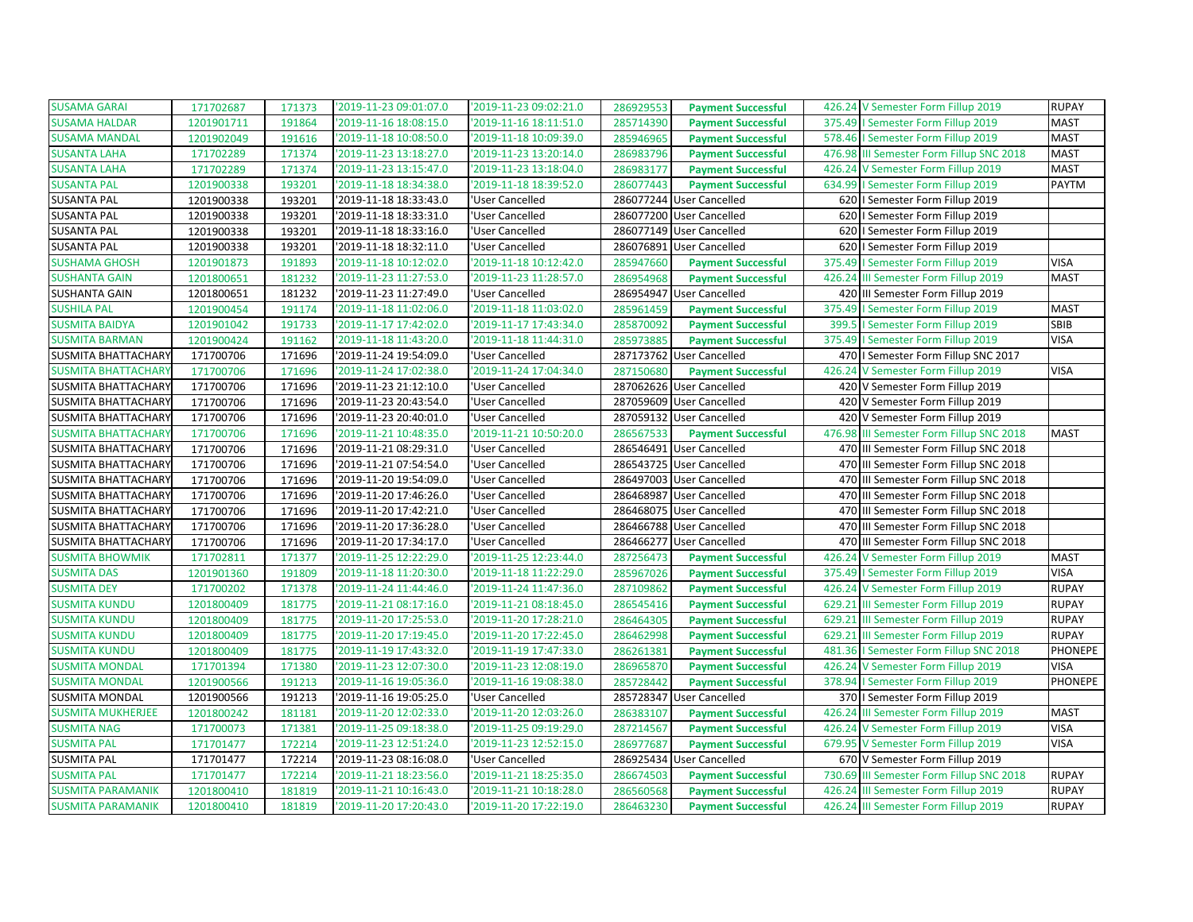| | | | | | | | | | |
|---|---|---|---|---|---|---|---|---|---|
| SUSAMA GARAI | 171702687 | 171373 | '2019-11-23 09:01:07.0 | '2019-11-23 09:02:21.0 | 286929553 | Payment Successful | 426.24 | V Semester Form Fillup 2019 | RUPAY |
| SUSAMA HALDAR | 1201901711 | 191864 | '2019-11-16 18:08:15.0 | '2019-11-16 18:11:51.0 | 285714390 | Payment Successful | 375.49 | I Semester Form Fillup 2019 | MAST |
| SUSAMA MANDAL | 1201902049 | 191616 | '2019-11-18 10:08:50.0 | '2019-11-18 10:09:39.0 | 285946965 | Payment Successful | 578.46 | I Semester Form Fillup 2019 | MAST |
| SUSANTA LAHA | 171702289 | 171374 | '2019-11-23 13:18:27.0 | '2019-11-23 13:20:14.0 | 286983796 | Payment Successful | 476.98 | III Semester Form Fillup SNC 2018 | MAST |
| SUSANTA LAHA | 171702289 | 171374 | '2019-11-23 13:15:47.0 | '2019-11-23 13:18:04.0 | 286983177 | Payment Successful | 426.24 | V Semester Form Fillup 2019 | MAST |
| SUSANTA PAL | 1201900338 | 193201 | '2019-11-18 18:34:38.0 | '2019-11-18 18:39:52.0 | 286077443 | Payment Successful | 634.99 | I Semester Form Fillup 2019 | PAYTM |
| SUSANTA PAL | 1201900338 | 193201 | '2019-11-18 18:33:43.0 | 'User Cancelled | 286077244 | User Cancelled | 620 | I Semester Form Fillup 2019 | |
| SUSANTA PAL | 1201900338 | 193201 | '2019-11-18 18:33:31.0 | 'User Cancelled | 286077200 | User Cancelled | 620 | I Semester Form Fillup 2019 | |
| SUSANTA PAL | 1201900338 | 193201 | '2019-11-18 18:33:16.0 | 'User Cancelled | 286077149 | User Cancelled | 620 | I Semester Form Fillup 2019 | |
| SUSANTA PAL | 1201900338 | 193201 | '2019-11-18 18:32:11.0 | 'User Cancelled | 286076891 | User Cancelled | 620 | I Semester Form Fillup 2019 | |
| SUSHAMA GHOSH | 1201901873 | 191893 | '2019-11-18 10:12:02.0 | '2019-11-18 10:12:42.0 | 285947660 | Payment Successful | 375.49 | I Semester Form Fillup 2019 | VISA |
| SUSHANTA GAIN | 1201800651 | 181232 | '2019-11-23 11:27:53.0 | '2019-11-23 11:28:57.0 | 286954968 | Payment Successful | 426.24 | III Semester Form Fillup 2019 | MAST |
| SUSHANTA GAIN | 1201800651 | 181232 | '2019-11-23 11:27:49.0 | 'User Cancelled | 286954947 | User Cancelled | 420 | III Semester Form Fillup 2019 | |
| SUSHILA PAL | 1201900454 | 191174 | '2019-11-18 11:02:06.0 | '2019-11-18 11:03:02.0 | 285961459 | Payment Successful | 375.49 | I Semester Form Fillup 2019 | MAST |
| SUSMITA BAIDYA | 1201901042 | 191733 | '2019-11-17 17:42:02.0 | '2019-11-17 17:43:34.0 | 285870092 | Payment Successful | 399.5 | I Semester Form Fillup 2019 | SBIB |
| SUSMITA BARMAN | 1201900424 | 191162 | '2019-11-18 11:43:20.0 | '2019-11-18 11:44:31.0 | 285973885 | Payment Successful | 375.49 | I Semester Form Fillup 2019 | VISA |
| SUSMITA BHATTACHARY | 171700706 | 171696 | '2019-11-24 19:54:09.0 | 'User Cancelled | 287173762 | User Cancelled | 470 | I Semester Form Fillup SNC 2017 | |
| SUSMITA BHATTACHARY | 171700706 | 171696 | '2019-11-24 17:02:38.0 | '2019-11-24 17:04:34.0 | 287150680 | Payment Successful | 426.24 | V Semester Form Fillup 2019 | VISA |
| SUSMITA BHATTACHARY | 171700706 | 171696 | '2019-11-23 21:12:10.0 | 'User Cancelled | 287062626 | User Cancelled | 420 | V Semester Form Fillup 2019 | |
| SUSMITA BHATTACHARY | 171700706 | 171696 | '2019-11-23 20:43:54.0 | 'User Cancelled | 287059609 | User Cancelled | 420 | V Semester Form Fillup 2019 | |
| SUSMITA BHATTACHARY | 171700706 | 171696 | '2019-11-23 20:40:01.0 | 'User Cancelled | 287059132 | User Cancelled | 420 | V Semester Form Fillup 2019 | |
| SUSMITA BHATTACHARY | 171700706 | 171696 | '2019-11-21 10:48:35.0 | '2019-11-21 10:50:20.0 | 286567533 | Payment Successful | 476.98 | III Semester Form Fillup SNC 2018 | MAST |
| SUSMITA BHATTACHARY | 171700706 | 171696 | '2019-11-21 08:29:31.0 | 'User Cancelled | 286546491 | User Cancelled | 470 | III Semester Form Fillup SNC 2018 | |
| SUSMITA BHATTACHARY | 171700706 | 171696 | '2019-11-21 07:54:54.0 | 'User Cancelled | 286543725 | User Cancelled | 470 | III Semester Form Fillup SNC 2018 | |
| SUSMITA BHATTACHARY | 171700706 | 171696 | '2019-11-20 19:54:09.0 | 'User Cancelled | 286497003 | User Cancelled | 470 | III Semester Form Fillup SNC 2018 | |
| SUSMITA BHATTACHARY | 171700706 | 171696 | '2019-11-20 17:46:26.0 | 'User Cancelled | 286468987 | User Cancelled | 470 | III Semester Form Fillup SNC 2018 | |
| SUSMITA BHATTACHARY | 171700706 | 171696 | '2019-11-20 17:42:21.0 | 'User Cancelled | 286468075 | User Cancelled | 470 | III Semester Form Fillup SNC 2018 | |
| SUSMITA BHATTACHARY | 171700706 | 171696 | '2019-11-20 17:36:28.0 | 'User Cancelled | 286466788 | User Cancelled | 470 | III Semester Form Fillup SNC 2018 | |
| SUSMITA BHATTACHARY | 171700706 | 171696 | '2019-11-20 17:34:17.0 | 'User Cancelled | 286466277 | User Cancelled | 470 | III Semester Form Fillup SNC 2018 | |
| SUSMITA BHOWMIK | 171702811 | 171377 | '2019-11-25 12:22:29.0 | '2019-11-25 12:23:44.0 | 287256473 | Payment Successful | 426.24 | V Semester Form Fillup 2019 | MAST |
| SUSMITA DAS | 1201901360 | 191809 | '2019-11-18 11:20:30.0 | '2019-11-18 11:22:29.0 | 285967026 | Payment Successful | 375.49 | I Semester Form Fillup 2019 | VISA |
| SUSMITA DEY | 171700202 | 171378 | '2019-11-24 11:44:46.0 | '2019-11-24 11:47:36.0 | 287109862 | Payment Successful | 426.24 | V Semester Form Fillup 2019 | RUPAY |
| SUSMITA KUNDU | 1201800409 | 181775 | '2019-11-21 08:17:16.0 | '2019-11-21 08:18:45.0 | 286545416 | Payment Successful | 629.21 | III Semester Form Fillup 2019 | RUPAY |
| SUSMITA KUNDU | 1201800409 | 181775 | '2019-11-20 17:25:53.0 | '2019-11-20 17:28:21.0 | 286464305 | Payment Successful | 629.21 | III Semester Form Fillup 2019 | RUPAY |
| SUSMITA KUNDU | 1201800409 | 181775 | '2019-11-20 17:19:45.0 | '2019-11-20 17:22:45.0 | 286462998 | Payment Successful | 629.21 | III Semester Form Fillup 2019 | RUPAY |
| SUSMITA KUNDU | 1201800409 | 181775 | '2019-11-19 17:43:32.0 | '2019-11-19 17:47:33.0 | 286261381 | Payment Successful | 481.36 | I Semester Form Fillup SNC 2018 | PHONEPE |
| SUSMITA MONDAL | 171701394 | 171380 | '2019-11-23 12:07:30.0 | '2019-11-23 12:08:19.0 | 286965870 | Payment Successful | 426.24 | V Semester Form Fillup 2019 | VISA |
| SUSMITA MONDAL | 1201900566 | 191213 | '2019-11-16 19:05:36.0 | '2019-11-16 19:08:38.0 | 285728442 | Payment Successful | 378.94 | I Semester Form Fillup 2019 | PHONEPE |
| SUSMITA MONDAL | 1201900566 | 191213 | '2019-11-16 19:05:25.0 | 'User Cancelled | 285728437 | User Cancelled | 370 | I Semester Form Fillup 2019 | |
| SUSMITA MUKHERJEE | 1201800242 | 181181 | '2019-11-20 12:02:33.0 | '2019-11-20 12:03:26.0 | 286383107 | Payment Successful | 426.24 | III Semester Form Fillup 2019 | MAST |
| SUSMITA NAG | 171700073 | 171381 | '2019-11-25 09:18:38.0 | '2019-11-25 09:19:29.0 | 287214567 | Payment Successful | 426.24 | V Semester Form Fillup 2019 | VISA |
| SUSMITA PAL | 171701477 | 172214 | '2019-11-23 12:51:24.0 | '2019-11-23 12:52:15.0 | 286977687 | Payment Successful | 679.95 | V Semester Form Fillup 2019 | VISA |
| SUSMITA PAL | 171701477 | 172214 | '2019-11-23 08:16:08.0 | 'User Cancelled | 286925434 | User Cancelled | 670 | V Semester Form Fillup 2019 | |
| SUSMITA PAL | 171701477 | 172214 | '2019-11-21 18:23:56.0 | '2019-11-21 18:25:35.0 | 286674503 | Payment Successful | 730.69 | III Semester Form Fillup SNC 2018 | RUPAY |
| SUSMITA PARAMANIK | 1201800410 | 181819 | '2019-11-21 10:16:43.0 | '2019-11-21 10:18:28.0 | 286560568 | Payment Successful | 426.24 | III Semester Form Fillup 2019 | RUPAY |
| SUSMITA PARAMANIK | 1201800410 | 181819 | '2019-11-20 17:20:43.0 | '2019-11-20 17:22:19.0 | 286463230 | Payment Successful | 426.24 | III Semester Form Fillup 2019 | RUPAY |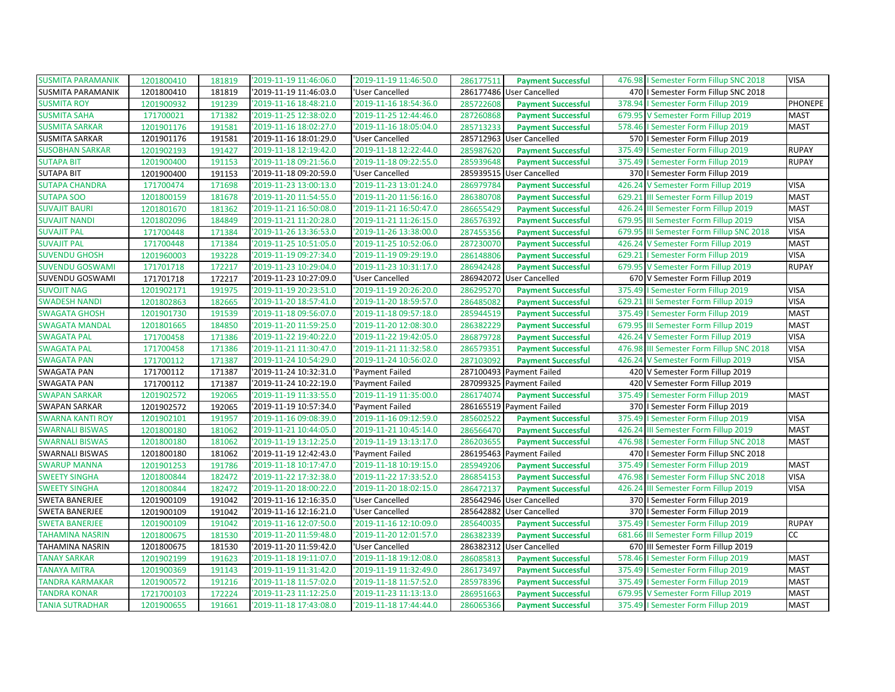| | | | | | | | | | |
|---|---|---|---|---|---|---|---|---|---|
| SUSMITA PARAMANIK | 1201800410 | 181819 | '2019-11-19 11:46:06.0 | '2019-11-19 11:46:50.0 | 286177511 | Payment Successful | 476.98 | I Semester Form Fillup SNC 2018 | VISA |
| SUSMITA PARAMANIK | 1201800410 | 181819 | '2019-11-19 11:46:03.0 | 'User Cancelled | 286177486 | User Cancelled | 470 | I Semester Form Fillup SNC 2018 | |
| SUSMITA ROY | 1201900932 | 191239 | '2019-11-16 18:48:21.0 | '2019-11-16 18:54:36.0 | 285722608 | Payment Successful | 378.94 | I Semester Form Fillup 2019 | PHONEPE |
| SUSMITA SAHA | 171700021 | 171382 | '2019-11-25 12:38:02.0 | '2019-11-25 12:44:46.0 | 287260868 | Payment Successful | 679.95 | V Semester Form Fillup 2019 | MAST |
| SUSMITA SARKAR | 1201901176 | 191581 | '2019-11-16 18:02:27.0 | '2019-11-16 18:05:04.0 | 285713233 | Payment Successful | 578.46 | I Semester Form Fillup 2019 | MAST |
| SUSMITA SARKAR | 1201901176 | 191581 | '2019-11-16 18:01:29.0 | 'User Cancelled | 285712963 | User Cancelled | 570 | I Semester Form Fillup 2019 | |
| SUSOBHAN SARKAR | 1201902193 | 191427 | '2019-11-18 12:19:42.0 | '2019-11-18 12:22:44.0 | 285987620 | Payment Successful | 375.49 | I Semester Form Fillup 2019 | RUPAY |
| SUTAPA BIT | 1201900400 | 191153 | '2019-11-18 09:21:56.0 | '2019-11-18 09:22:55.0 | 285939648 | Payment Successful | 375.49 | I Semester Form Fillup 2019 | RUPAY |
| SUTAPA BIT | 1201900400 | 191153 | '2019-11-18 09:20:59.0 | 'User Cancelled | 285939515 | User Cancelled | 370 | I Semester Form Fillup 2019 | |
| SUTAPA CHANDRA | 171700474 | 171698 | '2019-11-23 13:00:13.0 | '2019-11-23 13:01:24.0 | 286979784 | Payment Successful | 426.24 | V Semester Form Fillup 2019 | VISA |
| SUTAPA SOO | 1201800159 | 181678 | '2019-11-20 11:54:55.0 | '2019-11-20 11:56:16.0 | 286380708 | Payment Successful | 629.21 | III Semester Form Fillup 2019 | MAST |
| SUVAJIT BAURI | 1201801670 | 181362 | '2019-11-21 16:50:08.0 | '2019-11-21 16:50:47.0 | 286655429 | Payment Successful | 426.24 | III Semester Form Fillup 2019 | MAST |
| SUVAJIT NANDI | 1201802096 | 184849 | '2019-11-21 11:20:28.0 | '2019-11-21 11:26:15.0 | 286576392 | Payment Successful | 679.95 | III Semester Form Fillup 2019 | VISA |
| SUVAJIT PAL | 171700448 | 171384 | '2019-11-26 13:36:53.0 | '2019-11-26 13:38:00.0 | 287455356 | Payment Successful | 679.95 | III Semester Form Fillup SNC 2018 | VISA |
| SUVAJIT PAL | 171700448 | 171384 | '2019-11-25 10:51:05.0 | '2019-11-25 10:52:06.0 | 287230070 | Payment Successful | 426.24 | V Semester Form Fillup 2019 | MAST |
| SUVENDU GHOSH | 1201960003 | 193228 | '2019-11-19 09:27:34.0 | '2019-11-19 09:29:19.0 | 286148806 | Payment Successful | 629.21 | I Semester Form Fillup 2019 | VISA |
| SUVENDU GOSWAMI | 171701718 | 172217 | '2019-11-23 10:29:04.0 | '2019-11-23 10:31:17.0 | 286942428 | Payment Successful | 679.95 | V Semester Form Fillup 2019 | RUPAY |
| SUVENDU GOSWAMI | 171701718 | 172217 | '2019-11-23 10:27:09.0 | 'User Cancelled | 286942072 | User Cancelled | 670 | V Semester Form Fillup 2019 | |
| SUVOJIT NAG | 1201902171 | 191975 | '2019-11-19 20:23:51.0 | '2019-11-19 20:26:20.0 | 286295270 | Payment Successful | 375.49 | I Semester Form Fillup 2019 | VISA |
| SWADESH NANDI | 1201802863 | 182665 | '2019-11-20 18:57:41.0 | '2019-11-20 18:59:57.0 | 286485082 | Payment Successful | 629.21 | III Semester Form Fillup 2019 | VISA |
| SWAGATA GHOSH | 1201901730 | 191539 | '2019-11-18 09:56:07.0 | '2019-11-18 09:57:18.0 | 285944519 | Payment Successful | 375.49 | I Semester Form Fillup 2019 | MAST |
| SWAGATA MANDAL | 1201801665 | 184850 | '2019-11-20 11:59:25.0 | '2019-11-20 12:08:30.0 | 286382229 | Payment Successful | 679.95 | III Semester Form Fillup 2019 | MAST |
| SWAGATA PAL | 171700458 | 171386 | '2019-11-22 19:40:22.0 | '2019-11-22 19:42:05.0 | 286879728 | Payment Successful | 426.24 | V Semester Form Fillup 2019 | VISA |
| SWAGATA PAL | 171700458 | 171386 | '2019-11-21 11:30:47.0 | '2019-11-21 11:32:58.0 | 286579351 | Payment Successful | 476.98 | III Semester Form Fillup SNC 2018 | VISA |
| SWAGATA PAN | 171700112 | 171387 | '2019-11-24 10:54:29.0 | '2019-11-24 10:56:02.0 | 287103092 | Payment Successful | 426.24 | V Semester Form Fillup 2019 | VISA |
| SWAGATA PAN | 171700112 | 171387 | '2019-11-24 10:32:31.0 | 'Payment Failed | 287100493 | Payment Failed | 420 | V Semester Form Fillup 2019 | |
| SWAGATA PAN | 171700112 | 171387 | '2019-11-24 10:22:19.0 | 'Payment Failed | 287099325 | Payment Failed | 420 | V Semester Form Fillup 2019 | |
| SWAPAN SARKAR | 1201902572 | 192065 | '2019-11-19 11:33:55.0 | '2019-11-19 11:35:00.0 | 286174074 | Payment Successful | 375.49 | I Semester Form Fillup 2019 | MAST |
| SWAPAN SARKAR | 1201902572 | 192065 | '2019-11-19 10:57:34.0 | 'Payment Failed | 286165519 | Payment Failed | 370 | I Semester Form Fillup 2019 | |
| SWARNA KANTI ROY | 1201902101 | 191957 | '2019-11-16 09:08:39.0 | '2019-11-16 09:12:59.0 | 285602522 | Payment Successful | 375.49 | I Semester Form Fillup 2019 | VISA |
| SWARNALI BISWAS | 1201800180 | 181062 | '2019-11-21 10:44:05.0 | '2019-11-21 10:45:14.0 | 286566470 | Payment Successful | 426.24 | III Semester Form Fillup 2019 | MAST |
| SWARNALI BISWAS | 1201800180 | 181062 | '2019-11-19 13:12:25.0 | '2019-11-19 13:13:17.0 | 286203655 | Payment Successful | 476.98 | I Semester Form Fillup SNC 2018 | MAST |
| SWARNALI BISWAS | 1201800180 | 181062 | '2019-11-19 12:42:43.0 | 'Payment Failed | 286195463 | Payment Failed | 470 | I Semester Form Fillup SNC 2018 | |
| SWARUP MANNA | 1201901253 | 191786 | '2019-11-18 10:17:47.0 | '2019-11-18 10:19:15.0 | 285949206 | Payment Successful | 375.49 | I Semester Form Fillup 2019 | MAST |
| SWEETY SINGHA | 1201800844 | 182472 | '2019-11-22 17:32:38.0 | '2019-11-22 17:33:52.0 | 286854153 | Payment Successful | 476.98 | I Semester Form Fillup SNC 2018 | VISA |
| SWEETY SINGHA | 1201800844 | 182472 | '2019-11-20 18:00:22.0 | '2019-11-20 18:02:15.0 | 286472137 | Payment Successful | 426.24 | III Semester Form Fillup 2019 | VISA |
| SWETA BANERJEE | 1201900109 | 191042 | '2019-11-16 12:16:35.0 | 'User Cancelled | 285642946 | User Cancelled | 370 | I Semester Form Fillup 2019 | |
| SWETA BANERJEE | 1201900109 | 191042 | '2019-11-16 12:16:21.0 | 'User Cancelled | 285642882 | User Cancelled | 370 | I Semester Form Fillup 2019 | |
| SWETA BANERJEE | 1201900109 | 191042 | '2019-11-16 12:07:50.0 | '2019-11-16 12:10:09.0 | 285640035 | Payment Successful | 375.49 | I Semester Form Fillup 2019 | RUPAY |
| TAHAMINA NASRIN | 1201800675 | 181530 | '2019-11-20 11:59:48.0 | '2019-11-20 12:01:57.0 | 286382339 | Payment Successful | 681.66 | III Semester Form Fillup 2019 | CC |
| TAHAMINA NASRIN | 1201800675 | 181530 | '2019-11-20 11:59:42.0 | 'User Cancelled | 286382312 | User Cancelled | 670 | III Semester Form Fillup 2019 | |
| TANAY SARKAR | 1201902199 | 191623 | '2019-11-18 19:11:07.0 | '2019-11-18 19:12:08.0 | 286085813 | Payment Successful | 578.46 | I Semester Form Fillup 2019 | MAST |
| TANAYA MITRA | 1201900369 | 191143 | '2019-11-19 11:31:42.0 | '2019-11-19 11:32:49.0 | 286173497 | Payment Successful | 375.49 | I Semester Form Fillup 2019 | MAST |
| TANDRA KARMAKAR | 1201900572 | 191216 | '2019-11-18 11:57:02.0 | '2019-11-18 11:57:52.0 | 285978396 | Payment Successful | 375.49 | I Semester Form Fillup 2019 | MAST |
| TANDRA KONAR | 1721700103 | 172224 | '2019-11-23 11:12:25.0 | '2019-11-23 11:13:13.0 | 286951663 | Payment Successful | 679.95 | V Semester Form Fillup 2019 | MAST |
| TANIA SUTRADHAR | 1201900655 | 191661 | '2019-11-18 17:43:08.0 | '2019-11-18 17:44:44.0 | 286065366 | Payment Successful | 375.49 | I Semester Form Fillup 2019 | MAST |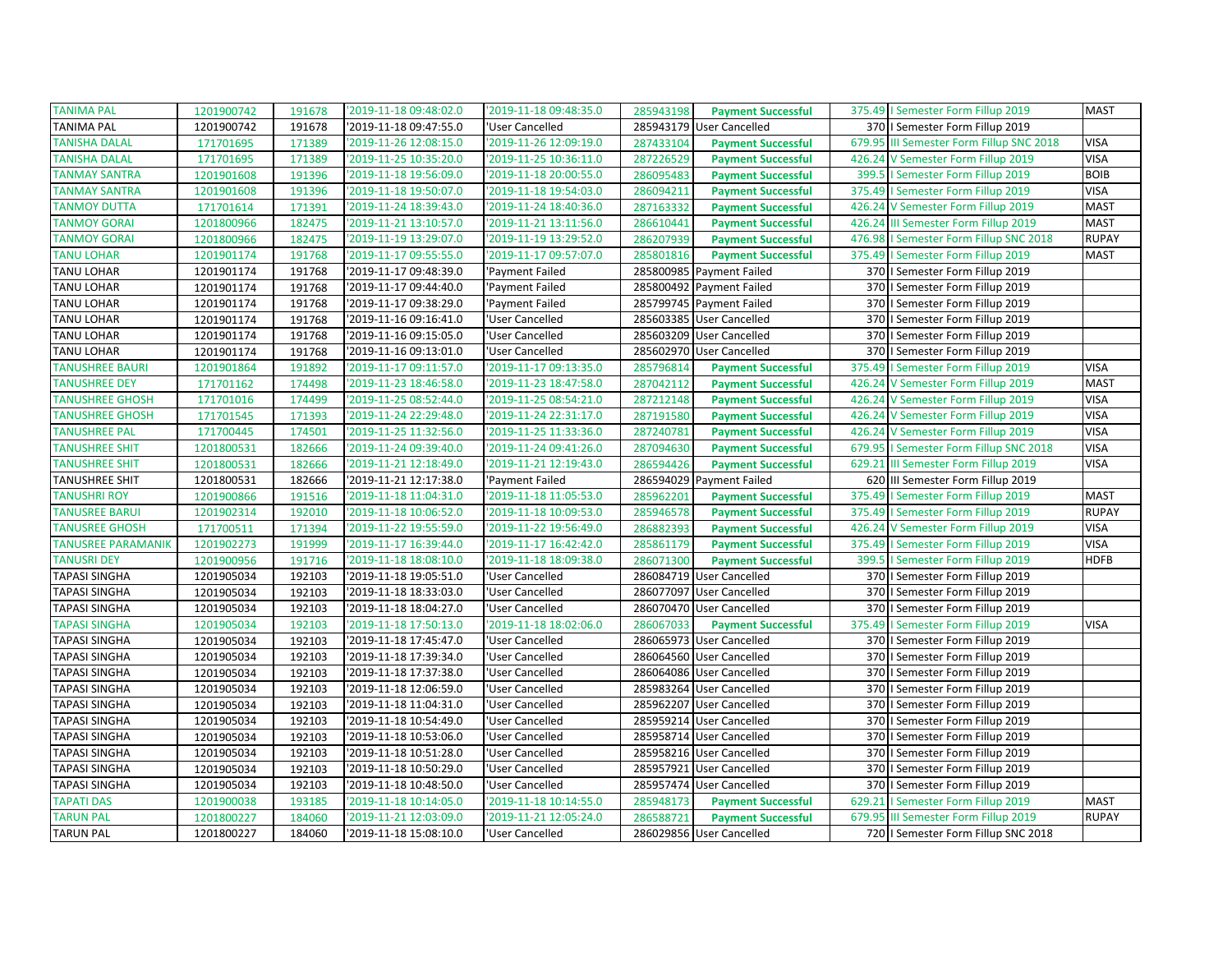| | | | | | | | | | |
|---|---|---|---|---|---|---|---|---|---|
| TANIMA PAL | 1201900742 | 191678 | '2019-11-18 09:48:02.0 | '2019-11-18 09:48:35.0 | 285943198 | **Payment Successful** | 375.49 | I Semester Form Fillup 2019 | MAST |
| TANIMA PAL | 1201900742 | 191678 | '2019-11-18 09:47:55.0 | 'User Cancelled | 285943179 | User Cancelled | 370 | I Semester Form Fillup 2019 | |
| TANISHA DALAL | 171701695 | 171389 | '2019-11-26 12:08:15.0 | '2019-11-26 12:09:19.0 | 287433104 | **Payment Successful** | 679.95 | III Semester Form Fillup SNC 2018 | VISA |
| TANISHA DALAL | 171701695 | 171389 | '2019-11-25 10:35:20.0 | '2019-11-25 10:36:11.0 | 287226529 | **Payment Successful** | 426.24 | V Semester Form Fillup 2019 | VISA |
| TANMAY SANTRA | 1201901608 | 191396 | '2019-11-18 19:56:09.0 | '2019-11-18 20:00:55.0 | 286095483 | **Payment Successful** | 399.5 | I Semester Form Fillup 2019 | BOIB |
| TANMAY SANTRA | 1201901608 | 191396 | '2019-11-18 19:50:07.0 | '2019-11-18 19:54:03.0 | 286094211 | **Payment Successful** | 375.49 | I Semester Form Fillup 2019 | VISA |
| TANMOY DUTTA | 171701614 | 171391 | '2019-11-24 18:39:43.0 | '2019-11-24 18:40:36.0 | 287163332 | **Payment Successful** | 426.24 | V Semester Form Fillup 2019 | MAST |
| TANMOY GORAI | 1201800966 | 182475 | '2019-11-21 13:10:57.0 | '2019-11-21 13:11:56.0 | 286610441 | **Payment Successful** | 426.24 | III Semester Form Fillup 2019 | MAST |
| TANMOY GORAI | 1201800966 | 182475 | '2019-11-19 13:29:07.0 | '2019-11-19 13:29:52.0 | 286207939 | **Payment Successful** | 476.98 | I Semester Form Fillup SNC 2018 | RUPAY |
| TANU LOHAR | 1201901174 | 191768 | '2019-11-17 09:55:55.0 | '2019-11-17 09:57:07.0 | 285801816 | **Payment Successful** | 375.49 | I Semester Form Fillup 2019 | MAST |
| TANU LOHAR | 1201901174 | 191768 | '2019-11-17 09:48:39.0 | 'Payment Failed | 285800985 | Payment Failed | 370 | I Semester Form Fillup 2019 | |
| TANU LOHAR | 1201901174 | 191768 | '2019-11-17 09:44:40.0 | 'Payment Failed | 285800492 | Payment Failed | 370 | I Semester Form Fillup 2019 | |
| TANU LOHAR | 1201901174 | 191768 | '2019-11-17 09:38:29.0 | 'Payment Failed | 285799745 | Payment Failed | 370 | I Semester Form Fillup 2019 | |
| TANU LOHAR | 1201901174 | 191768 | '2019-11-16 09:16:41.0 | 'User Cancelled | 285603385 | User Cancelled | 370 | I Semester Form Fillup 2019 | |
| TANU LOHAR | 1201901174 | 191768 | '2019-11-16 09:15:05.0 | 'User Cancelled | 285603209 | User Cancelled | 370 | I Semester Form Fillup 2019 | |
| TANU LOHAR | 1201901174 | 191768 | '2019-11-16 09:13:01.0 | 'User Cancelled | 285602970 | User Cancelled | 370 | I Semester Form Fillup 2019 | |
| TANUSHREE BAURI | 1201901864 | 191892 | '2019-11-17 09:11:57.0 | '2019-11-17 09:13:35.0 | 285796814 | **Payment Successful** | 375.49 | I Semester Form Fillup 2019 | VISA |
| TANUSHREE DEY | 171701162 | 174498 | '2019-11-23 18:46:58.0 | '2019-11-23 18:47:58.0 | 287042112 | **Payment Successful** | 426.24 | V Semester Form Fillup 2019 | MAST |
| TANUSHREE GHOSH | 171701016 | 174499 | '2019-11-25 08:52:44.0 | '2019-11-25 08:54:21.0 | 287212148 | **Payment Successful** | 426.24 | V Semester Form Fillup 2019 | VISA |
| TANUSHREE GHOSH | 171701545 | 171393 | '2019-11-24 22:29:48.0 | '2019-11-24 22:31:17.0 | 287191580 | **Payment Successful** | 426.24 | V Semester Form Fillup 2019 | VISA |
| TANUSHREE PAL | 171700445 | 174501 | '2019-11-25 11:32:56.0 | '2019-11-25 11:33:36.0 | 287240781 | **Payment Successful** | 426.24 | V Semester Form Fillup 2019 | VISA |
| TANUSHREE SHIT | 1201800531 | 182666 | '2019-11-24 09:39:40.0 | '2019-11-24 09:41:26.0 | 287094630 | **Payment Successful** | 679.95 | I Semester Form Fillup SNC 2018 | VISA |
| TANUSHREE SHIT | 1201800531 | 182666 | '2019-11-21 12:18:49.0 | '2019-11-21 12:19:43.0 | 286594426 | **Payment Successful** | 629.21 | III Semester Form Fillup 2019 | VISA |
| TANUSHREE SHIT | 1201800531 | 182666 | '2019-11-21 12:17:38.0 | 'Payment Failed | 286594029 | Payment Failed | 620 | III Semester Form Fillup 2019 | |
| TANUSHRI ROY | 1201900866 | 191516 | '2019-11-18 11:04:31.0 | '2019-11-18 11:05:53.0 | 285962201 | **Payment Successful** | 375.49 | I Semester Form Fillup 2019 | MAST |
| TANUSREE BARUI | 1201902314 | 192010 | '2019-11-18 10:06:52.0 | '2019-11-18 10:09:53.0 | 285946578 | **Payment Successful** | 375.49 | I Semester Form Fillup 2019 | RUPAY |
| TANUSREE GHOSH | 171700511 | 171394 | '2019-11-22 19:55:59.0 | '2019-11-22 19:56:49.0 | 286882393 | **Payment Successful** | 426.24 | V Semester Form Fillup 2019 | VISA |
| TANUSREE PARAMANIK | 1201902273 | 191999 | '2019-11-17 16:39:44.0 | '2019-11-17 16:42:42.0 | 285861179 | **Payment Successful** | 375.49 | I Semester Form Fillup 2019 | VISA |
| TANUSRI DEY | 1201900956 | 191716 | '2019-11-18 18:08:10.0 | '2019-11-18 18:09:38.0 | 286071300 | **Payment Successful** | 399.5 | I Semester Form Fillup 2019 | HDFB |
| TAPASI SINGHA | 1201905034 | 192103 | '2019-11-18 19:05:51.0 | 'User Cancelled | 286084719 | User Cancelled | 370 | I Semester Form Fillup 2019 | |
| TAPASI SINGHA | 1201905034 | 192103 | '2019-11-18 18:33:03.0 | 'User Cancelled | 286077097 | User Cancelled | 370 | I Semester Form Fillup 2019 | |
| TAPASI SINGHA | 1201905034 | 192103 | '2019-11-18 18:04:27.0 | 'User Cancelled | 286070470 | User Cancelled | 370 | I Semester Form Fillup 2019 | |
| TAPASI SINGHA | 1201905034 | 192103 | '2019-11-18 17:50:13.0 | '2019-11-18 18:02:06.0 | 286067033 | **Payment Successful** | 375.49 | I Semester Form Fillup 2019 | VISA |
| TAPASI SINGHA | 1201905034 | 192103 | '2019-11-18 17:45:47.0 | 'User Cancelled | 286065973 | User Cancelled | 370 | I Semester Form Fillup 2019 | |
| TAPASI SINGHA | 1201905034 | 192103 | '2019-11-18 17:39:34.0 | 'User Cancelled | 286064560 | User Cancelled | 370 | I Semester Form Fillup 2019 | |
| TAPASI SINGHA | 1201905034 | 192103 | '2019-11-18 17:37:38.0 | 'User Cancelled | 286064086 | User Cancelled | 370 | I Semester Form Fillup 2019 | |
| TAPASI SINGHA | 1201905034 | 192103 | '2019-11-18 12:06:59.0 | 'User Cancelled | 285983264 | User Cancelled | 370 | I Semester Form Fillup 2019 | |
| TAPASI SINGHA | 1201905034 | 192103 | '2019-11-18 11:04:31.0 | 'User Cancelled | 285962207 | User Cancelled | 370 | I Semester Form Fillup 2019 | |
| TAPASI SINGHA | 1201905034 | 192103 | '2019-11-18 10:54:49.0 | 'User Cancelled | 285959214 | User Cancelled | 370 | I Semester Form Fillup 2019 | |
| TAPASI SINGHA | 1201905034 | 192103 | '2019-11-18 10:53:06.0 | 'User Cancelled | 285958714 | User Cancelled | 370 | I Semester Form Fillup 2019 | |
| TAPASI SINGHA | 1201905034 | 192103 | '2019-11-18 10:51:28.0 | 'User Cancelled | 285958216 | User Cancelled | 370 | I Semester Form Fillup 2019 | |
| TAPASI SINGHA | 1201905034 | 192103 | '2019-11-18 10:50:29.0 | 'User Cancelled | 285957921 | User Cancelled | 370 | I Semester Form Fillup 2019 | |
| TAPASI SINGHA | 1201905034 | 192103 | '2019-11-18 10:48:50.0 | 'User Cancelled | 285957474 | User Cancelled | 370 | I Semester Form Fillup 2019 | |
| TAPATI DAS | 1201900038 | 193185 | '2019-11-18 10:14:05.0 | '2019-11-18 10:14:55.0 | 285948173 | **Payment Successful** | 629.21 | I Semester Form Fillup 2019 | MAST |
| TARUN PAL | 1201800227 | 184060 | '2019-11-21 12:03:09.0 | '2019-11-21 12:05:24.0 | 286588721 | **Payment Successful** | 679.95 | III Semester Form Fillup 2019 | RUPAY |
| TARUN PAL | 1201800227 | 184060 | '2019-11-18 15:08:10.0 | 'User Cancelled | 286029856 | User Cancelled | 720 | I Semester Form Fillup SNC 2018 | |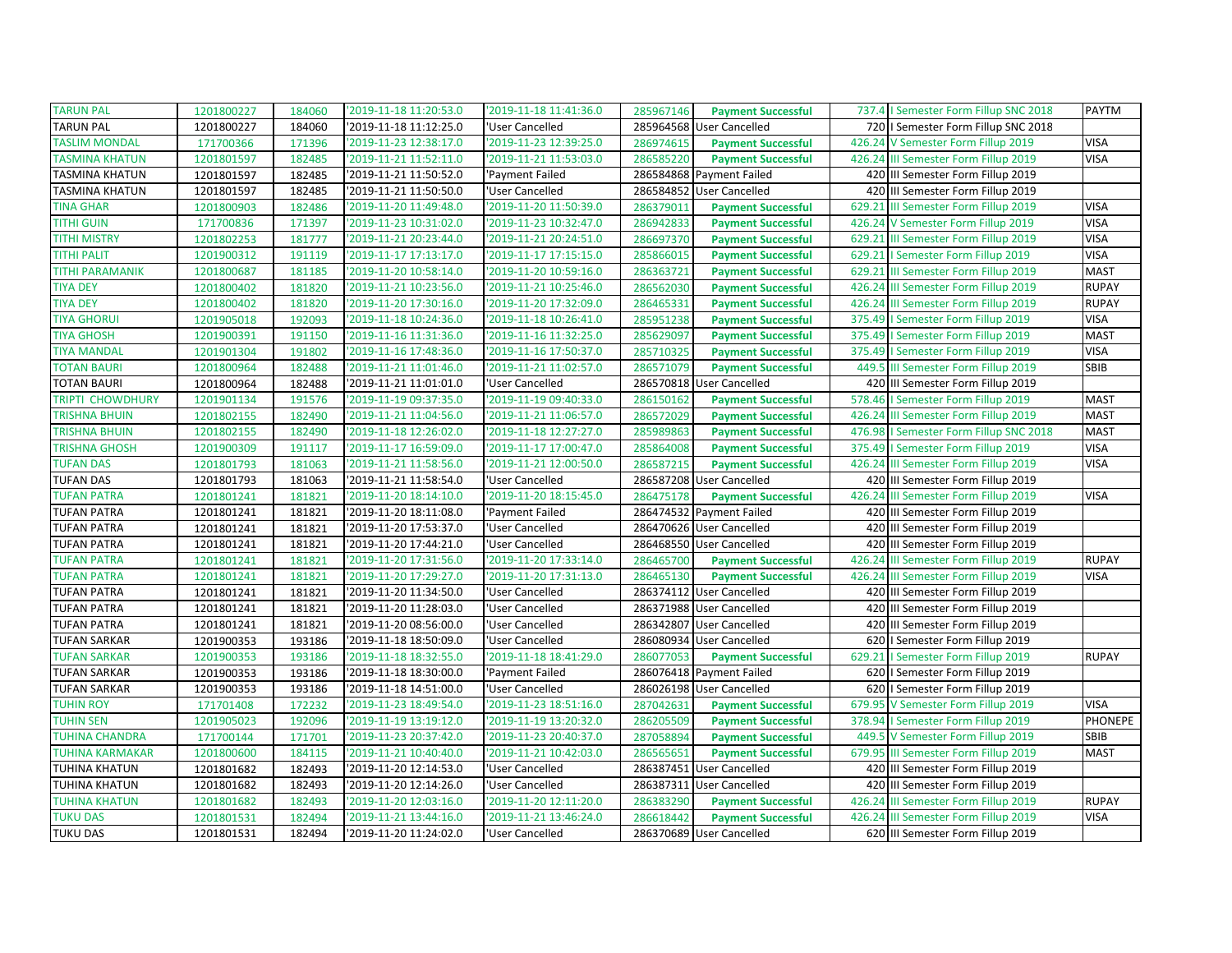| | | | | | | | | | |
|---|---|---|---|---|---|---|---|---|---|
| TARUN PAL | 1201800227 | 184060 | '2019-11-18 11:20:53.0 | '2019-11-18 11:41:36.0 | 285967146 | **Payment Successful** | 737.4 | I Semester Form Fillup SNC 2018 | PAYTM |
| TARUN PAL | 1201800227 | 184060 | '2019-11-18 11:12:25.0 | 'User Cancelled | 285964568 | User Cancelled | 720 | I Semester Form Fillup SNC 2018 | |
| TASLIM MONDAL | 171700366 | 171396 | '2019-11-23 12:38:17.0 | '2019-11-23 12:39:25.0 | 286974615 | **Payment Successful** | 426.24 | V Semester Form Fillup 2019 | VISA |
| TASMINA KHATUN | 1201801597 | 182485 | '2019-11-21 11:52:11.0 | '2019-11-21 11:53:03.0 | 286585220 | **Payment Successful** | 426.24 | III Semester Form Fillup 2019 | VISA |
| TASMINA KHATUN | 1201801597 | 182485 | '2019-11-21 11:50:52.0 | 'Payment Failed | 286584868 | Payment Failed | 420 | III Semester Form Fillup 2019 | |
| TASMINA KHATUN | 1201801597 | 182485 | '2019-11-21 11:50:50.0 | 'User Cancelled | 286584852 | User Cancelled | 420 | III Semester Form Fillup 2019 | |
| TINA GHAR | 1201800903 | 182486 | '2019-11-20 11:49:48.0 | '2019-11-20 11:50:39.0 | 286379011 | **Payment Successful** | 629.21 | III Semester Form Fillup 2019 | VISA |
| TITHI GUIN | 171700836 | 171397 | '2019-11-23 10:31:02.0 | '2019-11-23 10:32:47.0 | 286942833 | **Payment Successful** | 426.24 | V Semester Form Fillup 2019 | VISA |
| TITHI MISTRY | 1201802253 | 181777 | '2019-11-21 20:23:44.0 | '2019-11-21 20:24:51.0 | 286697370 | **Payment Successful** | 629.21 | III Semester Form Fillup 2019 | VISA |
| TITHI PALIT | 1201900312 | 191119 | '2019-11-17 17:13:17.0 | '2019-11-17 17:15:15.0 | 285866015 | **Payment Successful** | 629.21 | I Semester Form Fillup 2019 | VISA |
| TITHI PARAMANIK | 1201800687 | 181185 | '2019-11-20 10:58:14.0 | '2019-11-20 10:59:16.0 | 286363721 | **Payment Successful** | 629.21 | III Semester Form Fillup 2019 | MAST |
| TIYA DEY | 1201800402 | 181820 | '2019-11-21 10:23:56.0 | '2019-11-21 10:25:46.0 | 286562030 | **Payment Successful** | 426.24 | III Semester Form Fillup 2019 | RUPAY |
| TIYA DEY | 1201800402 | 181820 | '2019-11-20 17:30:16.0 | '2019-11-20 17:32:09.0 | 286465331 | **Payment Successful** | 426.24 | III Semester Form Fillup 2019 | RUPAY |
| TIYA GHORUI | 1201905018 | 192093 | '2019-11-18 10:24:36.0 | '2019-11-18 10:26:41.0 | 285951238 | **Payment Successful** | 375.49 | I Semester Form Fillup 2019 | VISA |
| TIYA GHOSH | 1201900391 | 191150 | '2019-11-16 11:31:36.0 | '2019-11-16 11:32:25.0 | 285629097 | **Payment Successful** | 375.49 | I Semester Form Fillup 2019 | MAST |
| TIYA MANDAL | 1201901304 | 191802 | '2019-11-16 17:48:36.0 | '2019-11-16 17:50:37.0 | 285710325 | **Payment Successful** | 375.49 | I Semester Form Fillup 2019 | VISA |
| TOTAN BAURI | 1201800964 | 182488 | '2019-11-21 11:01:46.0 | '2019-11-21 11:02:57.0 | 286571079 | **Payment Successful** | 449.5 | III Semester Form Fillup 2019 | SBIB |
| TOTAN BAURI | 1201800964 | 182488 | '2019-11-21 11:01:01.0 | 'User Cancelled | 286570818 | User Cancelled | 420 | III Semester Form Fillup 2019 | |
| TRIPTI CHOWDHURY | 1201901134 | 191576 | '2019-11-19 09:37:35.0 | '2019-11-19 09:40:33.0 | 286150162 | **Payment Successful** | 578.46 | I Semester Form Fillup 2019 | MAST |
| TRISHNA BHUIN | 1201802155 | 182490 | '2019-11-21 11:04:56.0 | '2019-11-21 11:06:57.0 | 286572029 | **Payment Successful** | 426.24 | III Semester Form Fillup 2019 | MAST |
| TRISHNA BHUIN | 1201802155 | 182490 | '2019-11-18 12:26:02.0 | '2019-11-18 12:27:27.0 | 285989863 | **Payment Successful** | 476.98 | I Semester Form Fillup SNC 2018 | MAST |
| TRISHNA GHOSH | 1201900309 | 191117 | '2019-11-17 16:59:09.0 | '2019-11-17 17:00:47.0 | 285864008 | **Payment Successful** | 375.49 | I Semester Form Fillup 2019 | VISA |
| TUFAN DAS | 1201801793 | 181063 | '2019-11-21 11:58:56.0 | '2019-11-21 12:00:50.0 | 286587215 | **Payment Successful** | 426.24 | III Semester Form Fillup 2019 | VISA |
| TUFAN DAS | 1201801793 | 181063 | '2019-11-21 11:58:54.0 | 'User Cancelled | 286587208 | User Cancelled | 420 | III Semester Form Fillup 2019 | |
| TUFAN PATRA | 1201801241 | 181821 | '2019-11-20 18:14:10.0 | '2019-11-20 18:15:45.0 | 286475178 | **Payment Successful** | 426.24 | III Semester Form Fillup 2019 | VISA |
| TUFAN PATRA | 1201801241 | 181821 | '2019-11-20 18:11:08.0 | 'Payment Failed | 286474532 | Payment Failed | 420 | III Semester Form Fillup 2019 | |
| TUFAN PATRA | 1201801241 | 181821 | '2019-11-20 17:53:37.0 | 'User Cancelled | 286470626 | User Cancelled | 420 | III Semester Form Fillup 2019 | |
| TUFAN PATRA | 1201801241 | 181821 | '2019-11-20 17:44:21.0 | 'User Cancelled | 286468550 | User Cancelled | 420 | III Semester Form Fillup 2019 | |
| TUFAN PATRA | 1201801241 | 181821 | '2019-11-20 17:31:56.0 | '2019-11-20 17:33:14.0 | 286465700 | **Payment Successful** | 426.24 | III Semester Form Fillup 2019 | RUPAY |
| TUFAN PATRA | 1201801241 | 181821 | '2019-11-20 17:29:27.0 | '2019-11-20 17:31:13.0 | 286465130 | **Payment Successful** | 426.24 | III Semester Form Fillup 2019 | VISA |
| TUFAN PATRA | 1201801241 | 181821 | '2019-11-20 11:34:50.0 | 'User Cancelled | 286374112 | User Cancelled | 420 | III Semester Form Fillup 2019 | |
| TUFAN PATRA | 1201801241 | 181821 | '2019-11-20 11:28:03.0 | 'User Cancelled | 286371988 | User Cancelled | 420 | III Semester Form Fillup 2019 | |
| TUFAN PATRA | 1201801241 | 181821 | '2019-11-20 08:56:00.0 | 'User Cancelled | 286342807 | User Cancelled | 420 | III Semester Form Fillup 2019 | |
| TUFAN SARKAR | 1201900353 | 193186 | '2019-11-18 18:50:09.0 | 'User Cancelled | 286080934 | User Cancelled | 620 | I Semester Form Fillup 2019 | |
| TUFAN SARKAR | 1201900353 | 193186 | '2019-11-18 18:32:55.0 | '2019-11-18 18:41:29.0 | 286077053 | **Payment Successful** | 629.21 | I Semester Form Fillup 2019 | RUPAY |
| TUFAN SARKAR | 1201900353 | 193186 | '2019-11-18 18:30:00.0 | 'Payment Failed | 286076418 | Payment Failed | 620 | I Semester Form Fillup 2019 | |
| TUFAN SARKAR | 1201900353 | 193186 | '2019-11-18 14:51:00.0 | 'User Cancelled | 286026198 | User Cancelled | 620 | I Semester Form Fillup 2019 | |
| TUHIN ROY | 171701408 | 172232 | '2019-11-23 18:49:54.0 | '2019-11-23 18:51:16.0 | 287042631 | **Payment Successful** | 679.95 | V Semester Form Fillup 2019 | VISA |
| TUHIN SEN | 1201905023 | 192096 | '2019-11-19 13:19:12.0 | '2019-11-19 13:20:32.0 | 286205509 | **Payment Successful** | 378.94 | I Semester Form Fillup 2019 | PHONEPE |
| TUHINA CHANDRA | 171700144 | 171701 | '2019-11-23 20:37:42.0 | '2019-11-23 20:40:37.0 | 287058894 | **Payment Successful** | 449.5 | V Semester Form Fillup 2019 | SBIB |
| TUHINA KARMAKAR | 1201800600 | 184115 | '2019-11-21 10:40:40.0 | '2019-11-21 10:42:03.0 | 286565651 | **Payment Successful** | 679.95 | III Semester Form Fillup 2019 | MAST |
| TUHINA KHATUN | 1201801682 | 182493 | '2019-11-20 12:14:53.0 | 'User Cancelled | 286387451 | User Cancelled | 420 | III Semester Form Fillup 2019 | |
| TUHINA KHATUN | 1201801682 | 182493 | '2019-11-20 12:14:26.0 | 'User Cancelled | 286387311 | User Cancelled | 420 | III Semester Form Fillup 2019 | |
| TUHINA KHATUN | 1201801682 | 182493 | '2019-11-20 12:03:16.0 | '2019-11-20 12:11:20.0 | 286383290 | **Payment Successful** | 426.24 | III Semester Form Fillup 2019 | RUPAY |
| TUKU DAS | 1201801531 | 182494 | '2019-11-21 13:44:16.0 | '2019-11-21 13:46:24.0 | 286618442 | **Payment Successful** | 426.24 | III Semester Form Fillup 2019 | VISA |
| TUKU DAS | 1201801531 | 182494 | '2019-11-20 11:24:02.0 | 'User Cancelled | 286370689 | User Cancelled | 620 | III Semester Form Fillup 2019 | |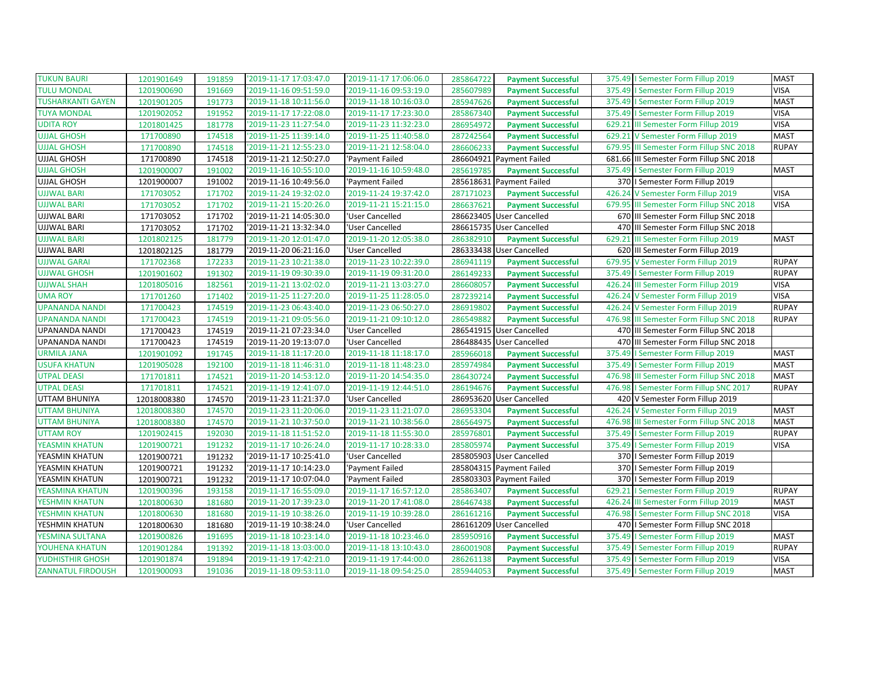| | | | | | | | | | |
|---|---|---|---|---|---|---|---|---|---|
| TUKUN BAURI | 1201901649 | 191859 | '2019-11-17 17:03:47.0 | '2019-11-17 17:06:06.0 | 285864722 | **Payment Successful** | 375.49 | I Semester Form Fillup 2019 | MAST |
| TULU MONDAL | 1201900690 | 191669 | '2019-11-16 09:51:59.0 | '2019-11-16 09:53:19.0 | 285607989 | **Payment Successful** | 375.49 | I Semester Form Fillup 2019 | VISA |
| TUSHARKANTI GAYEN | 1201901205 | 191773 | '2019-11-18 10:11:56.0 | '2019-11-18 10:16:03.0 | 285947626 | **Payment Successful** | 375.49 | I Semester Form Fillup 2019 | MAST |
| TUYA MONDAL | 1201902052 | 191952 | '2019-11-17 17:22:08.0 | '2019-11-17 17:23:30.0 | 285867340 | **Payment Successful** | 375.49 | I Semester Form Fillup 2019 | VISA |
| UDITA ROY | 1201801425 | 181778 | '2019-11-23 11:27:54.0 | '2019-11-23 11:32:23.0 | 286954972 | **Payment Successful** | 629.21 | III Semester Form Fillup 2019 | VISA |
| UJJAL GHOSH | 171700890 | 174518 | '2019-11-25 11:39:14.0 | '2019-11-25 11:40:58.0 | 287242564 | **Payment Successful** | 629.21 | V Semester Form Fillup 2019 | MAST |
| UJJAL GHOSH | 171700890 | 174518 | '2019-11-21 12:55:23.0 | '2019-11-21 12:58:04.0 | 286606233 | **Payment Successful** | 679.95 | III Semester Form Fillup SNC 2018 | RUPAY |
| UJJAL GHOSH | 171700890 | 174518 | '2019-11-21 12:50:27.0 | 'Payment Failed | 286604921 | Payment Failed | 681.66 | III Semester Form Fillup SNC 2018 | |
| UJJAL GHOSH | 1201900007 | 191002 | '2019-11-16 10:55:10.0 | '2019-11-16 10:59:48.0 | 285619785 | **Payment Successful** | 375.49 | I Semester Form Fillup 2019 | MAST |
| UJJAL GHOSH | 1201900007 | 191002 | '2019-11-16 10:49:56.0 | 'Payment Failed | 285618631 | Payment Failed | 370 | I Semester Form Fillup 2019 | |
| UJJWAL BARI | 171703052 | 171702 | '2019-11-24 19:32:02.0 | '2019-11-24 19:37:42.0 | 287171023 | **Payment Successful** | 426.24 | V Semester Form Fillup 2019 | VISA |
| UJJWAL BARI | 171703052 | 171702 | '2019-11-21 15:20:26.0 | '2019-11-21 15:21:15.0 | 286637621 | **Payment Successful** | 679.95 | III Semester Form Fillup SNC 2018 | VISA |
| UJJWAL BARI | 171703052 | 171702 | '2019-11-21 14:05:30.0 | 'User Cancelled | 286623405 | User Cancelled | 670 | III Semester Form Fillup SNC 2018 | |
| UJJWAL BARI | 171703052 | 171702 | '2019-11-21 13:32:34.0 | 'User Cancelled | 286615735 | User Cancelled | 470 | III Semester Form Fillup SNC 2018 | |
| UJJWAL BARI | 1201802125 | 181779 | '2019-11-20 12:01:47.0 | '2019-11-20 12:05:38.0 | 286382910 | **Payment Successful** | 629.21 | III Semester Form Fillup 2019 | MAST |
| UJJWAL BARI | 1201802125 | 181779 | '2019-11-20 06:21:16.0 | 'User Cancelled | 286333438 | User Cancelled | 620 | III Semester Form Fillup 2019 | |
| UJJWAL GARAI | 171702368 | 172233 | '2019-11-23 10:21:38.0 | '2019-11-23 10:22:39.0 | 286941119 | **Payment Successful** | 679.95 | V Semester Form Fillup 2019 | RUPAY |
| UJJWAL GHOSH | 1201901602 | 191302 | '2019-11-19 09:30:39.0 | '2019-11-19 09:31:20.0 | 286149233 | **Payment Successful** | 375.49 | I Semester Form Fillup 2019 | RUPAY |
| UJJWAL SHAH | 1201805016 | 182561 | '2019-11-21 13:02:02.0 | '2019-11-21 13:03:27.0 | 286608057 | **Payment Successful** | 426.24 | III Semester Form Fillup 2019 | VISA |
| UMA ROY | 171701260 | 171402 | '2019-11-25 11:27:20.0 | '2019-11-25 11:28:05.0 | 287239214 | **Payment Successful** | 426.24 | V Semester Form Fillup 2019 | VISA |
| UPANANDA NANDI | 171700423 | 174519 | '2019-11-23 06:43:40.0 | '2019-11-23 06:50:27.0 | 286919802 | **Payment Successful** | 426.24 | V Semester Form Fillup 2019 | RUPAY |
| UPANANDA NANDI | 171700423 | 174519 | '2019-11-21 09:05:56.0 | '2019-11-21 09:10:12.0 | 286549882 | **Payment Successful** | 476.98 | III Semester Form Fillup SNC 2018 | RUPAY |
| UPANANDA NANDI | 171700423 | 174519 | '2019-11-21 07:23:34.0 | 'User Cancelled | 286541915 | User Cancelled | 470 | III Semester Form Fillup SNC 2018 | |
| UPANANDA NANDI | 171700423 | 174519 | '2019-11-20 19:13:07.0 | 'User Cancelled | 286488435 | User Cancelled | 470 | III Semester Form Fillup SNC 2018 | |
| URMILA JANA | 1201901092 | 191745 | '2019-11-18 11:17:20.0 | '2019-11-18 11:18:17.0 | 285966018 | **Payment Successful** | 375.49 | I Semester Form Fillup 2019 | MAST |
| USUFA KHATUN | 1201905028 | 192100 | '2019-11-18 11:46:31.0 | '2019-11-18 11:48:23.0 | 285974984 | **Payment Successful** | 375.49 | I Semester Form Fillup 2019 | MAST |
| UTPAL DEASI | 171701811 | 174521 | '2019-11-20 14:53:12.0 | '2019-11-20 14:54:35.0 | 286430724 | **Payment Successful** | 476.98 | III Semester Form Fillup SNC 2018 | MAST |
| UTPAL DEASI | 171701811 | 174521 | '2019-11-19 12:41:07.0 | '2019-11-19 12:44:51.0 | 286194676 | **Payment Successful** | 476.98 | I Semester Form Fillup SNC 2017 | RUPAY |
| UTTAM BHUNIYA | 12018008380 | 174570 | '2019-11-23 11:21:37.0 | 'User Cancelled | 286953620 | User Cancelled | 420 | V Semester Form Fillup 2019 | |
| UTTAM BHUNIYA | 12018008380 | 174570 | '2019-11-23 11:20:06.0 | '2019-11-23 11:21:07.0 | 286953304 | **Payment Successful** | 426.24 | V Semester Form Fillup 2019 | MAST |
| UTTAM BHUNIYA | 12018008380 | 174570 | '2019-11-21 10:37:50.0 | '2019-11-21 10:38:56.0 | 286564975 | **Payment Successful** | 476.98 | III Semester Form Fillup SNC 2018 | MAST |
| UTTAM ROY | 1201902415 | 192030 | '2019-11-18 11:51:52.0 | '2019-11-18 11:55:30.0 | 285976801 | **Payment Successful** | 375.49 | I Semester Form Fillup 2019 | RUPAY |
| YEASMIN KHATUN | 1201900721 | 191232 | '2019-11-17 10:26:24.0 | '2019-11-17 10:28:33.0 | 285805974 | **Payment Successful** | 375.49 | I Semester Form Fillup 2019 | VISA |
| YEASMIN KHATUN | 1201900721 | 191232 | '2019-11-17 10:25:41.0 | 'User Cancelled | 285805903 | User Cancelled | 370 | I Semester Form Fillup 2019 | |
| YEASMIN KHATUN | 1201900721 | 191232 | '2019-11-17 10:14:23.0 | 'Payment Failed | 285804315 | Payment Failed | 370 | I Semester Form Fillup 2019 | |
| YEASMIN KHATUN | 1201900721 | 191232 | '2019-11-17 10:07:04.0 | 'Payment Failed | 285803303 | Payment Failed | 370 | I Semester Form Fillup 2019 | |
| YEASMINA KHATUN | 1201900396 | 193158 | '2019-11-17 16:55:09.0 | '2019-11-17 16:57:12.0 | 285863407 | **Payment Successful** | 629.21 | I Semester Form Fillup 2019 | RUPAY |
| YESHMIN KHATUN | 1201800630 | 181680 | '2019-11-20 17:39:23.0 | '2019-11-20 17:41:08.0 | 286467438 | **Payment Successful** | 426.24 | III Semester Form Fillup 2019 | MAST |
| YESHMIN KHATUN | 1201800630 | 181680 | '2019-11-19 10:38:26.0 | '2019-11-19 10:39:28.0 | 286161216 | **Payment Successful** | 476.98 | I Semester Form Fillup SNC 2018 | VISA |
| YESHMIN KHATUN | 1201800630 | 181680 | '2019-11-19 10:38:24.0 | 'User Cancelled | 286161209 | User Cancelled | 470 | I Semester Form Fillup SNC 2018 | |
| YESMINA SULTANA | 1201900826 | 191695 | '2019-11-18 10:23:14.0 | '2019-11-18 10:23:46.0 | 285950916 | **Payment Successful** | 375.49 | I Semester Form Fillup 2019 | MAST |
| YOUHENA KHATUN | 1201901284 | 191392 | '2019-11-18 13:03:00.0 | '2019-11-18 13:10:43.0 | 286001908 | **Payment Successful** | 375.49 | I Semester Form Fillup 2019 | RUPAY |
| YUDHISTHIR GHOSH | 1201901874 | 191894 | '2019-11-19 17:42:21.0 | '2019-11-19 17:44:00.0 | 286261138 | **Payment Successful** | 375.49 | I Semester Form Fillup 2019 | VISA |
| ZANNATUL FIRDOUSH | 1201900093 | 191036 | '2019-11-18 09:53:11.0 | '2019-11-18 09:54:25.0 | 285944053 | **Payment Successful** | 375.49 | I Semester Form Fillup 2019 | MAST |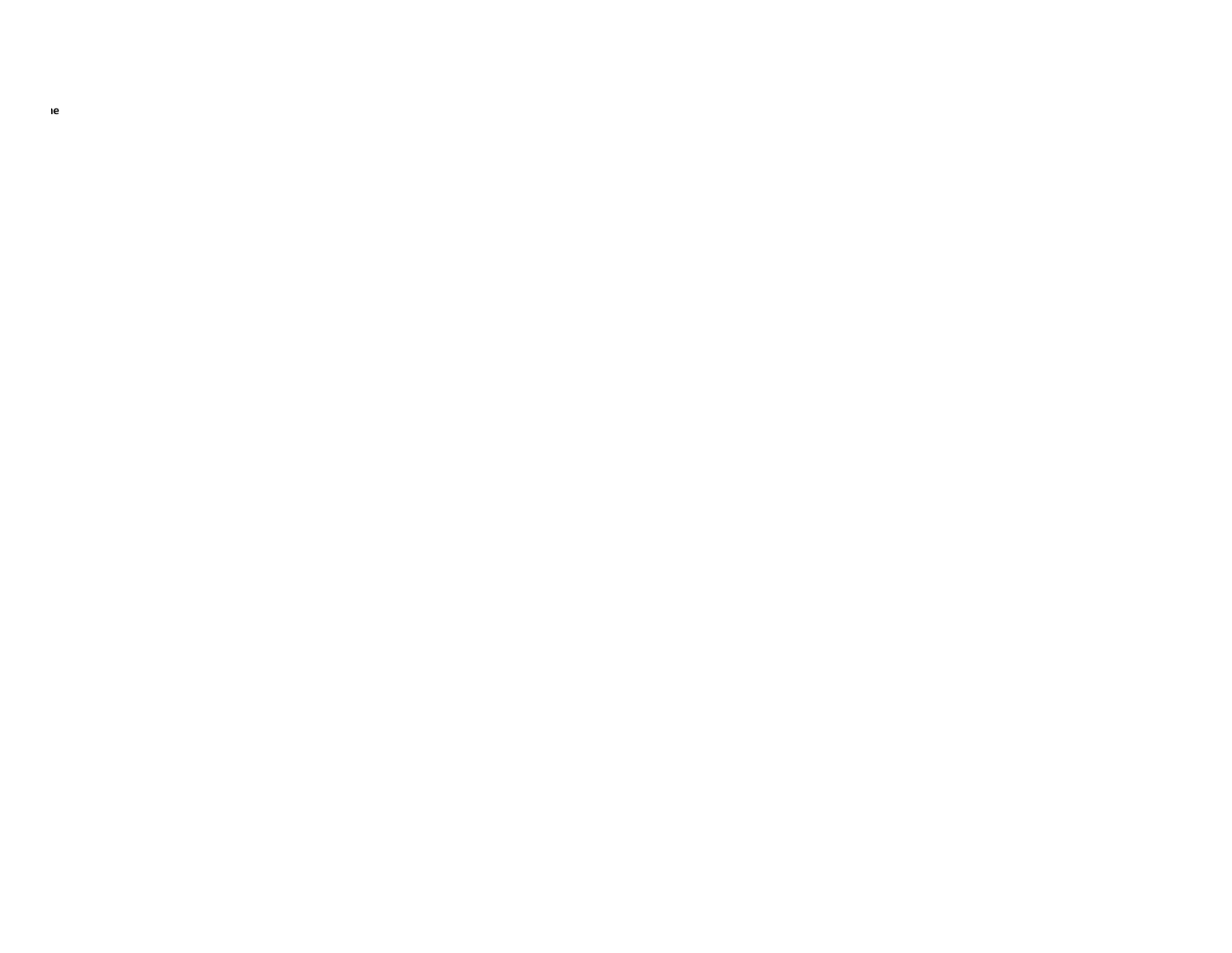ıe